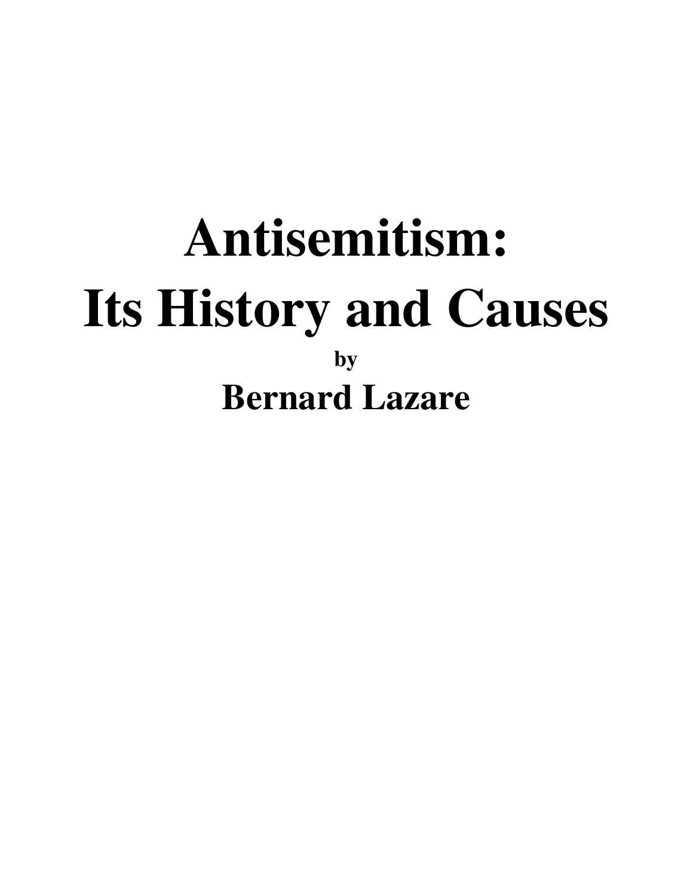# Antisemitism: Its History and Causes

**by**

## Bernard Lazare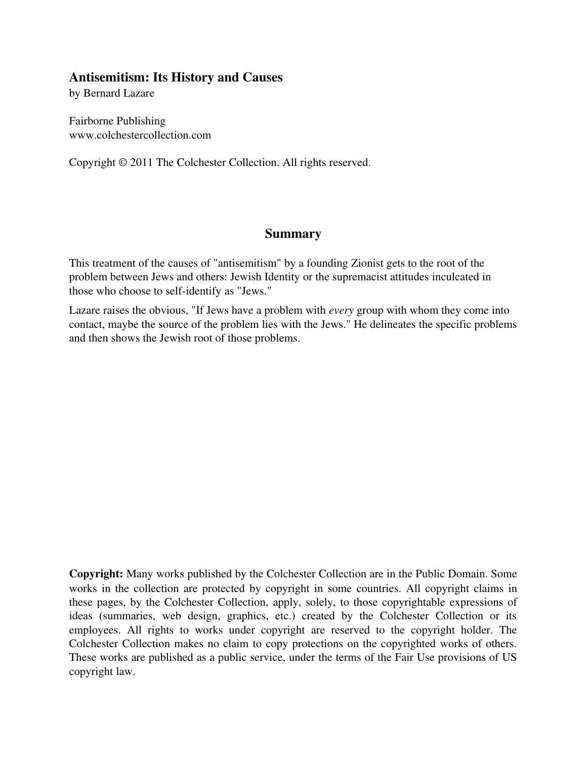**Antisemitism: Its History and Causes**
by Bernard Lazare

Fairborne Publishing
www.colchestercollection.com

Copyright © 2011 The Colchester Collection. All rights reserved.

## Summary

This treatment of the causes of "antisemitism" by a founding Zionist gets to the root of the problem between Jews and others: Jewish Identity or the supremacist attitudes inculcated in those who choose to self-identify as "Jews."

Lazare raises the obvious, "If Jews have a problem with *every* group with whom they come into contact, maybe the source of the problem lies with the Jews." He delineates the specific problems and then shows the Jewish root of those problems.

**Copyright:** Many works published by the Colchester Collection are in the Public Domain. Some works in the collection are protected by copyright in some countries. All copyright claims in these pages, by the Colchester Collection, apply, solely, to those copyrightable expressions of ideas (summaries, web design, graphics, etc.) created by the Colchester Collection or its employees. All rights to works under copyright are reserved to the copyright holder. The Colchester Collection makes no claim to copy protections on the copyrighted works of others. These works are published as a public service, under the terms of the Fair Use provisions of US copyright law.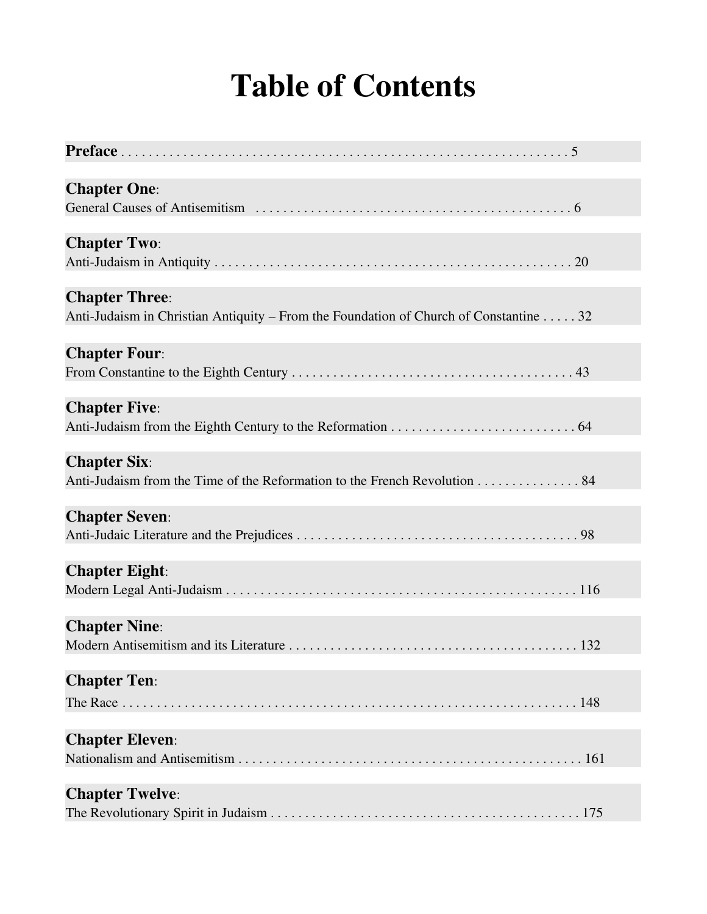# Table of Contents

**Preface** . . . . . . . . . . . . . . . . . . . . . . . . . . . . . . . . . . . . . . . . . . . . . . . . . . . . . . . . . . . . . . 5

**Chapter One**:
General Causes of Antisemitism . . . . . . . . . . . . . . . . . . . . . . . . . . . . . . . . . . . . . . . . . . . . . . . 6

**Chapter Two**:
Anti-Judaism in Antiquity . . . . . . . . . . . . . . . . . . . . . . . . . . . . . . . . . . . . . . . . . . . . . . . . . . . . 20

**Chapter Three**:
Anti-Judaism in Christian Antiquity – From the Foundation of Church of Constantine . . . . . 32

**Chapter Four**:
From Constantine to the Eighth Century . . . . . . . . . . . . . . . . . . . . . . . . . . . . . . . . . . . . . . . . . 43

**Chapter Five**:
Anti-Judaism from the Eighth Century to the Reformation . . . . . . . . . . . . . . . . . . . . . . . . . . . 64

**Chapter Six**:
Anti-Judaism from the Time of the Reformation to the French Revolution . . . . . . . . . . . . . . . 84

**Chapter Seven**:
Anti-Judaic Literature and the Prejudices . . . . . . . . . . . . . . . . . . . . . . . . . . . . . . . . . . . . . . . . . 98

**Chapter Eight**:
Modern Legal Anti-Judaism . . . . . . . . . . . . . . . . . . . . . . . . . . . . . . . . . . . . . . . . . . . . . . . . . . 116

**Chapter Nine**:
Modern Antisemitism and its Literature . . . . . . . . . . . . . . . . . . . . . . . . . . . . . . . . . . . . . . . . . . 132

**Chapter Ten**:
The Race . . . . . . . . . . . . . . . . . . . . . . . . . . . . . . . . . . . . . . . . . . . . . . . . . . . . . . . . . . . . . . . . . . 148

**Chapter Eleven**:
Nationalism and Antisemitism . . . . . . . . . . . . . . . . . . . . . . . . . . . . . . . . . . . . . . . . . . . . . . . . . . 161

**Chapter Twelve**:
The Revolutionary Spirit in Judaism . . . . . . . . . . . . . . . . . . . . . . . . . . . . . . . . . . . . . . . . . . . . . 175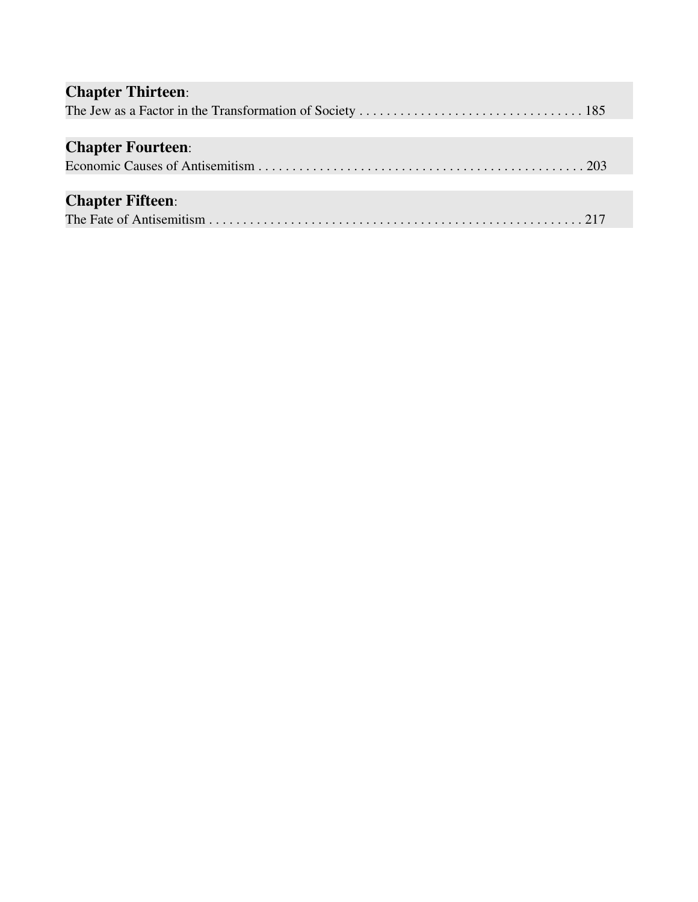**Chapter Thirteen**:
The Jew as a Factor in the Transformation of Society . . . . . . . . . . . . . . . . . . . . . . . . . . . . . . . . . 185

**Chapter Fourteen**:
Economic Causes of Antisemitism . . . . . . . . . . . . . . . . . . . . . . . . . . . . . . . . . . . . . . . . . . . . . . . . 203

**Chapter Fifteen**:
The Fate of Antisemitism . . . . . . . . . . . . . . . . . . . . . . . . . . . . . . . . . . . . . . . . . . . . . . . . . . . . . . 217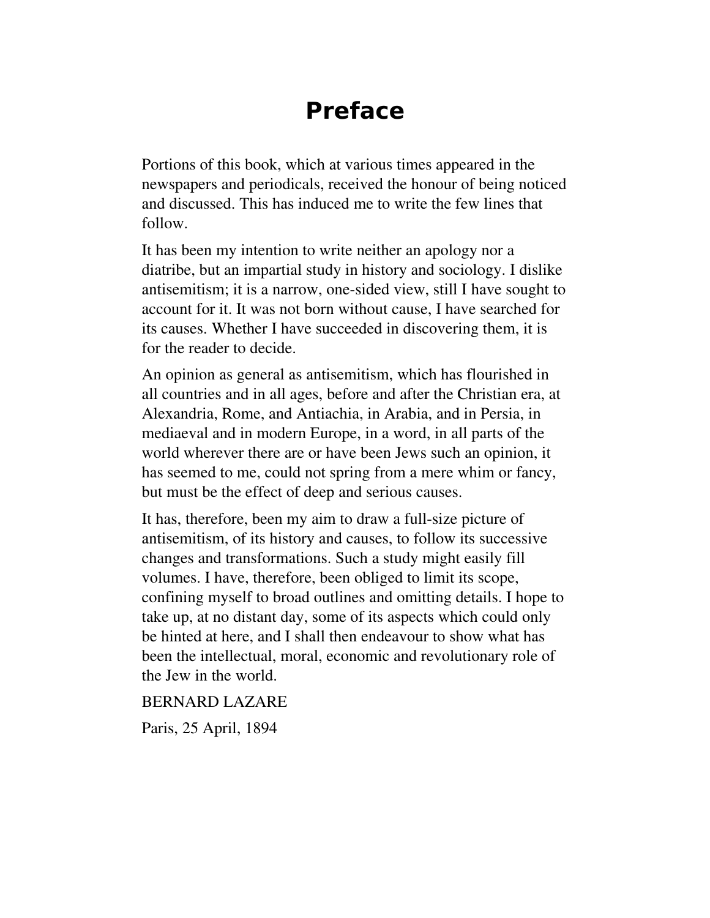# Preface

Portions of this book, which at various times appeared in the newspapers and periodicals, received the honour of being noticed and discussed. This has induced me to write the few lines that follow.

It has been my intention to write neither an apology nor a diatribe, but an impartial study in history and sociology. I dislike antisemitism; it is a narrow, one-sided view, still I have sought to account for it. It was not born without cause, I have searched for its causes. Whether I have succeeded in discovering them, it is for the reader to decide.

An opinion as general as antisemitism, which has flourished in all countries and in all ages, before and after the Christian era, at Alexandria, Rome, and Antiachia, in Arabia, and in Persia, in mediaeval and in modern Europe, in a word, in all parts of the world wherever there are or have been Jews such an opinion, it has seemed to me, could not spring from a mere whim or fancy, but must be the effect of deep and serious causes.

It has, therefore, been my aim to draw a full-size picture of antisemitism, of its history and causes, to follow its successive changes and transformations. Such a study might easily fill volumes. I have, therefore, been obliged to limit its scope, confining myself to broad outlines and omitting details. I hope to take up, at no distant day, some of its aspects which could only be hinted at here, and I shall then endeavour to show what has been the intellectual, moral, economic and revolutionary role of the Jew in the world.

BERNARD LAZARE

Paris, 25 April, 1894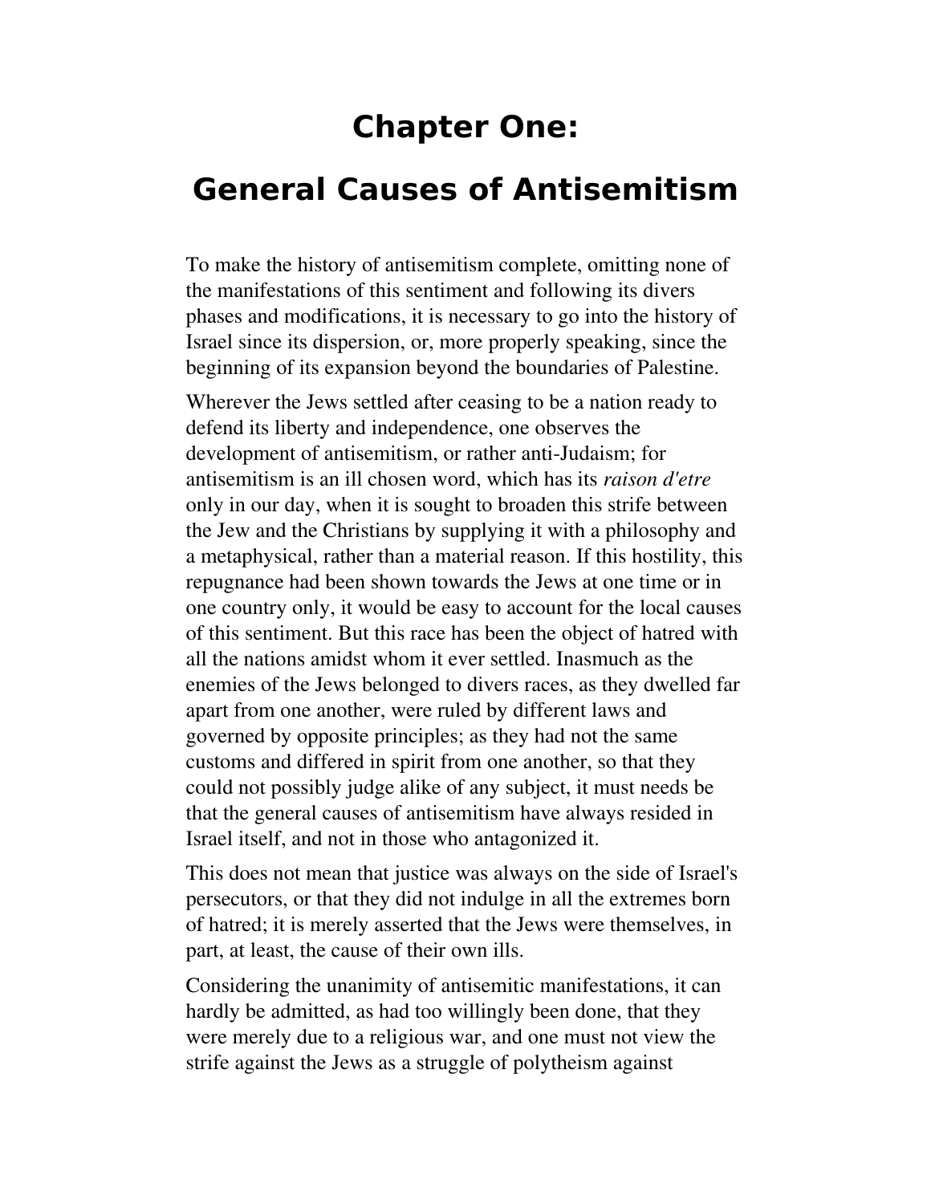# Chapter One:

# General Causes of Antisemitism

To make the history of antisemitism complete, omitting none of the manifestations of this sentiment and following its divers phases and modifications, it is necessary to go into the history of Israel since its dispersion, or, more properly speaking, since the beginning of its expansion beyond the boundaries of Palestine.

Wherever the Jews settled after ceasing to be a nation ready to defend its liberty and independence, one observes the development of antisemitism, or rather anti-Judaism; for antisemitism is an ill chosen word, which has its *raison d'etre* only in our day, when it is sought to broaden this strife between the Jew and the Christians by supplying it with a philosophy and a metaphysical, rather than a material reason. If this hostility, this repugnance had been shown towards the Jews at one time or in one country only, it would be easy to account for the local causes of this sentiment. But this race has been the object of hatred with all the nations amidst whom it ever settled. Inasmuch as the enemies of the Jews belonged to divers races, as they dwelled far apart from one another, were ruled by different laws and governed by opposite principles; as they had not the same customs and differed in spirit from one another, so that they could not possibly judge alike of any subject, it must needs be that the general causes of antisemitism have always resided in Israel itself, and not in those who antagonized it.

This does not mean that justice was always on the side of Israel's persecutors, or that they did not indulge in all the extremes born of hatred; it is merely asserted that the Jews were themselves, in part, at least, the cause of their own ills.

Considering the unanimity of antisemitic manifestations, it can hardly be admitted, as had too willingly been done, that they were merely due to a religious war, and one must not view the strife against the Jews as a struggle of polytheism against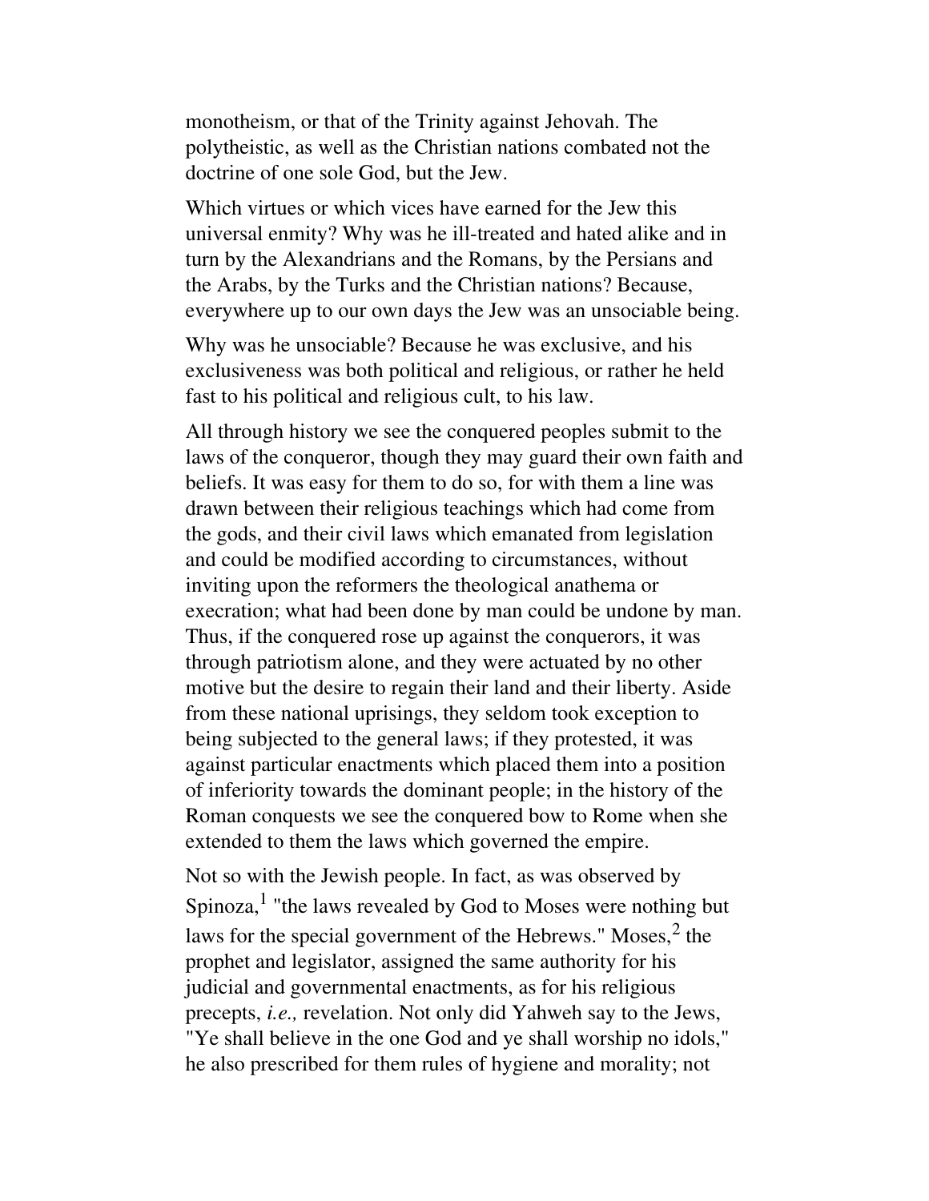monotheism, or that of the Trinity against Jehovah. The polytheistic, as well as the Christian nations combated not the doctrine of one sole God, but the Jew.

Which virtues or which vices have earned for the Jew this universal enmity? Why was he ill-treated and hated alike and in turn by the Alexandrians and the Romans, by the Persians and the Arabs, by the Turks and the Christian nations? Because, everywhere up to our own days the Jew was an unsociable being.

Why was he unsociable? Because he was exclusive, and his exclusiveness was both political and religious, or rather he held fast to his political and religious cult, to his law.

All through history we see the conquered peoples submit to the laws of the conqueror, though they may guard their own faith and beliefs. It was easy for them to do so, for with them a line was drawn between their religious teachings which had come from the gods, and their civil laws which emanated from legislation and could be modified according to circumstances, without inviting upon the reformers the theological anathema or execration; what had been done by man could be undone by man. Thus, if the conquered rose up against the conquerors, it was through patriotism alone, and they were actuated by no other motive but the desire to regain their land and their liberty. Aside from these national uprisings, they seldom took exception to being subjected to the general laws; if they protested, it was against particular enactments which placed them into a position of inferiority towards the dominant people; in the history of the Roman conquests we see the conquered bow to Rome when she extended to them the laws which governed the empire.

Not so with the Jewish people. In fact, as was observed by Spinoza,[1] "the laws revealed by God to Moses were nothing but laws for the special government of the Hebrews." Moses,[2] the prophet and legislator, assigned the same authority for his judicial and governmental enactments, as for his religious precepts, *i.e.,* revelation. Not only did Yahweh say to the Jews, "Ye shall believe in the one God and ye shall worship no idols," he also prescribed for them rules of hygiene and morality; not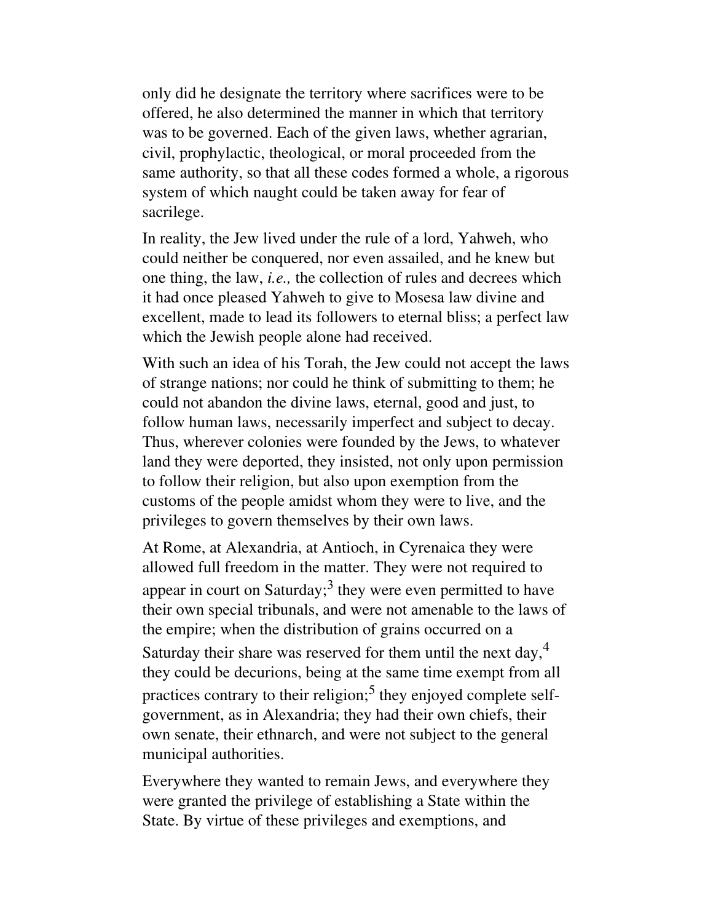only did he designate the territory where sacrifices were to be offered, he also determined the manner in which that territory was to be governed. Each of the given laws, whether agrarian, civil, prophylactic, theological, or moral proceeded from the same authority, so that all these codes formed a whole, a rigorous system of which naught could be taken away for fear of sacrilege.

In reality, the Jew lived under the rule of a lord, Yahweh, who could neither be conquered, nor even assailed, and he knew but one thing, the law, *i.e.,* the collection of rules and decrees which it had once pleased Yahweh to give to Mosesa law divine and excellent, made to lead its followers to eternal bliss; a perfect law which the Jewish people alone had received.

With such an idea of his Torah, the Jew could not accept the laws of strange nations; nor could he think of submitting to them; he could not abandon the divine laws, eternal, good and just, to follow human laws, necessarily imperfect and subject to decay. Thus, wherever colonies were founded by the Jews, to whatever land they were deported, they insisted, not only upon permission to follow their religion, but also upon exemption from the customs of the people amidst whom they were to live, and the privileges to govern themselves by their own laws.

At Rome, at Alexandria, at Antioch, in Cyrenaica they were allowed full freedom in the matter. They were not required to appear in court on Saturday;[3] they were even permitted to have their own special tribunals, and were not amenable to the laws of the empire; when the distribution of grains occurred on a Saturday their share was reserved for them until the next day,[4] they could be decurions, being at the same time exempt from all practices contrary to their religion;[5] they enjoyed complete self-government, as in Alexandria; they had their own chiefs, their own senate, their ethnarch, and were not subject to the general municipal authorities.

Everywhere they wanted to remain Jews, and everywhere they were granted the privilege of establishing a State within the State. By virtue of these privileges and exemptions, and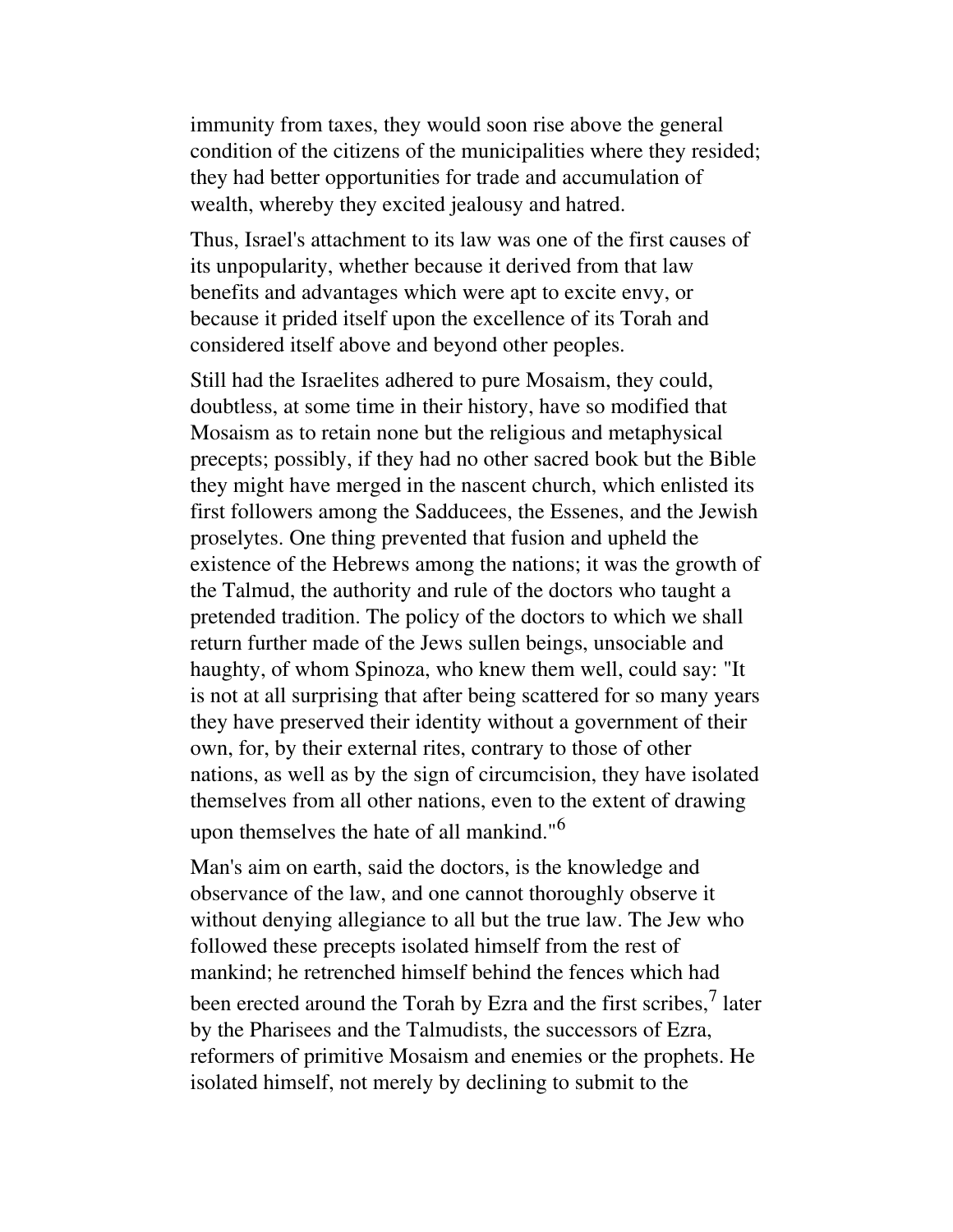immunity from taxes, they would soon rise above the general condition of the citizens of the municipalities where they resided; they had better opportunities for trade and accumulation of wealth, whereby they excited jealousy and hatred.

Thus, Israel's attachment to its law was one of the first causes of its unpopularity, whether because it derived from that law benefits and advantages which were apt to excite envy, or because it prided itself upon the excellence of its Torah and considered itself above and beyond other peoples.

Still had the Israelites adhered to pure Mosaism, they could, doubtless, at some time in their history, have so modified that Mosaism as to retain none but the religious and metaphysical precepts; possibly, if they had no other sacred book but the Bible they might have merged in the nascent church, which enlisted its first followers among the Sadducees, the Essenes, and the Jewish proselytes. One thing prevented that fusion and upheld the existence of the Hebrews among the nations; it was the growth of the Talmud, the authority and rule of the doctors who taught a pretended tradition. The policy of the doctors to which we shall return further made of the Jews sullen beings, unsociable and haughty, of whom Spinoza, who knew them well, could say: "It is not at all surprising that after being scattered for so many years they have preserved their identity without a government of their own, for, by their external rites, contrary to those of other nations, as well as by the sign of circumcision, they have isolated themselves from all other nations, even to the extent of drawing upon themselves the hate of all mankind."[6]

Man's aim on earth, said the doctors, is the knowledge and observance of the law, and one cannot thoroughly observe it without denying allegiance to all but the true law. The Jew who followed these precepts isolated himself from the rest of mankind; he retrenched himself behind the fences which had been erected around the Torah by Ezra and the first scribes,[7] later by the Pharisees and the Talmudists, the successors of Ezra, reformers of primitive Mosaism and enemies or the prophets. He isolated himself, not merely by declining to submit to the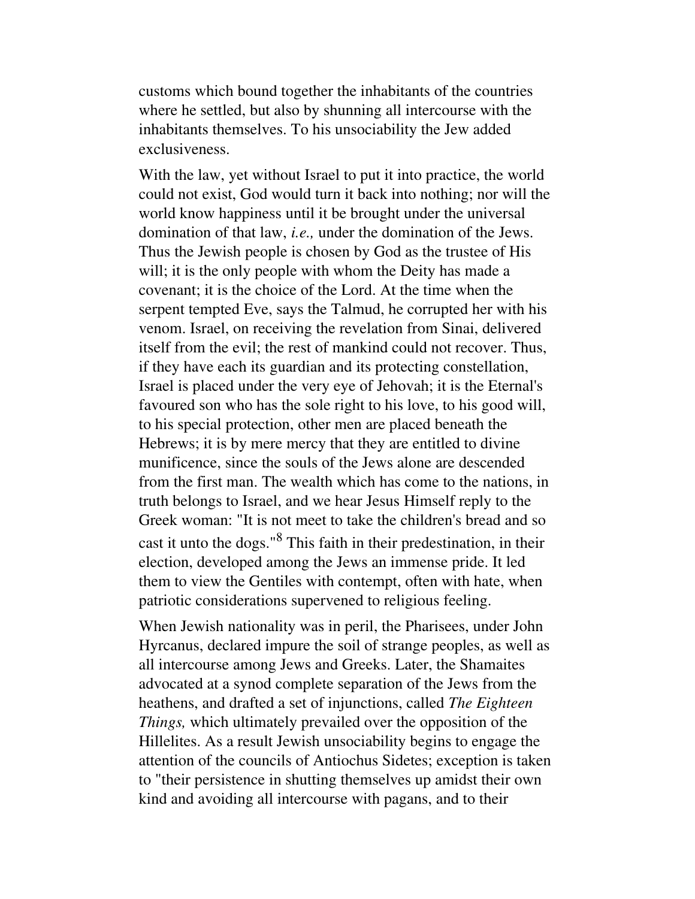customs which bound together the inhabitants of the countries where he settled, but also by shunning all intercourse with the inhabitants themselves. To his unsociability the Jew added exclusiveness.

With the law, yet without Israel to put it into practice, the world could not exist, God would turn it back into nothing; nor will the world know happiness until it be brought under the universal domination of that law, *i.e.,* under the domination of the Jews. Thus the Jewish people is chosen by God as the trustee of His will; it is the only people with whom the Deity has made a covenant; it is the choice of the Lord. At the time when the serpent tempted Eve, says the Talmud, he corrupted her with his venom. Israel, on receiving the revelation from Sinai, delivered itself from the evil; the rest of mankind could not recover. Thus, if they have each its guardian and its protecting constellation, Israel is placed under the very eye of Jehovah; it is the Eternal's favoured son who has the sole right to his love, to his good will, to his special protection, other men are placed beneath the Hebrews; it is by mere mercy that they are entitled to divine munificence, since the souls of the Jews alone are descended from the first man. The wealth which has come to the nations, in truth belongs to Israel, and we hear Jesus Himself reply to the Greek woman: "It is not meet to take the children's bread and so cast it unto the dogs."[8] This faith in their predestination, in their election, developed among the Jews an immense pride. It led them to view the Gentiles with contempt, often with hate, when patriotic considerations supervened to religious feeling.

When Jewish nationality was in peril, the Pharisees, under John Hyrcanus, declared impure the soil of strange peoples, as well as all intercourse among Jews and Greeks. Later, the Shamaites advocated at a synod complete separation of the Jews from the heathens, and drafted a set of injunctions, called *The Eighteen Things,* which ultimately prevailed over the opposition of the Hillelites. As a result Jewish unsociability begins to engage the attention of the councils of Antiochus Sidetes; exception is taken to "their persistence in shutting themselves up amidst their own kind and avoiding all intercourse with pagans, and to their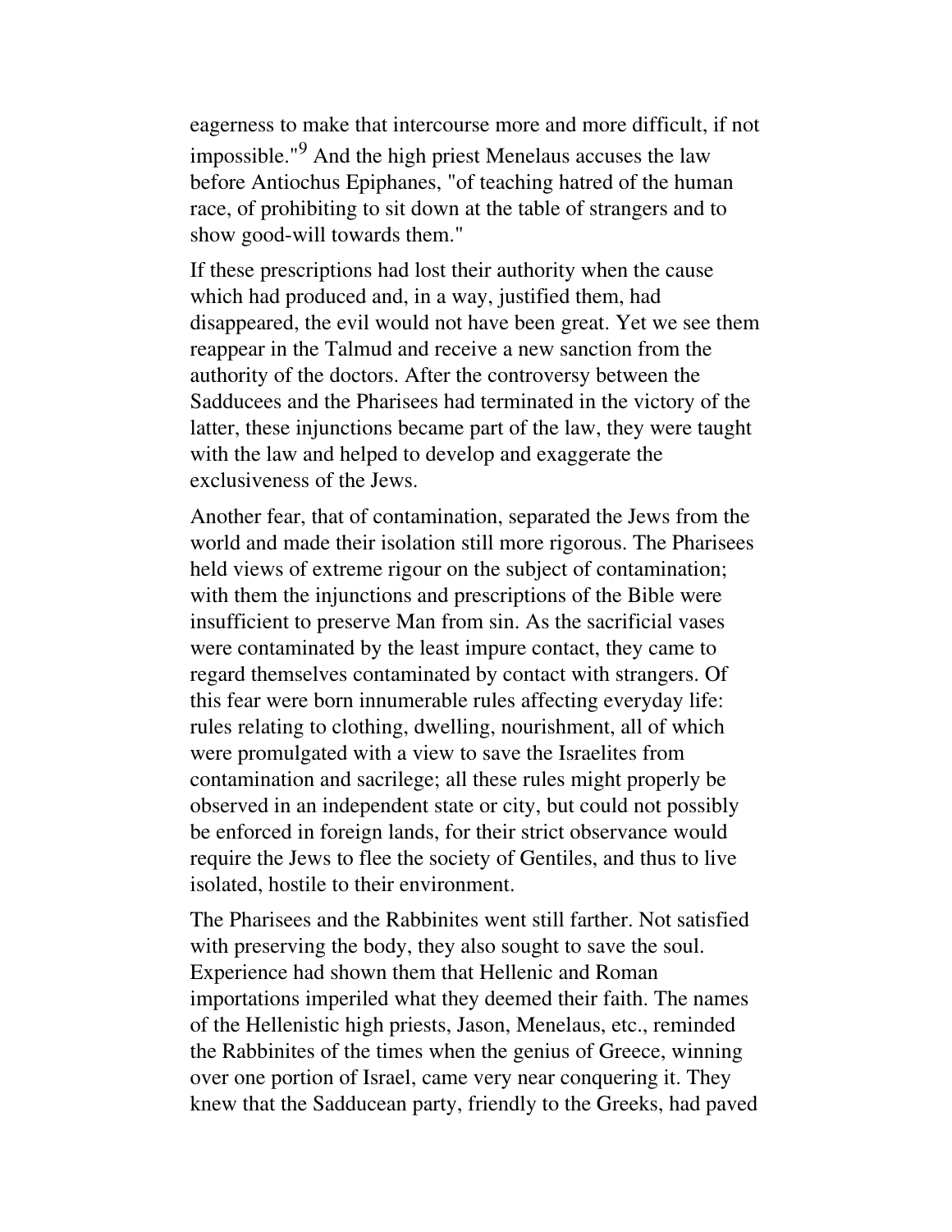eagerness to make that intercourse more and more difficult, if not impossible."[9] And the high priest Menelaus accuses the law before Antiochus Epiphanes, "of teaching hatred of the human race, of prohibiting to sit down at the table of strangers and to show good-will towards them."

If these prescriptions had lost their authority when the cause which had produced and, in a way, justified them, had disappeared, the evil would not have been great. Yet we see them reappear in the Talmud and receive a new sanction from the authority of the doctors. After the controversy between the Sadducees and the Pharisees had terminated in the victory of the latter, these injunctions became part of the law, they were taught with the law and helped to develop and exaggerate the exclusiveness of the Jews.

Another fear, that of contamination, separated the Jews from the world and made their isolation still more rigorous. The Pharisees held views of extreme rigour on the subject of contamination; with them the injunctions and prescriptions of the Bible were insufficient to preserve Man from sin. As the sacrificial vases were contaminated by the least impure contact, they came to regard themselves contaminated by contact with strangers. Of this fear were born innumerable rules affecting everyday life: rules relating to clothing, dwelling, nourishment, all of which were promulgated with a view to save the Israelites from contamination and sacrilege; all these rules might properly be observed in an independent state or city, but could not possibly be enforced in foreign lands, for their strict observance would require the Jews to flee the society of Gentiles, and thus to live isolated, hostile to their environment.

The Pharisees and the Rabbinites went still farther. Not satisfied with preserving the body, they also sought to save the soul. Experience had shown them that Hellenic and Roman importations imperiled what they deemed their faith. The names of the Hellenistic high priests, Jason, Menelaus, etc., reminded the Rabbinites of the times when the genius of Greece, winning over one portion of Israel, came very near conquering it. They knew that the Sadducean party, friendly to the Greeks, had paved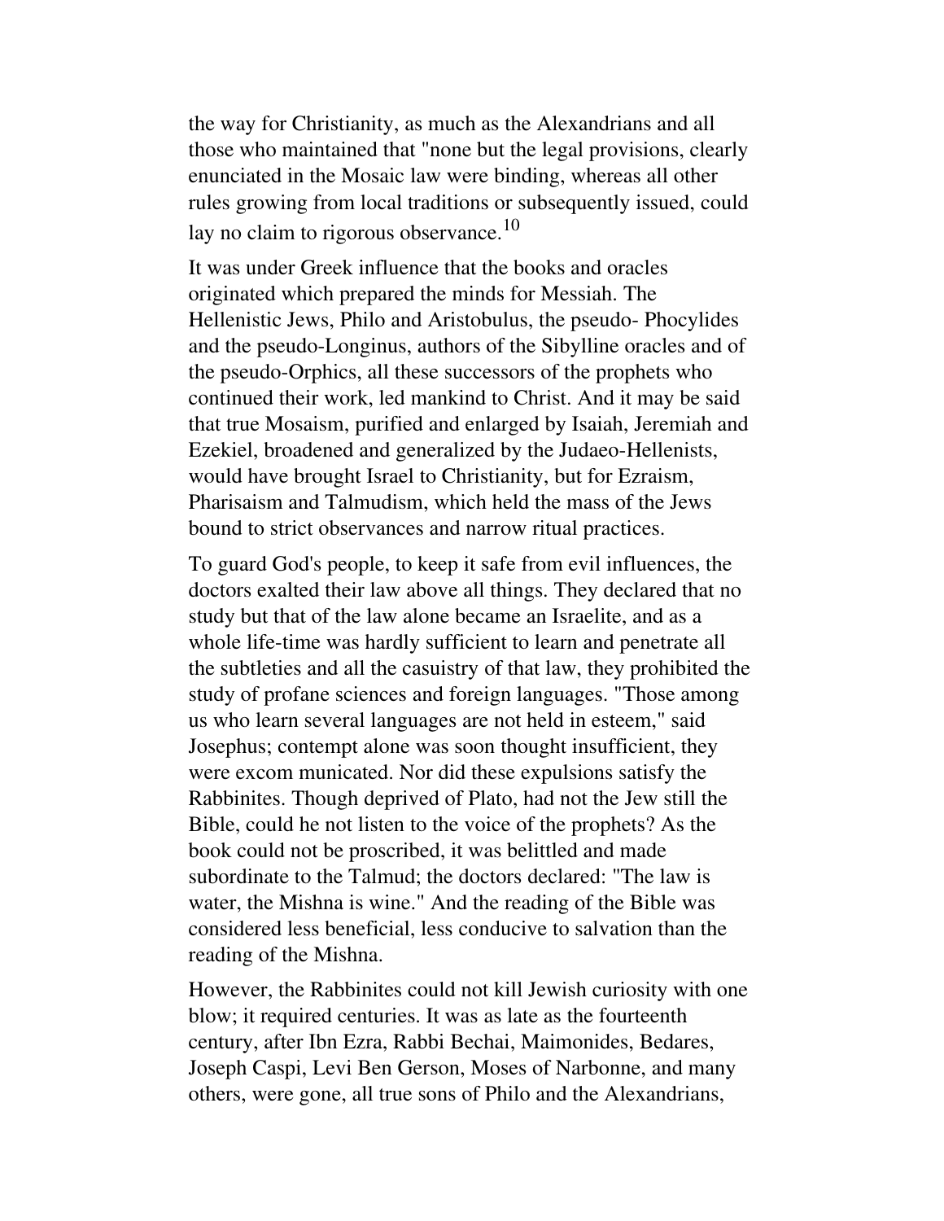the way for Christianity, as much as the Alexandrians and all those who maintained that "none but the legal provisions, clearly enunciated in the Mosaic law were binding, whereas all other rules growing from local traditions or subsequently issued, could lay no claim to rigorous observance.[10]

It was under Greek influence that the books and oracles originated which prepared the minds for Messiah. The Hellenistic Jews, Philo and Aristobulus, the pseudo- Phocylides and the pseudo-Longinus, authors of the Sibylline oracles and of the pseudo-Orphics, all these successors of the prophets who continued their work, led mankind to Christ. And it may be said that true Mosaism, purified and enlarged by Isaiah, Jeremiah and Ezekiel, broadened and generalized by the Judaeo-Hellenists, would have brought Israel to Christianity, but for Ezraism, Pharisaism and Talmudism, which held the mass of the Jews bound to strict observances and narrow ritual practices.

To guard God's people, to keep it safe from evil influences, the doctors exalted their law above all things. They declared that no study but that of the law alone became an Israelite, and as a whole life-time was hardly sufficient to learn and penetrate all the subtleties and all the casuistry of that law, they prohibited the study of profane sciences and foreign languages. "Those among us who learn several languages are not held in esteem," said Josephus; contempt alone was soon thought insufficient, they were excom municated. Nor did these expulsions satisfy the Rabbinites. Though deprived of Plato, had not the Jew still the Bible, could he not listen to the voice of the prophets? As the book could not be proscribed, it was belittled and made subordinate to the Talmud; the doctors declared: "The law is water, the Mishna is wine." And the reading of the Bible was considered less beneficial, less conducive to salvation than the reading of the Mishna.

However, the Rabbinites could not kill Jewish curiosity with one blow; it required centuries. It was as late as the fourteenth century, after Ibn Ezra, Rabbi Bechai, Maimonides, Bedares, Joseph Caspi, Levi Ben Gerson, Moses of Narbonne, and many others, were gone, all true sons of Philo and the Alexandrians,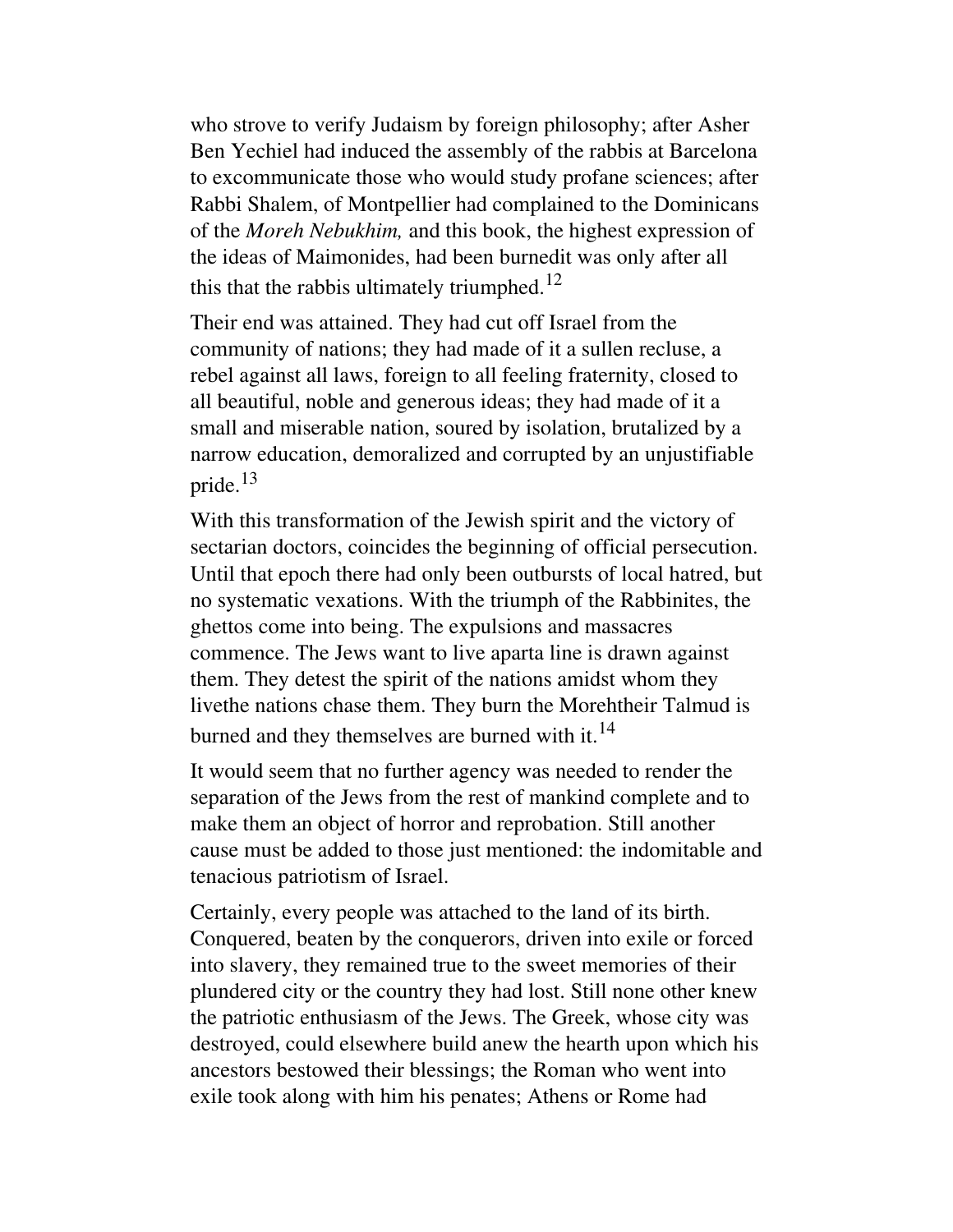who strove to verify Judaism by foreign philosophy; after Asher Ben Yechiel had induced the assembly of the rabbis at Barcelona to excommunicate those who would study profane sciences; after Rabbi Shalem, of Montpellier had complained to the Dominicans of the *Moreh Nebukhim,* and this book, the highest expression of the ideas of Maimonides, had been burnedit was only after all this that the rabbis ultimately triumphed.[12]

Their end was attained. They had cut off Israel from the community of nations; they had made of it a sullen recluse, a rebel against all laws, foreign to all feeling fraternity, closed to all beautiful, noble and generous ideas; they had made of it a small and miserable nation, soured by isolation, brutalized by a narrow education, demoralized and corrupted by an unjustifiable pride.[13]

With this transformation of the Jewish spirit and the victory of sectarian doctors, coincides the beginning of official persecution. Until that epoch there had only been outbursts of local hatred, but no systematic vexations. With the triumph of the Rabbinites, the ghettos come into being. The expulsions and massacres commence. The Jews want to live aparta line is drawn against them. They detest the spirit of the nations amidst whom they livethe nations chase them. They burn the Morehtheir Talmud is burned and they themselves are burned with it.[14]

It would seem that no further agency was needed to render the separation of the Jews from the rest of mankind complete and to make them an object of horror and reprobation. Still another cause must be added to those just mentioned: the indomitable and tenacious patriotism of Israel.

Certainly, every people was attached to the land of its birth. Conquered, beaten by the conquerors, driven into exile or forced into slavery, they remained true to the sweet memories of their plundered city or the country they had lost. Still none other knew the patriotic enthusiasm of the Jews. The Greek, whose city was destroyed, could elsewhere build anew the hearth upon which his ancestors bestowed their blessings; the Roman who went into exile took along with him his penates; Athens or Rome had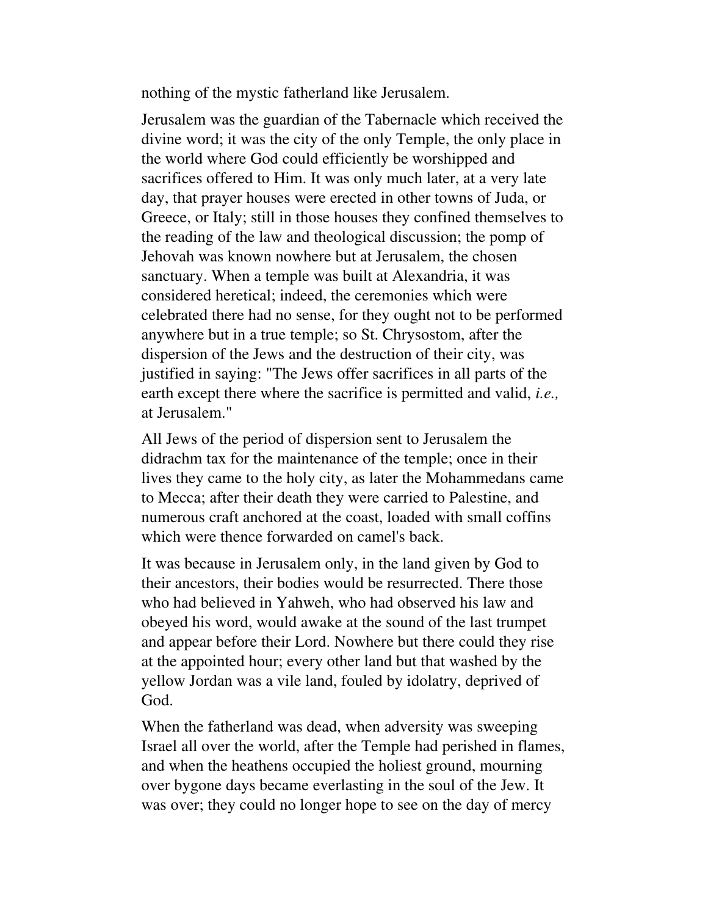nothing of the mystic fatherland like Jerusalem.

Jerusalem was the guardian of the Tabernacle which received the divine word; it was the city of the only Temple, the only place in the world where God could efficiently be worshipped and sacrifices offered to Him. It was only much later, at a very late day, that prayer houses were erected in other towns of Juda, or Greece, or Italy; still in those houses they confined themselves to the reading of the law and theological discussion; the pomp of Jehovah was known nowhere but at Jerusalem, the chosen sanctuary. When a temple was built at Alexandria, it was considered heretical; indeed, the ceremonies which were celebrated there had no sense, for they ought not to be performed anywhere but in a true temple; so St. Chrysostom, after the dispersion of the Jews and the destruction of their city, was justified in saying: "The Jews offer sacrifices in all parts of the earth except there where the sacrifice is permitted and valid, *i.e.,* at Jerusalem."

All Jews of the period of dispersion sent to Jerusalem the didrachm tax for the maintenance of the temple; once in their lives they came to the holy city, as later the Mohammedans came to Mecca; after their death they were carried to Palestine, and numerous craft anchored at the coast, loaded with small coffins which were thence forwarded on camel's back.

It was because in Jerusalem only, in the land given by God to their ancestors, their bodies would be resurrected. There those who had believed in Yahweh, who had observed his law and obeyed his word, would awake at the sound of the last trumpet and appear before their Lord. Nowhere but there could they rise at the appointed hour; every other land but that washed by the yellow Jordan was a vile land, fouled by idolatry, deprived of God.

When the fatherland was dead, when adversity was sweeping Israel all over the world, after the Temple had perished in flames, and when the heathens occupied the holiest ground, mourning over bygone days became everlasting in the soul of the Jew. It was over; they could no longer hope to see on the day of mercy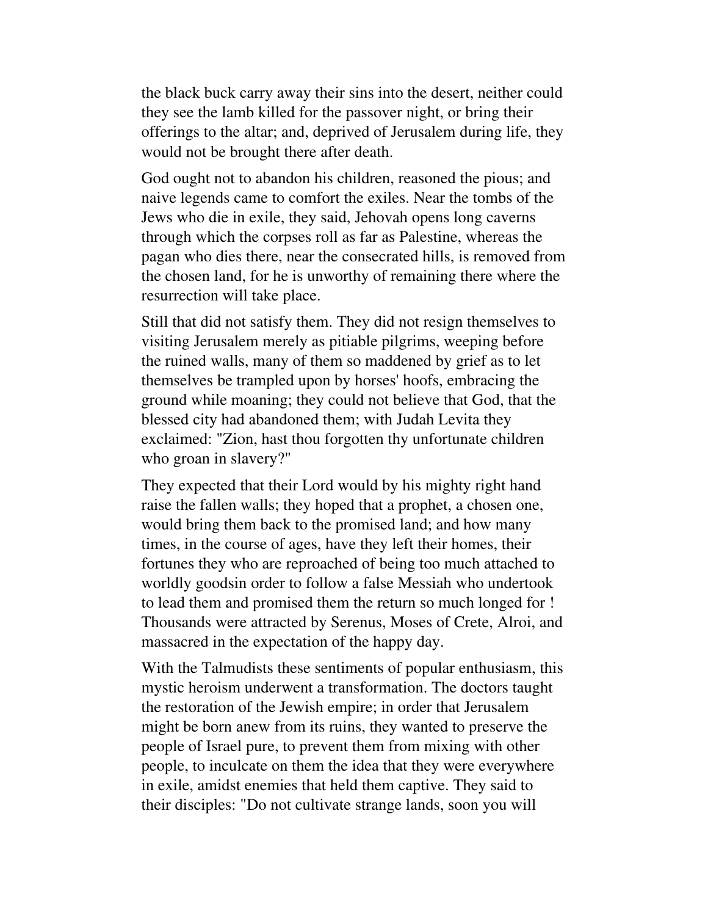the black buck carry away their sins into the desert, neither could they see the lamb killed for the passover night, or bring their offerings to the altar; and, deprived of Jerusalem during life, they would not be brought there after death.

God ought not to abandon his children, reasoned the pious; and naive legends came to comfort the exiles. Near the tombs of the Jews who die in exile, they said, Jehovah opens long caverns through which the corpses roll as far as Palestine, whereas the pagan who dies there, near the consecrated hills, is removed from the chosen land, for he is unworthy of remaining there where the resurrection will take place.

Still that did not satisfy them. They did not resign themselves to visiting Jerusalem merely as pitiable pilgrims, weeping before the ruined walls, many of them so maddened by grief as to let themselves be trampled upon by horses' hoofs, embracing the ground while moaning; they could not believe that God, that the blessed city had abandoned them; with Judah Levita they exclaimed: "Zion, hast thou forgotten thy unfortunate children who groan in slavery?"

They expected that their Lord would by his mighty right hand raise the fallen walls; they hoped that a prophet, a chosen one, would bring them back to the promised land; and how many times, in the course of ages, have they left their homes, their fortunes they who are reproached of being too much attached to worldly goodsin order to follow a false Messiah who undertook to lead them and promised them the return so much longed for ! Thousands were attracted by Serenus, Moses of Crete, Alroi, and massacred in the expectation of the happy day.

With the Talmudists these sentiments of popular enthusiasm, this mystic heroism underwent a transformation. The doctors taught the restoration of the Jewish empire; in order that Jerusalem might be born anew from its ruins, they wanted to preserve the people of Israel pure, to prevent them from mixing with other people, to inculcate on them the idea that they were everywhere in exile, amidst enemies that held them captive. They said to their disciples: "Do not cultivate strange lands, soon you will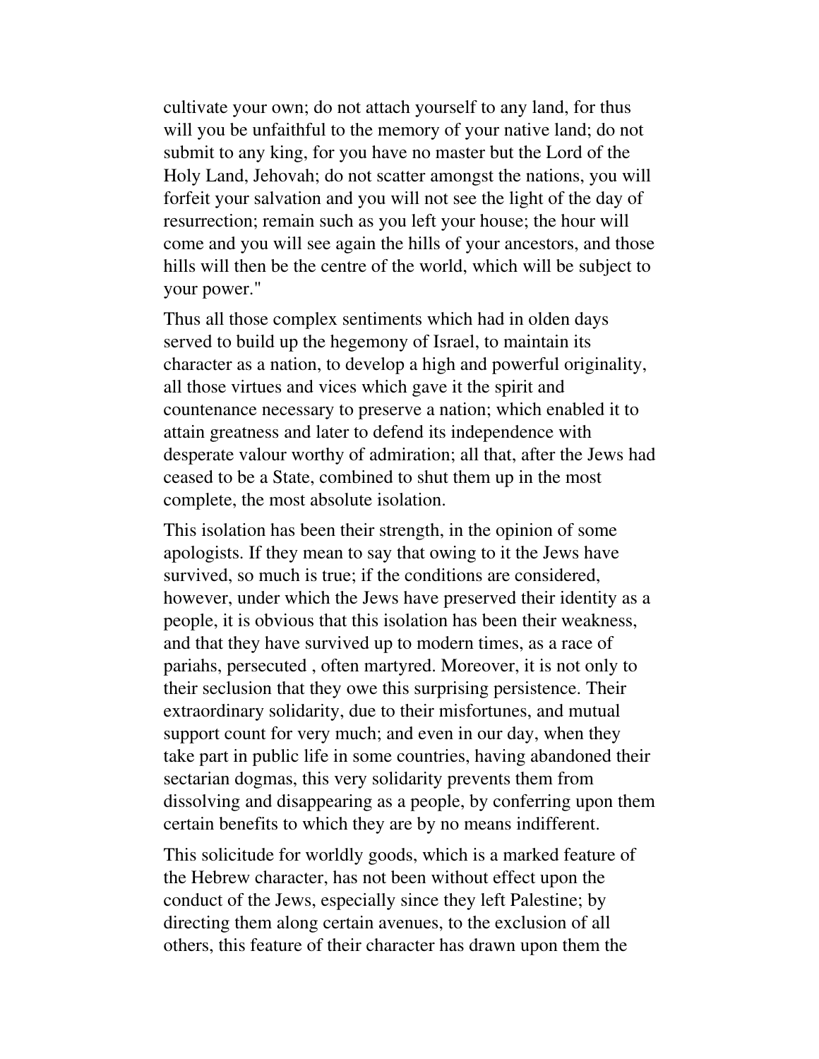cultivate your own; do not attach yourself to any land, for thus will you be unfaithful to the memory of your native land; do not submit to any king, for you have no master but the Lord of the Holy Land, Jehovah; do not scatter amongst the nations, you will forfeit your salvation and you will not see the light of the day of resurrection; remain such as you left your house; the hour will come and you will see again the hills of your ancestors, and those hills will then be the centre of the world, which will be subject to your power."

Thus all those complex sentiments which had in olden days served to build up the hegemony of Israel, to maintain its character as a nation, to develop a high and powerful originality, all those virtues and vices which gave it the spirit and countenance necessary to preserve a nation; which enabled it to attain greatness and later to defend its independence with desperate valour worthy of admiration; all that, after the Jews had ceased to be a State, combined to shut them up in the most complete, the most absolute isolation.

This isolation has been their strength, in the opinion of some apologists. If they mean to say that owing to it the Jews have survived, so much is true; if the conditions are considered, however, under which the Jews have preserved their identity as a people, it is obvious that this isolation has been their weakness, and that they have survived up to modern times, as a race of pariahs, persecuted , often martyred. Moreover, it is not only to their seclusion that they owe this surprising persistence. Their extraordinary solidarity, due to their misfortunes, and mutual support count for very much; and even in our day, when they take part in public life in some countries, having abandoned their sectarian dogmas, this very solidarity prevents them from dissolving and disappearing as a people, by conferring upon them certain benefits to which they are by no means indifferent.

This solicitude for worldly goods, which is a marked feature of the Hebrew character, has not been without effect upon the conduct of the Jews, especially since they left Palestine; by directing them along certain avenues, to the exclusion of all others, this feature of their character has drawn upon them the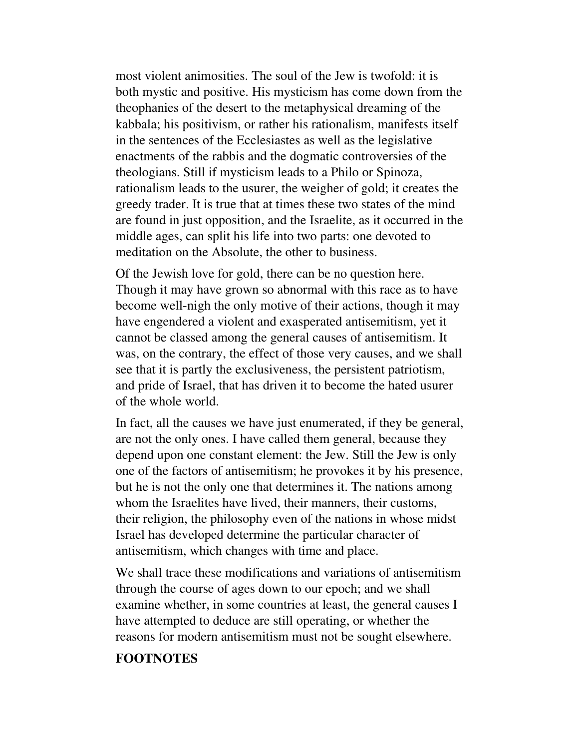most violent animosities. The soul of the Jew is twofold: it is both mystic and positive. His mysticism has come down from the theophanies of the desert to the metaphysical dreaming of the kabbala; his positivism, or rather his rationalism, manifests itself in the sentences of the Ecclesiastes as well as the legislative enactments of the rabbis and the dogmatic controversies of the theologians. Still if mysticism leads to a Philo or Spinoza, rationalism leads to the usurer, the weigher of gold; it creates the greedy trader. It is true that at times these two states of the mind are found in just opposition, and the Israelite, as it occurred in the middle ages, can split his life into two parts: one devoted to meditation on the Absolute, the other to business.

Of the Jewish love for gold, there can be no question here. Though it may have grown so abnormal with this race as to have become well-nigh the only motive of their actions, though it may have engendered a violent and exasperated antisemitism, yet it cannot be classed among the general causes of antisemitism. It was, on the contrary, the effect of those very causes, and we shall see that it is partly the exclusiveness, the persistent patriotism, and pride of Israel, that has driven it to become the hated usurer of the whole world.

In fact, all the causes we have just enumerated, if they be general, are not the only ones. I have called them general, because they depend upon one constant element: the Jew. Still the Jew is only one of the factors of antisemitism; he provokes it by his presence, but he is not the only one that determines it. The nations among whom the Israelites have lived, their manners, their customs, their religion, the philosophy even of the nations in whose midst Israel has developed determine the particular character of antisemitism, which changes with time and place.

We shall trace these modifications and variations of antisemitism through the course of ages down to our epoch; and we shall examine whether, in some countries at least, the general causes I have attempted to deduce are still operating, or whether the reasons for modern antisemitism must not be sought elsewhere.

**FOOTNOTES**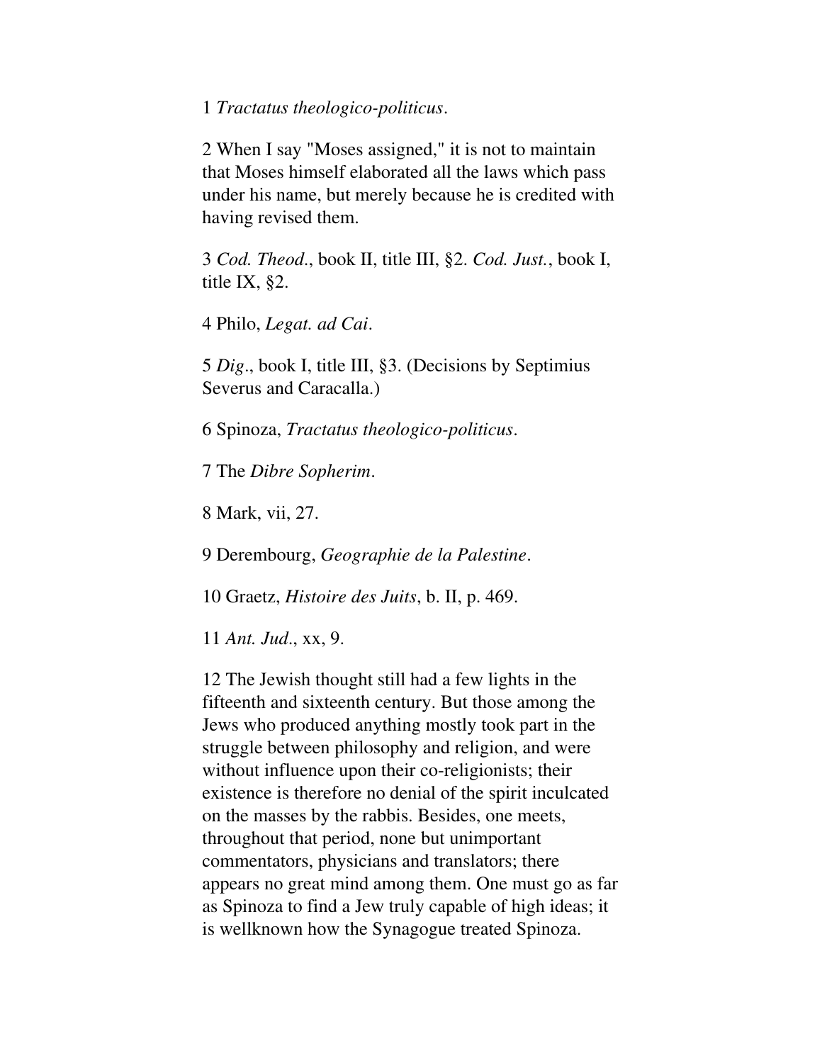1 *Tractatus theologico-politicus*.

2 When I say "Moses assigned," it is not to maintain that Moses himself elaborated all the laws which pass under his name, but merely because he is credited with having revised them.

3 *Cod. Theod*., book II, title III, §2. *Cod. Just.*, book I, title IX, §2.

4 Philo, *Legat. ad Cai*.

5 *Dig*., book I, title III, §3. (Decisions by Septimius Severus and Caracalla.)

6 Spinoza, *Tractatus theologico-politicus*.

7 The *Dibre Sopherim*.

8 Mark, vii, 27.

9 Derembourg, *Geographie de la Palestine*.

10 Graetz, *Histoire des Juits*, b. II, p. 469.

11 *Ant. Jud*., xx, 9.

12 The Jewish thought still had a few lights in the fifteenth and sixteenth century. But those among the Jews who produced anything mostly took part in the struggle between philosophy and religion, and were without influence upon their co-religionists; their existence is therefore no denial of the spirit inculcated on the masses by the rabbis. Besides, one meets, throughout that period, none but unimportant commentators, physicians and translators; there appears no great mind among them. One must go as far as Spinoza to find a Jew truly capable of high ideas; it is wellknown how the Synagogue treated Spinoza.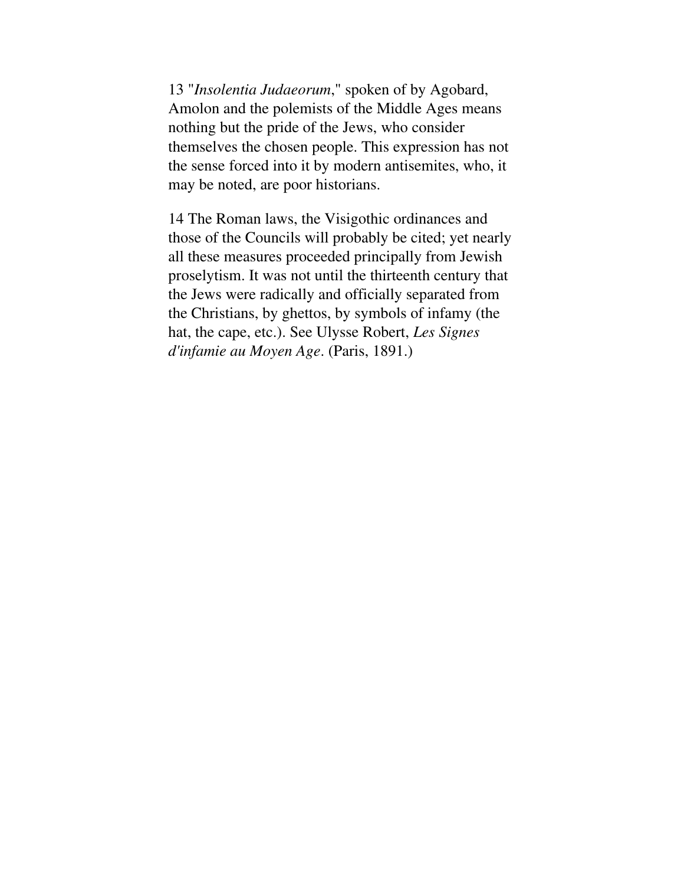13 "*Insolentia Judaeorum*," spoken of by Agobard, Amolon and the polemists of the Middle Ages means nothing but the pride of the Jews, who consider themselves the chosen people. This expression has not the sense forced into it by modern antisemites, who, it may be noted, are poor historians.

14 The Roman laws, the Visigothic ordinances and those of the Councils will probably be cited; yet nearly all these measures proceeded principally from Jewish proselytism. It was not until the thirteenth century that the Jews were radically and officially separated from the Christians, by ghettos, by symbols of infamy (the hat, the cape, etc.). See Ulysse Robert, *Les Signes d'infamie au Moyen Age*. (Paris, 1891.)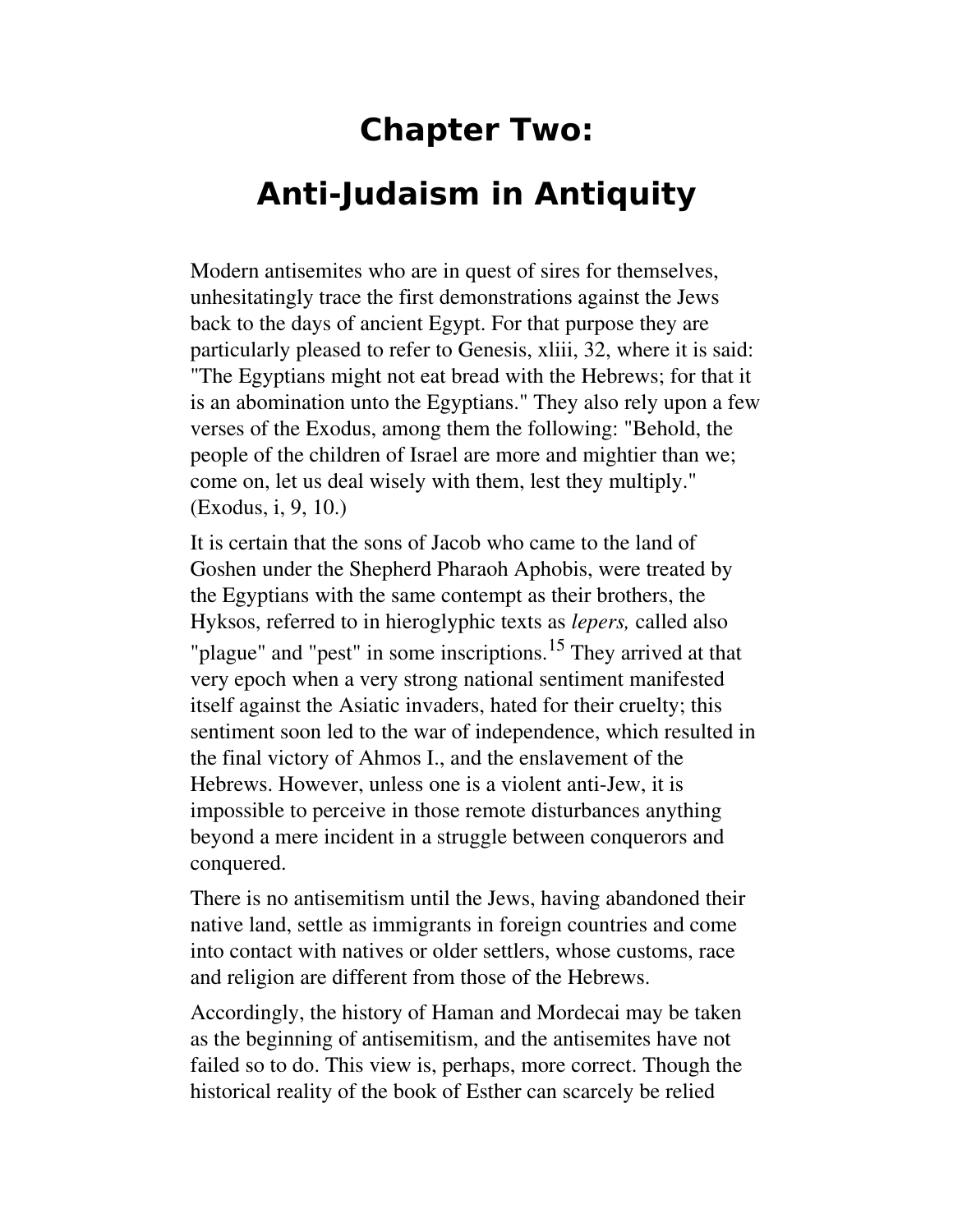# Chapter Two:

# Anti-Judaism in Antiquity

Modern antisemites who are in quest of sires for themselves, unhesitatingly trace the first demonstrations against the Jews back to the days of ancient Egypt. For that purpose they are particularly pleased to refer to Genesis, xliii, 32, where it is said: "The Egyptians might not eat bread with the Hebrews; for that it is an abomination unto the Egyptians." They also rely upon a few verses of the Exodus, among them the following: "Behold, the people of the children of Israel are more and mightier than we; come on, let us deal wisely with them, lest they multiply." (Exodus, i, 9, 10.)

It is certain that the sons of Jacob who came to the land of Goshen under the Shepherd Pharaoh Aphobis, were treated by the Egyptians with the same contempt as their brothers, the Hyksos, referred to in hieroglyphic texts as *lepers,* called also "plague" and "pest" in some inscriptions.[15] They arrived at that very epoch when a very strong national sentiment manifested itself against the Asiatic invaders, hated for their cruelty; this sentiment soon led to the war of independence, which resulted in the final victory of Ahmos I., and the enslavement of the Hebrews. However, unless one is a violent anti-Jew, it is impossible to perceive in those remote disturbances anything beyond a mere incident in a struggle between conquerors and conquered.

There is no antisemitism until the Jews, having abandoned their native land, settle as immigrants in foreign countries and come into contact with natives or older settlers, whose customs, race and religion are different from those of the Hebrews.

Accordingly, the history of Haman and Mordecai may be taken as the beginning of antisemitism, and the antisemites have not failed so to do. This view is, perhaps, more correct. Though the historical reality of the book of Esther can scarcely be relied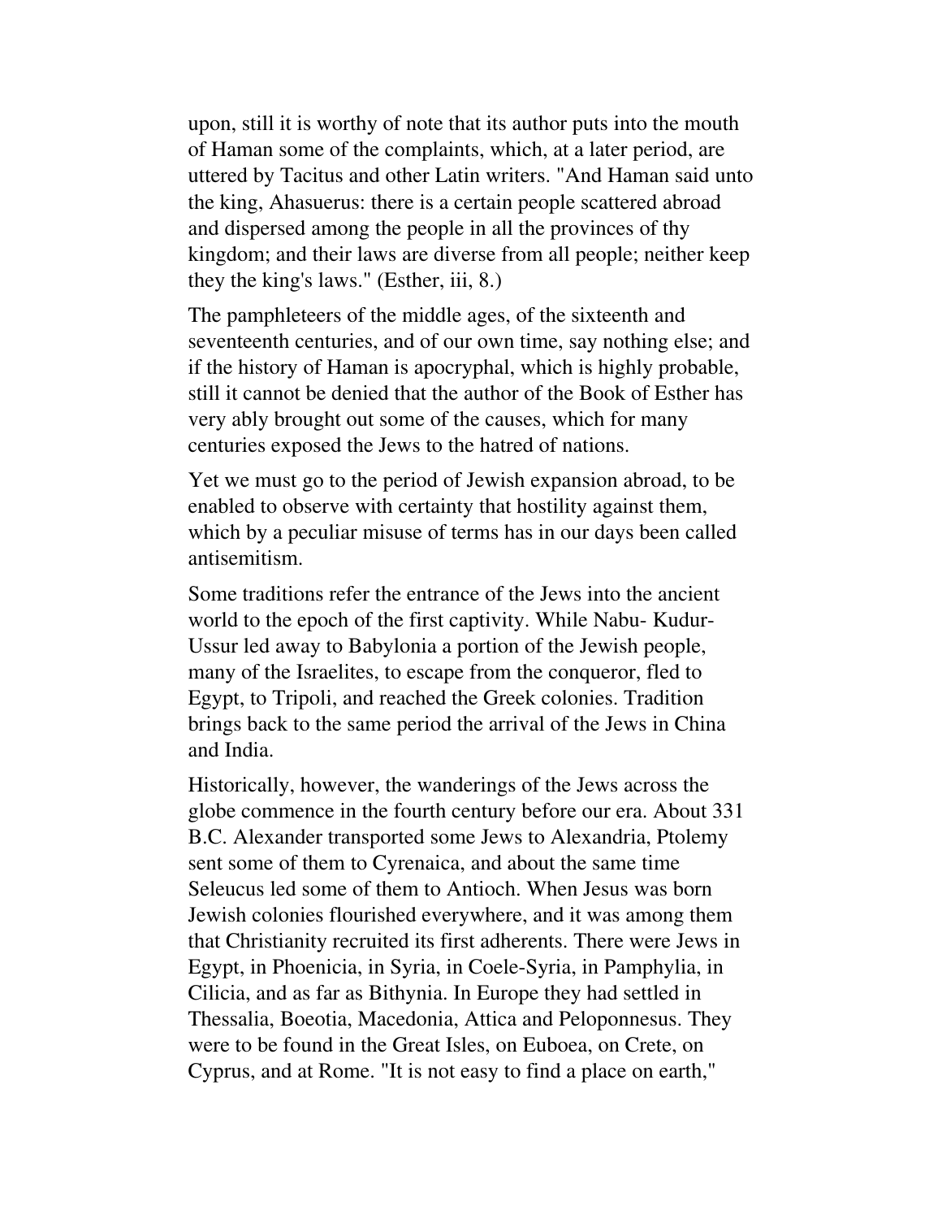upon, still it is worthy of note that its author puts into the mouth of Haman some of the complaints, which, at a later period, are uttered by Tacitus and other Latin writers. "And Haman said unto the king, Ahasuerus: there is a certain people scattered abroad and dispersed among the people in all the provinces of thy kingdom; and their laws are diverse from all people; neither keep they the king's laws." (Esther, iii, 8.)

The pamphleteers of the middle ages, of the sixteenth and seventeenth centuries, and of our own time, say nothing else; and if the history of Haman is apocryphal, which is highly probable, still it cannot be denied that the author of the Book of Esther has very ably brought out some of the causes, which for many centuries exposed the Jews to the hatred of nations.

Yet we must go to the period of Jewish expansion abroad, to be enabled to observe with certainty that hostility against them, which by a peculiar misuse of terms has in our days been called antisemitism.

Some traditions refer the entrance of the Jews into the ancient world to the epoch of the first captivity. While Nabu- Kudur- Ussur led away to Babylonia a portion of the Jewish people, many of the Israelites, to escape from the conqueror, fled to Egypt, to Tripoli, and reached the Greek colonies. Tradition brings back to the same period the arrival of the Jews in China and India.

Historically, however, the wanderings of the Jews across the globe commence in the fourth century before our era. About 331 B.C. Alexander transported some Jews to Alexandria, Ptolemy sent some of them to Cyrenaica, and about the same time Seleucus led some of them to Antioch. When Jesus was born Jewish colonies flourished everywhere, and it was among them that Christianity recruited its first adherents. There were Jews in Egypt, in Phoenicia, in Syria, in Coele-Syria, in Pamphylia, in Cilicia, and as far as Bithynia. In Europe they had settled in Thessalia, Boeotia, Macedonia, Attica and Peloponnesus. They were to be found in the Great Isles, on Euboea, on Crete, on Cyprus, and at Rome. "It is not easy to find a place on earth,"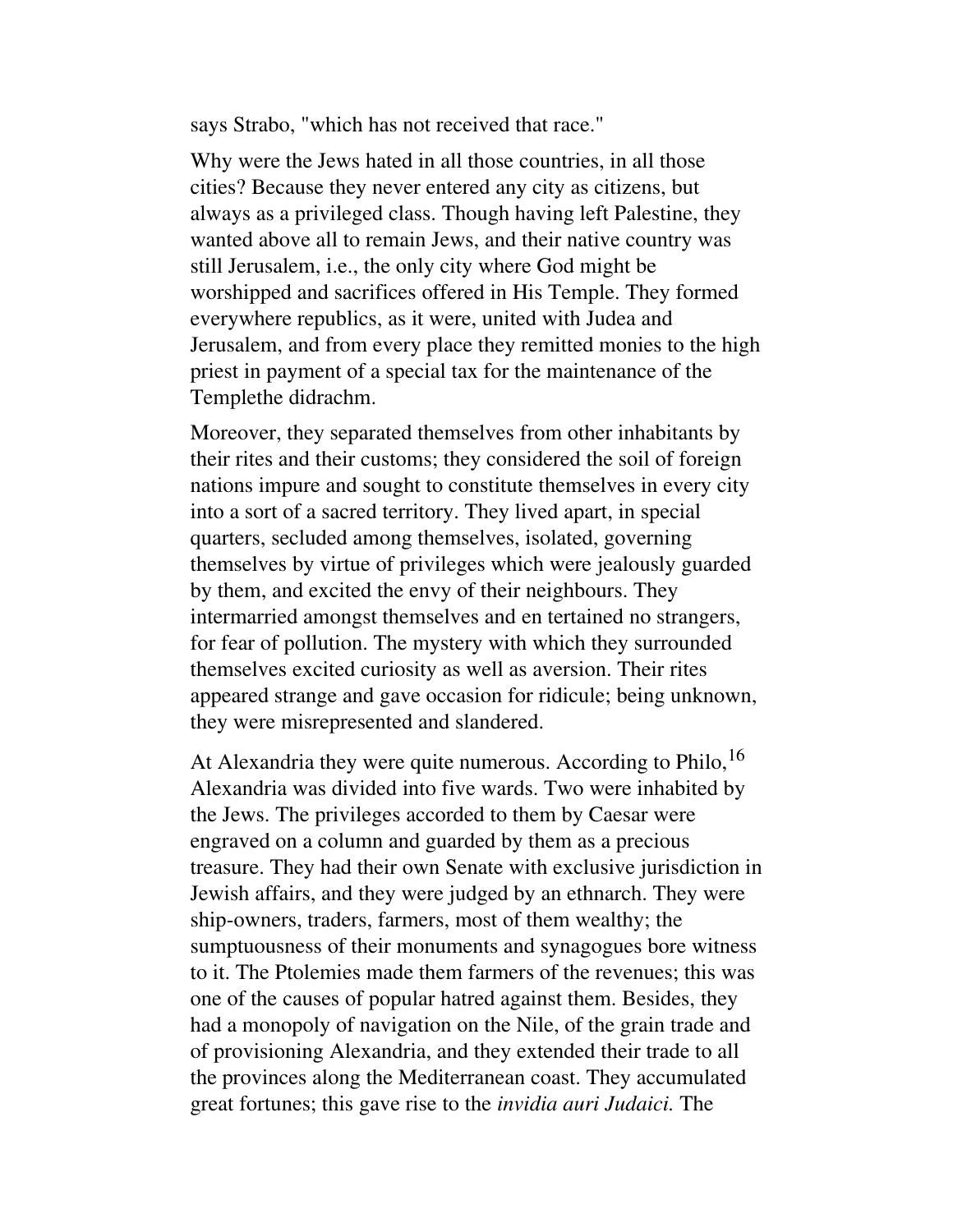says Strabo, "which has not received that race."

Why were the Jews hated in all those countries, in all those cities? Because they never entered any city as citizens, but always as a privileged class. Though having left Palestine, they wanted above all to remain Jews, and their native country was still Jerusalem, i.e., the only city where God might be worshipped and sacrifices offered in His Temple. They formed everywhere republics, as it were, united with Judea and Jerusalem, and from every place they remitted monies to the high priest in payment of a special tax for the maintenance of the Templethe didrachm.

Moreover, they separated themselves from other inhabitants by their rites and their customs; they considered the soil of foreign nations impure and sought to constitute themselves in every city into a sort of a sacred territory. They lived apart, in special quarters, secluded among themselves, isolated, governing themselves by virtue of privileges which were jealously guarded by them, and excited the envy of their neighbours. They intermarried amongst themselves and en tertained no strangers, for fear of pollution. The mystery with which they surrounded themselves excited curiosity as well as aversion. Their rites appeared strange and gave occasion for ridicule; being unknown, they were misrepresented and slandered.

At Alexandria they were quite numerous. According to Philo,[16] Alexandria was divided into five wards. Two were inhabited by the Jews. The privileges accorded to them by Caesar were engraved on a column and guarded by them as a precious treasure. They had their own Senate with exclusive jurisdiction in Jewish affairs, and they were judged by an ethnarch. They were ship-owners, traders, farmers, most of them wealthy; the sumptuousness of their monuments and synagogues bore witness to it. The Ptolemies made them farmers of the revenues; this was one of the causes of popular hatred against them. Besides, they had a monopoly of navigation on the Nile, of the grain trade and of provisioning Alexandria, and they extended their trade to all the provinces along the Mediterranean coast. They accumulated great fortunes; this gave rise to the *invidia auri Judaici.* The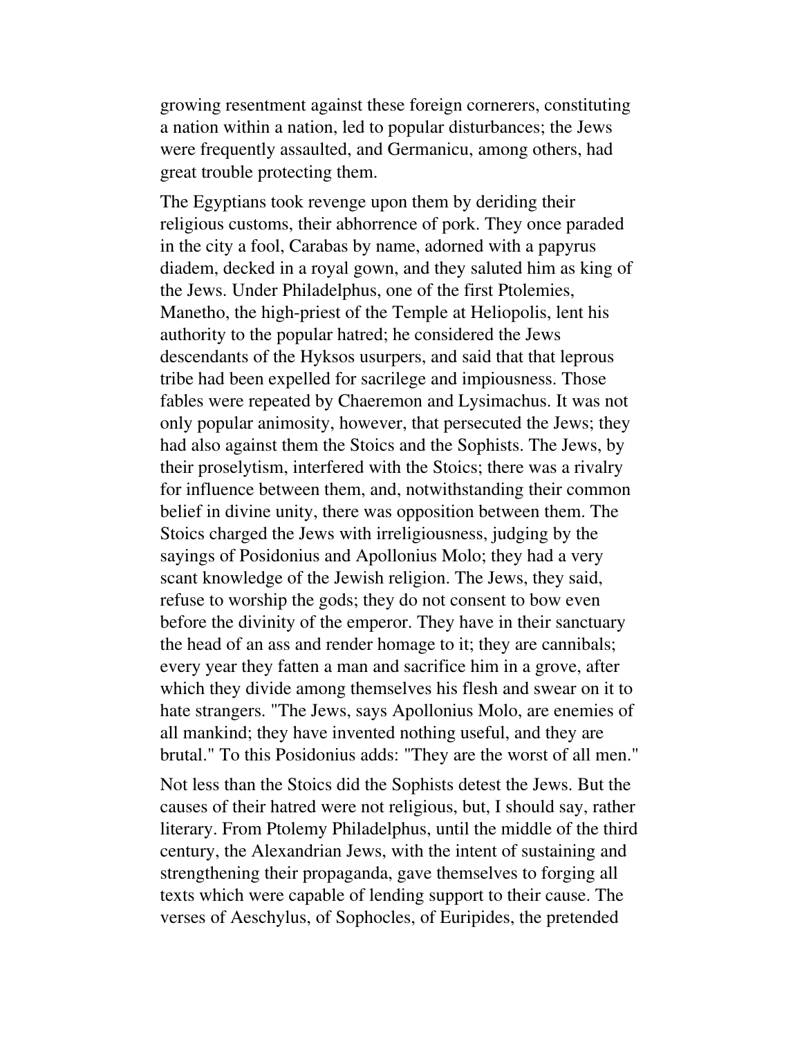growing resentment against these foreign cornerers, constituting a nation within a nation, led to popular disturbances; the Jews were frequently assaulted, and Germanicu, among others, had great trouble protecting them.

The Egyptians took revenge upon them by deriding their religious customs, their abhorrence of pork. They once paraded in the city a fool, Carabas by name, adorned with a papyrus diadem, decked in a royal gown, and they saluted him as king of the Jews. Under Philadelphus, one of the first Ptolemies, Manetho, the high-priest of the Temple at Heliopolis, lent his authority to the popular hatred; he considered the Jews descendants of the Hyksos usurpers, and said that that leprous tribe had been expelled for sacrilege and impiousness. Those fables were repeated by Chaeremon and Lysimachus. It was not only popular animosity, however, that persecuted the Jews; they had also against them the Stoics and the Sophists. The Jews, by their proselytism, interfered with the Stoics; there was a rivalry for influence between them, and, notwithstanding their common belief in divine unity, there was opposition between them. The Stoics charged the Jews with irreligiousness, judging by the sayings of Posidonius and Apollonius Molo; they had a very scant knowledge of the Jewish religion. The Jews, they said, refuse to worship the gods; they do not consent to bow even before the divinity of the emperor. They have in their sanctuary the head of an ass and render homage to it; they are cannibals; every year they fatten a man and sacrifice him in a grove, after which they divide among themselves his flesh and swear on it to hate strangers. "The Jews, says Apollonius Molo, are enemies of all mankind; they have invented nothing useful, and they are brutal." To this Posidonius adds: "They are the worst of all men."

Not less than the Stoics did the Sophists detest the Jews. But the causes of their hatred were not religious, but, I should say, rather literary. From Ptolemy Philadelphus, until the middle of the third century, the Alexandrian Jews, with the intent of sustaining and strengthening their propaganda, gave themselves to forging all texts which were capable of lending support to their cause. The verses of Aeschylus, of Sophocles, of Euripides, the pretended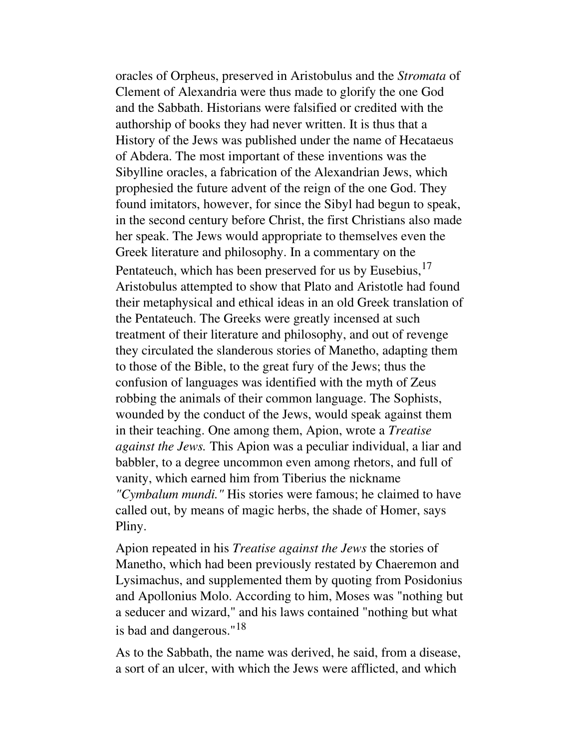oracles of Orpheus, preserved in Aristobulus and the *Stromata* of Clement of Alexandria were thus made to glorify the one God and the Sabbath. Historians were falsified or credited with the authorship of books they had never written. It is thus that a History of the Jews was published under the name of Hecataeus of Abdera. The most important of these inventions was the Sibylline oracles, a fabrication of the Alexandrian Jews, which prophesied the future advent of the reign of the one God. They found imitators, however, for since the Sibyl had begun to speak, in the second century before Christ, the first Christians also made her speak. The Jews would appropriate to themselves even the Greek literature and philosophy. In a commentary on the Pentateuch, which has been preserved for us by Eusebius,[17] Aristobulus attempted to show that Plato and Aristotle had found their metaphysical and ethical ideas in an old Greek translation of the Pentateuch. The Greeks were greatly incensed at such treatment of their literature and philosophy, and out of revenge they circulated the slanderous stories of Manetho, adapting them to those of the Bible, to the great fury of the Jews; thus the confusion of languages was identified with the myth of Zeus robbing the animals of their common language. The Sophists, wounded by the conduct of the Jews, would speak against them in their teaching. One among them, Apion, wrote a *Treatise against the Jews.* This Apion was a peculiar individual, a liar and babbler, to a degree uncommon even among rhetors, and full of vanity, which earned him from Tiberius the nickname *"Cymbalum mundi."* His stories were famous; he claimed to have called out, by means of magic herbs, the shade of Homer, says Pliny.

Apion repeated in his *Treatise against the Jews* the stories of Manetho, which had been previously restated by Chaeremon and Lysimachus, and supplemented them by quoting from Posidonius and Apollonius Molo. According to him, Moses was "nothing but a seducer and wizard," and his laws contained "nothing but what is bad and dangerous."[18]

As to the Sabbath, the name was derived, he said, from a disease, a sort of an ulcer, with which the Jews were afflicted, and which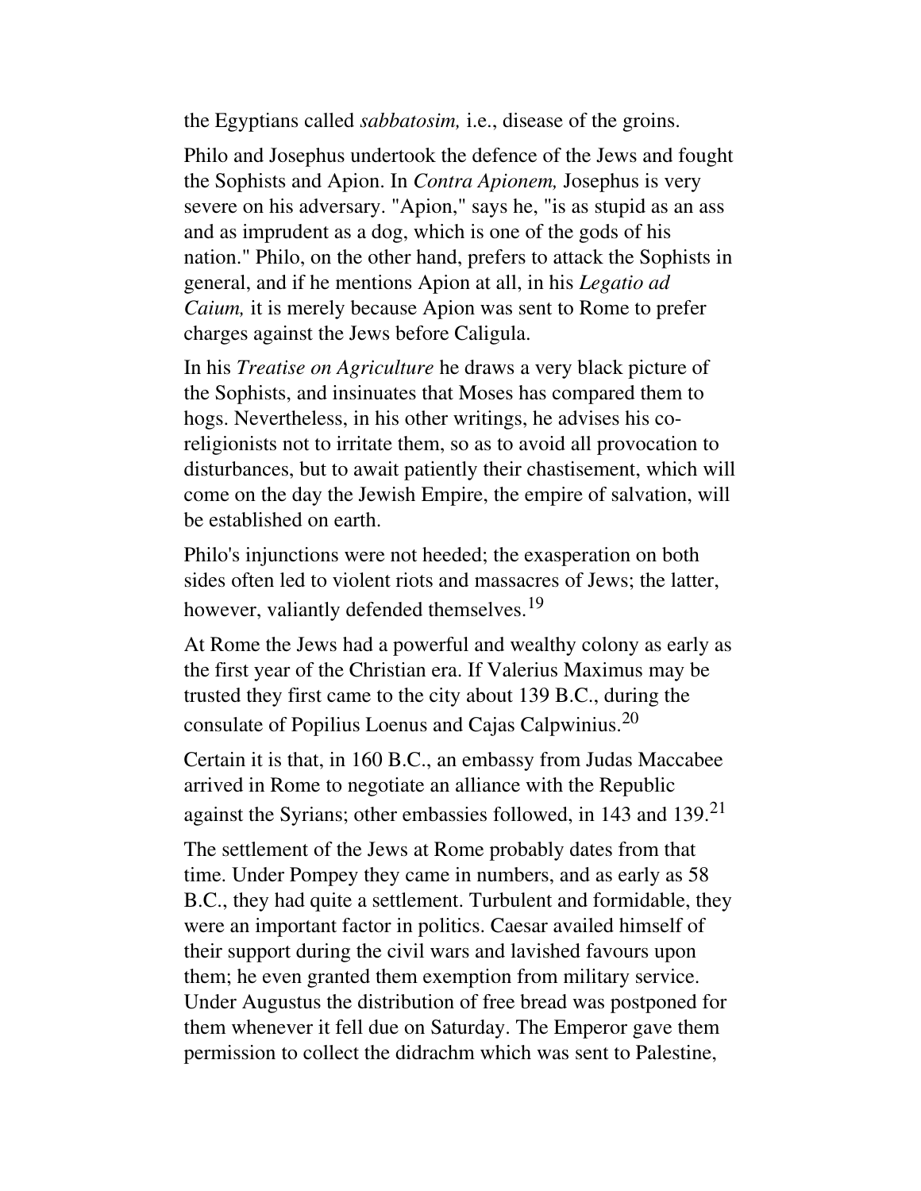the Egyptians called *sabbatosim,* i.e., disease of the groins.

Philo and Josephus undertook the defence of the Jews and fought the Sophists and Apion. In *Contra Apionem,* Josephus is very severe on his adversary. "Apion," says he, "is as stupid as an ass and as imprudent as a dog, which is one of the gods of his nation." Philo, on the other hand, prefers to attack the Sophists in general, and if he mentions Apion at all, in his *Legatio ad Caium,* it is merely because Apion was sent to Rome to prefer charges against the Jews before Caligula.

In his *Treatise on Agriculture* he draws a very black picture of the Sophists, and insinuates that Moses has compared them to hogs. Nevertheless, in his other writings, he advises his co-religionists not to irritate them, so as to avoid all provocation to disturbances, but to await patiently their chastisement, which will come on the day the Jewish Empire, the empire of salvation, will be established on earth.

Philo's injunctions were not heeded; the exasperation on both sides often led to violent riots and massacres of Jews; the latter, however, valiantly defended themselves.[19]

At Rome the Jews had a powerful and wealthy colony as early as the first year of the Christian era. If Valerius Maximus may be trusted they first came to the city about 139 B.C., during the consulate of Popilius Loenus and Cajas Calpwinius.[20]

Certain it is that, in 160 B.C., an embassy from Judas Maccabee arrived in Rome to negotiate an alliance with the Republic against the Syrians; other embassies followed, in 143 and 139.[21]

The settlement of the Jews at Rome probably dates from that time. Under Pompey they came in numbers, and as early as 58 B.C., they had quite a settlement. Turbulent and formidable, they were an important factor in politics. Caesar availed himself of their support during the civil wars and lavished favours upon them; he even granted them exemption from military service. Under Augustus the distribution of free bread was postponed for them whenever it fell due on Saturday. The Emperor gave them permission to collect the didrachm which was sent to Palestine,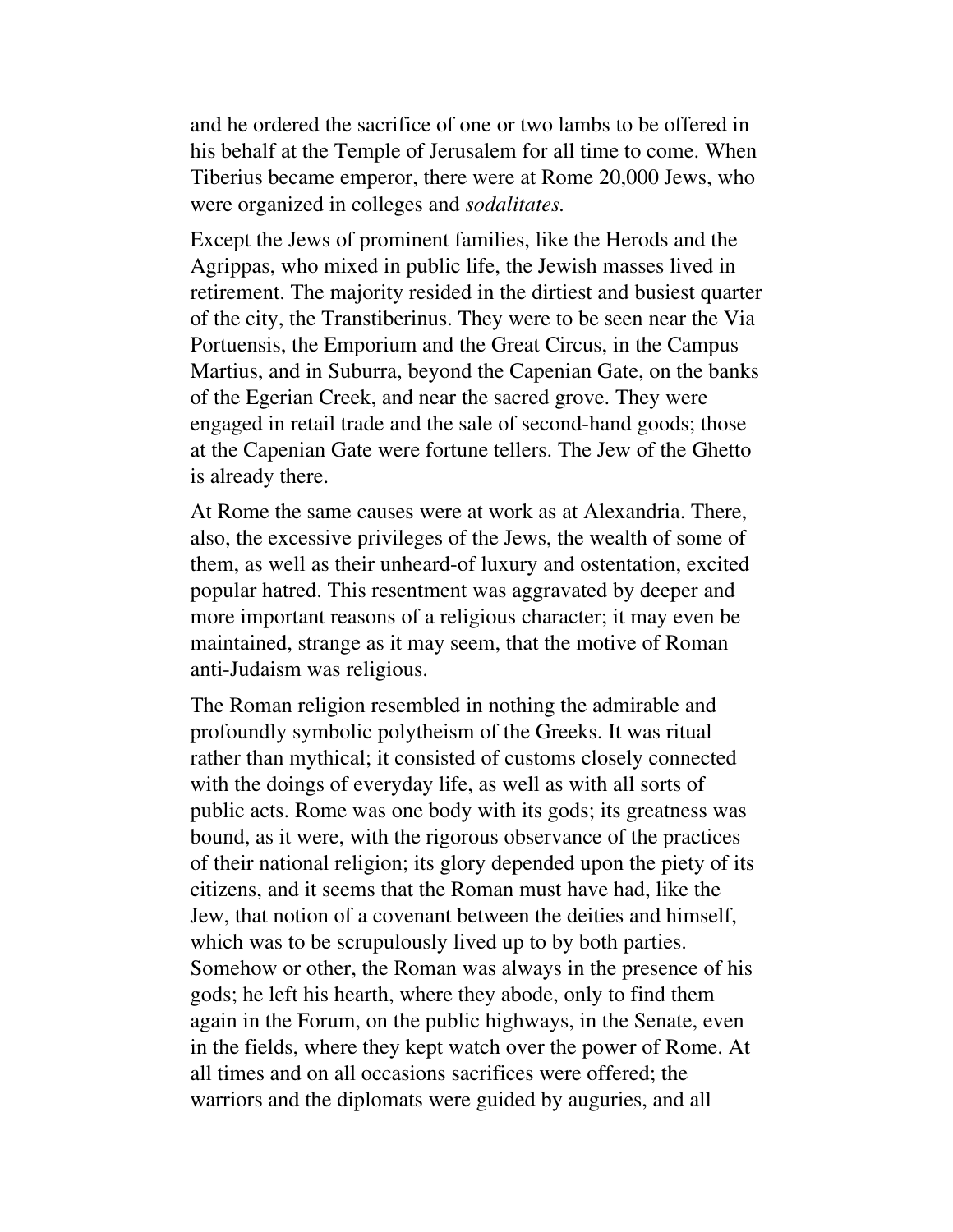and he ordered the sacrifice of one or two lambs to be offered in his behalf at the Temple of Jerusalem for all time to come. When Tiberius became emperor, there were at Rome 20,000 Jews, who were organized in colleges and *sodalitates.*

Except the Jews of prominent families, like the Herods and the Agrippas, who mixed in public life, the Jewish masses lived in retirement. The majority resided in the dirtiest and busiest quarter of the city, the Transtiberinus. They were to be seen near the Via Portuensis, the Emporium and the Great Circus, in the Campus Martius, and in Suburra, beyond the Capenian Gate, on the banks of the Egerian Creek, and near the sacred grove. They were engaged in retail trade and the sale of second-hand goods; those at the Capenian Gate were fortune tellers. The Jew of the Ghetto is already there.

At Rome the same causes were at work as at Alexandria. There, also, the excessive privileges of the Jews, the wealth of some of them, as well as their unheard-of luxury and ostentation, excited popular hatred. This resentment was aggravated by deeper and more important reasons of a religious character; it may even be maintained, strange as it may seem, that the motive of Roman anti-Judaism was religious.

The Roman religion resembled in nothing the admirable and profoundly symbolic polytheism of the Greeks. It was ritual rather than mythical; it consisted of customs closely connected with the doings of everyday life, as well as with all sorts of public acts. Rome was one body with its gods; its greatness was bound, as it were, with the rigorous observance of the practices of their national religion; its glory depended upon the piety of its citizens, and it seems that the Roman must have had, like the Jew, that notion of a covenant between the deities and himself, which was to be scrupulously lived up to by both parties. Somehow or other, the Roman was always in the presence of his gods; he left his hearth, where they abode, only to find them again in the Forum, on the public highways, in the Senate, even in the fields, where they kept watch over the power of Rome. At all times and on all occasions sacrifices were offered; the warriors and the diplomats were guided by auguries, and all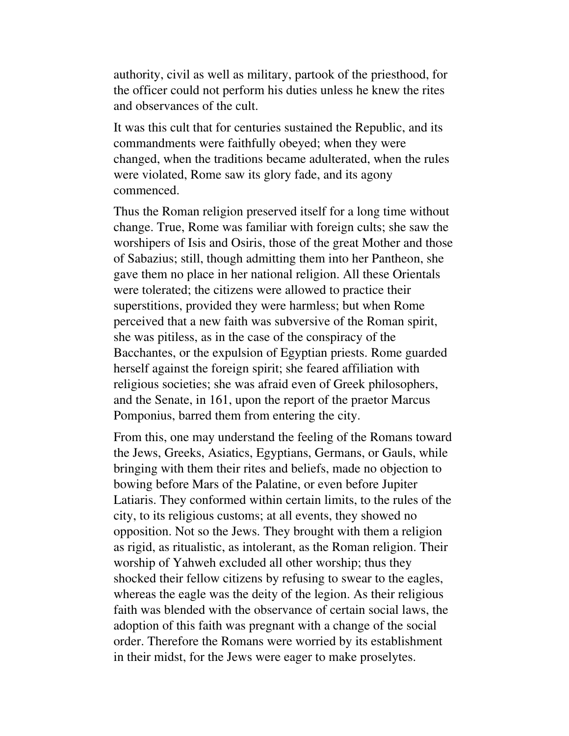authority, civil as well as military, partook of the priesthood, for the officer could not perform his duties unless he knew the rites and observances of the cult.

It was this cult that for centuries sustained the Republic, and its commandments were faithfully obeyed; when they were changed, when the traditions became adulterated, when the rules were violated, Rome saw its glory fade, and its agony commenced.

Thus the Roman religion preserved itself for a long time without change. True, Rome was familiar with foreign cults; she saw the worshipers of Isis and Osiris, those of the great Mother and those of Sabazius; still, though admitting them into her Pantheon, she gave them no place in her national religion. All these Orientals were tolerated; the citizens were allowed to practice their superstitions, provided they were harmless; but when Rome perceived that a new faith was subversive of the Roman spirit, she was pitiless, as in the case of the conspiracy of the Bacchantes, or the expulsion of Egyptian priests. Rome guarded herself against the foreign spirit; she feared affiliation with religious societies; she was afraid even of Greek philosophers, and the Senate, in 161, upon the report of the praetor Marcus Pomponius, barred them from entering the city.

From this, one may understand the feeling of the Romans toward the Jews, Greeks, Asiatics, Egyptians, Germans, or Gauls, while bringing with them their rites and beliefs, made no objection to bowing before Mars of the Palatine, or even before Jupiter Latiaris. They conformed within certain limits, to the rules of the city, to its religious customs; at all events, they showed no opposition. Not so the Jews. They brought with them a religion as rigid, as ritualistic, as intolerant, as the Roman religion. Their worship of Yahweh excluded all other worship; thus they shocked their fellow citizens by refusing to swear to the eagles, whereas the eagle was the deity of the legion. As their religious faith was blended with the observance of certain social laws, the adoption of this faith was pregnant with a change of the social order. Therefore the Romans were worried by its establishment in their midst, for the Jews were eager to make proselytes.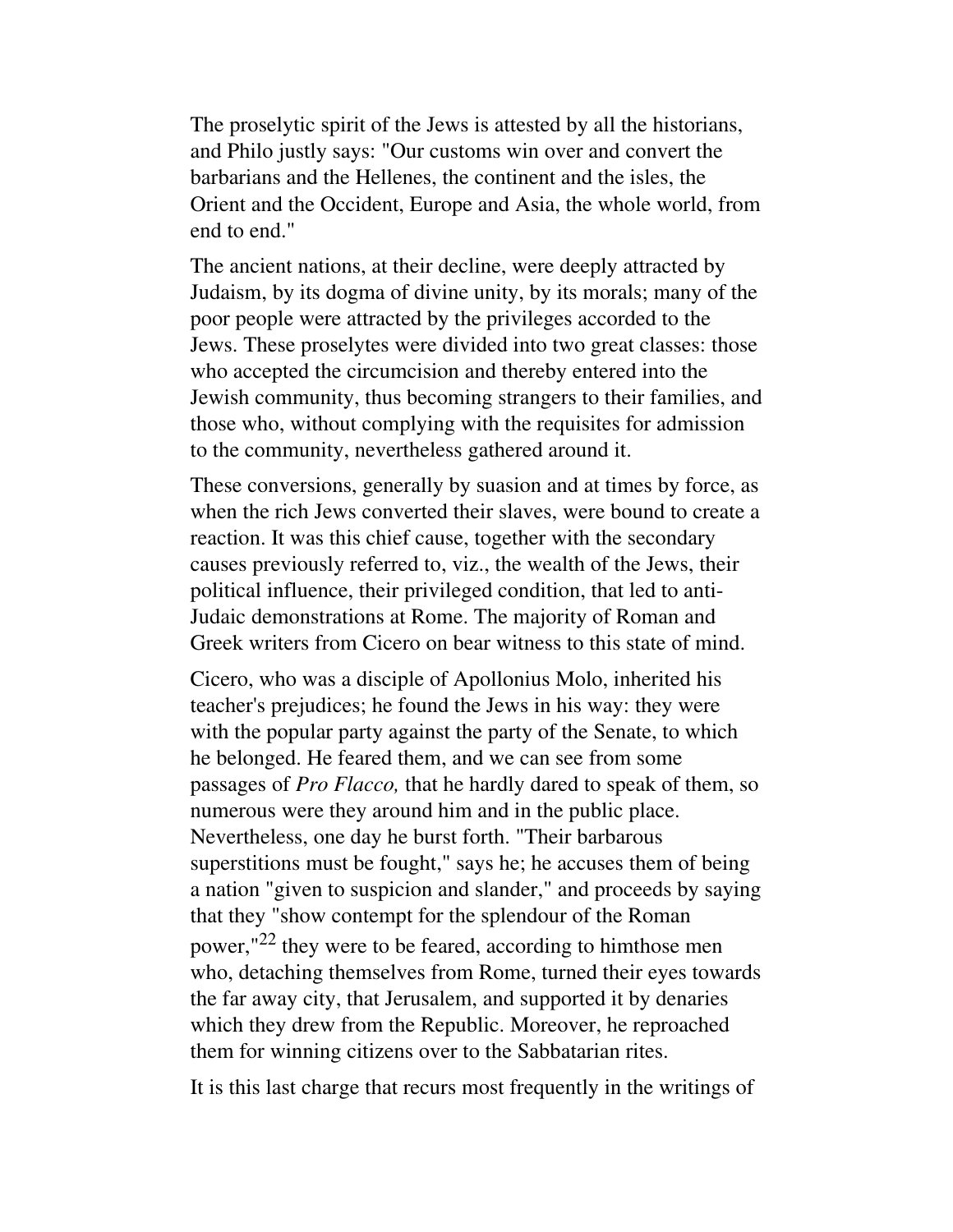The proselytic spirit of the Jews is attested by all the historians, and Philo justly says: "Our customs win over and convert the barbarians and the Hellenes, the continent and the isles, the Orient and the Occident, Europe and Asia, the whole world, from end to end."

The ancient nations, at their decline, were deeply attracted by Judaism, by its dogma of divine unity, by its morals; many of the poor people were attracted by the privileges accorded to the Jews. These proselytes were divided into two great classes: those who accepted the circumcision and thereby entered into the Jewish community, thus becoming strangers to their families, and those who, without complying with the requisites for admission to the community, nevertheless gathered around it.

These conversions, generally by suasion and at times by force, as when the rich Jews converted their slaves, were bound to create a reaction. It was this chief cause, together with the secondary causes previously referred to, viz., the wealth of the Jews, their political influence, their privileged condition, that led to anti-Judaic demonstrations at Rome. The majority of Roman and Greek writers from Cicero on bear witness to this state of mind.

Cicero, who was a disciple of Apollonius Molo, inherited his teacher's prejudices; he found the Jews in his way: they were with the popular party against the party of the Senate, to which he belonged. He feared them, and we can see from some passages of *Pro Flacco,* that he hardly dared to speak of them, so numerous were they around him and in the public place. Nevertheless, one day he burst forth. "Their barbarous superstitions must be fought," says he; he accuses them of being a nation "given to suspicion and slander," and proceeds by saying that they "show contempt for the splendour of the Roman power,"[22] they were to be feared, according to himthose men who, detaching themselves from Rome, turned their eyes towards the far away city, that Jerusalem, and supported it by denaries which they drew from the Republic. Moreover, he reproached them for winning citizens over to the Sabbatarian rites.

It is this last charge that recurs most frequently in the writings of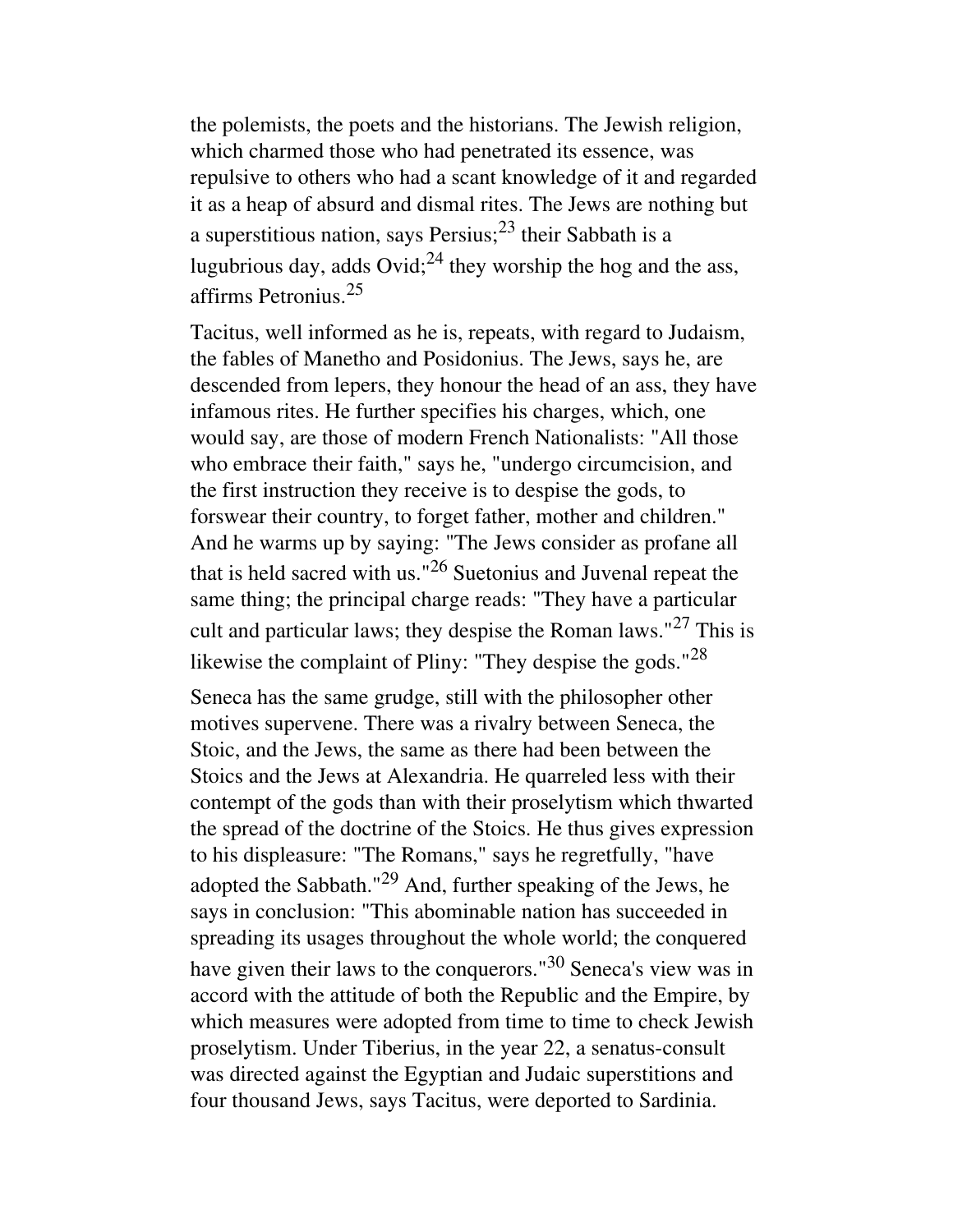the polemists, the poets and the historians. The Jewish religion, which charmed those who had penetrated its essence, was repulsive to others who had a scant knowledge of it and regarded it as a heap of absurd and dismal rites. The Jews are nothing but a superstitious nation, says Persius;[23] their Sabbath is a lugubrious day, adds Ovid;[24] they worship the hog and the ass, affirms Petronius.[25]

Tacitus, well informed as he is, repeats, with regard to Judaism, the fables of Manetho and Posidonius. The Jews, says he, are descended from lepers, they honour the head of an ass, they have infamous rites. He further specifies his charges, which, one would say, are those of modern French Nationalists: "All those who embrace their faith," says he, "undergo circumcision, and the first instruction they receive is to despise the gods, to forswear their country, to forget father, mother and children." And he warms up by saying: "The Jews consider as profane all that is held sacred with us."[26] Suetonius and Juvenal repeat the same thing; the principal charge reads: "They have a particular cult and particular laws; they despise the Roman laws."[27] This is likewise the complaint of Pliny: "They despise the gods."[28]

Seneca has the same grudge, still with the philosopher other motives supervene. There was a rivalry between Seneca, the Stoic, and the Jews, the same as there had been between the Stoics and the Jews at Alexandria. He quarreled less with their contempt of the gods than with their proselytism which thwarted the spread of the doctrine of the Stoics. He thus gives expression to his displeasure: "The Romans," says he regretfully, "have adopted the Sabbath."[29] And, further speaking of the Jews, he says in conclusion: "This abominable nation has succeeded in spreading its usages throughout the whole world; the conquered have given their laws to the conquerors."[30] Seneca's view was in accord with the attitude of both the Republic and the Empire, by which measures were adopted from time to time to check Jewish proselytism. Under Tiberius, in the year 22, a senatus-consult was directed against the Egyptian and Judaic superstitions and four thousand Jews, says Tacitus, were deported to Sardinia.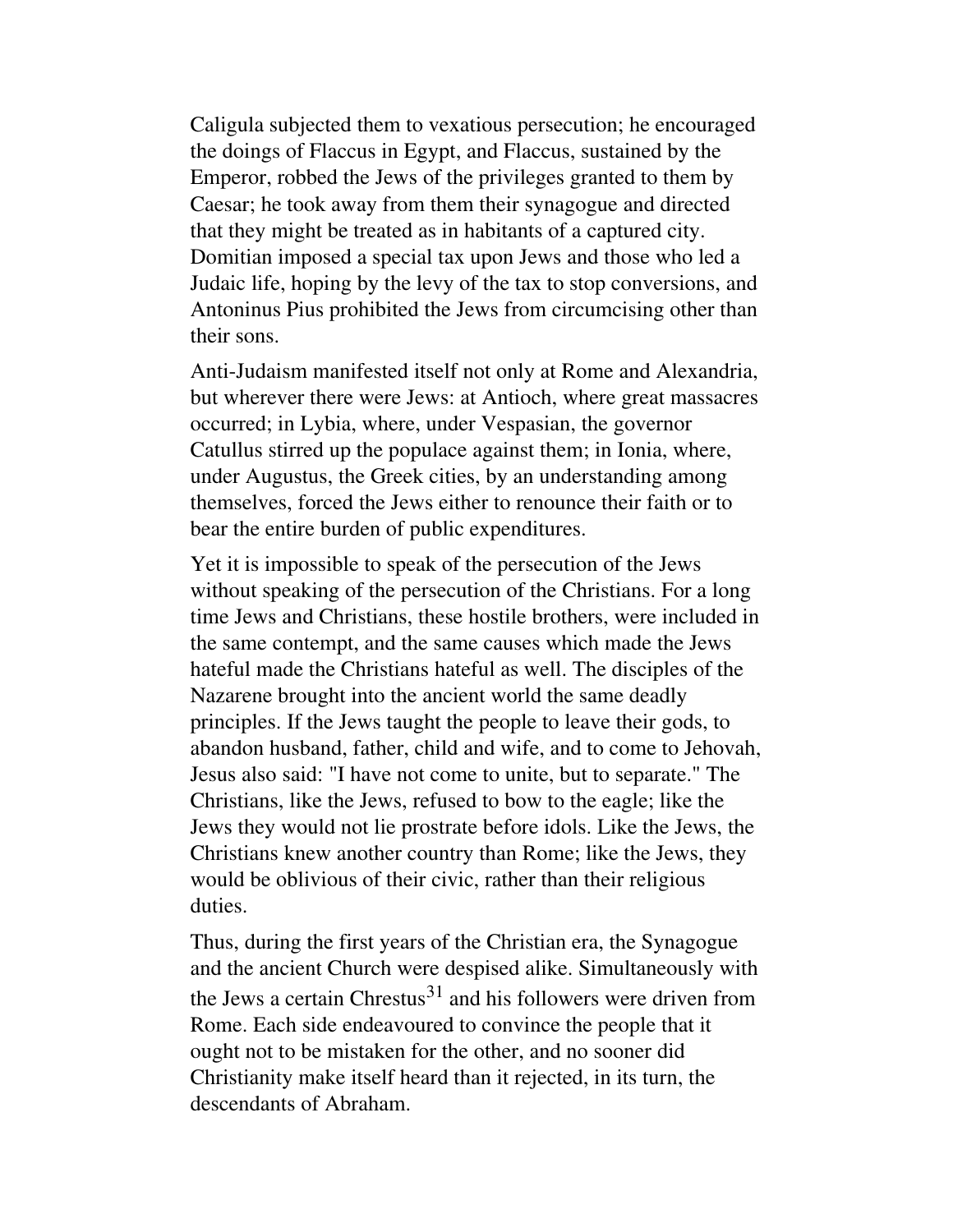Caligula subjected them to vexatious persecution; he encouraged the doings of Flaccus in Egypt, and Flaccus, sustained by the Emperor, robbed the Jews of the privileges granted to them by Caesar; he took away from them their synagogue and directed that they might be treated as in habitants of a captured city. Domitian imposed a special tax upon Jews and those who led a Judaic life, hoping by the levy of the tax to stop conversions, and Antoninus Pius prohibited the Jews from circumcising other than their sons.

Anti-Judaism manifested itself not only at Rome and Alexandria, but wherever there were Jews: at Antioch, where great massacres occurred; in Lybia, where, under Vespasian, the governor Catullus stirred up the populace against them; in Ionia, where, under Augustus, the Greek cities, by an understanding among themselves, forced the Jews either to renounce their faith or to bear the entire burden of public expenditures.

Yet it is impossible to speak of the persecution of the Jews without speaking of the persecution of the Christians. For a long time Jews and Christians, these hostile brothers, were included in the same contempt, and the same causes which made the Jews hateful made the Christians hateful as well. The disciples of the Nazarene brought into the ancient world the same deadly principles. If the Jews taught the people to leave their gods, to abandon husband, father, child and wife, and to come to Jehovah, Jesus also said: "I have not come to unite, but to separate." The Christians, like the Jews, refused to bow to the eagle; like the Jews they would not lie prostrate before idols. Like the Jews, the Christians knew another country than Rome; like the Jews, they would be oblivious of their civic, rather than their religious duties.

Thus, during the first years of the Christian era, the Synagogue and the ancient Church were despised alike. Simultaneously with the Jews a certain Chrestus[31] and his followers were driven from Rome. Each side endeavoured to convince the people that it ought not to be mistaken for the other, and no sooner did Christianity make itself heard than it rejected, in its turn, the descendants of Abraham.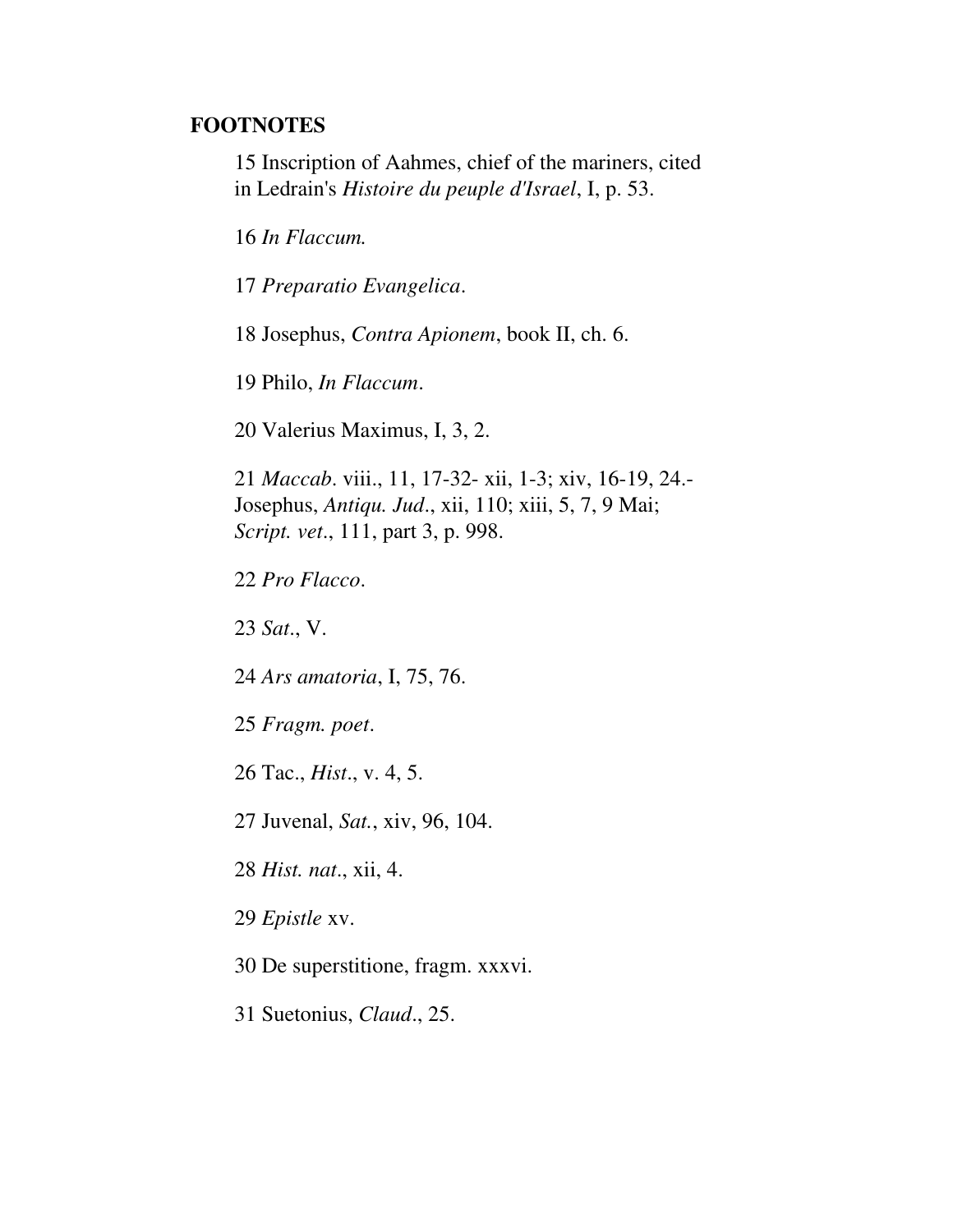**FOOTNOTES**

15 Inscription of Aahmes, chief of the mariners, cited in Ledrain's *Histoire du peuple d'Israel*, I, p. 53.

16 *In Flaccum.*

17 *Preparatio Evangelica*.

18 Josephus, *Contra Apionem*, book II, ch. 6.

19 Philo, *In Flaccum*.

20 Valerius Maximus, I, 3, 2.

21 *Maccab*. viii., 11, 17-32- xii, 1-3; xiv, 16-19, 24.- Josephus, *Antiqu. Jud*., xii, 110; xiii, 5, 7, 9 Mai; *Script. vet*., 111, part 3, p. 998.

22 *Pro Flacco*.

23 *Sat*., V.

24 *Ars amatoria*, I, 75, 76.

25 *Fragm. poet*.

26 Tac., *Hist*., v. 4, 5.

27 Juvenal, *Sat.*, xiv, 96, 104.

28 *Hist. nat*., xii, 4.

29 *Epistle* xv.

30 De superstitione, fragm. xxxvi.

31 Suetonius, *Claud*., 25.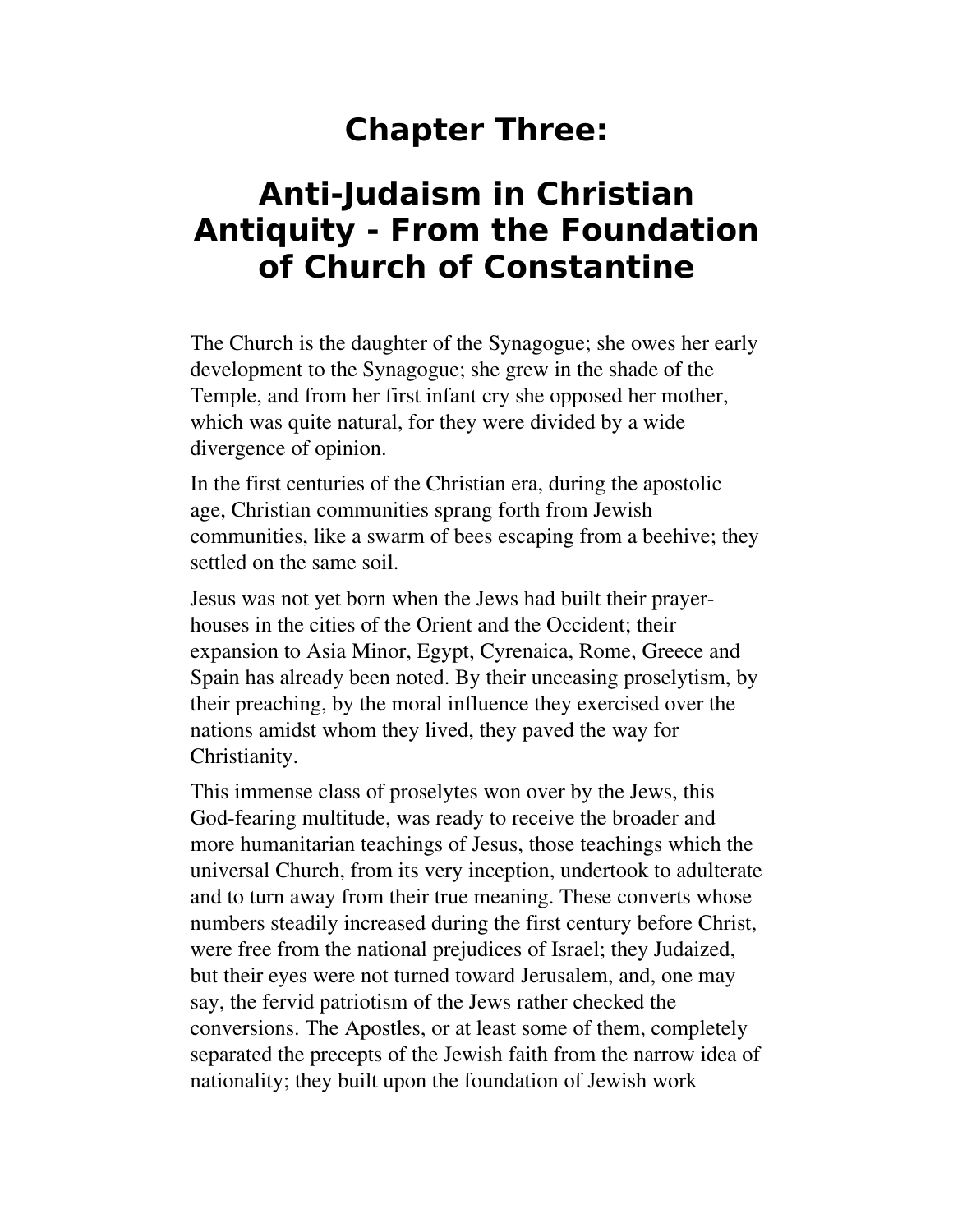# Chapter Three:

# Anti-Judaism in Christian Antiquity - From the Foundation of Church of Constantine

The Church is the daughter of the Synagogue; she owes her early development to the Synagogue; she grew in the shade of the Temple, and from her first infant cry she opposed her mother, which was quite natural, for they were divided by a wide divergence of opinion.

In the first centuries of the Christian era, during the apostolic age, Christian communities sprang forth from Jewish communities, like a swarm of bees escaping from a beehive; they settled on the same soil.

Jesus was not yet born when the Jews had built their prayer-houses in the cities of the Orient and the Occident; their expansion to Asia Minor, Egypt, Cyrenaica, Rome, Greece and Spain has already been noted. By their unceasing proselytism, by their preaching, by the moral influence they exercised over the nations amidst whom they lived, they paved the way for Christianity.

This immense class of proselytes won over by the Jews, this God-fearing multitude, was ready to receive the broader and more humanitarian teachings of Jesus, those teachings which the universal Church, from its very inception, undertook to adulterate and to turn away from their true meaning. These converts whose numbers steadily increased during the first century before Christ, were free from the national prejudices of Israel; they Judaized, but their eyes were not turned toward Jerusalem, and, one may say, the fervid patriotism of the Jews rather checked the conversions. The Apostles, or at least some of them, completely separated the precepts of the Jewish faith from the narrow idea of nationality; they built upon the foundation of Jewish work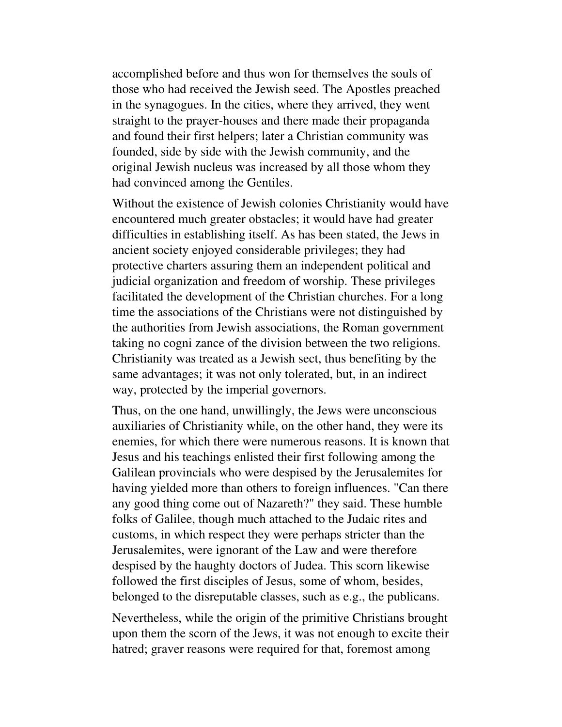accomplished before and thus won for themselves the souls of those who had received the Jewish seed. The Apostles preached in the synagogues. In the cities, where they arrived, they went straight to the prayer-houses and there made their propaganda and found their first helpers; later a Christian community was founded, side by side with the Jewish community, and the original Jewish nucleus was increased by all those whom they had convinced among the Gentiles.

Without the existence of Jewish colonies Christianity would have encountered much greater obstacles; it would have had greater difficulties in establishing itself. As has been stated, the Jews in ancient society enjoyed considerable privileges; they had protective charters assuring them an independent political and judicial organization and freedom of worship. These privileges facilitated the development of the Christian churches. For a long time the associations of the Christians were not distinguished by the authorities from Jewish associations, the Roman government taking no cogni zance of the division between the two religions. Christianity was treated as a Jewish sect, thus benefiting by the same advantages; it was not only tolerated, but, in an indirect way, protected by the imperial governors.

Thus, on the one hand, unwillingly, the Jews were unconscious auxiliaries of Christianity while, on the other hand, they were its enemies, for which there were numerous reasons. It is known that Jesus and his teachings enlisted their first following among the Galilean provincials who were despised by the Jerusalemites for having yielded more than others to foreign influences. "Can there any good thing come out of Nazareth?" they said. These humble folks of Galilee, though much attached to the Judaic rites and customs, in which respect they were perhaps stricter than the Jerusalemites, were ignorant of the Law and were therefore despised by the haughty doctors of Judea. This scorn likewise followed the first disciples of Jesus, some of whom, besides, belonged to the disreputable classes, such as e.g., the publicans.

Nevertheless, while the origin of the primitive Christians brought upon them the scorn of the Jews, it was not enough to excite their hatred; graver reasons were required for that, foremost among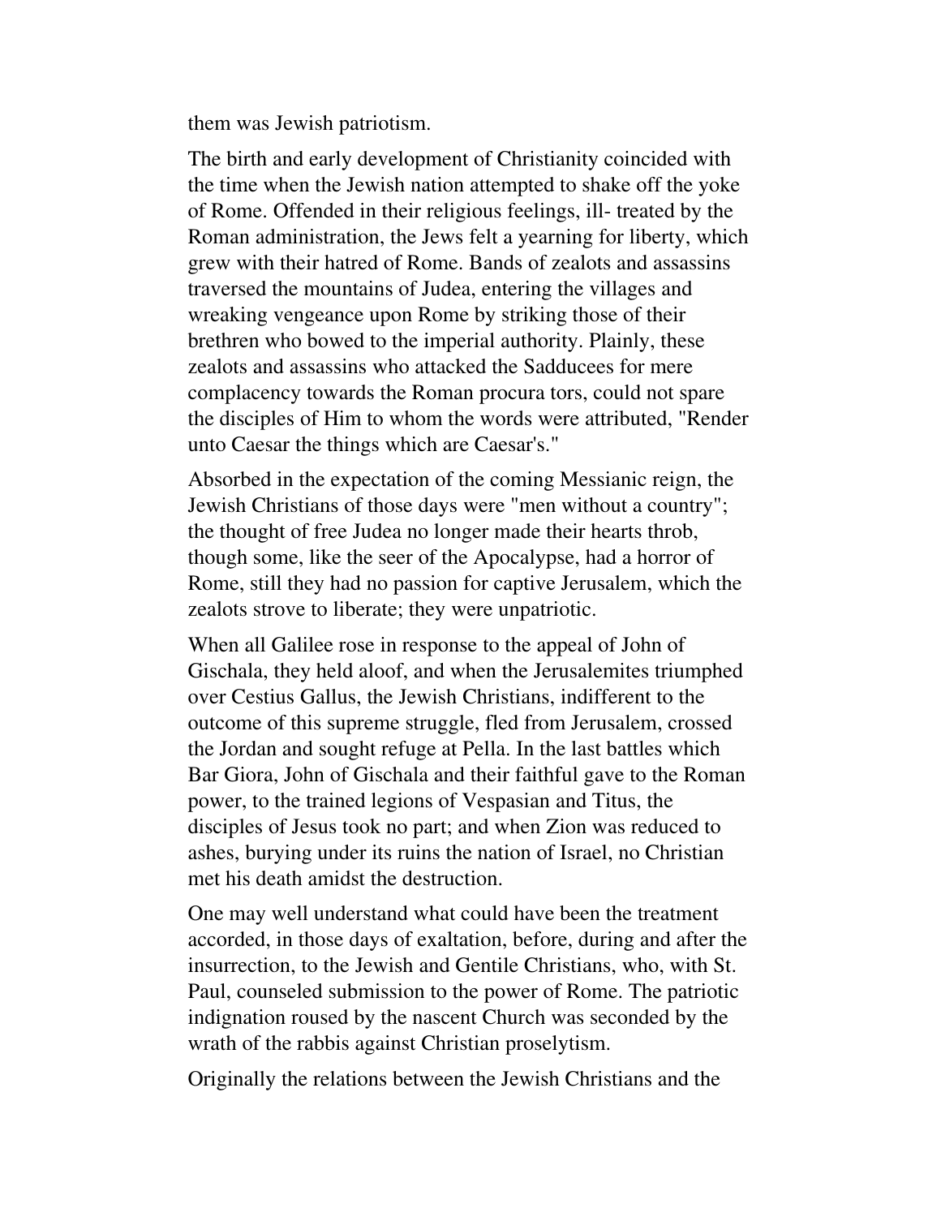them was Jewish patriotism.

The birth and early development of Christianity coincided with the time when the Jewish nation attempted to shake off the yoke of Rome. Offended in their religious feelings, ill- treated by the Roman administration, the Jews felt a yearning for liberty, which grew with their hatred of Rome. Bands of zealots and assassins traversed the mountains of Judea, entering the villages and wreaking vengeance upon Rome by striking those of their brethren who bowed to the imperial authority. Plainly, these zealots and assassins who attacked the Sadducees for mere complacency towards the Roman procura tors, could not spare the disciples of Him to whom the words were attributed, "Render unto Caesar the things which are Caesar's."

Absorbed in the expectation of the coming Messianic reign, the Jewish Christians of those days were "men without a country"; the thought of free Judea no longer made their hearts throb, though some, like the seer of the Apocalypse, had a horror of Rome, still they had no passion for captive Jerusalem, which the zealots strove to liberate; they were unpatriotic.

When all Galilee rose in response to the appeal of John of Gischala, they held aloof, and when the Jerusalemites triumphed over Cestius Gallus, the Jewish Christians, indifferent to the outcome of this supreme struggle, fled from Jerusalem, crossed the Jordan and sought refuge at Pella. In the last battles which Bar Giora, John of Gischala and their faithful gave to the Roman power, to the trained legions of Vespasian and Titus, the disciples of Jesus took no part; and when Zion was reduced to ashes, burying under its ruins the nation of Israel, no Christian met his death amidst the destruction.

One may well understand what could have been the treatment accorded, in those days of exaltation, before, during and after the insurrection, to the Jewish and Gentile Christians, who, with St. Paul, counseled submission to the power of Rome. The patriotic indignation roused by the nascent Church was seconded by the wrath of the rabbis against Christian proselytism.

Originally the relations between the Jewish Christians and the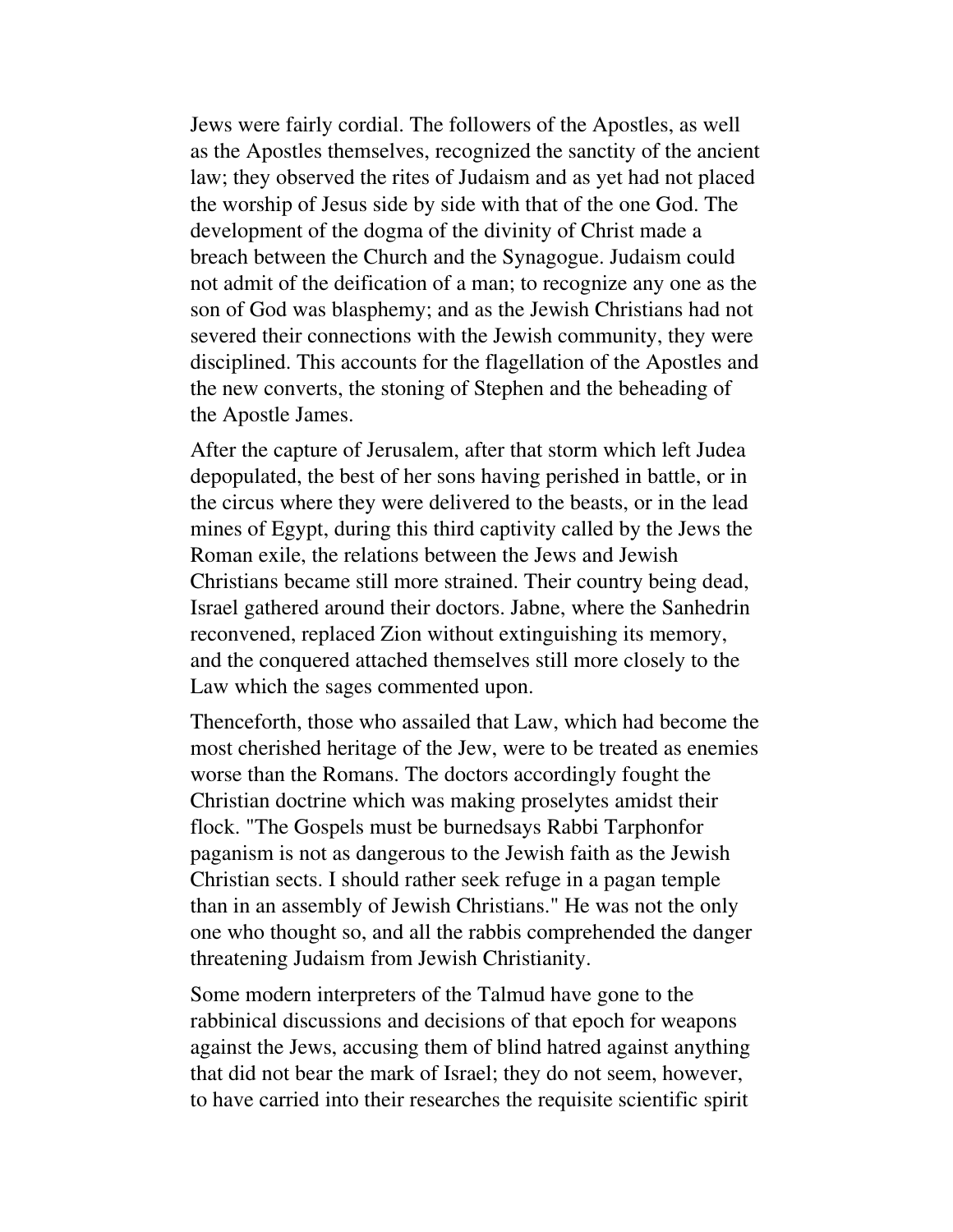Jews were fairly cordial. The followers of the Apostles, as well as the Apostles themselves, recognized the sanctity of the ancient law; they observed the rites of Judaism and as yet had not placed the worship of Jesus side by side with that of the one God. The development of the dogma of the divinity of Christ made a breach between the Church and the Synagogue. Judaism could not admit of the deification of a man; to recognize any one as the son of God was blasphemy; and as the Jewish Christians had not severed their connections with the Jewish community, they were disciplined. This accounts for the flagellation of the Apostles and the new converts, the stoning of Stephen and the beheading of the Apostle James.

After the capture of Jerusalem, after that storm which left Judea depopulated, the best of her sons having perished in battle, or in the circus where they were delivered to the beasts, or in the lead mines of Egypt, during this third captivity called by the Jews the Roman exile, the relations between the Jews and Jewish Christians became still more strained. Their country being dead, Israel gathered around their doctors. Jabne, where the Sanhedrin reconvened, replaced Zion without extinguishing its memory, and the conquered attached themselves still more closely to the Law which the sages commented upon.

Thenceforth, those who assailed that Law, which had become the most cherished heritage of the Jew, were to be treated as enemies worse than the Romans. The doctors accordingly fought the Christian doctrine which was making proselytes amidst their flock. "The Gospels must be burnedsays Rabbi Tarphonfor paganism is not as dangerous to the Jewish faith as the Jewish Christian sects. I should rather seek refuge in a pagan temple than in an assembly of Jewish Christians." He was not the only one who thought so, and all the rabbis comprehended the danger threatening Judaism from Jewish Christianity.

Some modern interpreters of the Talmud have gone to the rabbinical discussions and decisions of that epoch for weapons against the Jews, accusing them of blind hatred against anything that did not bear the mark of Israel; they do not seem, however, to have carried into their researches the requisite scientific spirit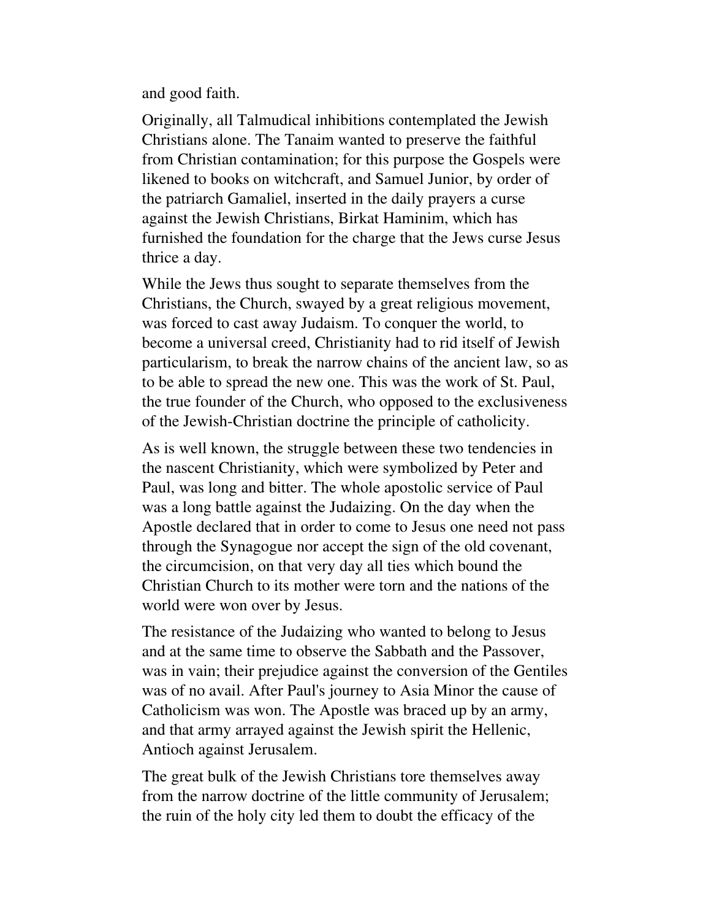and good faith.

Originally, all Talmudical inhibitions contemplated the Jewish Christians alone. The Tanaim wanted to preserve the faithful from Christian contamination; for this purpose the Gospels were likened to books on witchcraft, and Samuel Junior, by order of the patriarch Gamaliel, inserted in the daily prayers a curse against the Jewish Christians, Birkat Haminim, which has furnished the foundation for the charge that the Jews curse Jesus thrice a day.

While the Jews thus sought to separate themselves from the Christians, the Church, swayed by a great religious movement, was forced to cast away Judaism. To conquer the world, to become a universal creed, Christianity had to rid itself of Jewish particularism, to break the narrow chains of the ancient law, so as to be able to spread the new one. This was the work of St. Paul, the true founder of the Church, who opposed to the exclusiveness of the Jewish-Christian doctrine the principle of catholicity.

As is well known, the struggle between these two tendencies in the nascent Christianity, which were symbolized by Peter and Paul, was long and bitter. The whole apostolic service of Paul was a long battle against the Judaizing. On the day when the Apostle declared that in order to come to Jesus one need not pass through the Synagogue nor accept the sign of the old covenant, the circumcision, on that very day all ties which bound the Christian Church to its mother were torn and the nations of the world were won over by Jesus.

The resistance of the Judaizing who wanted to belong to Jesus and at the same time to observe the Sabbath and the Passover, was in vain; their prejudice against the conversion of the Gentiles was of no avail. After Paul's journey to Asia Minor the cause of Catholicism was won. The Apostle was braced up by an army, and that army arrayed against the Jewish spirit the Hellenic, Antioch against Jerusalem.

The great bulk of the Jewish Christians tore themselves away from the narrow doctrine of the little community of Jerusalem; the ruin of the holy city led them to doubt the efficacy of the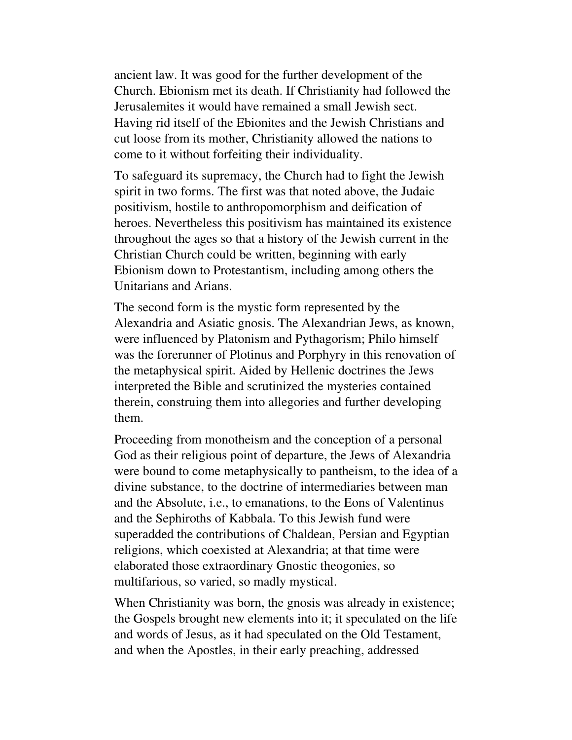ancient law. It was good for the further development of the Church. Ebionism met its death. If Christianity had followed the Jerusalemites it would have remained a small Jewish sect. Having rid itself of the Ebionites and the Jewish Christians and cut loose from its mother, Christianity allowed the nations to come to it without forfeiting their individuality.

To safeguard its supremacy, the Church had to fight the Jewish spirit in two forms. The first was that noted above, the Judaic positivism, hostile to anthropomorphism and deification of heroes. Nevertheless this positivism has maintained its existence throughout the ages so that a history of the Jewish current in the Christian Church could be written, beginning with early Ebionism down to Protestantism, including among others the Unitarians and Arians.

The second form is the mystic form represented by the Alexandria and Asiatic gnosis. The Alexandrian Jews, as known, were influenced by Platonism and Pythagorism; Philo himself was the forerunner of Plotinus and Porphyry in this renovation of the metaphysical spirit. Aided by Hellenic doctrines the Jews interpreted the Bible and scrutinized the mysteries contained therein, construing them into allegories and further developing them.

Proceeding from monotheism and the conception of a personal God as their religious point of departure, the Jews of Alexandria were bound to come metaphysically to pantheism, to the idea of a divine substance, to the doctrine of intermediaries between man and the Absolute, i.e., to emanations, to the Eons of Valentinus and the Sephiroths of Kabbala. To this Jewish fund were superadded the contributions of Chaldean, Persian and Egyptian religions, which coexisted at Alexandria; at that time were elaborated those extraordinary Gnostic theogonies, so multifarious, so varied, so madly mystical.

When Christianity was born, the gnosis was already in existence; the Gospels brought new elements into it; it speculated on the life and words of Jesus, as it had speculated on the Old Testament, and when the Apostles, in their early preaching, addressed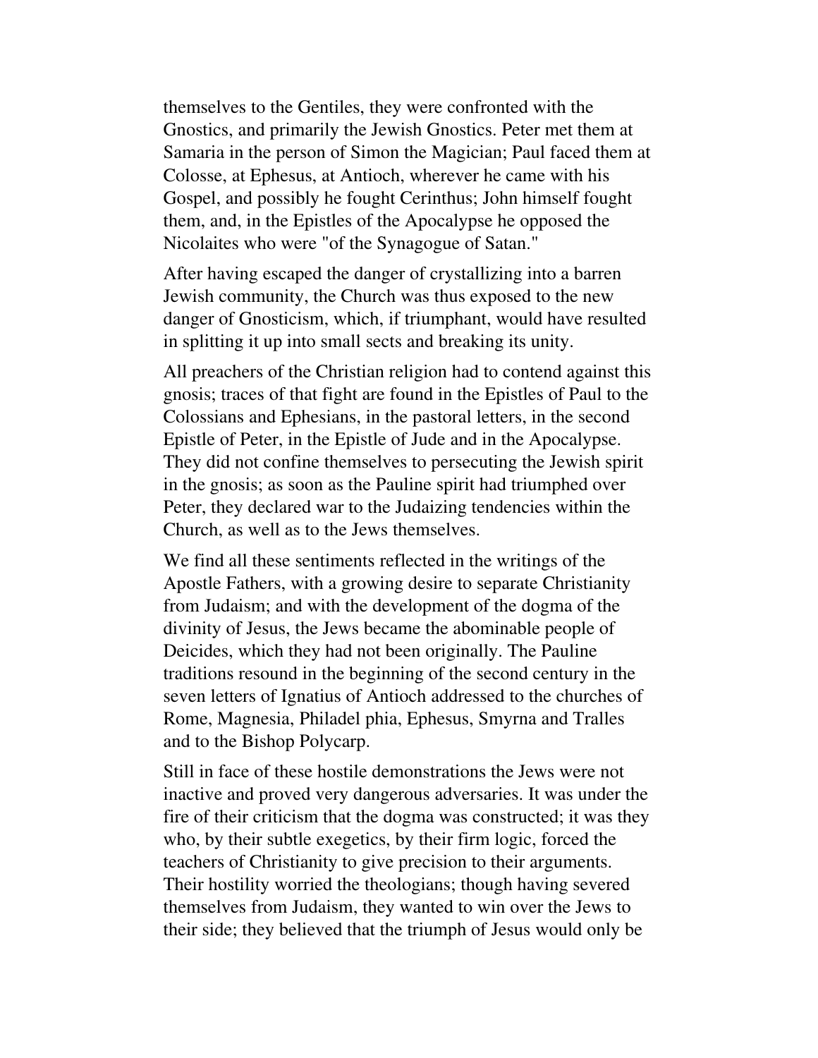themselves to the Gentiles, they were confronted with the Gnostics, and primarily the Jewish Gnostics. Peter met them at Samaria in the person of Simon the Magician; Paul faced them at Colosse, at Ephesus, at Antioch, wherever he came with his Gospel, and possibly he fought Cerinthus; John himself fought them, and, in the Epistles of the Apocalypse he opposed the Nicolaites who were "of the Synagogue of Satan."

After having escaped the danger of crystallizing into a barren Jewish community, the Church was thus exposed to the new danger of Gnosticism, which, if triumphant, would have resulted in splitting it up into small sects and breaking its unity.

All preachers of the Christian religion had to contend against this gnosis; traces of that fight are found in the Epistles of Paul to the Colossians and Ephesians, in the pastoral letters, in the second Epistle of Peter, in the Epistle of Jude and in the Apocalypse. They did not confine themselves to persecuting the Jewish spirit in the gnosis; as soon as the Pauline spirit had triumphed over Peter, they declared war to the Judaizing tendencies within the Church, as well as to the Jews themselves.

We find all these sentiments reflected in the writings of the Apostle Fathers, with a growing desire to separate Christianity from Judaism; and with the development of the dogma of the divinity of Jesus, the Jews became the abominable people of Deicides, which they had not been originally. The Pauline traditions resound in the beginning of the second century in the seven letters of Ignatius of Antioch addressed to the churches of Rome, Magnesia, Philadel phia, Ephesus, Smyrna and Tralles and to the Bishop Polycarp.

Still in face of these hostile demonstrations the Jews were not inactive and proved very dangerous adversaries. It was under the fire of their criticism that the dogma was constructed; it was they who, by their subtle exegetics, by their firm logic, forced the teachers of Christianity to give precision to their arguments. Their hostility worried the theologians; though having severed themselves from Judaism, they wanted to win over the Jews to their side; they believed that the triumph of Jesus would only be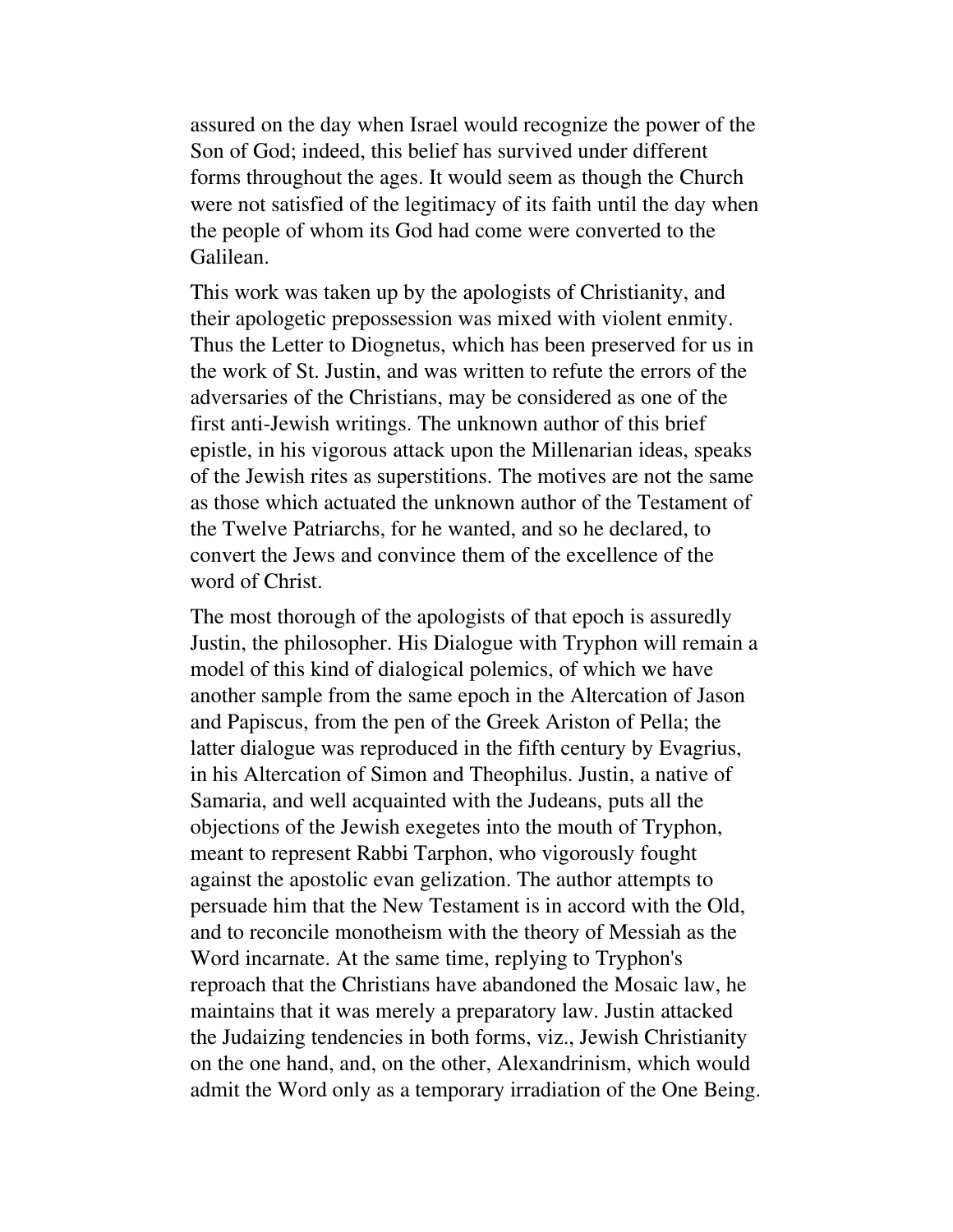assured on the day when Israel would recognize the power of the Son of God; indeed, this belief has survived under different forms throughout the ages. It would seem as though the Church were not satisfied of the legitimacy of its faith until the day when the people of whom its God had come were converted to the Galilean.

This work was taken up by the apologists of Christianity, and their apologetic prepossession was mixed with violent enmity. Thus the Letter to Diognetus, which has been preserved for us in the work of St. Justin, and was written to refute the errors of the adversaries of the Christians, may be considered as one of the first anti-Jewish writings. The unknown author of this brief epistle, in his vigorous attack upon the Millenarian ideas, speaks of the Jewish rites as superstitions. The motives are not the same as those which actuated the unknown author of the Testament of the Twelve Patriarchs, for he wanted, and so he declared, to convert the Jews and convince them of the excellence of the word of Christ.

The most thorough of the apologists of that epoch is assuredly Justin, the philosopher. His Dialogue with Tryphon will remain a model of this kind of dialogical polemics, of which we have another sample from the same epoch in the Altercation of Jason and Papiscus, from the pen of the Greek Ariston of Pella; the latter dialogue was reproduced in the fifth century by Evagrius, in his Altercation of Simon and Theophilus. Justin, a native of Samaria, and well acquainted with the Judeans, puts all the objections of the Jewish exegetes into the mouth of Tryphon, meant to represent Rabbi Tarphon, who vigorously fought against the apostolic evan gelization. The author attempts to persuade him that the New Testament is in accord with the Old, and to reconcile monotheism with the theory of Messiah as the Word incarnate. At the same time, replying to Tryphon's reproach that the Christians have abandoned the Mosaic law, he maintains that it was merely a preparatory law. Justin attacked the Judaizing tendencies in both forms, viz., Jewish Christianity on the one hand, and, on the other, Alexandrinism, which would admit the Word only as a temporary irradiation of the One Being.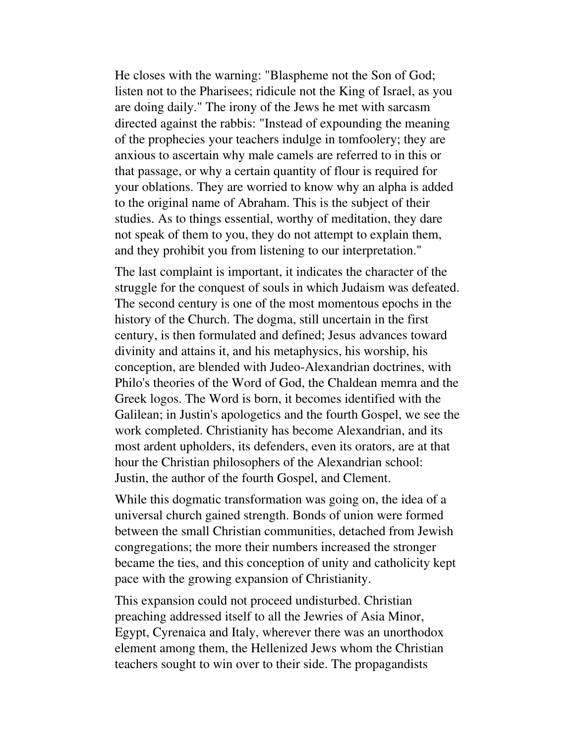He closes with the warning: "Blaspheme not the Son of God; listen not to the Pharisees; ridicule not the King of Israel, as you are doing daily." The irony of the Jews he met with sarcasm directed against the rabbis: "Instead of expounding the meaning of the prophecies your teachers indulge in tomfoolery; they are anxious to ascertain why male camels are referred to in this or that passage, or why a certain quantity of flour is required for your oblations. They are worried to know why an alpha is added to the original name of Abraham. This is the subject of their studies. As to things essential, worthy of meditation, they dare not speak of them to you, they do not attempt to explain them, and they prohibit you from listening to our interpretation."

The last complaint is important, it indicates the character of the struggle for the conquest of souls in which Judaism was defeated. The second century is one of the most momentous epochs in the history of the Church. The dogma, still uncertain in the first century, is then formulated and defined; Jesus advances toward divinity and attains it, and his metaphysics, his worship, his conception, are blended with Judeo-Alexandrian doctrines, with Philo's theories of the Word of God, the Chaldean memra and the Greek logos. The Word is born, it becomes identified with the Galilean; in Justin's apologetics and the fourth Gospel, we see the work completed. Christianity has become Alexandrian, and its most ardent upholders, its defenders, even its orators, are at that hour the Christian philosophers of the Alexandrian school: Justin, the author of the fourth Gospel, and Clement.

While this dogmatic transformation was going on, the idea of a universal church gained strength. Bonds of union were formed between the small Christian communities, detached from Jewish congregations; the more their numbers increased the stronger became the ties, and this conception of unity and catholicity kept pace with the growing expansion of Christianity.

This expansion could not proceed undisturbed. Christian preaching addressed itself to all the Jewries of Asia Minor, Egypt, Cyrenaica and Italy, wherever there was an unorthodox element among them, the Hellenized Jews whom the Christian teachers sought to win over to their side. The propagandists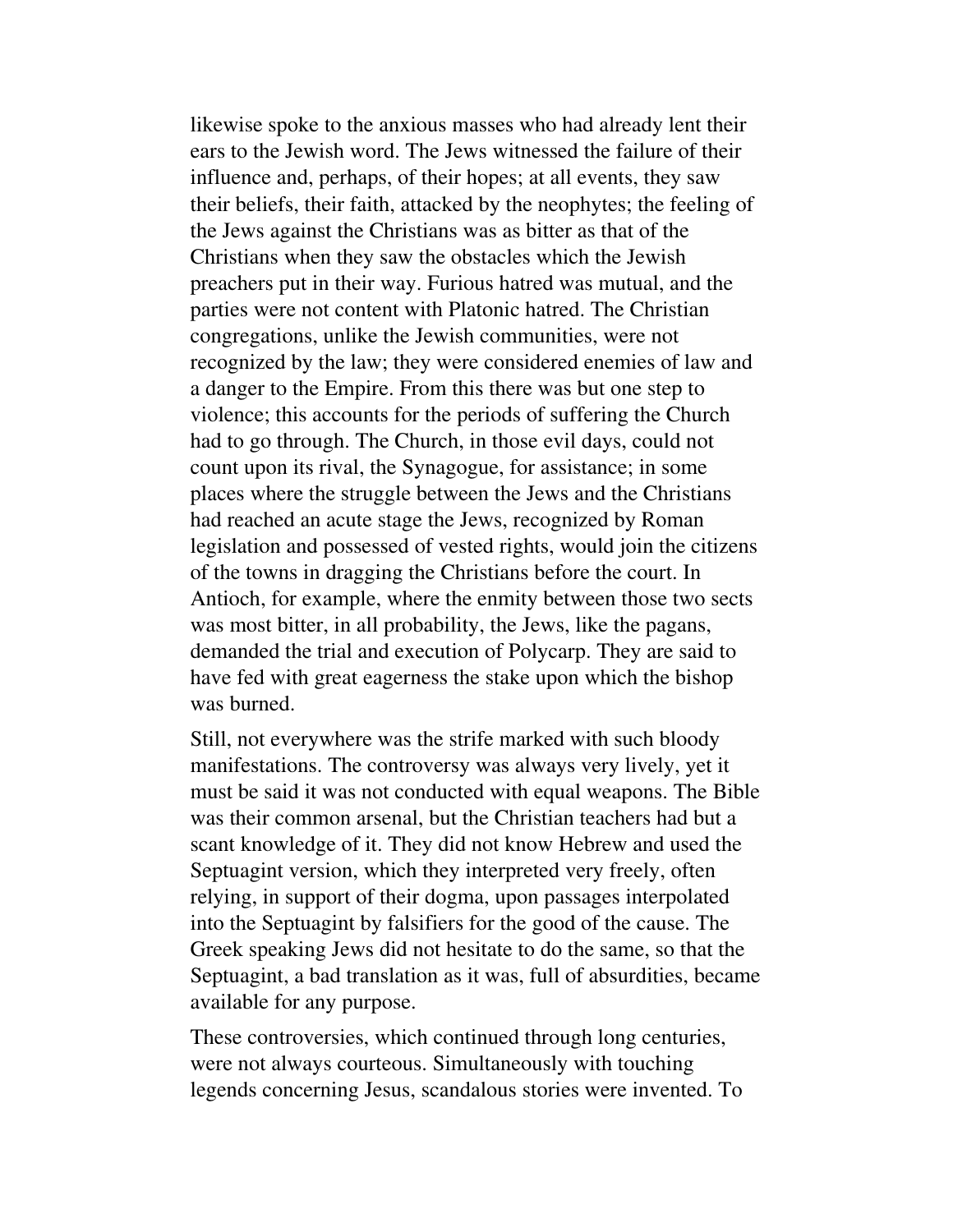likewise spoke to the anxious masses who had already lent their ears to the Jewish word. The Jews witnessed the failure of their influence and, perhaps, of their hopes; at all events, they saw their beliefs, their faith, attacked by the neophytes; the feeling of the Jews against the Christians was as bitter as that of the Christians when they saw the obstacles which the Jewish preachers put in their way. Furious hatred was mutual, and the parties were not content with Platonic hatred. The Christian congregations, unlike the Jewish communities, were not recognized by the law; they were considered enemies of law and a danger to the Empire. From this there was but one step to violence; this accounts for the periods of suffering the Church had to go through. The Church, in those evil days, could not count upon its rival, the Synagogue, for assistance; in some places where the struggle between the Jews and the Christians had reached an acute stage the Jews, recognized by Roman legislation and possessed of vested rights, would join the citizens of the towns in dragging the Christians before the court. In Antioch, for example, where the enmity between those two sects was most bitter, in all probability, the Jews, like the pagans, demanded the trial and execution of Polycarp. They are said to have fed with great eagerness the stake upon which the bishop was burned.

Still, not everywhere was the strife marked with such bloody manifestations. The controversy was always very lively, yet it must be said it was not conducted with equal weapons. The Bible was their common arsenal, but the Christian teachers had but a scant knowledge of it. They did not know Hebrew and used the Septuagint version, which they interpreted very freely, often relying, in support of their dogma, upon passages interpolated into the Septuagint by falsifiers for the good of the cause. The Greek speaking Jews did not hesitate to do the same, so that the Septuagint, a bad translation as it was, full of absurdities, became available for any purpose.

These controversies, which continued through long centuries, were not always courteous. Simultaneously with touching legends concerning Jesus, scandalous stories were invented. To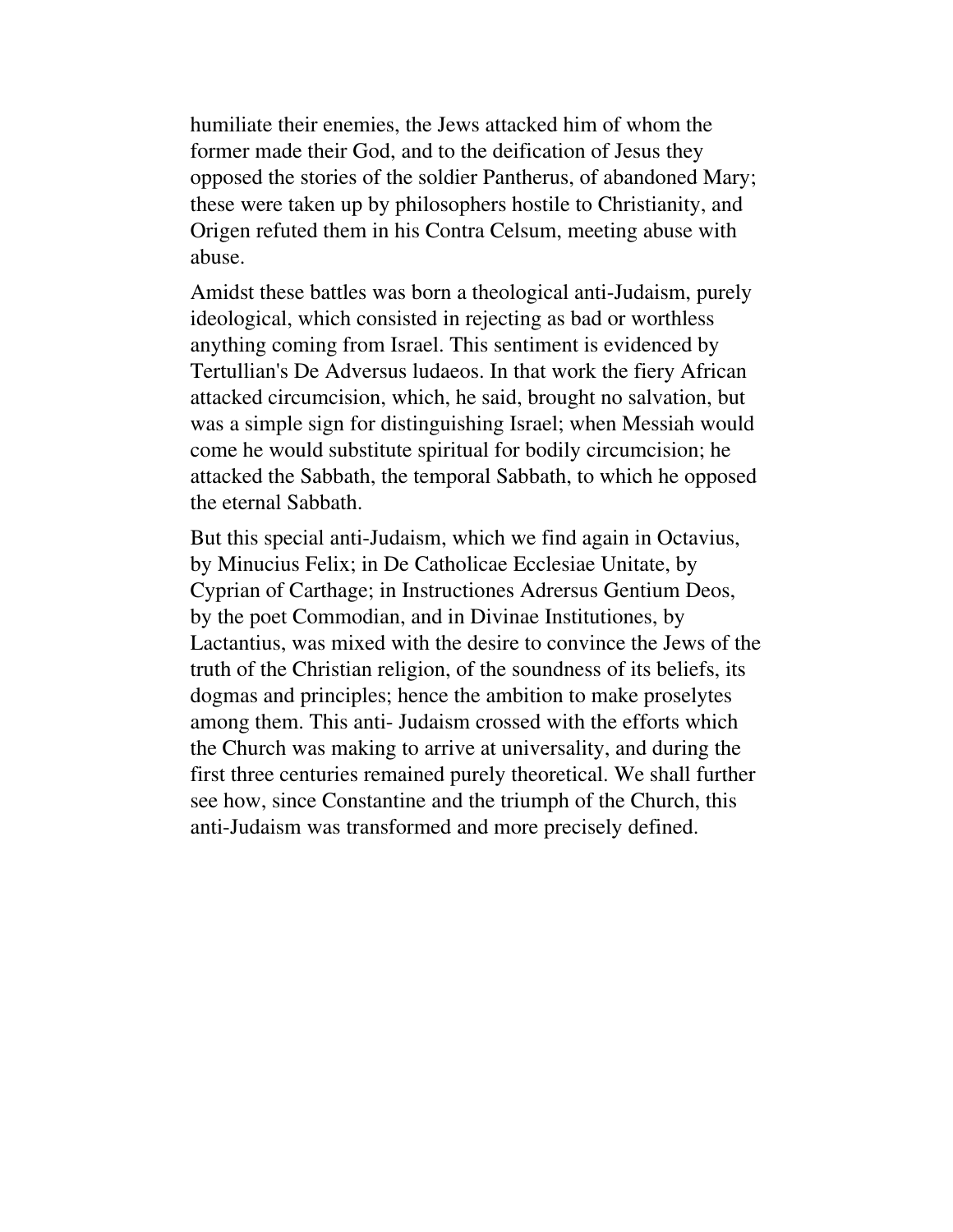humiliate their enemies, the Jews attacked him of whom the former made their God, and to the deification of Jesus they opposed the stories of the soldier Pantherus, of abandoned Mary; these were taken up by philosophers hostile to Christianity, and Origen refuted them in his Contra Celsum, meeting abuse with abuse.

Amidst these battles was born a theological anti-Judaism, purely ideological, which consisted in rejecting as bad or worthless anything coming from Israel. This sentiment is evidenced by Tertullian's De Adversus ludaeos. In that work the fiery African attacked circumcision, which, he said, brought no salvation, but was a simple sign for distinguishing Israel; when Messiah would come he would substitute spiritual for bodily circumcision; he attacked the Sabbath, the temporal Sabbath, to which he opposed the eternal Sabbath.

But this special anti-Judaism, which we find again in Octavius, by Minucius Felix; in De Catholicae Ecclesiae Unitate, by Cyprian of Carthage; in Instructiones Adrersus Gentium Deos, by the poet Commodian, and in Divinae Institutiones, by Lactantius, was mixed with the desire to convince the Jews of the truth of the Christian religion, of the soundness of its beliefs, its dogmas and principles; hence the ambition to make proselytes among them. This anti- Judaism crossed with the efforts which the Church was making to arrive at universality, and during the first three centuries remained purely theoretical. We shall further see how, since Constantine and the triumph of the Church, this anti-Judaism was transformed and more precisely defined.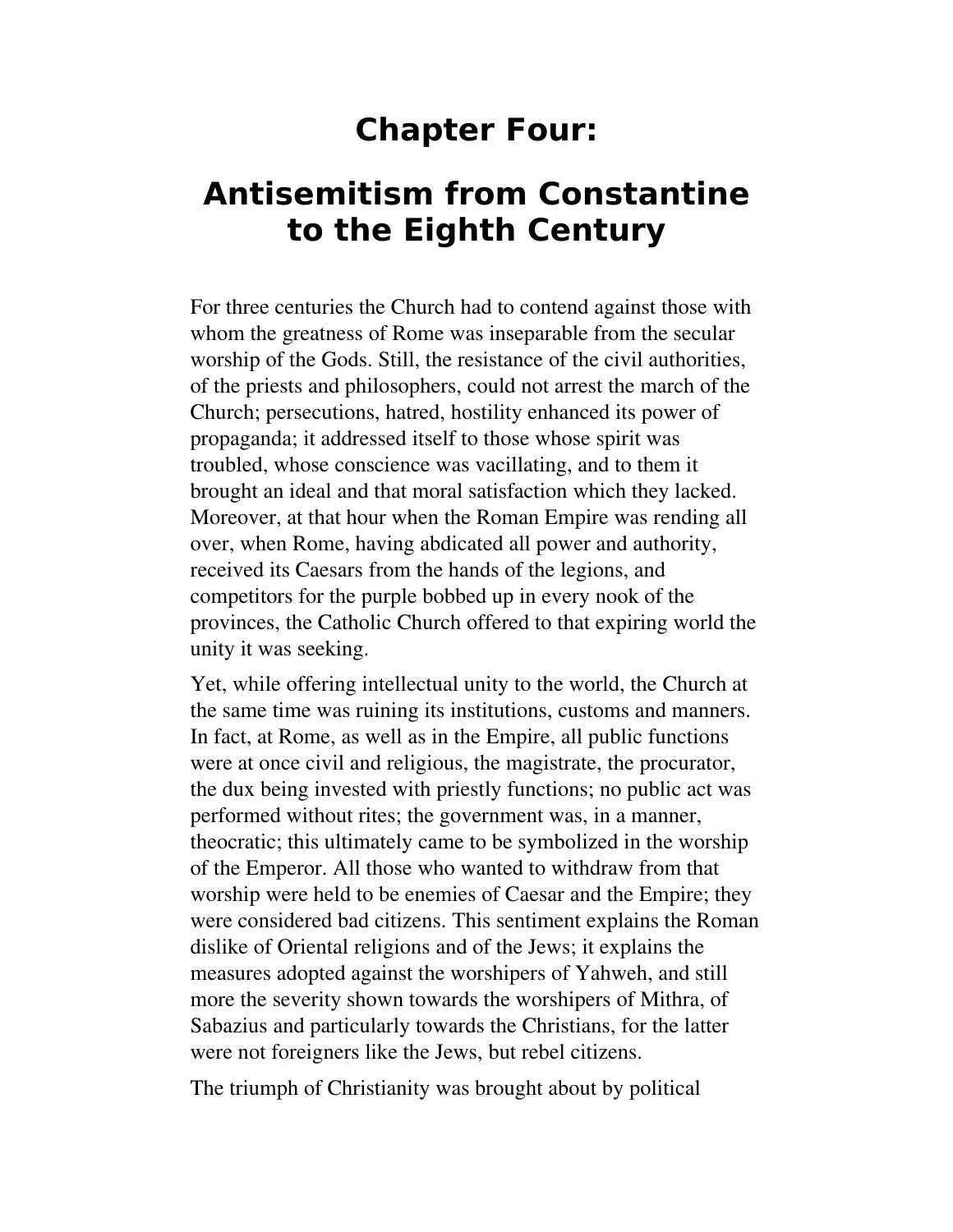# Chapter Four:

# Antisemitism from Constantine to the Eighth Century

For three centuries the Church had to contend against those with whom the greatness of Rome was inseparable from the secular worship of the Gods. Still, the resistance of the civil authorities, of the priests and philosophers, could not arrest the march of the Church; persecutions, hatred, hostility enhanced its power of propaganda; it addressed itself to those whose spirit was troubled, whose conscience was vacillating, and to them it brought an ideal and that moral satisfaction which they lacked. Moreover, at that hour when the Roman Empire was rending all over, when Rome, having abdicated all power and authority, received its Caesars from the hands of the legions, and competitors for the purple bobbed up in every nook of the provinces, the Catholic Church offered to that expiring world the unity it was seeking.

Yet, while offering intellectual unity to the world, the Church at the same time was ruining its institutions, customs and manners. In fact, at Rome, as well as in the Empire, all public functions were at once civil and religious, the magistrate, the procurator, the dux being invested with priestly functions; no public act was performed without rites; the government was, in a manner, theocratic; this ultimately came to be symbolized in the worship of the Emperor. All those who wanted to withdraw from that worship were held to be enemies of Caesar and the Empire; they were considered bad citizens. This sentiment explains the Roman dislike of Oriental religions and of the Jews; it explains the measures adopted against the worshipers of Yahweh, and still more the severity shown towards the worshipers of Mithra, of Sabazius and particularly towards the Christians, for the latter were not foreigners like the Jews, but rebel citizens.

The triumph of Christianity was brought about by political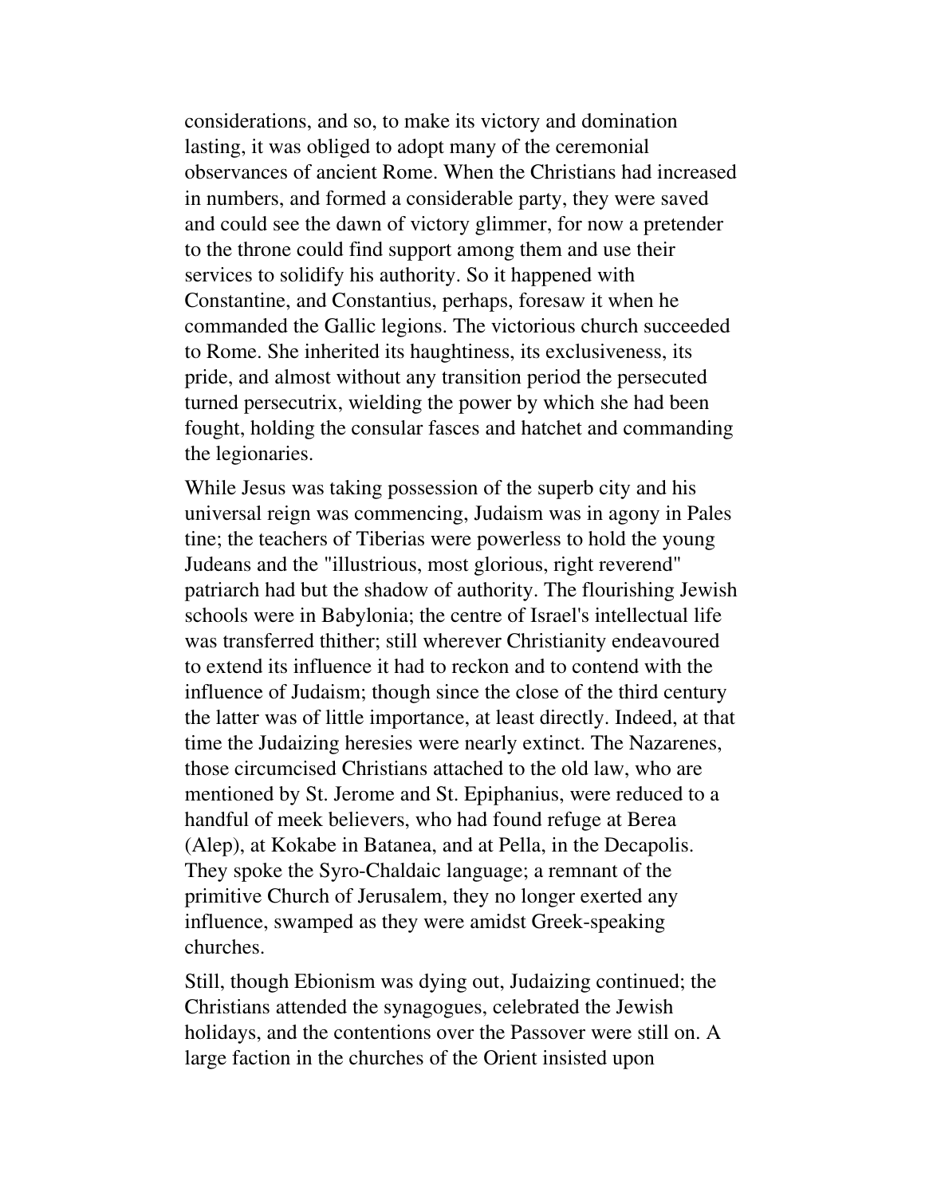considerations, and so, to make its victory and domination lasting, it was obliged to adopt many of the ceremonial observances of ancient Rome. When the Christians had increased in numbers, and formed a considerable party, they were saved and could see the dawn of victory glimmer, for now a pretender to the throne could find support among them and use their services to solidify his authority. So it happened with Constantine, and Constantius, perhaps, foresaw it when he commanded the Gallic legions. The victorious church succeeded to Rome. She inherited its haughtiness, its exclusiveness, its pride, and almost without any transition period the persecuted turned persecutrix, wielding the power by which she had been fought, holding the consular fasces and hatchet and commanding the legionaries.

While Jesus was taking possession of the superb city and his universal reign was commencing, Judaism was in agony in Palestine; the teachers of Tiberias were powerless to hold the young Judeans and the "illustrious, most glorious, right reverend" patriarch had but the shadow of authority. The flourishing Jewish schools were in Babylonia; the centre of Israel's intellectual life was transferred thither; still wherever Christianity endeavoured to extend its influence it had to reckon and to contend with the influence of Judaism; though since the close of the third century the latter was of little importance, at least directly. Indeed, at that time the Judaizing heresies were nearly extinct. The Nazarenes, those circumcised Christians attached to the old law, who are mentioned by St. Jerome and St. Epiphanius, were reduced to a handful of meek believers, who had found refuge at Berea (Alep), at Kokabe in Batanea, and at Pella, in the Decapolis. They spoke the Syro-Chaldaic language; a remnant of the primitive Church of Jerusalem, they no longer exerted any influence, swamped as they were amidst Greek-speaking churches.

Still, though Ebionism was dying out, Judaizing continued; the Christians attended the synagogues, celebrated the Jewish holidays, and the contentions over the Passover were still on. A large faction in the churches of the Orient insisted upon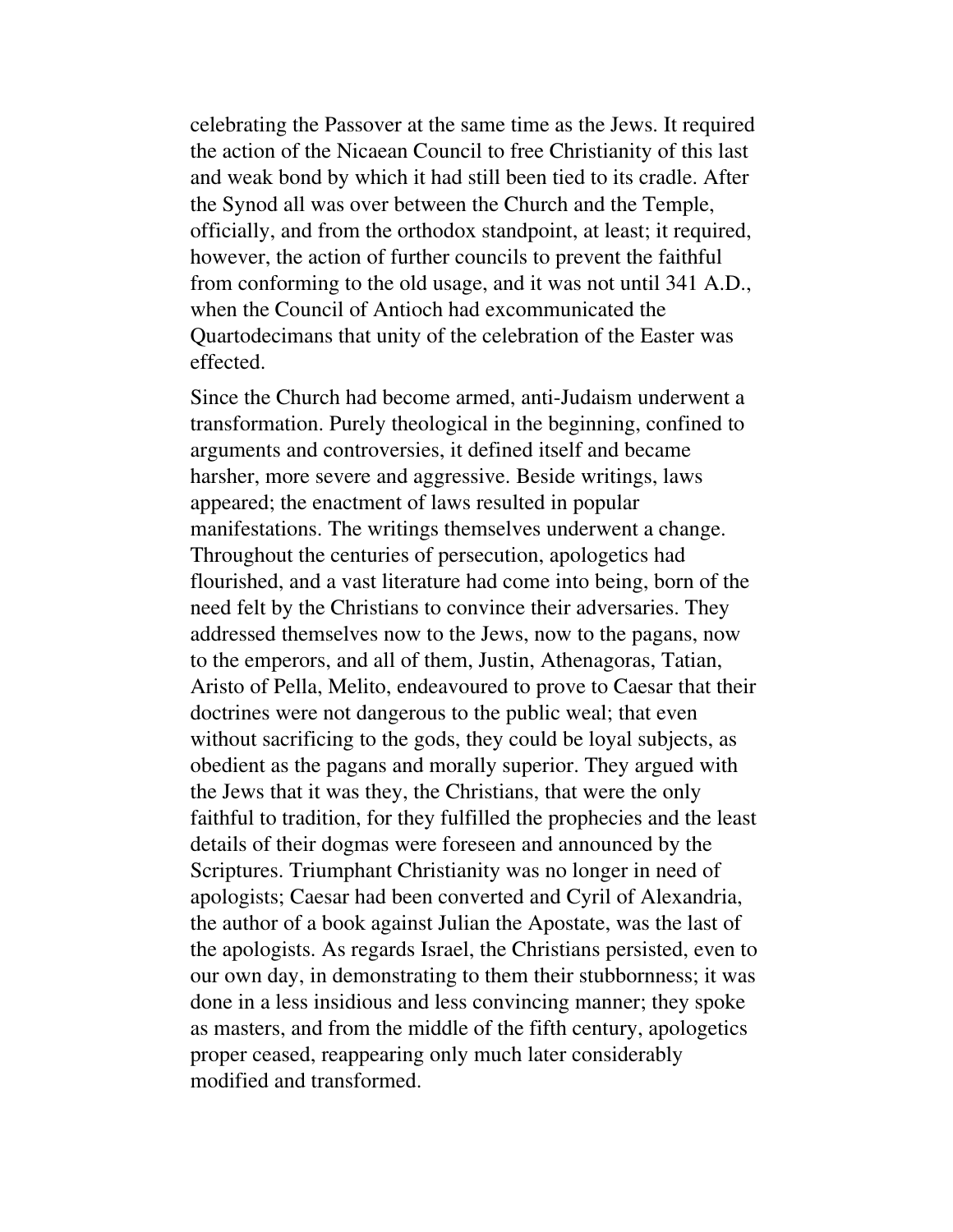celebrating the Passover at the same time as the Jews. It required the action of the Nicaean Council to free Christianity of this last and weak bond by which it had still been tied to its cradle. After the Synod all was over between the Church and the Temple, officially, and from the orthodox standpoint, at least; it required, however, the action of further councils to prevent the faithful from conforming to the old usage, and it was not until 341 A.D., when the Council of Antioch had excommunicated the Quartodecimans that unity of the celebration of the Easter was effected.

Since the Church had become armed, anti-Judaism underwent a transformation. Purely theological in the beginning, confined to arguments and controversies, it defined itself and became harsher, more severe and aggressive. Beside writings, laws appeared; the enactment of laws resulted in popular manifestations. The writings themselves underwent a change. Throughout the centuries of persecution, apologetics had flourished, and a vast literature had come into being, born of the need felt by the Christians to convince their adversaries. They addressed themselves now to the Jews, now to the pagans, now to the emperors, and all of them, Justin, Athenagoras, Tatian, Aristo of Pella, Melito, endeavoured to prove to Caesar that their doctrines were not dangerous to the public weal; that even without sacrificing to the gods, they could be loyal subjects, as obedient as the pagans and morally superior. They argued with the Jews that it was they, the Christians, that were the only faithful to tradition, for they fulfilled the prophecies and the least details of their dogmas were foreseen and announced by the Scriptures. Triumphant Christianity was no longer in need of apologists; Caesar had been converted and Cyril of Alexandria, the author of a book against Julian the Apostate, was the last of the apologists. As regards Israel, the Christians persisted, even to our own day, in demonstrating to them their stubbornness; it was done in a less insidious and less convincing manner; they spoke as masters, and from the middle of the fifth century, apologetics proper ceased, reappearing only much later considerably modified and transformed.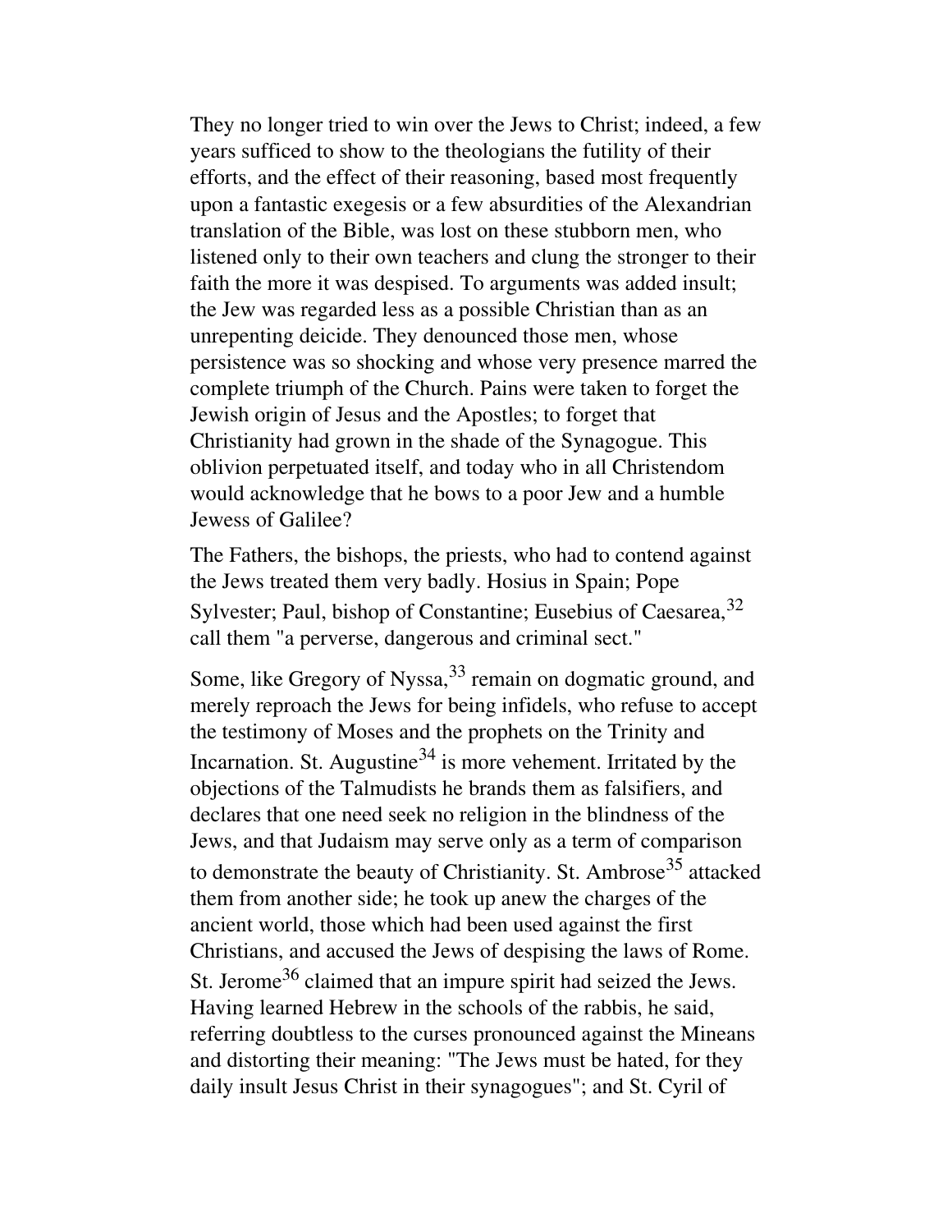They no longer tried to win over the Jews to Christ; indeed, a few years sufficed to show to the theologians the futility of their efforts, and the effect of their reasoning, based most frequently upon a fantastic exegesis or a few absurdities of the Alexandrian translation of the Bible, was lost on these stubborn men, who listened only to their own teachers and clung the stronger to their faith the more it was despised. To arguments was added insult; the Jew was regarded less as a possible Christian than as an unrepenting deicide. They denounced those men, whose persistence was so shocking and whose very presence marred the complete triumph of the Church. Pains were taken to forget the Jewish origin of Jesus and the Apostles; to forget that Christianity had grown in the shade of the Synagogue. This oblivion perpetuated itself, and today who in all Christendom would acknowledge that he bows to a poor Jew and a humble Jewess of Galilee?

The Fathers, the bishops, the priests, who had to contend against the Jews treated them very badly. Hosius in Spain; Pope Sylvester; Paul, bishop of Constantine; Eusebius of Caesarea,[32] call them "a perverse, dangerous and criminal sect."

Some, like Gregory of Nyssa,[33] remain on dogmatic ground, and merely reproach the Jews for being infidels, who refuse to accept the testimony of Moses and the prophets on the Trinity and Incarnation. St. Augustine[34] is more vehement. Irritated by the objections of the Talmudists he brands them as falsifiers, and declares that one need seek no religion in the blindness of the Jews, and that Judaism may serve only as a term of comparison to demonstrate the beauty of Christianity. St. Ambrose[35] attacked them from another side; he took up anew the charges of the ancient world, those which had been used against the first Christians, and accused the Jews of despising the laws of Rome. St. Jerome[36] claimed that an impure spirit had seized the Jews. Having learned Hebrew in the schools of the rabbis, he said, referring doubtless to the curses pronounced against the Mineans and distorting their meaning: "The Jews must be hated, for they daily insult Jesus Christ in their synagogues"; and St. Cyril of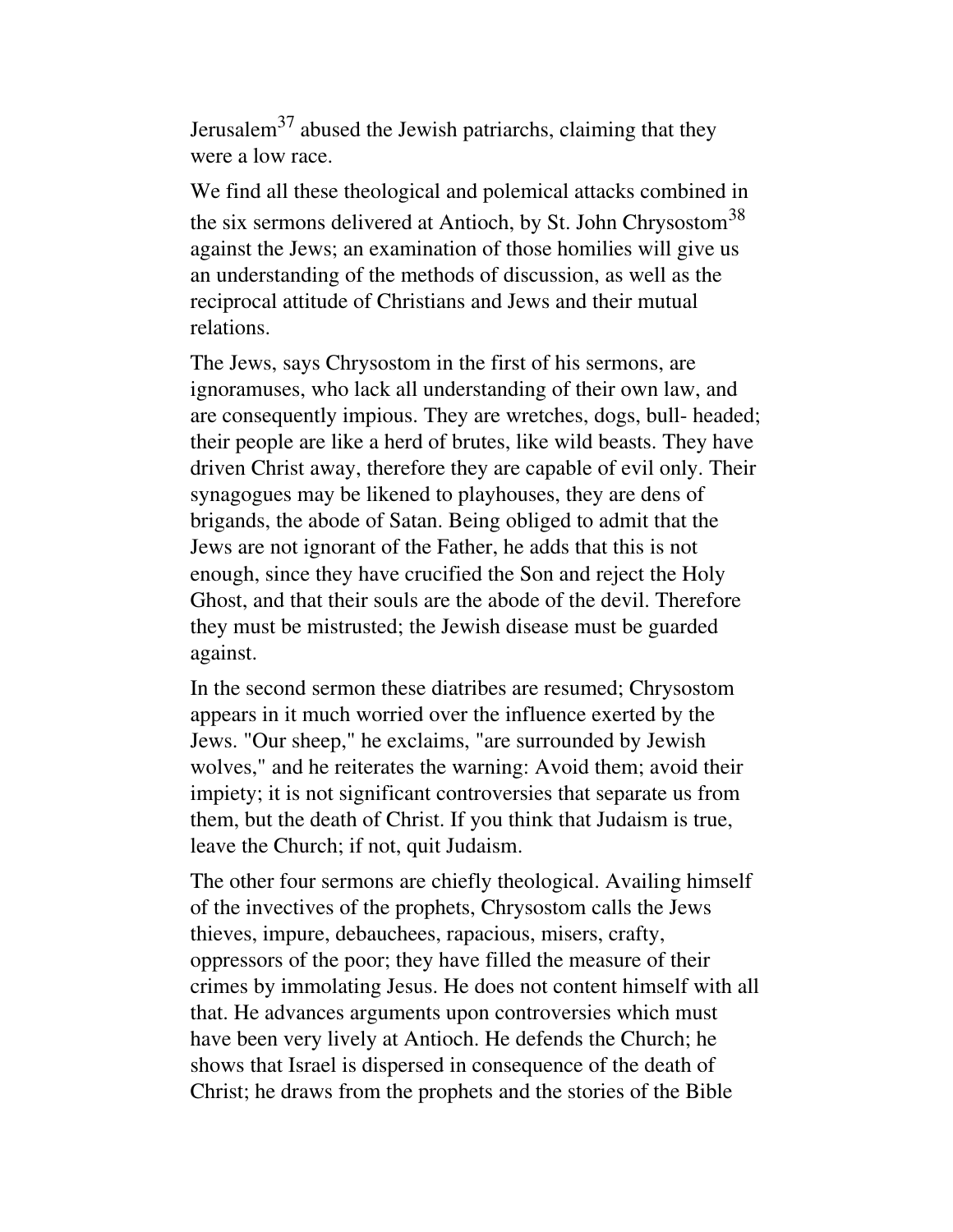Jerusalem[37] abused the Jewish patriarchs, claiming that they were a low race.

We find all these theological and polemical attacks combined in the six sermons delivered at Antioch, by St. John Chrysostom[38] against the Jews; an examination of those homilies will give us an understanding of the methods of discussion, as well as the reciprocal attitude of Christians and Jews and their mutual relations.

The Jews, says Chrysostom in the first of his sermons, are ignoramuses, who lack all understanding of their own law, and are consequently impious. They are wretches, dogs, bull- headed; their people are like a herd of brutes, like wild beasts. They have driven Christ away, therefore they are capable of evil only. Their synagogues may be likened to playhouses, they are dens of brigands, the abode of Satan. Being obliged to admit that the Jews are not ignorant of the Father, he adds that this is not enough, since they have crucified the Son and reject the Holy Ghost, and that their souls are the abode of the devil. Therefore they must be mistrusted; the Jewish disease must be guarded against.

In the second sermon these diatribes are resumed; Chrysostom appears in it much worried over the influence exerted by the Jews. "Our sheep," he exclaims, "are surrounded by Jewish wolves," and he reiterates the warning: Avoid them; avoid their impiety; it is not significant controversies that separate us from them, but the death of Christ. If you think that Judaism is true, leave the Church; if not, quit Judaism.

The other four sermons are chiefly theological. Availing himself of the invectives of the prophets, Chrysostom calls the Jews thieves, impure, debauchees, rapacious, misers, crafty, oppressors of the poor; they have filled the measure of their crimes by immolating Jesus. He does not content himself with all that. He advances arguments upon controversies which must have been very lively at Antioch. He defends the Church; he shows that Israel is dispersed in consequence of the death of Christ; he draws from the prophets and the stories of the Bible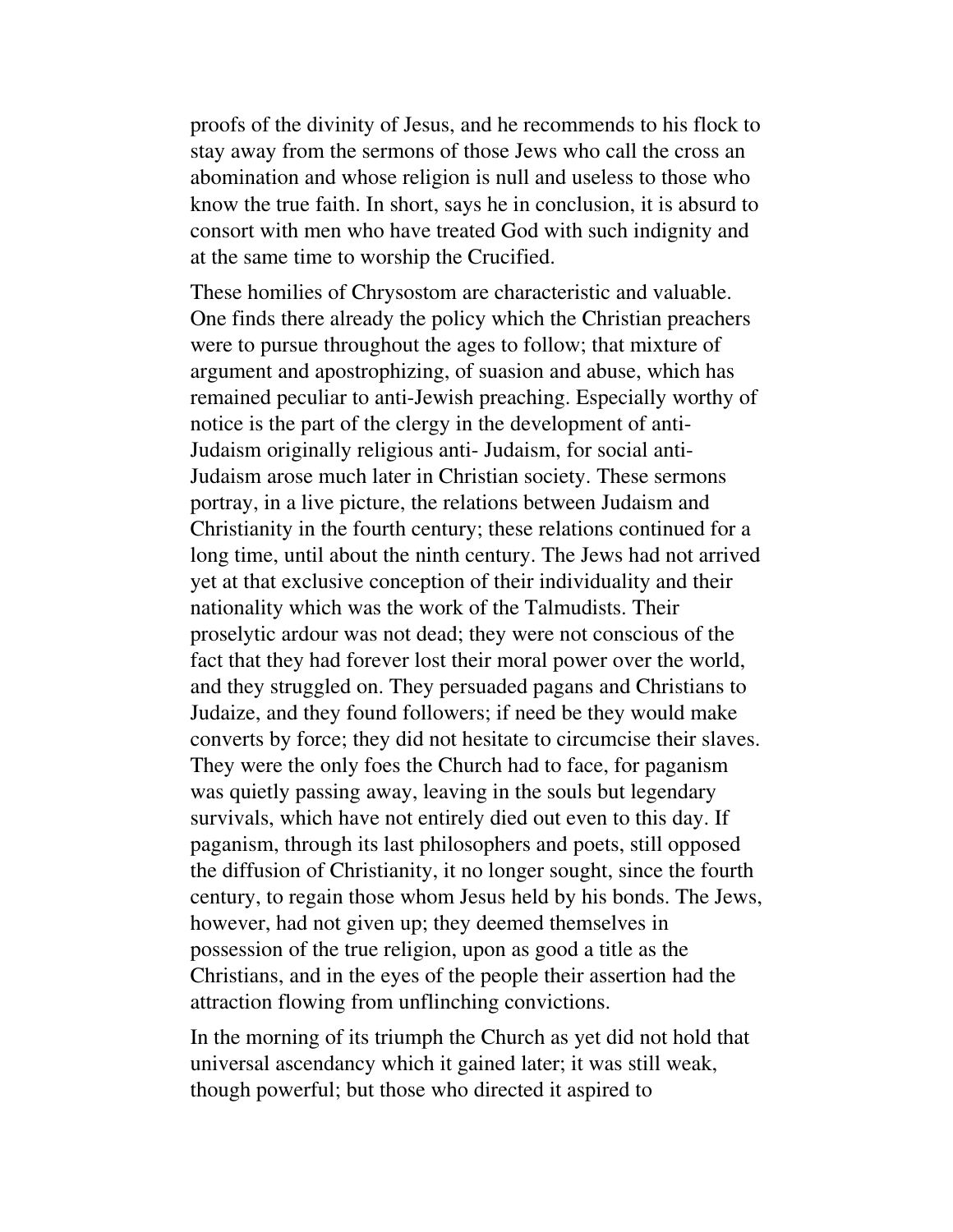proofs of the divinity of Jesus, and he recommends to his flock to stay away from the sermons of those Jews who call the cross an abomination and whose religion is null and useless to those who know the true faith. In short, says he in conclusion, it is absurd to consort with men who have treated God with such indignity and at the same time to worship the Crucified.

These homilies of Chrysostom are characteristic and valuable. One finds there already the policy which the Christian preachers were to pursue throughout the ages to follow; that mixture of argument and apostrophizing, of suasion and abuse, which has remained peculiar to anti-Jewish preaching. Especially worthy of notice is the part of the clergy in the development of anti-Judaism originally religious anti- Judaism, for social anti-Judaism arose much later in Christian society. These sermons portray, in a live picture, the relations between Judaism and Christianity in the fourth century; these relations continued for a long time, until about the ninth century. The Jews had not arrived yet at that exclusive conception of their individuality and their nationality which was the work of the Talmudists. Their proselytic ardour was not dead; they were not conscious of the fact that they had forever lost their moral power over the world, and they struggled on. They persuaded pagans and Christians to Judaize, and they found followers; if need be they would make converts by force; they did not hesitate to circumcise their slaves. They were the only foes the Church had to face, for paganism was quietly passing away, leaving in the souls but legendary survivals, which have not entirely died out even to this day. If paganism, through its last philosophers and poets, still opposed the diffusion of Christianity, it no longer sought, since the fourth century, to regain those whom Jesus held by his bonds. The Jews, however, had not given up; they deemed themselves in possession of the true religion, upon as good a title as the Christians, and in the eyes of the people their assertion had the attraction flowing from unflinching convictions.

In the morning of its triumph the Church as yet did not hold that universal ascendancy which it gained later; it was still weak, though powerful; but those who directed it aspired to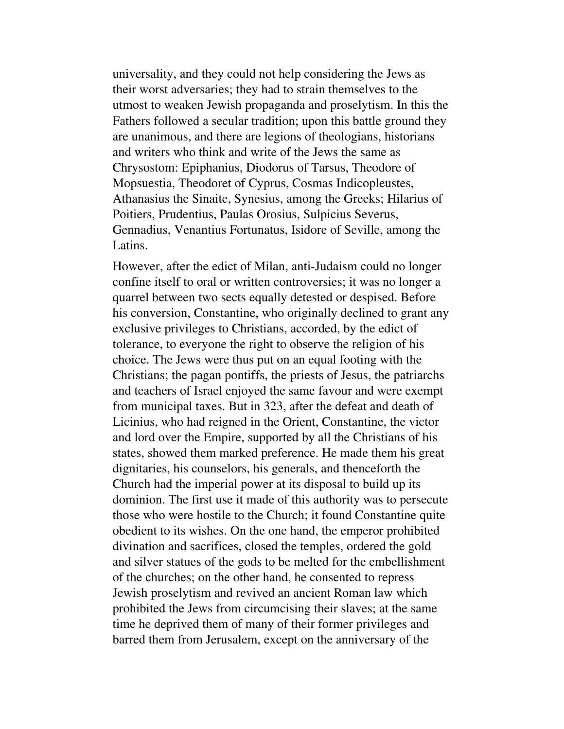universality, and they could not help considering the Jews as their worst adversaries; they had to strain themselves to the utmost to weaken Jewish propaganda and proselytism. In this the Fathers followed a secular tradition; upon this battle ground they are unanimous, and there are legions of theologians, historians and writers who think and write of the Jews the same as Chrysostom: Epiphanius, Diodorus of Tarsus, Theodore of Mopsuestia, Theodoret of Cyprus, Cosmas Indicopleustes, Athanasius the Sinaite, Synesius, among the Greeks; Hilarius of Poitiers, Prudentius, Paulas Orosius, Sulpicius Severus, Gennadius, Venantius Fortunatus, Isidore of Seville, among the Latins.

However, after the edict of Milan, anti-Judaism could no longer confine itself to oral or written controversies; it was no longer a quarrel between two sects equally detested or despised. Before his conversion, Constantine, who originally declined to grant any exclusive privileges to Christians, accorded, by the edict of tolerance, to everyone the right to observe the religion of his choice. The Jews were thus put on an equal footing with the Christians; the pagan pontiffs, the priests of Jesus, the patriarchs and teachers of Israel enjoyed the same favour and were exempt from municipal taxes. But in 323, after the defeat and death of Licinius, who had reigned in the Orient, Constantine, the victor and lord over the Empire, supported by all the Christians of his states, showed them marked preference. He made them his great dignitaries, his counselors, his generals, and thenceforth the Church had the imperial power at its disposal to build up its dominion. The first use it made of this authority was to persecute those who were hostile to the Church; it found Constantine quite obedient to its wishes. On the one hand, the emperor prohibited divination and sacrifices, closed the temples, ordered the gold and silver statues of the gods to be melted for the embellishment of the churches; on the other hand, he consented to repress Jewish proselytism and revived an ancient Roman law which prohibited the Jews from circumcising their slaves; at the same time he deprived them of many of their former privileges and barred them from Jerusalem, except on the anniversary of the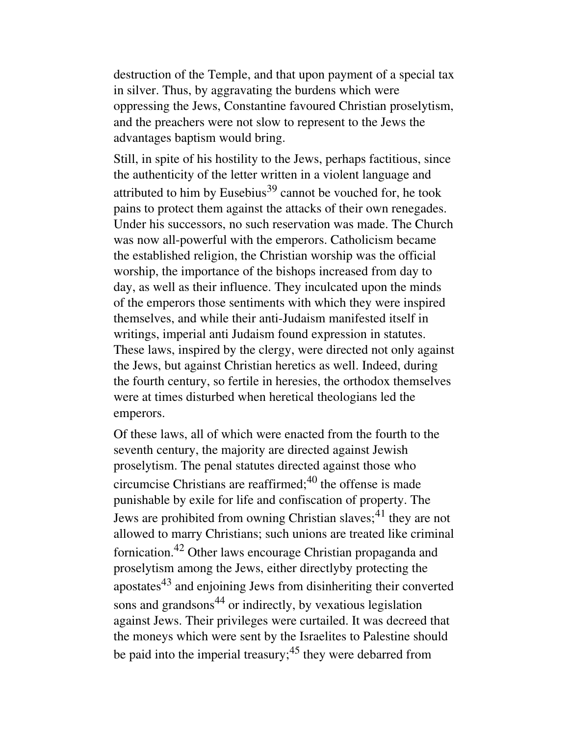destruction of the Temple, and that upon payment of a special tax in silver. Thus, by aggravating the burdens which were oppressing the Jews, Constantine favoured Christian proselytism, and the preachers were not slow to represent to the Jews the advantages baptism would bring.

Still, in spite of his hostility to the Jews, perhaps factitious, since the authenticity of the letter written in a violent language and attributed to him by Eusebius[39] cannot be vouched for, he took pains to protect them against the attacks of their own renegades. Under his successors, no such reservation was made. The Church was now all-powerful with the emperors. Catholicism became the established religion, the Christian worship was the official worship, the importance of the bishops increased from day to day, as well as their influence. They inculcated upon the minds of the emperors those sentiments with which they were inspired themselves, and while their anti-Judaism manifested itself in writings, imperial anti Judaism found expression in statutes. These laws, inspired by the clergy, were directed not only against the Jews, but against Christian heretics as well. Indeed, during the fourth century, so fertile in heresies, the orthodox themselves were at times disturbed when heretical theologians led the emperors.

Of these laws, all of which were enacted from the fourth to the seventh century, the majority are directed against Jewish proselytism. The penal statutes directed against those who circumcise Christians are reaffirmed;[40] the offense is made punishable by exile for life and confiscation of property. The Jews are prohibited from owning Christian slaves;[41] they are not allowed to marry Christians; such unions are treated like criminal fornication.[42] Other laws encourage Christian propaganda and proselytism among the Jews, either directlyby protecting the apostates[43] and enjoining Jews from disinheriting their converted sons and grandsons[44] or indirectly, by vexatious legislation against Jews. Their privileges were curtailed. It was decreed that the moneys which were sent by the Israelites to Palestine should be paid into the imperial treasury;[45] they were debarred from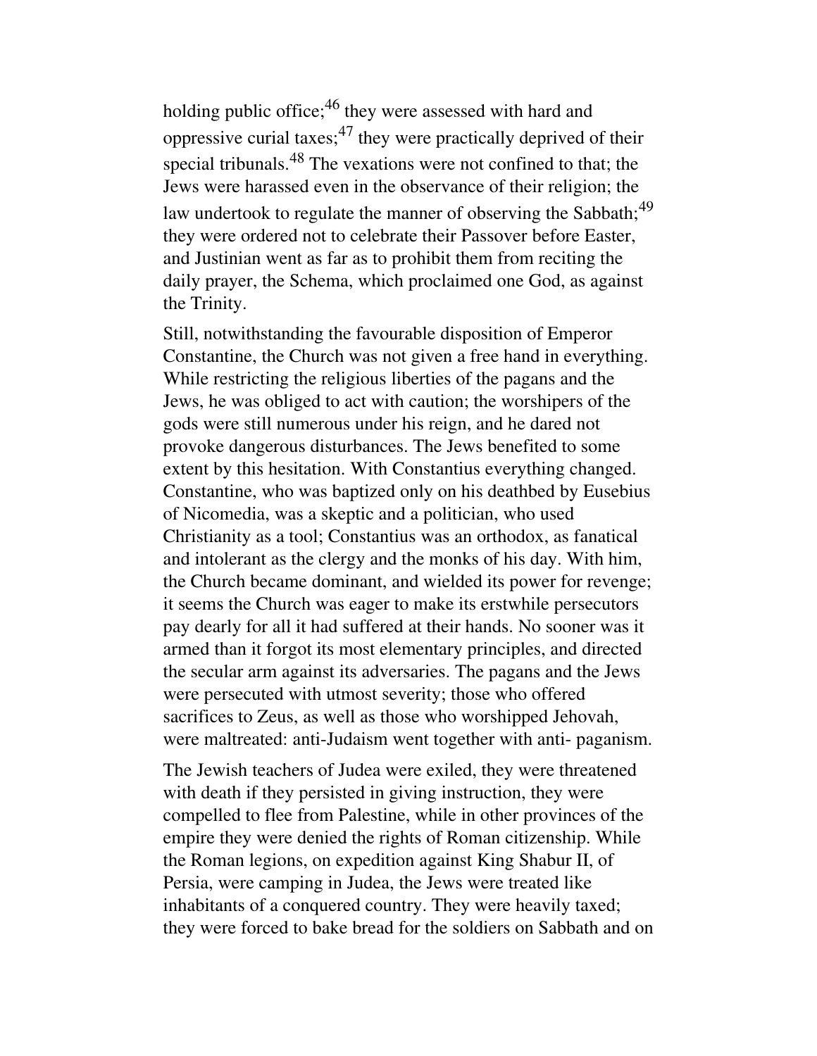holding public office;[46] they were assessed with hard and oppressive curial taxes;[47] they were practically deprived of their special tribunals.[48] The vexations were not confined to that; the Jews were harassed even in the observance of their religion; the law undertook to regulate the manner of observing the Sabbath;[49] they were ordered not to celebrate their Passover before Easter, and Justinian went as far as to prohibit them from reciting the daily prayer, the Schema, which proclaimed one God, as against the Trinity.

Still, notwithstanding the favourable disposition of Emperor Constantine, the Church was not given a free hand in everything. While restricting the religious liberties of the pagans and the Jews, he was obliged to act with caution; the worshipers of the gods were still numerous under his reign, and he dared not provoke dangerous disturbances. The Jews benefited to some extent by this hesitation. With Constantius everything changed. Constantine, who was baptized only on his deathbed by Eusebius of Nicomedia, was a skeptic and a politician, who used Christianity as a tool; Constantius was an orthodox, as fanatical and intolerant as the clergy and the monks of his day. With him, the Church became dominant, and wielded its power for revenge; it seems the Church was eager to make its erstwhile persecutors pay dearly for all it had suffered at their hands. No sooner was it armed than it forgot its most elementary principles, and directed the secular arm against its adversaries. The pagans and the Jews were persecuted with utmost severity; those who offered sacrifices to Zeus, as well as those who worshipped Jehovah, were maltreated: anti-Judaism went together with anti- paganism.

The Jewish teachers of Judea were exiled, they were threatened with death if they persisted in giving instruction, they were compelled to flee from Palestine, while in other provinces of the empire they were denied the rights of Roman citizenship. While the Roman legions, on expedition against King Shabur II, of Persia, were camping in Judea, the Jews were treated like inhabitants of a conquered country. They were heavily taxed; they were forced to bake bread for the soldiers on Sabbath and on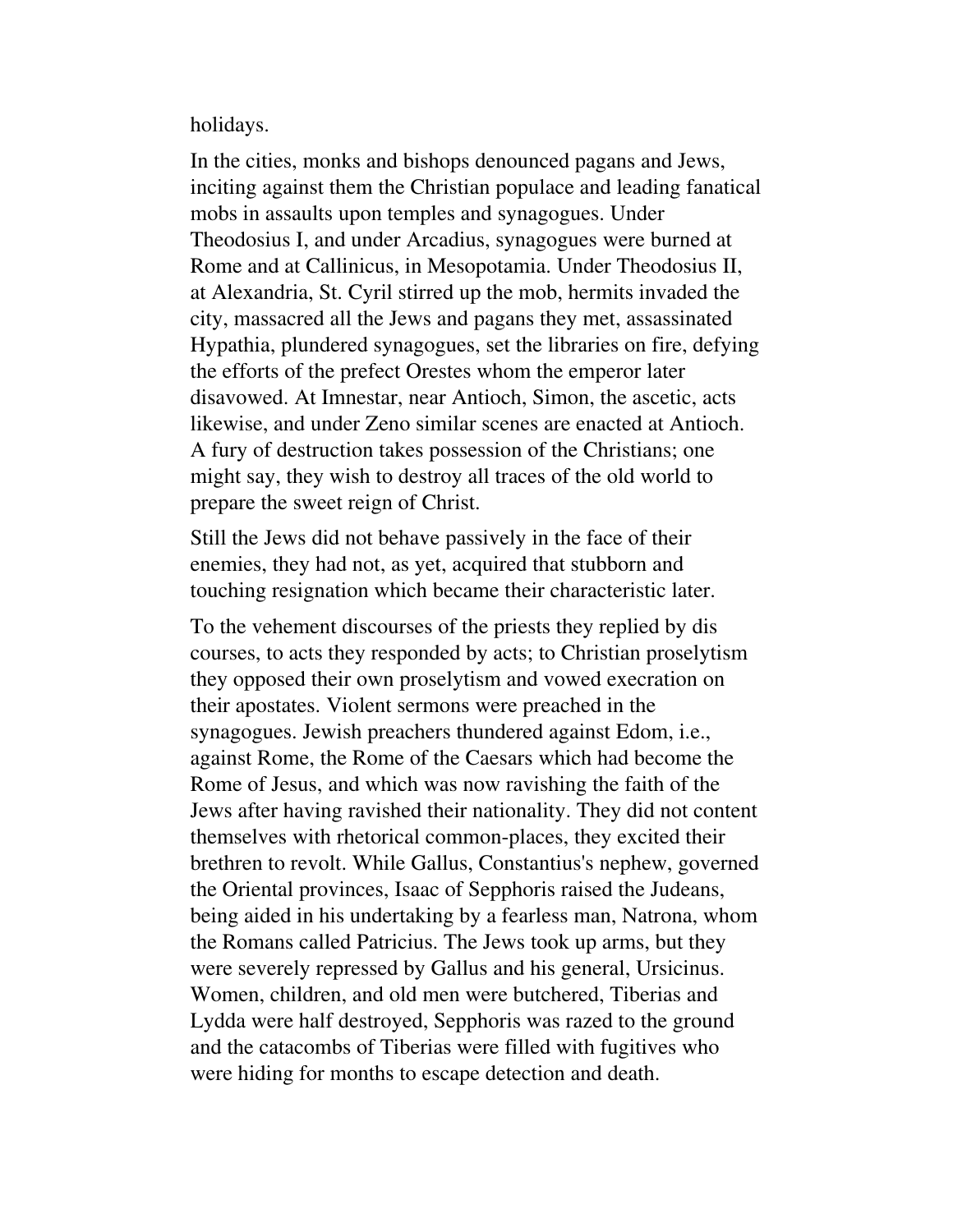holidays.

In the cities, monks and bishops denounced pagans and Jews, inciting against them the Christian populace and leading fanatical mobs in assaults upon temples and synagogues. Under Theodosius I, and under Arcadius, synagogues were burned at Rome and at Callinicus, in Mesopotamia. Under Theodosius II, at Alexandria, St. Cyril stirred up the mob, hermits invaded the city, massacred all the Jews and pagans they met, assassinated Hypathia, plundered synagogues, set the libraries on fire, defying the efforts of the prefect Orestes whom the emperor later disavowed. At Imnestar, near Antioch, Simon, the ascetic, acts likewise, and under Zeno similar scenes are enacted at Antioch. A fury of destruction takes possession of the Christians; one might say, they wish to destroy all traces of the old world to prepare the sweet reign of Christ.

Still the Jews did not behave passively in the face of their enemies, they had not, as yet, acquired that stubborn and touching resignation which became their characteristic later.

To the vehement discourses of the priests they replied by dis courses, to acts they responded by acts; to Christian proselytism they opposed their own proselytism and vowed execration on their apostates. Violent sermons were preached in the synagogues. Jewish preachers thundered against Edom, i.e., against Rome, the Rome of the Caesars which had become the Rome of Jesus, and which was now ravishing the faith of the Jews after having ravished their nationality. They did not content themselves with rhetorical common-places, they excited their brethren to revolt. While Gallus, Constantius's nephew, governed the Oriental provinces, Isaac of Sepphoris raised the Judeans, being aided in his undertaking by a fearless man, Natrona, whom the Romans called Patricius. The Jews took up arms, but they were severely repressed by Gallus and his general, Ursicinus. Women, children, and old men were butchered, Tiberias and Lydda were half destroyed, Sepphoris was razed to the ground and the catacombs of Tiberias were filled with fugitives who were hiding for months to escape detection and death.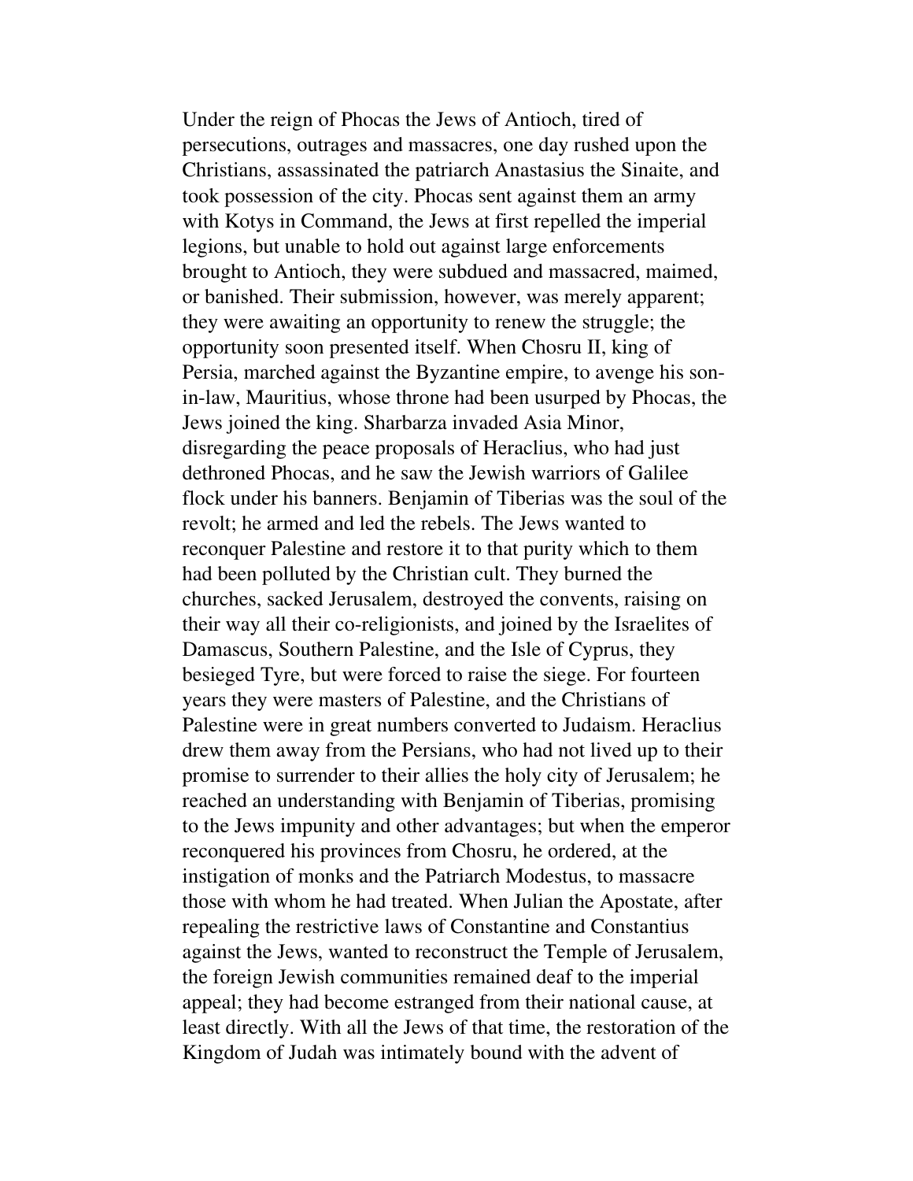Under the reign of Phocas the Jews of Antioch, tired of persecutions, outrages and massacres, one day rushed upon the Christians, assassinated the patriarch Anastasius the Sinaite, and took possession of the city. Phocas sent against them an army with Kotys in Command, the Jews at first repelled the imperial legions, but unable to hold out against large enforcements brought to Antioch, they were subdued and massacred, maimed, or banished. Their submission, however, was merely apparent; they were awaiting an opportunity to renew the struggle; the opportunity soon presented itself. When Chosru II, king of Persia, marched against the Byzantine empire, to avenge his son-in-law, Mauritius, whose throne had been usurped by Phocas, the Jews joined the king. Sharbarza invaded Asia Minor, disregarding the peace proposals of Heraclius, who had just dethroned Phocas, and he saw the Jewish warriors of Galilee flock under his banners. Benjamin of Tiberias was the soul of the revolt; he armed and led the rebels. The Jews wanted to reconquer Palestine and restore it to that purity which to them had been polluted by the Christian cult. They burned the churches, sacked Jerusalem, destroyed the convents, raising on their way all their co-religionists, and joined by the Israelites of Damascus, Southern Palestine, and the Isle of Cyprus, they besieged Tyre, but were forced to raise the siege. For fourteen years they were masters of Palestine, and the Christians of Palestine were in great numbers converted to Judaism. Heraclius drew them away from the Persians, who had not lived up to their promise to surrender to their allies the holy city of Jerusalem; he reached an understanding with Benjamin of Tiberias, promising to the Jews impunity and other advantages; but when the emperor reconquered his provinces from Chosru, he ordered, at the instigation of monks and the Patriarch Modestus, to massacre those with whom he had treated. When Julian the Apostate, after repealing the restrictive laws of Constantine and Constantius against the Jews, wanted to reconstruct the Temple of Jerusalem, the foreign Jewish communities remained deaf to the imperial appeal; they had become estranged from their national cause, at least directly. With all the Jews of that time, the restoration of the Kingdom of Judah was intimately bound with the advent of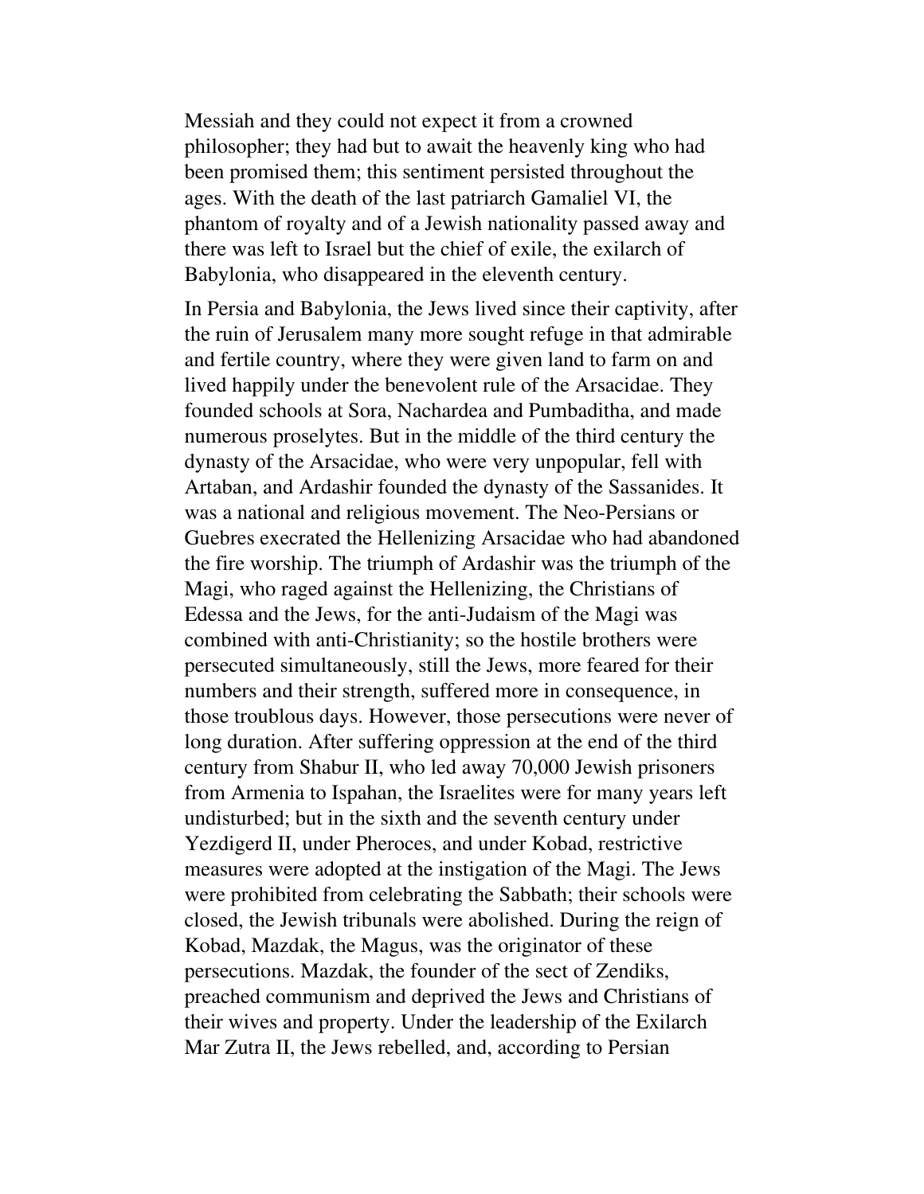Messiah and they could not expect it from a crowned philosopher; they had but to await the heavenly king who had been promised them; this sentiment persisted throughout the ages. With the death of the last patriarch Gamaliel VI, the phantom of royalty and of a Jewish nationality passed away and there was left to Israel but the chief of exile, the exilarch of Babylonia, who disappeared in the eleventh century.

In Persia and Babylonia, the Jews lived since their captivity, after the ruin of Jerusalem many more sought refuge in that admirable and fertile country, where they were given land to farm on and lived happily under the benevolent rule of the Arsacidae. They founded schools at Sora, Nachardea and Pumbaditha, and made numerous proselytes. But in the middle of the third century the dynasty of the Arsacidae, who were very unpopular, fell with Artaban, and Ardashir founded the dynasty of the Sassanides. It was a national and religious movement. The Neo-Persians or Guebres execrated the Hellenizing Arsacidae who had abandoned the fire worship. The triumph of Ardashir was the triumph of the Magi, who raged against the Hellenizing, the Christians of Edessa and the Jews, for the anti-Judaism of the Magi was combined with anti-Christianity; so the hostile brothers were persecuted simultaneously, still the Jews, more feared for their numbers and their strength, suffered more in consequence, in those troublous days. However, those persecutions were never of long duration. After suffering oppression at the end of the third century from Shabur II, who led away 70,000 Jewish prisoners from Armenia to Ispahan, the Israelites were for many years left undisturbed; but in the sixth and the seventh century under Yezdigerd II, under Pheroces, and under Kobad, restrictive measures were adopted at the instigation of the Magi. The Jews were prohibited from celebrating the Sabbath; their schools were closed, the Jewish tribunals were abolished. During the reign of Kobad, Mazdak, the Magus, was the originator of these persecutions. Mazdak, the founder of the sect of Zendiks, preached communism and deprived the Jews and Christians of their wives and property. Under the leadership of the Exilarch Mar Zutra II, the Jews rebelled, and, according to Persian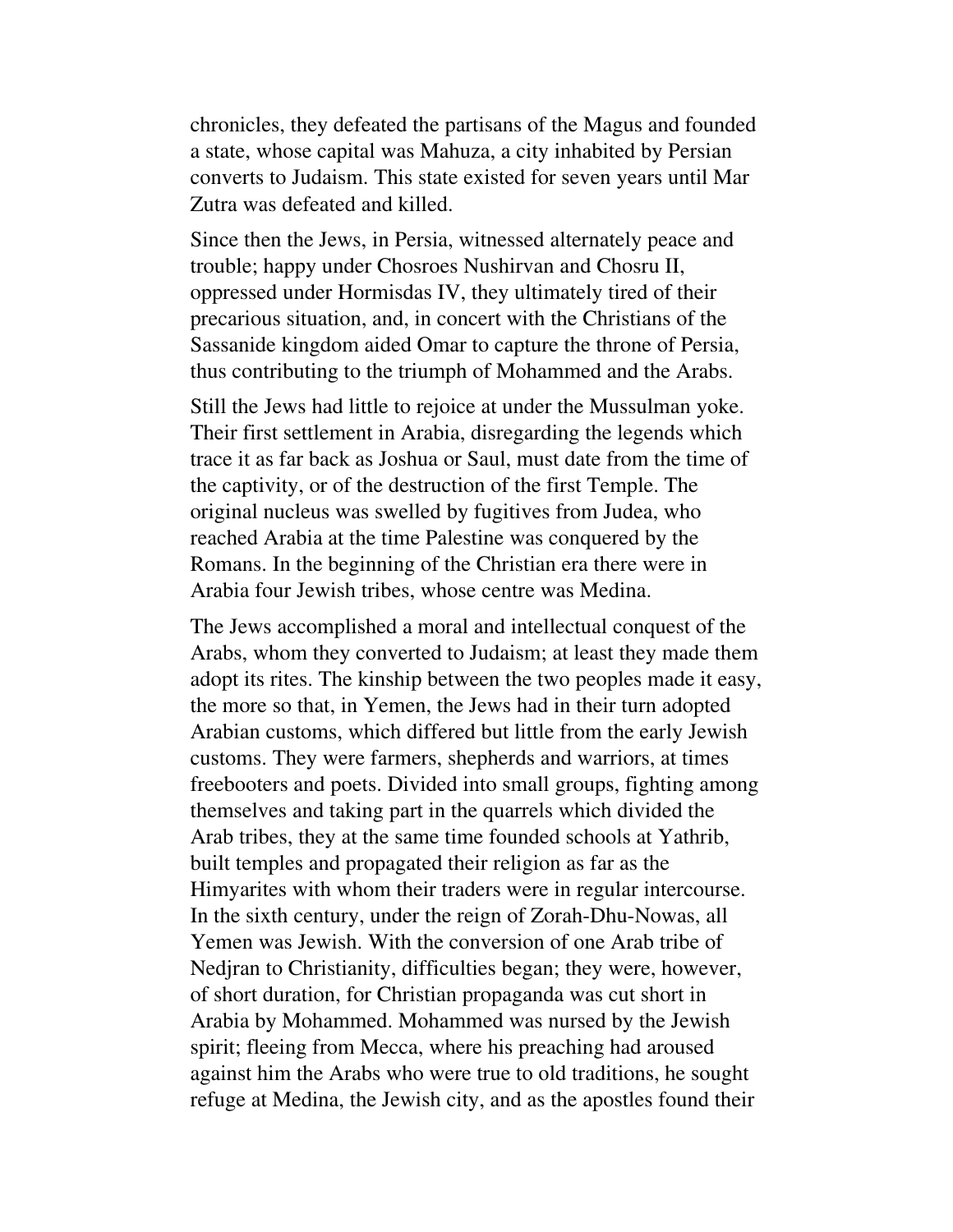chronicles, they defeated the partisans of the Magus and founded a state, whose capital was Mahuza, a city inhabited by Persian converts to Judaism. This state existed for seven years until Mar Zutra was defeated and killed.

Since then the Jews, in Persia, witnessed alternately peace and trouble; happy under Chosroes Nushirvan and Chosru II, oppressed under Hormisdas IV, they ultimately tired of their precarious situation, and, in concert with the Christians of the Sassanide kingdom aided Omar to capture the throne of Persia, thus contributing to the triumph of Mohammed and the Arabs.

Still the Jews had little to rejoice at under the Mussulman yoke. Their first settlement in Arabia, disregarding the legends which trace it as far back as Joshua or Saul, must date from the time of the captivity, or of the destruction of the first Temple. The original nucleus was swelled by fugitives from Judea, who reached Arabia at the time Palestine was conquered by the Romans. In the beginning of the Christian era there were in Arabia four Jewish tribes, whose centre was Medina.

The Jews accomplished a moral and intellectual conquest of the Arabs, whom they converted to Judaism; at least they made them adopt its rites. The kinship between the two peoples made it easy, the more so that, in Yemen, the Jews had in their turn adopted Arabian customs, which differed but little from the early Jewish customs. They were farmers, shepherds and warriors, at times freebooters and poets. Divided into small groups, fighting among themselves and taking part in the quarrels which divided the Arab tribes, they at the same time founded schools at Yathrib, built temples and propagated their religion as far as the Himyarites with whom their traders were in regular intercourse. In the sixth century, under the reign of Zorah-Dhu-Nowas, all Yemen was Jewish. With the conversion of one Arab tribe of Nedjran to Christianity, difficulties began; they were, however, of short duration, for Christian propaganda was cut short in Arabia by Mohammed. Mohammed was nursed by the Jewish spirit; fleeing from Mecca, where his preaching had aroused against him the Arabs who were true to old traditions, he sought refuge at Medina, the Jewish city, and as the apostles found their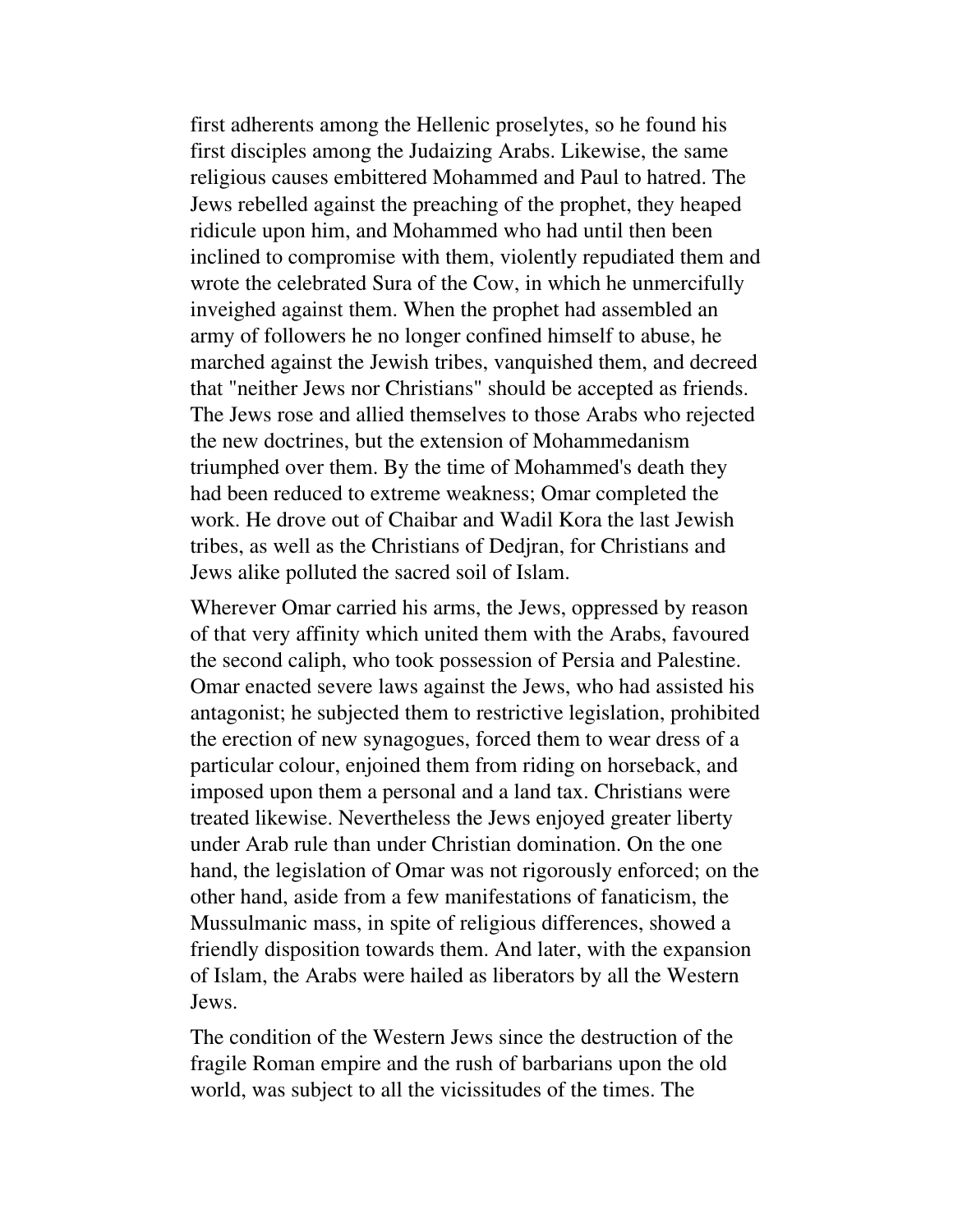first adherents among the Hellenic proselytes, so he found his first disciples among the Judaizing Arabs. Likewise, the same religious causes embittered Mohammed and Paul to hatred. The Jews rebelled against the preaching of the prophet, they heaped ridicule upon him, and Mohammed who had until then been inclined to compromise with them, violently repudiated them and wrote the celebrated Sura of the Cow, in which he unmercifully inveighed against them. When the prophet had assembled an army of followers he no longer confined himself to abuse, he marched against the Jewish tribes, vanquished them, and decreed that "neither Jews nor Christians" should be accepted as friends. The Jews rose and allied themselves to those Arabs who rejected the new doctrines, but the extension of Mohammedanism triumphed over them. By the time of Mohammed's death they had been reduced to extreme weakness; Omar completed the work. He drove out of Chaibar and Wadil Kora the last Jewish tribes, as well as the Christians of Dedjran, for Christians and Jews alike polluted the sacred soil of Islam.

Wherever Omar carried his arms, the Jews, oppressed by reason of that very affinity which united them with the Arabs, favoured the second caliph, who took possession of Persia and Palestine. Omar enacted severe laws against the Jews, who had assisted his antagonist; he subjected them to restrictive legislation, prohibited the erection of new synagogues, forced them to wear dress of a particular colour, enjoined them from riding on horseback, and imposed upon them a personal and a land tax. Christians were treated likewise. Nevertheless the Jews enjoyed greater liberty under Arab rule than under Christian domination. On the one hand, the legislation of Omar was not rigorously enforced; on the other hand, aside from a few manifestations of fanaticism, the Mussulmanic mass, in spite of religious differences, showed a friendly disposition towards them. And later, with the expansion of Islam, the Arabs were hailed as liberators by all the Western Jews.

The condition of the Western Jews since the destruction of the fragile Roman empire and the rush of barbarians upon the old world, was subject to all the vicissitudes of the times. The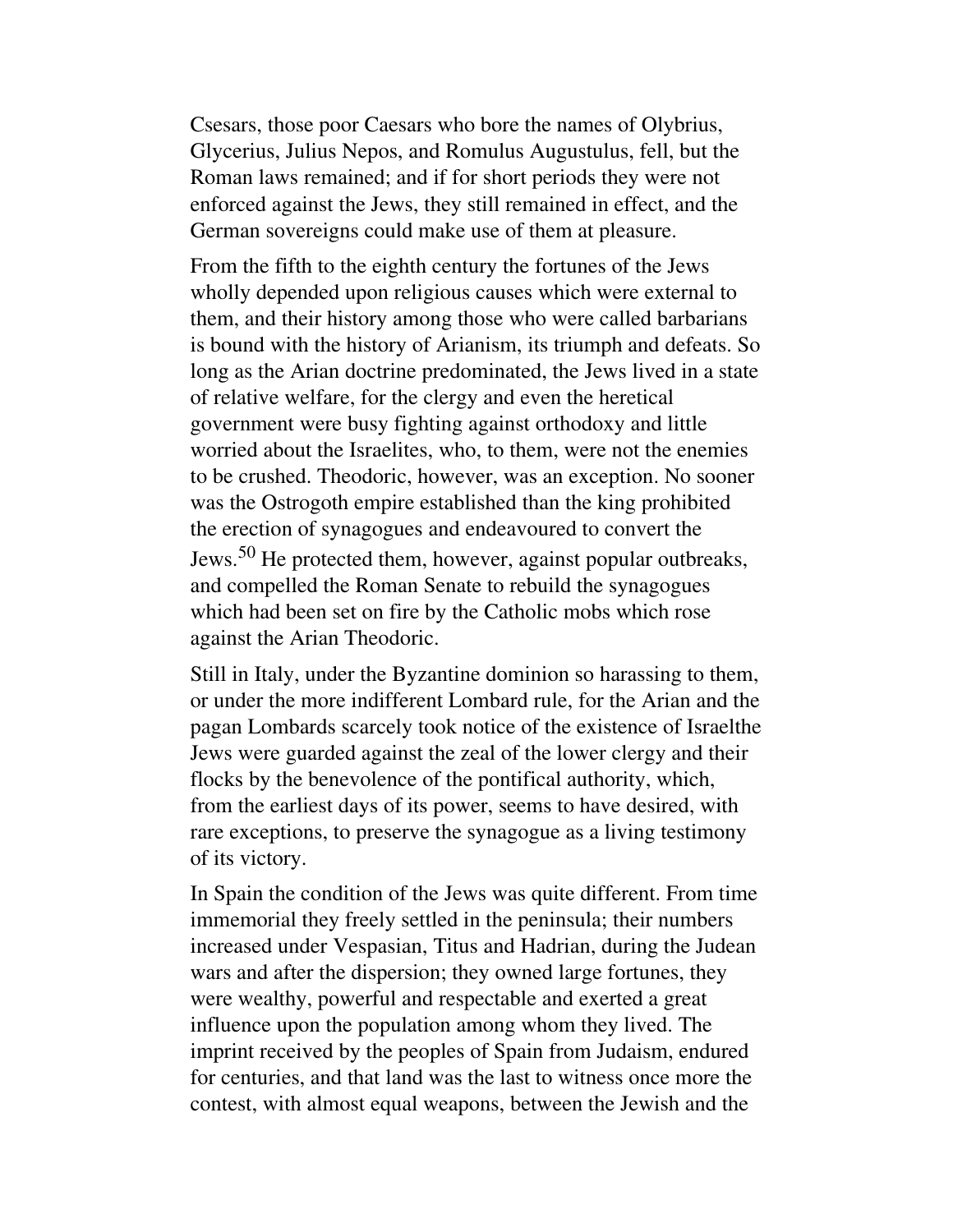Csesars, those poor Caesars who bore the names of Olybrius, Glycerius, Julius Nepos, and Romulus Augustulus, fell, but the Roman laws remained; and if for short periods they were not enforced against the Jews, they still remained in effect, and the German sovereigns could make use of them at pleasure.

From the fifth to the eighth century the fortunes of the Jews wholly depended upon religious causes which were external to them, and their history among those who were called barbarians is bound with the history of Arianism, its triumph and defeats. So long as the Arian doctrine predominated, the Jews lived in a state of relative welfare, for the clergy and even the heretical government were busy fighting against orthodoxy and little worried about the Israelites, who, to them, were not the enemies to be crushed. Theodoric, however, was an exception. No sooner was the Ostrogoth empire established than the king prohibited the erection of synagogues and endeavoured to convert the Jews.[50] He protected them, however, against popular outbreaks, and compelled the Roman Senate to rebuild the synagogues which had been set on fire by the Catholic mobs which rose against the Arian Theodoric.

Still in Italy, under the Byzantine dominion so harassing to them, or under the more indifferent Lombard rule, for the Arian and the pagan Lombards scarcely took notice of the existence of Israelthe Jews were guarded against the zeal of the lower clergy and their flocks by the benevolence of the pontifical authority, which, from the earliest days of its power, seems to have desired, with rare exceptions, to preserve the synagogue as a living testimony of its victory.

In Spain the condition of the Jews was quite different. From time immemorial they freely settled in the peninsula; their numbers increased under Vespasian, Titus and Hadrian, during the Judean wars and after the dispersion; they owned large fortunes, they were wealthy, powerful and respectable and exerted a great influence upon the population among whom they lived. The imprint received by the peoples of Spain from Judaism, endured for centuries, and that land was the last to witness once more the contest, with almost equal weapons, between the Jewish and the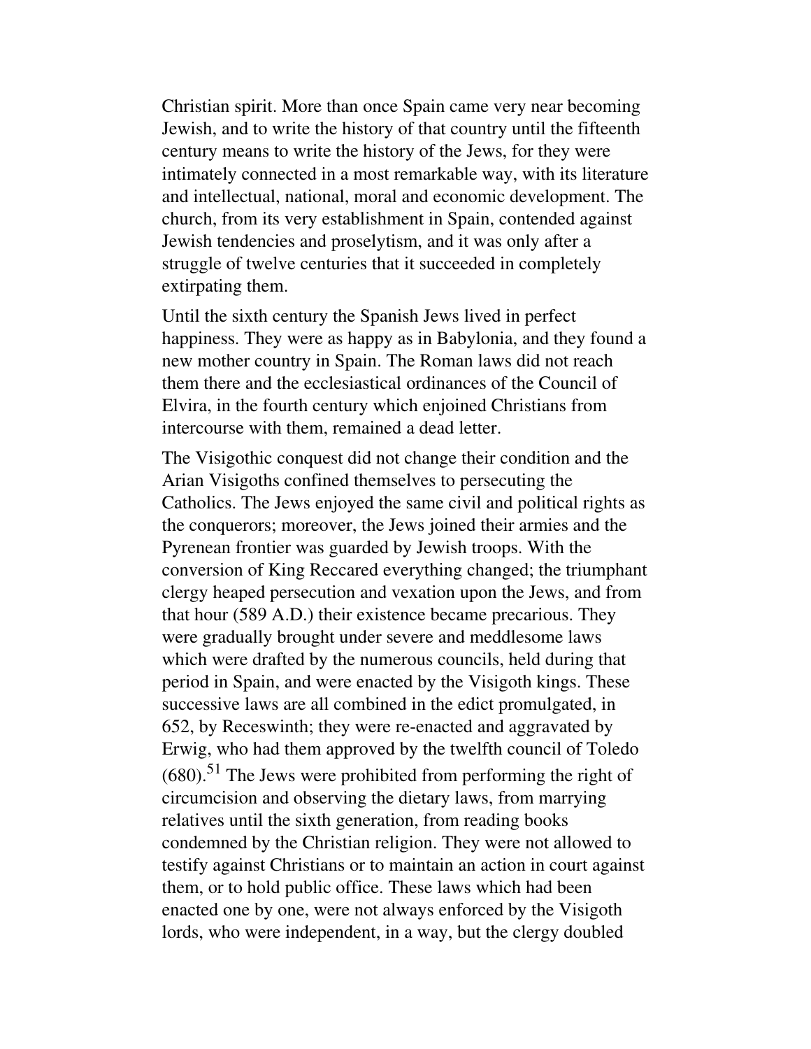Christian spirit. More than once Spain came very near becoming Jewish, and to write the history of that country until the fifteenth century means to write the history of the Jews, for they were intimately connected in a most remarkable way, with its literature and intellectual, national, moral and economic development. The church, from its very establishment in Spain, contended against Jewish tendencies and proselytism, and it was only after a struggle of twelve centuries that it succeeded in completely extirpating them.

Until the sixth century the Spanish Jews lived in perfect happiness. They were as happy as in Babylonia, and they found a new mother country in Spain. The Roman laws did not reach them there and the ecclesiastical ordinances of the Council of Elvira, in the fourth century which enjoined Christians from intercourse with them, remained a dead letter.

The Visigothic conquest did not change their condition and the Arian Visigoths confined themselves to persecuting the Catholics. The Jews enjoyed the same civil and political rights as the conquerors; moreover, the Jews joined their armies and the Pyrenean frontier was guarded by Jewish troops. With the conversion of King Reccared everything changed; the triumphant clergy heaped persecution and vexation upon the Jews, and from that hour (589 A.D.) their existence became precarious. They were gradually brought under severe and meddlesome laws which were drafted by the numerous councils, held during that period in Spain, and were enacted by the Visigoth kings. These successive laws are all combined in the edict promulgated, in 652, by Receswinth; they were re-enacted and aggravated by Erwig, who had them approved by the twelfth council of Toledo (680).[51] The Jews were prohibited from performing the right of circumcision and observing the dietary laws, from marrying relatives until the sixth generation, from reading books condemned by the Christian religion. They were not allowed to testify against Christians or to maintain an action in court against them, or to hold public office. These laws which had been enacted one by one, were not always enforced by the Visigoth lords, who were independent, in a way, but the clergy doubled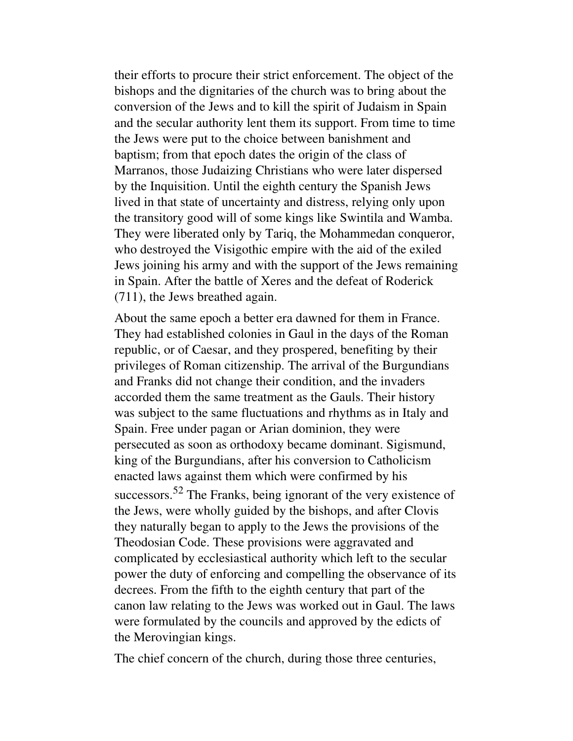their efforts to procure their strict enforcement. The object of the bishops and the dignitaries of the church was to bring about the conversion of the Jews and to kill the spirit of Judaism in Spain and the secular authority lent them its support. From time to time the Jews were put to the choice between banishment and baptism; from that epoch dates the origin of the class of Marranos, those Judaizing Christians who were later dispersed by the Inquisition. Until the eighth century the Spanish Jews lived in that state of uncertainty and distress, relying only upon the transitory good will of some kings like Swintila and Wamba. They were liberated only by Tariq, the Mohammedan conqueror, who destroyed the Visigothic empire with the aid of the exiled Jews joining his army and with the support of the Jews remaining in Spain. After the battle of Xeres and the defeat of Roderick (711), the Jews breathed again.

About the same epoch a better era dawned for them in France. They had established colonies in Gaul in the days of the Roman republic, or of Caesar, and they prospered, benefiting by their privileges of Roman citizenship. The arrival of the Burgundians and Franks did not change their condition, and the invaders accorded them the same treatment as the Gauls. Their history was subject to the same fluctuations and rhythms as in Italy and Spain. Free under pagan or Arian dominion, they were persecuted as soon as orthodoxy became dominant. Sigismund, king of the Burgundians, after his conversion to Catholicism enacted laws against them which were confirmed by his successors.[52] The Franks, being ignorant of the very existence of the Jews, were wholly guided by the bishops, and after Clovis they naturally began to apply to the Jews the provisions of the Theodosian Code. These provisions were aggravated and complicated by ecclesiastical authority which left to the secular power the duty of enforcing and compelling the observance of its decrees. From the fifth to the eighth century that part of the canon law relating to the Jews was worked out in Gaul. The laws were formulated by the councils and approved by the edicts of the Merovingian kings.

The chief concern of the church, during those three centuries,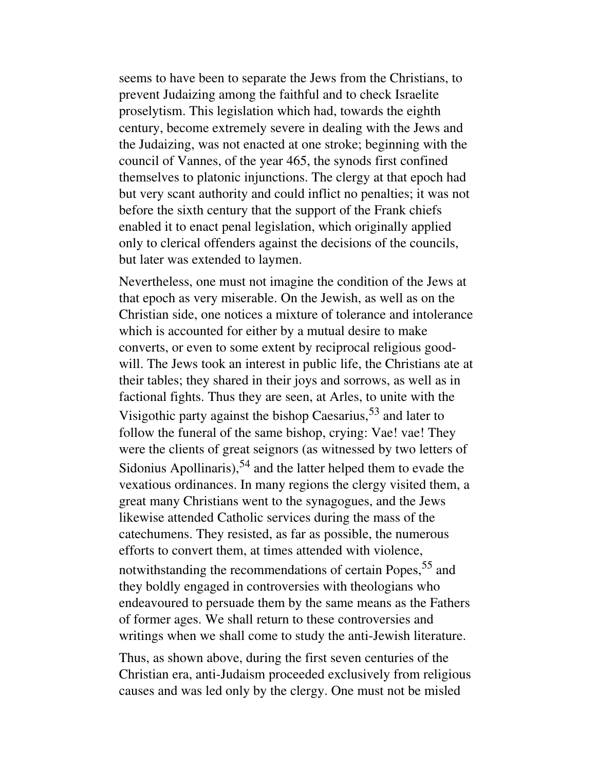seems to have been to separate the Jews from the Christians, to prevent Judaizing among the faithful and to check Israelite proselytism. This legislation which had, towards the eighth century, become extremely severe in dealing with the Jews and the Judaizing, was not enacted at one stroke; beginning with the council of Vannes, of the year 465, the synods first confined themselves to platonic injunctions. The clergy at that epoch had but very scant authority and could inflict no penalties; it was not before the sixth century that the support of the Frank chiefs enabled it to enact penal legislation, which originally applied only to clerical offenders against the decisions of the councils, but later was extended to laymen.

Nevertheless, one must not imagine the condition of the Jews at that epoch as very miserable. On the Jewish, as well as on the Christian side, one notices a mixture of tolerance and intolerance which is accounted for either by a mutual desire to make converts, or even to some extent by reciprocal religious good-will. The Jews took an interest in public life, the Christians ate at their tables; they shared in their joys and sorrows, as well as in factional fights. Thus they are seen, at Arles, to unite with the Visigothic party against the bishop Caesarius,[53] and later to follow the funeral of the same bishop, crying: Vae! vae! They were the clients of great seignors (as witnessed by two letters of Sidonius Apollinaris),[54] and the latter helped them to evade the vexatious ordinances. In many regions the clergy visited them, a great many Christians went to the synagogues, and the Jews likewise attended Catholic services during the mass of the catechumens. They resisted, as far as possible, the numerous efforts to convert them, at times attended with violence, notwithstanding the recommendations of certain Popes,[55] and they boldly engaged in controversies with theologians who endeavoured to persuade them by the same means as the Fathers of former ages. We shall return to these controversies and writings when we shall come to study the anti-Jewish literature.

Thus, as shown above, during the first seven centuries of the Christian era, anti-Judaism proceeded exclusively from religious causes and was led only by the clergy. One must not be misled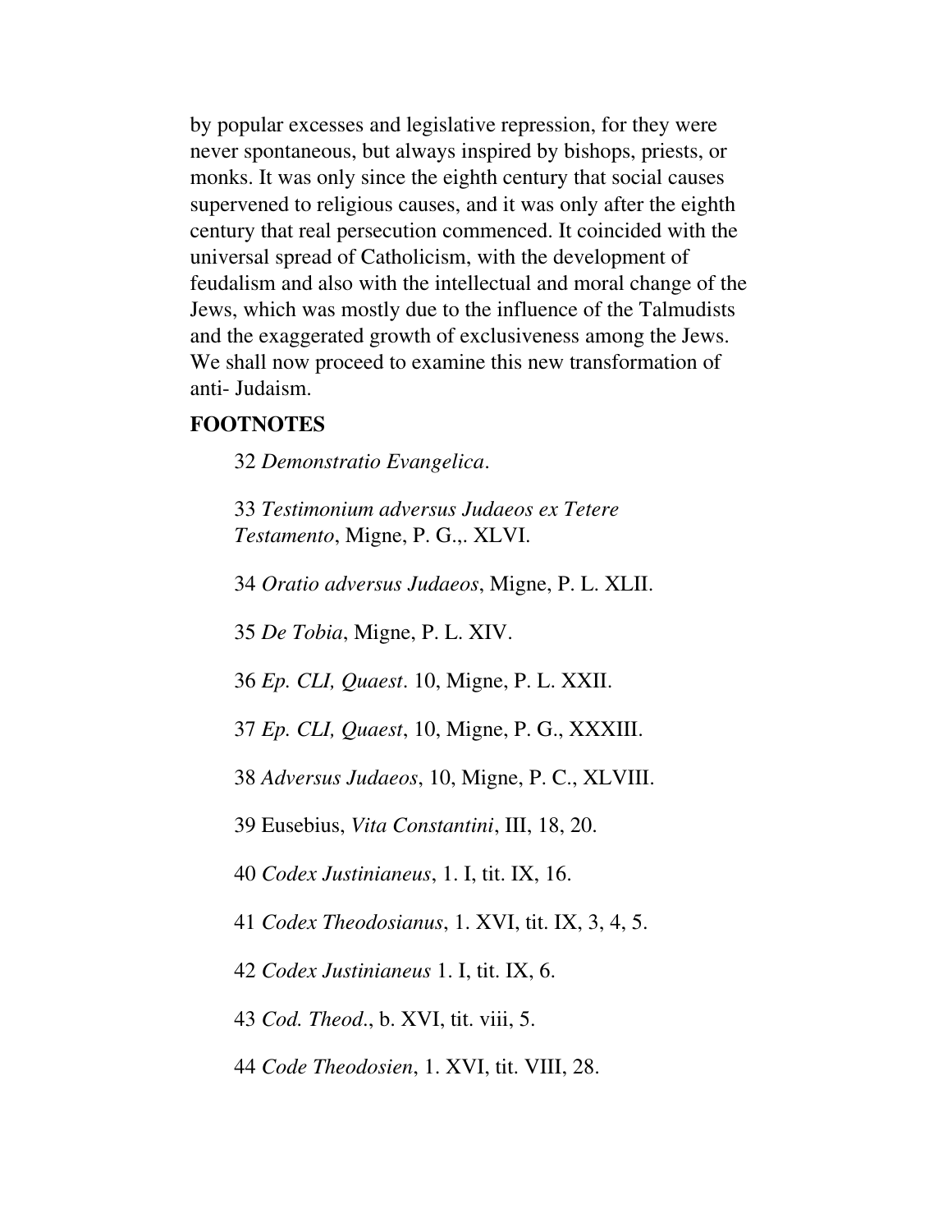by popular excesses and legislative repression, for they were never spontaneous, but always inspired by bishops, priests, or monks. It was only since the eighth century that social causes supervened to religious causes, and it was only after the eighth century that real persecution commenced. It coincided with the universal spread of Catholicism, with the development of feudalism and also with the intellectual and moral change of the Jews, which was mostly due to the influence of the Talmudists and the exaggerated growth of exclusiveness among the Jews. We shall now proceed to examine this new transformation of anti- Judaism.

**FOOTNOTES**

32 *Demonstratio Evangelica*.

33 *Testimonium adversus Judaeos ex Tetere Testamento*, Migne, P. G.,. XLVI.

34 *Oratio adversus Judaeos*, Migne, P. L. XLII.

35 *De Tobia*, Migne, P. L. XIV.

36 *Ep. CLI, Quaest*. 10, Migne, P. L. XXII.

37 *Ep. CLI, Quaest*, 10, Migne, P. G., XXXIII.

38 *Adversus Judaeos*, 10, Migne, P. C., XLVIII.

39 Eusebius, *Vita Constantini*, III, 18, 20.

40 *Codex Justinianeus*, 1. I, tit. IX, 16.

41 *Codex Theodosianus*, 1. XVI, tit. IX, 3, 4, 5.

42 *Codex Justinianeus* 1. I, tit. IX, 6.

43 *Cod. Theod*., b. XVI, tit. viii, 5.

44 *Code Theodosien*, 1. XVI, tit. VIII, 28.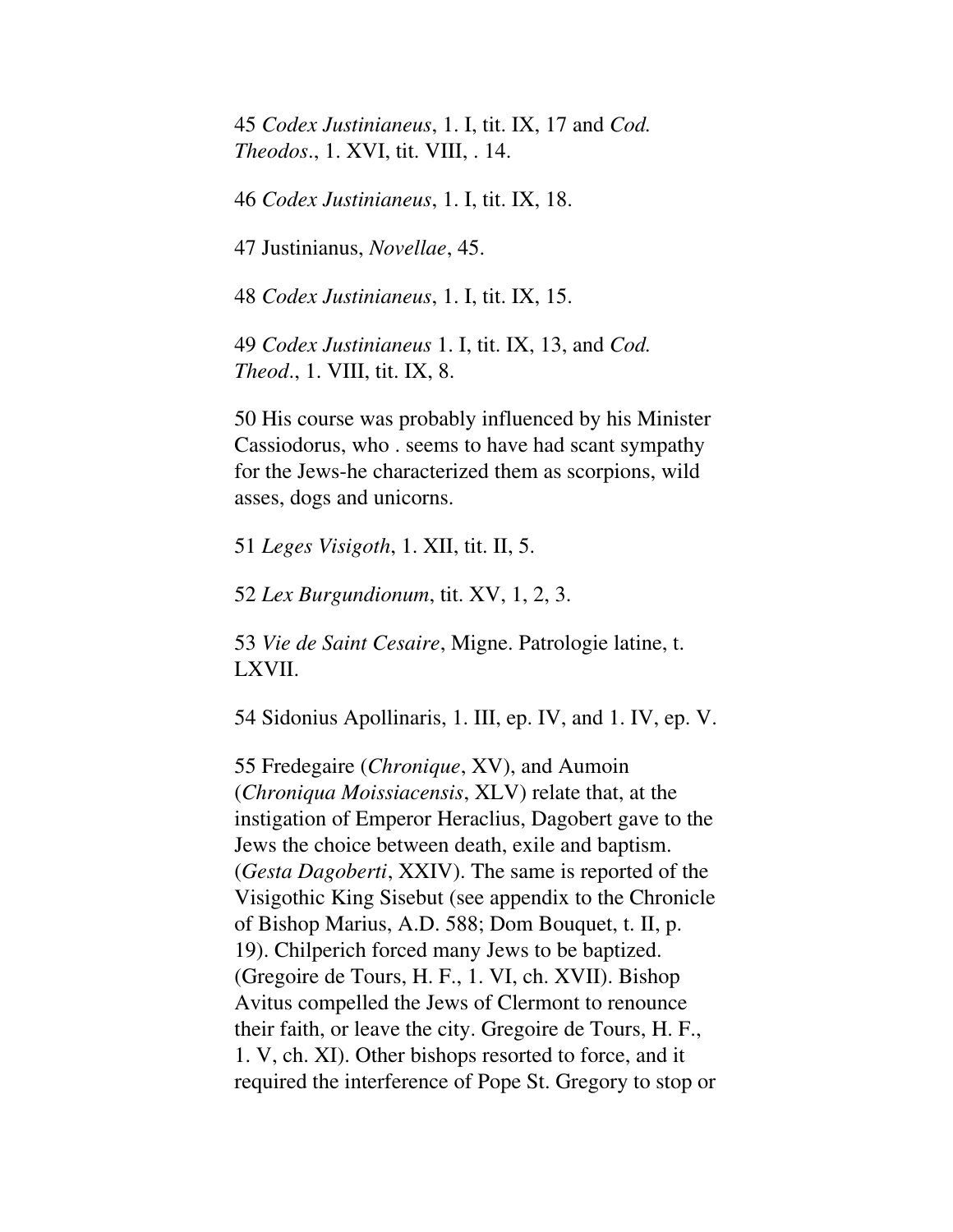45 *Codex Justinianeus*, 1. I, tit. IX, 17 and *Cod. Theodos*., 1. XVI, tit. VIII, . 14.

46 *Codex Justinianeus*, 1. I, tit. IX, 18.

47 Justinianus, *Novellae*, 45.

48 *Codex Justinianeus*, 1. I, tit. IX, 15.

49 *Codex Justinianeus* 1. I, tit. IX, 13, and *Cod. Theod*., 1. VIII, tit. IX, 8.

50 His course was probably influenced by his Minister Cassiodorus, who . seems to have had scant sympathy for the Jews-he characterized them as scorpions, wild asses, dogs and unicorns.

51 *Leges Visigoth*, 1. XII, tit. II, 5.

52 *Lex Burgundionum*, tit. XV, 1, 2, 3.

53 *Vie de Saint Cesaire*, Migne. Patrologie latine, t. LXVII.

54 Sidonius Apollinaris, 1. III, ep. IV, and 1. IV, ep. V.

55 Fredegaire (*Chronique*, XV), and Aumoin (*Chroniqua Moissiacensis*, XLV) relate that, at the instigation of Emperor Heraclius, Dagobert gave to the Jews the choice between death, exile and baptism. (*Gesta Dagoberti*, XXIV). The same is reported of the Visigothic King Sisebut (see appendix to the Chronicle of Bishop Marius, A.D. 588; Dom Bouquet, t. II, p. 19). Chilperich forced many Jews to be baptized. (Gregoire de Tours, H. F., 1. VI, ch. XVII). Bishop Avitus compelled the Jews of Clermont to renounce their faith, or leave the city. Gregoire de Tours, H. F., 1. V, ch. XI). Other bishops resorted to force, and it required the interference of Pope St. Gregory to stop or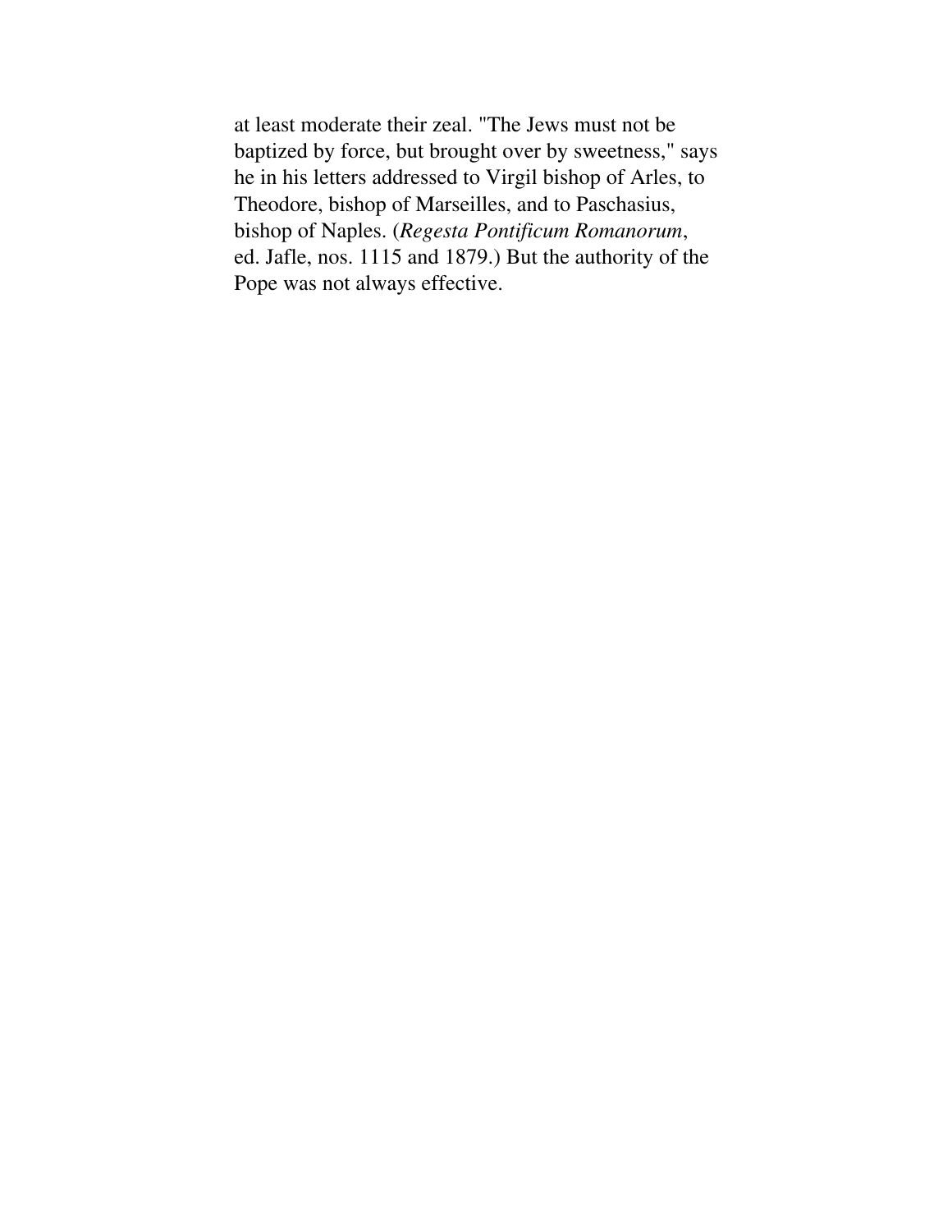at least moderate their zeal. "The Jews must not be baptized by force, but brought over by sweetness," says he in his letters addressed to Virgil bishop of Arles, to Theodore, bishop of Marseilles, and to Paschasius, bishop of Naples. (*Regesta Pontificum Romanorum*, ed. Jafle, nos. 1115 and 1879.) But the authority of the Pope was not always effective.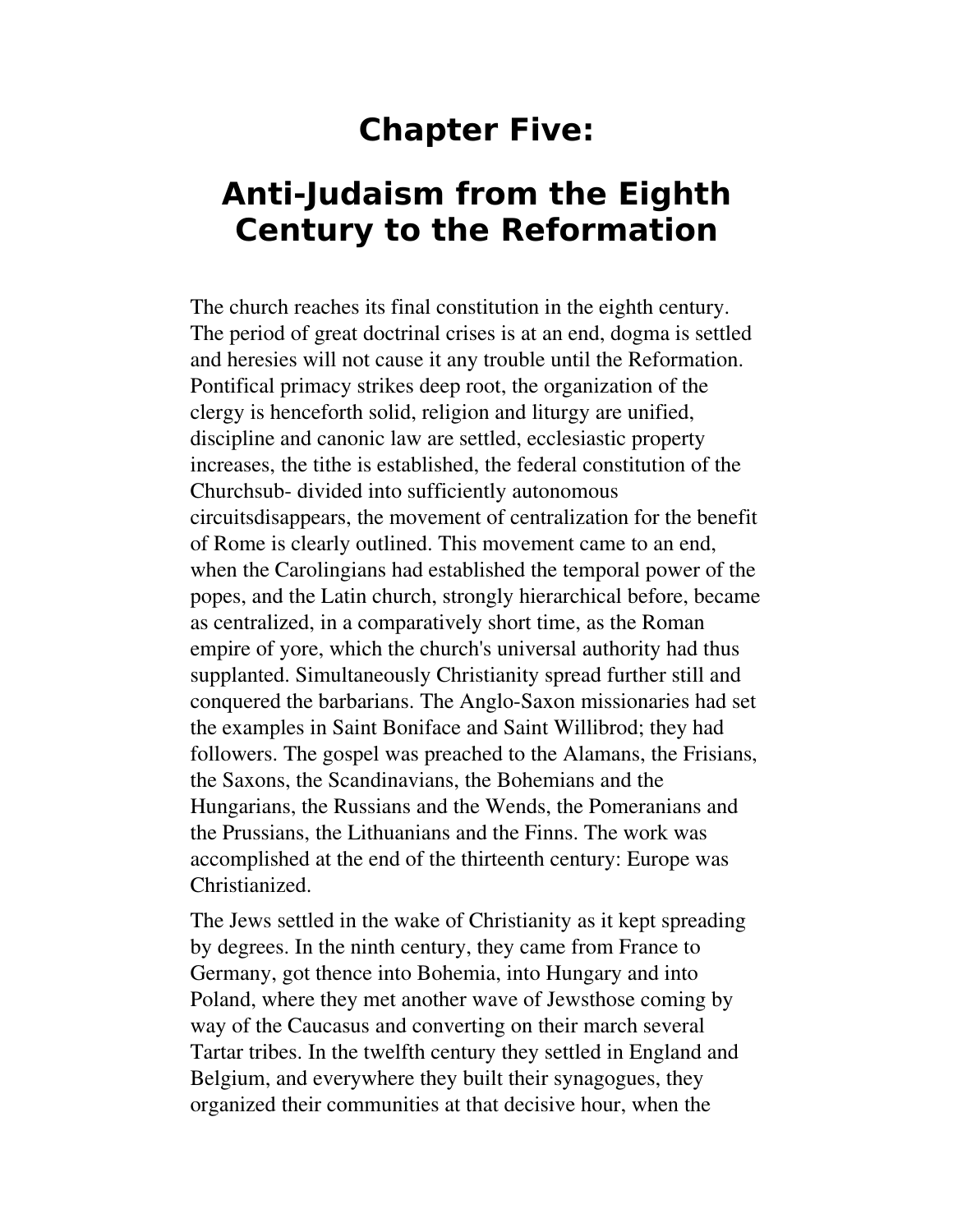# Chapter Five:

# Anti-Judaism from the Eighth Century to the Reformation

The church reaches its final constitution in the eighth century. The period of great doctrinal crises is at an end, dogma is settled and heresies will not cause it any trouble until the Reformation. Pontifical primacy strikes deep root, the organization of the clergy is henceforth solid, religion and liturgy are unified, discipline and canonic law are settled, ecclesiastic property increases, the tithe is established, the federal constitution of the Churchsub- divided into sufficiently autonomous circuitsdisappears, the movement of centralization for the benefit of Rome is clearly outlined. This movement came to an end, when the Carolingians had established the temporal power of the popes, and the Latin church, strongly hierarchical before, became as centralized, in a comparatively short time, as the Roman empire of yore, which the church's universal authority had thus supplanted. Simultaneously Christianity spread further still and conquered the barbarians. The Anglo-Saxon missionaries had set the examples in Saint Boniface and Saint Willibrod; they had followers. The gospel was preached to the Alamans, the Frisians, the Saxons, the Scandinavians, the Bohemians and the Hungarians, the Russians and the Wends, the Pomeranians and the Prussians, the Lithuanians and the Finns. The work was accomplished at the end of the thirteenth century: Europe was Christianized.

The Jews settled in the wake of Christianity as it kept spreading by degrees. In the ninth century, they came from France to Germany, got thence into Bohemia, into Hungary and into Poland, where they met another wave of Jewsthose coming by way of the Caucasus and converting on their march several Tartar tribes. In the twelfth century they settled in England and Belgium, and everywhere they built their synagogues, they organized their communities at that decisive hour, when the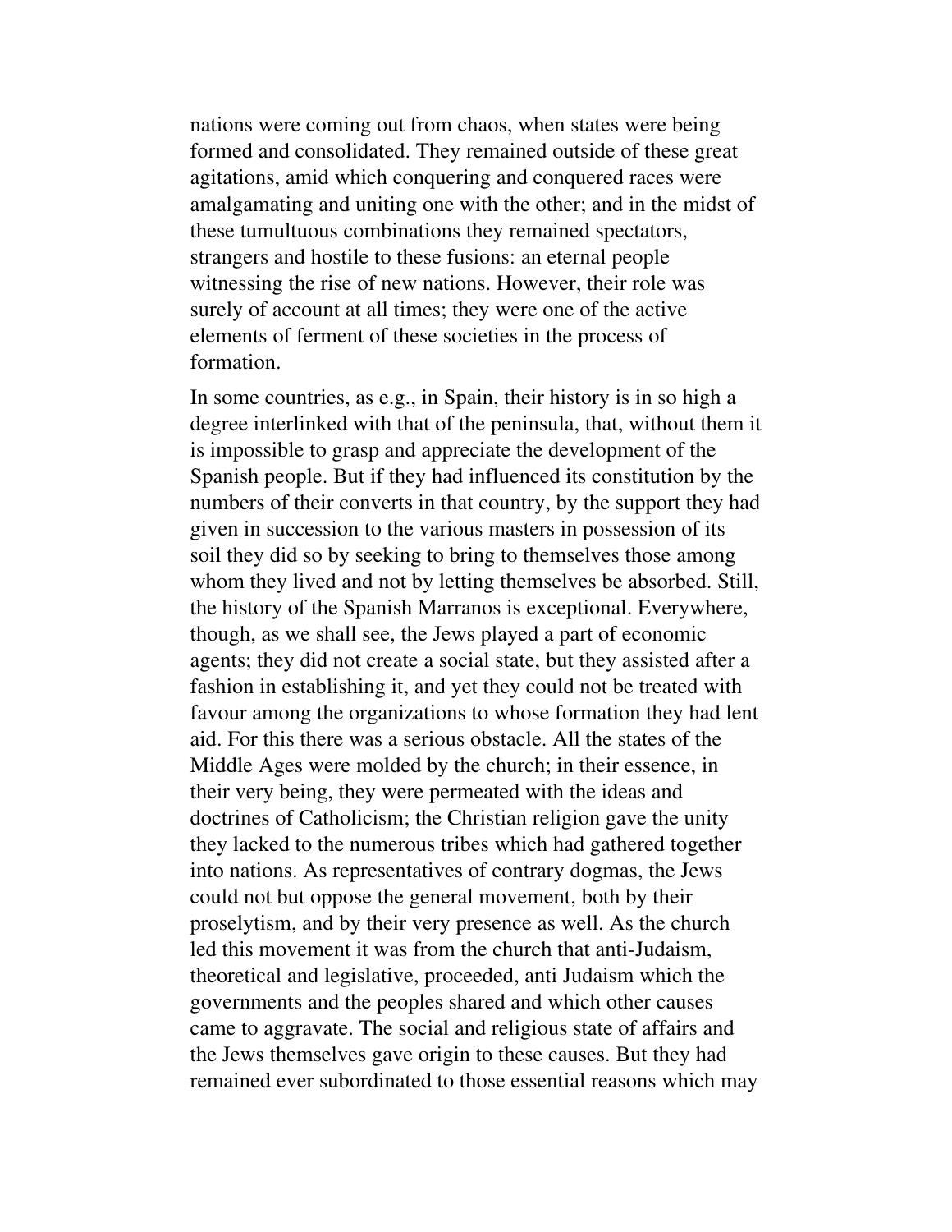nations were coming out from chaos, when states were being formed and consolidated. They remained outside of these great agitations, amid which conquering and conquered races were amalgamating and uniting one with the other; and in the midst of these tumultuous combinations they remained spectators, strangers and hostile to these fusions: an eternal people witnessing the rise of new nations. However, their role was surely of account at all times; they were one of the active elements of ferment of these societies in the process of formation.

In some countries, as e.g., in Spain, their history is in so high a degree interlinked with that of the peninsula, that, without them it is impossible to grasp and appreciate the development of the Spanish people. But if they had influenced its constitution by the numbers of their converts in that country, by the support they had given in succession to the various masters in possession of its soil they did so by seeking to bring to themselves those among whom they lived and not by letting themselves be absorbed. Still, the history of the Spanish Marranos is exceptional. Everywhere, though, as we shall see, the Jews played a part of economic agents; they did not create a social state, but they assisted after a fashion in establishing it, and yet they could not be treated with favour among the organizations to whose formation they had lent aid. For this there was a serious obstacle. All the states of the Middle Ages were molded by the church; in their essence, in their very being, they were permeated with the ideas and doctrines of Catholicism; the Christian religion gave the unity they lacked to the numerous tribes which had gathered together into nations. As representatives of contrary dogmas, the Jews could not but oppose the general movement, both by their proselytism, and by their very presence as well. As the church led this movement it was from the church that anti-Judaism, theoretical and legislative, proceeded, anti Judaism which the governments and the peoples shared and which other causes came to aggravate. The social and religious state of affairs and the Jews themselves gave origin to these causes. But they had remained ever subordinated to those essential reasons which may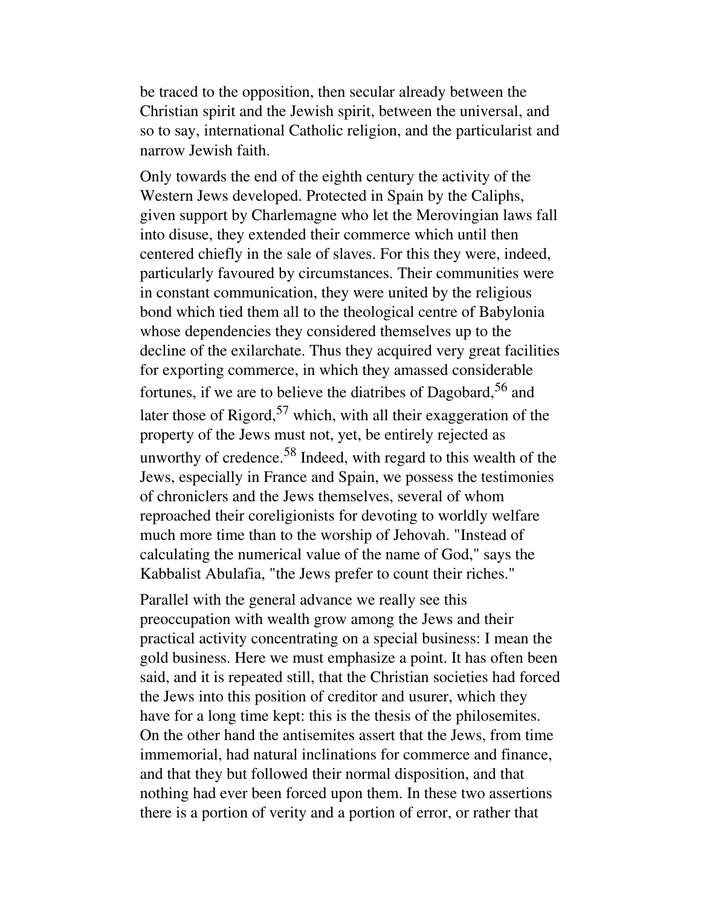be traced to the opposition, then secular already between the Christian spirit and the Jewish spirit, between the universal, and so to say, international Catholic religion, and the particularist and narrow Jewish faith.

Only towards the end of the eighth century the activity of the Western Jews developed. Protected in Spain by the Caliphs, given support by Charlemagne who let the Merovingian laws fall into disuse, they extended their commerce which until then centered chiefly in the sale of slaves. For this they were, indeed, particularly favoured by circumstances. Their communities were in constant communication, they were united by the religious bond which tied them all to the theological centre of Babylonia whose dependencies they considered themselves up to the decline of the exilarchate. Thus they acquired very great facilities for exporting commerce, in which they amassed considerable fortunes, if we are to believe the diatribes of Dagobard,[56] and later those of Rigord,[57] which, with all their exaggeration of the property of the Jews must not, yet, be entirely rejected as unworthy of credence.[58] Indeed, with regard to this wealth of the Jews, especially in France and Spain, we possess the testimonies of chroniclers and the Jews themselves, several of whom reproached their coreligionists for devoting to worldly welfare much more time than to the worship of Jehovah. "Instead of calculating the numerical value of the name of God," says the Kabbalist Abulafia, "the Jews prefer to count their riches."

Parallel with the general advance we really see this preoccupation with wealth grow among the Jews and their practical activity concentrating on a special business: I mean the gold business. Here we must emphasize a point. It has often been said, and it is repeated still, that the Christian societies had forced the Jews into this position of creditor and usurer, which they have for a long time kept: this is the thesis of the philosemites. On the other hand the antisemites assert that the Jews, from time immemorial, had natural inclinations for commerce and finance, and that they but followed their normal disposition, and that nothing had ever been forced upon them. In these two assertions there is a portion of verity and a portion of error, or rather that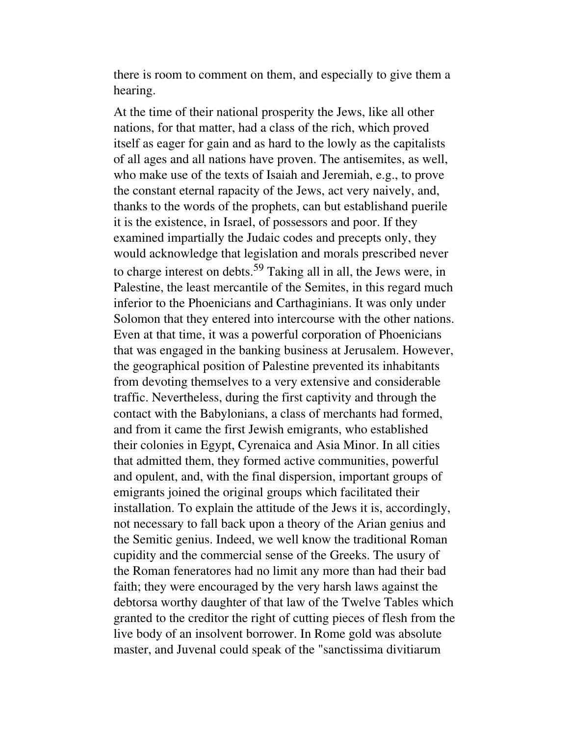there is room to comment on them, and especially to give them a hearing.

At the time of their national prosperity the Jews, like all other nations, for that matter, had a class of the rich, which proved itself as eager for gain and as hard to the lowly as the capitalists of all ages and all nations have proven. The antisemites, as well, who make use of the texts of Isaiah and Jeremiah, e.g., to prove the constant eternal rapacity of the Jews, act very naively, and, thanks to the words of the prophets, can but establishand puerile it is the existence, in Israel, of possessors and poor. If they examined impartially the Judaic codes and precepts only, they would acknowledge that legislation and morals prescribed never to charge interest on debts.[59] Taking all in all, the Jews were, in Palestine, the least mercantile of the Semites, in this regard much inferior to the Phoenicians and Carthaginians. It was only under Solomon that they entered into intercourse with the other nations. Even at that time, it was a powerful corporation of Phoenicians that was engaged in the banking business at Jerusalem. However, the geographical position of Palestine prevented its inhabitants from devoting themselves to a very extensive and considerable traffic. Nevertheless, during the first captivity and through the contact with the Babylonians, a class of merchants had formed, and from it came the first Jewish emigrants, who established their colonies in Egypt, Cyrenaica and Asia Minor. In all cities that admitted them, they formed active communities, powerful and opulent, and, with the final dispersion, important groups of emigrants joined the original groups which facilitated their installation. To explain the attitude of the Jews it is, accordingly, not necessary to fall back upon a theory of the Arian genius and the Semitic genius. Indeed, we well know the traditional Roman cupidity and the commercial sense of the Greeks. The usury of the Roman feneratores had no limit any more than had their bad faith; they were encouraged by the very harsh laws against the debtorsa worthy daughter of that law of the Twelve Tables which granted to the creditor the right of cutting pieces of flesh from the live body of an insolvent borrower. In Rome gold was absolute master, and Juvenal could speak of the "sanctissima divitiarum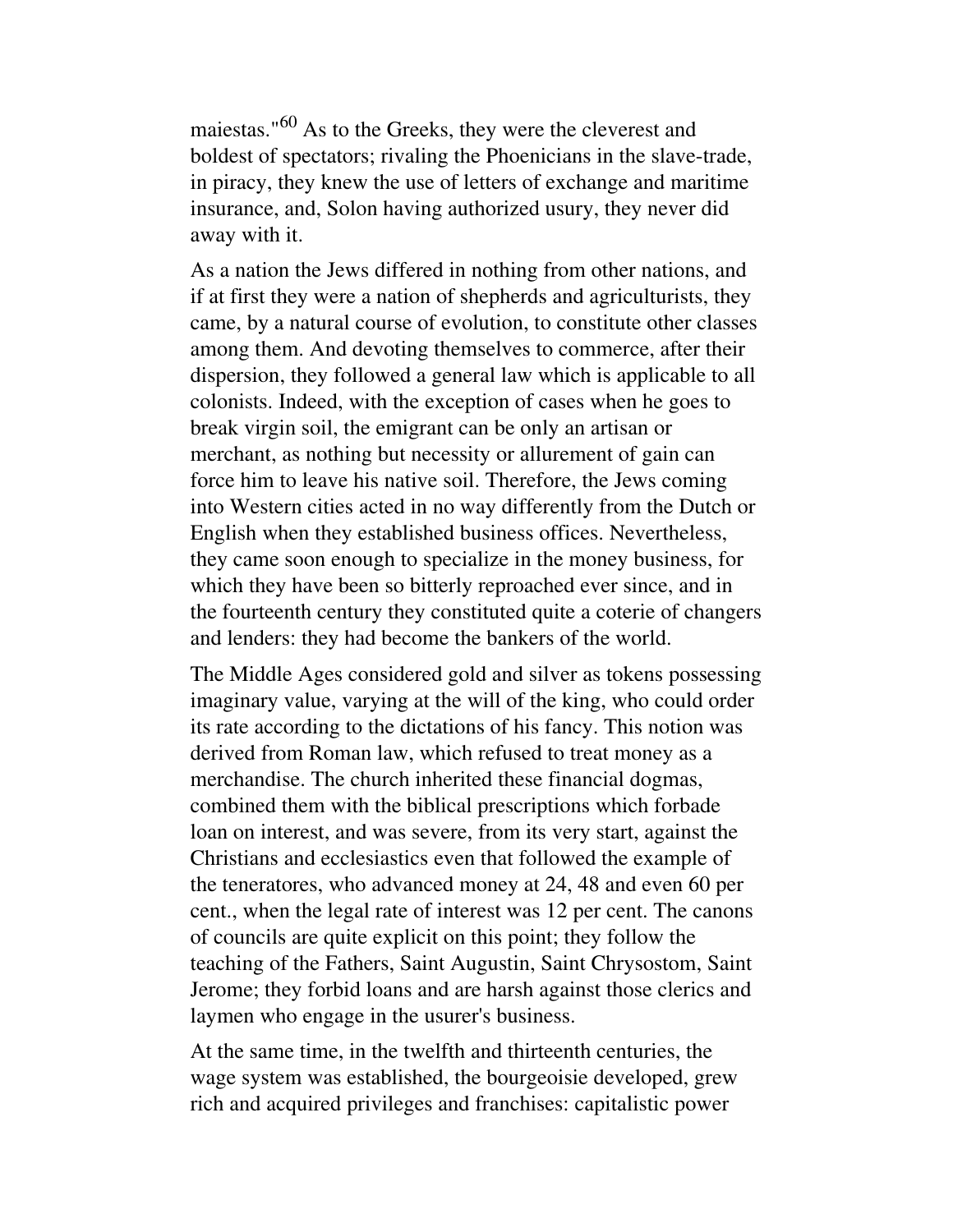maiestas."[60] As to the Greeks, they were the cleverest and boldest of spectators; rivaling the Phoenicians in the slave-trade, in piracy, they knew the use of letters of exchange and maritime insurance, and, Solon having authorized usury, they never did away with it.

As a nation the Jews differed in nothing from other nations, and if at first they were a nation of shepherds and agriculturists, they came, by a natural course of evolution, to constitute other classes among them. And devoting themselves to commerce, after their dispersion, they followed a general law which is applicable to all colonists. Indeed, with the exception of cases when he goes to break virgin soil, the emigrant can be only an artisan or merchant, as nothing but necessity or allurement of gain can force him to leave his native soil. Therefore, the Jews coming into Western cities acted in no way differently from the Dutch or English when they established business offices. Nevertheless, they came soon enough to specialize in the money business, for which they have been so bitterly reproached ever since, and in the fourteenth century they constituted quite a coterie of changers and lenders: they had become the bankers of the world.

The Middle Ages considered gold and silver as tokens possessing imaginary value, varying at the will of the king, who could order its rate according to the dictations of his fancy. This notion was derived from Roman law, which refused to treat money as a merchandise. The church inherited these financial dogmas, combined them with the biblical prescriptions which forbade loan on interest, and was severe, from its very start, against the Christians and ecclesiastics even that followed the example of the teneratores, who advanced money at 24, 48 and even 60 per cent., when the legal rate of interest was 12 per cent. The canons of councils are quite explicit on this point; they follow the teaching of the Fathers, Saint Augustin, Saint Chrysostom, Saint Jerome; they forbid loans and are harsh against those clerics and laymen who engage in the usurer's business.

At the same time, in the twelfth and thirteenth centuries, the wage system was established, the bourgeoisie developed, grew rich and acquired privileges and franchises: capitalistic power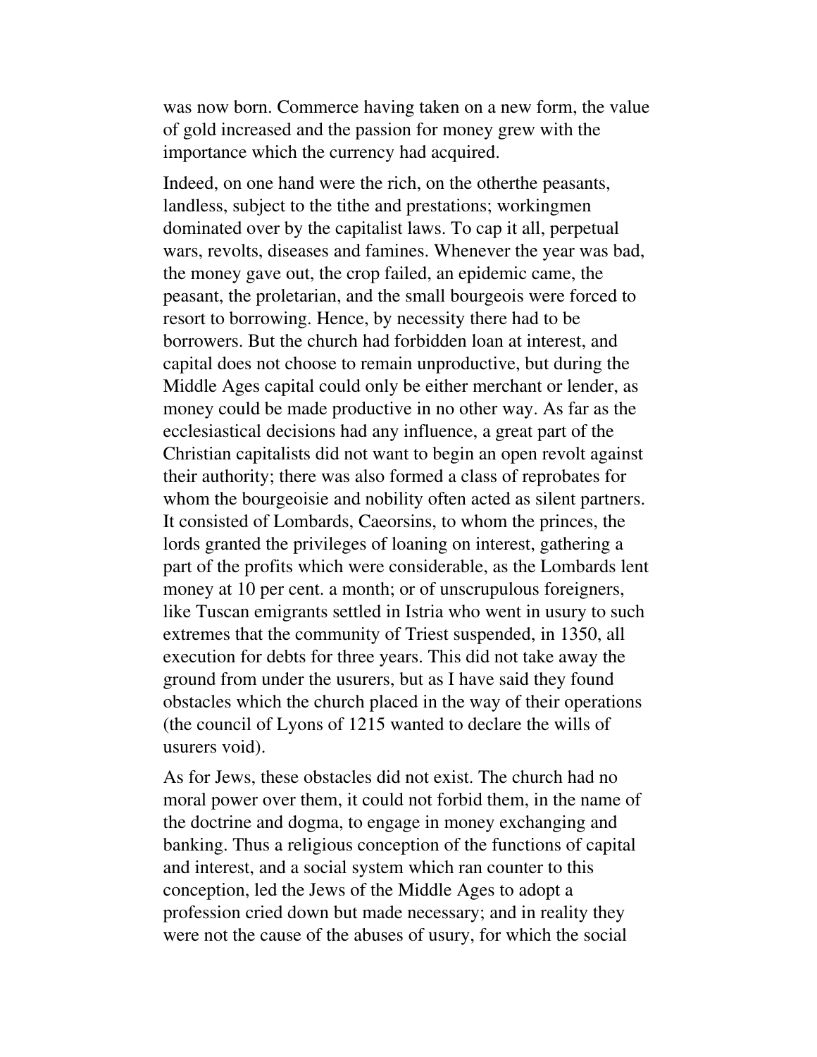was now born. Commerce having taken on a new form, the value of gold increased and the passion for money grew with the importance which the currency had acquired.

Indeed, on one hand were the rich, on the otherthe peasants, landless, subject to the tithe and prestations; workingmen dominated over by the capitalist laws. To cap it all, perpetual wars, revolts, diseases and famines. Whenever the year was bad, the money gave out, the crop failed, an epidemic came, the peasant, the proletarian, and the small bourgeois were forced to resort to borrowing. Hence, by necessity there had to be borrowers. But the church had forbidden loan at interest, and capital does not choose to remain unproductive, but during the Middle Ages capital could only be either merchant or lender, as money could be made productive in no other way. As far as the ecclesiastical decisions had any influence, a great part of the Christian capitalists did not want to begin an open revolt against their authority; there was also formed a class of reprobates for whom the bourgeoisie and nobility often acted as silent partners. It consisted of Lombards, Caeorsins, to whom the princes, the lords granted the privileges of loaning on interest, gathering a part of the profits which were considerable, as the Lombards lent money at 10 per cent. a month; or of unscrupulous foreigners, like Tuscan emigrants settled in Istria who went in usury to such extremes that the community of Triest suspended, in 1350, all execution for debts for three years. This did not take away the ground from under the usurers, but as I have said they found obstacles which the church placed in the way of their operations (the council of Lyons of 1215 wanted to declare the wills of usurers void).

As for Jews, these obstacles did not exist. The church had no moral power over them, it could not forbid them, in the name of the doctrine and dogma, to engage in money exchanging and banking. Thus a religious conception of the functions of capital and interest, and a social system which ran counter to this conception, led the Jews of the Middle Ages to adopt a profession cried down but made necessary; and in reality they were not the cause of the abuses of usury, for which the social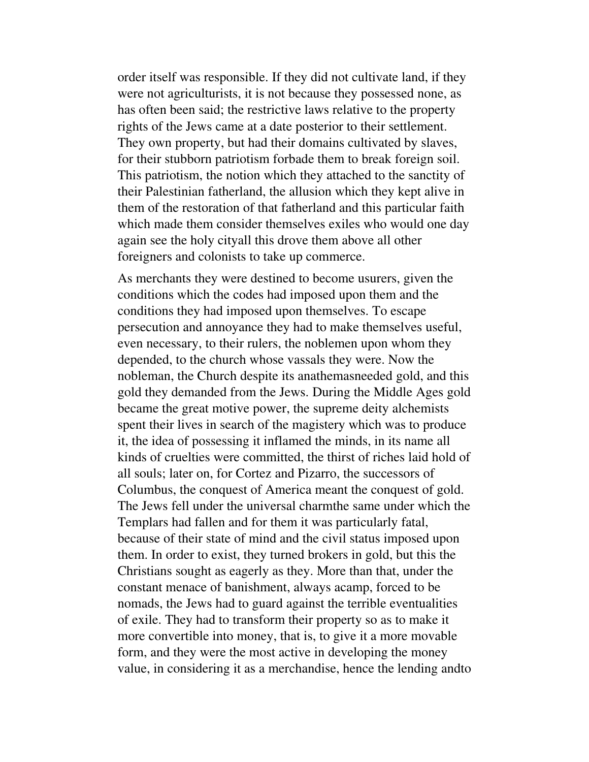order itself was responsible. If they did not cultivate land, if they were not agriculturists, it is not because they possessed none, as has often been said; the restrictive laws relative to the property rights of the Jews came at a date posterior to their settlement. They own property, but had their domains cultivated by slaves, for their stubborn patriotism forbade them to break foreign soil. This patriotism, the notion which they attached to the sanctity of their Palestinian fatherland, the allusion which they kept alive in them of the restoration of that fatherland and this particular faith which made them consider themselves exiles who would one day again see the holy cityall this drove them above all other foreigners and colonists to take up commerce.

As merchants they were destined to become usurers, given the conditions which the codes had imposed upon them and the conditions they had imposed upon themselves. To escape persecution and annoyance they had to make themselves useful, even necessary, to their rulers, the noblemen upon whom they depended, to the church whose vassals they were. Now the nobleman, the Church despite its anathemasneeded gold, and this gold they demanded from the Jews. During the Middle Ages gold became the great motive power, the supreme deity alchemists spent their lives in search of the magistery which was to produce it, the idea of possessing it inflamed the minds, in its name all kinds of cruelties were committed, the thirst of riches laid hold of all souls; later on, for Cortez and Pizarro, the successors of Columbus, the conquest of America meant the conquest of gold. The Jews fell under the universal charmthe same under which the Templars had fallen and for them it was particularly fatal, because of their state of mind and the civil status imposed upon them. In order to exist, they turned brokers in gold, but this the Christians sought as eagerly as they. More than that, under the constant menace of banishment, always acamp, forced to be nomads, the Jews had to guard against the terrible eventualities of exile. They had to transform their property so as to make it more convertible into money, that is, to give it a more movable form, and they were the most active in developing the money value, in considering it as a merchandise, hence the lending andto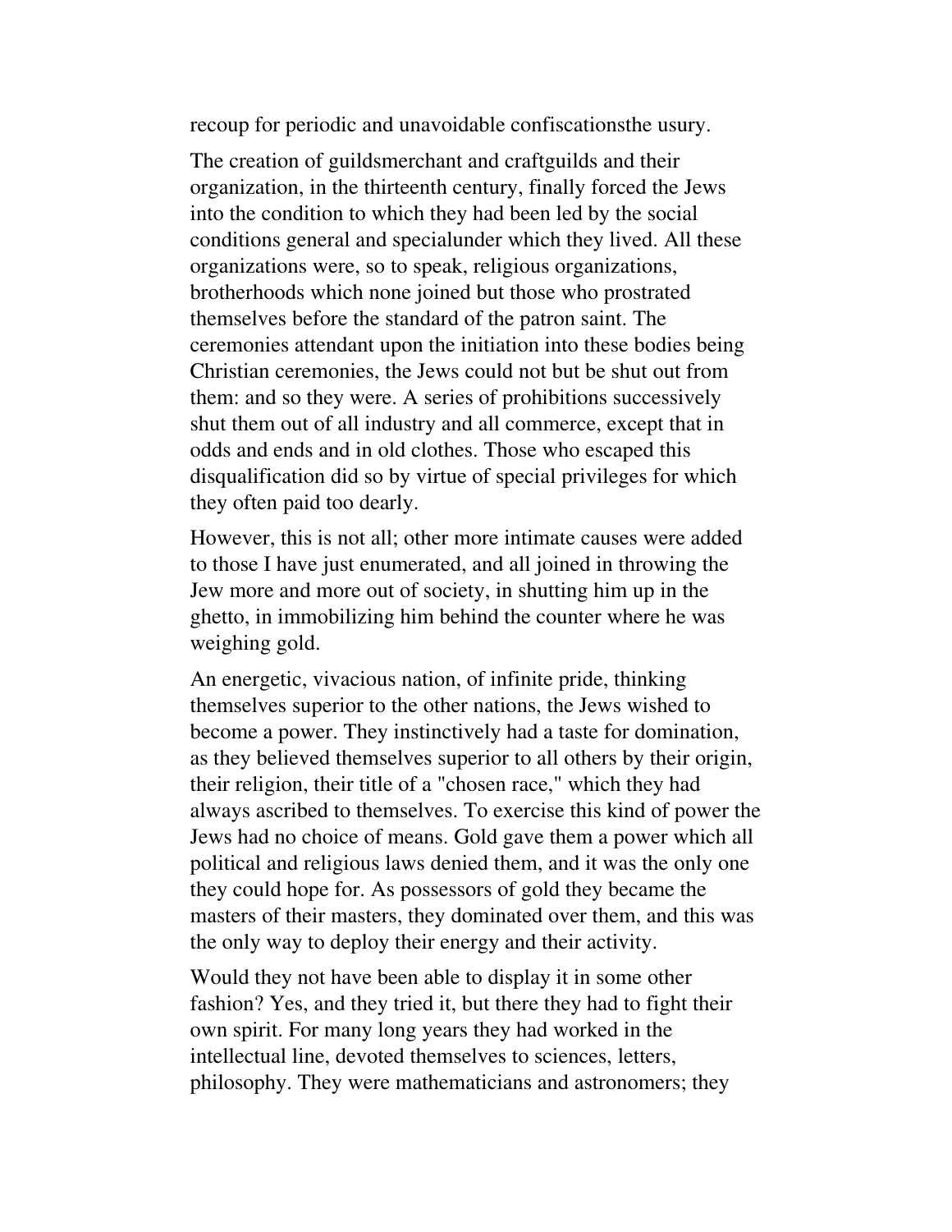recoup for periodic and unavoidable confiscationsthe usury.

The creation of guildsmerchant and craftguilds and their organization, in the thirteenth century, finally forced the Jews into the condition to which they had been led by the social conditions general and specialunder which they lived. All these organizations were, so to speak, religious organizations, brotherhoods which none joined but those who prostrated themselves before the standard of the patron saint. The ceremonies attendant upon the initiation into these bodies being Christian ceremonies, the Jews could not but be shut out from them: and so they were. A series of prohibitions successively shut them out of all industry and all commerce, except that in odds and ends and in old clothes. Those who escaped this disqualification did so by virtue of special privileges for which they often paid too dearly.

However, this is not all; other more intimate causes were added to those I have just enumerated, and all joined in throwing the Jew more and more out of society, in shutting him up in the ghetto, in immobilizing him behind the counter where he was weighing gold.

An energetic, vivacious nation, of infinite pride, thinking themselves superior to the other nations, the Jews wished to become a power. They instinctively had a taste for domination, as they believed themselves superior to all others by their origin, their religion, their title of a "chosen race," which they had always ascribed to themselves. To exercise this kind of power the Jews had no choice of means. Gold gave them a power which all political and religious laws denied them, and it was the only one they could hope for. As possessors of gold they became the masters of their masters, they dominated over them, and this was the only way to deploy their energy and their activity.

Would they not have been able to display it in some other fashion? Yes, and they tried it, but there they had to fight their own spirit. For many long years they had worked in the intellectual line, devoted themselves to sciences, letters, philosophy. They were mathematicians and astronomers; they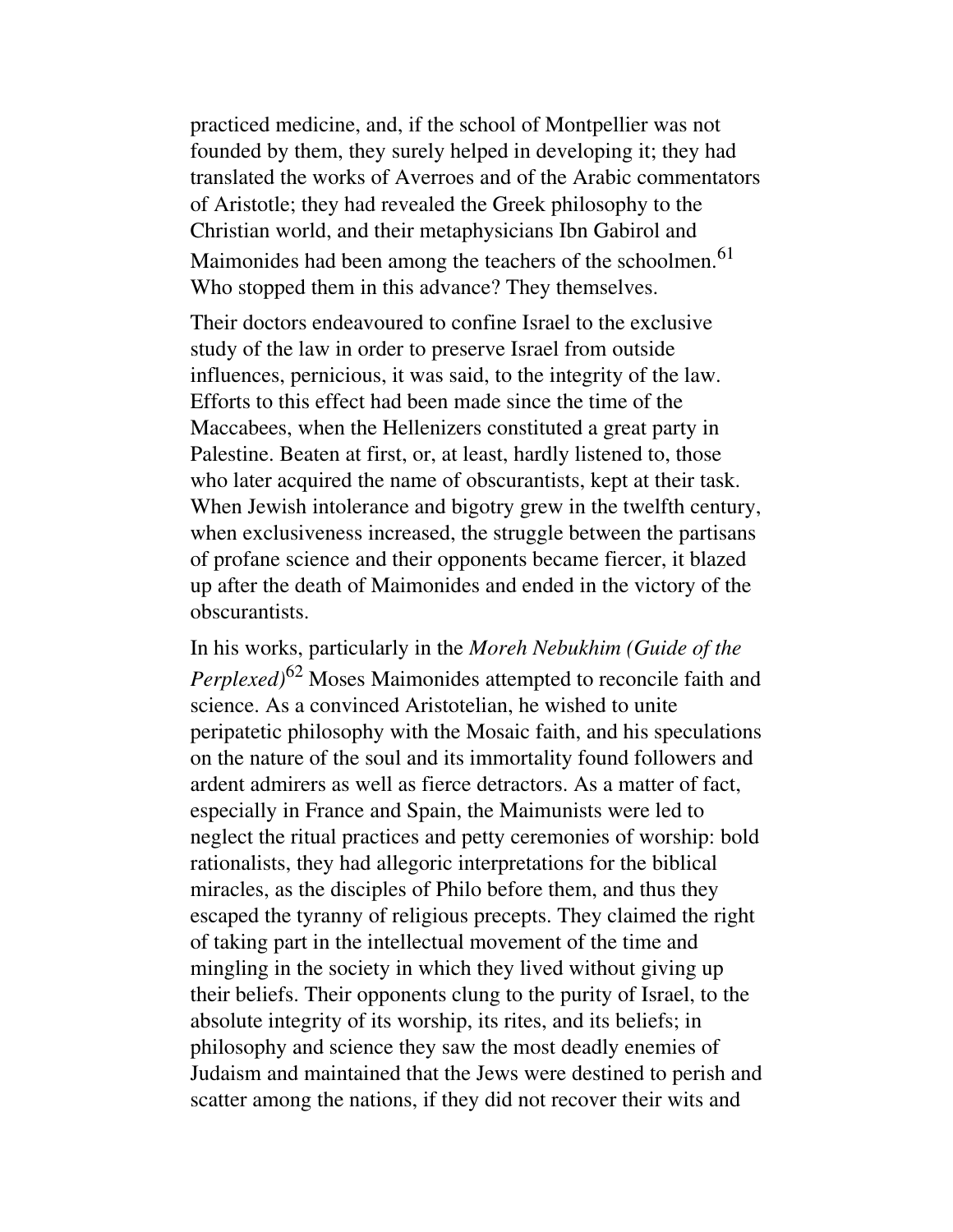practiced medicine, and, if the school of Montpellier was not founded by them, they surely helped in developing it; they had translated the works of Averroes and of the Arabic commentators of Aristotle; they had revealed the Greek philosophy to the Christian world, and their metaphysicians Ibn Gabirol and Maimonides had been among the teachers of the schoolmen.[61] Who stopped them in this advance? They themselves.

Their doctors endeavoured to confine Israel to the exclusive study of the law in order to preserve Israel from outside influences, pernicious, it was said, to the integrity of the law. Efforts to this effect had been made since the time of the Maccabees, when the Hellenizers constituted a great party in Palestine. Beaten at first, or, at least, hardly listened to, those who later acquired the name of obscurantists, kept at their task. When Jewish intolerance and bigotry grew in the twelfth century, when exclusiveness increased, the struggle between the partisans of profane science and their opponents became fiercer, it blazed up after the death of Maimonides and ended in the victory of the obscurantists.

In his works, particularly in the *Moreh Nebukhim (Guide of the Perplexed)*[62] Moses Maimonides attempted to reconcile faith and science. As a convinced Aristotelian, he wished to unite peripatetic philosophy with the Mosaic faith, and his speculations on the nature of the soul and its immortality found followers and ardent admirers as well as fierce detractors. As a matter of fact, especially in France and Spain, the Maimunists were led to neglect the ritual practices and petty ceremonies of worship: bold rationalists, they had allegoric interpretations for the biblical miracles, as the disciples of Philo before them, and thus they escaped the tyranny of religious precepts. They claimed the right of taking part in the intellectual movement of the time and mingling in the society in which they lived without giving up their beliefs. Their opponents clung to the purity of Israel, to the absolute integrity of its worship, its rites, and its beliefs; in philosophy and science they saw the most deadly enemies of Judaism and maintained that the Jews were destined to perish and scatter among the nations, if they did not recover their wits and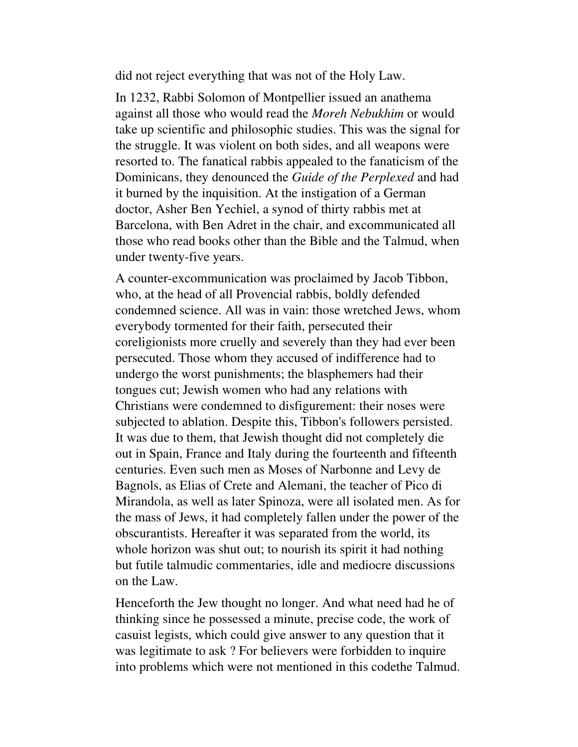did not reject everything that was not of the Holy Law.

In 1232, Rabbi Solomon of Montpellier issued an anathema against all those who would read the *Moreh Nebukhim* or would take up scientific and philosophic studies. This was the signal for the struggle. It was violent on both sides, and all weapons were resorted to. The fanatical rabbis appealed to the fanaticism of the Dominicans, they denounced the *Guide of the Perplexed* and had it burned by the inquisition. At the instigation of a German doctor, Asher Ben Yechiel, a synod of thirty rabbis met at Barcelona, with Ben Adret in the chair, and excommunicated all those who read books other than the Bible and the Talmud, when under twenty-five years.

A counter-excommunication was proclaimed by Jacob Tibbon, who, at the head of all Provencial rabbis, boldly defended condemned science. All was in vain: those wretched Jews, whom everybody tormented for their faith, persecuted their coreligionists more cruelly and severely than they had ever been persecuted. Those whom they accused of indifference had to undergo the worst punishments; the blasphemers had their tongues cut; Jewish women who had any relations with Christians were condemned to disfigurement: their noses were subjected to ablation. Despite this, Tibbon's followers persisted. It was due to them, that Jewish thought did not completely die out in Spain, France and Italy during the fourteenth and fifteenth centuries. Even such men as Moses of Narbonne and Levy de Bagnols, as Elias of Crete and Alemani, the teacher of Pico di Mirandola, as well as later Spinoza, were all isolated men. As for the mass of Jews, it had completely fallen under the power of the obscurantists. Hereafter it was separated from the world, its whole horizon was shut out; to nourish its spirit it had nothing but futile talmudic commentaries, idle and mediocre discussions on the Law.

Henceforth the Jew thought no longer. And what need had he of thinking since he possessed a minute, precise code, the work of casuist legists, which could give answer to any question that it was legitimate to ask ? For believers were forbidden to inquire into problems which were not mentioned in this codethe Talmud.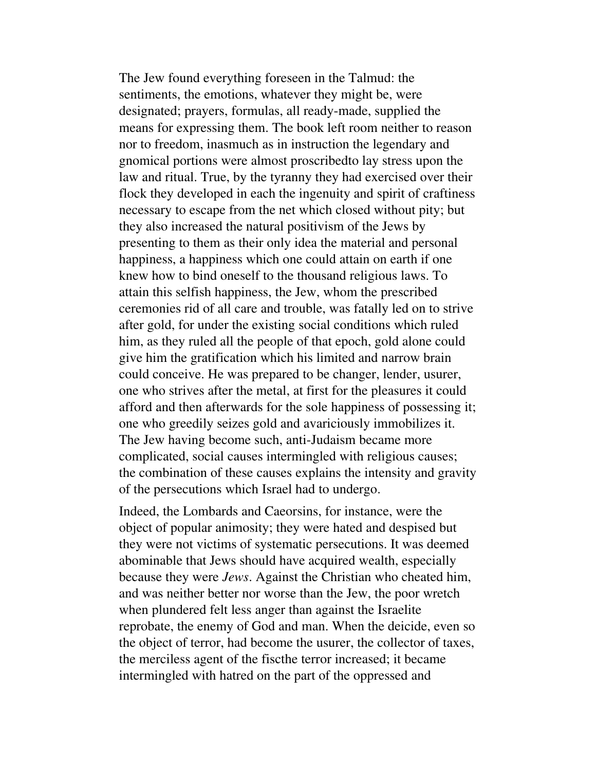The Jew found everything foreseen in the Talmud: the sentiments, the emotions, whatever they might be, were designated; prayers, formulas, all ready-made, supplied the means for expressing them. The book left room neither to reason nor to freedom, inasmuch as in instruction the legendary and gnomical portions were almost proscribedto lay stress upon the law and ritual. True, by the tyranny they had exercised over their flock they developed in each the ingenuity and spirit of craftiness necessary to escape from the net which closed without pity; but they also increased the natural positivism of the Jews by presenting to them as their only idea the material and personal happiness, a happiness which one could attain on earth if one knew how to bind oneself to the thousand religious laws. To attain this selfish happiness, the Jew, whom the prescribed ceremonies rid of all care and trouble, was fatally led on to strive after gold, for under the existing social conditions which ruled him, as they ruled all the people of that epoch, gold alone could give him the gratification which his limited and narrow brain could conceive. He was prepared to be changer, lender, usurer, one who strives after the metal, at first for the pleasures it could afford and then afterwards for the sole happiness of possessing it; one who greedily seizes gold and avariciously immobilizes it. The Jew having become such, anti-Judaism became more complicated, social causes intermingled with religious causes; the combination of these causes explains the intensity and gravity of the persecutions which Israel had to undergo.

Indeed, the Lombards and Caeorsins, for instance, were the object of popular animosity; they were hated and despised but they were not victims of systematic persecutions. It was deemed abominable that Jews should have acquired wealth, especially because they were *Jews*. Against the Christian who cheated him, and was neither better nor worse than the Jew, the poor wretch when plundered felt less anger than against the Israelite reprobate, the enemy of God and man. When the deicide, even so the object of terror, had become the usurer, the collector of taxes, the merciless agent of the fiscthe terror increased; it became intermingled with hatred on the part of the oppressed and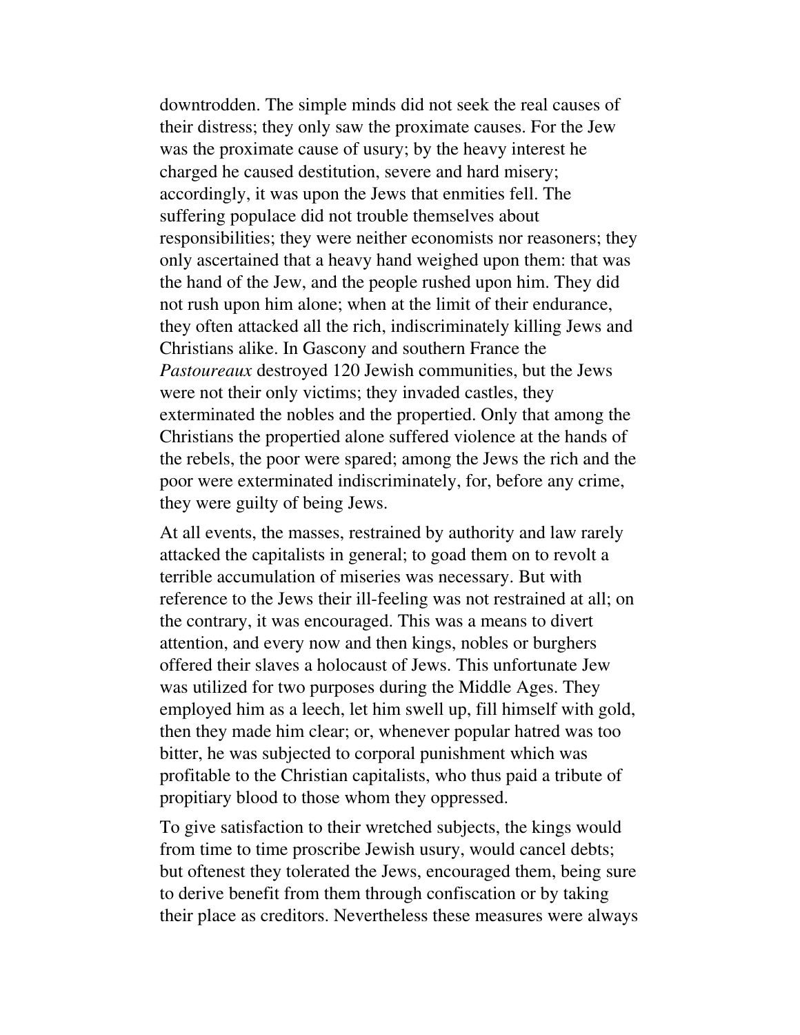downtrodden. The simple minds did not seek the real causes of their distress; they only saw the proximate causes. For the Jew was the proximate cause of usury; by the heavy interest he charged he caused destitution, severe and hard misery; accordingly, it was upon the Jews that enmities fell. The suffering populace did not trouble themselves about responsibilities; they were neither economists nor reasoners; they only ascertained that a heavy hand weighed upon them: that was the hand of the Jew, and the people rushed upon him. They did not rush upon him alone; when at the limit of their endurance, they often attacked all the rich, indiscriminately killing Jews and Christians alike. In Gascony and southern France the *Pastoureaux* destroyed 120 Jewish communities, but the Jews were not their only victims; they invaded castles, they exterminated the nobles and the propertied. Only that among the Christians the propertied alone suffered violence at the hands of the rebels, the poor were spared; among the Jews the rich and the poor were exterminated indiscriminately, for, before any crime, they were guilty of being Jews.

At all events, the masses, restrained by authority and law rarely attacked the capitalists in general; to goad them on to revolt a terrible accumulation of miseries was necessary. But with reference to the Jews their ill-feeling was not restrained at all; on the contrary, it was encouraged. This was a means to divert attention, and every now and then kings, nobles or burghers offered their slaves a holocaust of Jews. This unfortunate Jew was utilized for two purposes during the Middle Ages. They employed him as a leech, let him swell up, fill himself with gold, then they made him clear; or, whenever popular hatred was too bitter, he was subjected to corporal punishment which was profitable to the Christian capitalists, who thus paid a tribute of propitiary blood to those whom they oppressed.

To give satisfaction to their wretched subjects, the kings would from time to time proscribe Jewish usury, would cancel debts; but oftenest they tolerated the Jews, encouraged them, being sure to derive benefit from them through confiscation or by taking their place as creditors. Nevertheless these measures were always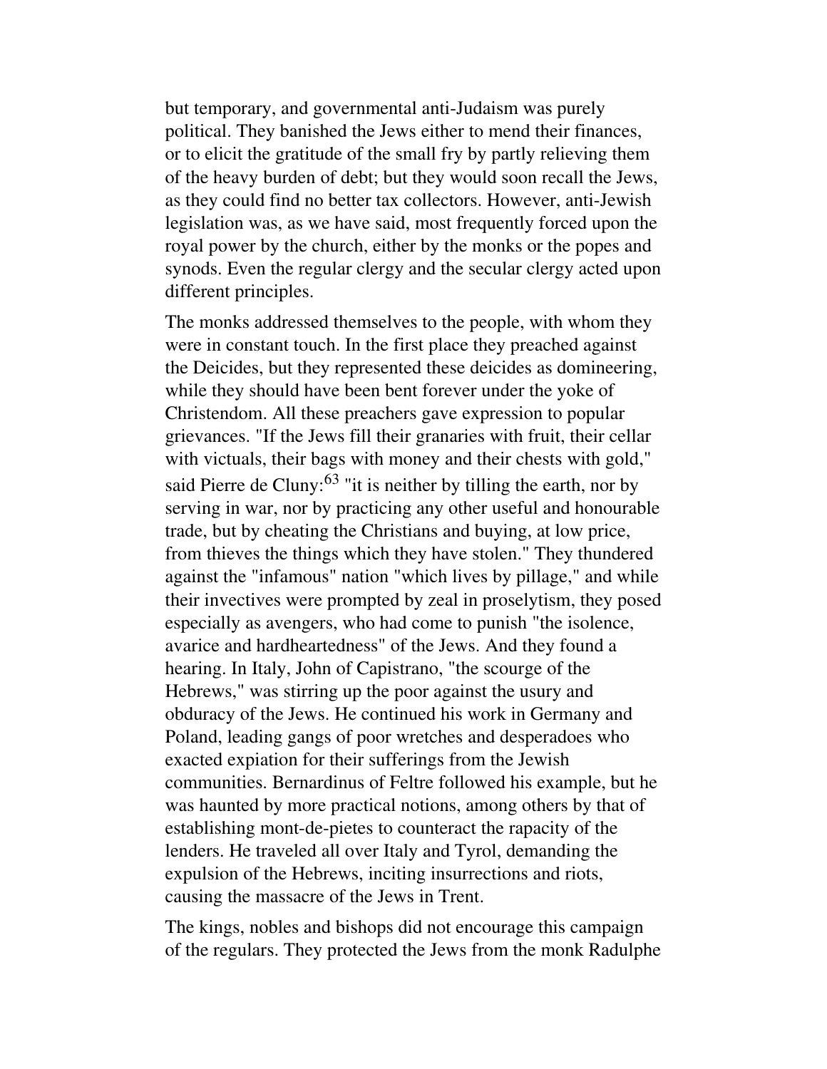but temporary, and governmental anti-Judaism was purely political. They banished the Jews either to mend their finances, or to elicit the gratitude of the small fry by partly relieving them of the heavy burden of debt; but they would soon recall the Jews, as they could find no better tax collectors. However, anti-Jewish legislation was, as we have said, most frequently forced upon the royal power by the church, either by the monks or the popes and synods. Even the regular clergy and the secular clergy acted upon different principles.

The monks addressed themselves to the people, with whom they were in constant touch. In the first place they preached against the Deicides, but they represented these deicides as domineering, while they should have been bent forever under the yoke of Christendom. All these preachers gave expression to popular grievances. "If the Jews fill their granaries with fruit, their cellar with victuals, their bags with money and their chests with gold," said Pierre de Cluny:[63] "it is neither by tilling the earth, nor by serving in war, nor by practicing any other useful and honourable trade, but by cheating the Christians and buying, at low price, from thieves the things which they have stolen." They thundered against the "infamous" nation "which lives by pillage," and while their invectives were prompted by zeal in proselytism, they posed especially as avengers, who had come to punish "the isolence, avarice and hardheartedness" of the Jews. And they found a hearing. In Italy, John of Capistrano, "the scourge of the Hebrews," was stirring up the poor against the usury and obduracy of the Jews. He continued his work in Germany and Poland, leading gangs of poor wretches and desperadoes who exacted expiation for their sufferings from the Jewish communities. Bernardinus of Feltre followed his example, but he was haunted by more practical notions, among others by that of establishing mont-de-pietes to counteract the rapacity of the lenders. He traveled all over Italy and Tyrol, demanding the expulsion of the Hebrews, inciting insurrections and riots, causing the massacre of the Jews in Trent.

The kings, nobles and bishops did not encourage this campaign of the regulars. They protected the Jews from the monk Radulphe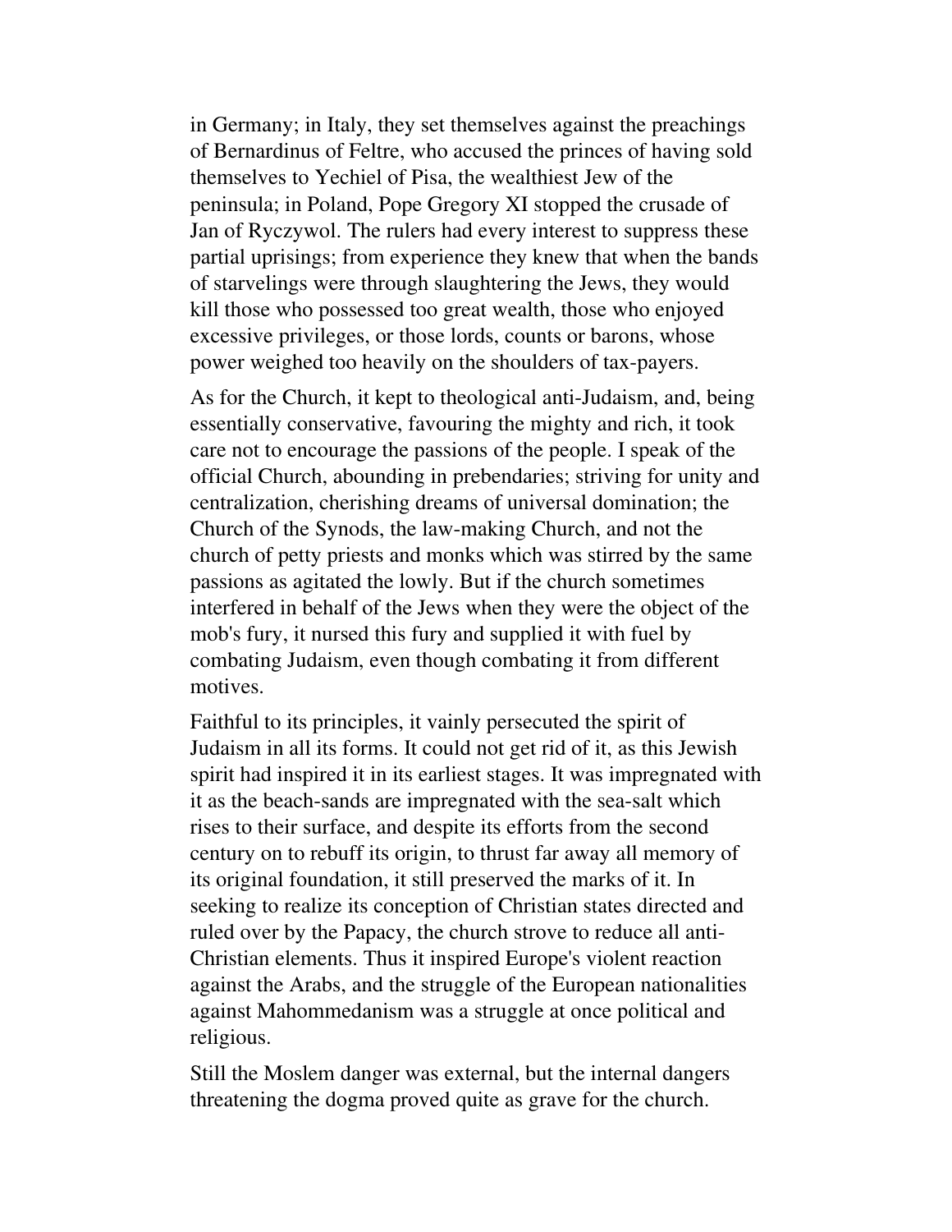in Germany; in Italy, they set themselves against the preachings of Bernardinus of Feltre, who accused the princes of having sold themselves to Yechiel of Pisa, the wealthiest Jew of the peninsula; in Poland, Pope Gregory XI stopped the crusade of Jan of Ryczywol. The rulers had every interest to suppress these partial uprisings; from experience they knew that when the bands of starvelings were through slaughtering the Jews, they would kill those who possessed too great wealth, those who enjoyed excessive privileges, or those lords, counts or barons, whose power weighed too heavily on the shoulders of tax-payers.

As for the Church, it kept to theological anti-Judaism, and, being essentially conservative, favouring the mighty and rich, it took care not to encourage the passions of the people. I speak of the official Church, abounding in prebendaries; striving for unity and centralization, cherishing dreams of universal domination; the Church of the Synods, the law-making Church, and not the church of petty priests and monks which was stirred by the same passions as agitated the lowly. But if the church sometimes interfered in behalf of the Jews when they were the object of the mob's fury, it nursed this fury and supplied it with fuel by combating Judaism, even though combating it from different motives.

Faithful to its principles, it vainly persecuted the spirit of Judaism in all its forms. It could not get rid of it, as this Jewish spirit had inspired it in its earliest stages. It was impregnated with it as the beach-sands are impregnated with the sea-salt which rises to their surface, and despite its efforts from the second century on to rebuff its origin, to thrust far away all memory of its original foundation, it still preserved the marks of it. In seeking to realize its conception of Christian states directed and ruled over by the Papacy, the church strove to reduce all anti-Christian elements. Thus it inspired Europe's violent reaction against the Arabs, and the struggle of the European nationalities against Mahommedanism was a struggle at once political and religious.

Still the Moslem danger was external, but the internal dangers threatening the dogma proved quite as grave for the church.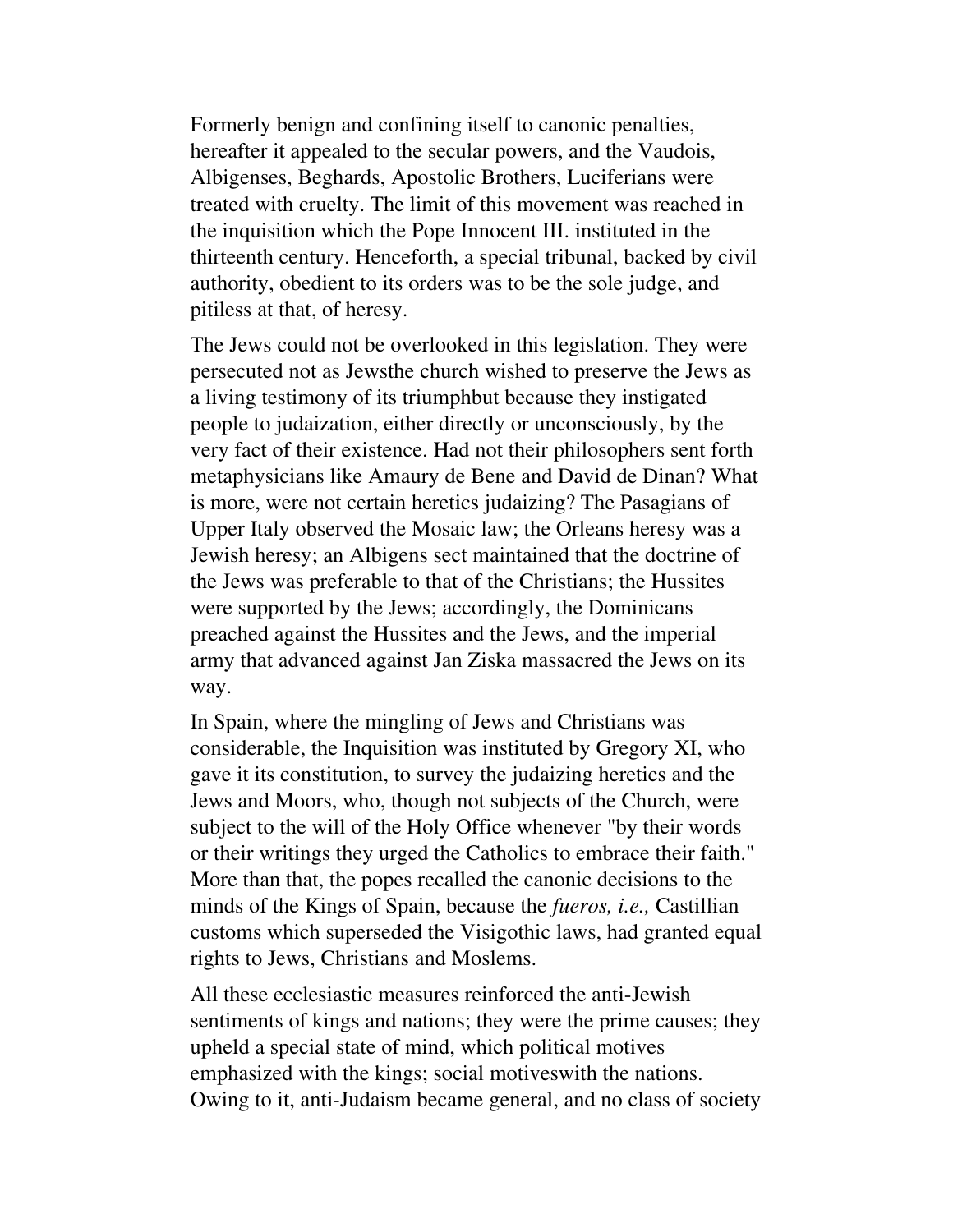Formerly benign and confining itself to canonic penalties, hereafter it appealed to the secular powers, and the Vaudois, Albigenses, Beghards, Apostolic Brothers, Luciferians were treated with cruelty. The limit of this movement was reached in the inquisition which the Pope Innocent III. instituted in the thirteenth century. Henceforth, a special tribunal, backed by civil authority, obedient to its orders was to be the sole judge, and pitiless at that, of heresy.

The Jews could not be overlooked in this legislation. They were persecuted not as Jewsthe church wished to preserve the Jews as a living testimony of its triumphbut because they instigated people to judaization, either directly or unconsciously, by the very fact of their existence. Had not their philosophers sent forth metaphysicians like Amaury de Bene and David de Dinan? What is more, were not certain heretics judaizing? The Pasagians of Upper Italy observed the Mosaic law; the Orleans heresy was a Jewish heresy; an Albigens sect maintained that the doctrine of the Jews was preferable to that of the Christians; the Hussites were supported by the Jews; accordingly, the Dominicans preached against the Hussites and the Jews, and the imperial army that advanced against Jan Ziska massacred the Jews on its way.

In Spain, where the mingling of Jews and Christians was considerable, the Inquisition was instituted by Gregory XI, who gave it its constitution, to survey the judaizing heretics and the Jews and Moors, who, though not subjects of the Church, were subject to the will of the Holy Office whenever "by their words or their writings they urged the Catholics to embrace their faith." More than that, the popes recalled the canonic decisions to the minds of the Kings of Spain, because the *fueros, i.e.,* Castillian customs which superseded the Visigothic laws, had granted equal rights to Jews, Christians and Moslems.

All these ecclesiastic measures reinforced the anti-Jewish sentiments of kings and nations; they were the prime causes; they upheld a special state of mind, which political motives emphasized with the kings; social motiveswith the nations. Owing to it, anti-Judaism became general, and no class of society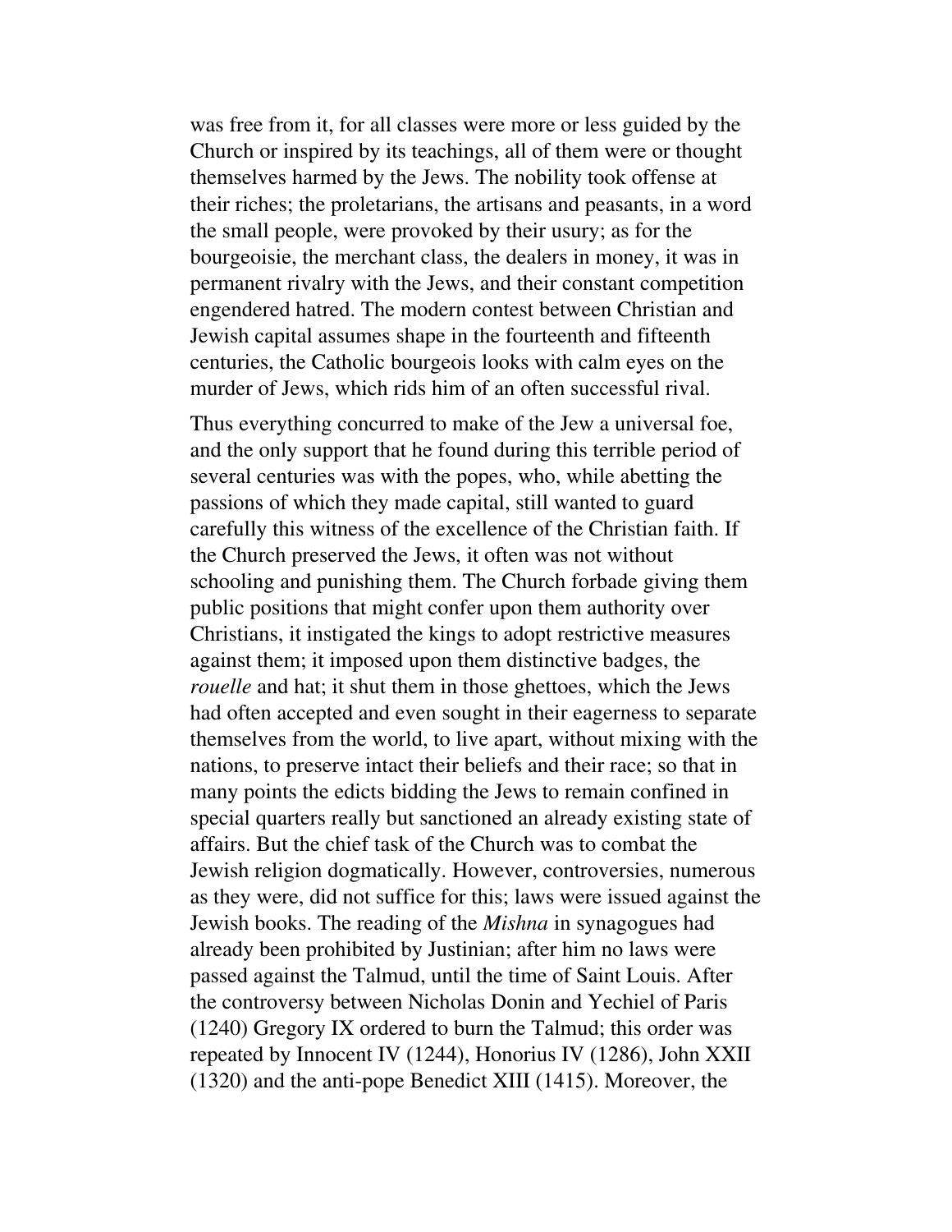was free from it, for all classes were more or less guided by the Church or inspired by its teachings, all of them were or thought themselves harmed by the Jews. The nobility took offense at their riches; the proletarians, the artisans and peasants, in a word the small people, were provoked by their usury; as for the bourgeoisie, the merchant class, the dealers in money, it was in permanent rivalry with the Jews, and their constant competition engendered hatred. The modern contest between Christian and Jewish capital assumes shape in the fourteenth and fifteenth centuries, the Catholic bourgeois looks with calm eyes on the murder of Jews, which rids him of an often successful rival.

Thus everything concurred to make of the Jew a universal foe, and the only support that he found during this terrible period of several centuries was with the popes, who, while abetting the passions of which they made capital, still wanted to guard carefully this witness of the excellence of the Christian faith. If the Church preserved the Jews, it often was not without schooling and punishing them. The Church forbade giving them public positions that might confer upon them authority over Christians, it instigated the kings to adopt restrictive measures against them; it imposed upon them distinctive badges, the *rouelle* and hat; it shut them in those ghettoes, which the Jews had often accepted and even sought in their eagerness to separate themselves from the world, to live apart, without mixing with the nations, to preserve intact their beliefs and their race; so that in many points the edicts bidding the Jews to remain confined in special quarters really but sanctioned an already existing state of affairs. But the chief task of the Church was to combat the Jewish religion dogmatically. However, controversies, numerous as they were, did not suffice for this; laws were issued against the Jewish books. The reading of the *Mishna* in synagogues had already been prohibited by Justinian; after him no laws were passed against the Talmud, until the time of Saint Louis. After the controversy between Nicholas Donin and Yechiel of Paris (1240) Gregory IX ordered to burn the Talmud; this order was repeated by Innocent IV (1244), Honorius IV (1286), John XXII (1320) and the anti-pope Benedict XIII (1415). Moreover, the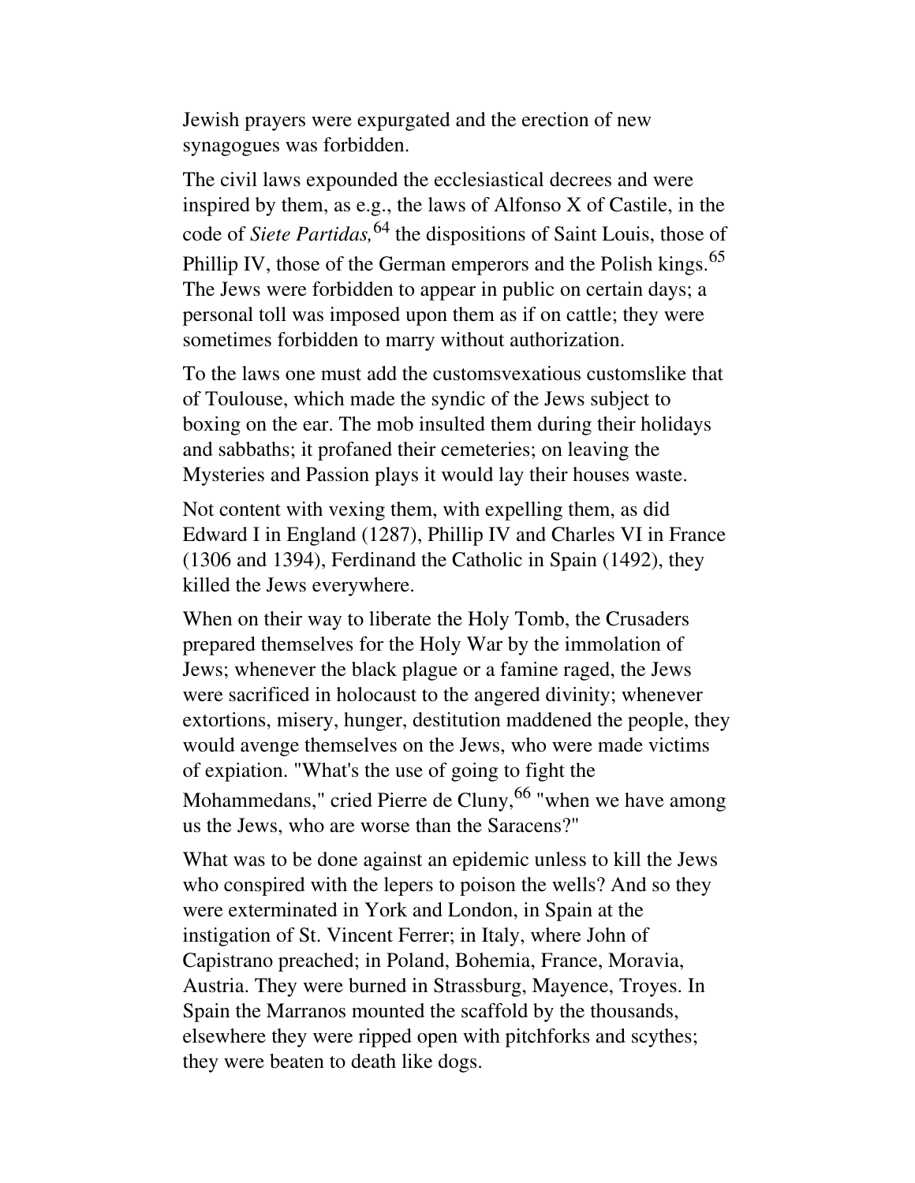Jewish prayers were expurgated and the erection of new synagogues was forbidden.

The civil laws expounded the ecclesiastical decrees and were inspired by them, as e.g., the laws of Alfonso X of Castile, in the code of *Siete Partidas,*[64] the dispositions of Saint Louis, those of Phillip IV, those of the German emperors and the Polish kings.[65] The Jews were forbidden to appear in public on certain days; a personal toll was imposed upon them as if on cattle; they were sometimes forbidden to marry without authorization.

To the laws one must add the customsvexatious customslike that of Toulouse, which made the syndic of the Jews subject to boxing on the ear. The mob insulted them during their holidays and sabbaths; it profaned their cemeteries; on leaving the Mysteries and Passion plays it would lay their houses waste.

Not content with vexing them, with expelling them, as did Edward I in England (1287), Phillip IV and Charles VI in France (1306 and 1394), Ferdinand the Catholic in Spain (1492), they killed the Jews everywhere.

When on their way to liberate the Holy Tomb, the Crusaders prepared themselves for the Holy War by the immolation of Jews; whenever the black plague or a famine raged, the Jews were sacrificed in holocaust to the angered divinity; whenever extortions, misery, hunger, destitution maddened the people, they would avenge themselves on the Jews, who were made victims of expiation. "What's the use of going to fight the Mohammedans," cried Pierre de Cluny,[66] "when we have among us the Jews, who are worse than the Saracens?"

What was to be done against an epidemic unless to kill the Jews who conspired with the lepers to poison the wells? And so they were exterminated in York and London, in Spain at the instigation of St. Vincent Ferrer; in Italy, where John of Capistrano preached; in Poland, Bohemia, France, Moravia, Austria. They were burned in Strassburg, Mayence, Troyes. In Spain the Marranos mounted the scaffold by the thousands, elsewhere they were ripped open with pitchforks and scythes; they were beaten to death like dogs.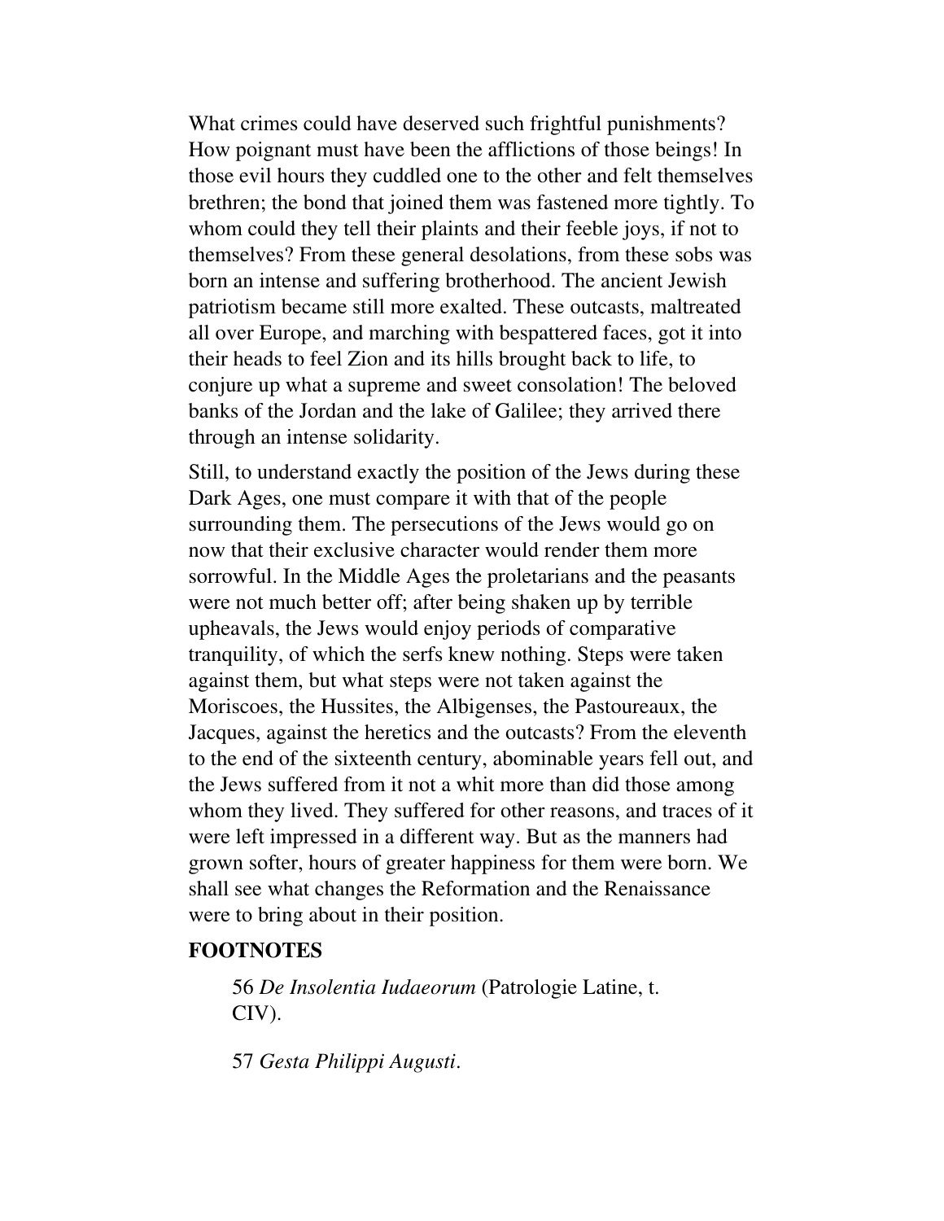What crimes could have deserved such frightful punishments? How poignant must have been the afflictions of those beings! In those evil hours they cuddled one to the other and felt themselves brethren; the bond that joined them was fastened more tightly. To whom could they tell their plaints and their feeble joys, if not to themselves? From these general desolations, from these sobs was born an intense and suffering brotherhood. The ancient Jewish patriotism became still more exalted. These outcasts, maltreated all over Europe, and marching with bespattered faces, got it into their heads to feel Zion and its hills brought back to life, to conjure up what a supreme and sweet consolation! The beloved banks of the Jordan and the lake of Galilee; they arrived there through an intense solidarity.

Still, to understand exactly the position of the Jews during these Dark Ages, one must compare it with that of the people surrounding them. The persecutions of the Jews would go on now that their exclusive character would render them more sorrowful. In the Middle Ages the proletarians and the peasants were not much better off; after being shaken up by terrible upheavals, the Jews would enjoy periods of comparative tranquility, of which the serfs knew nothing. Steps were taken against them, but what steps were not taken against the Moriscoes, the Hussites, the Albigenses, the Pastoureaux, the Jacques, against the heretics and the outcasts? From the eleventh to the end of the sixteenth century, abominable years fell out, and the Jews suffered from it not a whit more than did those among whom they lived. They suffered for other reasons, and traces of it were left impressed in a different way. But as the manners had grown softer, hours of greater happiness for them were born. We shall see what changes the Reformation and the Renaissance were to bring about in their position.

### FOOTNOTES

56 *De Insolentia Iudaeorum* (Patrologie Latine, t. CIV).

57 *Gesta Philippi Augusti*.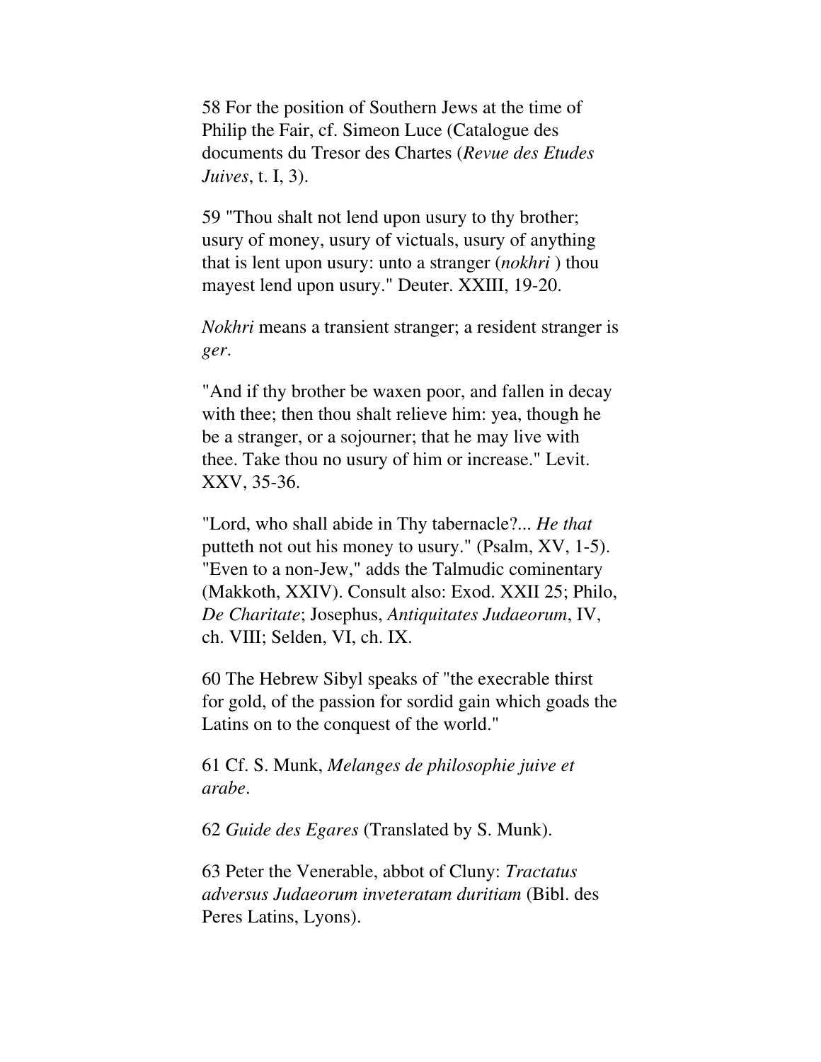58 For the position of Southern Jews at the time of Philip the Fair, cf. Simeon Luce (Catalogue des documents du Tresor des Chartes (*Revue des Etudes Juives*, t. I, 3).

59 "Thou shalt not lend upon usury to thy brother; usury of money, usury of victuals, usury of anything that is lent upon usury: unto a stranger (*nokhri* ) thou mayest lend upon usury." Deuter. XXIII, 19-20.

*Nokhri* means a transient stranger; a resident stranger is *ger*.

"And if thy brother be waxen poor, and fallen in decay with thee; then thou shalt relieve him: yea, though he be a stranger, or a sojourner; that he may live with thee. Take thou no usury of him or increase." Levit. XXV, 35-36.

"Lord, who shall abide in Thy tabernacle?... *He that* putteth not out his money to usury." (Psalm, XV, 1-5). "Even to a non-Jew," adds the Talmudic cominentary (Makkoth, XXIV). Consult also: Exod. XXII 25; Philo, *De Charitate*; Josephus, *Antiquitates Judaeorum*, IV, ch. VIII; Selden, VI, ch. IX.

60 The Hebrew Sibyl speaks of "the execrable thirst for gold, of the passion for sordid gain which goads the Latins on to the conquest of the world."

61 Cf. S. Munk, *Melanges de philosophie juive et arabe*.

62 *Guide des Egares* (Translated by S. Munk).

63 Peter the Venerable, abbot of Cluny: *Tractatus adversus Judaeorum inveteratam duritiam* (Bibl. des Peres Latins, Lyons).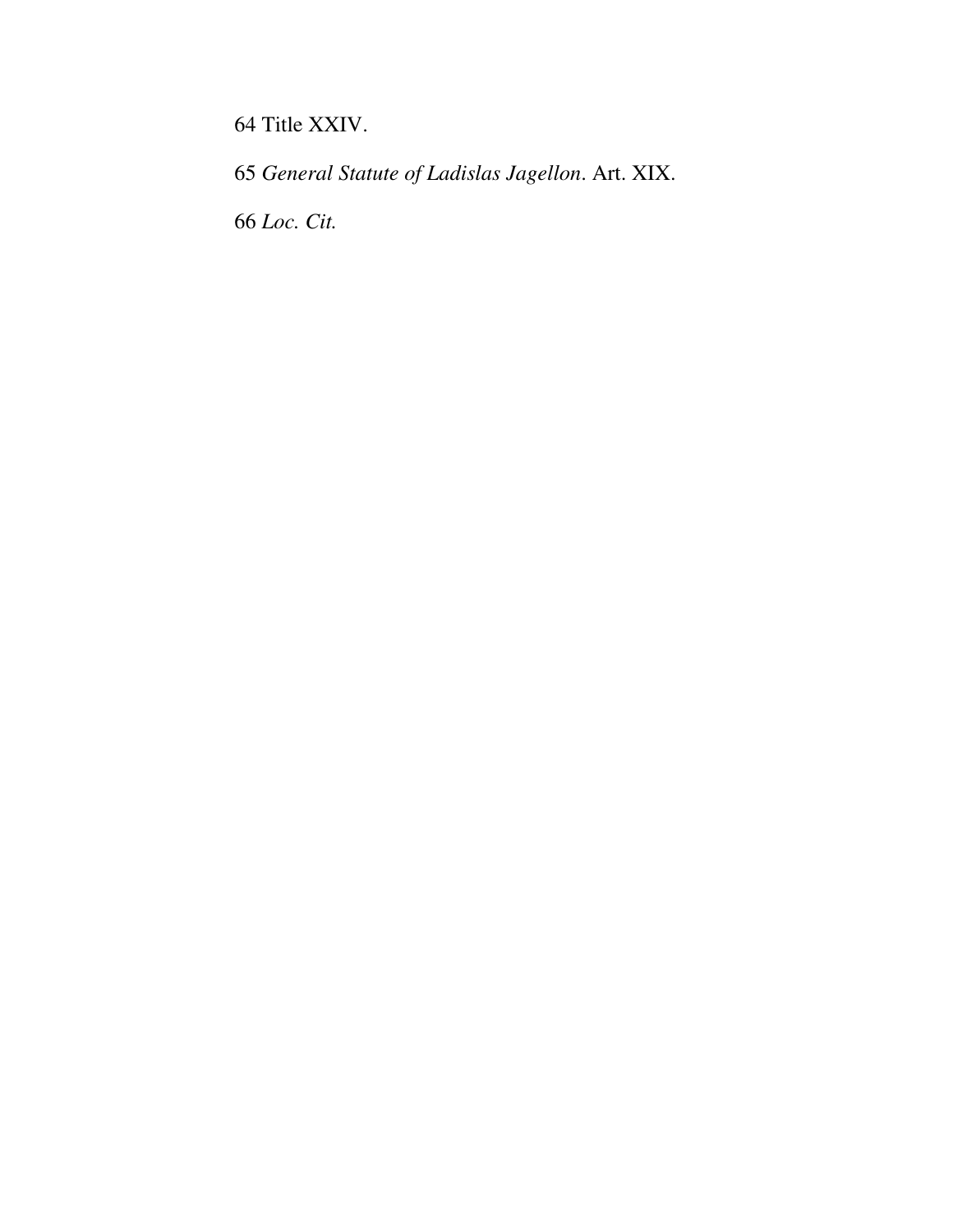64 Title XXIV.

65 *General Statute of Ladislas Jagellon*. Art. XIX.

66 *Loc. Cit.*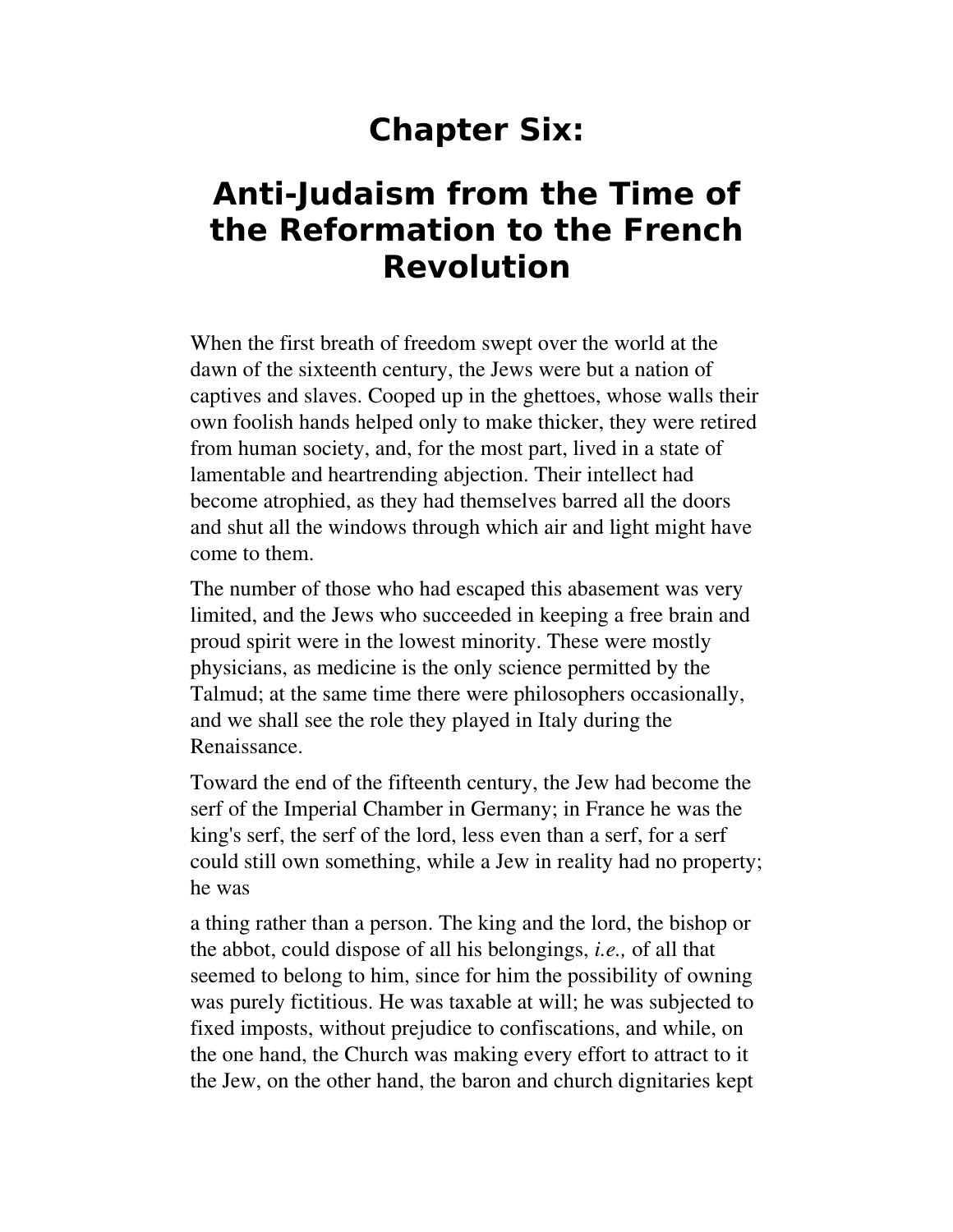# Chapter Six:

# Anti-Judaism from the Time of the Reformation to the French Revolution

When the first breath of freedom swept over the world at the dawn of the sixteenth century, the Jews were but a nation of captives and slaves. Cooped up in the ghettoes, whose walls their own foolish hands helped only to make thicker, they were retired from human society, and, for the most part, lived in a state of lamentable and heartrending abjection. Their intellect had become atrophied, as they had themselves barred all the doors and shut all the windows through which air and light might have come to them.

The number of those who had escaped this abasement was very limited, and the Jews who succeeded in keeping a free brain and proud spirit were in the lowest minority. These were mostly physicians, as medicine is the only science permitted by the Talmud; at the same time there were philosophers occasionally, and we shall see the role they played in Italy during the Renaissance.

Toward the end of the fifteenth century, the Jew had become the serf of the Imperial Chamber in Germany; in France he was the king's serf, the serf of the lord, less even than a serf, for a serf could still own something, while a Jew in reality had no property; he was a thing rather than a person. The king and the lord, the bishop or the abbot, could dispose of all his belongings, *i.e.,* of all that seemed to belong to him, since for him the possibility of owning was purely fictitious. He was taxable at will; he was subjected to fixed imposts, without prejudice to confiscations, and while, on the one hand, the Church was making every effort to attract to it the Jew, on the other hand, the baron and church dignitaries kept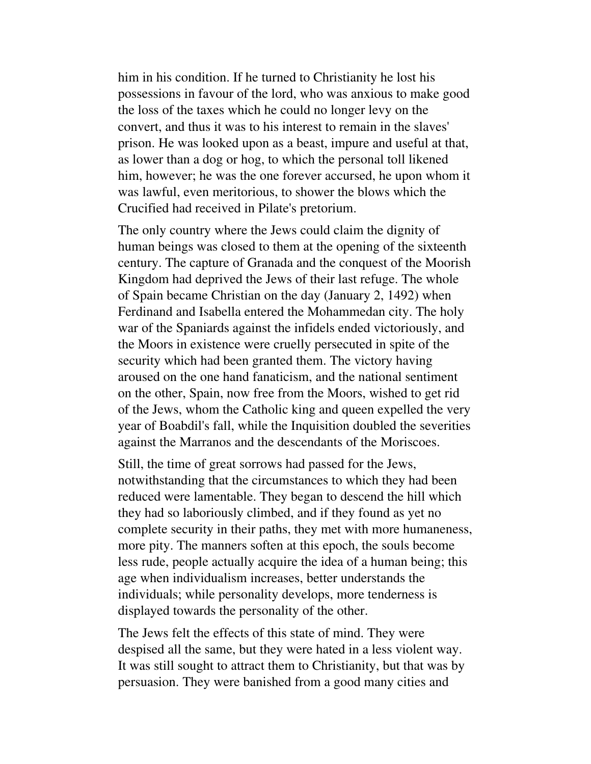him in his condition. If he turned to Christianity he lost his possessions in favour of the lord, who was anxious to make good the loss of the taxes which he could no longer levy on the convert, and thus it was to his interest to remain in the slaves' prison. He was looked upon as a beast, impure and useful at that, as lower than a dog or hog, to which the personal toll likened him, however; he was the one forever accursed, he upon whom it was lawful, even meritorious, to shower the blows which the Crucified had received in Pilate's pretorium.

The only country where the Jews could claim the dignity of human beings was closed to them at the opening of the sixteenth century. The capture of Granada and the conquest of the Moorish Kingdom had deprived the Jews of their last refuge. The whole of Spain became Christian on the day (January 2, 1492) when Ferdinand and Isabella entered the Mohammedan city. The holy war of the Spaniards against the infidels ended victoriously, and the Moors in existence were cruelly persecuted in spite of the security which had been granted them. The victory having aroused on the one hand fanaticism, and the national sentiment on the other, Spain, now free from the Moors, wished to get rid of the Jews, whom the Catholic king and queen expelled the very year of Boabdil's fall, while the Inquisition doubled the severities against the Marranos and the descendants of the Moriscoes.

Still, the time of great sorrows had passed for the Jews, notwithstanding that the circumstances to which they had been reduced were lamentable. They began to descend the hill which they had so laboriously climbed, and if they found as yet no complete security in their paths, they met with more humaneness, more pity. The manners soften at this epoch, the souls become less rude, people actually acquire the idea of a human being; this age when individualism increases, better understands the individuals; while personality develops, more tenderness is displayed towards the personality of the other.

The Jews felt the effects of this state of mind. They were despised all the same, but they were hated in a less violent way. It was still sought to attract them to Christianity, but that was by persuasion. They were banished from a good many cities and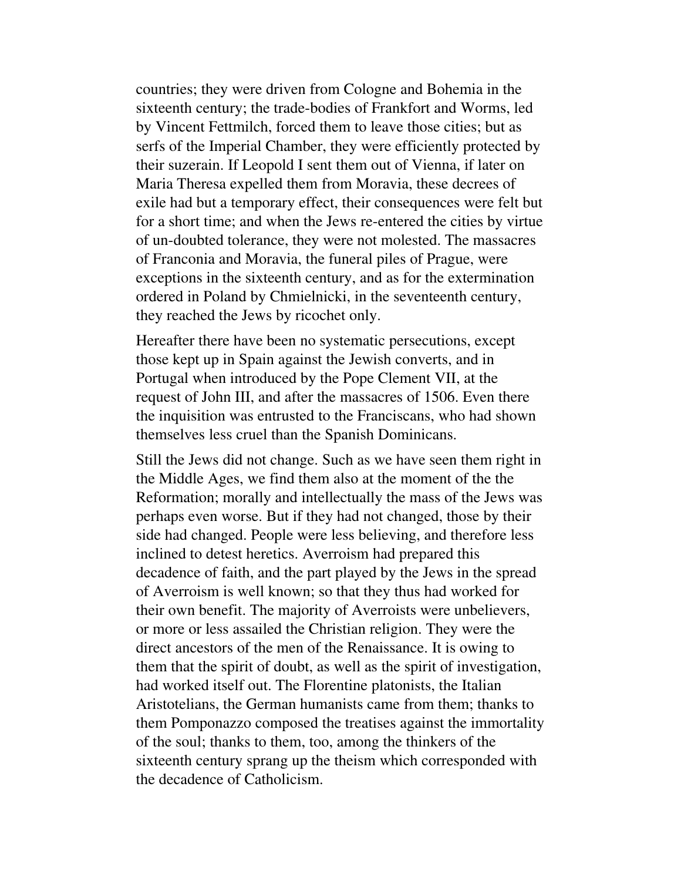countries; they were driven from Cologne and Bohemia in the sixteenth century; the trade-bodies of Frankfort and Worms, led by Vincent Fettmilch, forced them to leave those cities; but as serfs of the Imperial Chamber, they were efficiently protected by their suzerain. If Leopold I sent them out of Vienna, if later on Maria Theresa expelled them from Moravia, these decrees of exile had but a temporary effect, their consequences were felt but for a short time; and when the Jews re-entered the cities by virtue of un-doubted tolerance, they were not molested. The massacres of Franconia and Moravia, the funeral piles of Prague, were exceptions in the sixteenth century, and as for the extermination ordered in Poland by Chmielnicki, in the seventeenth century, they reached the Jews by ricochet only.

Hereafter there have been no systematic persecutions, except those kept up in Spain against the Jewish converts, and in Portugal when introduced by the Pope Clement VII, at the request of John III, and after the massacres of 1506. Even there the inquisition was entrusted to the Franciscans, who had shown themselves less cruel than the Spanish Dominicans.

Still the Jews did not change. Such as we have seen them right in the Middle Ages, we find them also at the moment of the the Reformation; morally and intellectually the mass of the Jews was perhaps even worse. But if they had not changed, those by their side had changed. People were less believing, and therefore less inclined to detest heretics. Averroism had prepared this decadence of faith, and the part played by the Jews in the spread of Averroism is well known; so that they thus had worked for their own benefit. The majority of Averroists were unbelievers, or more or less assailed the Christian religion. They were the direct ancestors of the men of the Renaissance. It is owing to them that the spirit of doubt, as well as the spirit of investigation, had worked itself out. The Florentine platonists, the Italian Aristotelians, the German humanists came from them; thanks to them Pomponazzo composed the treatises against the immortality of the soul; thanks to them, too, among the thinkers of the sixteenth century sprang up the theism which corresponded with the decadence of Catholicism.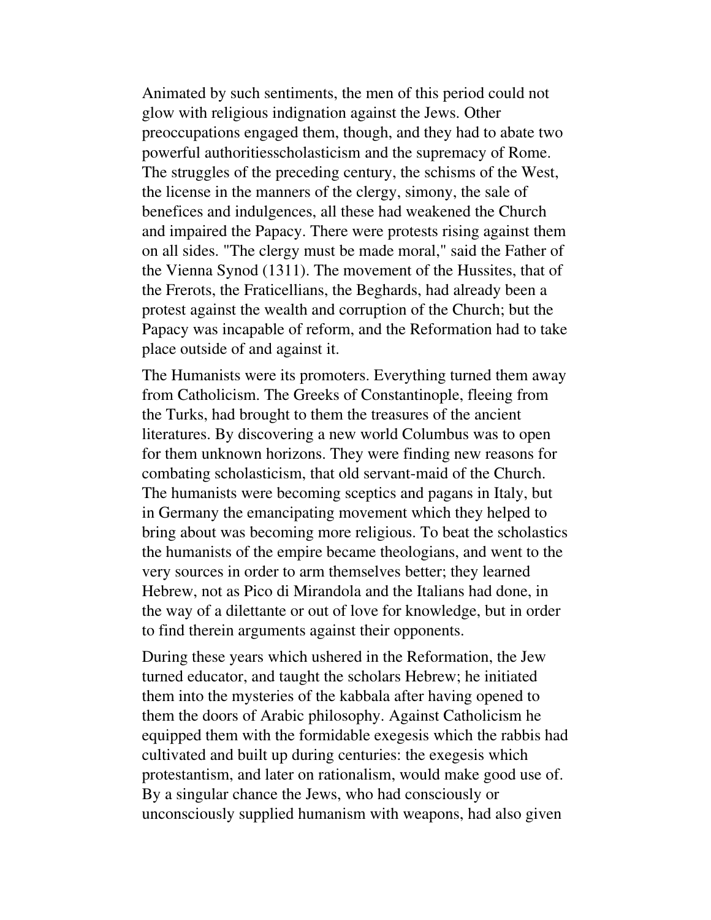Animated by such sentiments, the men of this period could not glow with religious indignation against the Jews. Other preoccupations engaged them, though, and they had to abate two powerful authoritiesscholasticism and the supremacy of Rome. The struggles of the preceding century, the schisms of the West, the license in the manners of the clergy, simony, the sale of benefices and indulgences, all these had weakened the Church and impaired the Papacy. There were protests rising against them on all sides. "The clergy must be made moral," said the Father of the Vienna Synod (1311). The movement of the Hussites, that of the Frerots, the Fraticellians, the Beghards, had already been a protest against the wealth and corruption of the Church; but the Papacy was incapable of reform, and the Reformation had to take place outside of and against it.

The Humanists were its promoters. Everything turned them away from Catholicism. The Greeks of Constantinople, fleeing from the Turks, had brought to them the treasures of the ancient literatures. By discovering a new world Columbus was to open for them unknown horizons. They were finding new reasons for combating scholasticism, that old servant-maid of the Church. The humanists were becoming sceptics and pagans in Italy, but in Germany the emancipating movement which they helped to bring about was becoming more religious. To beat the scholastics the humanists of the empire became theologians, and went to the very sources in order to arm themselves better; they learned Hebrew, not as Pico di Mirandola and the Italians had done, in the way of a dilettante or out of love for knowledge, but in order to find therein arguments against their opponents.

During these years which ushered in the Reformation, the Jew turned educator, and taught the scholars Hebrew; he initiated them into the mysteries of the kabbala after having opened to them the doors of Arabic philosophy. Against Catholicism he equipped them with the formidable exegesis which the rabbis had cultivated and built up during centuries: the exegesis which protestantism, and later on rationalism, would make good use of. By a singular chance the Jews, who had consciously or unconsciously supplied humanism with weapons, had also given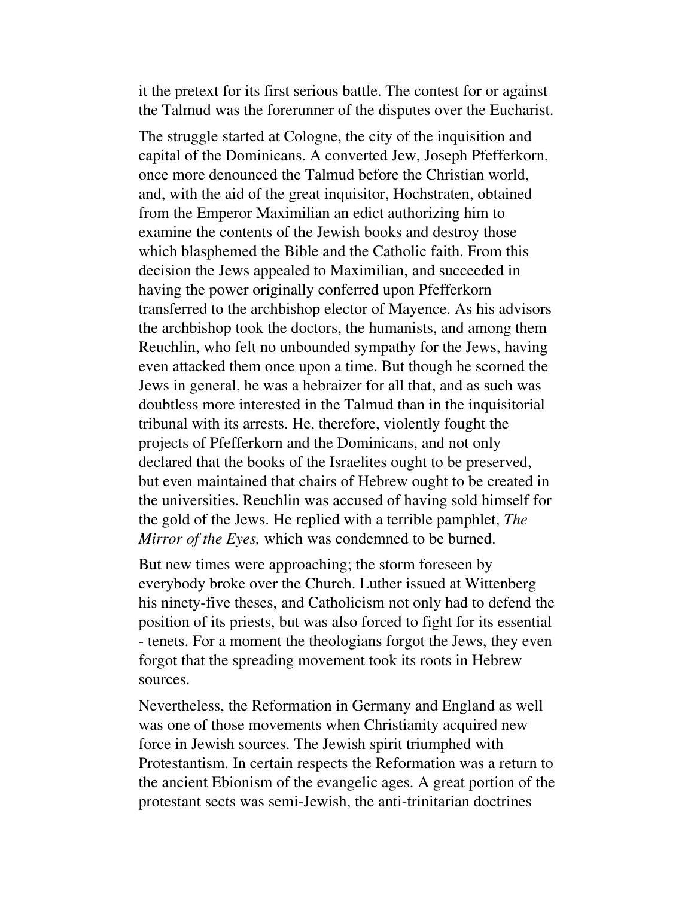it the pretext for its first serious battle. The contest for or against the Talmud was the forerunner of the disputes over the Eucharist.

The struggle started at Cologne, the city of the inquisition and capital of the Dominicans. A converted Jew, Joseph Pfefferkorn, once more denounced the Talmud before the Christian world, and, with the aid of the great inquisitor, Hochstraten, obtained from the Emperor Maximilian an edict authorizing him to examine the contents of the Jewish books and destroy those which blasphemed the Bible and the Catholic faith. From this decision the Jews appealed to Maximilian, and succeeded in having the power originally conferred upon Pfefferkorn transferred to the archbishop elector of Mayence. As his advisors the archbishop took the doctors, the humanists, and among them Reuchlin, who felt no unbounded sympathy for the Jews, having even attacked them once upon a time. But though he scorned the Jews in general, he was a hebraizer for all that, and as such was doubtless more interested in the Talmud than in the inquisitorial tribunal with its arrests. He, therefore, violently fought the projects of Pfefferkorn and the Dominicans, and not only declared that the books of the Israelites ought to be preserved, but even maintained that chairs of Hebrew ought to be created in the universities. Reuchlin was accused of having sold himself for the gold of the Jews. He replied with a terrible pamphlet, *The Mirror of the Eyes,* which was condemned to be burned.

But new times were approaching; the storm foreseen by everybody broke over the Church. Luther issued at Wittenberg his ninety-five theses, and Catholicism not only had to defend the position of its priests, but was also forced to fight for its essential - tenets. For a moment the theologians forgot the Jews, they even forgot that the spreading movement took its roots in Hebrew sources.

Nevertheless, the Reformation in Germany and England as well was one of those movements when Christianity acquired new force in Jewish sources. The Jewish spirit triumphed with Protestantism. In certain respects the Reformation was a return to the ancient Ebionism of the evangelic ages. A great portion of the protestant sects was semi-Jewish, the anti-trinitarian doctrines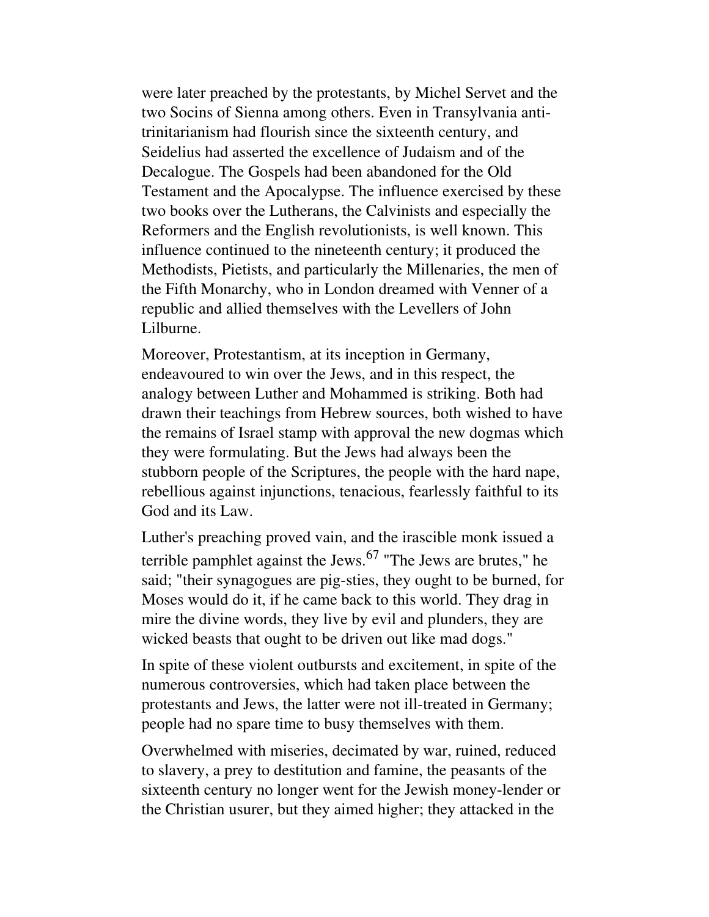were later preached by the protestants, by Michel Servet and the two Socins of Sienna among others. Even in Transylvania anti-trinitarianism had flourish since the sixteenth century, and Seidelius had asserted the excellence of Judaism and of the Decalogue. The Gospels had been abandoned for the Old Testament and the Apocalypse. The influence exercised by these two books over the Lutherans, the Calvinists and especially the Reformers and the English revolutionists, is well known. This influence continued to the nineteenth century; it produced the Methodists, Pietists, and particularly the Millenaries, the men of the Fifth Monarchy, who in London dreamed with Venner of a republic and allied themselves with the Levellers of John Lilburne.

Moreover, Protestantism, at its inception in Germany, endeavoured to win over the Jews, and in this respect, the analogy between Luther and Mohammed is striking. Both had drawn their teachings from Hebrew sources, both wished to have the remains of Israel stamp with approval the new dogmas which they were formulating. But the Jews had always been the stubborn people of the Scriptures, the people with the hard nape, rebellious against injunctions, tenacious, fearlessly faithful to its God and its Law.

Luther's preaching proved vain, and the irascible monk issued a terrible pamphlet against the Jews.[67] "The Jews are brutes," he said; "their synagogues are pig-sties, they ought to be burned, for Moses would do it, if he came back to this world. They drag in mire the divine words, they live by evil and plunders, they are wicked beasts that ought to be driven out like mad dogs."

In spite of these violent outbursts and excitement, in spite of the numerous controversies, which had taken place between the protestants and Jews, the latter were not ill-treated in Germany; people had no spare time to busy themselves with them.

Overwhelmed with miseries, decimated by war, ruined, reduced to slavery, a prey to destitution and famine, the peasants of the sixteenth century no longer went for the Jewish money-lender or the Christian usurer, but they aimed higher; they attacked in the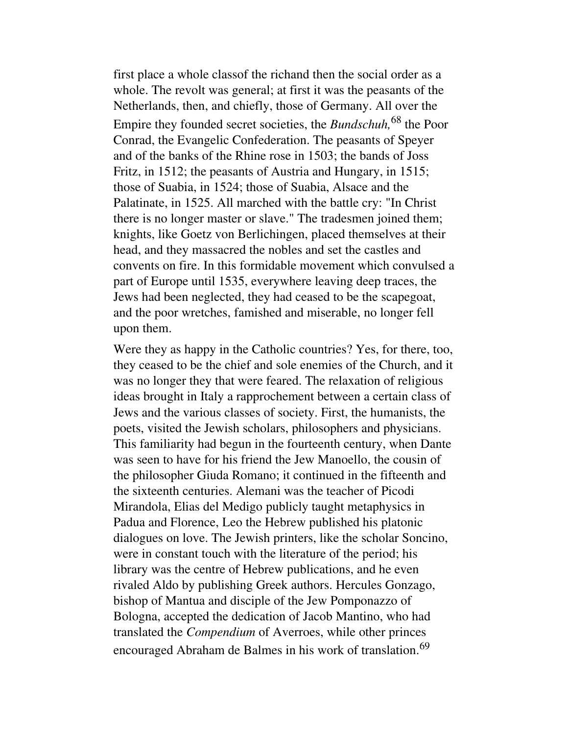first place a whole classof the richand then the social order as a whole. The revolt was general; at first it was the peasants of the Netherlands, then, and chiefly, those of Germany. All over the Empire they founded secret societies, the *Bundschuh,*[68] the Poor Conrad, the Evangelic Confederation. The peasants of Speyer and of the banks of the Rhine rose in 1503; the bands of Joss Fritz, in 1512; the peasants of Austria and Hungary, in 1515; those of Suabia, in 1524; those of Suabia, Alsace and the Palatinate, in 1525. All marched with the battle cry: "In Christ there is no longer master or slave." The tradesmen joined them; knights, like Goetz von Berlichingen, placed themselves at their head, and they massacred the nobles and set the castles and convents on fire. In this formidable movement which convulsed a part of Europe until 1535, everywhere leaving deep traces, the Jews had been neglected, they had ceased to be the scapegoat, and the poor wretches, famished and miserable, no longer fell upon them.

Were they as happy in the Catholic countries? Yes, for there, too, they ceased to be the chief and sole enemies of the Church, and it was no longer they that were feared. The relaxation of religious ideas brought in Italy a rapprochement between a certain class of Jews and the various classes of society. First, the humanists, the poets, visited the Jewish scholars, philosophers and physicians. This familiarity had begun in the fourteenth century, when Dante was seen to have for his friend the Jew Manoello, the cousin of the philosopher Giuda Romano; it continued in the fifteenth and the sixteenth centuries. Alemani was the teacher of Picodi Mirandola, Elias del Medigo publicly taught metaphysics in Padua and Florence, Leo the Hebrew published his platonic dialogues on love. The Jewish printers, like the scholar Soncino, were in constant touch with the literature of the period; his library was the centre of Hebrew publications, and he even rivaled Aldo by publishing Greek authors. Hercules Gonzago, bishop of Mantua and disciple of the Jew Pomponazzo of Bologna, accepted the dedication of Jacob Mantino, who had translated the *Compendium* of Averroes, while other princes encouraged Abraham de Balmes in his work of translation.[69]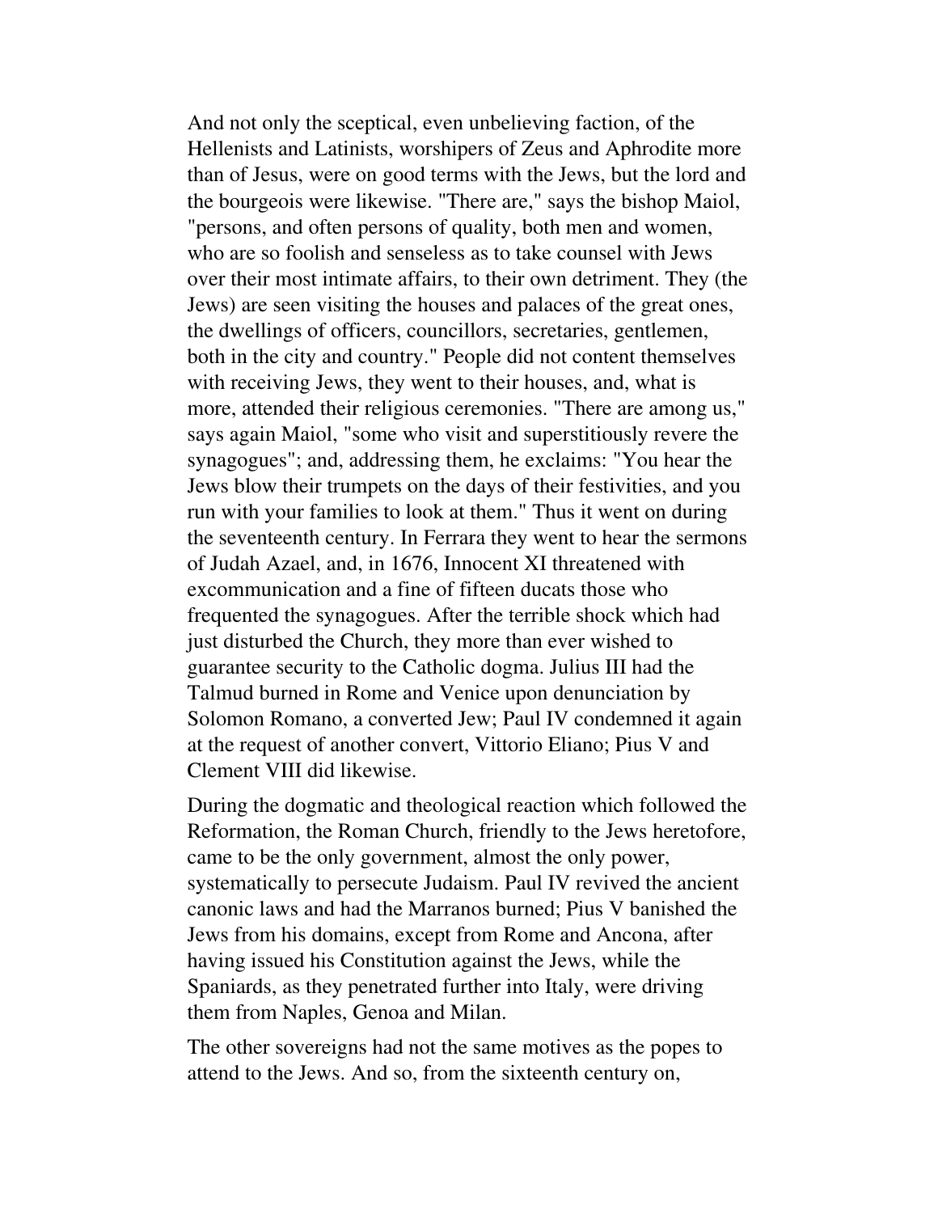And not only the sceptical, even unbelieving faction, of the Hellenists and Latinists, worshipers of Zeus and Aphrodite more than of Jesus, were on good terms with the Jews, but the lord and the bourgeois were likewise. "There are," says the bishop Maiol, "persons, and often persons of quality, both men and women, who are so foolish and senseless as to take counsel with Jews over their most intimate affairs, to their own detriment. They (the Jews) are seen visiting the houses and palaces of the great ones, the dwellings of officers, councillors, secretaries, gentlemen, both in the city and country." People did not content themselves with receiving Jews, they went to their houses, and, what is more, attended their religious ceremonies. "There are among us," says again Maiol, "some who visit and superstitiously revere the synagogues"; and, addressing them, he exclaims: "You hear the Jews blow their trumpets on the days of their festivities, and you run with your families to look at them." Thus it went on during the seventeenth century. In Ferrara they went to hear the sermons of Judah Azael, and, in 1676, Innocent XI threatened with excommunication and a fine of fifteen ducats those who frequented the synagogues. After the terrible shock which had just disturbed the Church, they more than ever wished to guarantee security to the Catholic dogma. Julius III had the Talmud burned in Rome and Venice upon denunciation by Solomon Romano, a converted Jew; Paul IV condemned it again at the request of another convert, Vittorio Eliano; Pius V and Clement VIII did likewise.

During the dogmatic and theological reaction which followed the Reformation, the Roman Church, friendly to the Jews heretofore, came to be the only government, almost the only power, systematically to persecute Judaism. Paul IV revived the ancient canonic laws and had the Marranos burned; Pius V banished the Jews from his domains, except from Rome and Ancona, after having issued his Constitution against the Jews, while the Spaniards, as they penetrated further into Italy, were driving them from Naples, Genoa and Milan.

The other sovereigns had not the same motives as the popes to attend to the Jews. And so, from the sixteenth century on,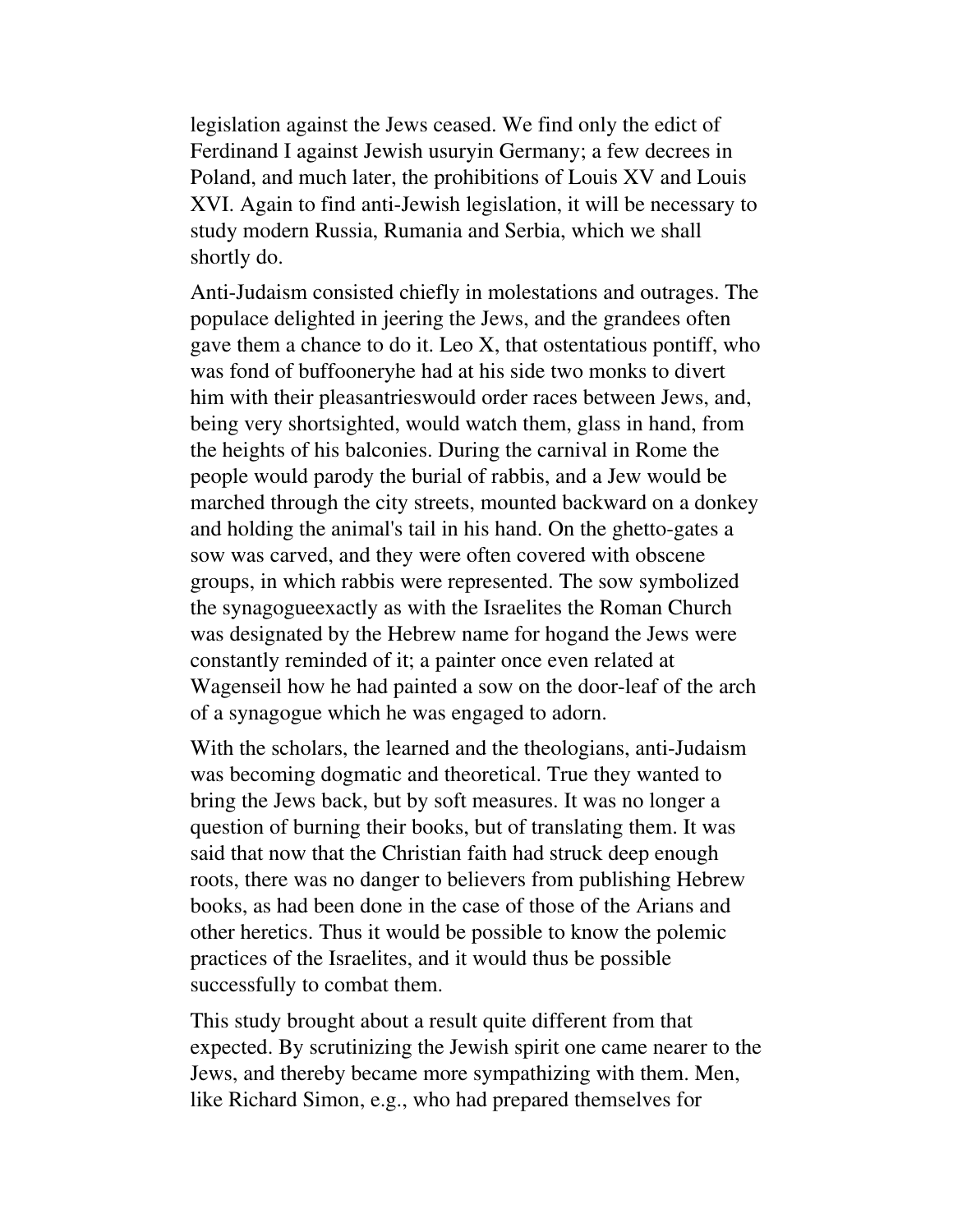legislation against the Jews ceased. We find only the edict of Ferdinand I against Jewish usuryin Germany; a few decrees in Poland, and much later, the prohibitions of Louis XV and Louis XVI. Again to find anti-Jewish legislation, it will be necessary to study modern Russia, Rumania and Serbia, which we shall shortly do.

Anti-Judaism consisted chiefly in molestations and outrages. The populace delighted in jeering the Jews, and the grandees often gave them a chance to do it. Leo X, that ostentatious pontiff, who was fond of buffooneryhe had at his side two monks to divert him with their pleasantrieswould order races between Jews, and, being very shortsighted, would watch them, glass in hand, from the heights of his balconies. During the carnival in Rome the people would parody the burial of rabbis, and a Jew would be marched through the city streets, mounted backward on a donkey and holding the animal's tail in his hand. On the ghetto-gates a sow was carved, and they were often covered with obscene groups, in which rabbis were represented. The sow symbolized the synagogueexactly as with the Israelites the Roman Church was designated by the Hebrew name for hogand the Jews were constantly reminded of it; a painter once even related at Wagenseil how he had painted a sow on the door-leaf of the arch of a synagogue which he was engaged to adorn.

With the scholars, the learned and the theologians, anti-Judaism was becoming dogmatic and theoretical. True they wanted to bring the Jews back, but by soft measures. It was no longer a question of burning their books, but of translating them. It was said that now that the Christian faith had struck deep enough roots, there was no danger to believers from publishing Hebrew books, as had been done in the case of those of the Arians and other heretics. Thus it would be possible to know the polemic practices of the Israelites, and it would thus be possible successfully to combat them.

This study brought about a result quite different from that expected. By scrutinizing the Jewish spirit one came nearer to the Jews, and thereby became more sympathizing with them. Men, like Richard Simon, e.g., who had prepared themselves for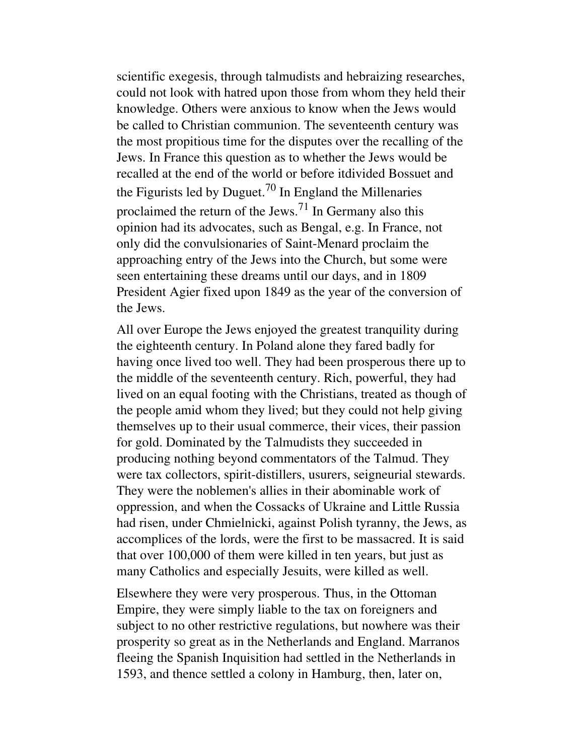scientific exegesis, through talmudists and hebraizing researches, could not look with hatred upon those from whom they held their knowledge. Others were anxious to know when the Jews would be called to Christian communion. The seventeenth century was the most propitious time for the disputes over the recalling of the Jews. In France this question as to whether the Jews would be recalled at the end of the world or before itdivided Bossuet and the Figurists led by Duguet.[70] In England the Millenaries proclaimed the return of the Jews.[71] In Germany also this opinion had its advocates, such as Bengal, e.g. In France, not only did the convulsionaries of Saint-Menard proclaim the approaching entry of the Jews into the Church, but some were seen entertaining these dreams until our days, and in 1809 President Agier fixed upon 1849 as the year of the conversion of the Jews.

All over Europe the Jews enjoyed the greatest tranquility during the eighteenth century. In Poland alone they fared badly for having once lived too well. They had been prosperous there up to the middle of the seventeenth century. Rich, powerful, they had lived on an equal footing with the Christians, treated as though of the people amid whom they lived; but they could not help giving themselves up to their usual commerce, their vices, their passion for gold. Dominated by the Talmudists they succeeded in producing nothing beyond commentators of the Talmud. They were tax collectors, spirit-distillers, usurers, seigneurial stewards. They were the noblemen's allies in their abominable work of oppression, and when the Cossacks of Ukraine and Little Russia had risen, under Chmielnicki, against Polish tyranny, the Jews, as accomplices of the lords, were the first to be massacred. It is said that over 100,000 of them were killed in ten years, but just as many Catholics and especially Jesuits, were killed as well.

Elsewhere they were very prosperous. Thus, in the Ottoman Empire, they were simply liable to the tax on foreigners and subject to no other restrictive regulations, but nowhere was their prosperity so great as in the Netherlands and England. Marranos fleeing the Spanish Inquisition had settled in the Netherlands in 1593, and thence settled a colony in Hamburg, then, later on,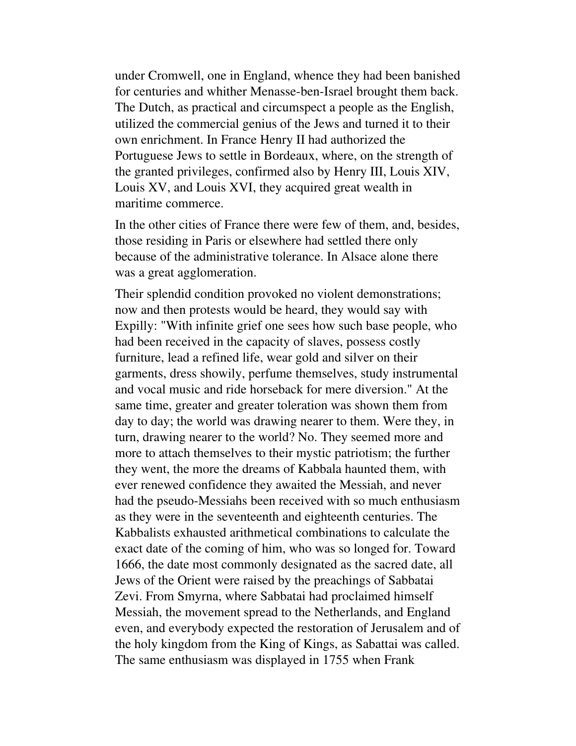under Cromwell, one in England, whence they had been banished for centuries and whither Menasse-ben-Israel brought them back. The Dutch, as practical and circumspect a people as the English, utilized the commercial genius of the Jews and turned it to their own enrichment. In France Henry II had authorized the Portuguese Jews to settle in Bordeaux, where, on the strength of the granted privileges, confirmed also by Henry III, Louis XIV, Louis XV, and Louis XVI, they acquired great wealth in maritime commerce.

In the other cities of France there were few of them, and, besides, those residing in Paris or elsewhere had settled there only because of the administrative tolerance. In Alsace alone there was a great agglomeration.

Their splendid condition provoked no violent demonstrations; now and then protests would be heard, they would say with Expilly: "With infinite grief one sees how such base people, who had been received in the capacity of slaves, possess costly furniture, lead a refined life, wear gold and silver on their garments, dress showily, perfume themselves, study instrumental and vocal music and ride horseback for mere diversion." At the same time, greater and greater toleration was shown them from day to day; the world was drawing nearer to them. Were they, in turn, drawing nearer to the world? No. They seemed more and more to attach themselves to their mystic patriotism; the further they went, the more the dreams of Kabbala haunted them, with ever renewed confidence they awaited the Messiah, and never had the pseudo-Messiahs been received with so much enthusiasm as they were in the seventeenth and eighteenth centuries. The Kabbalists exhausted arithmetical combinations to calculate the exact date of the coming of him, who was so longed for. Toward 1666, the date most commonly designated as the sacred date, all Jews of the Orient were raised by the preachings of Sabbatai Zevi. From Smyrna, where Sabbatai had proclaimed himself Messiah, the movement spread to the Netherlands, and England even, and everybody expected the restoration of Jerusalem and of the holy kingdom from the King of Kings, as Sabattai was called. The same enthusiasm was displayed in 1755 when Frank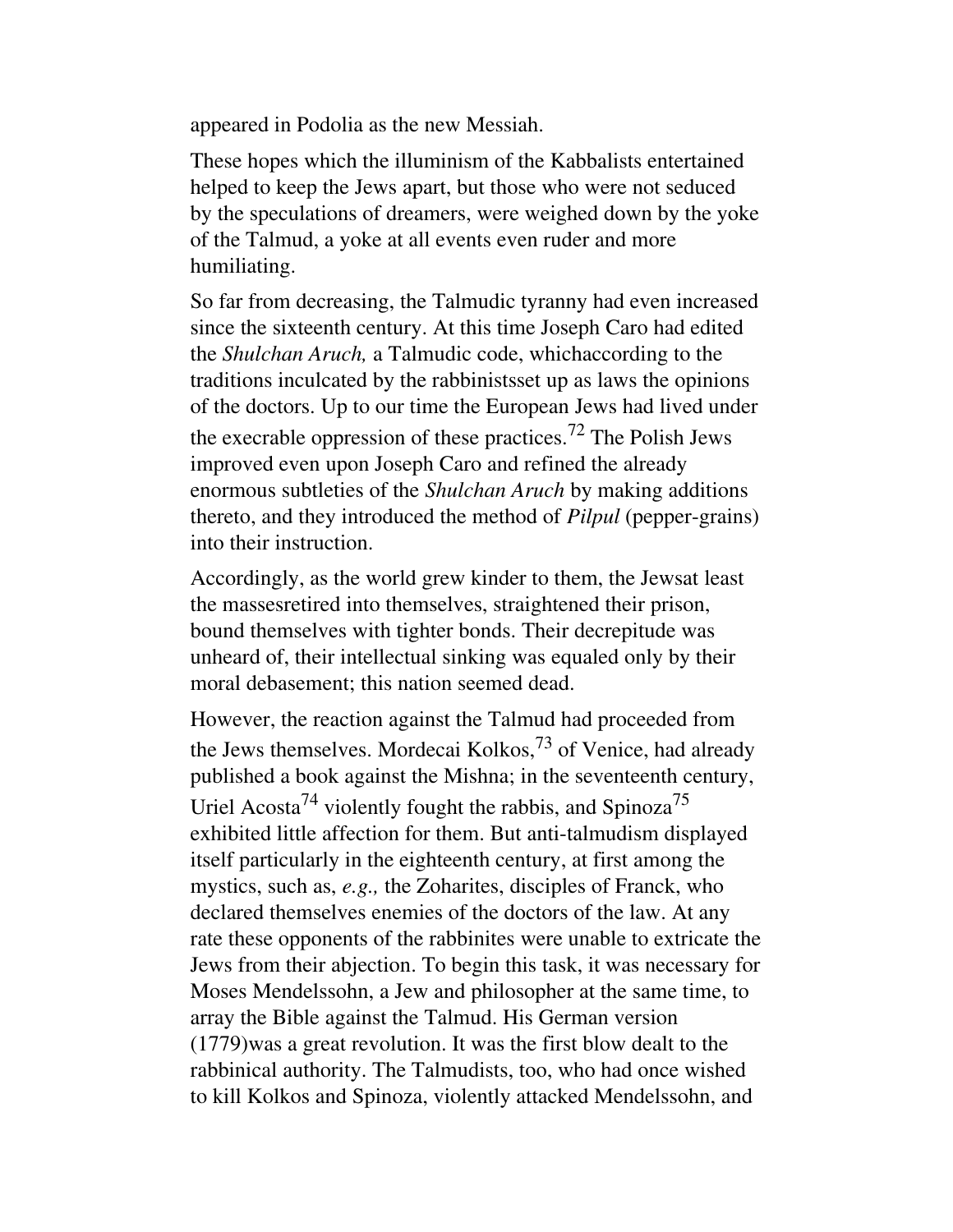appeared in Podolia as the new Messiah.

These hopes which the illuminism of the Kabbalists entertained helped to keep the Jews apart, but those who were not seduced by the speculations of dreamers, were weighed down by the yoke of the Talmud, a yoke at all events even ruder and more humiliating.

So far from decreasing, the Talmudic tyranny had even increased since the sixteenth century. At this time Joseph Caro had edited the *Shulchan Aruch,* a Talmudic code, whichaccording to the traditions inculcated by the rabbinistsset up as laws the opinions of the doctors. Up to our time the European Jews had lived under the execrable oppression of these practices.[72] The Polish Jews improved even upon Joseph Caro and refined the already enormous subtleties of the *Shulchan Aruch* by making additions thereto, and they introduced the method of *Pilpul* (pepper-grains) into their instruction.

Accordingly, as the world grew kinder to them, the Jewsat least the massesretired into themselves, straightened their prison, bound themselves with tighter bonds. Their decrepitude was unheard of, their intellectual sinking was equaled only by their moral debasement; this nation seemed dead.

However, the reaction against the Talmud had proceeded from the Jews themselves. Mordecai Kolkos,[73] of Venice, had already published a book against the Mishna; in the seventeenth century, Uriel Acosta[74] violently fought the rabbis, and Spinoza[75] exhibited little affection for them. But anti-talmudism displayed itself particularly in the eighteenth century, at first among the mystics, such as, *e.g.,* the Zoharites, disciples of Franck, who declared themselves enemies of the doctors of the law. At any rate these opponents of the rabbinites were unable to extricate the Jews from their abjection. To begin this task, it was necessary for Moses Mendelssohn, a Jew and philosopher at the same time, to array the Bible against the Talmud. His German version (1779)was a great revolution. It was the first blow dealt to the rabbinical authority. The Talmudists, too, who had once wished to kill Kolkos and Spinoza, violently attacked Mendelssohn, and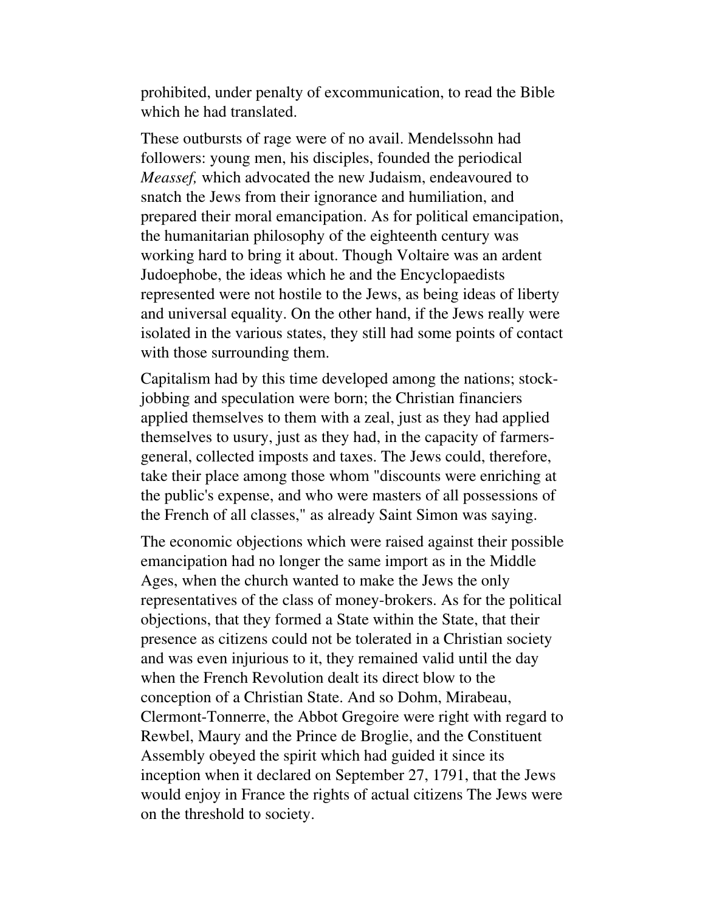prohibited, under penalty of excommunication, to read the Bible which he had translated.

These outbursts of rage were of no avail. Mendelssohn had followers: young men, his disciples, founded the periodical *Meassef,* which advocated the new Judaism, endeavoured to snatch the Jews from their ignorance and humiliation, and prepared their moral emancipation. As for political emancipation, the humanitarian philosophy of the eighteenth century was working hard to bring it about. Though Voltaire was an ardent Judoephobe, the ideas which he and the Encyclopaedists represented were not hostile to the Jews, as being ideas of liberty and universal equality. On the other hand, if the Jews really were isolated in the various states, they still had some points of contact with those surrounding them.

Capitalism had by this time developed among the nations; stock-jobbing and speculation were born; the Christian financiers applied themselves to them with a zeal, just as they had applied themselves to usury, just as they had, in the capacity of farmers-general, collected imposts and taxes. The Jews could, therefore, take their place among those whom "discounts were enriching at the public's expense, and who were masters of all possessions of the French of all classes," as already Saint Simon was saying.

The economic objections which were raised against their possible emancipation had no longer the same import as in the Middle Ages, when the church wanted to make the Jews the only representatives of the class of money-brokers. As for the political objections, that they formed a State within the State, that their presence as citizens could not be tolerated in a Christian society and was even injurious to it, they remained valid until the day when the French Revolution dealt its direct blow to the conception of a Christian State. And so Dohm, Mirabeau, Clermont-Tonnerre, the Abbot Gregoire were right with regard to Rewbel, Maury and the Prince de Broglie, and the Constituent Assembly obeyed the spirit which had guided it since its inception when it declared on September 27, 1791, that the Jews would enjoy in France the rights of actual citizens The Jews were on the threshold to society.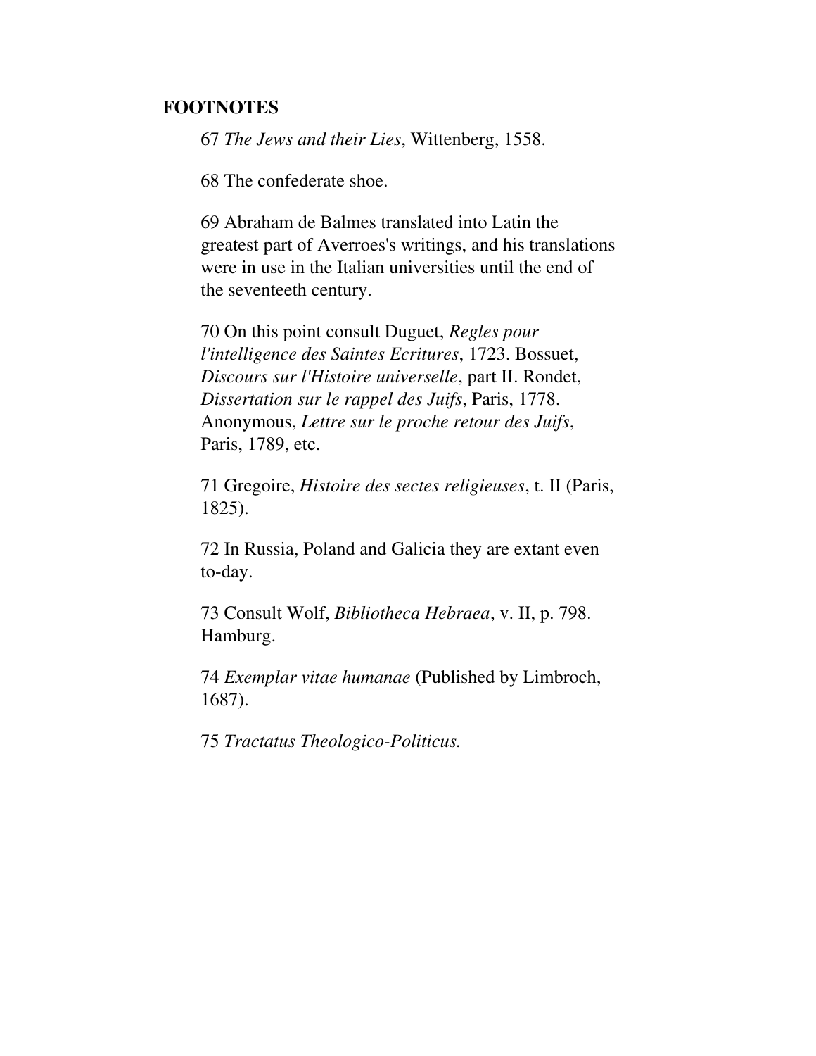**FOOTNOTES**

67 *The Jews and their Lies*, Wittenberg, 1558.

68 The confederate shoe.

69 Abraham de Balmes translated into Latin the greatest part of Averroes's writings, and his translations were in use in the Italian universities until the end of the seventeeth century.

70 On this point consult Duguet, *Regles pour l'intelligence des Saintes Ecritures*, 1723. Bossuet, *Discours sur l'Histoire universelle*, part II. Rondet, *Dissertation sur le rappel des Juifs*, Paris, 1778. Anonymous, *Lettre sur le proche retour des Juifs*, Paris, 1789, etc.

71 Gregoire, *Histoire des sectes religieuses*, t. II (Paris, 1825).

72 In Russia, Poland and Galicia they are extant even to-day.

73 Consult Wolf, *Bibliotheca Hebraea*, v. II, p. 798. Hamburg.

74 *Exemplar vitae humanae* (Published by Limbroch, 1687).

75 *Tractatus Theologico-Politicus.*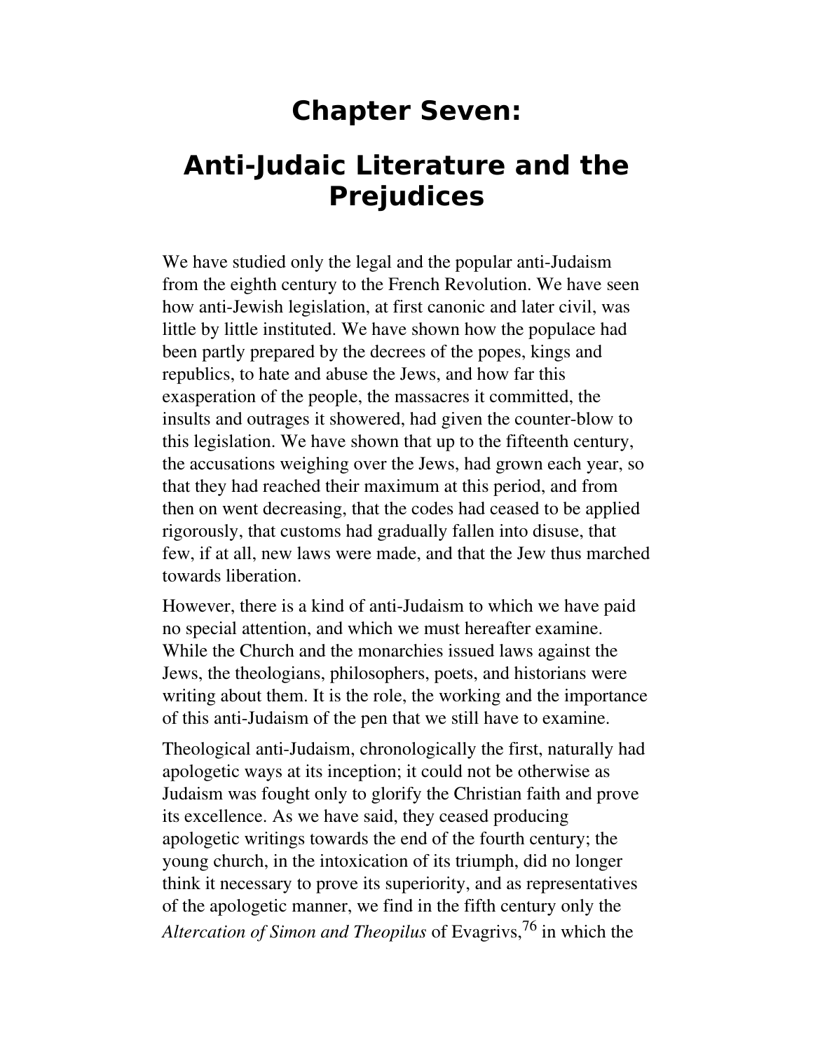# Chapter Seven:

# Anti-Judaic Literature and the Prejudices

We have studied only the legal and the popular anti-Judaism from the eighth century to the French Revolution. We have seen how anti-Jewish legislation, at first canonic and later civil, was little by little instituted. We have shown how the populace had been partly prepared by the decrees of the popes, kings and republics, to hate and abuse the Jews, and how far this exasperation of the people, the massacres it committed, the insults and outrages it showered, had given the counter-blow to this legislation. We have shown that up to the fifteenth century, the accusations weighing over the Jews, had grown each year, so that they had reached their maximum at this period, and from then on went decreasing, that the codes had ceased to be applied rigorously, that customs had gradually fallen into disuse, that few, if at all, new laws were made, and that the Jew thus marched towards liberation.

However, there is a kind of anti-Judaism to which we have paid no special attention, and which we must hereafter examine. While the Church and the monarchies issued laws against the Jews, the theologians, philosophers, poets, and historians were writing about them. It is the role, the working and the importance of this anti-Judaism of the pen that we still have to examine.

Theological anti-Judaism, chronologically the first, naturally had apologetic ways at its inception; it could not be otherwise as Judaism was fought only to glorify the Christian faith and prove its excellence. As we have said, they ceased producing apologetic writings towards the end of the fourth century; the young church, in the intoxication of its triumph, did no longer think it necessary to prove its superiority, and as representatives of the apologetic manner, we find in the fifth century only the *Altercation of Simon and Theopilus* of Evagrivs,[76] in which the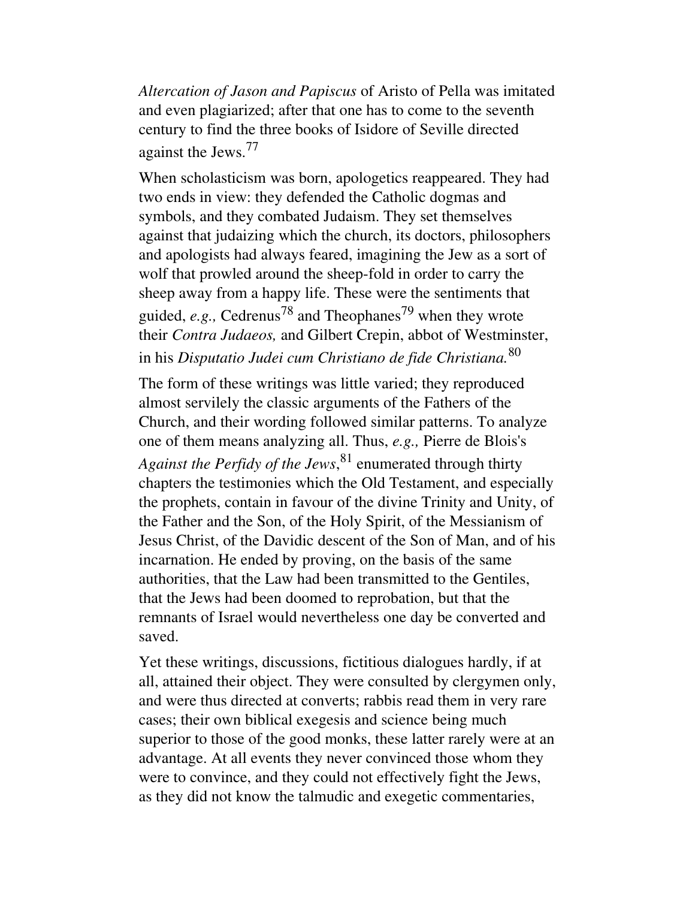*Altercation of Jason and Papiscus* of Aristo of Pella was imitated and even plagiarized; after that one has to come to the seventh century to find the three books of Isidore of Seville directed against the Jews.[77]

When scholasticism was born, apologetics reappeared. They had two ends in view: they defended the Catholic dogmas and symbols, and they combated Judaism. They set themselves against that judaizing which the church, its doctors, philosophers and apologists had always feared, imagining the Jew as a sort of wolf that prowled around the sheep-fold in order to carry the sheep away from a happy life. These were the sentiments that guided, *e.g.,* Cedrenus[78] and Theophanes[79] when they wrote their *Contra Judaeos,* and Gilbert Crepin, abbot of Westminster, in his *Disputatio Judei cum Christiano de fide Christiana.*[80]

The form of these writings was little varied; they reproduced almost servilely the classic arguments of the Fathers of the Church, and their wording followed similar patterns. To analyze one of them means analyzing all. Thus, *e.g.,* Pierre de Blois's *Against the Perfidy of the Jews*,[81] enumerated through thirty chapters the testimonies which the Old Testament, and especially the prophets, contain in favour of the divine Trinity and Unity, of the Father and the Son, of the Holy Spirit, of the Messianism of Jesus Christ, of the Davidic descent of the Son of Man, and of his incarnation. He ended by proving, on the basis of the same authorities, that the Law had been transmitted to the Gentiles, that the Jews had been doomed to reprobation, but that the remnants of Israel would nevertheless one day be converted and saved.

Yet these writings, discussions, fictitious dialogues hardly, if at all, attained their object. They were consulted by clergymen only, and were thus directed at converts; rabbis read them in very rare cases; their own biblical exegesis and science being much superior to those of the good monks, these latter rarely were at an advantage. At all events they never convinced those whom they were to convince, and they could not effectively fight the Jews, as they did not know the talmudic and exegetic commentaries,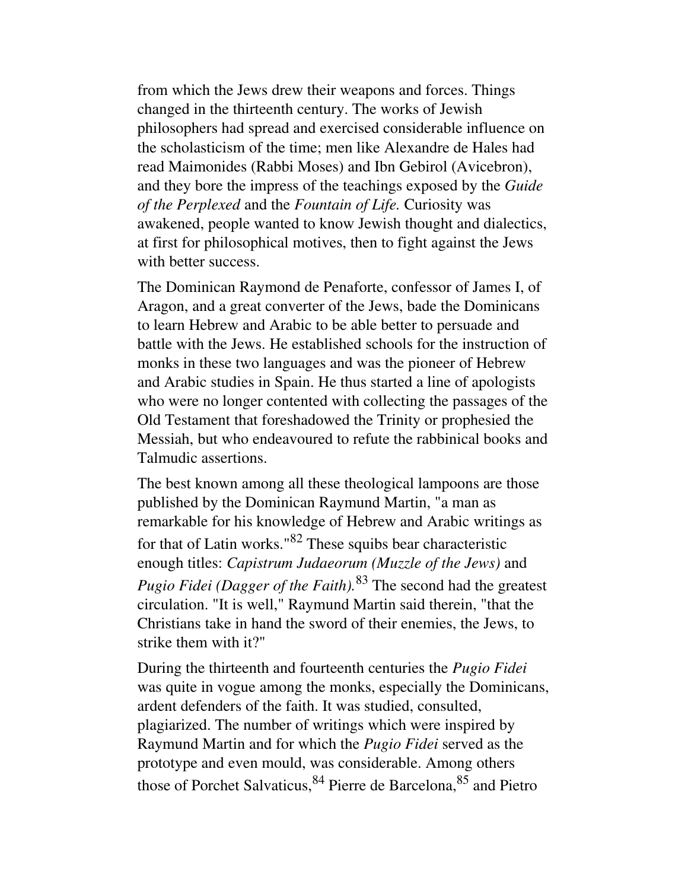from which the Jews drew their weapons and forces. Things changed in the thirteenth century. The works of Jewish philosophers had spread and exercised considerable influence on the scholasticism of the time; men like Alexandre de Hales had read Maimonides (Rabbi Moses) and Ibn Gebirol (Avicebron), and they bore the impress of the teachings exposed by the *Guide of the Perplexed* and the *Fountain of Life.* Curiosity was awakened, people wanted to know Jewish thought and dialectics, at first for philosophical motives, then to fight against the Jews with better success.

The Dominican Raymond de Penaforte, confessor of James I, of Aragon, and a great converter of the Jews, bade the Dominicans to learn Hebrew and Arabic to be able better to persuade and battle with the Jews. He established schools for the instruction of monks in these two languages and was the pioneer of Hebrew and Arabic studies in Spain. He thus started a line of apologists who were no longer contented with collecting the passages of the Old Testament that foreshadowed the Trinity or prophesied the Messiah, but who endeavoured to refute the rabbinical books and Talmudic assertions.

The best known among all these theological lampoons are those published by the Dominican Raymund Martin, "a man as remarkable for his knowledge of Hebrew and Arabic writings as for that of Latin works."[82] These squibs bear characteristic enough titles: *Capistrum Judaeorum (Muzzle of the Jews)* and *Pugio Fidei (Dagger of the Faith).*[83] The second had the greatest circulation. "It is well," Raymund Martin said therein, "that the Christians take in hand the sword of their enemies, the Jews, to strike them with it?"

During the thirteenth and fourteenth centuries the *Pugio Fidei* was quite in vogue among the monks, especially the Dominicans, ardent defenders of the faith. It was studied, consulted, plagiarized. The number of writings which were inspired by Raymund Martin and for which the *Pugio Fidei* served as the prototype and even mould, was considerable. Among others those of Porchet Salvaticus,[84] Pierre de Barcelona,[85] and Pietro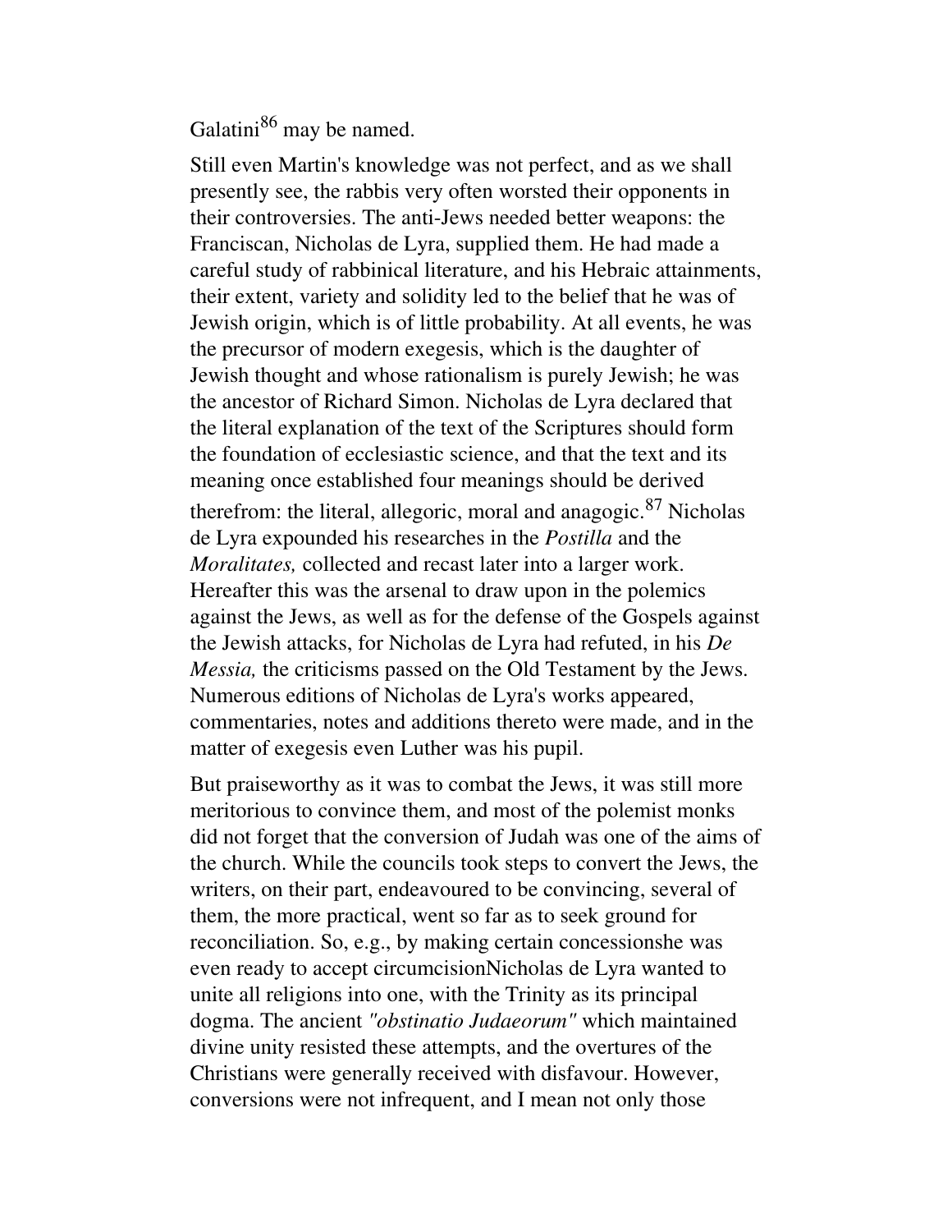Galatini[86] may be named.

Still even Martin's knowledge was not perfect, and as we shall presently see, the rabbis very often worsted their opponents in their controversies. The anti-Jews needed better weapons: the Franciscan, Nicholas de Lyra, supplied them. He had made a careful study of rabbinical literature, and his Hebraic attainments, their extent, variety and solidity led to the belief that he was of Jewish origin, which is of little probability. At all events, he was the precursor of modern exegesis, which is the daughter of Jewish thought and whose rationalism is purely Jewish; he was the ancestor of Richard Simon. Nicholas de Lyra declared that the literal explanation of the text of the Scriptures should form the foundation of ecclesiastic science, and that the text and its meaning once established four meanings should be derived therefrom: the literal, allegoric, moral and anagogic.[87] Nicholas de Lyra expounded his researches in the *Postilla* and the *Moralitates,* collected and recast later into a larger work. Hereafter this was the arsenal to draw upon in the polemics against the Jews, as well as for the defense of the Gospels against the Jewish attacks, for Nicholas de Lyra had refuted, in his *De Messia,* the criticisms passed on the Old Testament by the Jews. Numerous editions of Nicholas de Lyra's works appeared, commentaries, notes and additions thereto were made, and in the matter of exegesis even Luther was his pupil.

But praiseworthy as it was to combat the Jews, it was still more meritorious to convince them, and most of the polemist monks did not forget that the conversion of Judah was one of the aims of the church. While the councils took steps to convert the Jews, the writers, on their part, endeavoured to be convincing, several of them, the more practical, went so far as to seek ground for reconciliation. So, e.g., by making certain concessionshe was even ready to accept circumcisionNicholas de Lyra wanted to unite all religions into one, with the Trinity as its principal dogma. The ancient *"obstinatio Judaeorum"* which maintained divine unity resisted these attempts, and the overtures of the Christians were generally received with disfavour. However, conversions were not infrequent, and I mean not only those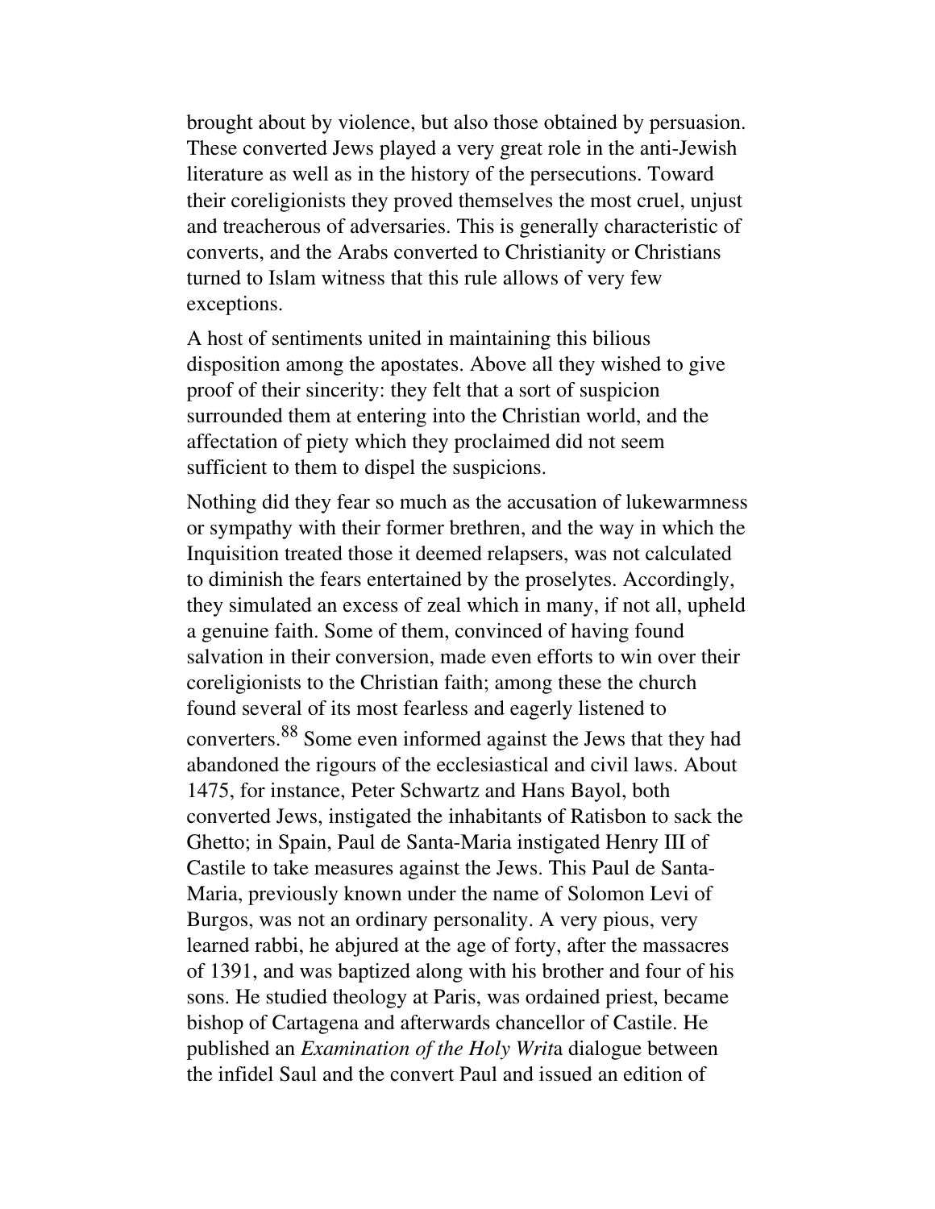brought about by violence, but also those obtained by persuasion. These converted Jews played a very great role in the anti-Jewish literature as well as in the history of the persecutions. Toward their coreligionists they proved themselves the most cruel, unjust and treacherous of adversaries. This is generally characteristic of converts, and the Arabs converted to Christianity or Christians turned to Islam witness that this rule allows of very few exceptions.

A host of sentiments united in maintaining this bilious disposition among the apostates. Above all they wished to give proof of their sincerity: they felt that a sort of suspicion surrounded them at entering into the Christian world, and the affectation of piety which they proclaimed did not seem sufficient to them to dispel the suspicions.

Nothing did they fear so much as the accusation of lukewarmness or sympathy with their former brethren, and the way in which the Inquisition treated those it deemed relapsers, was not calculated to diminish the fears entertained by the proselytes. Accordingly, they simulated an excess of zeal which in many, if not all, upheld a genuine faith. Some of them, convinced of having found salvation in their conversion, made even efforts to win over their coreligionists to the Christian faith; among these the church found several of its most fearless and eagerly listened to converters.[88] Some even informed against the Jews that they had abandoned the rigours of the ecclesiastical and civil laws. About 1475, for instance, Peter Schwartz and Hans Bayol, both converted Jews, instigated the inhabitants of Ratisbon to sack the Ghetto; in Spain, Paul de Santa-Maria instigated Henry III of Castile to take measures against the Jews. This Paul de Santa-Maria, previously known under the name of Solomon Levi of Burgos, was not an ordinary personality. A very pious, very learned rabbi, he abjured at the age of forty, after the massacres of 1391, and was baptized along with his brother and four of his sons. He studied theology at Paris, was ordained priest, became bishop of Cartagena and afterwards chancellor of Castile. He published an *Examination of the Holy Writ*a dialogue between the infidel Saul and the convert Paul and issued an edition of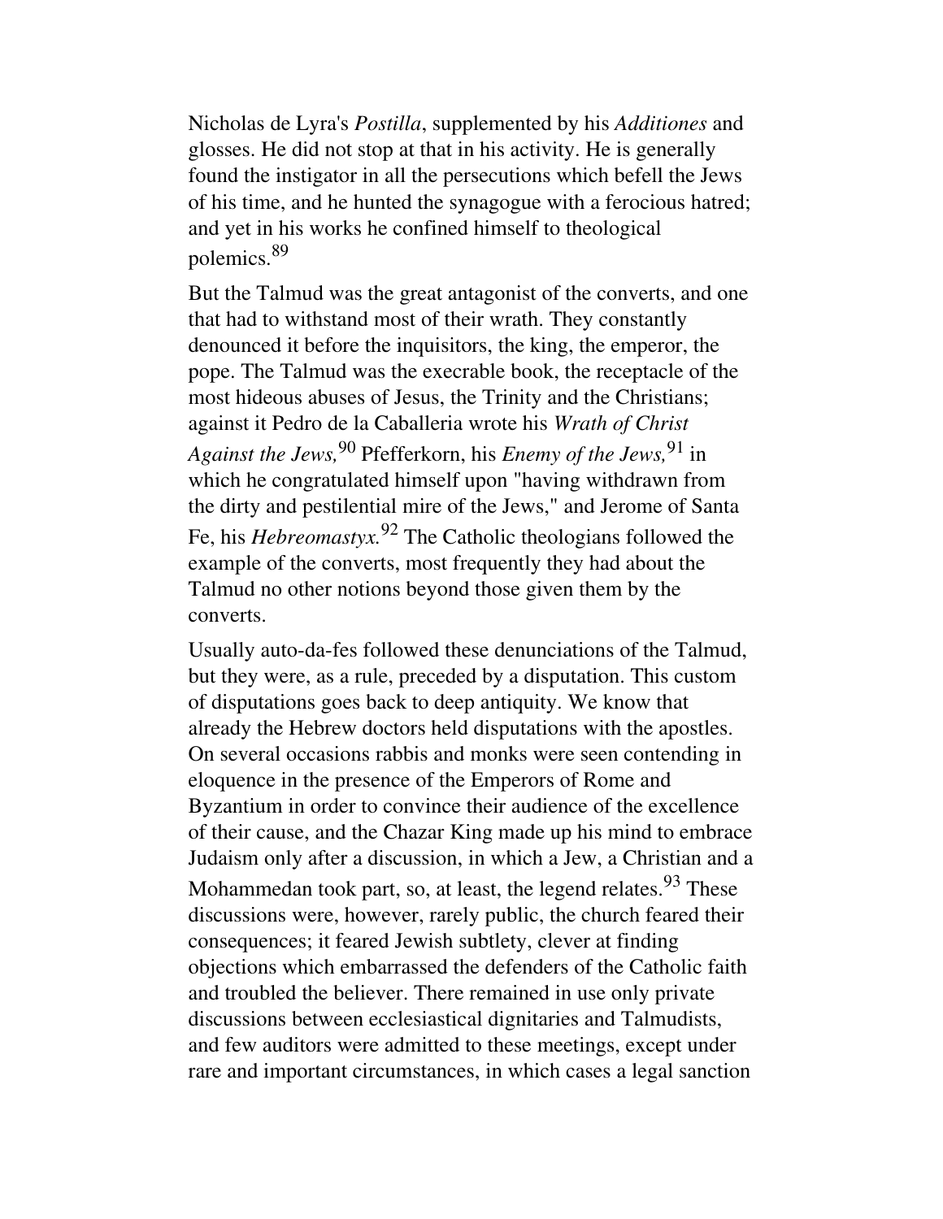Nicholas de Lyra's *Postilla*, supplemented by his *Additiones* and glosses. He did not stop at that in his activity. He is generally found the instigator in all the persecutions which befell the Jews of his time, and he hunted the synagogue with a ferocious hatred; and yet in his works he confined himself to theological polemics.[89]

But the Talmud was the great antagonist of the converts, and one that had to withstand most of their wrath. They constantly denounced it before the inquisitors, the king, the emperor, the pope. The Talmud was the execrable book, the receptacle of the most hideous abuses of Jesus, the Trinity and the Christians; against it Pedro de la Caballeria wrote his *Wrath of Christ Against the Jews,*[90] Pfefferkorn, his *Enemy of the Jews,*[91] in which he congratulated himself upon "having withdrawn from the dirty and pestilential mire of the Jews," and Jerome of Santa Fe, his *Hebreomastyx.*[92] The Catholic theologians followed the example of the converts, most frequently they had about the Talmud no other notions beyond those given them by the converts.

Usually auto-da-fes followed these denunciations of the Talmud, but they were, as a rule, preceded by a disputation. This custom of disputations goes back to deep antiquity. We know that already the Hebrew doctors held disputations with the apostles. On several occasions rabbis and monks were seen contending in eloquence in the presence of the Emperors of Rome and Byzantium in order to convince their audience of the excellence of their cause, and the Chazar King made up his mind to embrace Judaism only after a discussion, in which a Jew, a Christian and a Mohammedan took part, so, at least, the legend relates.[93] These discussions were, however, rarely public, the church feared their consequences; it feared Jewish subtlety, clever at finding objections which embarrassed the defenders of the Catholic faith and troubled the believer. There remained in use only private discussions between ecclesiastical dignitaries and Talmudists, and few auditors were admitted to these meetings, except under rare and important circumstances, in which cases a legal sanction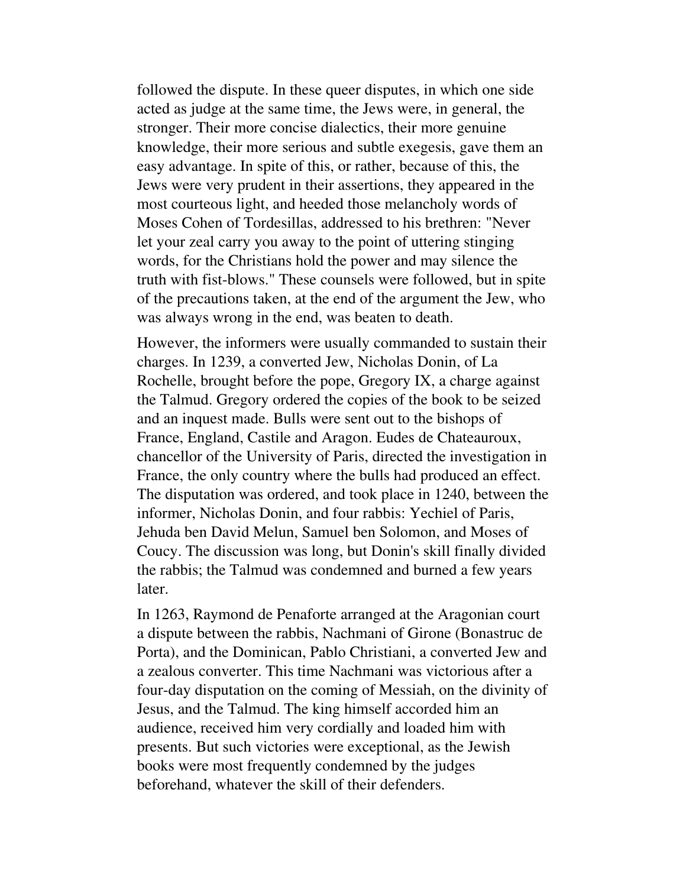followed the dispute. In these queer disputes, in which one side acted as judge at the same time, the Jews were, in general, the stronger. Their more concise dialectics, their more genuine knowledge, their more serious and subtle exegesis, gave them an easy advantage. In spite of this, or rather, because of this, the Jews were very prudent in their assertions, they appeared in the most courteous light, and heeded those melancholy words of Moses Cohen of Tordesillas, addressed to his brethren: "Never let your zeal carry you away to the point of uttering stinging words, for the Christians hold the power and may silence the truth with fist-blows." These counsels were followed, but in spite of the precautions taken, at the end of the argument the Jew, who was always wrong in the end, was beaten to death.

However, the informers were usually commanded to sustain their charges. In 1239, a converted Jew, Nicholas Donin, of La Rochelle, brought before the pope, Gregory IX, a charge against the Talmud. Gregory ordered the copies of the book to be seized and an inquest made. Bulls were sent out to the bishops of France, England, Castile and Aragon. Eudes de Chateauroux, chancellor of the University of Paris, directed the investigation in France, the only country where the bulls had produced an effect. The disputation was ordered, and took place in 1240, between the informer, Nicholas Donin, and four rabbis: Yechiel of Paris, Jehuda ben David Melun, Samuel ben Solomon, and Moses of Coucy. The discussion was long, but Donin's skill finally divided the rabbis; the Talmud was condemned and burned a few years later.

In 1263, Raymond de Penaforte arranged at the Aragonian court a dispute between the rabbis, Nachmani of Girone (Bonastruc de Porta), and the Dominican, Pablo Christiani, a converted Jew and a zealous converter. This time Nachmani was victorious after a four-day disputation on the coming of Messiah, on the divinity of Jesus, and the Talmud. The king himself accorded him an audience, received him very cordially and loaded him with presents. But such victories were exceptional, as the Jewish books were most frequently condemned by the judges beforehand, whatever the skill of their defenders.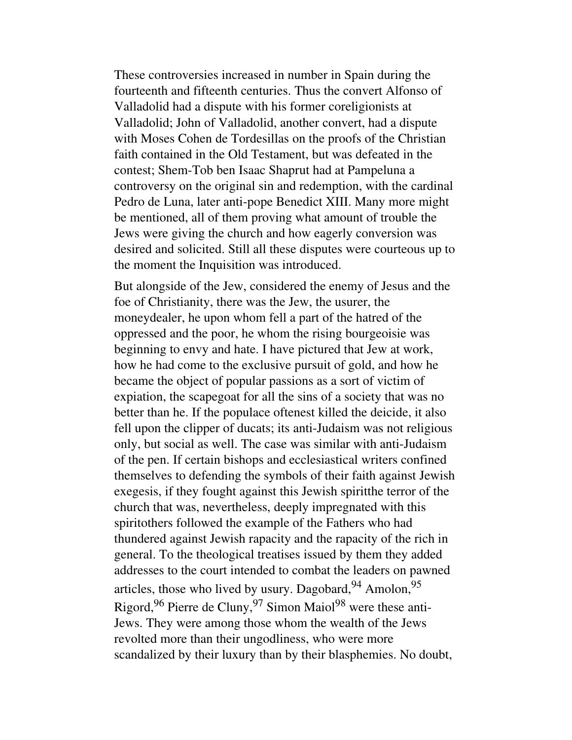These controversies increased in number in Spain during the fourteenth and fifteenth centuries. Thus the convert Alfonso of Valladolid had a dispute with his former coreligionists at Valladolid; John of Valladolid, another convert, had a dispute with Moses Cohen de Tordesillas on the proofs of the Christian faith contained in the Old Testament, but was defeated in the contest; Shem-Tob ben Isaac Shaprut had at Pampeluna a controversy on the original sin and redemption, with the cardinal Pedro de Luna, later anti-pope Benedict XIII. Many more might be mentioned, all of them proving what amount of trouble the Jews were giving the church and how eagerly conversion was desired and solicited. Still all these disputes were courteous up to the moment the Inquisition was introduced.

But alongside of the Jew, considered the enemy of Jesus and the foe of Christianity, there was the Jew, the usurer, the moneydealer, he upon whom fell a part of the hatred of the oppressed and the poor, he whom the rising bourgeoisie was beginning to envy and hate. I have pictured that Jew at work, how he had come to the exclusive pursuit of gold, and how he became the object of popular passions as a sort of victim of expiation, the scapegoat for all the sins of a society that was no better than he. If the populace oftenest killed the deicide, it also fell upon the clipper of ducats; its anti-Judaism was not religious only, but social as well. The case was similar with anti-Judaism of the pen. If certain bishops and ecclesiastical writers confined themselves to defending the symbols of their faith against Jewish exegesis, if they fought against this Jewish spiritthe terror of the church that was, nevertheless, deeply impregnated with this spiritothers followed the example of the Fathers who had thundered against Jewish rapacity and the rapacity of the rich in general. To the theological treatises issued by them they added addresses to the court intended to combat the leaders on pawned articles, those who lived by usury. Dagobard,[94] Amolon,[95] Rigord,[96] Pierre de Cluny,[97] Simon Maiol[98] were these anti-Jews. They were among those whom the wealth of the Jews revolted more than their ungodliness, who were more scandalized by their luxury than by their blasphemies. No doubt,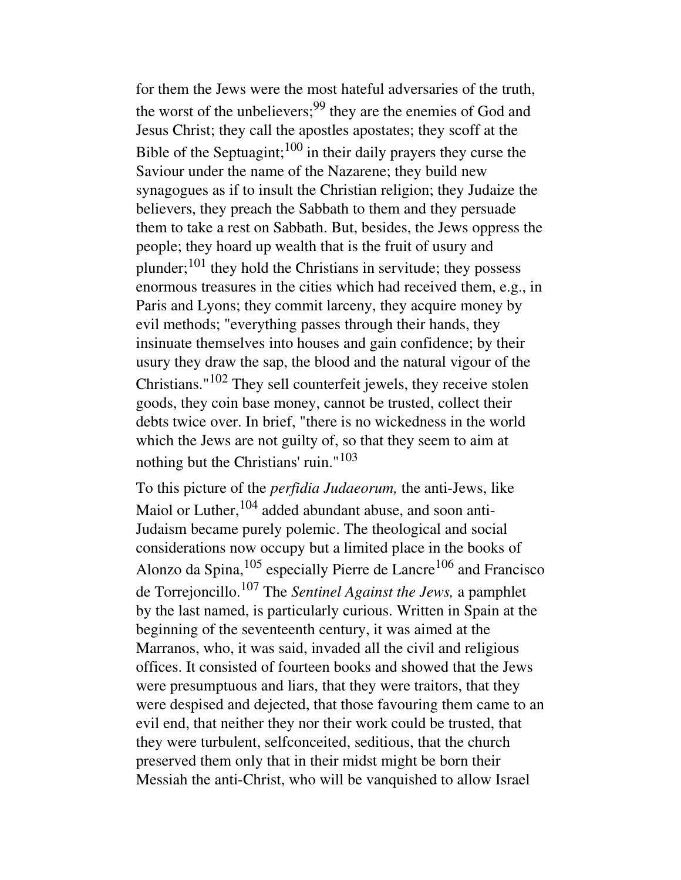for them the Jews were the most hateful adversaries of the truth, the worst of the unbelievers;[99] they are the enemies of God and Jesus Christ; they call the apostles apostates; they scoff at the Bible of the Septuagint;[100] in their daily prayers they curse the Saviour under the name of the Nazarene; they build new synagogues as if to insult the Christian religion; they Judaize the believers, they preach the Sabbath to them and they persuade them to take a rest on Sabbath. But, besides, the Jews oppress the people; they hoard up wealth that is the fruit of usury and plunder;[101] they hold the Christians in servitude; they possess enormous treasures in the cities which had received them, e.g., in Paris and Lyons; they commit larceny, they acquire money by evil methods; "everything passes through their hands, they insinuate themselves into houses and gain confidence; by their usury they draw the sap, the blood and the natural vigour of the Christians."[102] They sell counterfeit jewels, they receive stolen goods, they coin base money, cannot be trusted, collect their debts twice over. In brief, "there is no wickedness in the world which the Jews are not guilty of, so that they seem to aim at nothing but the Christians' ruin."[103]

To this picture of the *perfidia Judaeorum,* the anti-Jews, like Maiol or Luther,[104] added abundant abuse, and soon anti-Judaism became purely polemic. The theological and social considerations now occupy but a limited place in the books of Alonzo da Spina,[105] especially Pierre de Lancre[106] and Francisco de Torrejoncillo.[107] The *Sentinel Against the Jews,* a pamphlet by the last named, is particularly curious. Written in Spain at the beginning of the seventeenth century, it was aimed at the Marranos, who, it was said, invaded all the civil and religious offices. It consisted of fourteen books and showed that the Jews were presumptuous and liars, that they were traitors, that they were despised and dejected, that those favouring them came to an evil end, that neither they nor their work could be trusted, that they were turbulent, selfconceited, seditious, that the church preserved them only that in their midst might be born their Messiah the anti-Christ, who will be vanquished to allow Israel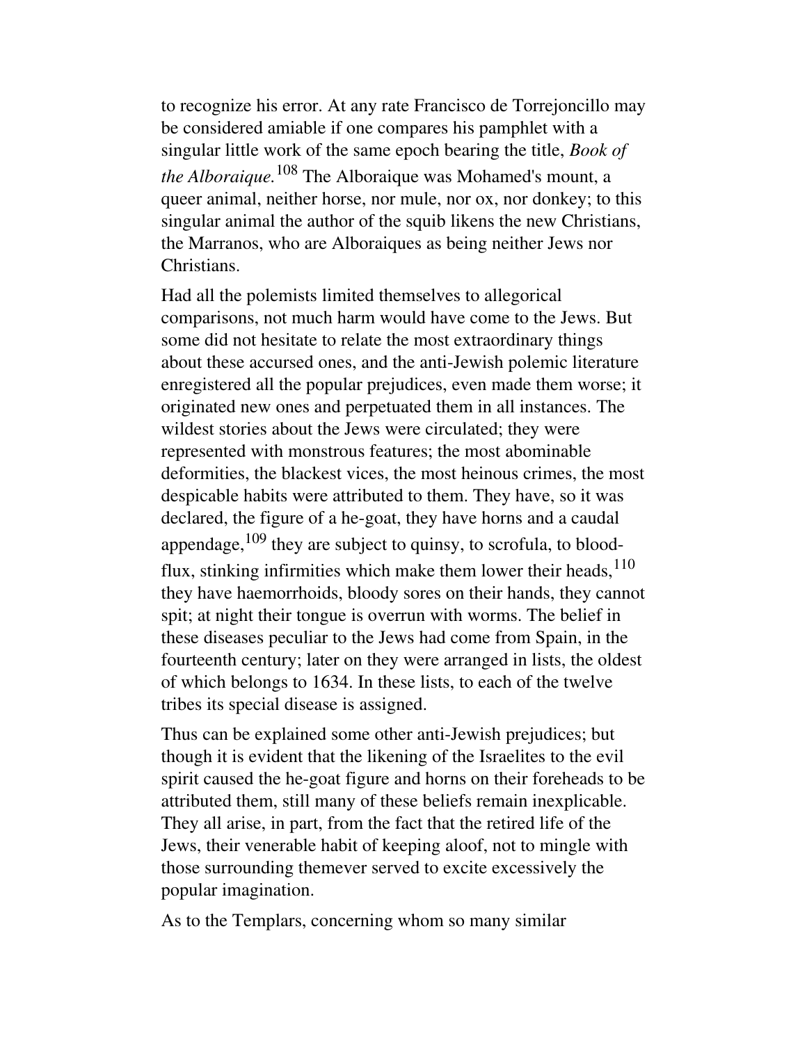to recognize his error. At any rate Francisco de Torrejoncillo may be considered amiable if one compares his pamphlet with a singular little work of the same epoch bearing the title, *Book of the Alboraique.*[108] The Alboraique was Mohamed's mount, a queer animal, neither horse, nor mule, nor ox, nor donkey; to this singular animal the author of the squib likens the new Christians, the Marranos, who are Alboraiques as being neither Jews nor Christians.

Had all the polemists limited themselves to allegorical comparisons, not much harm would have come to the Jews. But some did not hesitate to relate the most extraordinary things about these accursed ones, and the anti-Jewish polemic literature enregistered all the popular prejudices, even made them worse; it originated new ones and perpetuated them in all instances. The wildest stories about the Jews were circulated; they were represented with monstrous features; the most abominable deformities, the blackest vices, the most heinous crimes, the most despicable habits were attributed to them. They have, so it was declared, the figure of a he-goat, they have horns and a caudal appendage,[109] they are subject to quinsy, to scrofula, to blood-flux, stinking infirmities which make them lower their heads,[110] they have haemorrhoids, bloody sores on their hands, they cannot spit; at night their tongue is overrun with worms. The belief in these diseases peculiar to the Jews had come from Spain, in the fourteenth century; later on they were arranged in lists, the oldest of which belongs to 1634. In these lists, to each of the twelve tribes its special disease is assigned.

Thus can be explained some other anti-Jewish prejudices; but though it is evident that the likening of the Israelites to the evil spirit caused the he-goat figure and horns on their foreheads to be attributed them, still many of these beliefs remain inexplicable. They all arise, in part, from the fact that the retired life of the Jews, their venerable habit of keeping aloof, not to mingle with those surrounding themever served to excite excessively the popular imagination.

As to the Templars, concerning whom so many similar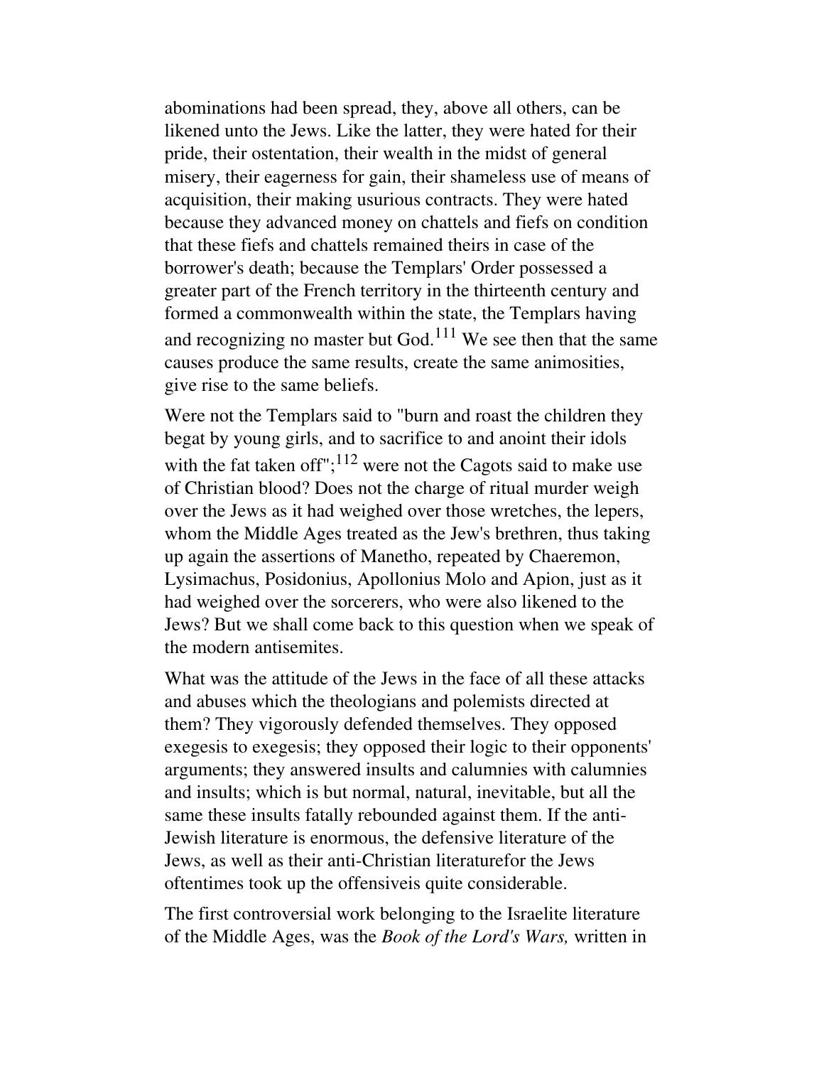abominations had been spread, they, above all others, can be likened unto the Jews. Like the latter, they were hated for their pride, their ostentation, their wealth in the midst of general misery, their eagerness for gain, their shameless use of means of acquisition, their making usurious contracts. They were hated because they advanced money on chattels and fiefs on condition that these fiefs and chattels remained theirs in case of the borrower's death; because the Templars' Order possessed a greater part of the French territory in the thirteenth century and formed a commonwealth within the state, the Templars having and recognizing no master but God.[111] We see then that the same causes produce the same results, create the same animosities, give rise to the same beliefs.

Were not the Templars said to "burn and roast the children they begat by young girls, and to sacrifice to and anoint their idols with the fat taken off";[112] were not the Cagots said to make use of Christian blood? Does not the charge of ritual murder weigh over the Jews as it had weighed over those wretches, the lepers, whom the Middle Ages treated as the Jew's brethren, thus taking up again the assertions of Manetho, repeated by Chaeremon, Lysimachus, Posidonius, Apollonius Molo and Apion, just as it had weighed over the sorcerers, who were also likened to the Jews? But we shall come back to this question when we speak of the modern antisemites.

What was the attitude of the Jews in the face of all these attacks and abuses which the theologians and polemists directed at them? They vigorously defended themselves. They opposed exegesis to exegesis; they opposed their logic to their opponents' arguments; they answered insults and calumnies with calumnies and insults; which is but normal, natural, inevitable, but all the same these insults fatally rebounded against them. If the anti-Jewish literature is enormous, the defensive literature of the Jews, as well as their anti-Christian literaturefor the Jews oftentimes took up the offensiveis quite considerable.

The first controversial work belonging to the Israelite literature of the Middle Ages, was the *Book of the Lord's Wars,* written in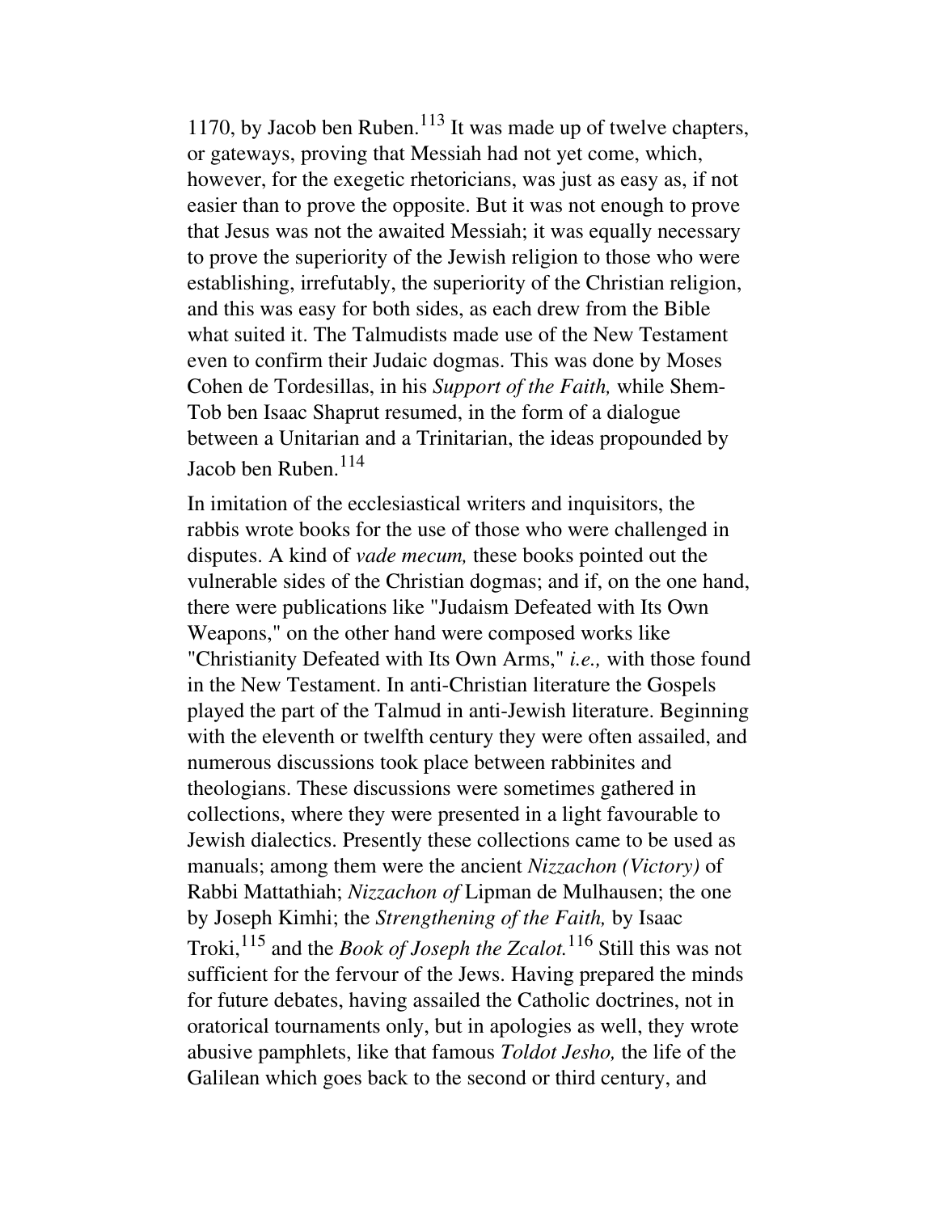1170, by Jacob ben Ruben.[113] It was made up of twelve chapters, or gateways, proving that Messiah had not yet come, which, however, for the exegetic rhetoricians, was just as easy as, if not easier than to prove the opposite. But it was not enough to prove that Jesus was not the awaited Messiah; it was equally necessary to prove the superiority of the Jewish religion to those who were establishing, irrefutably, the superiority of the Christian religion, and this was easy for both sides, as each drew from the Bible what suited it. The Talmudists made use of the New Testament even to confirm their Judaic dogmas. This was done by Moses Cohen de Tordesillas, in his *Support of the Faith,* while Shem-Tob ben Isaac Shaprut resumed, in the form of a dialogue between a Unitarian and a Trinitarian, the ideas propounded by Jacob ben Ruben.[114]

In imitation of the ecclesiastical writers and inquisitors, the rabbis wrote books for the use of those who were challenged in disputes. A kind of *vade mecum,* these books pointed out the vulnerable sides of the Christian dogmas; and if, on the one hand, there were publications like "Judaism Defeated with Its Own Weapons," on the other hand were composed works like "Christianity Defeated with Its Own Arms," *i.e.,* with those found in the New Testament. In anti-Christian literature the Gospels played the part of the Talmud in anti-Jewish literature. Beginning with the eleventh or twelfth century they were often assailed, and numerous discussions took place between rabbinites and theologians. These discussions were sometimes gathered in collections, where they were presented in a light favourable to Jewish dialectics. Presently these collections came to be used as manuals; among them were the ancient *Nizzachon (Victory)* of Rabbi Mattathiah; *Nizzachon of* Lipman de Mulhausen; the one by Joseph Kimhi; the *Strengthening of the Faith,* by Isaac Troki,[115] and the *Book of Joseph the Zcalot.*[116] Still this was not sufficient for the fervour of the Jews. Having prepared the minds for future debates, having assailed the Catholic doctrines, not in oratorical tournaments only, but in apologies as well, they wrote abusive pamphlets, like that famous *Toldot Jesho,* the life of the Galilean which goes back to the second or third century, and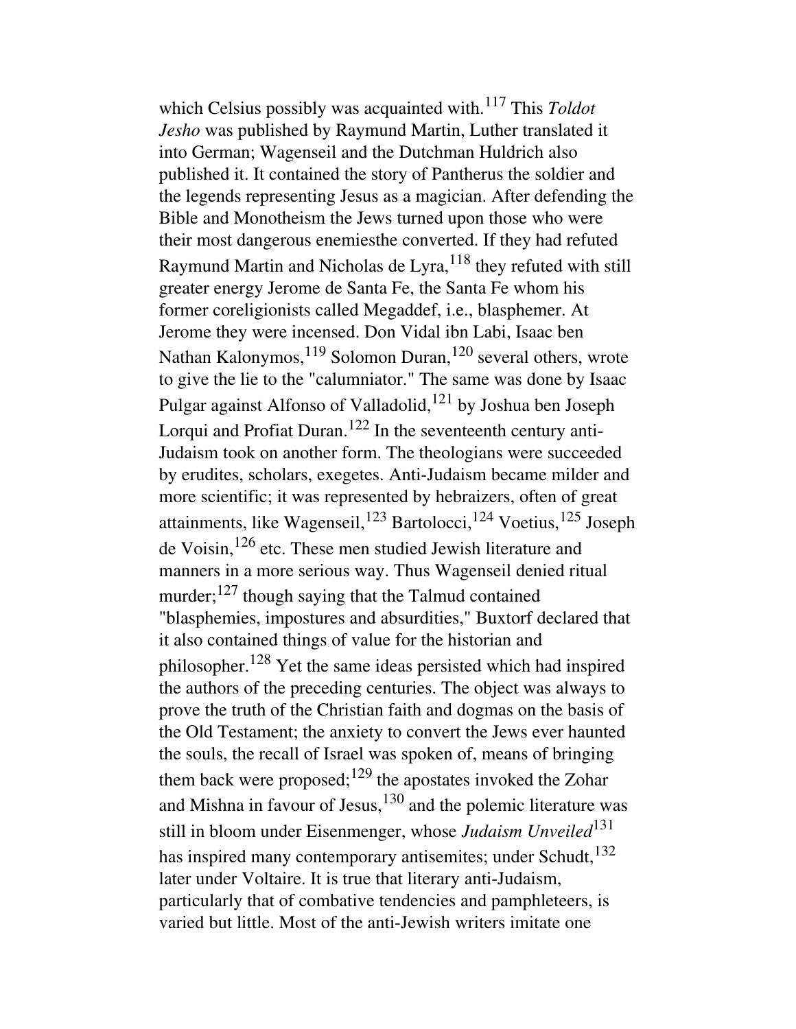which Celsius possibly was acquainted with.[117] This *Toldot Jesho* was published by Raymund Martin, Luther translated it into German; Wagenseil and the Dutchman Huldrich also published it. It contained the story of Pantherus the soldier and the legends representing Jesus as a magician. After defending the Bible and Monotheism the Jews turned upon those who were their most dangerous enemiesthe converted. If they had refuted Raymund Martin and Nicholas de Lyra,[118] they refuted with still greater energy Jerome de Santa Fe, the Santa Fe whom his former coreligionists called Megaddef, i.e., blasphemer. At Jerome they were incensed. Don Vidal ibn Labi, Isaac ben Nathan Kalonymos,[119] Solomon Duran,[120] several others, wrote to give the lie to the "calumniator." The same was done by Isaac Pulgar against Alfonso of Valladolid,[121] by Joshua ben Joseph Lorqui and Profiat Duran.[122] In the seventeenth century anti-Judaism took on another form. The theologians were succeeded by erudites, scholars, exegetes. Anti-Judaism became milder and more scientific; it was represented by hebraizers, often of great attainments, like Wagenseil,[123] Bartolocci,[124] Voetius,[125] Joseph de Voisin,[126] etc. These men studied Jewish literature and manners in a more serious way. Thus Wagenseil denied ritual murder;[127] though saying that the Talmud contained "blasphemies, impostures and absurdities," Buxtorf declared that it also contained things of value for the historian and philosopher.[128] Yet the same ideas persisted which had inspired the authors of the preceding centuries. The object was always to prove the truth of the Christian faith and dogmas on the basis of the Old Testament; the anxiety to convert the Jews ever haunted the souls, the recall of Israel was spoken of, means of bringing them back were proposed;[129] the apostates invoked the Zohar and Mishna in favour of Jesus,[130] and the polemic literature was still in bloom under Eisenmenger, whose *Judaism Unveiled*[131] has inspired many contemporary antisemites; under Schudt,[132] later under Voltaire. It is true that literary anti-Judaism, particularly that of combative tendencies and pamphleteers, is varied but little. Most of the anti-Jewish writers imitate one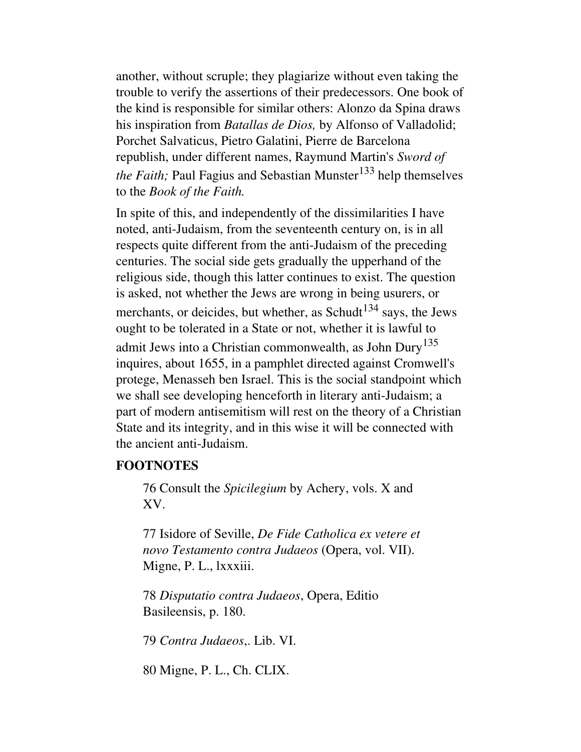another, without scruple; they plagiarize without even taking the trouble to verify the assertions of their predecessors. One book of the kind is responsible for similar others: Alonzo da Spina draws his inspiration from *Batallas de Dios,* by Alfonso of Valladolid; Porchet Salvaticus, Pietro Galatini, Pierre de Barcelona republish, under different names, Raymund Martin's *Sword of the Faith;* Paul Fagius and Sebastian Munster[133] help themselves to the *Book of the Faith.*

In spite of this, and independently of the dissimilarities I have noted, anti-Judaism, from the seventeenth century on, is in all respects quite different from the anti-Judaism of the preceding centuries. The social side gets gradually the upperhand of the religious side, though this latter continues to exist. The question is asked, not whether the Jews are wrong in being usurers, or merchants, or deicides, but whether, as Schudt[134] says, the Jews ought to be tolerated in a State or not, whether it is lawful to admit Jews into a Christian commonwealth, as John Dury[135] inquires, about 1655, in a pamphlet directed against Cromwell's protege, Menasseh ben Israel. This is the social standpoint which we shall see developing henceforth in literary anti-Judaism; a part of modern antisemitism will rest on the theory of a Christian State and its integrity, and in this wise it will be connected with the ancient anti-Judaism.

**FOOTNOTES**

76 Consult the *Spicilegium* by Achery, vols. X and XV.

77 Isidore of Seville, *De Fide Catholica ex vetere et novo Testamento contra Judaeos* (Opera, vol. VII). Migne, P. L., lxxxiii.

78 *Disputatio contra Judaeos*, Opera, Editio Basileensis, p. 180.

79 *Contra Judaeos*,. Lib. VI.

80 Migne, P. L., Ch. CLIX.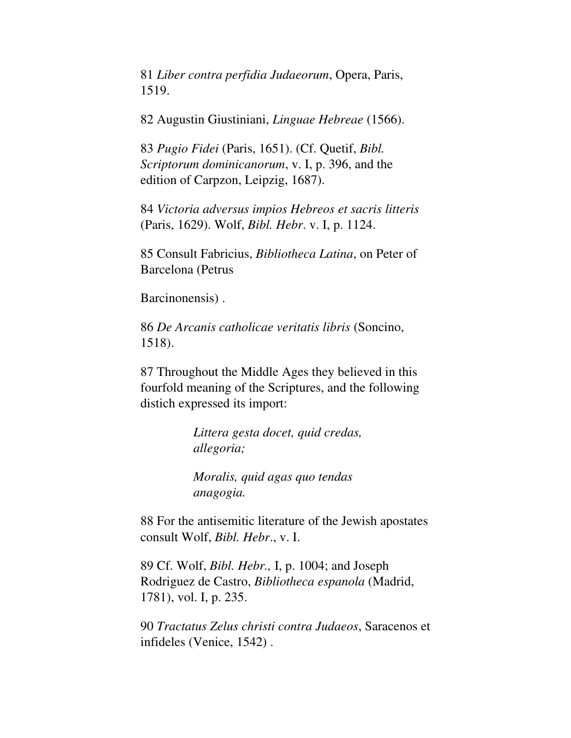81 *Liber contra perfidia Judaeorum*, Opera, Paris, 1519.

82 Augustin Giustiniani, *Linguae Hebreae* (1566).

83 *Pugio Fidei* (Paris, 1651). (Cf. Quetif, *Bibl. Scriptorum dominicanorum*, v. I, p. 396, and the edition of Carpzon, Leipzig, 1687).

84 *Victoria adversus impios Hebreos et sacris litteris* (Paris, 1629). Wolf, *Bibl. Hebr*. v. I, p. 1124.

85 Consult Fabricius, *Bibliotheca Latina*, on Peter of Barcelona (Petrus

Barcinonensis) .

86 *De Arcanis catholicae veritatis libris* (Soncino, 1518).

87 Throughout the Middle Ages they believed in this fourfold meaning of the Scriptures, and the following distich expressed its import:

> *Littera gesta docet, quid credas, allegoria;*
>
> *Moralis, quid agas quo tendas anagogia.*

88 For the antisemitic literature of the Jewish apostates consult Wolf, *Bibl. Hebr*., v. I.

89 Cf. Wolf, *Bibl. Hebr.,* I, p. 1004; and Joseph Rodriguez de Castro, *Bibliotheca espanola* (Madrid, 1781), vol. I, p. 235.

90 *Tractatus Zelus christi contra Judaeos*, Saracenos et infideles (Venice, 1542) .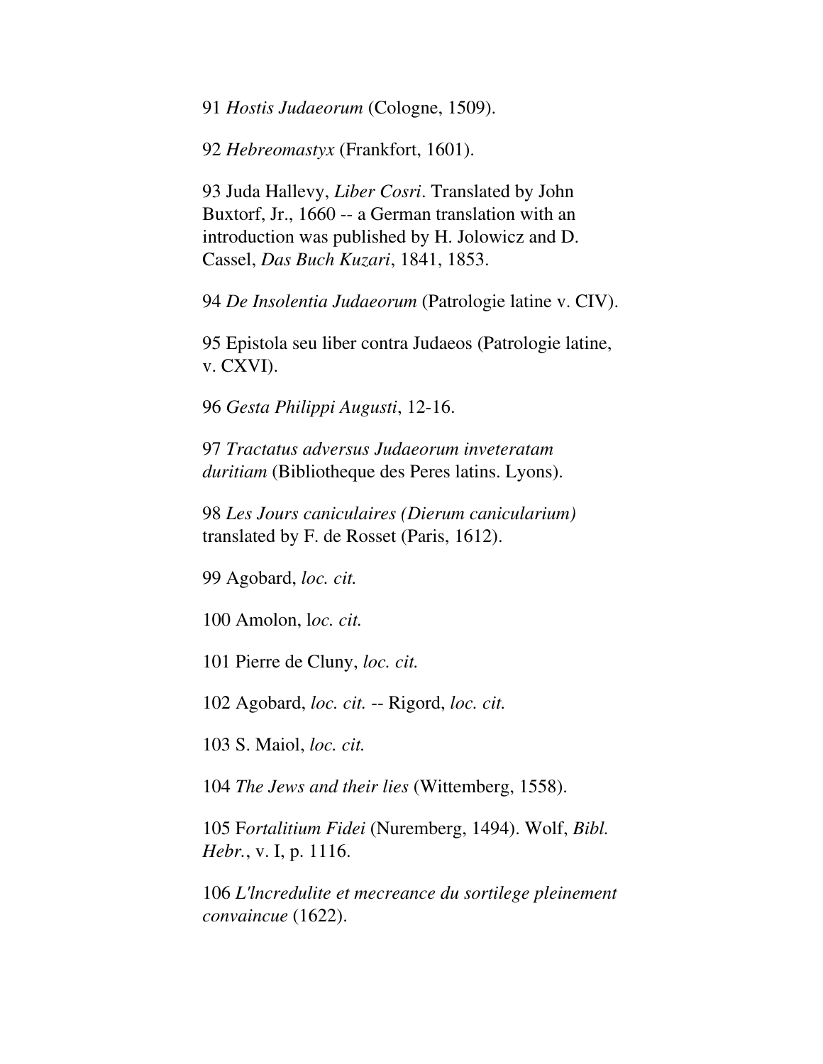91 *Hostis Judaeorum* (Cologne, 1509).

92 *Hebreomastyx* (Frankfort, 1601).

93 Juda Hallevy, *Liber Cosri*. Translated by John Buxtorf, Jr., 1660 -- a German translation with an introduction was published by H. Jolowicz and D. Cassel, *Das Buch Kuzari*, 1841, 1853.

94 *De Insolentia Judaeorum* (Patrologie latine v. CIV).

95 Epistola seu liber contra Judaeos (Patrologie latine, v. CXVI).

96 *Gesta Philippi Augusti*, 12-16.

97 *Tractatus adversus Judaeorum inveteratam duritiam* (Bibliotheque des Peres latins. Lyons).

98 *Les Jours caniculaires (Dierum canicularium)* translated by F. de Rosset (Paris, 1612).

99 Agobard, *loc. cit.*

100 Amolon, l*oc. cit.*

101 Pierre de Cluny, *loc. cit.*

102 Agobard, *loc. cit.* -- Rigord, *loc. cit.*

103 S. Maiol, *loc. cit.*

104 *The Jews and their lies* (Wittemberg, 1558).

105 F*ortalitium Fidei* (Nuremberg, 1494). Wolf, *Bibl. Hebr.*, v. I, p. 1116.

106 *L'lncredulite et mecreance du sortilege pleinement convaincue* (1622).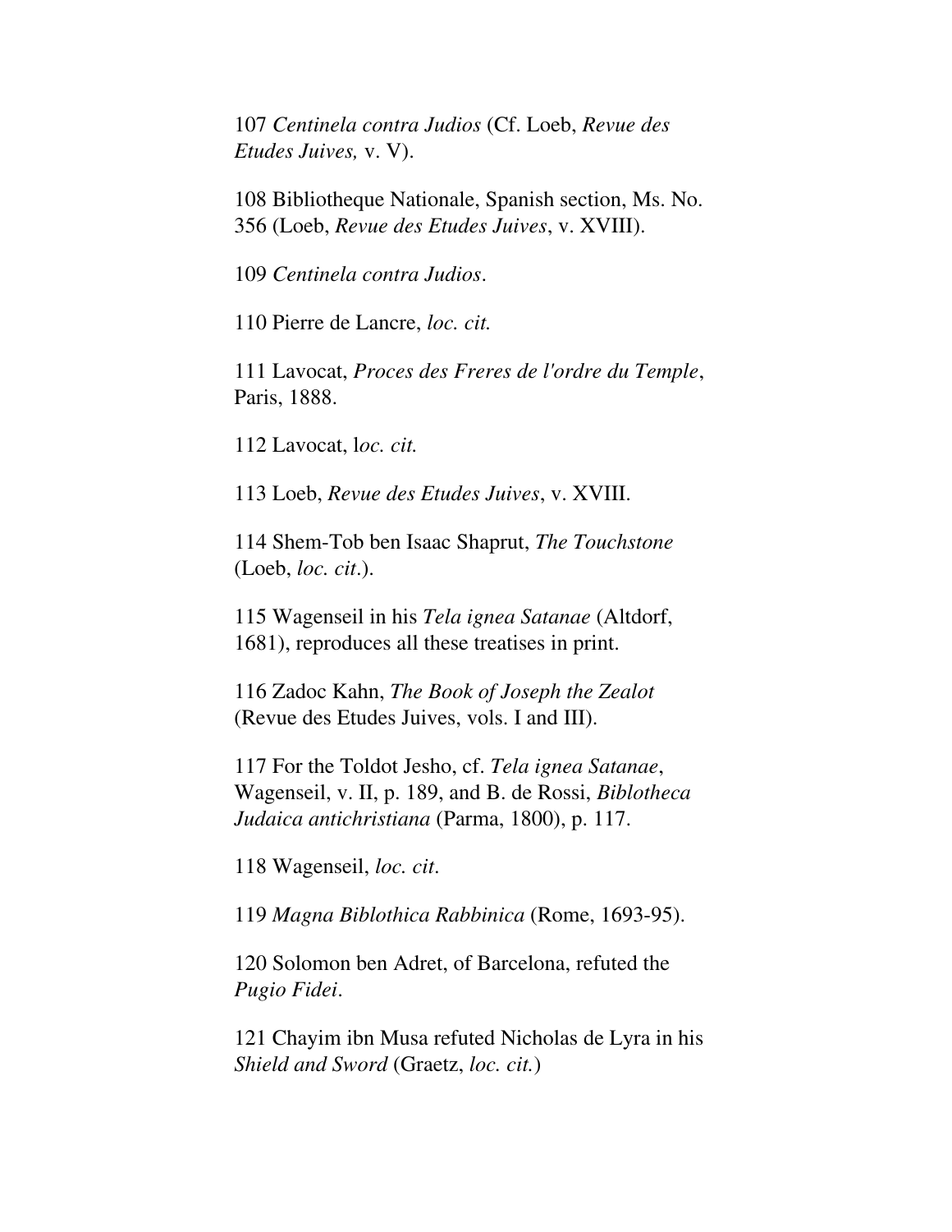107 *Centinela contra Judios* (Cf. Loeb, *Revue des Etudes Juives,* v. V).

108 Bibliotheque Nationale, Spanish section, Ms. No. 356 (Loeb, *Revue des Etudes Juives*, v. XVIII).

109 *Centinela contra Judios*.

110 Pierre de Lancre, *loc. cit.*

111 Lavocat, *Proces des Freres de l'ordre du Temple*, Paris, 1888.

112 Lavocat, l*oc. cit.*

113 Loeb, *Revue des Etudes Juives*, v. XVIII.

114 Shem-Tob ben Isaac Shaprut, *The Touchstone* (Loeb, *loc. cit*.).

115 Wagenseil in his *Tela ignea Satanae* (Altdorf, 1681), reproduces all these treatises in print.

116 Zadoc Kahn, *The Book of Joseph the Zealot* (Revue des Etudes Juives, vols. I and III).

117 For the Toldot Jesho, cf. *Tela ignea Satanae*, Wagenseil, v. II, p. 189, and B. de Rossi, *Biblotheca Judaica antichristiana* (Parma, 1800), p. 117.

118 Wagenseil, *loc. cit*.

119 *Magna Biblothica Rabbinica* (Rome, 1693-95).

120 Solomon ben Adret, of Barcelona, refuted the *Pugio Fidei*.

121 Chayim ibn Musa refuted Nicholas de Lyra in his *Shield and Sword* (Graetz, *loc. cit.*)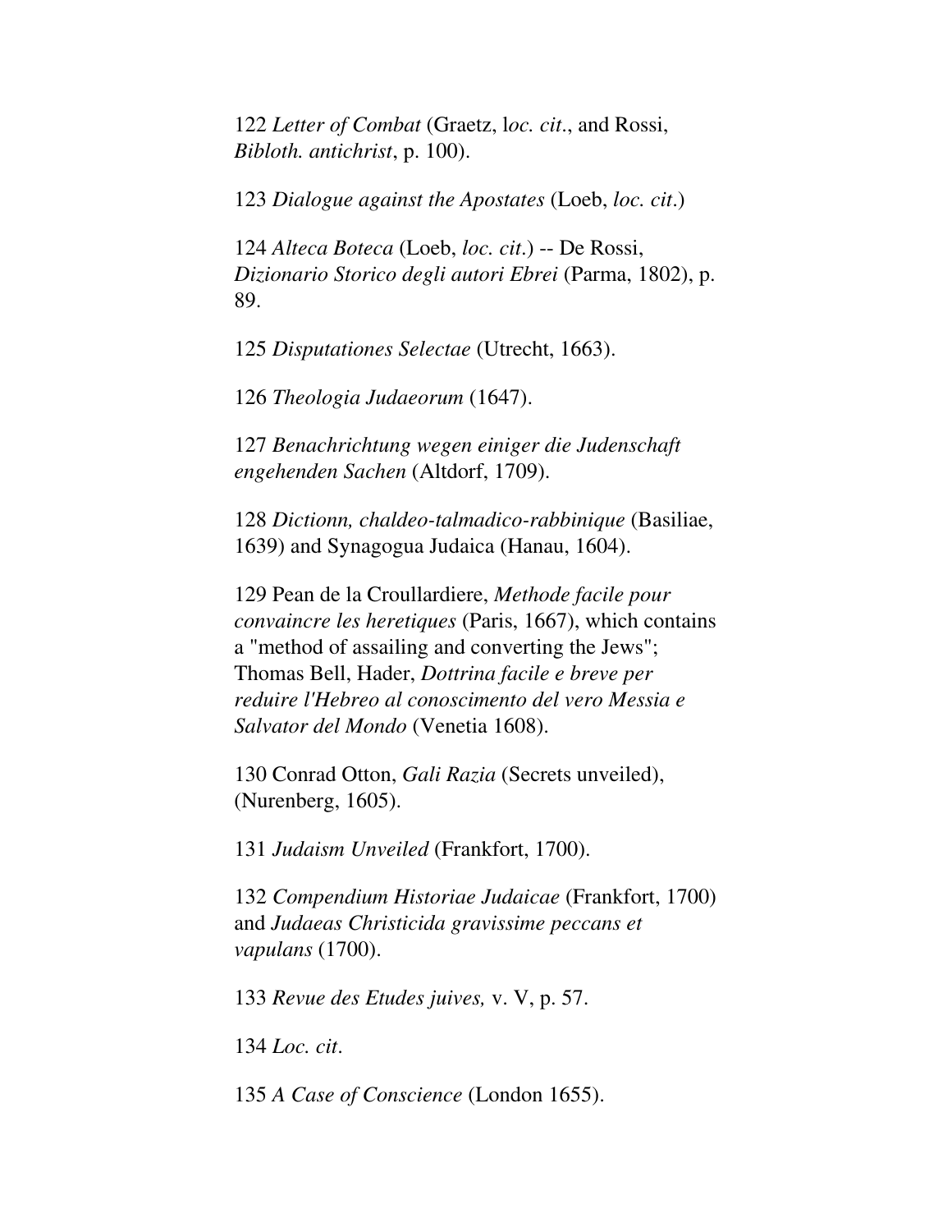122 *Letter of Combat* (Graetz, l*oc. cit*., and Rossi, *Bibloth. antichrist*, p. 100).

123 *Dialogue against the Apostates* (Loeb, *loc. cit*.)

124 *Alteca Boteca* (Loeb, *loc. cit*.) -- De Rossi, *Dizionario Storico degli autori Ebrei* (Parma, 1802), p. 89.

125 *Disputationes Selectae* (Utrecht, 1663).

126 *Theologia Judaeorum* (1647).

127 *Benachrichtung wegen einiger die Judenschaft engehenden Sachen* (Altdorf, 1709).

128 *Dictionn, chaldeo-talmadico-rabbinique* (Basiliae, 1639) and Synagogua Judaica (Hanau, 1604).

129 Pean de la Croullardiere, *Methode facile pour convaincre les heretiques* (Paris, 1667), which contains a "method of assailing and converting the Jews"; Thomas Bell, Hader, *Dottrina facile e breve per reduire l'Hebreo al conoscimento del vero Messia e Salvator del Mondo* (Venetia 1608).

130 Conrad Otton, *Gali Razia* (Secrets unveiled), (Nurenberg, 1605).

131 *Judaism Unveiled* (Frankfort, 1700).

132 *Compendium Historiae Judaicae* (Frankfort, 1700) and *Judaeas Christicida gravissime peccans et vapulans* (1700).

133 *Revue des Etudes juives,* v. V, p. 57.

134 *Loc. cit*.

135 *A Case of Conscience* (London 1655).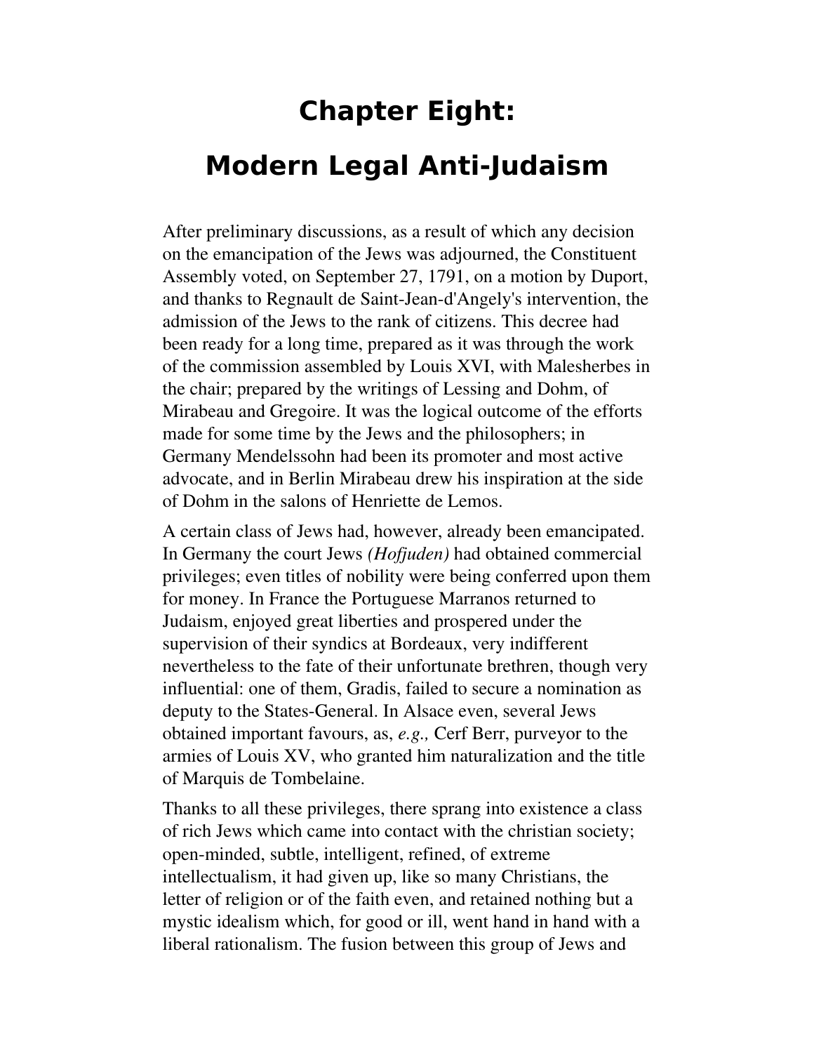# Chapter Eight:

# Modern Legal Anti-Judaism

After preliminary discussions, as a result of which any decision on the emancipation of the Jews was adjourned, the Constituent Assembly voted, on September 27, 1791, on a motion by Duport, and thanks to Regnault de Saint-Jean-d'Angely's intervention, the admission of the Jews to the rank of citizens. This decree had been ready for a long time, prepared as it was through the work of the commission assembled by Louis XVI, with Malesherbes in the chair; prepared by the writings of Lessing and Dohm, of Mirabeau and Gregoire. It was the logical outcome of the efforts made for some time by the Jews and the philosophers; in Germany Mendelssohn had been its promoter and most active advocate, and in Berlin Mirabeau drew his inspiration at the side of Dohm in the salons of Henriette de Lemos.

A certain class of Jews had, however, already been emancipated. In Germany the court Jews *(Hofjuden)* had obtained commercial privileges; even titles of nobility were being conferred upon them for money. In France the Portuguese Marranos returned to Judaism, enjoyed great liberties and prospered under the supervision of their syndics at Bordeaux, very indifferent nevertheless to the fate of their unfortunate brethren, though very influential: one of them, Gradis, failed to secure a nomination as deputy to the States-General. In Alsace even, several Jews obtained important favours, as, *e.g.,* Cerf Berr, purveyor to the armies of Louis XV, who granted him naturalization and the title of Marquis de Tombelaine.

Thanks to all these privileges, there sprang into existence a class of rich Jews which came into contact with the christian society; open-minded, subtle, intelligent, refined, of extreme intellectualism, it had given up, like so many Christians, the letter of religion or of the faith even, and retained nothing but a mystic idealism which, for good or ill, went hand in hand with a liberal rationalism. The fusion between this group of Jews and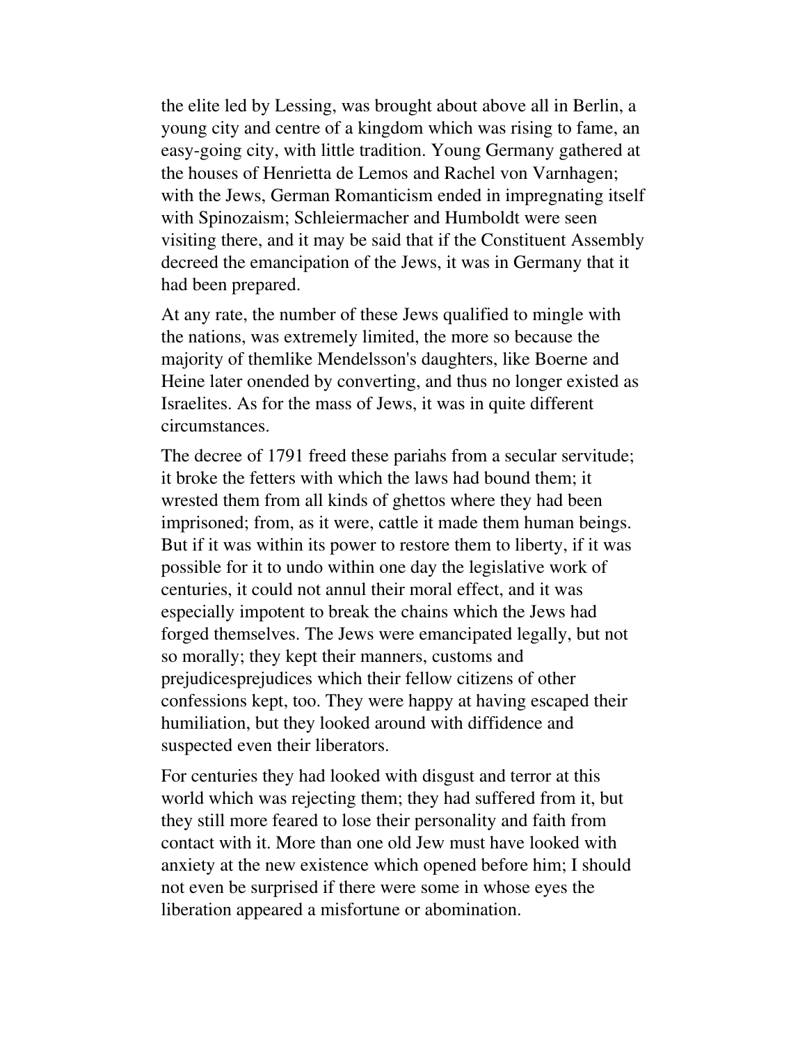the elite led by Lessing, was brought about above all in Berlin, a young city and centre of a kingdom which was rising to fame, an easy-going city, with little tradition. Young Germany gathered at the houses of Henrietta de Lemos and Rachel von Varnhagen; with the Jews, German Romanticism ended in impregnating itself with Spinozaism; Schleiermacher and Humboldt were seen visiting there, and it may be said that if the Constituent Assembly decreed the emancipation of the Jews, it was in Germany that it had been prepared.

At any rate, the number of these Jews qualified to mingle with the nations, was extremely limited, the more so because the majority of themlike Mendelsson's daughters, like Boerne and Heine later onended by converting, and thus no longer existed as Israelites. As for the mass of Jews, it was in quite different circumstances.

The decree of 1791 freed these pariahs from a secular servitude; it broke the fetters with which the laws had bound them; it wrested them from all kinds of ghettos where they had been imprisoned; from, as it were, cattle it made them human beings. But if it was within its power to restore them to liberty, if it was possible for it to undo within one day the legislative work of centuries, it could not annul their moral effect, and it was especially impotent to break the chains which the Jews had forged themselves. The Jews were emancipated legally, but not so morally; they kept their manners, customs and prejudicesprejudices which their fellow citizens of other confessions kept, too. They were happy at having escaped their humiliation, but they looked around with diffidence and suspected even their liberators.

For centuries they had looked with disgust and terror at this world which was rejecting them; they had suffered from it, but they still more feared to lose their personality and faith from contact with it. More than one old Jew must have looked with anxiety at the new existence which opened before him; I should not even be surprised if there were some in whose eyes the liberation appeared a misfortune or abomination.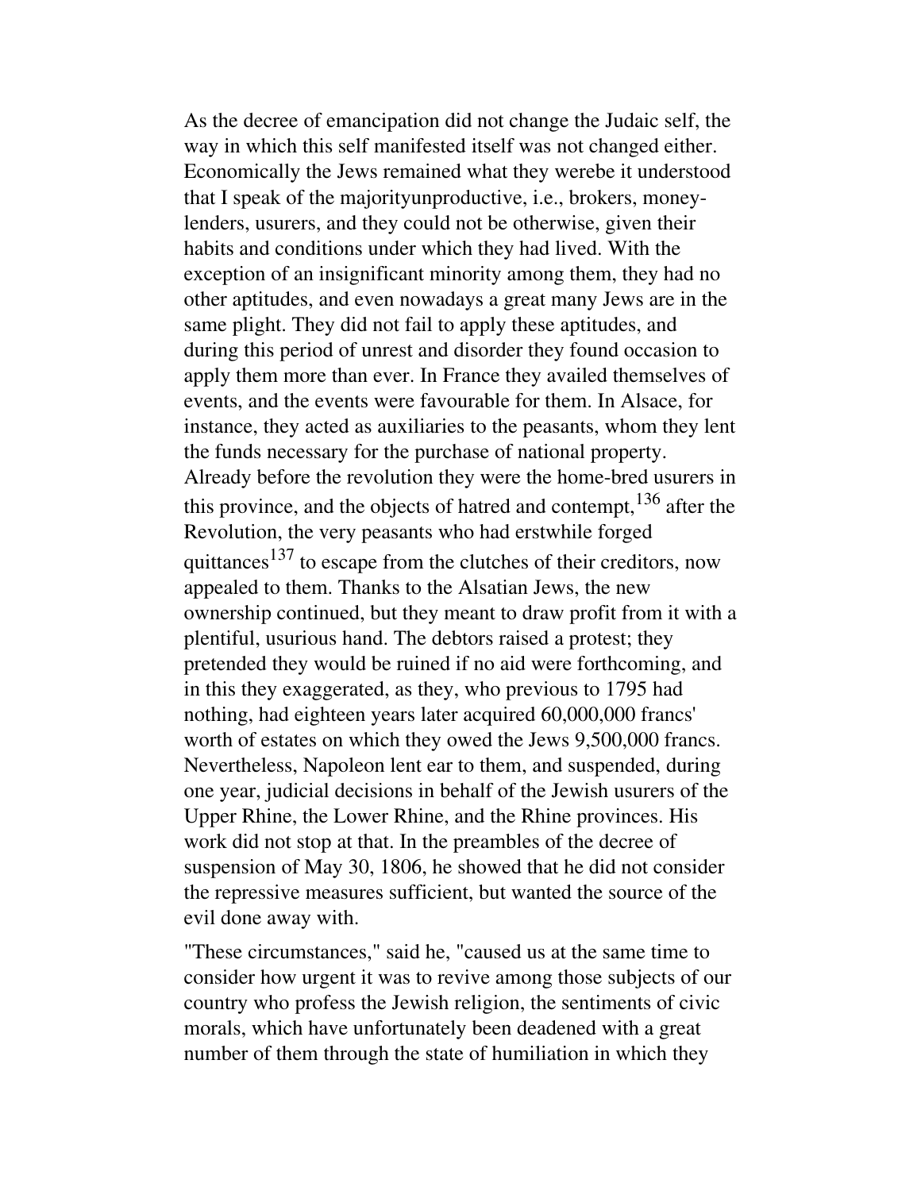As the decree of emancipation did not change the Judaic self, the way in which this self manifested itself was not changed either. Economically the Jews remained what they werebe it understood that I speak of the majorityunproductive, i.e., brokers, money-lenders, usurers, and they could not be otherwise, given their habits and conditions under which they had lived. With the exception of an insignificant minority among them, they had no other aptitudes, and even nowadays a great many Jews are in the same plight. They did not fail to apply these aptitudes, and during this period of unrest and disorder they found occasion to apply them more than ever. In France they availed themselves of events, and the events were favourable for them. In Alsace, for instance, they acted as auxiliaries to the peasants, whom they lent the funds necessary for the purchase of national property. Already before the revolution they were the home-bred usurers in this province, and the objects of hatred and contempt,[136] after the Revolution, the very peasants who had erstwhile forged quittances[137] to escape from the clutches of their creditors, now appealed to them. Thanks to the Alsatian Jews, the new ownership continued, but they meant to draw profit from it with a plentiful, usurious hand. The debtors raised a protest; they pretended they would be ruined if no aid were forthcoming, and in this they exaggerated, as they, who previous to 1795 had nothing, had eighteen years later acquired 60,000,000 francs' worth of estates on which they owed the Jews 9,500,000 francs. Nevertheless, Napoleon lent ear to them, and suspended, during one year, judicial decisions in behalf of the Jewish usurers of the Upper Rhine, the Lower Rhine, and the Rhine provinces. His work did not stop at that. In the preambles of the decree of suspension of May 30, 1806, he showed that he did not consider the repressive measures sufficient, but wanted the source of the evil done away with.

"These circumstances," said he, "caused us at the same time to consider how urgent it was to revive among those subjects of our country who profess the Jewish religion, the sentiments of civic morals, which have unfortunately been deadened with a great number of them through the state of humiliation in which they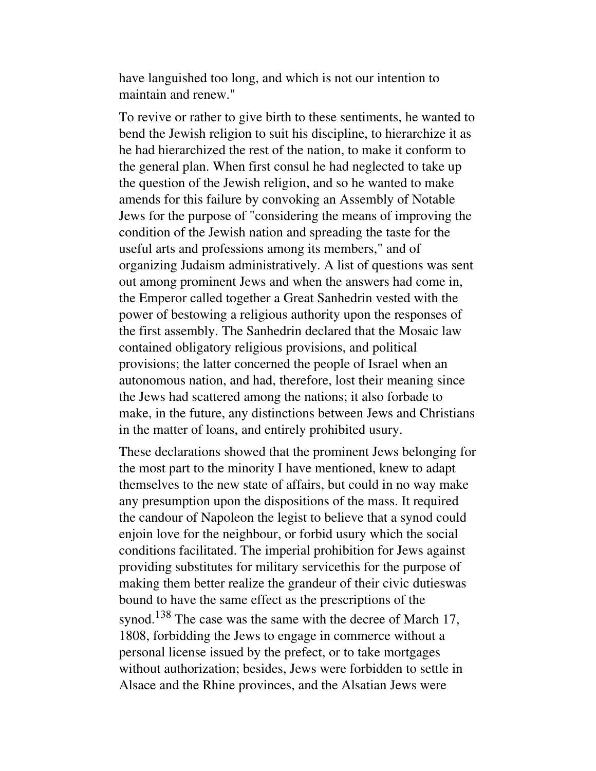have languished too long, and which is not our intention to maintain and renew."

To revive or rather to give birth to these sentiments, he wanted to bend the Jewish religion to suit his discipline, to hierarchize it as he had hierarchized the rest of the nation, to make it conform to the general plan. When first consul he had neglected to take up the question of the Jewish religion, and so he wanted to make amends for this failure by convoking an Assembly of Notable Jews for the purpose of "considering the means of improving the condition of the Jewish nation and spreading the taste for the useful arts and professions among its members," and of organizing Judaism administratively. A list of questions was sent out among prominent Jews and when the answers had come in, the Emperor called together a Great Sanhedrin vested with the power of bestowing a religious authority upon the responses of the first assembly. The Sanhedrin declared that the Mosaic law contained obligatory religious provisions, and political provisions; the latter concerned the people of Israel when an autonomous nation, and had, therefore, lost their meaning since the Jews had scattered among the nations; it also forbade to make, in the future, any distinctions between Jews and Christians in the matter of loans, and entirely prohibited usury.

These declarations showed that the prominent Jews belonging for the most part to the minority I have mentioned, knew to adapt themselves to the new state of affairs, but could in no way make any presumption upon the dispositions of the mass. It required the candour of Napoleon the legist to believe that a synod could enjoin love for the neighbour, or forbid usury which the social conditions facilitated. The imperial prohibition for Jews against providing substitutes for military servicethis for the purpose of making them better realize the grandeur of their civic dutieswas bound to have the same effect as the prescriptions of the synod.[138] The case was the same with the decree of March 17, 1808, forbidding the Jews to engage in commerce without a personal license issued by the prefect, or to take mortgages without authorization; besides, Jews were forbidden to settle in Alsace and the Rhine provinces, and the Alsatian Jews were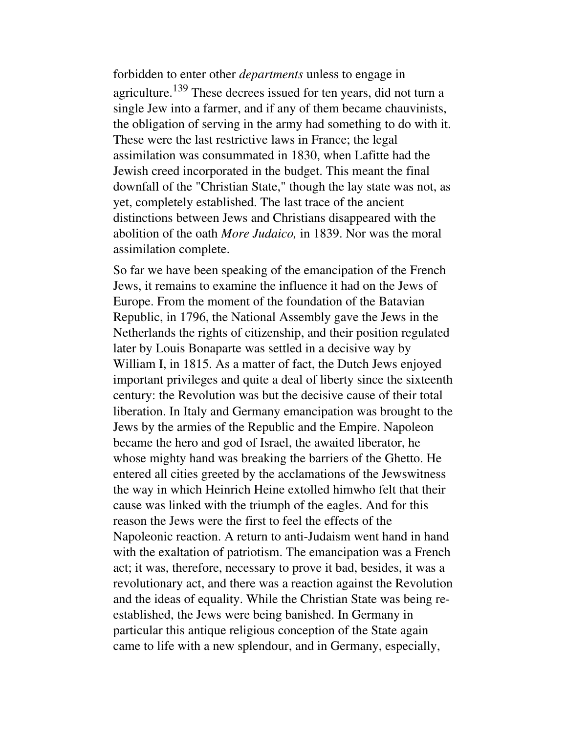forbidden to enter other *departments* unless to engage in agriculture.[139] These decrees issued for ten years, did not turn a single Jew into a farmer, and if any of them became chauvinists, the obligation of serving in the army had something to do with it. These were the last restrictive laws in France; the legal assimilation was consummated in 1830, when Lafitte had the Jewish creed incorporated in the budget. This meant the final downfall of the "Christian State," though the lay state was not, as yet, completely established. The last trace of the ancient distinctions between Jews and Christians disappeared with the abolition of the oath *More Judaico,* in 1839. Nor was the moral assimilation complete.

So far we have been speaking of the emancipation of the French Jews, it remains to examine the influence it had on the Jews of Europe. From the moment of the foundation of the Batavian Republic, in 1796, the National Assembly gave the Jews in the Netherlands the rights of citizenship, and their position regulated later by Louis Bonaparte was settled in a decisive way by William I, in 1815. As a matter of fact, the Dutch Jews enjoyed important privileges and quite a deal of liberty since the sixteenth century: the Revolution was but the decisive cause of their total liberation. In Italy and Germany emancipation was brought to the Jews by the armies of the Republic and the Empire. Napoleon became the hero and god of Israel, the awaited liberator, he whose mighty hand was breaking the barriers of the Ghetto. He entered all cities greeted by the acclamations of the Jewswitness the way in which Heinrich Heine extolled himwho felt that their cause was linked with the triumph of the eagles. And for this reason the Jews were the first to feel the effects of the Napoleonic reaction. A return to anti-Judaism went hand in hand with the exaltation of patriotism. The emancipation was a French act; it was, therefore, necessary to prove it bad, besides, it was a revolutionary act, and there was a reaction against the Revolution and the ideas of equality. While the Christian State was being re-established, the Jews were being banished. In Germany in particular this antique religious conception of the State again came to life with a new splendour, and in Germany, especially,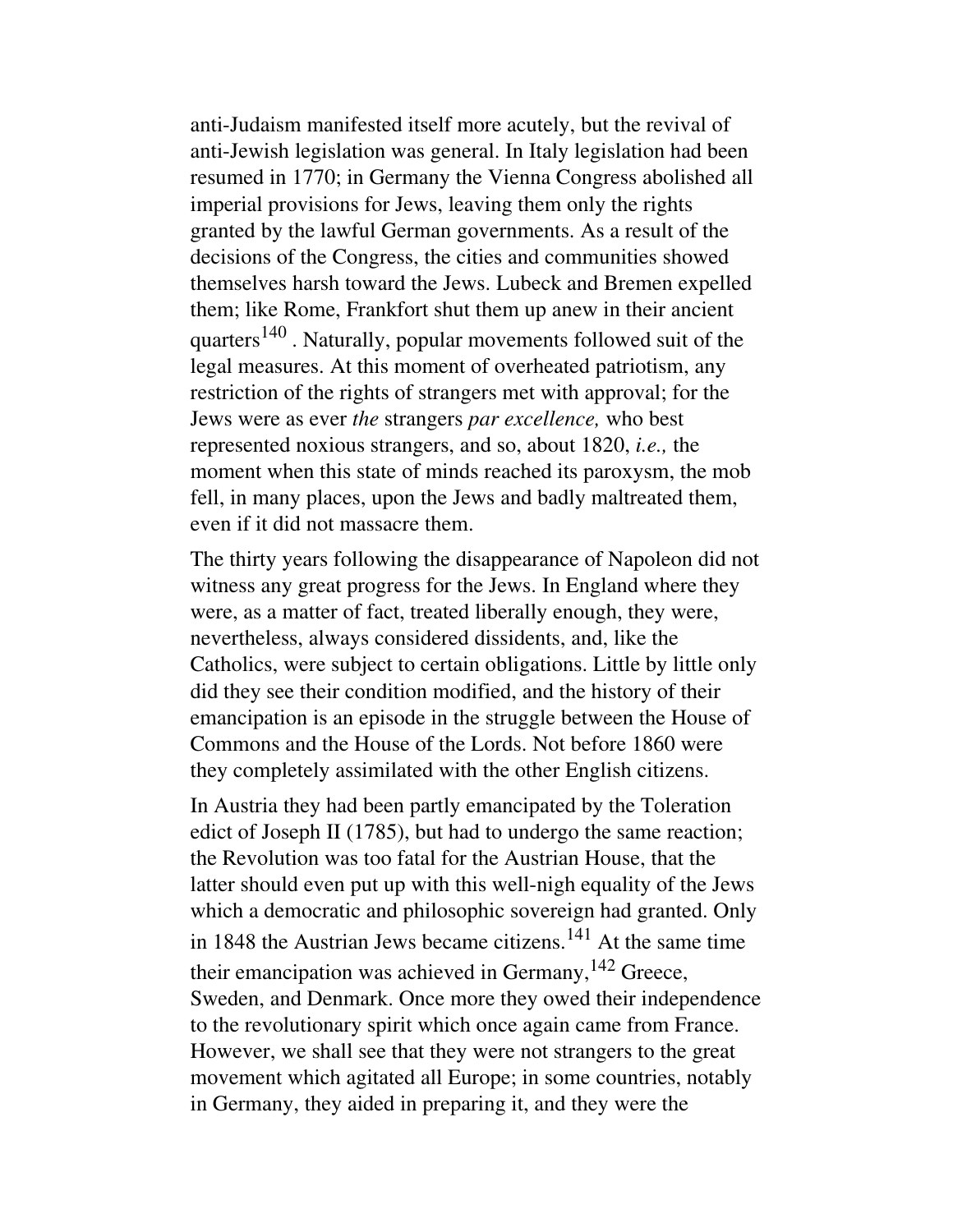anti-Judaism manifested itself more acutely, but the revival of anti-Jewish legislation was general. In Italy legislation had been resumed in 1770; in Germany the Vienna Congress abolished all imperial provisions for Jews, leaving them only the rights granted by the lawful German governments. As a result of the decisions of the Congress, the cities and communities showed themselves harsh toward the Jews. Lubeck and Bremen expelled them; like Rome, Frankfort shut them up anew in their ancient quarters[140] . Naturally, popular movements followed suit of the legal measures. At this moment of overheated patriotism, any restriction of the rights of strangers met with approval; for the Jews were as ever *the* strangers *par excellence,* who best represented noxious strangers, and so, about 1820, *i.e.,* the moment when this state of minds reached its paroxysm, the mob fell, in many places, upon the Jews and badly maltreated them, even if it did not massacre them.

The thirty years following the disappearance of Napoleon did not witness any great progress for the Jews. In England where they were, as a matter of fact, treated liberally enough, they were, nevertheless, always considered dissidents, and, like the Catholics, were subject to certain obligations. Little by little only did they see their condition modified, and the history of their emancipation is an episode in the struggle between the House of Commons and the House of the Lords. Not before 1860 were they completely assimilated with the other English citizens.

In Austria they had been partly emancipated by the Toleration edict of Joseph II (1785), but had to undergo the same reaction; the Revolution was too fatal for the Austrian House, that the latter should even put up with this well-nigh equality of the Jews which a democratic and philosophic sovereign had granted. Only in 1848 the Austrian Jews became citizens.[141] At the same time their emancipation was achieved in Germany,[142] Greece, Sweden, and Denmark. Once more they owed their independence to the revolutionary spirit which once again came from France. However, we shall see that they were not strangers to the great movement which agitated all Europe; in some countries, notably in Germany, they aided in preparing it, and they were the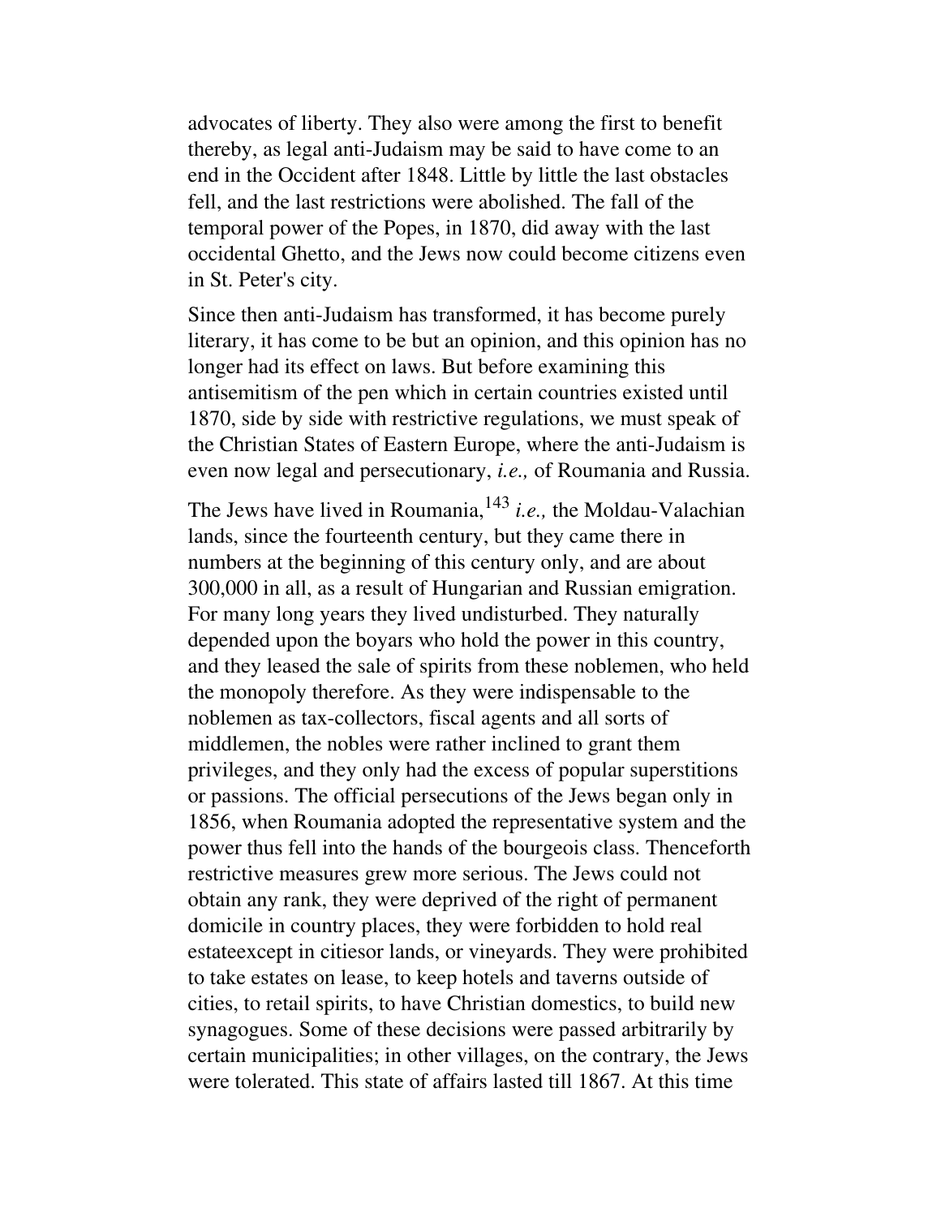advocates of liberty. They also were among the first to benefit thereby, as legal anti-Judaism may be said to have come to an end in the Occident after 1848. Little by little the last obstacles fell, and the last restrictions were abolished. The fall of the temporal power of the Popes, in 1870, did away with the last occidental Ghetto, and the Jews now could become citizens even in St. Peter's city.

Since then anti-Judaism has transformed, it has become purely literary, it has come to be but an opinion, and this opinion has no longer had its effect on laws. But before examining this antisemitism of the pen which in certain countries existed until 1870, side by side with restrictive regulations, we must speak of the Christian States of Eastern Europe, where the anti-Judaism is even now legal and persecutionary, *i.e.,* of Roumania and Russia.

The Jews have lived in Roumania,[143] *i.e.,* the Moldau-Valachian lands, since the fourteenth century, but they came there in numbers at the beginning of this century only, and are about 300,000 in all, as a result of Hungarian and Russian emigration. For many long years they lived undisturbed. They naturally depended upon the boyars who hold the power in this country, and they leased the sale of spirits from these noblemen, who held the monopoly therefore. As they were indispensable to the noblemen as tax-collectors, fiscal agents and all sorts of middlemen, the nobles were rather inclined to grant them privileges, and they only had the excess of popular superstitions or passions. The official persecutions of the Jews began only in 1856, when Roumania adopted the representative system and the power thus fell into the hands of the bourgeois class. Thenceforth restrictive measures grew more serious. The Jews could not obtain any rank, they were deprived of the right of permanent domicile in country places, they were forbidden to hold real estateexcept in citiesor lands, or vineyards. They were prohibited to take estates on lease, to keep hotels and taverns outside of cities, to retail spirits, to have Christian domestics, to build new synagogues. Some of these decisions were passed arbitrarily by certain municipalities; in other villages, on the contrary, the Jews were tolerated. This state of affairs lasted till 1867. At this time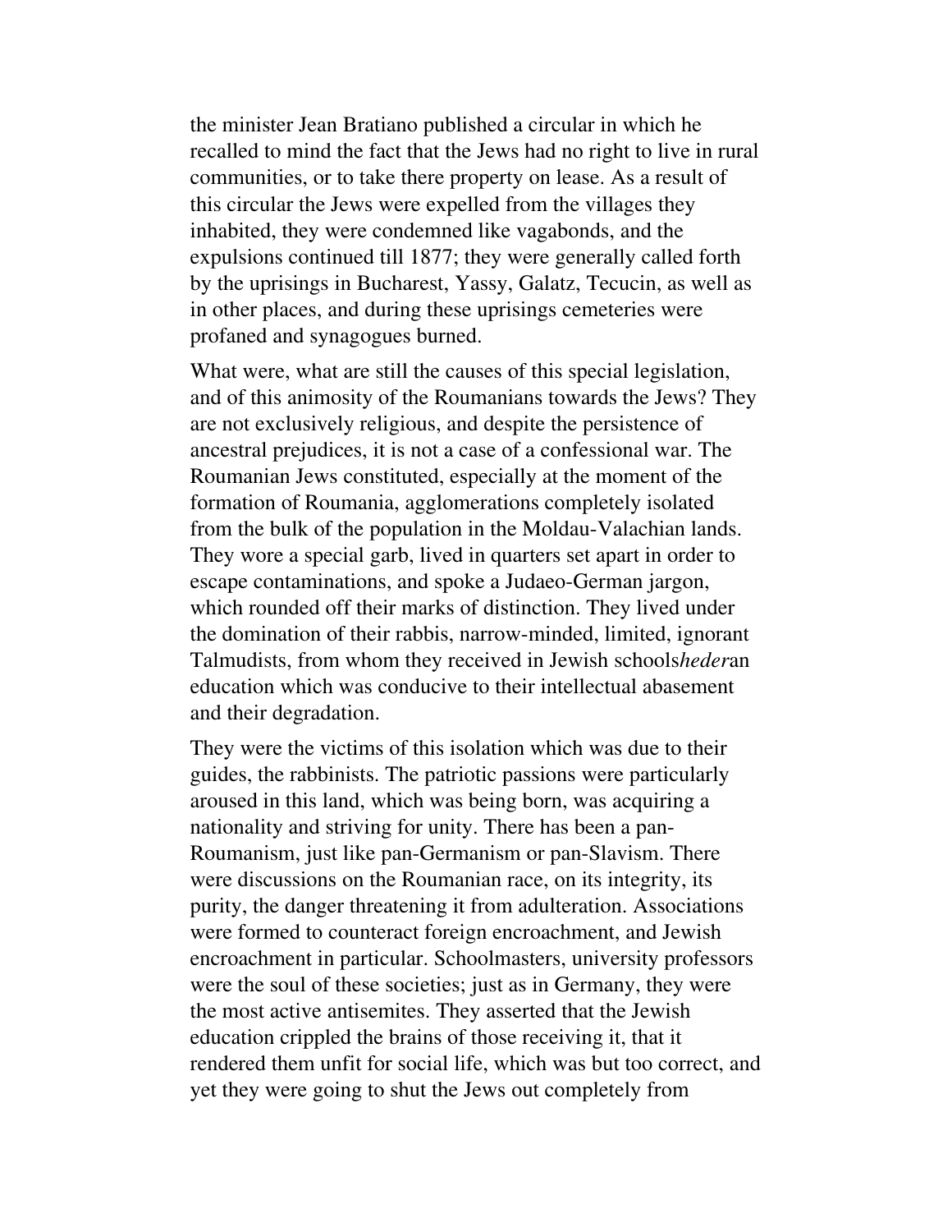the minister Jean Bratiano published a circular in which he recalled to mind the fact that the Jews had no right to live in rural communities, or to take there property on lease. As a result of this circular the Jews were expelled from the villages they inhabited, they were condemned like vagabonds, and the expulsions continued till 1877; they were generally called forth by the uprisings in Bucharest, Yassy, Galatz, Tecucin, as well as in other places, and during these uprisings cemeteries were profaned and synagogues burned.

What were, what are still the causes of this special legislation, and of this animosity of the Roumanians towards the Jews? They are not exclusively religious, and despite the persistence of ancestral prejudices, it is not a case of a confessional war. The Roumanian Jews constituted, especially at the moment of the formation of Roumania, agglomerations completely isolated from the bulk of the population in the Moldau-Valachian lands. They wore a special garb, lived in quarters set apart in order to escape contaminations, and spoke a Judaeo-German jargon, which rounded off their marks of distinction. They lived under the domination of their rabbis, narrow-minded, limited, ignorant Talmudists, from whom they received in Jewish schools*heder*an education which was conducive to their intellectual abasement and their degradation.

They were the victims of this isolation which was due to their guides, the rabbinists. The patriotic passions were particularly aroused in this land, which was being born, was acquiring a nationality and striving for unity. There has been a pan-Roumanism, just like pan-Germanism or pan-Slavism. There were discussions on the Roumanian race, on its integrity, its purity, the danger threatening it from adulteration. Associations were formed to counteract foreign encroachment, and Jewish encroachment in particular. Schoolmasters, university professors were the soul of these societies; just as in Germany, they were the most active antisemites. They asserted that the Jewish education crippled the brains of those receiving it, that it rendered them unfit for social life, which was but too correct, and yet they were going to shut the Jews out completely from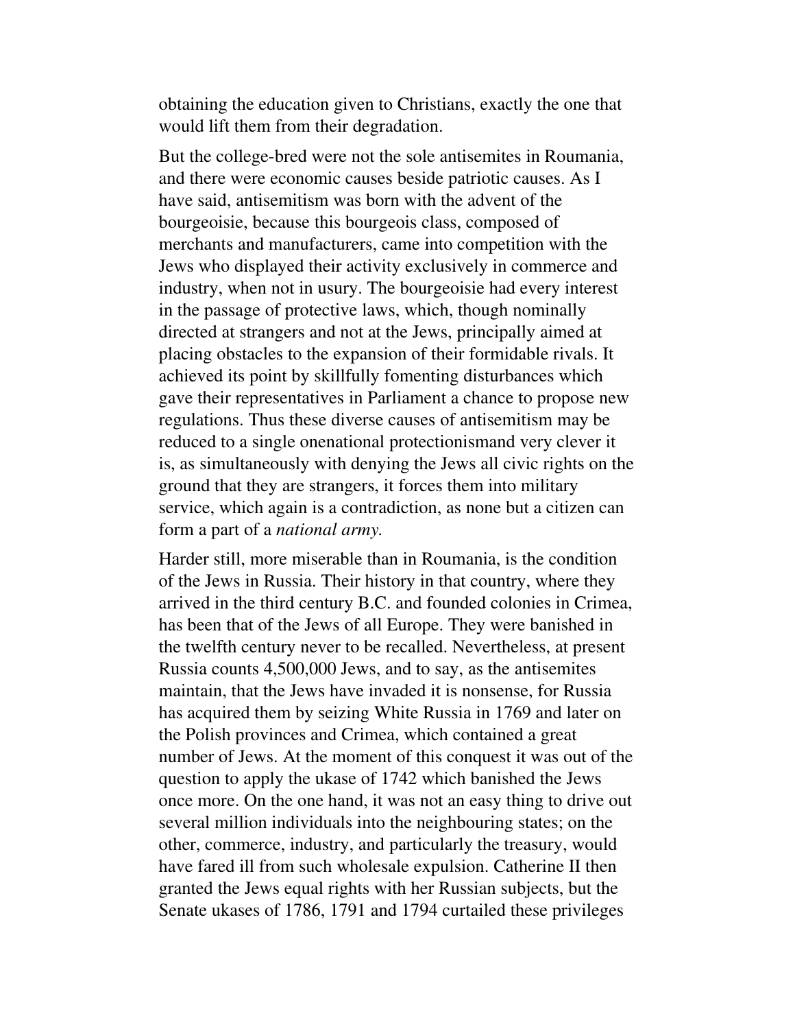obtaining the education given to Christians, exactly the one that would lift them from their degradation.

But the college-bred were not the sole antisemites in Roumania, and there were economic causes beside patriotic causes. As I have said, antisemitism was born with the advent of the bourgeoisie, because this bourgeois class, composed of merchants and manufacturers, came into competition with the Jews who displayed their activity exclusively in commerce and industry, when not in usury. The bourgeoisie had every interest in the passage of protective laws, which, though nominally directed at strangers and not at the Jews, principally aimed at placing obstacles to the expansion of their formidable rivals. It achieved its point by skillfully fomenting disturbances which gave their representatives in Parliament a chance to propose new regulations. Thus these diverse causes of antisemitism may be reduced to a single onenational protectionismand very clever it is, as simultaneously with denying the Jews all civic rights on the ground that they are strangers, it forces them into military service, which again is a contradiction, as none but a citizen can form a part of a *national army.*

Harder still, more miserable than in Roumania, is the condition of the Jews in Russia. Their history in that country, where they arrived in the third century B.C. and founded colonies in Crimea, has been that of the Jews of all Europe. They were banished in the twelfth century never to be recalled. Nevertheless, at present Russia counts 4,500,000 Jews, and to say, as the antisemites maintain, that the Jews have invaded it is nonsense, for Russia has acquired them by seizing White Russia in 1769 and later on the Polish provinces and Crimea, which contained a great number of Jews. At the moment of this conquest it was out of the question to apply the ukase of 1742 which banished the Jews once more. On the one hand, it was not an easy thing to drive out several million individuals into the neighbouring states; on the other, commerce, industry, and particularly the treasury, would have fared ill from such wholesale expulsion. Catherine II then granted the Jews equal rights with her Russian subjects, but the Senate ukases of 1786, 1791 and 1794 curtailed these privileges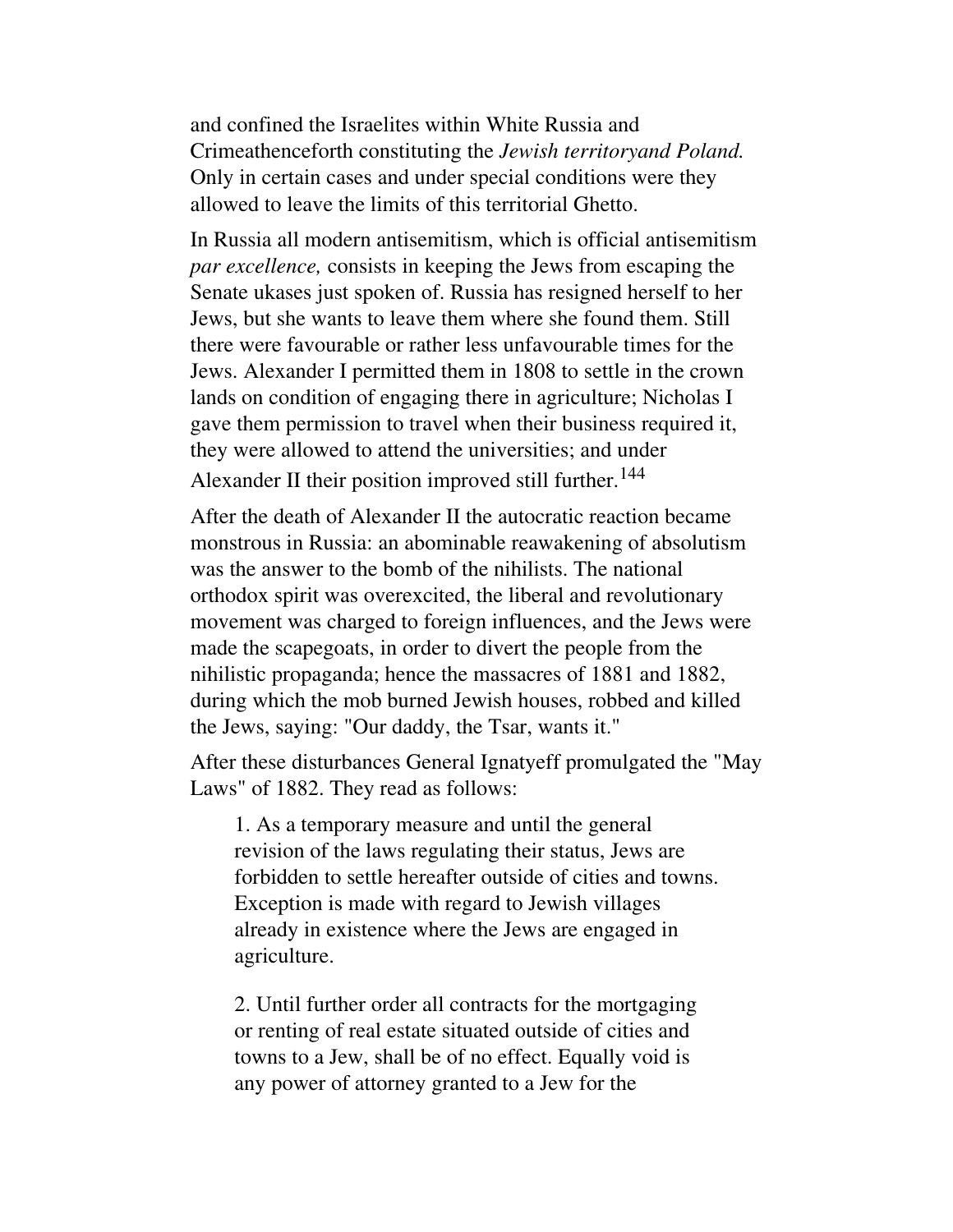and confined the Israelites within White Russia and Crimeathenceforth constituting the *Jewish territoryand Poland.* Only in certain cases and under special conditions were they allowed to leave the limits of this territorial Ghetto.

In Russia all modern antisemitism, which is official antisemitism *par excellence,* consists in keeping the Jews from escaping the Senate ukases just spoken of. Russia has resigned herself to her Jews, but she wants to leave them where she found them. Still there were favourable or rather less unfavourable times for the Jews. Alexander I permitted them in 1808 to settle in the crown lands on condition of engaging there in agriculture; Nicholas I gave them permission to travel when their business required it, they were allowed to attend the universities; and under Alexander II their position improved still further.[144]

After the death of Alexander II the autocratic reaction became monstrous in Russia: an abominable reawakening of absolutism was the answer to the bomb of the nihilists. The national orthodox spirit was overexcited, the liberal and revolutionary movement was charged to foreign influences, and the Jews were made the scapegoats, in order to divert the people from the nihilistic propaganda; hence the massacres of 1881 and 1882, during which the mob burned Jewish houses, robbed and killed the Jews, saying: "Our daddy, the Tsar, wants it."

After these disturbances General Ignatyeff promulgated the "May Laws" of 1882. They read as follows:

> 1. As a temporary measure and until the general revision of the laws regulating their status, Jews are forbidden to settle hereafter outside of cities and towns. Exception is made with regard to Jewish villages already in existence where the Jews are engaged in agriculture.
>
> 2. Until further order all contracts for the mortgaging or renting of real estate situated outside of cities and towns to a Jew, shall be of no effect. Equally void is any power of attorney granted to a Jew for the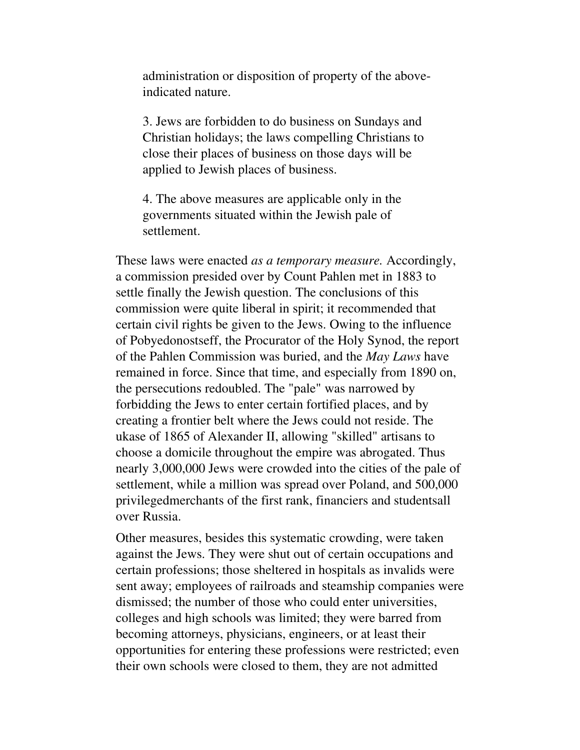administration or disposition of property of the above-indicated nature.

> 3. Jews are forbidden to do business on Sundays and Christian holidays; the laws compelling Christians to close their places of business on those days will be applied to Jewish places of business.
>
> 4. The above measures are applicable only in the governments situated within the Jewish pale of settlement.

These laws were enacted *as a temporary measure.* Accordingly, a commission presided over by Count Pahlen met in 1883 to settle finally the Jewish question. The conclusions of this commission were quite liberal in spirit; it recommended that certain civil rights be given to the Jews. Owing to the influence of Pobyedonostseff, the Procurator of the Holy Synod, the report of the Pahlen Commission was buried, and the *May Laws* have remained in force. Since that time, and especially from 1890 on, the persecutions redoubled. The "pale" was narrowed by forbidding the Jews to enter certain fortified places, and by creating a frontier belt where the Jews could not reside. The ukase of 1865 of Alexander II, allowing "skilled" artisans to choose a domicile throughout the empire was abrogated. Thus nearly 3,000,000 Jews were crowded into the cities of the pale of settlement, while a million was spread over Poland, and 500,000 privilegedmerchants of the first rank, financiers and studentsall over Russia.

Other measures, besides this systematic crowding, were taken against the Jews. They were shut out of certain occupations and certain professions; those sheltered in hospitals as invalids were sent away; employees of railroads and steamship companies were dismissed; the number of those who could enter universities, colleges and high schools was limited; they were barred from becoming attorneys, physicians, engineers, or at least their opportunities for entering these professions were restricted; even their own schools were closed to them, they are not admitted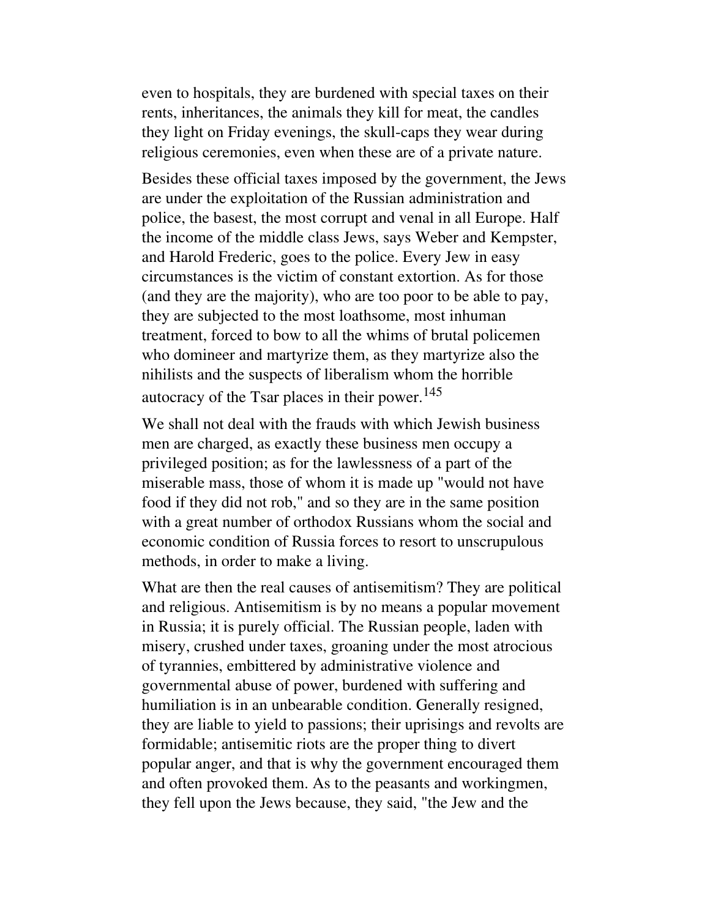even to hospitals, they are burdened with special taxes on their rents, inheritances, the animals they kill for meat, the candles they light on Friday evenings, the skull-caps they wear during religious ceremonies, even when these are of a private nature.

Besides these official taxes imposed by the government, the Jews are under the exploitation of the Russian administration and police, the basest, the most corrupt and venal in all Europe. Half the income of the middle class Jews, says Weber and Kempster, and Harold Frederic, goes to the police. Every Jew in easy circumstances is the victim of constant extortion. As for those (and they are the majority), who are too poor to be able to pay, they are subjected to the most loathsome, most inhuman treatment, forced to bow to all the whims of brutal policemen who domineer and martyrize them, as they martyrize also the nihilists and the suspects of liberalism whom the horrible autocracy of the Tsar places in their power.[145]

We shall not deal with the frauds with which Jewish business men are charged, as exactly these business men occupy a privileged position; as for the lawlessness of a part of the miserable mass, those of whom it is made up "would not have food if they did not rob," and so they are in the same position with a great number of orthodox Russians whom the social and economic condition of Russia forces to resort to unscrupulous methods, in order to make a living.

What are then the real causes of antisemitism? They are political and religious. Antisemitism is by no means a popular movement in Russia; it is purely official. The Russian people, laden with misery, crushed under taxes, groaning under the most atrocious of tyrannies, embittered by administrative violence and governmental abuse of power, burdened with suffering and humiliation is in an unbearable condition. Generally resigned, they are liable to yield to passions; their uprisings and revolts are formidable; antisemitic riots are the proper thing to divert popular anger, and that is why the government encouraged them and often provoked them. As to the peasants and workingmen, they fell upon the Jews because, they said, "the Jew and the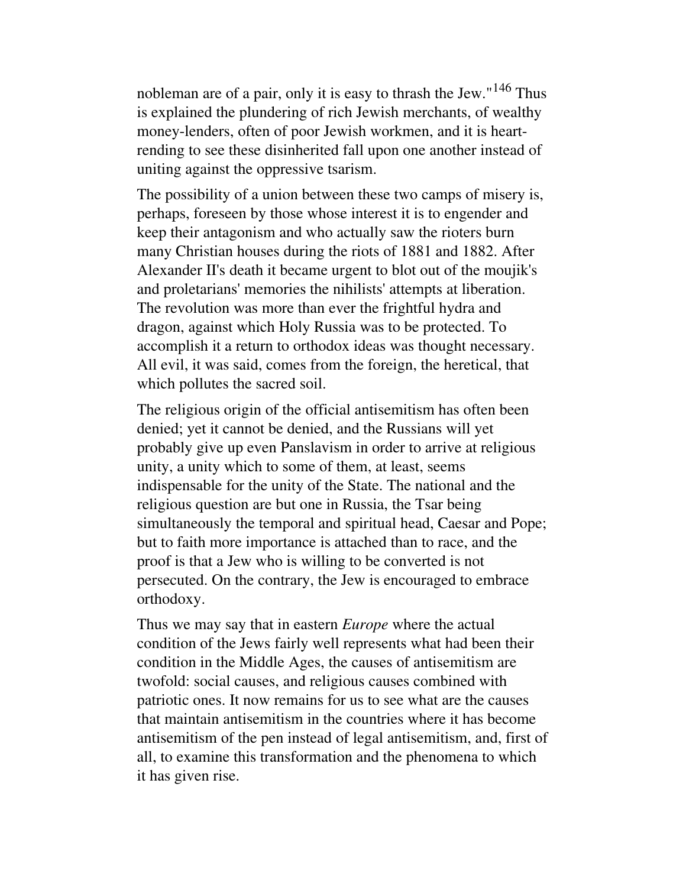nobleman are of a pair, only it is easy to thrash the Jew."[146] Thus is explained the plundering of rich Jewish merchants, of wealthy money-lenders, often of poor Jewish workmen, and it is heart-rending to see these disinherited fall upon one another instead of uniting against the oppressive tsarism.

The possibility of a union between these two camps of misery is, perhaps, foreseen by those whose interest it is to engender and keep their antagonism and who actually saw the rioters burn many Christian houses during the riots of 1881 and 1882. After Alexander II's death it became urgent to blot out of the moujik's and proletarians' memories the nihilists' attempts at liberation. The revolution was more than ever the frightful hydra and dragon, against which Holy Russia was to be protected. To accomplish it a return to orthodox ideas was thought necessary. All evil, it was said, comes from the foreign, the heretical, that which pollutes the sacred soil.

The religious origin of the official antisemitism has often been denied; yet it cannot be denied, and the Russians will yet probably give up even Panslavism in order to arrive at religious unity, a unity which to some of them, at least, seems indispensable for the unity of the State. The national and the religious question are but one in Russia, the Tsar being simultaneously the temporal and spiritual head, Caesar and Pope; but to faith more importance is attached than to race, and the proof is that a Jew who is willing to be converted is not persecuted. On the contrary, the Jew is encouraged to embrace orthodoxy.

Thus we may say that in eastern *Europe* where the actual condition of the Jews fairly well represents what had been their condition in the Middle Ages, the causes of antisemitism are twofold: social causes, and religious causes combined with patriotic ones. It now remains for us to see what are the causes that maintain antisemitism in the countries where it has become antisemitism of the pen instead of legal antisemitism, and, first of all, to examine this transformation and the phenomena to which it has given rise.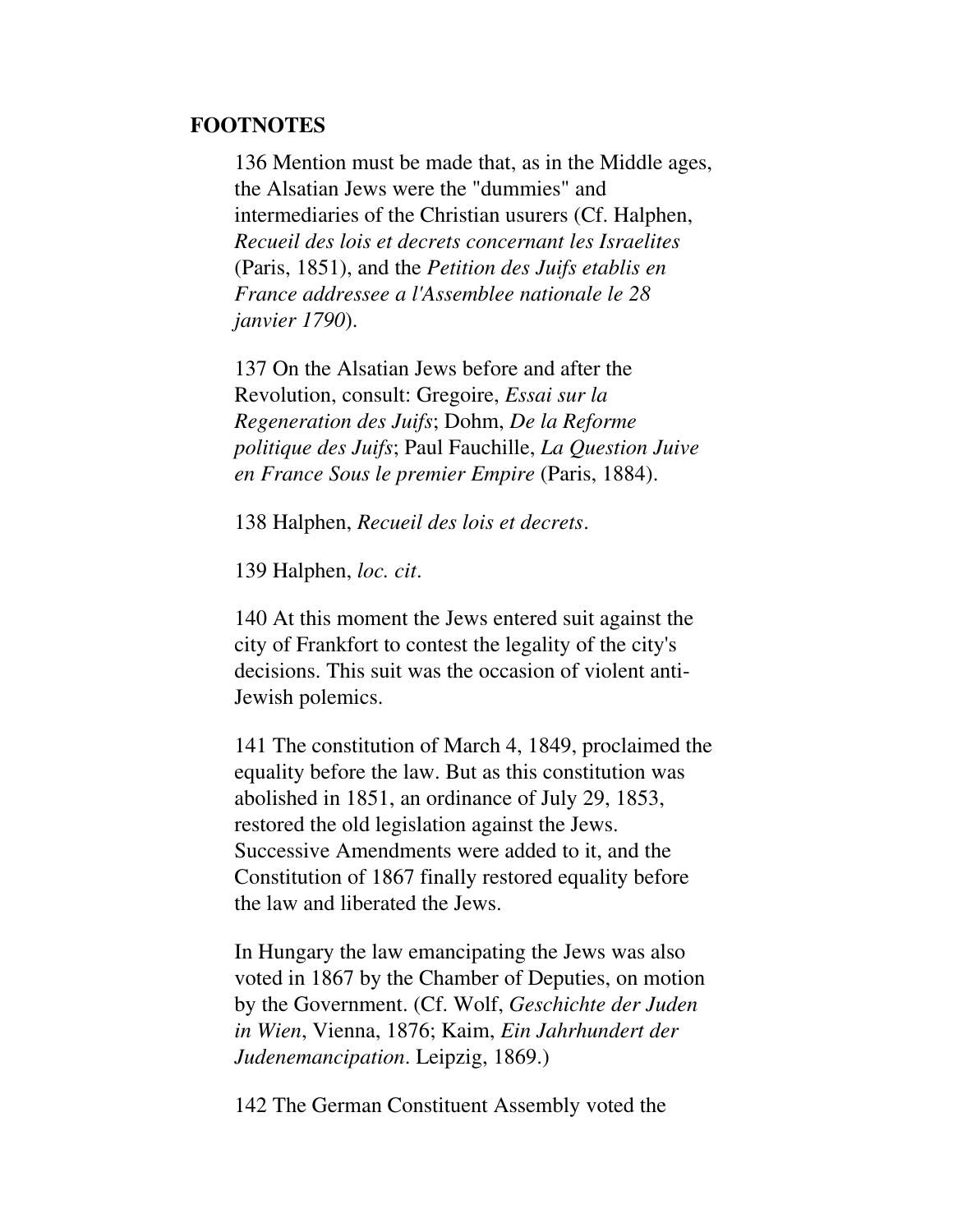**FOOTNOTES**

136 Mention must be made that, as in the Middle ages, the Alsatian Jews were the "dummies" and intermediaries of the Christian usurers (Cf. Halphen, *Recueil des lois et decrets concernant les Israelites* (Paris, 1851), and the *Petition des Juifs etablis en France addressee a l'Assemblee nationale le 28 janvier 1790*).

137 On the Alsatian Jews before and after the Revolution, consult: Gregoire, *Essai sur la Regeneration des Juifs*; Dohm, *De la Reforme politique des Juifs*; Paul Fauchille, *La Question Juive en France Sous le premier Empire* (Paris, 1884).

138 Halphen, *Recueil des lois et decrets*.

139 Halphen, *loc. cit*.

140 At this moment the Jews entered suit against the city of Frankfort to contest the legality of the city's decisions. This suit was the occasion of violent anti-Jewish polemics.

141 The constitution of March 4, 1849, proclaimed the equality before the law. But as this constitution was abolished in 1851, an ordinance of July 29, 1853, restored the old legislation against the Jews. Successive Amendments were added to it, and the Constitution of 1867 finally restored equality before the law and liberated the Jews.

In Hungary the law emancipating the Jews was also voted in 1867 by the Chamber of Deputies, on motion by the Government. (Cf. Wolf, *Geschichte der Juden in Wien*, Vienna, 1876; Kaim, *Ein Jahrhundert der Judenemancipation*. Leipzig, 1869.)

142 The German Constituent Assembly voted the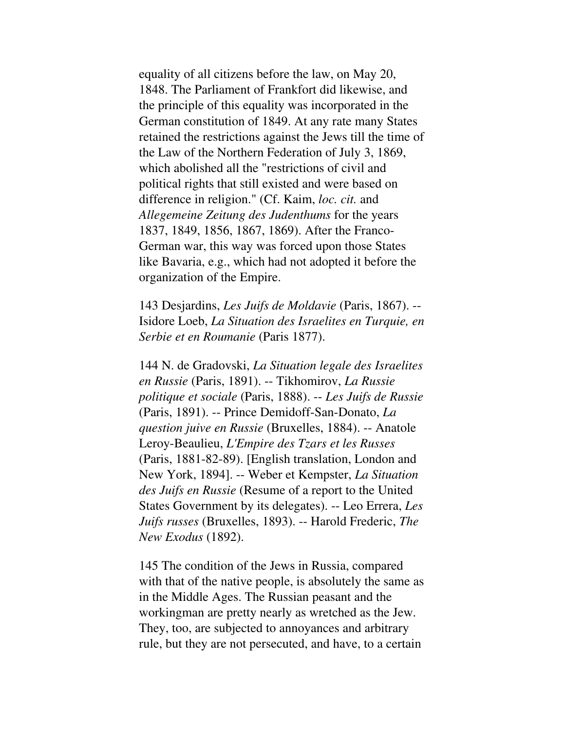equality of all citizens before the law, on May 20, 1848. The Parliament of Frankfort did likewise, and the principle of this equality was incorporated in the German constitution of 1849. At any rate many States retained the restrictions against the Jews till the time of the Law of the Northern Federation of July 3, 1869, which abolished all the "restrictions of civil and political rights that still existed and were based on difference in religion." (Cf. Kaim, *loc. cit.* and *Allegemeine Zeitung des Judenthums* for the years 1837, 1849, 1856, 1867, 1869). After the Franco-German war, this way was forced upon those States like Bavaria, e.g., which had not adopted it before the organization of the Empire.

143 Desjardins, *Les Juifs de Moldavie* (Paris, 1867). -- Isidore Loeb, *La Situation des Israelites en Turquie, en Serbie et en Roumanie* (Paris 1877).

144 N. de Gradovski, *La Situation legale des Israelites en Russie* (Paris, 1891). -- Tikhomirov, *La Russie politique et sociale* (Paris, 1888). -- *Les Juifs de Russie* (Paris, 1891). -- Prince Demidoff-San-Donato, *La question juive en Russie* (Bruxelles, 1884). -- Anatole Leroy-Beaulieu, *L'Empire des Tzars et les Russes* (Paris, 1881-82-89). [English translation, London and New York, 1894]. -- Weber et Kempster, *La Situation des Juifs en Russie* (Resume of a report to the United States Government by its delegates). -- Leo Errera, *Les Juifs russes* (Bruxelles, 1893). -- Harold Frederic, *The New Exodus* (1892).

145 The condition of the Jews in Russia, compared with that of the native people, is absolutely the same as in the Middle Ages. The Russian peasant and the workingman are pretty nearly as wretched as the Jew. They, too, are subjected to annoyances and arbitrary rule, but they are not persecuted, and have, to a certain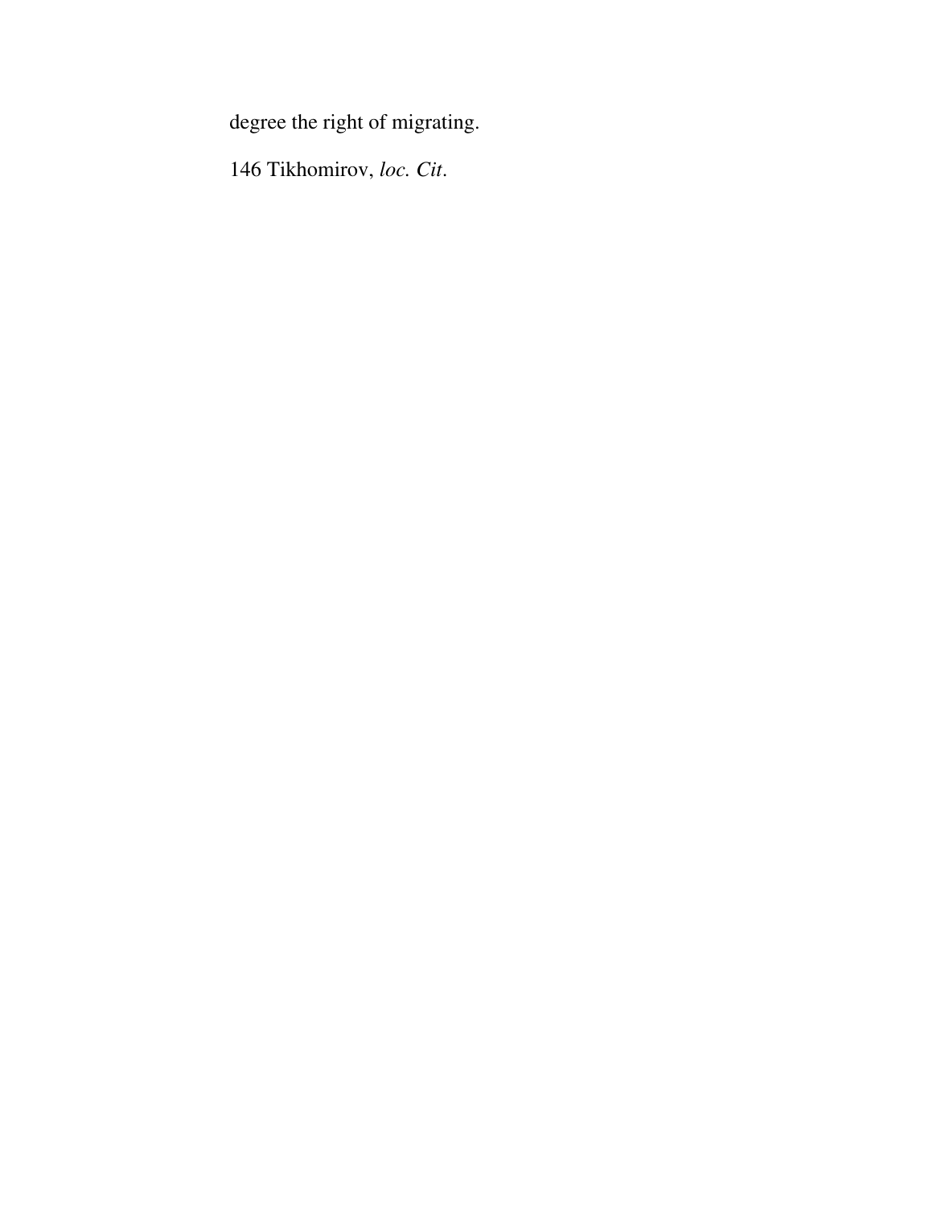degree the right of migrating.

146 Tikhomirov, *loc. Cit*.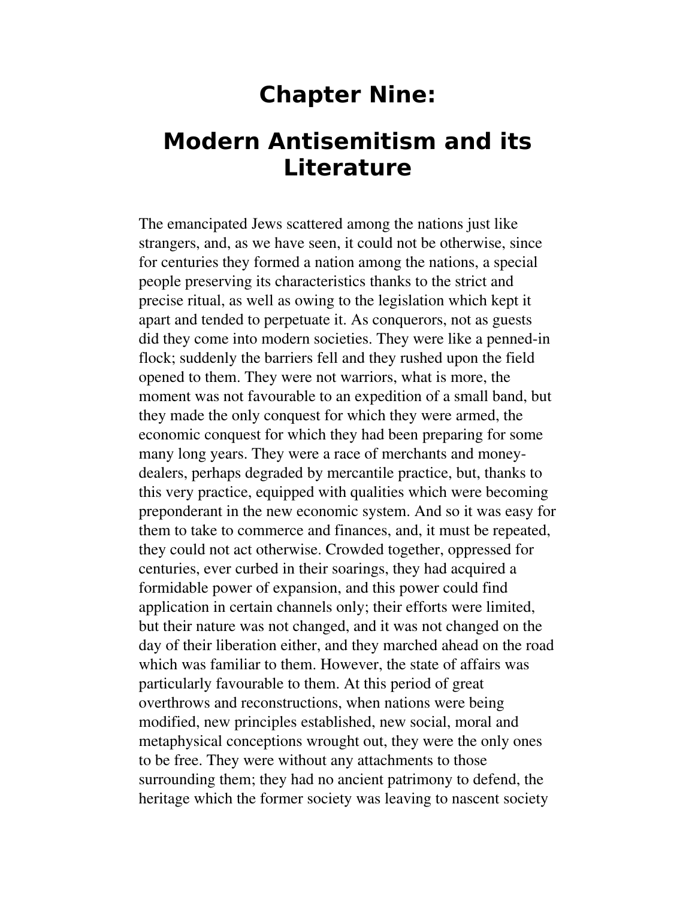# Chapter Nine:

# Modern Antisemitism and its Literature

The emancipated Jews scattered among the nations just like strangers, and, as we have seen, it could not be otherwise, since for centuries they formed a nation among the nations, a special people preserving its characteristics thanks to the strict and precise ritual, as well as owing to the legislation which kept it apart and tended to perpetuate it. As conquerors, not as guests did they come into modern societies. They were like a penned-in flock; suddenly the barriers fell and they rushed upon the field opened to them. They were not warriors, what is more, the moment was not favourable to an expedition of a small band, but they made the only conquest for which they were armed, the economic conquest for which they had been preparing for some many long years. They were a race of merchants and money-dealers, perhaps degraded by mercantile practice, but, thanks to this very practice, equipped with qualities which were becoming preponderant in the new economic system. And so it was easy for them to take to commerce and finances, and, it must be repeated, they could not act otherwise. Crowded together, oppressed for centuries, ever curbed in their soarings, they had acquired a formidable power of expansion, and this power could find application in certain channels only; their efforts were limited, but their nature was not changed, and it was not changed on the day of their liberation either, and they marched ahead on the road which was familiar to them. However, the state of affairs was particularly favourable to them. At this period of great overthrows and reconstructions, when nations were being modified, new principles established, new social, moral and metaphysical conceptions wrought out, they were the only ones to be free. They were without any attachments to those surrounding them; they had no ancient patrimony to defend, the heritage which the former society was leaving to nascent society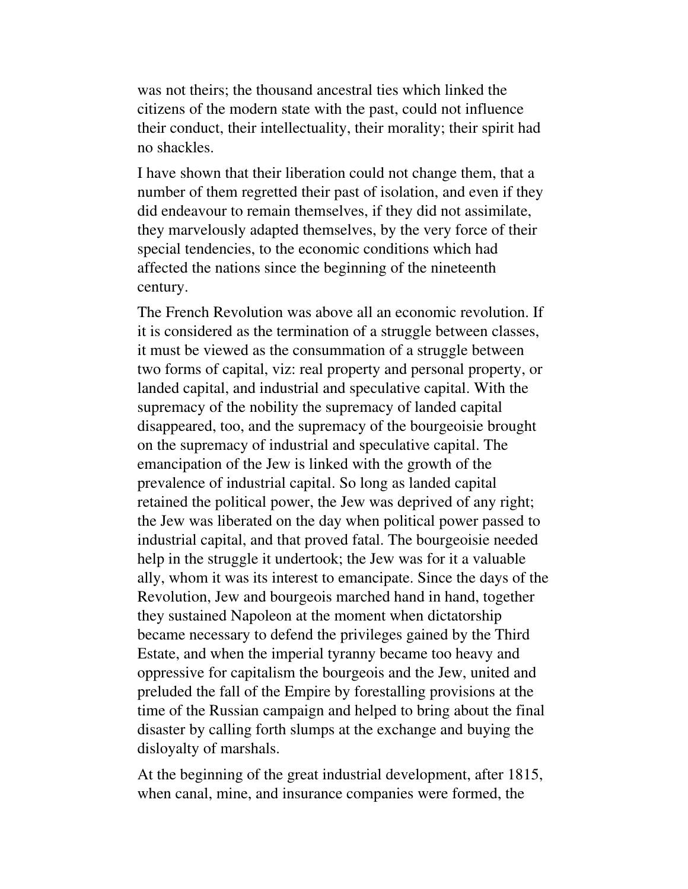was not theirs; the thousand ancestral ties which linked the citizens of the modern state with the past, could not influence their conduct, their intellectuality, their morality; their spirit had no shackles.

I have shown that their liberation could not change them, that a number of them regretted their past of isolation, and even if they did endeavour to remain themselves, if they did not assimilate, they marvelously adapted themselves, by the very force of their special tendencies, to the economic conditions which had affected the nations since the beginning of the nineteenth century.

The French Revolution was above all an economic revolution. If it is considered as the termination of a struggle between classes, it must be viewed as the consummation of a struggle between two forms of capital, viz: real property and personal property, or landed capital, and industrial and speculative capital. With the supremacy of the nobility the supremacy of landed capital disappeared, too, and the supremacy of the bourgeoisie brought on the supremacy of industrial and speculative capital. The emancipation of the Jew is linked with the growth of the prevalence of industrial capital. So long as landed capital retained the political power, the Jew was deprived of any right; the Jew was liberated on the day when political power passed to industrial capital, and that proved fatal. The bourgeoisie needed help in the struggle it undertook; the Jew was for it a valuable ally, whom it was its interest to emancipate. Since the days of the Revolution, Jew and bourgeois marched hand in hand, together they sustained Napoleon at the moment when dictatorship became necessary to defend the privileges gained by the Third Estate, and when the imperial tyranny became too heavy and oppressive for capitalism the bourgeois and the Jew, united and preluded the fall of the Empire by forestalling provisions at the time of the Russian campaign and helped to bring about the final disaster by calling forth slumps at the exchange and buying the disloyalty of marshals.

At the beginning of the great industrial development, after 1815, when canal, mine, and insurance companies were formed, the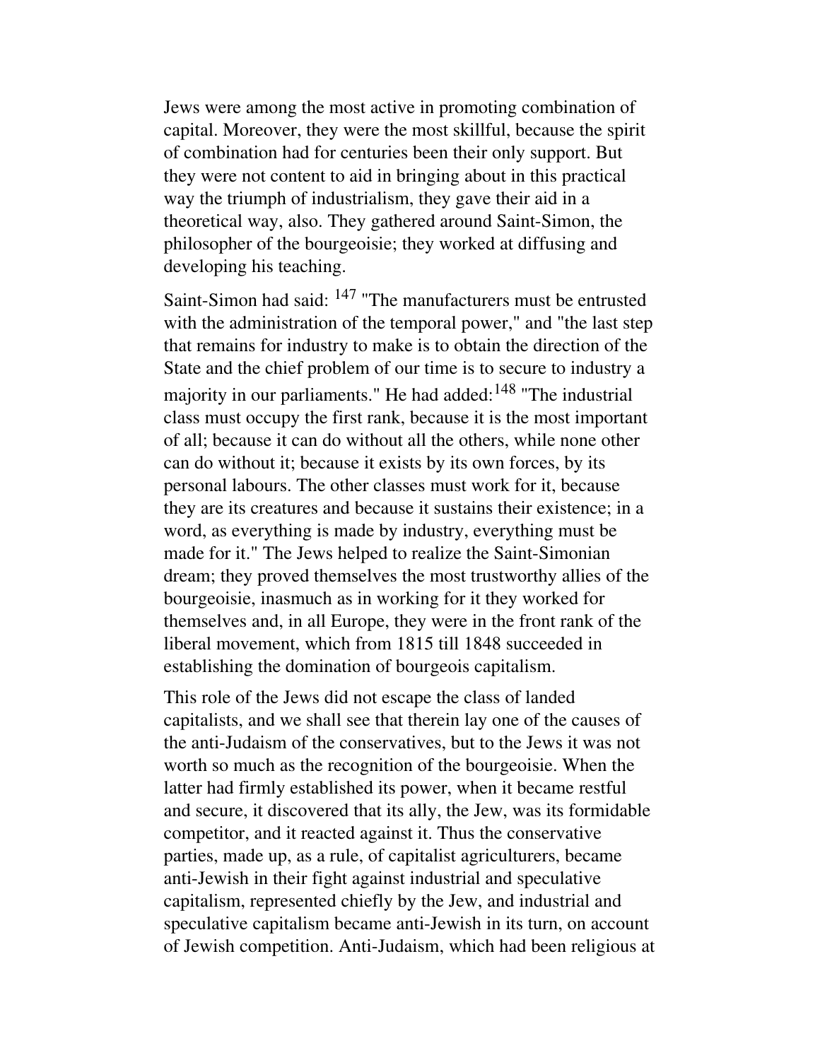Jews were among the most active in promoting combination of capital. Moreover, they were the most skillful, because the spirit of combination had for centuries been their only support. But they were not content to aid in bringing about in this practical way the triumph of industrialism, they gave their aid in a theoretical way, also. They gathered around Saint-Simon, the philosopher of the bourgeoisie; they worked at diffusing and developing his teaching.

Saint-Simon had said: [147] "The manufacturers must be entrusted with the administration of the temporal power," and "the last step that remains for industry to make is to obtain the direction of the State and the chief problem of our time is to secure to industry a majority in our parliaments." He had added:[148] "The industrial class must occupy the first rank, because it is the most important of all; because it can do without all the others, while none other can do without it; because it exists by its own forces, by its personal labours. The other classes must work for it, because they are its creatures and because it sustains their existence; in a word, as everything is made by industry, everything must be made for it." The Jews helped to realize the Saint-Simonian dream; they proved themselves the most trustworthy allies of the bourgeoisie, inasmuch as in working for it they worked for themselves and, in all Europe, they were in the front rank of the liberal movement, which from 1815 till 1848 succeeded in establishing the domination of bourgeois capitalism.

This role of the Jews did not escape the class of landed capitalists, and we shall see that therein lay one of the causes of the anti-Judaism of the conservatives, but to the Jews it was not worth so much as the recognition of the bourgeoisie. When the latter had firmly established its power, when it became restful and secure, it discovered that its ally, the Jew, was its formidable competitor, and it reacted against it. Thus the conservative parties, made up, as a rule, of capitalist agriculturers, became anti-Jewish in their fight against industrial and speculative capitalism, represented chiefly by the Jew, and industrial and speculative capitalism became anti-Jewish in its turn, on account of Jewish competition. Anti-Judaism, which had been religious at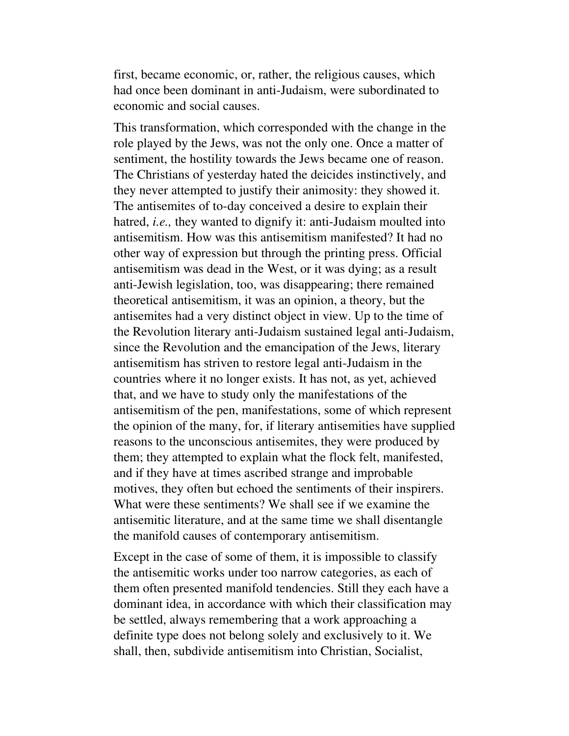first, became economic, or, rather, the religious causes, which had once been dominant in anti-Judaism, were subordinated to economic and social causes.

This transformation, which corresponded with the change in the role played by the Jews, was not the only one. Once a matter of sentiment, the hostility towards the Jews became one of reason. The Christians of yesterday hated the deicides instinctively, and they never attempted to justify their animosity: they showed it. The antisemites of to-day conceived a desire to explain their hatred, *i.e.,* they wanted to dignify it: anti-Judaism moulted into antisemitism. How was this antisemitism manifested? It had no other way of expression but through the printing press. Official antisemitism was dead in the West, or it was dying; as a result anti-Jewish legislation, too, was disappearing; there remained theoretical antisemitism, it was an opinion, a theory, but the antisemites had a very distinct object in view. Up to the time of the Revolution literary anti-Judaism sustained legal anti-Judaism, since the Revolution and the emancipation of the Jews, literary antisemitism has striven to restore legal anti-Judaism in the countries where it no longer exists. It has not, as yet, achieved that, and we have to study only the manifestations of the antisemitism of the pen, manifestations, some of which represent the opinion of the many, for, if literary antisemities have supplied reasons to the unconscious antisemites, they were produced by them; they attempted to explain what the flock felt, manifested, and if they have at times ascribed strange and improbable motives, they often but echoed the sentiments of their inspirers. What were these sentiments? We shall see if we examine the antisemitic literature, and at the same time we shall disentangle the manifold causes of contemporary antisemitism.

Except in the case of some of them, it is impossible to classify the antisemitic works under too narrow categories, as each of them often presented manifold tendencies. Still they each have a dominant idea, in accordance with which their classification may be settled, always remembering that a work approaching a definite type does not belong solely and exclusively to it. We shall, then, subdivide antisemitism into Christian, Socialist,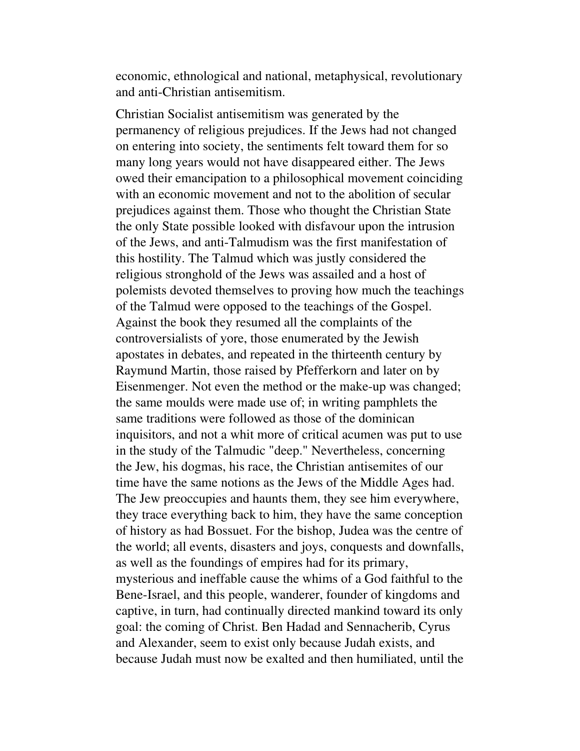economic, ethnological and national, metaphysical, revolutionary and anti-Christian antisemitism.

Christian Socialist antisemitism was generated by the permanency of religious prejudices. If the Jews had not changed on entering into society, the sentiments felt toward them for so many long years would not have disappeared either. The Jews owed their emancipation to a philosophical movement coinciding with an economic movement and not to the abolition of secular prejudices against them. Those who thought the Christian State the only State possible looked with disfavour upon the intrusion of the Jews, and anti-Talmudism was the first manifestation of this hostility. The Talmud which was justly considered the religious stronghold of the Jews was assailed and a host of polemists devoted themselves to proving how much the teachings of the Talmud were opposed to the teachings of the Gospel. Against the book they resumed all the complaints of the controversialists of yore, those enumerated by the Jewish apostates in debates, and repeated in the thirteenth century by Raymund Martin, those raised by Pfefferkorn and later on by Eisenmenger. Not even the method or the make-up was changed; the same moulds were made use of; in writing pamphlets the same traditions were followed as those of the dominican inquisitors, and not a whit more of critical acumen was put to use in the study of the Talmudic "deep." Nevertheless, concerning the Jew, his dogmas, his race, the Christian antisemites of our time have the same notions as the Jews of the Middle Ages had. The Jew preoccupies and haunts them, they see him everywhere, they trace everything back to him, they have the same conception of history as had Bossuet. For the bishop, Judea was the centre of the world; all events, disasters and joys, conquests and downfalls, as well as the foundings of empires had for its primary, mysterious and ineffable cause the whims of a God faithful to the Bene-Israel, and this people, wanderer, founder of kingdoms and captive, in turn, had continually directed mankind toward its only goal: the coming of Christ. Ben Hadad and Sennacherib, Cyrus and Alexander, seem to exist only because Judah exists, and because Judah must now be exalted and then humiliated, until the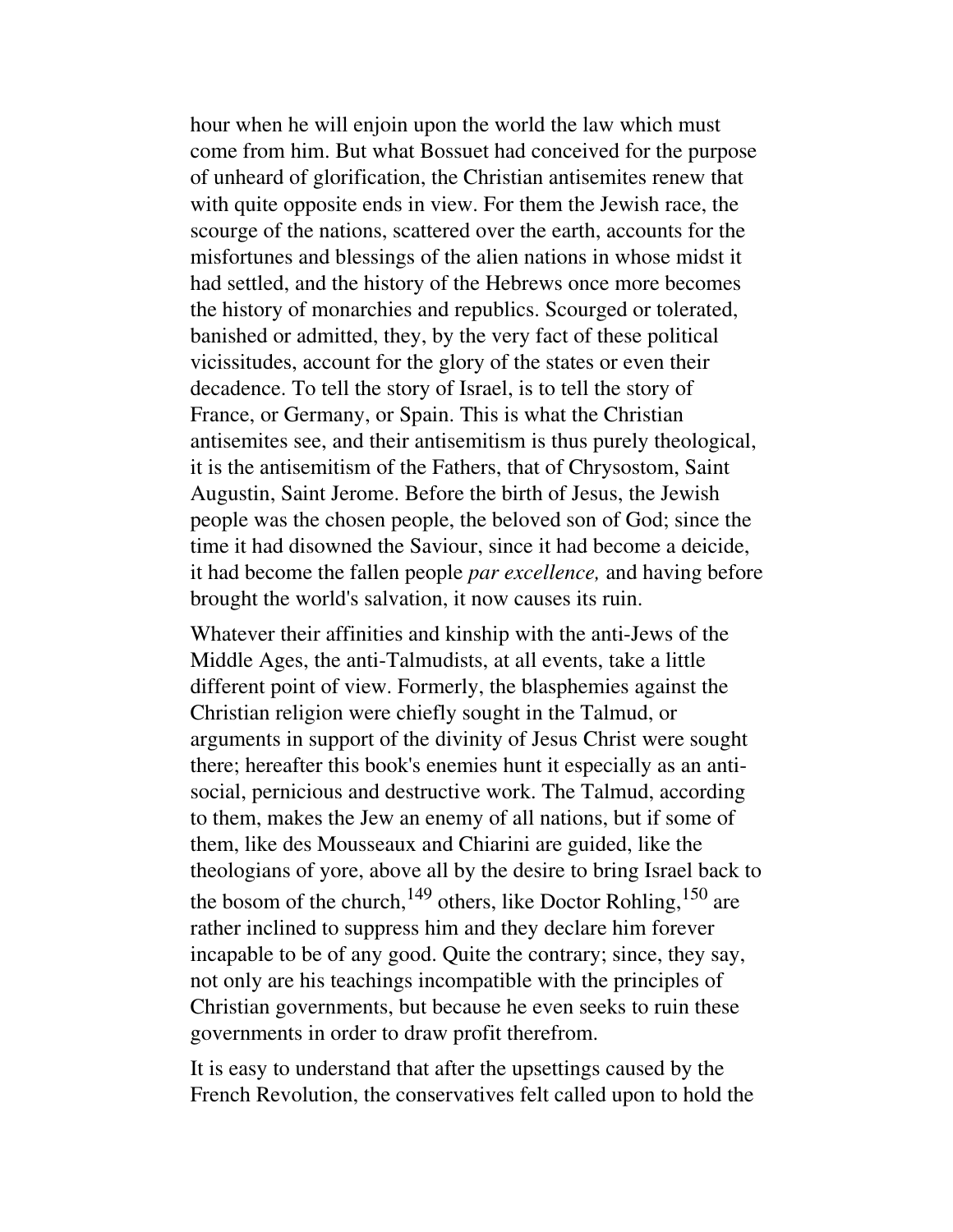hour when he will enjoin upon the world the law which must come from him. But what Bossuet had conceived for the purpose of unheard of glorification, the Christian antisemites renew that with quite opposite ends in view. For them the Jewish race, the scourge of the nations, scattered over the earth, accounts for the misfortunes and blessings of the alien nations in whose midst it had settled, and the history of the Hebrews once more becomes the history of monarchies and republics. Scourged or tolerated, banished or admitted, they, by the very fact of these political vicissitudes, account for the glory of the states or even their decadence. To tell the story of Israel, is to tell the story of France, or Germany, or Spain. This is what the Christian antisemites see, and their antisemitism is thus purely theological, it is the antisemitism of the Fathers, that of Chrysostom, Saint Augustin, Saint Jerome. Before the birth of Jesus, the Jewish people was the chosen people, the beloved son of God; since the time it had disowned the Saviour, since it had become a deicide, it had become the fallen people *par excellence,* and having before brought the world's salvation, it now causes its ruin.

Whatever their affinities and kinship with the anti-Jews of the Middle Ages, the anti-Talmudists, at all events, take a little different point of view. Formerly, the blasphemies against the Christian religion were chiefly sought in the Talmud, or arguments in support of the divinity of Jesus Christ were sought there; hereafter this book's enemies hunt it especially as an anti-social, pernicious and destructive work. The Talmud, according to them, makes the Jew an enemy of all nations, but if some of them, like des Mousseaux and Chiarini are guided, like the theologians of yore, above all by the desire to bring Israel back to the bosom of the church,[149] others, like Doctor Rohling,[150] are rather inclined to suppress him and they declare him forever incapable to be of any good. Quite the contrary; since, they say, not only are his teachings incompatible with the principles of Christian governments, but because he even seeks to ruin these governments in order to draw profit therefrom.

It is easy to understand that after the upsettings caused by the French Revolution, the conservatives felt called upon to hold the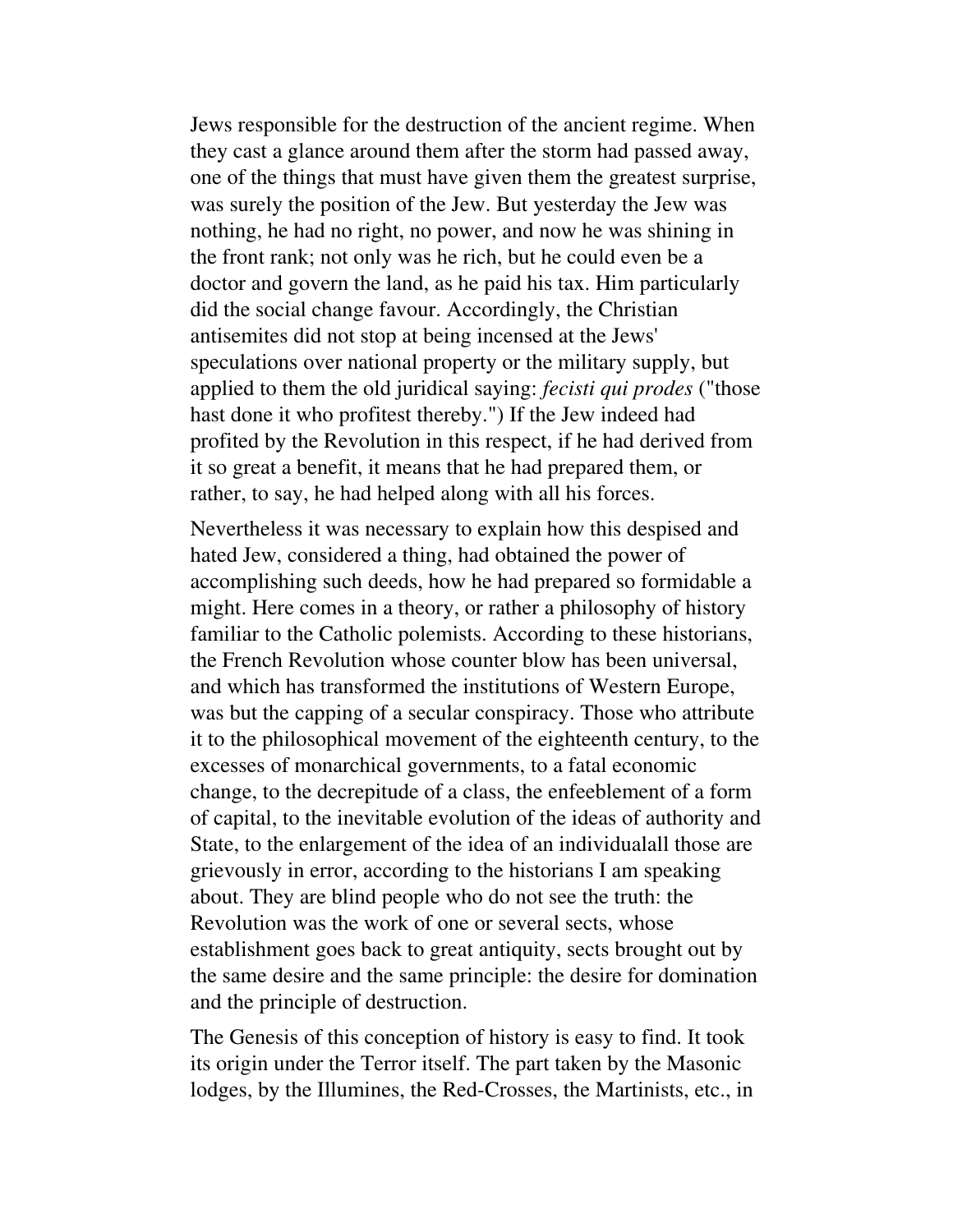Jews responsible for the destruction of the ancient regime. When they cast a glance around them after the storm had passed away, one of the things that must have given them the greatest surprise, was surely the position of the Jew. But yesterday the Jew was nothing, he had no right, no power, and now he was shining in the front rank; not only was he rich, but he could even be a doctor and govern the land, as he paid his tax. Him particularly did the social change favour. Accordingly, the Christian antisemites did not stop at being incensed at the Jews' speculations over national property or the military supply, but applied to them the old juridical saying: *fecisti qui prodes* ("those hast done it who profitest thereby.") If the Jew indeed had profited by the Revolution in this respect, if he had derived from it so great a benefit, it means that he had prepared them, or rather, to say, he had helped along with all his forces.

Nevertheless it was necessary to explain how this despised and hated Jew, considered a thing, had obtained the power of accomplishing such deeds, how he had prepared so formidable a might. Here comes in a theory, or rather a philosophy of history familiar to the Catholic polemists. According to these historians, the French Revolution whose counter blow has been universal, and which has transformed the institutions of Western Europe, was but the capping of a secular conspiracy. Those who attribute it to the philosophical movement of the eighteenth century, to the excesses of monarchical governments, to a fatal economic change, to the decrepitude of a class, the enfeeblement of a form of capital, to the inevitable evolution of the ideas of authority and State, to the enlargement of the idea of an individualall those are grievously in error, according to the historians I am speaking about. They are blind people who do not see the truth: the Revolution was the work of one or several sects, whose establishment goes back to great antiquity, sects brought out by the same desire and the same principle: the desire for domination and the principle of destruction.

The Genesis of this conception of history is easy to find. It took its origin under the Terror itself. The part taken by the Masonic lodges, by the Illumines, the Red-Crosses, the Martinists, etc., in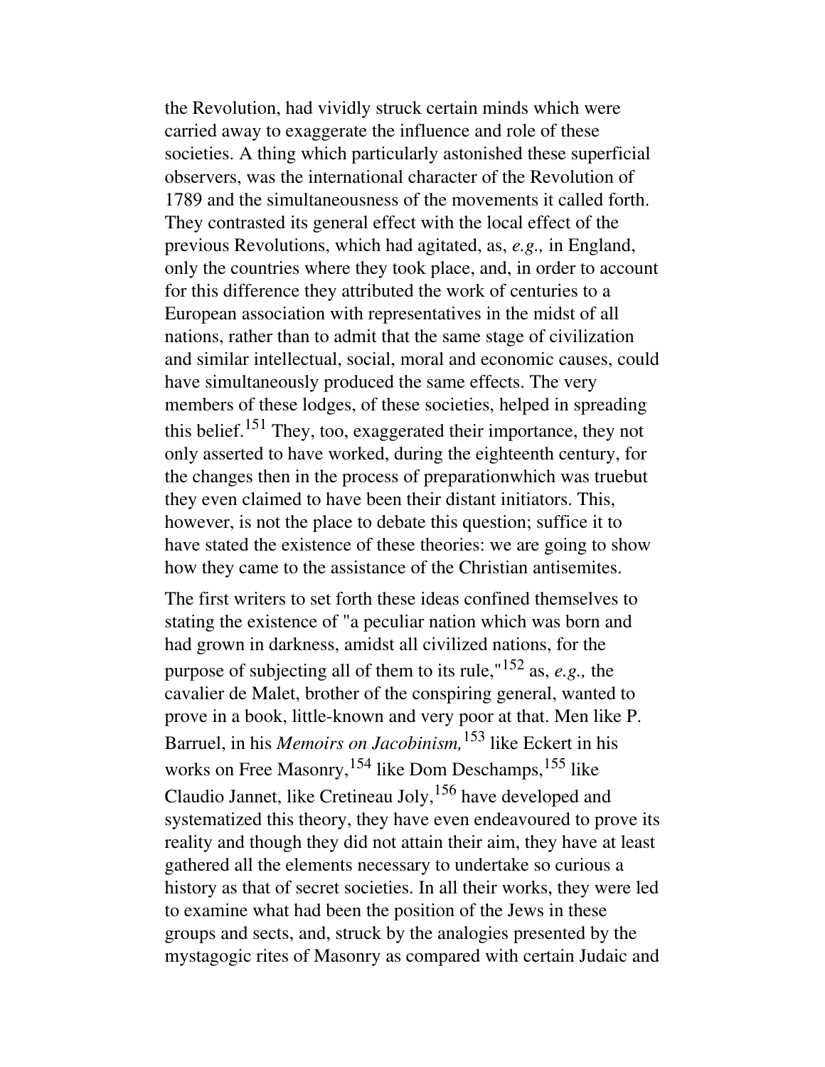the Revolution, had vividly struck certain minds which were carried away to exaggerate the influence and role of these societies. A thing which particularly astonished these superficial observers, was the international character of the Revolution of 1789 and the simultaneousness of the movements it called forth. They contrasted its general effect with the local effect of the previous Revolutions, which had agitated, as, *e.g.,* in England, only the countries where they took place, and, in order to account for this difference they attributed the work of centuries to a European association with representatives in the midst of all nations, rather than to admit that the same stage of civilization and similar intellectual, social, moral and economic causes, could have simultaneously produced the same effects. The very members of these lodges, of these societies, helped in spreading this belief.[151] They, too, exaggerated their importance, they not only asserted to have worked, during the eighteenth century, for the changes then in the process of preparationwhich was truebut they even claimed to have been their distant initiators. This, however, is not the place to debate this question; suffice it to have stated the existence of these theories: we are going to show how they came to the assistance of the Christian antisemites.

The first writers to set forth these ideas confined themselves to stating the existence of "a peculiar nation which was born and had grown in darkness, amidst all civilized nations, for the purpose of subjecting all of them to its rule,"[152] as, *e.g.,* the cavalier de Malet, brother of the conspiring general, wanted to prove in a book, little-known and very poor at that. Men like P. Barruel, in his *Memoirs on Jacobinism,*[153] like Eckert in his works on Free Masonry,[154] like Dom Deschamps,[155] like Claudio Jannet, like Cretineau Joly,[156] have developed and systematized this theory, they have even endeavoured to prove its reality and though they did not attain their aim, they have at least gathered all the elements necessary to undertake so curious a history as that of secret societies. In all their works, they were led to examine what had been the position of the Jews in these groups and sects, and, struck by the analogies presented by the mystagogic rites of Masonry as compared with certain Judaic and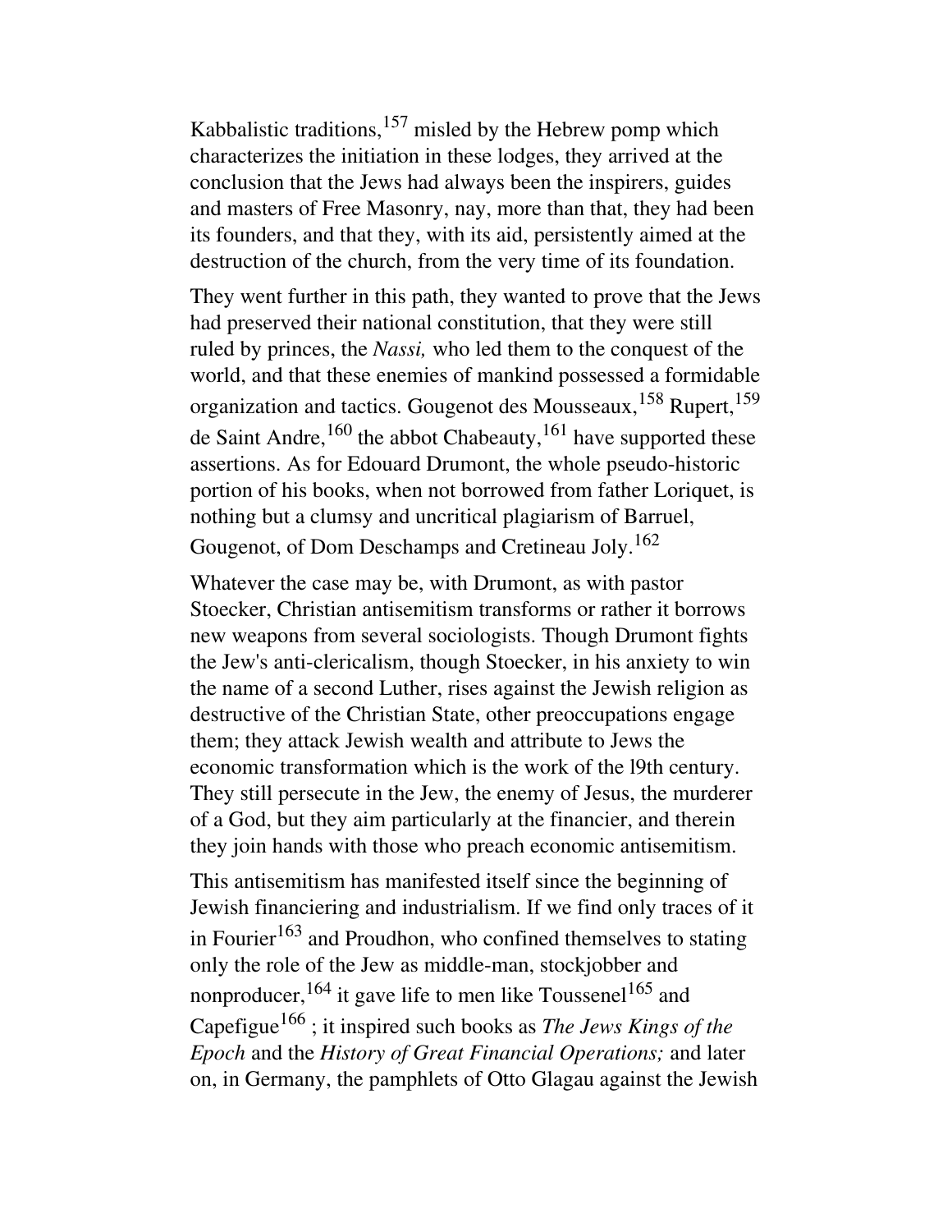Kabbalistic traditions,[157] misled by the Hebrew pomp which characterizes the initiation in these lodges, they arrived at the conclusion that the Jews had always been the inspirers, guides and masters of Free Masonry, nay, more than that, they had been its founders, and that they, with its aid, persistently aimed at the destruction of the church, from the very time of its foundation.

They went further in this path, they wanted to prove that the Jews had preserved their national constitution, that they were still ruled by princes, the *Nassi,* who led them to the conquest of the world, and that these enemies of mankind possessed a formidable organization and tactics. Gougenot des Mousseaux,[158] Rupert,[159] de Saint Andre,[160] the abbot Chabeauty,[161] have supported these assertions. As for Edouard Drumont, the whole pseudo-historic portion of his books, when not borrowed from father Loriquet, is nothing but a clumsy and uncritical plagiarism of Barruel, Gougenot, of Dom Deschamps and Cretineau Joly.[162]

Whatever the case may be, with Drumont, as with pastor Stoecker, Christian antisemitism transforms or rather it borrows new weapons from several sociologists. Though Drumont fights the Jew's anti-clericalism, though Stoecker, in his anxiety to win the name of a second Luther, rises against the Jewish religion as destructive of the Christian State, other preoccupations engage them; they attack Jewish wealth and attribute to Jews the economic transformation which is the work of the l9th century. They still persecute in the Jew, the enemy of Jesus, the murderer of a God, but they aim particularly at the financier, and therein they join hands with those who preach economic antisemitism.

This antisemitism has manifested itself since the beginning of Jewish financiering and industrialism. If we find only traces of it in Fourier[163] and Proudhon, who confined themselves to stating only the role of the Jew as middle-man, stockjobber and nonproducer,[164] it gave life to men like Toussenel[165] and Capefigue[166] ; it inspired such books as *The Jews Kings of the Epoch* and the *History of Great Financial Operations;* and later on, in Germany, the pamphlets of Otto Glagau against the Jewish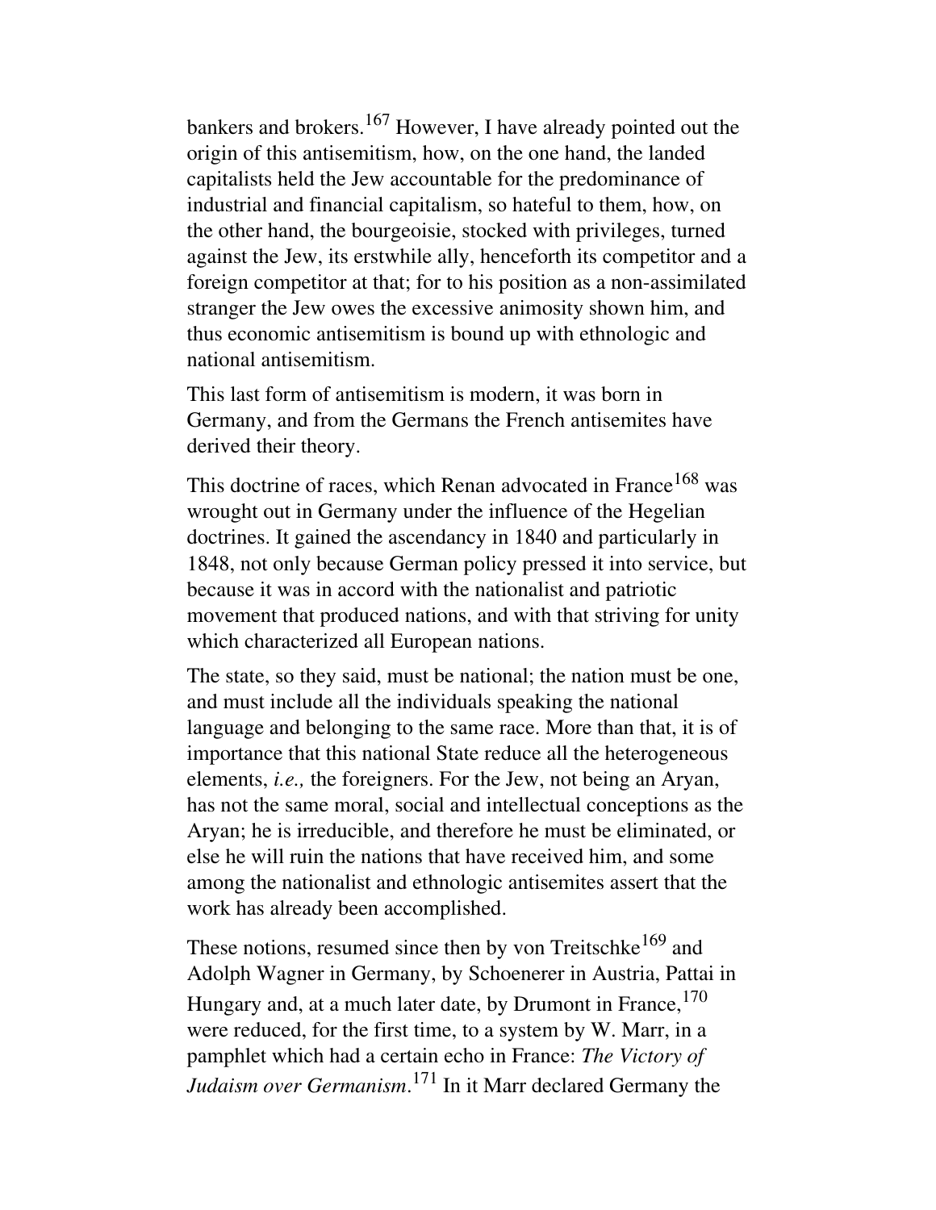bankers and brokers.[167] However, I have already pointed out the origin of this antisemitism, how, on the one hand, the landed capitalists held the Jew accountable for the predominance of industrial and financial capitalism, so hateful to them, how, on the other hand, the bourgeoisie, stocked with privileges, turned against the Jew, its erstwhile ally, henceforth its competitor and a foreign competitor at that; for to his position as a non-assimilated stranger the Jew owes the excessive animosity shown him, and thus economic antisemitism is bound up with ethnologic and national antisemitism.

This last form of antisemitism is modern, it was born in Germany, and from the Germans the French antisemites have derived their theory.

This doctrine of races, which Renan advocated in France[168] was wrought out in Germany under the influence of the Hegelian doctrines. It gained the ascendancy in 1840 and particularly in 1848, not only because German policy pressed it into service, but because it was in accord with the nationalist and patriotic movement that produced nations, and with that striving for unity which characterized all European nations.

The state, so they said, must be national; the nation must be one, and must include all the individuals speaking the national language and belonging to the same race. More than that, it is of importance that this national State reduce all the heterogeneous elements, *i.e.,* the foreigners. For the Jew, not being an Aryan, has not the same moral, social and intellectual conceptions as the Aryan; he is irreducible, and therefore he must be eliminated, or else he will ruin the nations that have received him, and some among the nationalist and ethnologic antisemites assert that the work has already been accomplished.

These notions, resumed since then by von Treitschke[169] and Adolph Wagner in Germany, by Schoenerer in Austria, Pattai in Hungary and, at a much later date, by Drumont in France,[170] were reduced, for the first time, to a system by W. Marr, in a pamphlet which had a certain echo in France: *The Victory of Judaism over Germanism*.[171] In it Marr declared Germany the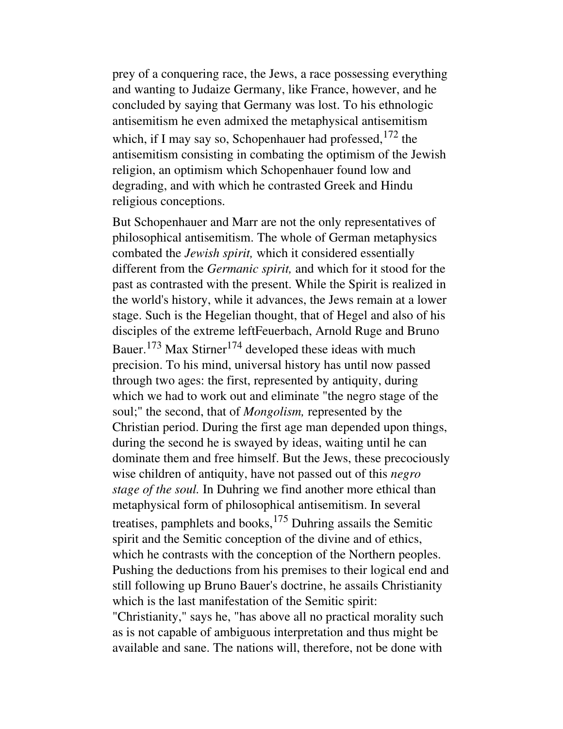prey of a conquering race, the Jews, a race possessing everything and wanting to Judaize Germany, like France, however, and he concluded by saying that Germany was lost. To his ethnologic antisemitism he even admixed the metaphysical antisemitism which, if I may say so, Schopenhauer had professed,[172] the antisemitism consisting in combating the optimism of the Jewish religion, an optimism which Schopenhauer found low and degrading, and with which he contrasted Greek and Hindu religious conceptions.

But Schopenhauer and Marr are not the only representatives of philosophical antisemitism. The whole of German metaphysics combated the *Jewish spirit,* which it considered essentially different from the *Germanic spirit,* and which for it stood for the past as contrasted with the present. While the Spirit is realized in the world's history, while it advances, the Jews remain at a lower stage. Such is the Hegelian thought, that of Hegel and also of his disciples of the extreme leftFeuerbach, Arnold Ruge and Bruno Bauer.[173] Max Stirner[174] developed these ideas with much precision. To his mind, universal history has until now passed through two ages: the first, represented by antiquity, during which we had to work out and eliminate "the negro stage of the soul;" the second, that of *Mongolism,* represented by the Christian period. During the first age man depended upon things, during the second he is swayed by ideas, waiting until he can dominate them and free himself. But the Jews, these precociously wise children of antiquity, have not passed out of this *negro stage of the soul.* In Duhring we find another more ethical than metaphysical form of philosophical antisemitism. In several treatises, pamphlets and books,[175] Duhring assails the Semitic spirit and the Semitic conception of the divine and of ethics, which he contrasts with the conception of the Northern peoples. Pushing the deductions from his premises to their logical end and still following up Bruno Bauer's doctrine, he assails Christianity which is the last manifestation of the Semitic spirit: "Christianity," says he, "has above all no practical morality such as is not capable of ambiguous interpretation and thus might be available and sane. The nations will, therefore, not be done with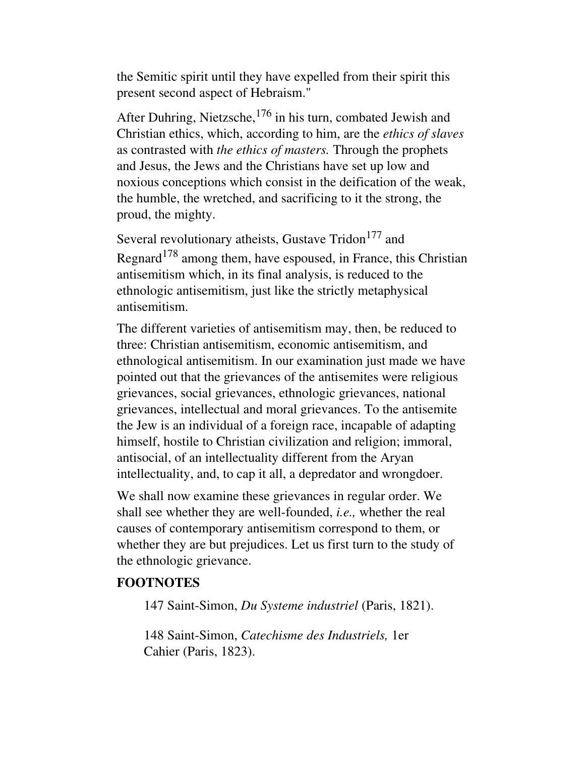the Semitic spirit until they have expelled from their spirit this present second aspect of Hebraism."

After Duhring, Nietzsche,[176] in his turn, combated Jewish and Christian ethics, which, according to him, are the *ethics of slaves* as contrasted with *the ethics of masters.* Through the prophets and Jesus, the Jews and the Christians have set up low and noxious conceptions which consist in the deification of the weak, the humble, the wretched, and sacrificing to it the strong, the proud, the mighty.

Several revolutionary atheists, Gustave Tridon[177] and Regnard[178] among them, have espoused, in France, this Christian antisemitism which, in its final analysis, is reduced to the ethnologic antisemitism, just like the strictly metaphysical antisemitism.

The different varieties of antisemitism may, then, be reduced to three: Christian antisemitism, economic antisemitism, and ethnological antisemitism. In our examination just made we have pointed out that the grievances of the antisemites were religious grievances, social grievances, ethnologic grievances, national grievances, intellectual and moral grievances. To the antisemite the Jew is an individual of a foreign race, incapable of adapting himself, hostile to Christian civilization and religion; immoral, antisocial, of an intellectuality different from the Aryan intellectuality, and, to cap it all, a depredator and wrongdoer.

We shall now examine these grievances in regular order. We shall see whether they are well-founded, *i.e.,* whether the real causes of contemporary antisemitism correspond to them, or whether they are but prejudices. Let us first turn to the study of the ethnologic grievance.

**FOOTNOTES**

147 Saint-Simon, *Du Systeme industriel* (Paris, 1821).

148 Saint-Simon, *Catechisme des Industriels,* 1er Cahier (Paris, 1823).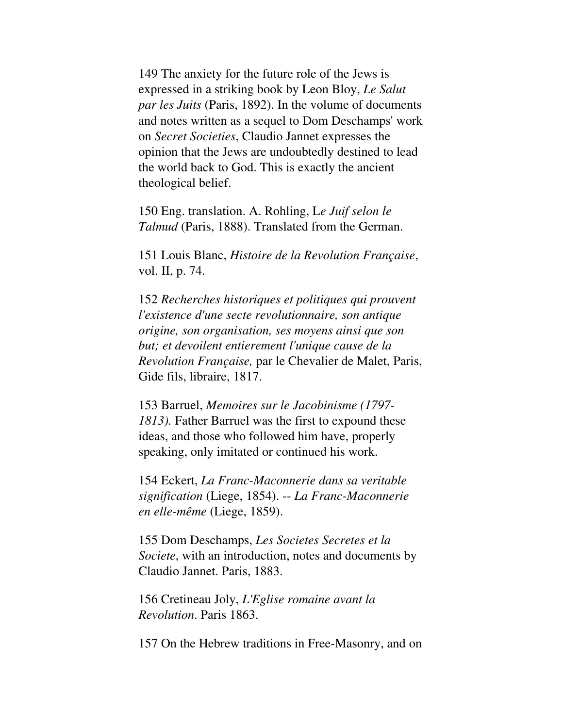149 The anxiety for the future role of the Jews is expressed in a striking book by Leon Bloy, *Le Salut par les Juits* (Paris, 1892). In the volume of documents and notes written as a sequel to Dom Deschamps' work on *Secret Societies*, Claudio Jannet expresses the opinion that the Jews are undoubtedly destined to lead the world back to God. This is exactly the ancient theological belief.

150 Eng. translation. A. Rohling, L*e Juif selon le Talmud* (Paris, 1888). Translated from the German.

151 Louis Blanc, *Histoire de la Revolution Française*, vol. II, p. 74.

152 *Recherches historiques et politiques qui prouvent l'existence d'une secte revolutionnaire, son antique origine, son organisation, ses moyens ainsi que son but; et devoilent entierement l'unique cause de la Revolution Française,* par le Chevalier de Malet, Paris, Gide fils, libraire, 1817.

153 Barruel, *Memoires sur le Jacobinisme (1797-1813).* Father Barruel was the first to expound these ideas, and those who followed him have, properly speaking, only imitated or continued his work.

154 Eckert, *La Franc-Maconnerie dans sa veritable signification* (Liege, 1854). -- *La Franc-Maconnerie en elle-même* (Liege, 1859).

155 Dom Deschamps, *Les Societes Secretes et la Societe*, with an introduction, notes and documents by Claudio Jannet. Paris, 1883.

156 Cretineau Joly, *L'Eglise romaine avant la Revolution*. Paris 1863.

157 On the Hebrew traditions in Free-Masonry, and on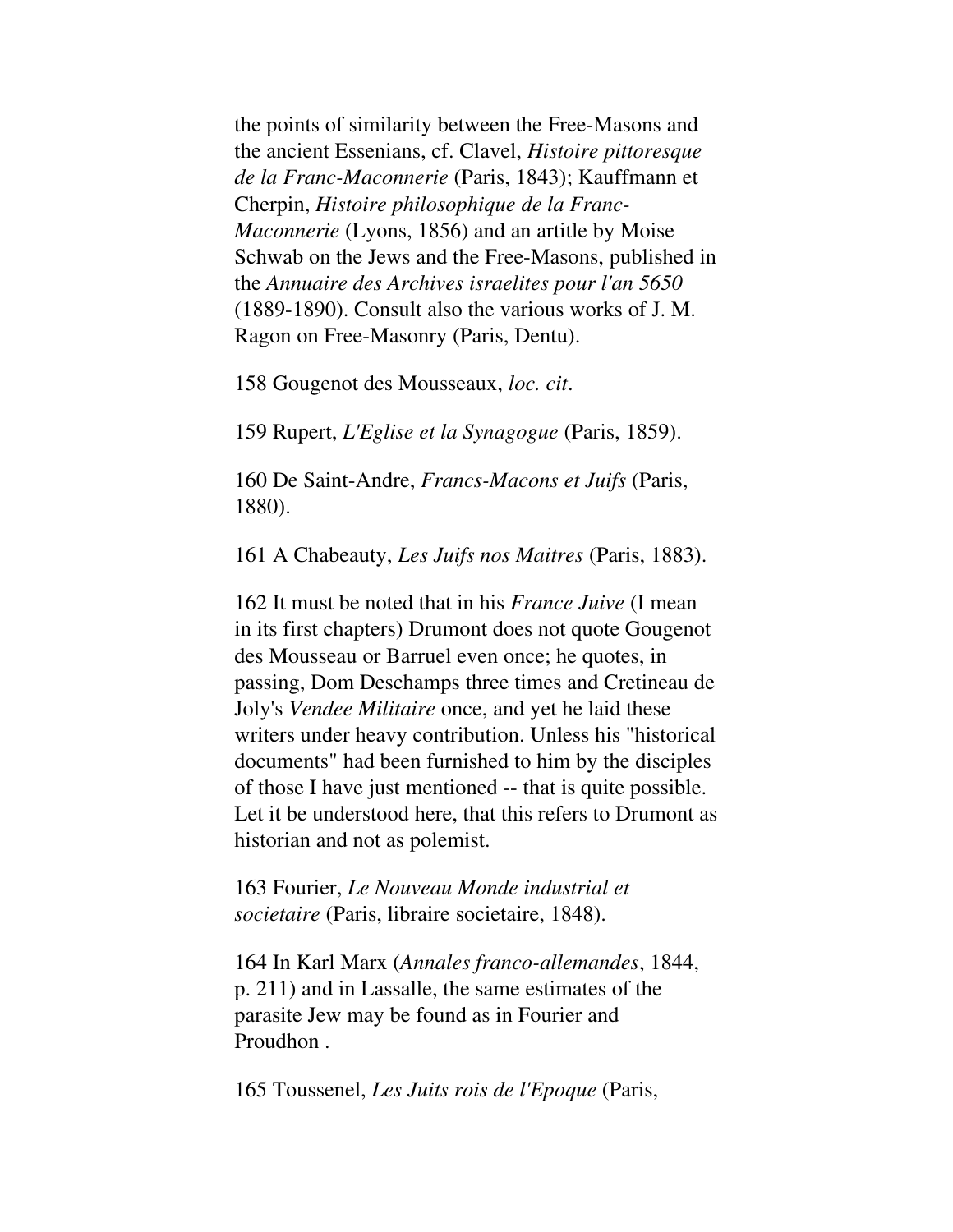the points of similarity between the Free-Masons and the ancient Essenians, cf. Clavel, *Histoire pittoresque de la Franc-Maconnerie* (Paris, 1843); Kauffmann et Cherpin, *Histoire philosophique de la Franc-Maconnerie* (Lyons, 1856) and an artitle by Moise Schwab on the Jews and the Free-Masons, published in the *Annuaire des Archives israelites pour l'an 5650* (1889-1890). Consult also the various works of J. M. Ragon on Free-Masonry (Paris, Dentu).

158 Gougenot des Mousseaux, *loc. cit*.

159 Rupert, *L'Eglise et la Synagogue* (Paris, 1859).

160 De Saint-Andre, *Francs-Macons et Juifs* (Paris, 1880).

161 A Chabeauty, *Les Juifs nos Maitres* (Paris, 1883).

162 It must be noted that in his *France Juive* (I mean in its first chapters) Drumont does not quote Gougenot des Mousseau or Barruel even once; he quotes, in passing, Dom Deschamps three times and Cretineau de Joly's *Vendee Militaire* once, and yet he laid these writers under heavy contribution. Unless his "historical documents" had been furnished to him by the disciples of those I have just mentioned -- that is quite possible. Let it be understood here, that this refers to Drumont as historian and not as polemist.

163 Fourier, *Le Nouveau Monde industrial et societaire* (Paris, libraire societaire, 1848).

164 In Karl Marx (*Annales franco-allemandes*, 1844, p. 211) and in Lassalle, the same estimates of the parasite Jew may be found as in Fourier and Proudhon .

165 Toussenel, *Les Juits rois de l'Epoque* (Paris,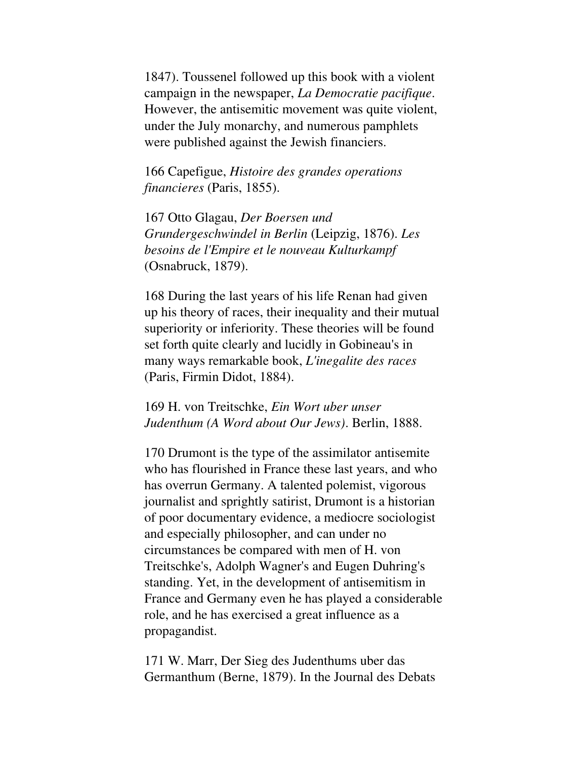1847). Toussenel followed up this book with a violent campaign in the newspaper, *La Democratie pacifique*. However, the antisemitic movement was quite violent, under the July monarchy, and numerous pamphlets were published against the Jewish financiers.

166 Capefigue, *Histoire des grandes operations financieres* (Paris, 1855).

167 Otto Glagau, *Der Boersen und Grundergeschwindel in Berlin* (Leipzig, 1876). *Les besoins de l'Empire et le nouveau Kulturkampf* (Osnabruck, 1879).

168 During the last years of his life Renan had given up his theory of races, their inequality and their mutual superiority or inferiority. These theories will be found set forth quite clearly and lucidly in Gobineau's in many ways remarkable book, *L'inegalite des races* (Paris, Firmin Didot, 1884).

169 H. von Treitschke, *Ein Wort uber unser Judenthum (A Word about Our Jews)*. Berlin, 1888.

170 Drumont is the type of the assimilator antisemite who has flourished in France these last years, and who has overrun Germany. A talented polemist, vigorous journalist and sprightly satirist, Drumont is a historian of poor documentary evidence, a mediocre sociologist and especially philosopher, and can under no circumstances be compared with men of H. von Treitschke's, Adolph Wagner's and Eugen Duhring's standing. Yet, in the development of antisemitism in France and Germany even he has played a considerable role, and he has exercised a great influence as a propagandist.

171 W. Marr, Der Sieg des Judenthums uber das Germanthum (Berne, 1879). In the Journal des Debats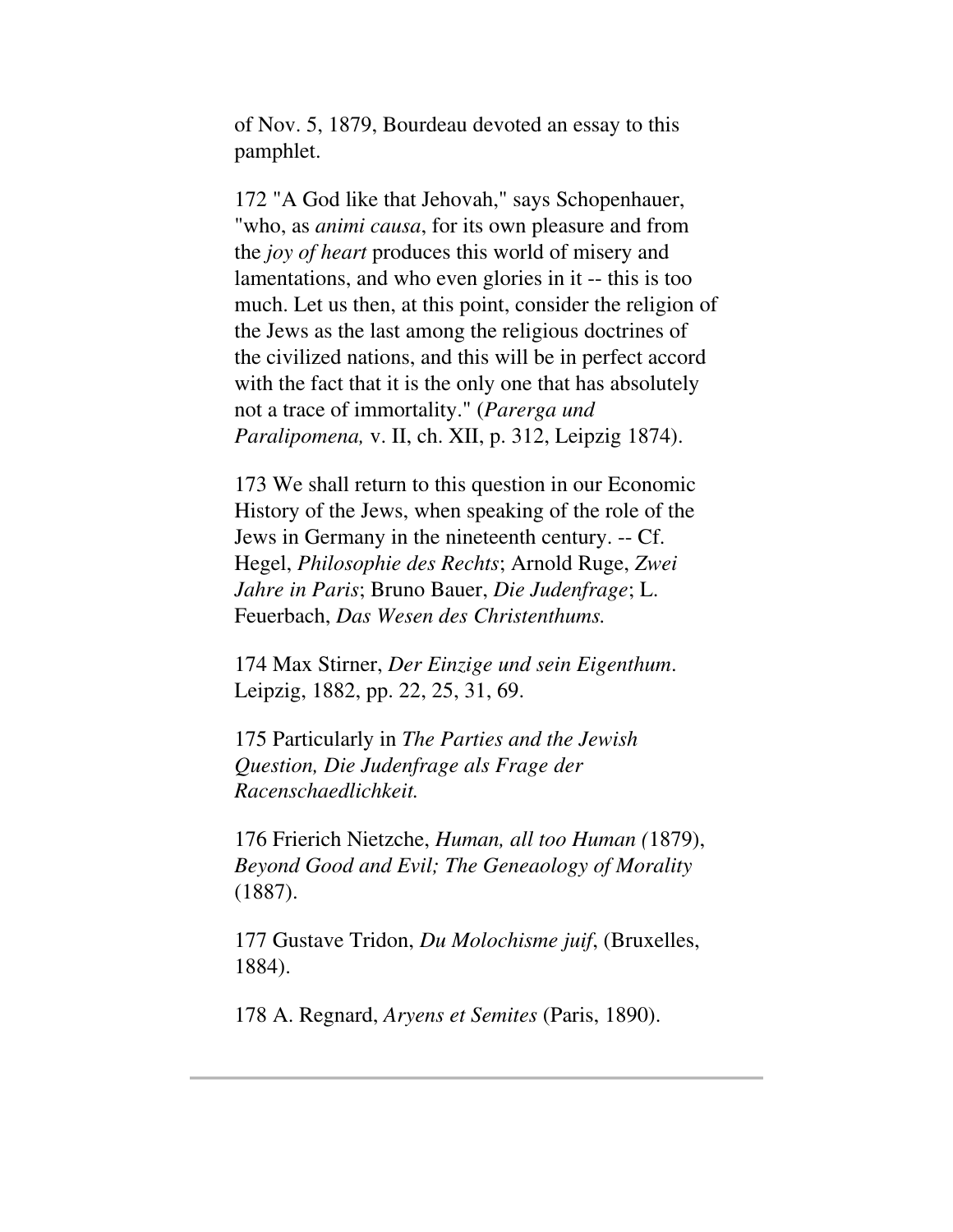of Nov. 5, 1879, Bourdeau devoted an essay to this pamphlet.

172 "A God like that Jehovah," says Schopenhauer, "who, as *animi causa*, for its own pleasure and from the *joy of heart* produces this world of misery and lamentations, and who even glories in it -- this is too much. Let us then, at this point, consider the religion of the Jews as the last among the religious doctrines of the civilized nations, and this will be in perfect accord with the fact that it is the only one that has absolutely not a trace of immortality." (*Parerga und Paralipomena,* v. II, ch. XII, p. 312, Leipzig 1874).

173 We shall return to this question in our Economic History of the Jews, when speaking of the role of the Jews in Germany in the nineteenth century. -- Cf. Hegel, *Philosophie des Rechts*; Arnold Ruge, *Zwei Jahre in Paris*; Bruno Bauer, *Die Judenfrage*; L. Feuerbach, *Das Wesen des Christenthums.*

174 Max Stirner, *Der Einzige und sein Eigenthum*. Leipzig, 1882, pp. 22, 25, 31, 69.

175 Particularly in *The Parties and the Jewish Question, Die Judenfrage als Frage der Racenschaedlichkeit.*

176 Frierich Nietzche, *Human, all too Human (*1879), *Beyond Good and Evil; The Geneaology of Morality* (1887).

177 Gustave Tridon, *Du Molochisme juif*, (Bruxelles, 1884).

178 A. Regnard, *Aryens et Semites* (Paris, 1890).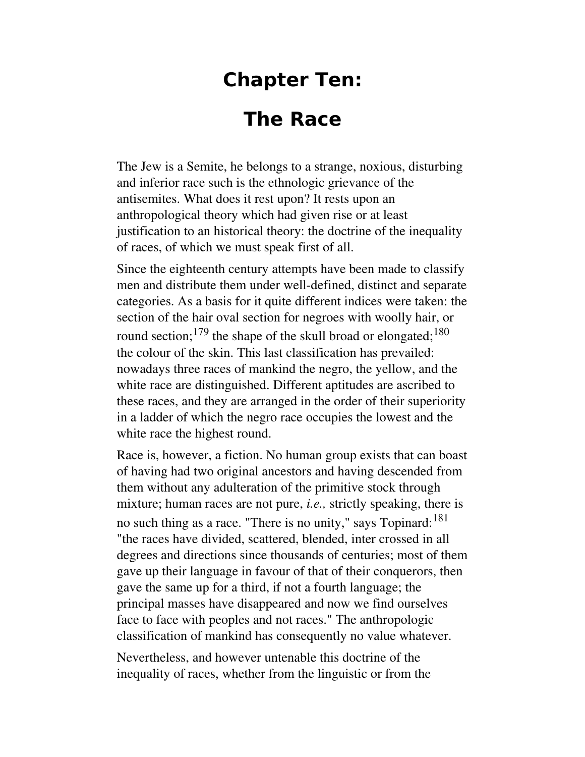# Chapter Ten:

# The Race

The Jew is a Semite, he belongs to a strange, noxious, disturbing and inferior race such is the ethnologic grievance of the antisemites. What does it rest upon? It rests upon an anthropological theory which had given rise or at least justification to an historical theory: the doctrine of the inequality of races, of which we must speak first of all.

Since the eighteenth century attempts have been made to classify men and distribute them under well-defined, distinct and separate categories. As a basis for it quite different indices were taken: the section of the hair oval section for negroes with woolly hair, or round section;[179] the shape of the skull broad or elongated;[180] the colour of the skin. This last classification has prevailed: nowadays three races of mankind the negro, the yellow, and the white race are distinguished. Different aptitudes are ascribed to these races, and they are arranged in the order of their superiority in a ladder of which the negro race occupies the lowest and the white race the highest round.

Race is, however, a fiction. No human group exists that can boast of having had two original ancestors and having descended from them without any adulteration of the primitive stock through mixture; human races are not pure, *i.e.,* strictly speaking, there is no such thing as a race. "There is no unity," says Topinard:[181] "the races have divided, scattered, blended, inter crossed in all degrees and directions since thousands of centuries; most of them gave up their language in favour of that of their conquerors, then gave the same up for a third, if not a fourth language; the principal masses have disappeared and now we find ourselves face to face with peoples and not races." The anthropologic classification of mankind has consequently no value whatever.

Nevertheless, and however untenable this doctrine of the inequality of races, whether from the linguistic or from the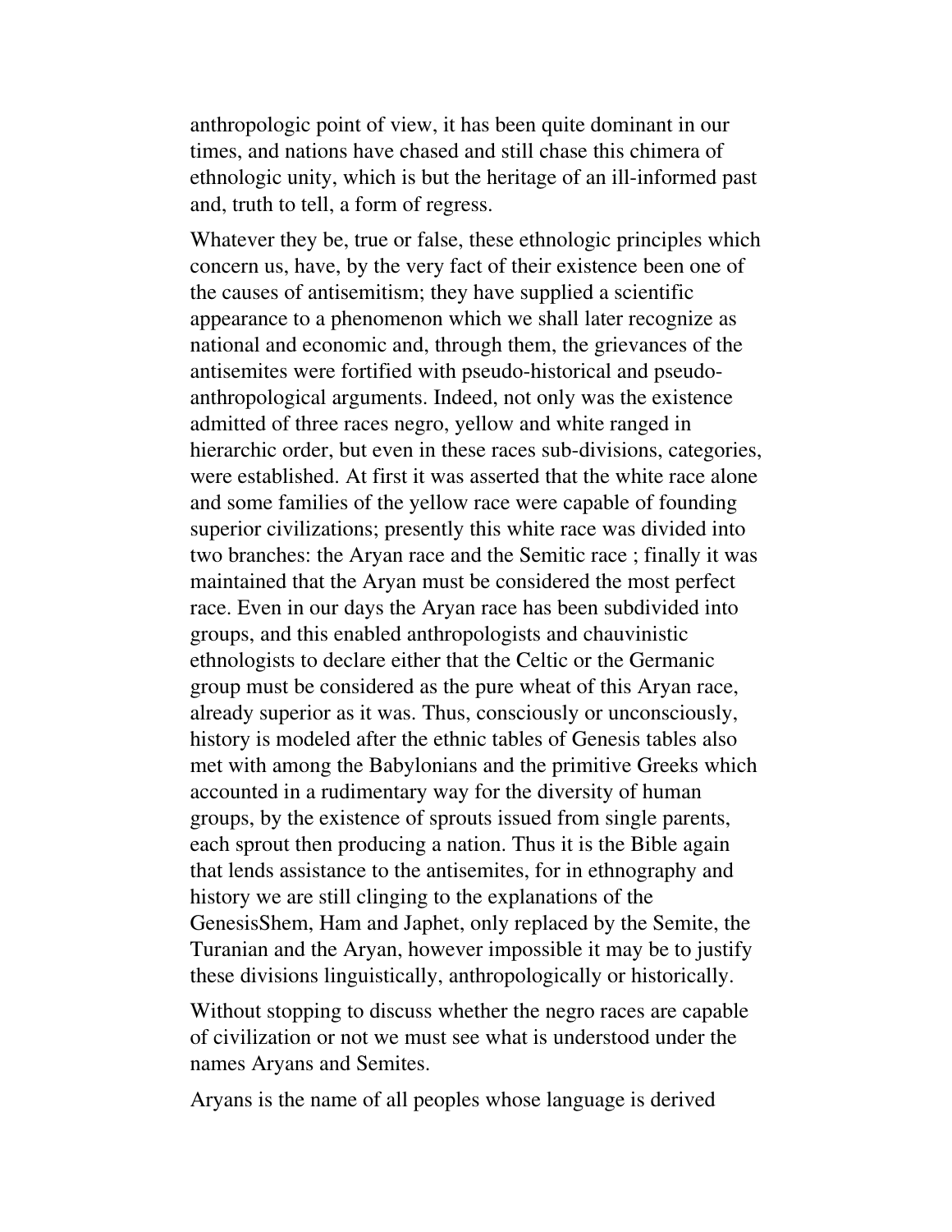anthropologic point of view, it has been quite dominant in our times, and nations have chased and still chase this chimera of ethnologic unity, which is but the heritage of an ill-informed past and, truth to tell, a form of regress.

Whatever they be, true or false, these ethnologic principles which concern us, have, by the very fact of their existence been one of the causes of antisemitism; they have supplied a scientific appearance to a phenomenon which we shall later recognize as national and economic and, through them, the grievances of the antisemites were fortified with pseudo-historical and pseudo-anthropological arguments. Indeed, not only was the existence admitted of three races negro, yellow and white ranged in hierarchic order, but even in these races sub-divisions, categories, were established. At first it was asserted that the white race alone and some families of the yellow race were capable of founding superior civilizations; presently this white race was divided into two branches: the Aryan race and the Semitic race ; finally it was maintained that the Aryan must be considered the most perfect race. Even in our days the Aryan race has been subdivided into groups, and this enabled anthropologists and chauvinistic ethnologists to declare either that the Celtic or the Germanic group must be considered as the pure wheat of this Aryan race, already superior as it was. Thus, consciously or unconsciously, history is modeled after the ethnic tables of Genesis tables also met with among the Babylonians and the primitive Greeks which accounted in a rudimentary way for the diversity of human groups, by the existence of sprouts issued from single parents, each sprout then producing a nation. Thus it is the Bible again that lends assistance to the antisemites, for in ethnography and history we are still clinging to the explanations of the GenesisShem, Ham and Japhet, only replaced by the Semite, the Turanian and the Aryan, however impossible it may be to justify these divisions linguistically, anthropologically or historically.

Without stopping to discuss whether the negro races are capable of civilization or not we must see what is understood under the names Aryans and Semites.

Aryans is the name of all peoples whose language is derived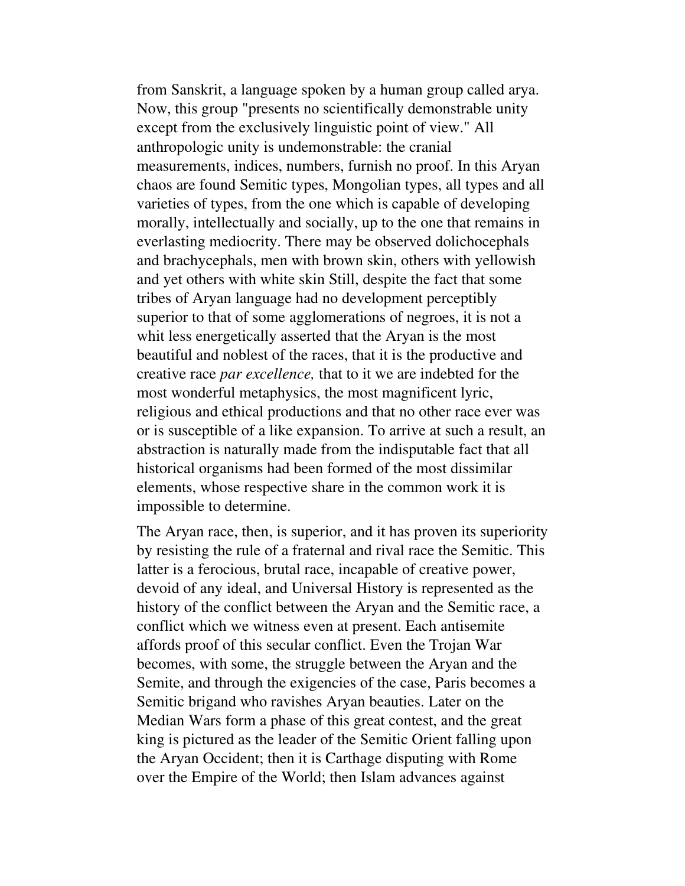from Sanskrit, a language spoken by a human group called arya. Now, this group "presents no scientifically demonstrable unity except from the exclusively linguistic point of view." All anthropologic unity is undemonstrable: the cranial measurements, indices, numbers, furnish no proof. In this Aryan chaos are found Semitic types, Mongolian types, all types and all varieties of types, from the one which is capable of developing morally, intellectually and socially, up to the one that remains in everlasting mediocrity. There may be observed dolichocephals and brachycephals, men with brown skin, others with yellowish and yet others with white skin Still, despite the fact that some tribes of Aryan language had no development perceptibly superior to that of some agglomerations of negroes, it is not a whit less energetically asserted that the Aryan is the most beautiful and noblest of the races, that it is the productive and creative race *par excellence,* that to it we are indebted for the most wonderful metaphysics, the most magnificent lyric, religious and ethical productions and that no other race ever was or is susceptible of a like expansion. To arrive at such a result, an abstraction is naturally made from the indisputable fact that all historical organisms had been formed of the most dissimilar elements, whose respective share in the common work it is impossible to determine.

The Aryan race, then, is superior, and it has proven its superiority by resisting the rule of a fraternal and rival race the Semitic. This latter is a ferocious, brutal race, incapable of creative power, devoid of any ideal, and Universal History is represented as the history of the conflict between the Aryan and the Semitic race, a conflict which we witness even at present. Each antisemite affords proof of this secular conflict. Even the Trojan War becomes, with some, the struggle between the Aryan and the Semite, and through the exigencies of the case, Paris becomes a Semitic brigand who ravishes Aryan beauties. Later on the Median Wars form a phase of this great contest, and the great king is pictured as the leader of the Semitic Orient falling upon the Aryan Occident; then it is Carthage disputing with Rome over the Empire of the World; then Islam advances against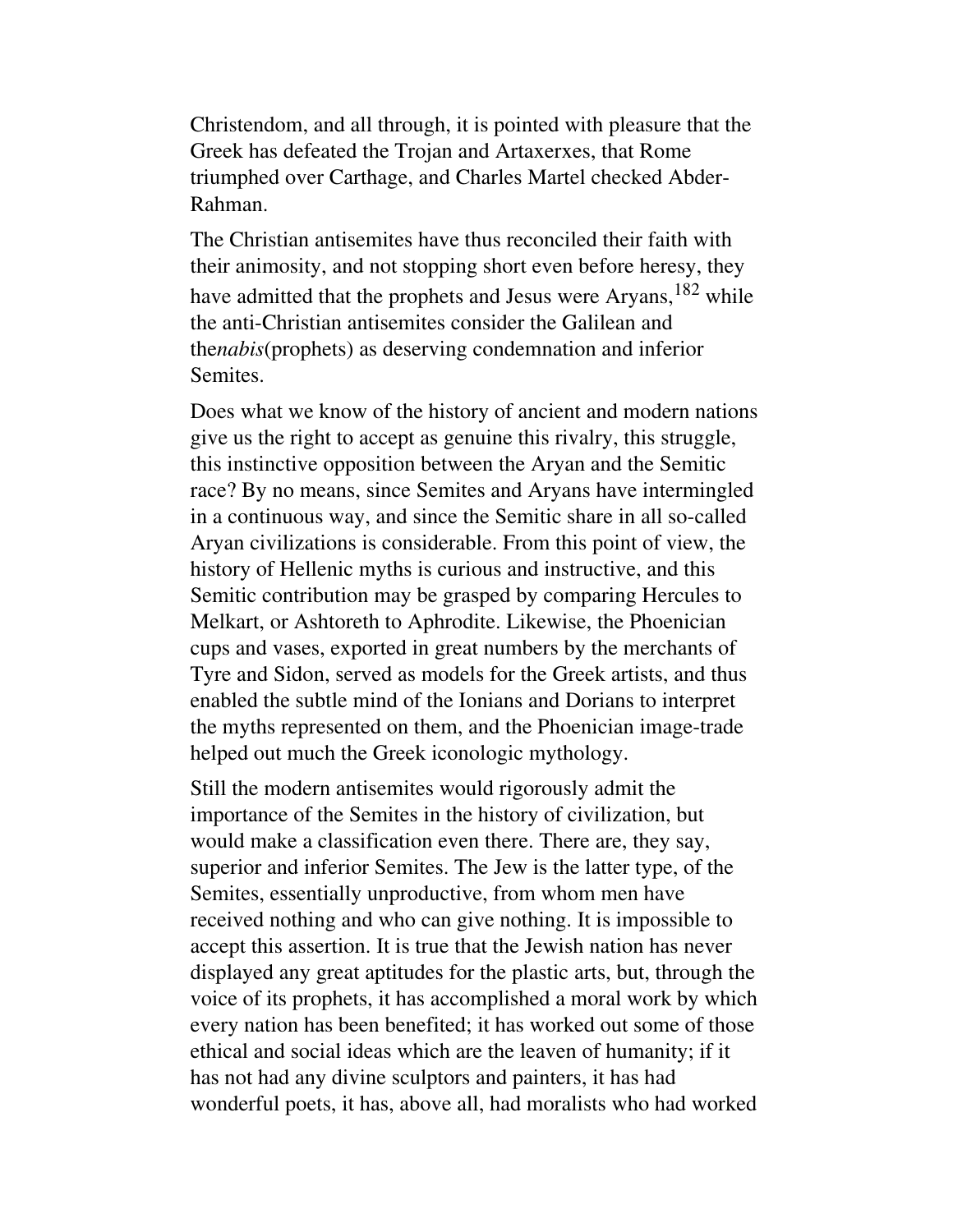Christendom, and all through, it is pointed with pleasure that the Greek has defeated the Trojan and Artaxerxes, that Rome triumphed over Carthage, and Charles Martel checked Abder-Rahman.

The Christian antisemites have thus reconciled their faith with their animosity, and not stopping short even before heresy, they have admitted that the prophets and Jesus were Aryans,[182] while the anti-Christian antisemites consider the Galilean and the*nabis*(prophets) as deserving condemnation and inferior Semites.

Does what we know of the history of ancient and modern nations give us the right to accept as genuine this rivalry, this struggle, this instinctive opposition between the Aryan and the Semitic race? By no means, since Semites and Aryans have intermingled in a continuous way, and since the Semitic share in all so-called Aryan civilizations is considerable. From this point of view, the history of Hellenic myths is curious and instructive, and this Semitic contribution may be grasped by comparing Hercules to Melkart, or Ashtoreth to Aphrodite. Likewise, the Phoenician cups and vases, exported in great numbers by the merchants of Tyre and Sidon, served as models for the Greek artists, and thus enabled the subtle mind of the Ionians and Dorians to interpret the myths represented on them, and the Phoenician image-trade helped out much the Greek iconologic mythology.

Still the modern antisemites would rigorously admit the importance of the Semites in the history of civilization, but would make a classification even there. There are, they say, superior and inferior Semites. The Jew is the latter type, of the Semites, essentially unproductive, from whom men have received nothing and who can give nothing. It is impossible to accept this assertion. It is true that the Jewish nation has never displayed any great aptitudes for the plastic arts, but, through the voice of its prophets, it has accomplished a moral work by which every nation has been benefited; it has worked out some of those ethical and social ideas which are the leaven of humanity; if it has not had any divine sculptors and painters, it has had wonderful poets, it has, above all, had moralists who had worked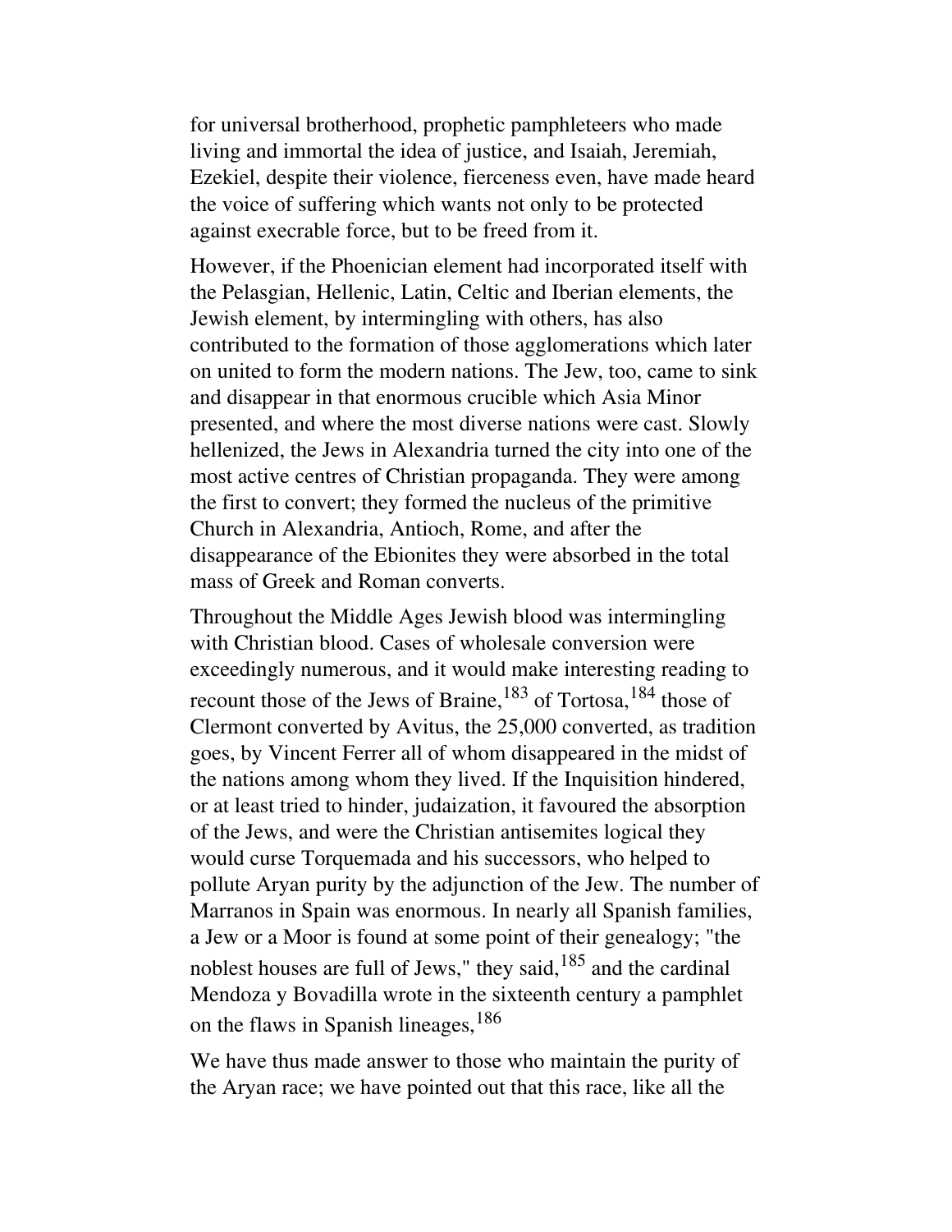for universal brotherhood, prophetic pamphleteers who made living and immortal the idea of justice, and Isaiah, Jeremiah, Ezekiel, despite their violence, fierceness even, have made heard the voice of suffering which wants not only to be protected against execrable force, but to be freed from it.

However, if the Phoenician element had incorporated itself with the Pelasgian, Hellenic, Latin, Celtic and Iberian elements, the Jewish element, by intermingling with others, has also contributed to the formation of those agglomerations which later on united to form the modern nations. The Jew, too, came to sink and disappear in that enormous crucible which Asia Minor presented, and where the most diverse nations were cast. Slowly hellenized, the Jews in Alexandria turned the city into one of the most active centres of Christian propaganda. They were among the first to convert; they formed the nucleus of the primitive Church in Alexandria, Antioch, Rome, and after the disappearance of the Ebionites they were absorbed in the total mass of Greek and Roman converts.

Throughout the Middle Ages Jewish blood was intermingling with Christian blood. Cases of wholesale conversion were exceedingly numerous, and it would make interesting reading to recount those of the Jews of Braine,[183] of Tortosa,[184] those of Clermont converted by Avitus, the 25,000 converted, as tradition goes, by Vincent Ferrer all of whom disappeared in the midst of the nations among whom they lived. If the Inquisition hindered, or at least tried to hinder, judaization, it favoured the absorption of the Jews, and were the Christian antisemites logical they would curse Torquemada and his successors, who helped to pollute Aryan purity by the adjunction of the Jew. The number of Marranos in Spain was enormous. In nearly all Spanish families, a Jew or a Moor is found at some point of their genealogy; "the noblest houses are full of Jews," they said,[185] and the cardinal Mendoza y Bovadilla wrote in the sixteenth century a pamphlet on the flaws in Spanish lineages,[186]

We have thus made answer to those who maintain the purity of the Aryan race; we have pointed out that this race, like all the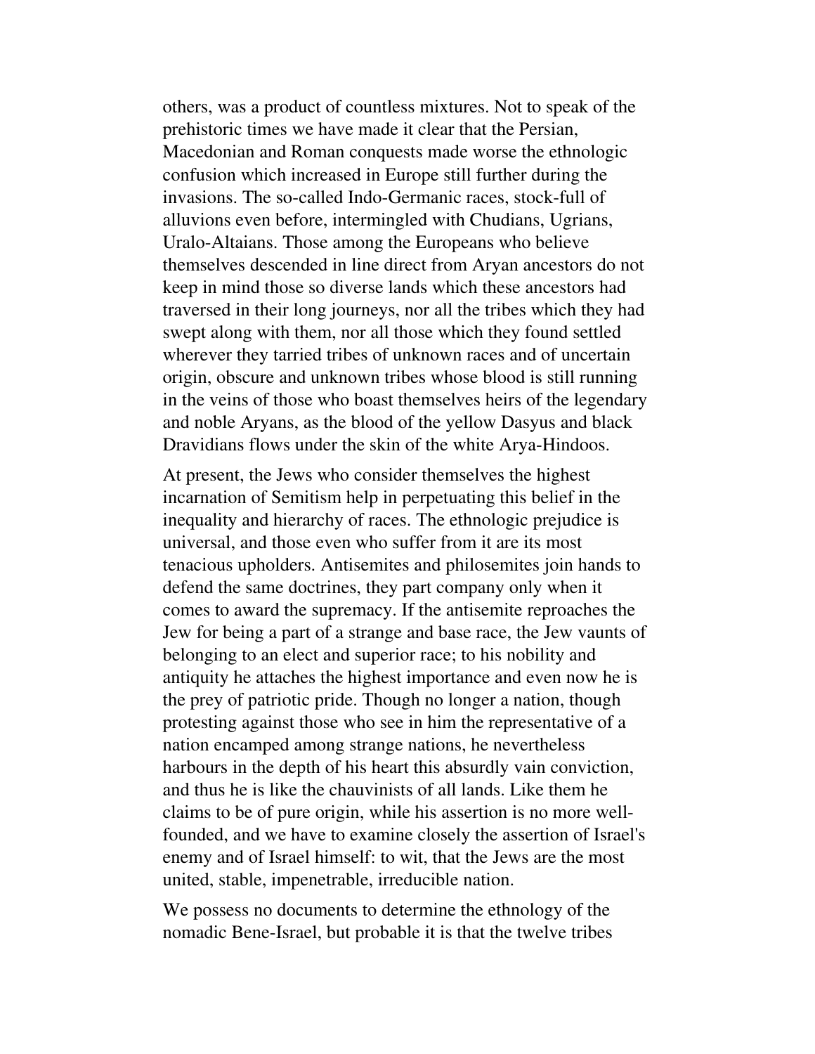others, was a product of countless mixtures. Not to speak of the prehistoric times we have made it clear that the Persian, Macedonian and Roman conquests made worse the ethnologic confusion which increased in Europe still further during the invasions. The so-called Indo-Germanic races, stock-full of alluvions even before, intermingled with Chudians, Ugrians, Uralo-Altaians. Those among the Europeans who believe themselves descended in line direct from Aryan ancestors do not keep in mind those so diverse lands which these ancestors had traversed in their long journeys, nor all the tribes which they had swept along with them, nor all those which they found settled wherever they tarried tribes of unknown races and of uncertain origin, obscure and unknown tribes whose blood is still running in the veins of those who boast themselves heirs of the legendary and noble Aryans, as the blood of the yellow Dasyus and black Dravidians flows under the skin of the white Arya-Hindoos.

At present, the Jews who consider themselves the highest incarnation of Semitism help in perpetuating this belief in the inequality and hierarchy of races. The ethnologic prejudice is universal, and those even who suffer from it are its most tenacious upholders. Antisemites and philosemites join hands to defend the same doctrines, they part company only when it comes to award the supremacy. If the antisemite reproaches the Jew for being a part of a strange and base race, the Jew vaunts of belonging to an elect and superior race; to his nobility and antiquity he attaches the highest importance and even now he is the prey of patriotic pride. Though no longer a nation, though protesting against those who see in him the representative of a nation encamped among strange nations, he nevertheless harbours in the depth of his heart this absurdly vain conviction, and thus he is like the chauvinists of all lands. Like them he claims to be of pure origin, while his assertion is no more well-founded, and we have to examine closely the assertion of Israel's enemy and of Israel himself: to wit, that the Jews are the most united, stable, impenetrable, irreducible nation.

We possess no documents to determine the ethnology of the nomadic Bene-Israel, but probable it is that the twelve tribes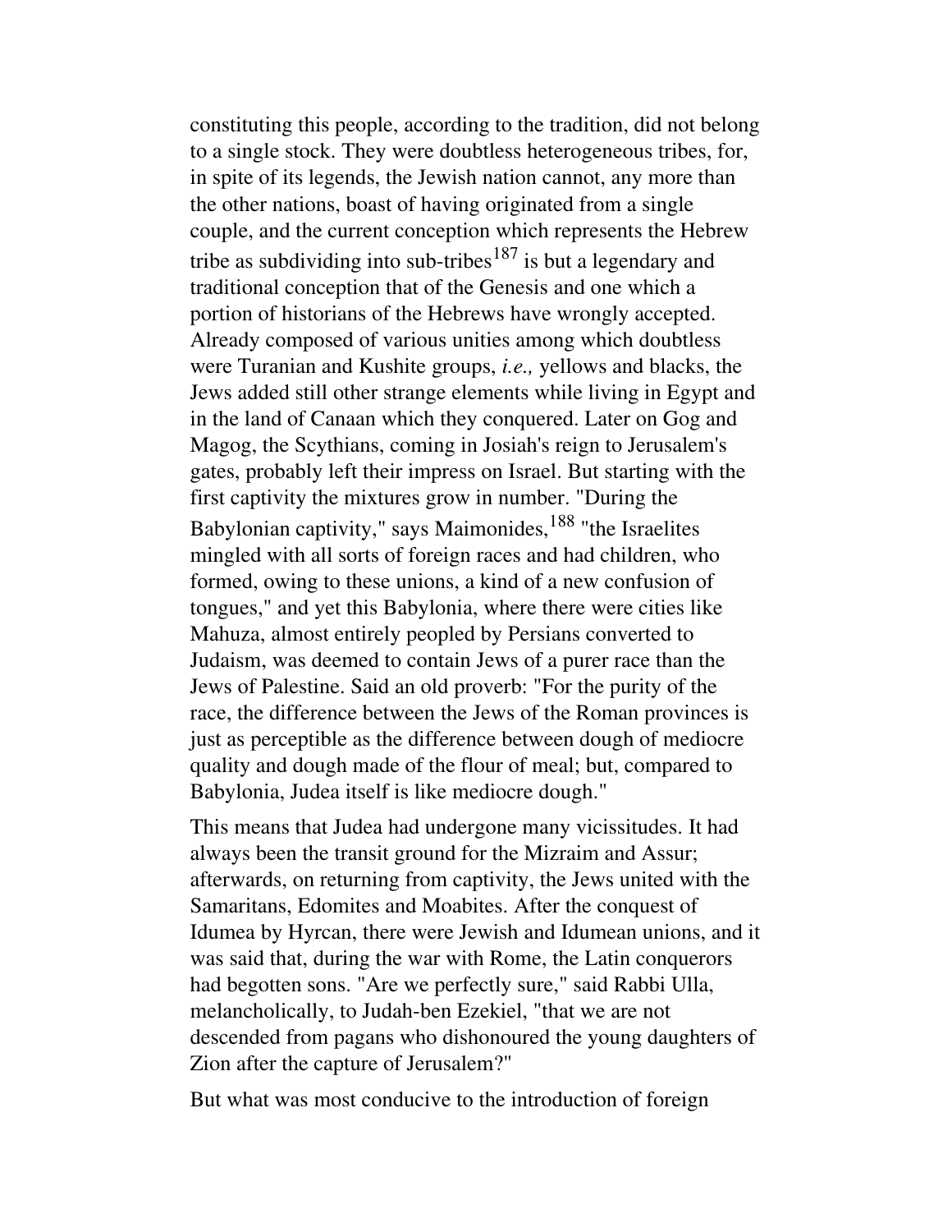constituting this people, according to the tradition, did not belong to a single stock. They were doubtless heterogeneous tribes, for, in spite of its legends, the Jewish nation cannot, any more than the other nations, boast of having originated from a single couple, and the current conception which represents the Hebrew tribe as subdividing into sub-tribes[187] is but a legendary and traditional conception that of the Genesis and one which a portion of historians of the Hebrews have wrongly accepted. Already composed of various unities among which doubtless were Turanian and Kushite groups, *i.e.,* yellows and blacks, the Jews added still other strange elements while living in Egypt and in the land of Canaan which they conquered. Later on Gog and Magog, the Scythians, coming in Josiah's reign to Jerusalem's gates, probably left their impress on Israel. But starting with the first captivity the mixtures grow in number. "During the Babylonian captivity," says Maimonides,[188] "the Israelites mingled with all sorts of foreign races and had children, who formed, owing to these unions, a kind of a new confusion of tongues," and yet this Babylonia, where there were cities like Mahuza, almost entirely peopled by Persians converted to Judaism, was deemed to contain Jews of a purer race than the Jews of Palestine. Said an old proverb: "For the purity of the race, the difference between the Jews of the Roman provinces is just as perceptible as the difference between dough of mediocre quality and dough made of the flour of meal; but, compared to Babylonia, Judea itself is like mediocre dough."

This means that Judea had undergone many vicissitudes. It had always been the transit ground for the Mizraim and Assur; afterwards, on returning from captivity, the Jews united with the Samaritans, Edomites and Moabites. After the conquest of Idumea by Hyrcan, there were Jewish and Idumean unions, and it was said that, during the war with Rome, the Latin conquerors had begotten sons. "Are we perfectly sure," said Rabbi Ulla, melancholically, to Judah-ben Ezekiel, "that we are not descended from pagans who dishonoured the young daughters of Zion after the capture of Jerusalem?"

But what was most conducive to the introduction of foreign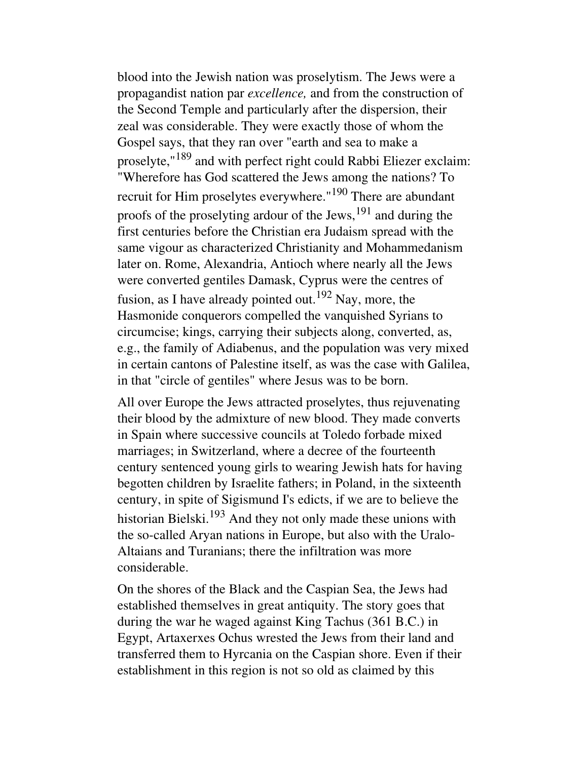blood into the Jewish nation was proselytism. The Jews were a propagandist nation par *excellence,* and from the construction of the Second Temple and particularly after the dispersion, their zeal was considerable. They were exactly those of whom the Gospel says, that they ran over "earth and sea to make a proselyte,"[189] and with perfect right could Rabbi Eliezer exclaim: "Wherefore has God scattered the Jews among the nations? To recruit for Him proselytes everywhere."[190] There are abundant proofs of the proselyting ardour of the Jews,[191] and during the first centuries before the Christian era Judaism spread with the same vigour as characterized Christianity and Mohammedanism later on. Rome, Alexandria, Antioch where nearly all the Jews were converted gentiles Damask, Cyprus were the centres of fusion, as I have already pointed out.[192] Nay, more, the Hasmonide conquerors compelled the vanquished Syrians to circumcise; kings, carrying their subjects along, converted, as, e.g., the family of Adiabenus, and the population was very mixed in certain cantons of Palestine itself, as was the case with Galilea, in that "circle of gentiles" where Jesus was to be born.

All over Europe the Jews attracted proselytes, thus rejuvenating their blood by the admixture of new blood. They made converts in Spain where successive councils at Toledo forbade mixed marriages; in Switzerland, where a decree of the fourteenth century sentenced young girls to wearing Jewish hats for having begotten children by Israelite fathers; in Poland, in the sixteenth century, in spite of Sigismund I's edicts, if we are to believe the historian Bielski.[193] And they not only made these unions with the so-called Aryan nations in Europe, but also with the Uralo-Altaians and Turanians; there the infiltration was more considerable.

On the shores of the Black and the Caspian Sea, the Jews had established themselves in great antiquity. The story goes that during the war he waged against King Tachus (361 B.C.) in Egypt, Artaxerxes Ochus wrested the Jews from their land and transferred them to Hyrcania on the Caspian shore. Even if their establishment in this region is not so old as claimed by this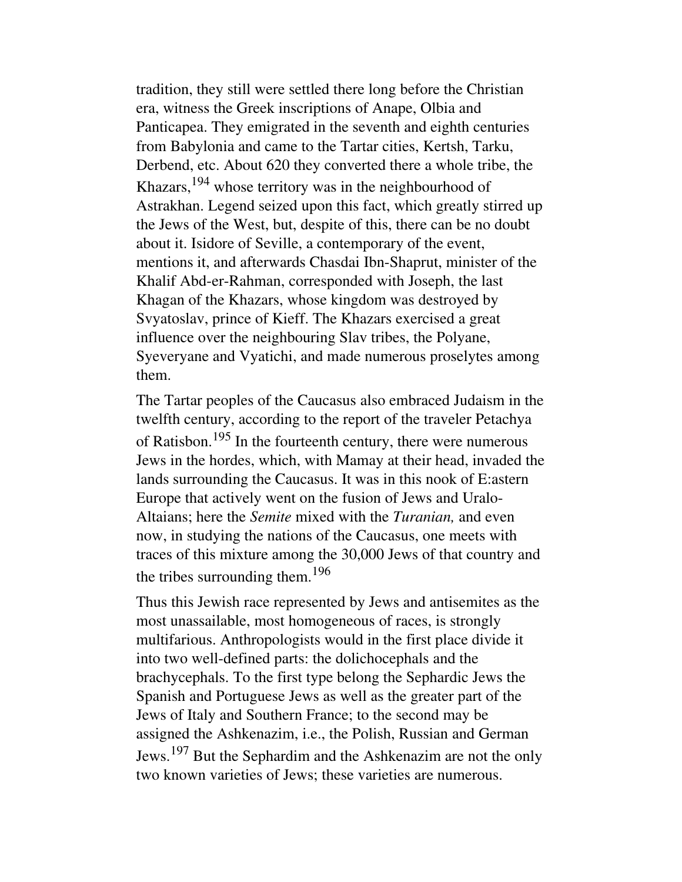tradition, they still were settled there long before the Christian era, witness the Greek inscriptions of Anape, Olbia and Panticapea. They emigrated in the seventh and eighth centuries from Babylonia and came to the Tartar cities, Kertsh, Tarku, Derbend, etc. About 620 they converted there a whole tribe, the Khazars,[194] whose territory was in the neighbourhood of Astrakhan. Legend seized upon this fact, which greatly stirred up the Jews of the West, but, despite of this, there can be no doubt about it. Isidore of Seville, a contemporary of the event, mentions it, and afterwards Chasdai Ibn-Shaprut, minister of the Khalif Abd-er-Rahman, corresponded with Joseph, the last Khagan of the Khazars, whose kingdom was destroyed by Svyatoslav, prince of Kieff. The Khazars exercised a great influence over the neighbouring Slav tribes, the Polyane, Syeveryane and Vyatichi, and made numerous proselytes among them.

The Tartar peoples of the Caucasus also embraced Judaism in the twelfth century, according to the report of the traveler Petachya of Ratisbon.[195] In the fourteenth century, there were numerous Jews in the hordes, which, with Mamay at their head, invaded the lands surrounding the Caucasus. It was in this nook of E:astern Europe that actively went on the fusion of Jews and Uralo-Altaians; here the *Semite* mixed with the *Turanian,* and even now, in studying the nations of the Caucasus, one meets with traces of this mixture among the 30,000 Jews of that country and the tribes surrounding them.[196]

Thus this Jewish race represented by Jews and antisemites as the most unassailable, most homogeneous of races, is strongly multifarious. Anthropologists would in the first place divide it into two well-defined parts: the dolichocephals and the brachycephals. To the first type belong the Sephardic Jews the Spanish and Portuguese Jews as well as the greater part of the Jews of Italy and Southern France; to the second may be assigned the Ashkenazim, i.e., the Polish, Russian and German Jews.[197] But the Sephardim and the Ashkenazim are not the only two known varieties of Jews; these varieties are numerous.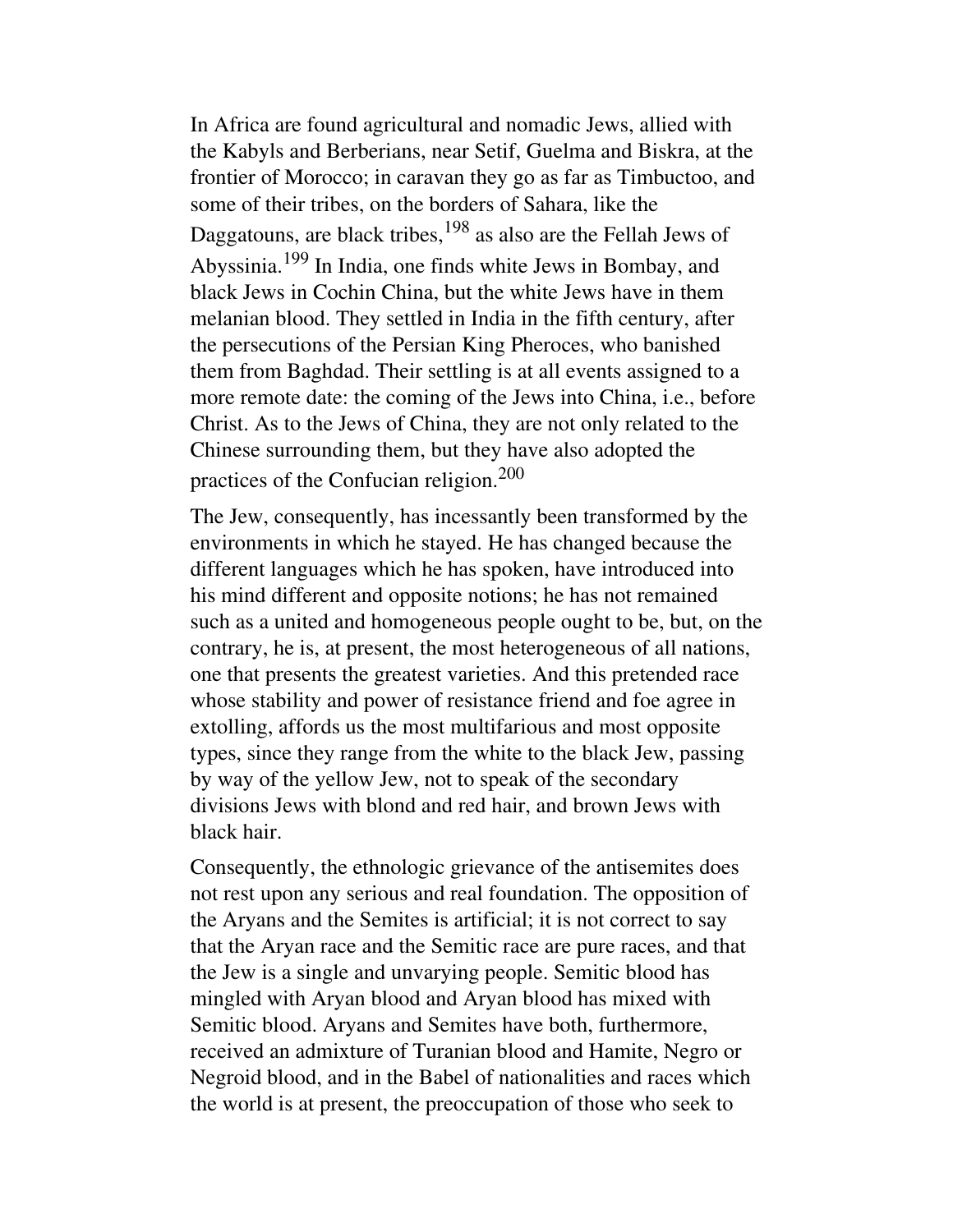In Africa are found agricultural and nomadic Jews, allied with the Kabyls and Berberians, near Setif, Guelma and Biskra, at the frontier of Morocco; in caravan they go as far as Timbuctoo, and some of their tribes, on the borders of Sahara, like the Daggatouns, are black tribes,[198] as also are the Fellah Jews of Abyssinia.[199] In India, one finds white Jews in Bombay, and black Jews in Cochin China, but the white Jews have in them melanian blood. They settled in India in the fifth century, after the persecutions of the Persian King Pheroces, who banished them from Baghdad. Their settling is at all events assigned to a more remote date: the coming of the Jews into China, i.e., before Christ. As to the Jews of China, they are not only related to the Chinese surrounding them, but they have also adopted the practices of the Confucian religion.[200]

The Jew, consequently, has incessantly been transformed by the environments in which he stayed. He has changed because the different languages which he has spoken, have introduced into his mind different and opposite notions; he has not remained such as a united and homogeneous people ought to be, but, on the contrary, he is, at present, the most heterogeneous of all nations, one that presents the greatest varieties. And this pretended race whose stability and power of resistance friend and foe agree in extolling, affords us the most multifarious and most opposite types, since they range from the white to the black Jew, passing by way of the yellow Jew, not to speak of the secondary divisions Jews with blond and red hair, and brown Jews with black hair.

Consequently, the ethnologic grievance of the antisemites does not rest upon any serious and real foundation. The opposition of the Aryans and the Semites is artificial; it is not correct to say that the Aryan race and the Semitic race are pure races, and that the Jew is a single and unvarying people. Semitic blood has mingled with Aryan blood and Aryan blood has mixed with Semitic blood. Aryans and Semites have both, furthermore, received an admixture of Turanian blood and Hamite, Negro or Negroid blood, and in the Babel of nationalities and races which the world is at present, the preoccupation of those who seek to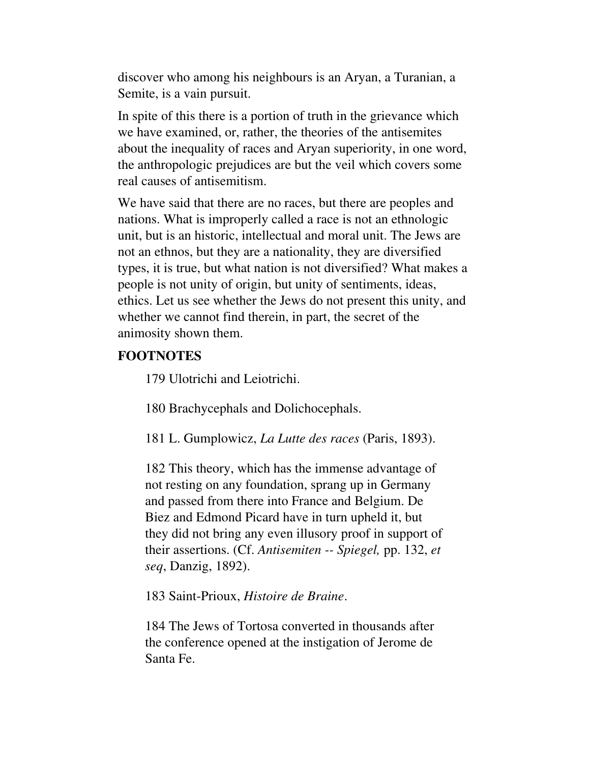discover who among his neighbours is an Aryan, a Turanian, a Semite, is a vain pursuit.

In spite of this there is a portion of truth in the grievance which we have examined, or, rather, the theories of the antisemites about the inequality of races and Aryan superiority, in one word, the anthropologic prejudices are but the veil which covers some real causes of antisemitism.

We have said that there are no races, but there are peoples and nations. What is improperly called a race is not an ethnologic unit, but is an historic, intellectual and moral unit. The Jews are not an ethnos, but they are a nationality, they are diversified types, it is true, but what nation is not diversified? What makes a people is not unity of origin, but unity of sentiments, ideas, ethics. Let us see whether the Jews do not present this unity, and whether we cannot find therein, in part, the secret of the animosity shown them.

**FOOTNOTES**

179 Ulotrichi and Leiotrichi.

180 Brachycephals and Dolichocephals.

181 L. Gumplowicz, *La Lutte des races* (Paris, 1893).

182 This theory, which has the immense advantage of not resting on any foundation, sprang up in Germany and passed from there into France and Belgium. De Biez and Edmond Picard have in turn upheld it, but they did not bring any even illusory proof in support of their assertions. (Cf. *Antisemiten -- Spiegel,* pp. 132, *et seq*, Danzig, 1892).

183 Saint-Prioux, *Histoire de Braine*.

184 The Jews of Tortosa converted in thousands after the conference opened at the instigation of Jerome de Santa Fe.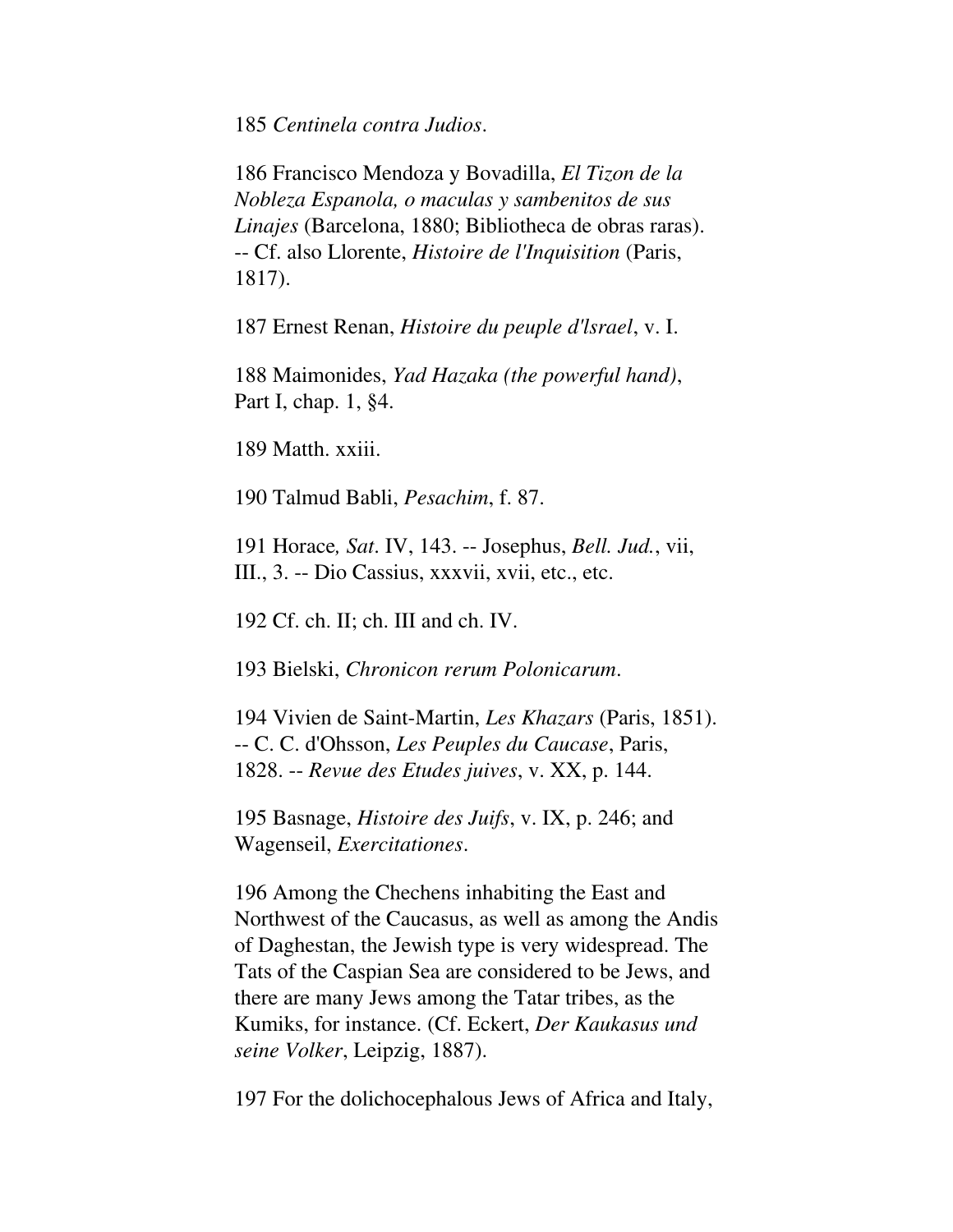185 *Centinela contra Judios*.

186 Francisco Mendoza y Bovadilla, *El Tizon de la Nobleza Espanola, o maculas y sambenitos de sus Linajes* (Barcelona, 1880; Bibliotheca de obras raras). -- Cf. also Llorente, *Histoire de l'Inquisition* (Paris, 1817).

187 Ernest Renan, *Histoire du peuple d'lsrael*, v. I.

188 Maimonides, *Yad Hazaka (the powerful hand)*, Part I, chap. 1, §4.

189 Matth. xxiii.

190 Talmud Babli, *Pesachim*, f. 87.

191 Horace*, Sat*. IV, 143. -- Josephus, *Bell. Jud.*, vii, III., 3. -- Dio Cassius, xxxvii, xvii, etc., etc.

192 Cf. ch. II; ch. III and ch. IV.

193 Bielski, *Chronicon rerum Polonicarum*.

194 Vivien de Saint-Martin, *Les Khazars* (Paris, 1851). -- C. C. d'Ohsson, *Les Peuples du Caucase*, Paris, 1828. -- *Revue des Etudes juives*, v. XX, p. 144.

195 Basnage, *Histoire des Juifs*, v. IX, p. 246; and Wagenseil, *Exercitationes*.

196 Among the Chechens inhabiting the East and Northwest of the Caucasus, as well as among the Andis of Daghestan, the Jewish type is very widespread. The Tats of the Caspian Sea are considered to be Jews, and there are many Jews among the Tatar tribes, as the Kumiks, for instance. (Cf. Eckert, *Der Kaukasus und seine Volker*, Leipzig, 1887).

197 For the dolichocephalous Jews of Africa and Italy,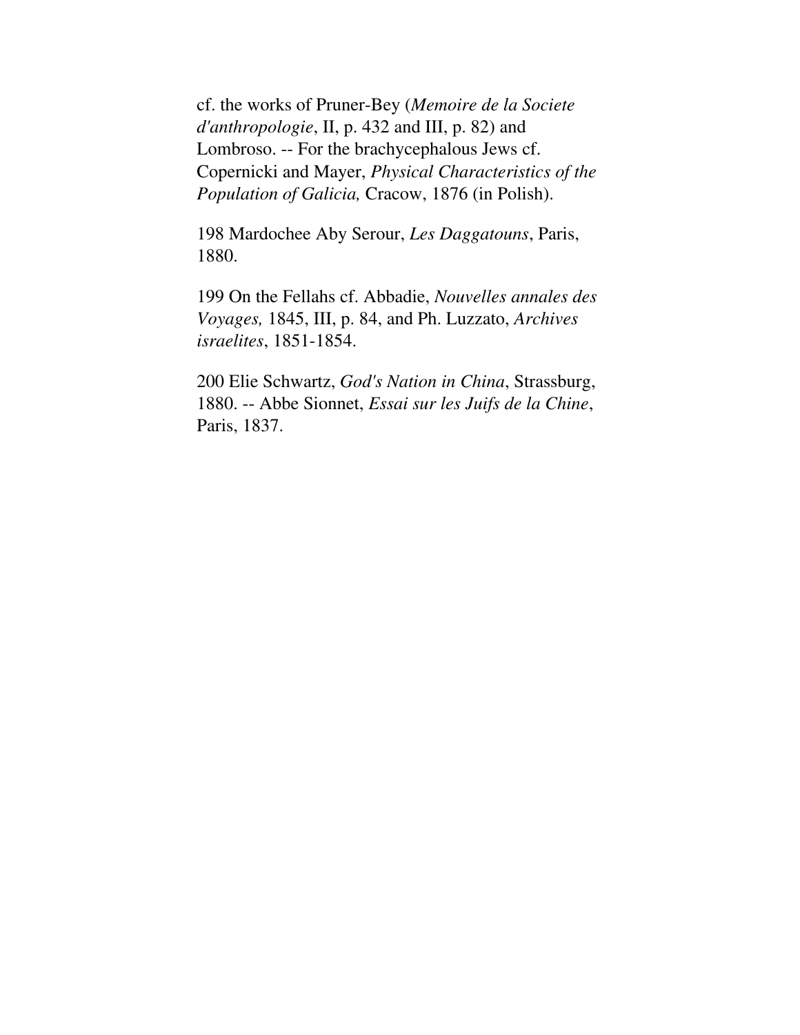cf. the works of Pruner-Bey (*Memoire de la Societe d'anthropologie*, II, p. 432 and III, p. 82) and Lombroso. -- For the brachycephalous Jews cf. Copernicki and Mayer, *Physical Characteristics of the Population of Galicia,* Cracow, 1876 (in Polish).

198 Mardochee Aby Serour, *Les Daggatouns*, Paris, 1880.

199 On the Fellahs cf. Abbadie, *Nouvelles annales des Voyages,* 1845, III, p. 84, and Ph. Luzzato, *Archives israelites*, 1851-1854.

200 Elie Schwartz, *God's Nation in China*, Strassburg, 1880. -- Abbe Sionnet, *Essai sur les Juifs de la Chine*, Paris, 1837.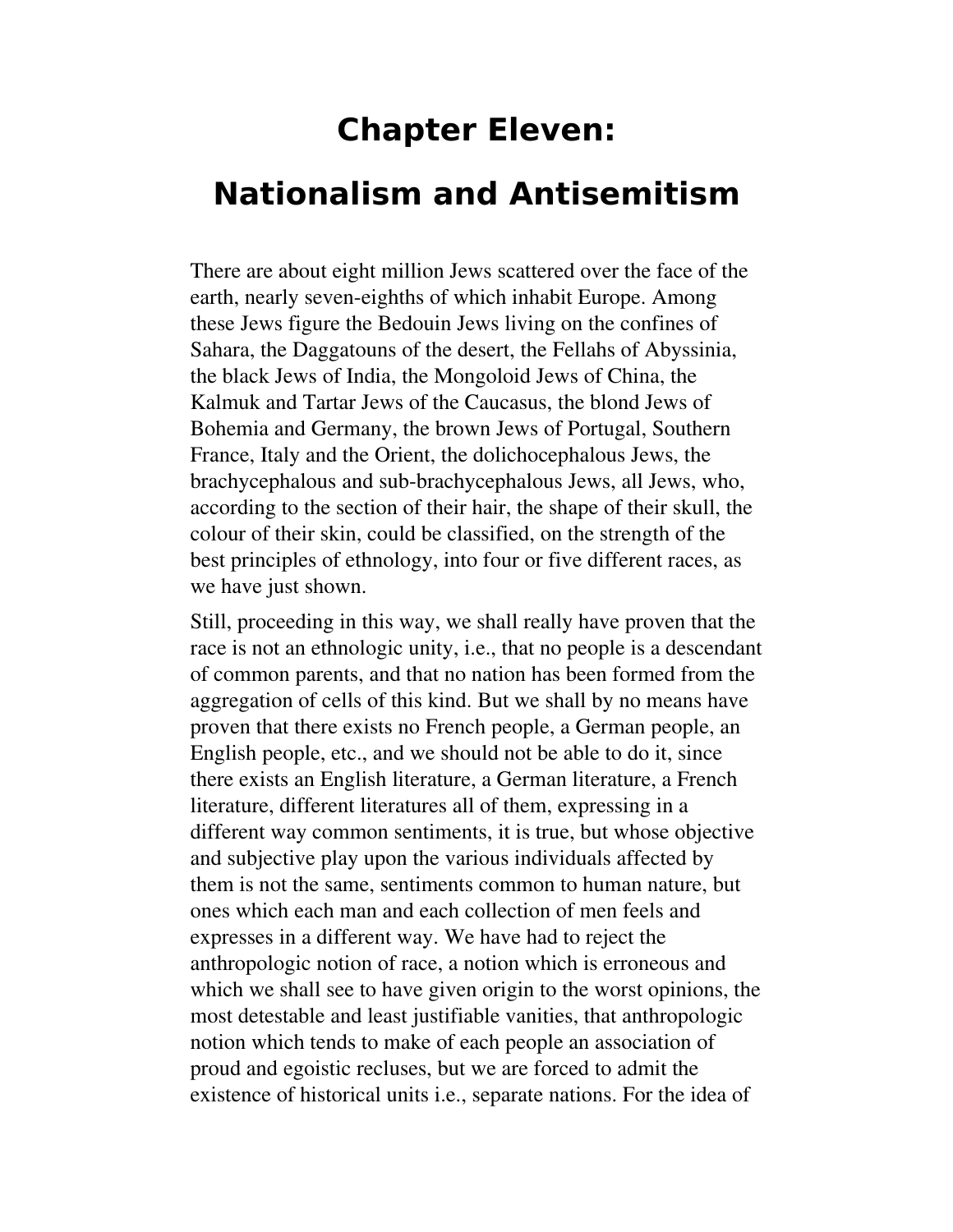# Chapter Eleven:

# Nationalism and Antisemitism

There are about eight million Jews scattered over the face of the earth, nearly seven-eighths of which inhabit Europe. Among these Jews figure the Bedouin Jews living on the confines of Sahara, the Daggatouns of the desert, the Fellahs of Abyssinia, the black Jews of India, the Mongoloid Jews of China, the Kalmuk and Tartar Jews of the Caucasus, the blond Jews of Bohemia and Germany, the brown Jews of Portugal, Southern France, Italy and the Orient, the dolichocephalous Jews, the brachycephalous and sub-brachycephalous Jews, all Jews, who, according to the section of their hair, the shape of their skull, the colour of their skin, could be classified, on the strength of the best principles of ethnology, into four or five different races, as we have just shown.

Still, proceeding in this way, we shall really have proven that the race is not an ethnologic unity, i.e., that no people is a descendant of common parents, and that no nation has been formed from the aggregation of cells of this kind. But we shall by no means have proven that there exists no French people, a German people, an English people, etc., and we should not be able to do it, since there exists an English literature, a German literature, a French literature, different literatures all of them, expressing in a different way common sentiments, it is true, but whose objective and subjective play upon the various individuals affected by them is not the same, sentiments common to human nature, but ones which each man and each collection of men feels and expresses in a different way. We have had to reject the anthropologic notion of race, a notion which is erroneous and which we shall see to have given origin to the worst opinions, the most detestable and least justifiable vanities, that anthropologic notion which tends to make of each people an association of proud and egoistic recluses, but we are forced to admit the existence of historical units i.e., separate nations. For the idea of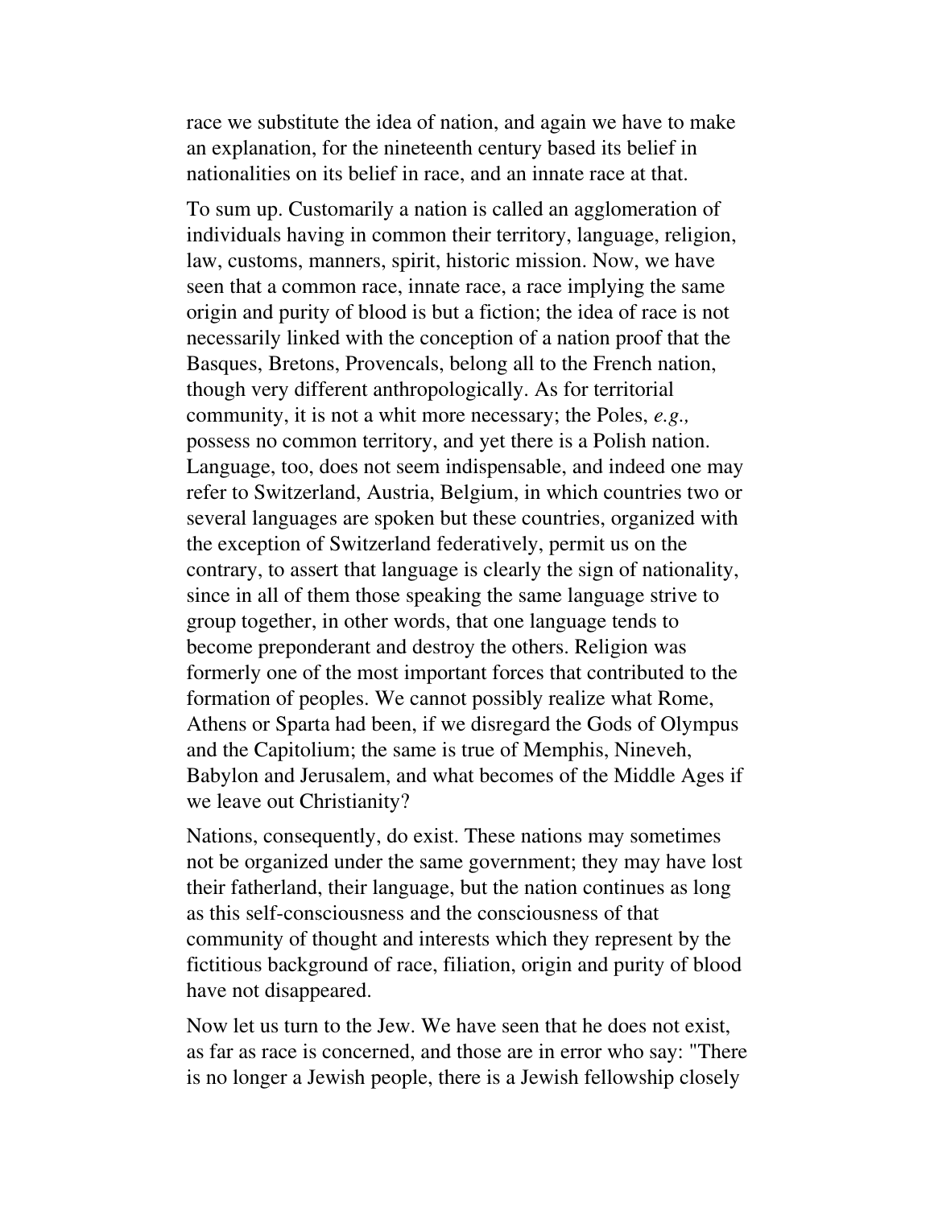race we substitute the idea of nation, and again we have to make an explanation, for the nineteenth century based its belief in nationalities on its belief in race, and an innate race at that.

To sum up. Customarily a nation is called an agglomeration of individuals having in common their territory, language, religion, law, customs, manners, spirit, historic mission. Now, we have seen that a common race, innate race, a race implying the same origin and purity of blood is but a fiction; the idea of race is not necessarily linked with the conception of a nation proof that the Basques, Bretons, Provencals, belong all to the French nation, though very different anthropologically. As for territorial community, it is not a whit more necessary; the Poles, *e.g.,* possess no common territory, and yet there is a Polish nation. Language, too, does not seem indispensable, and indeed one may refer to Switzerland, Austria, Belgium, in which countries two or several languages are spoken but these countries, organized with the exception of Switzerland federatively, permit us on the contrary, to assert that language is clearly the sign of nationality, since in all of them those speaking the same language strive to group together, in other words, that one language tends to become preponderant and destroy the others. Religion was formerly one of the most important forces that contributed to the formation of peoples. We cannot possibly realize what Rome, Athens or Sparta had been, if we disregard the Gods of Olympus and the Capitolium; the same is true of Memphis, Nineveh, Babylon and Jerusalem, and what becomes of the Middle Ages if we leave out Christianity?

Nations, consequently, do exist. These nations may sometimes not be organized under the same government; they may have lost their fatherland, their language, but the nation continues as long as this self-consciousness and the consciousness of that community of thought and interests which they represent by the fictitious background of race, filiation, origin and purity of blood have not disappeared.

Now let us turn to the Jew. We have seen that he does not exist, as far as race is concerned, and those are in error who say: "There is no longer a Jewish people, there is a Jewish fellowship closely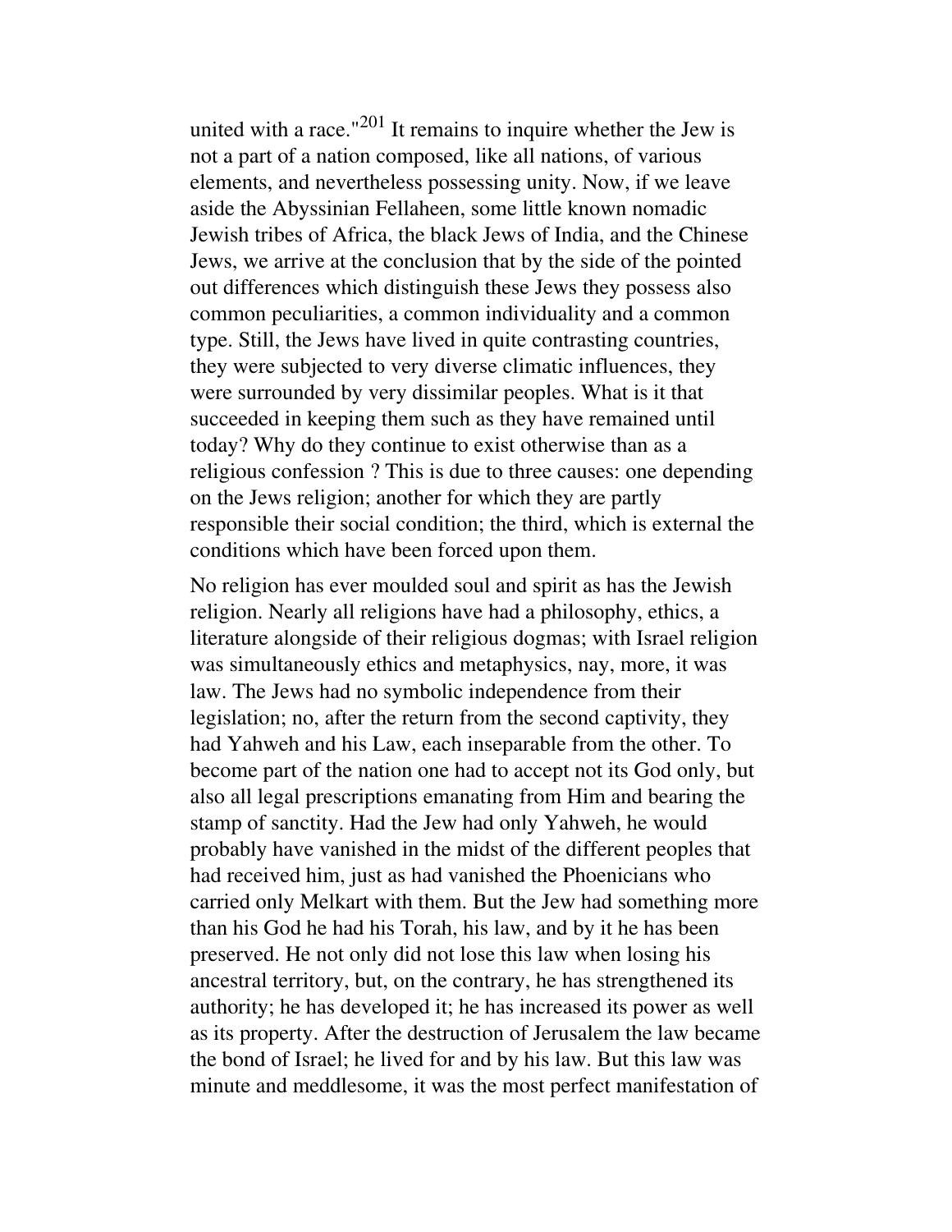united with a race."[201] It remains to inquire whether the Jew is not a part of a nation composed, like all nations, of various elements, and neverthelesss possessing unity. Now, if we leave aside the Abyssinian Fellaheen, some little known nomadic Jewish tribes of Africa, the black Jews of India, and the Chinese Jews, we arrive at the conclusion that by the side of the pointed out differences which distinguish these Jews they possess also common peculiarities, a common individuality and a common type. Still, the Jews have lived in quite contrasting countries, they were subjected to very diverse climatic influences, they were surrounded by very dissimilar peoples. What is it that succeeded in keeping them such as they have remained until today? Why do they continue to exist otherwise than as a religious confession ? This is due to three causes: one depending on the Jews religion; another for which they are partly responsible their social condition; the third, which is external the conditions which have been forced upon them.

No religion has ever moulded soul and spirit as has the Jewish religion. Nearly all religions have had a philosophy, ethics, a literature alongside of their religious dogmas; with Israel religion was simultaneously ethics and metaphysics, nay, more, it was law. The Jews had no symbolic independence from their legislation; no, after the return from the second captivity, they had Yahweh and his Law, each inseparable from the other. To become part of the nation one had to accept not its God only, but also all legal prescriptions emanating from Him and bearing the stamp of sanctity. Had the Jew had only Yahweh, he would probably have vanished in the midst of the different peoples that had received him, just as had vanished the Phoenicians who carried only Melkart with them. But the Jew had something more than his God he had his Torah, his law, and by it he has been preserved. He not only did not lose this law when losing his ancestral territory, but, on the contrary, he has strengthened its authority; he has developed it; he has increased its power as well as its property. After the destruction of Jerusalem the law became the bond of Israel; he lived for and by his law. But this law was minute and meddlesome, it was the most perfect manifestation of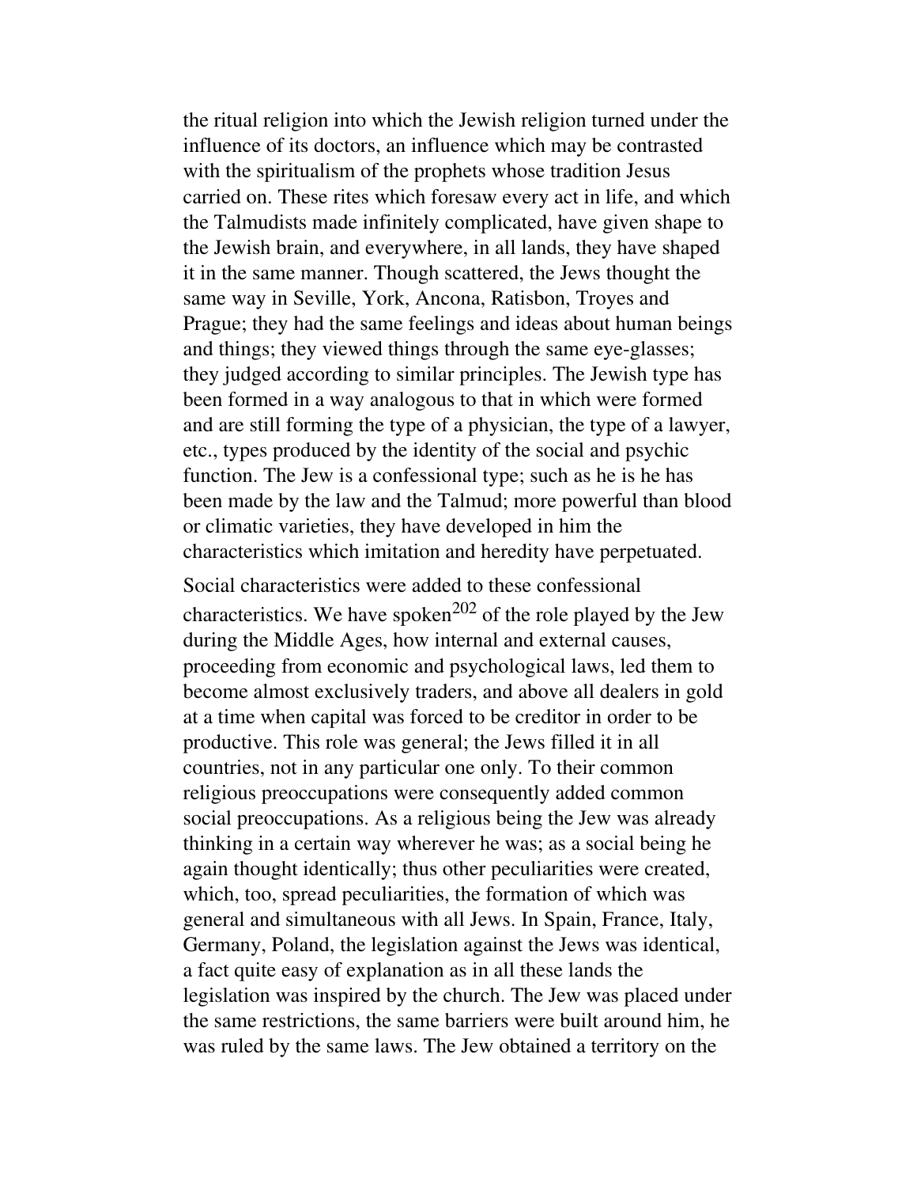the ritual religion into which the Jewish religion turned under the influence of its doctors, an influence which may be contrasted with the spiritualism of the prophets whose tradition Jesus carried on. These rites which foresaw every act in life, and which the Talmudists made infinitely complicated, have given shape to the Jewish brain, and everywhere, in all lands, they have shaped it in the same manner. Though scattered, the Jews thought the same way in Seville, York, Ancona, Ratisbon, Troyes and Prague; they had the same feelings and ideas about human beings and things; they viewed things through the same eye-glasses; they judged according to similar principles. The Jewish type has been formed in a way analogous to that in which were formed and are still forming the type of a physician, the type of a lawyer, etc., types produced by the identity of the social and psychic function. The Jew is a confessional type; such as he is he has been made by the law and the Talmud; more powerful than blood or climatic varieties, they have developed in him the characteristics which imitation and heredity have perpetuated.

Social characteristics were added to these confessional characteristics. We have spoken[202] of the role played by the Jew during the Middle Ages, how internal and external causes, proceeding from economic and psychological laws, led them to become almost exclusively traders, and above all dealers in gold at a time when capital was forced to be creditor in order to be productive. This role was general; the Jews filled it in all countries, not in any particular one only. To their common religious preoccupations were consequently added common social preoccupations. As a religious being the Jew was already thinking in a certain way wherever he was; as a social being he again thought identically; thus other peculiarities were created, which, too, spread peculiarities, the formation of which was general and simultaneous with all Jews. In Spain, France, Italy, Germany, Poland, the legislation against the Jews was identical, a fact quite easy of explanation as in all these lands the legislation was inspired by the church. The Jew was placed under the same restrictions, the same barriers were built around him, he was ruled by the same laws. The Jew obtained a territory on the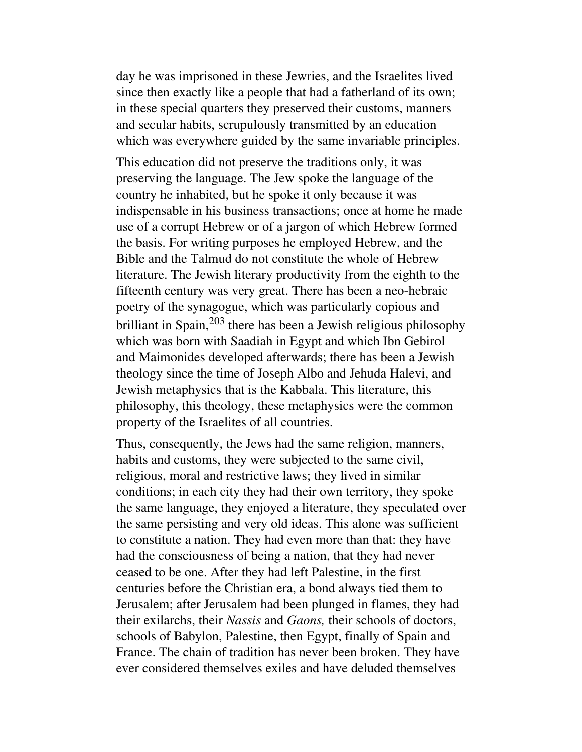day he was imprisoned in these Jewries, and the Israelites lived since then exactly like a people that had a fatherland of its own; in these special quarters they preserved their customs, manners and secular habits, scrupulously transmitted by an education which was everywhere guided by the same invariable principles.

This education did not preserve the traditions only, it was preserving the language. The Jew spoke the language of the country he inhabited, but he spoke it only because it was indispensable in his business transactions; once at home he made use of a corrupt Hebrew or of a jargon of which Hebrew formed the basis. For writing purposes he employed Hebrew, and the Bible and the Talmud do not constitute the whole of Hebrew literature. The Jewish literary productivity from the eighth to the fifteenth century was very great. There has been a neo-hebraic poetry of the synagogue, which was particularly copious and brilliant in Spain,[203] there has been a Jewish religious philosophy which was born with Saadiah in Egypt and which Ibn Gebirol and Maimonides developed afterwards; there has been a Jewish theology since the time of Joseph Albo and Jehuda Halevi, and Jewish metaphysics that is the Kabbala. This literature, this philosophy, this theology, these metaphysics were the common property of the Israelites of all countries.

Thus, consequently, the Jews had the same religion, manners, habits and customs, they were subjected to the same civil, religious, moral and restrictive laws; they lived in similar conditions; in each city they had their own territory, they spoke the same language, they enjoyed a literature, they speculated over the same persisting and very old ideas. This alone was sufficient to constitute a nation. They had even more than that: they have had the consciousness of being a nation, that they had never ceased to be one. After they had left Palestine, in the first centuries before the Christian era, a bond always tied them to Jerusalem; after Jerusalem had been plunged in flames, they had their exilarchs, their *Nassis* and *Gaons,* their schools of doctors, schools of Babylon, Palestine, then Egypt, finally of Spain and France. The chain of tradition has never been broken. They have ever considered themselves exiles and have deluded themselves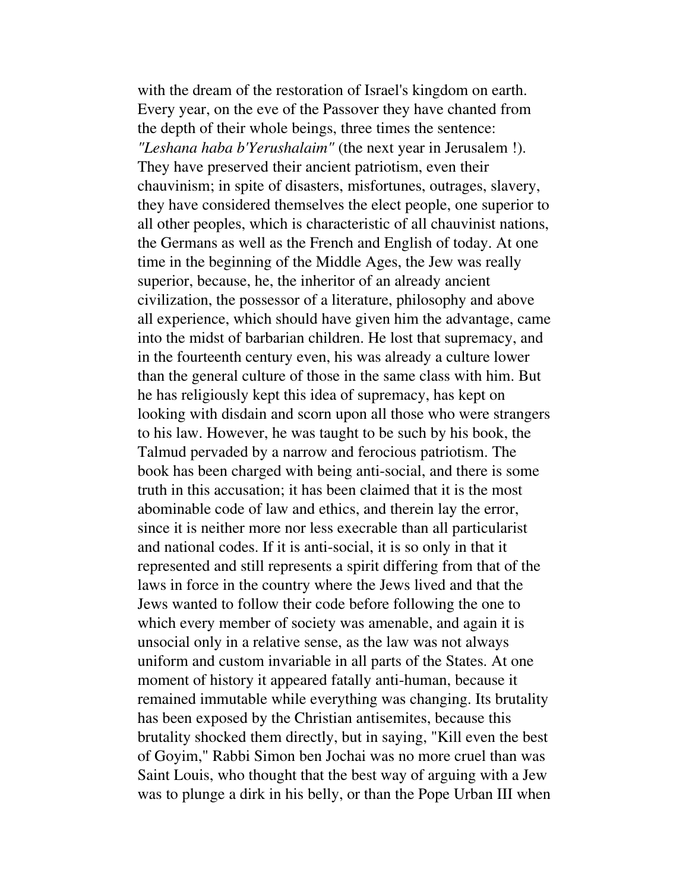with the dream of the restoration of Israel's kingdom on earth. Every year, on the eve of the Passover they have chanted from the depth of their whole beings, three times the sentence: *"Leshana haba b'Yerushalaim"* (the next year in Jerusalem !). They have preserved their ancient patriotism, even their chauvinism; in spite of disasters, misfortunes, outrages, slavery, they have considered themselves the elect people, one superior to all other peoples, which is characteristic of all chauvinist nations, the Germans as well as the French and English of today. At one time in the beginning of the Middle Ages, the Jew was really superior, because, he, the inheritor of an already ancient civilization, the possessor of a literature, philosophy and above all experience, which should have given him the advantage, came into the midst of barbarian children. He lost that supremacy, and in the fourteenth century even, his was already a culture lower than the general culture of those in the same class with him. But he has religiously kept this idea of supremacy, has kept on looking with disdain and scorn upon all those who were strangers to his law. However, he was taught to be such by his book, the Talmud pervaded by a narrow and ferocious patriotism. The book has been charged with being anti-social, and there is some truth in this accusation; it has been claimed that it is the most abominable code of law and ethics, and therein lay the error, since it is neither more nor less execrable than all particularist and national codes. If it is anti-social, it is so only in that it represented and still represents a spirit differing from that of the laws in force in the country where the Jews lived and that the Jews wanted to follow their code before following the one to which every member of society was amenable, and again it is unsocial only in a relative sense, as the law was not always uniform and custom invariable in all parts of the States. At one moment of history it appeared fatally anti-human, because it remained immutable while everything was changing. Its brutality has been exposed by the Christian antisemites, because this brutality shocked them directly, but in saying, "Kill even the best of Goyim," Rabbi Simon ben Jochai was no more cruel than was Saint Louis, who thought that the best way of arguing with a Jew was to plunge a dirk in his belly, or than the Pope Urban III when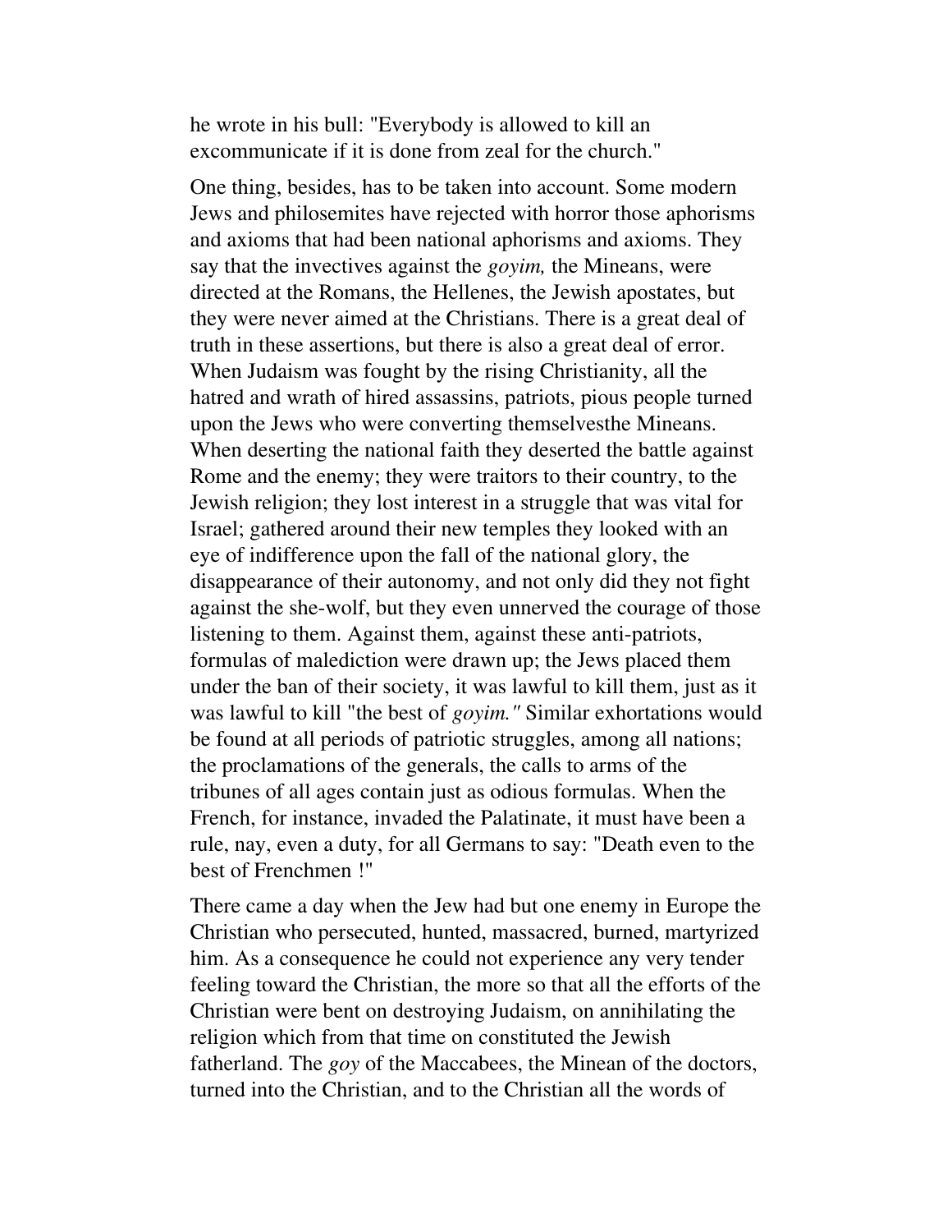he wrote in his bull: "Everybody is allowed to kill an excommunicate if it is done from zeal for the church."

One thing, besides, has to be taken into account. Some modern Jews and philosemites have rejected with horror those aphorisms and axioms that had been national aphorisms and axioms. They say that the invectives against the *goyim,* the Mineans, were directed at the Romans, the Hellenes, the Jewish apostates, but they were never aimed at the Christians. There is a great deal of truth in these assertions, but there is also a great deal of error. When Judaism was fought by the rising Christianity, all the hatred and wrath of hired assassins, patriots, pious people turned upon the Jews who were converting themselvesthe Mineans. When deserting the national faith they deserted the battle against Rome and the enemy; they were traitors to their country, to the Jewish religion; they lost interest in a struggle that was vital for Israel; gathered around their new temples they looked with an eye of indifference upon the fall of the national glory, the disappearance of their autonomy, and not only did they not fight against the she-wolf, but they even unnerved the courage of those listening to them. Against them, against these anti-patriots, formulas of malediction were drawn up; the Jews placed them under the ban of their society, it was lawful to kill them, just as it was lawful to kill "the best of *goyim."* Similar exhortations would be found at all periods of patriotic struggles, among all nations; the proclamations of the generals, the calls to arms of the tribunes of all ages contain just as odious formulas. When the French, for instance, invaded the Palatinate, it must have been a rule, nay, even a duty, for all Germans to say: "Death even to the best of Frenchmen !"

There came a day when the Jew had but one enemy in Europe the Christian who persecuted, hunted, massacred, burned, martyrized him. As a consequence he could not experience any very tender feeling toward the Christian, the more so that all the efforts of the Christian were bent on destroying Judaism, on annihilating the religion which from that time on constituted the Jewish fatherland. The *goy* of the Maccabees, the Minean of the doctors, turned into the Christian, and to the Christian all the words of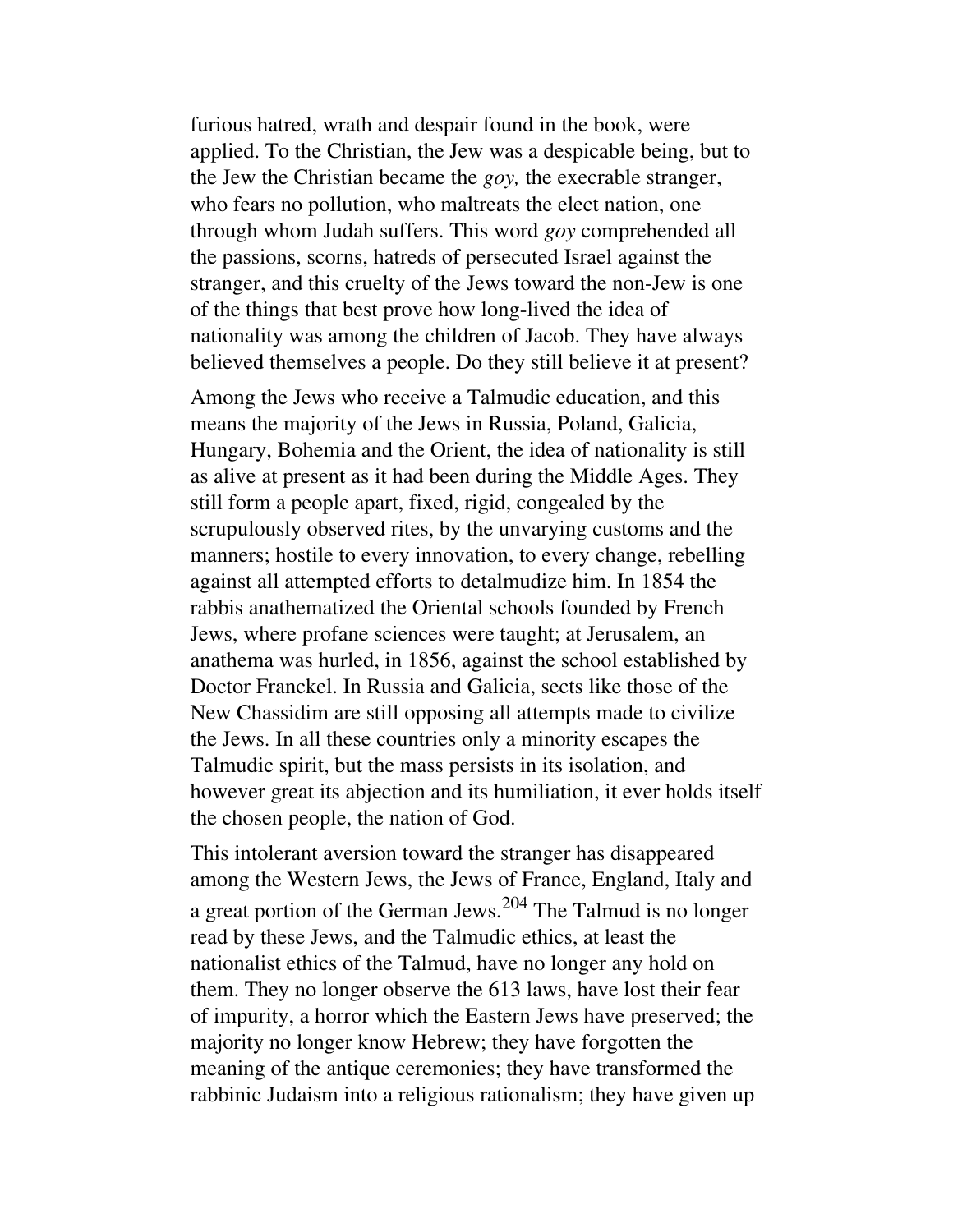furious hatred, wrath and despair found in the book, were applied. To the Christian, the Jew was a despicable being, but to the Jew the Christian became the *goy,* the execrable stranger, who fears no pollution, who maltreats the elect nation, one through whom Judah suffers. This word *goy* comprehended all the passions, scorns, hatreds of persecuted Israel against the stranger, and this cruelty of the Jews toward the non-Jew is one of the things that best prove how long-lived the idea of nationality was among the children of Jacob. They have always believed themselves a people. Do they still believe it at present?

Among the Jews who receive a Talmudic education, and this means the majority of the Jews in Russia, Poland, Galicia, Hungary, Bohemia and the Orient, the idea of nationality is still as alive at present as it had been during the Middle Ages. They still form a people apart, fixed, rigid, congealed by the scrupulously observed rites, by the unvarying customs and the manners; hostile to every innovation, to every change, rebelling against all attempted efforts to detalmudize him. In 1854 the rabbis anathematized the Oriental schools founded by French Jews, where profane sciences were taught; at Jerusalem, an anathema was hurled, in 1856, against the school established by Doctor Franckel. In Russia and Galicia, sects like those of the New Chassidim are still opposing all attempts made to civilize the Jews. In all these countries only a minority escapes the Talmudic spirit, but the mass persists in its isolation, and however great its abjection and its humiliation, it ever holds itself the chosen people, the nation of God.

This intolerant aversion toward the stranger has disappeared among the Western Jews, the Jews of France, England, Italy and a great portion of the German Jews.[204] The Talmud is no longer read by these Jews, and the Talmudic ethics, at least the nationalist ethics of the Talmud, have no longer any hold on them. They no longer observe the 613 laws, have lost their fear of impurity, a horror which the Eastern Jews have preserved; the majority no longer know Hebrew; they have forgotten the meaning of the antique ceremonies; they have transformed the rabbinic Judaism into a religious rationalism; they have given up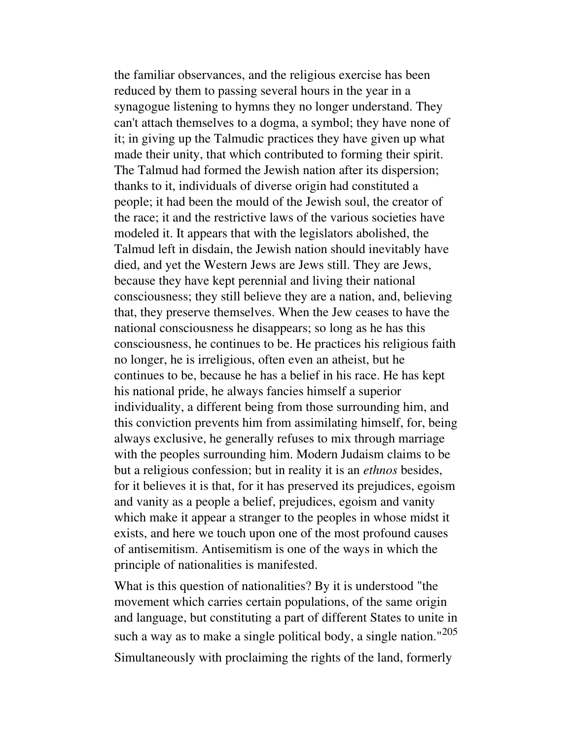the familiar observances, and the religious exercise has been reduced by them to passing several hours in the year in a synagogue listening to hymns they no longer understand. They can't attach themselves to a dogma, a symbol; they have none of it; in giving up the Talmudic practices they have given up what made their unity, that which contributed to forming their spirit. The Talmud had formed the Jewish nation after its dispersion; thanks to it, individuals of diverse origin had constituted a people; it had been the mould of the Jewish soul, the creator of the race; it and the restrictive laws of the various societies have modeled it. It appears that with the legislators abolished, the Talmud left in disdain, the Jewish nation should inevitably have died, and yet the Western Jews are Jews still. They are Jews, because they have kept perennial and living their national consciousness; they still believe they are a nation, and, believing that, they preserve themselves. When the Jew ceases to have the national consciousness he disappears; so long as he has this consciousness, he continues to be. He practices his religious faith no longer, he is irreligious, often even an atheist, but he continues to be, because he has a belief in his race. He has kept his national pride, he always fancies himself a superior individuality, a different being from those surrounding him, and this conviction prevents him from assimilating himself, for, being always exclusive, he generally refuses to mix through marriage with the peoples surrounding him. Modern Judaism claims to be but a religious confession; but in reality it is an *ethnos* besides, for it believes it is that, for it has preserved its prejudices, egoism and vanity as a people a belief, prejudices, egoism and vanity which make it appear a stranger to the peoples in whose midst it exists, and here we touch upon one of the most profound causes of antisemitism. Antisemitism is one of the ways in which the principle of nationalities is manifested.

What is this question of nationalities? By it is understood "the movement which carries certain populations, of the same origin and language, but constituting a part of different States to unite in such a way as to make a single political body, a single nation."[205]

Simultaneously with proclaiming the rights of the land, formerly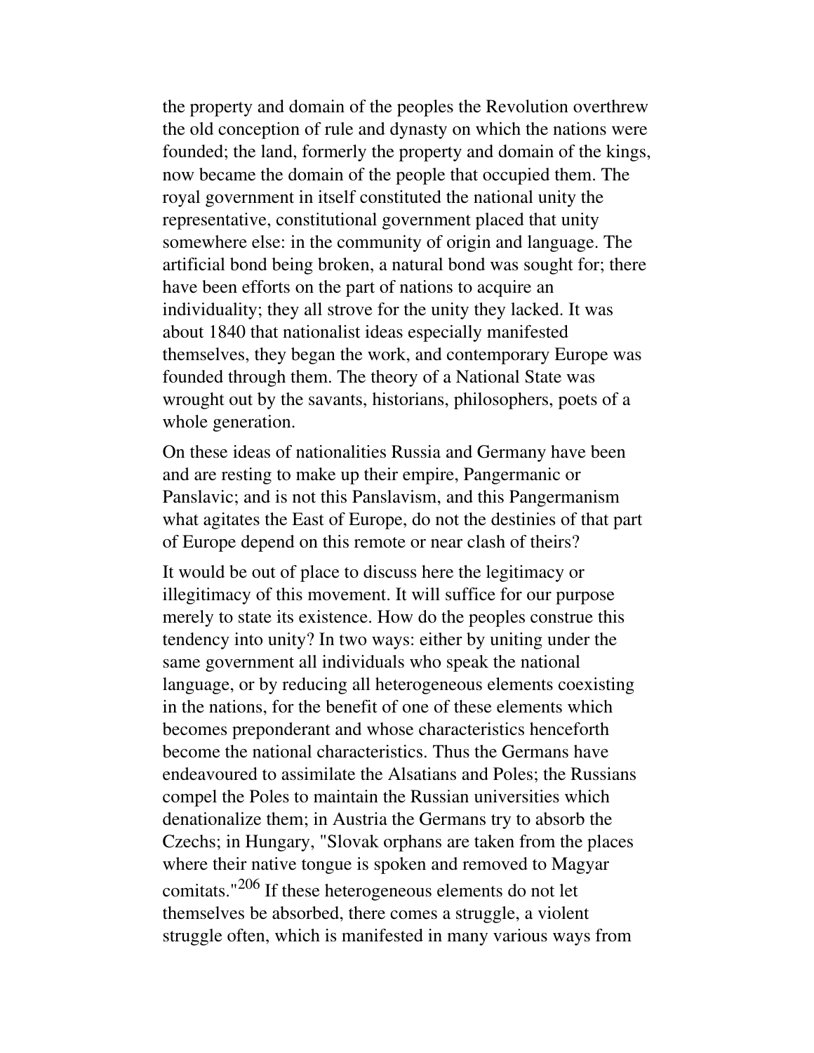the property and domain of the peoples the Revolution overthrew the old conception of rule and dynasty on which the nations were founded; the land, formerly the property and domain of the kings, now became the domain of the people that occupied them. The royal government in itself constituted the national unity the representative, constitutional government placed that unity somewhere else: in the community of origin and language. The artificial bond being broken, a natural bond was sought for; there have been efforts on the part of nations to acquire an individuality; they all strove for the unity they lacked. It was about 1840 that nationalist ideas especially manifested themselves, they began the work, and contemporary Europe was founded through them. The theory of a National State was wrought out by the savants, historians, philosophers, poets of a whole generation.

On these ideas of nationalities Russia and Germany have been and are resting to make up their empire, Pangermanic or Panslavic; and is not this Panslavism, and this Pangermanism what agitates the East of Europe, do not the destinies of that part of Europe depend on this remote or near clash of theirs?

It would be out of place to discuss here the legitimacy or illegitimacy of this movement. It will suffice for our purpose merely to state its existence. How do the peoples construe this tendency into unity? In two ways: either by uniting under the same government all individuals who speak the national language, or by reducing all heterogeneous elements coexisting in the nations, for the benefit of one of these elements which becomes preponderant and whose characteristics henceforth become the national characteristics. Thus the Germans have endeavoured to assimilate the Alsatians and Poles; the Russians compel the Poles to maintain the Russian universities which denationalize them; in Austria the Germans try to absorb the Czechs; in Hungary, "Slovak orphans are taken from the places where their native tongue is spoken and removed to Magyar comitats."[206] If these heterogeneous elements do not let themselves be absorbed, there comes a struggle, a violent struggle often, which is manifested in many various ways from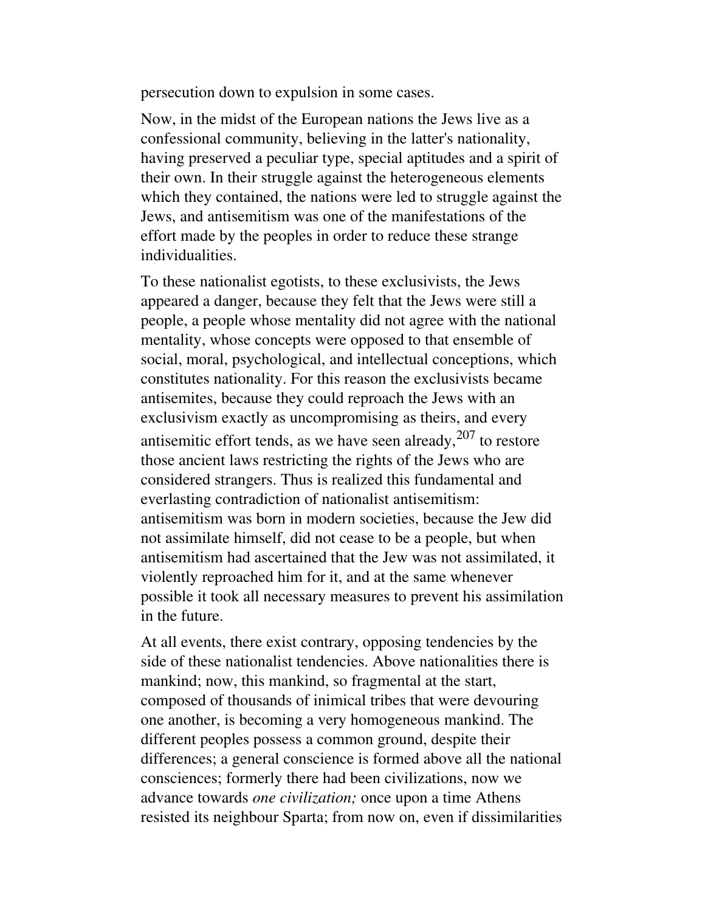persecution down to expulsion in some cases.

Now, in the midst of the European nations the Jews live as a confessional community, believing in the latter's nationality, having preserved a peculiar type, special aptitudes and a spirit of their own. In their struggle against the heterogeneous elements which they contained, the nations were led to struggle against the Jews, and antisemitism was one of the manifestations of the effort made by the peoples in order to reduce these strange individualities.

To these nationalist egotists, to these exclusivists, the Jews appeared a danger, because they felt that the Jews were still a people, a people whose mentality did not agree with the national mentality, whose concepts were opposed to that ensemble of social, moral, psychological, and intellectual conceptions, which constitutes nationality. For this reason the exclusivists became antisemites, because they could reproach the Jews with an exclusivism exactly as uncompromising as theirs, and every antisemitic effort tends, as we have seen already,[207] to restore those ancient laws restricting the rights of the Jews who are considered strangers. Thus is realized this fundamental and everlasting contradiction of nationalist antisemitism: antisemitism was born in modern societies, because the Jew did not assimilate himself, did not cease to be a people, but when antisemitism had ascertained that the Jew was not assimilated, it violently reproached him for it, and at the same whenever possible it took all necessary measures to prevent his assimilation in the future.

At all events, there exist contrary, opposing tendencies by the side of these nationalist tendencies. Above nationalities there is mankind; now, this mankind, so fragmental at the start, composed of thousands of inimical tribes that were devouring one another, is becoming a very homogeneous mankind. The different peoples possess a common ground, despite their differences; a general conscience is formed above all the national consciences; formerly there had been civilizations, now we advance towards *one civilization;* once upon a time Athens resisted its neighbour Sparta; from now on, even if dissimilarities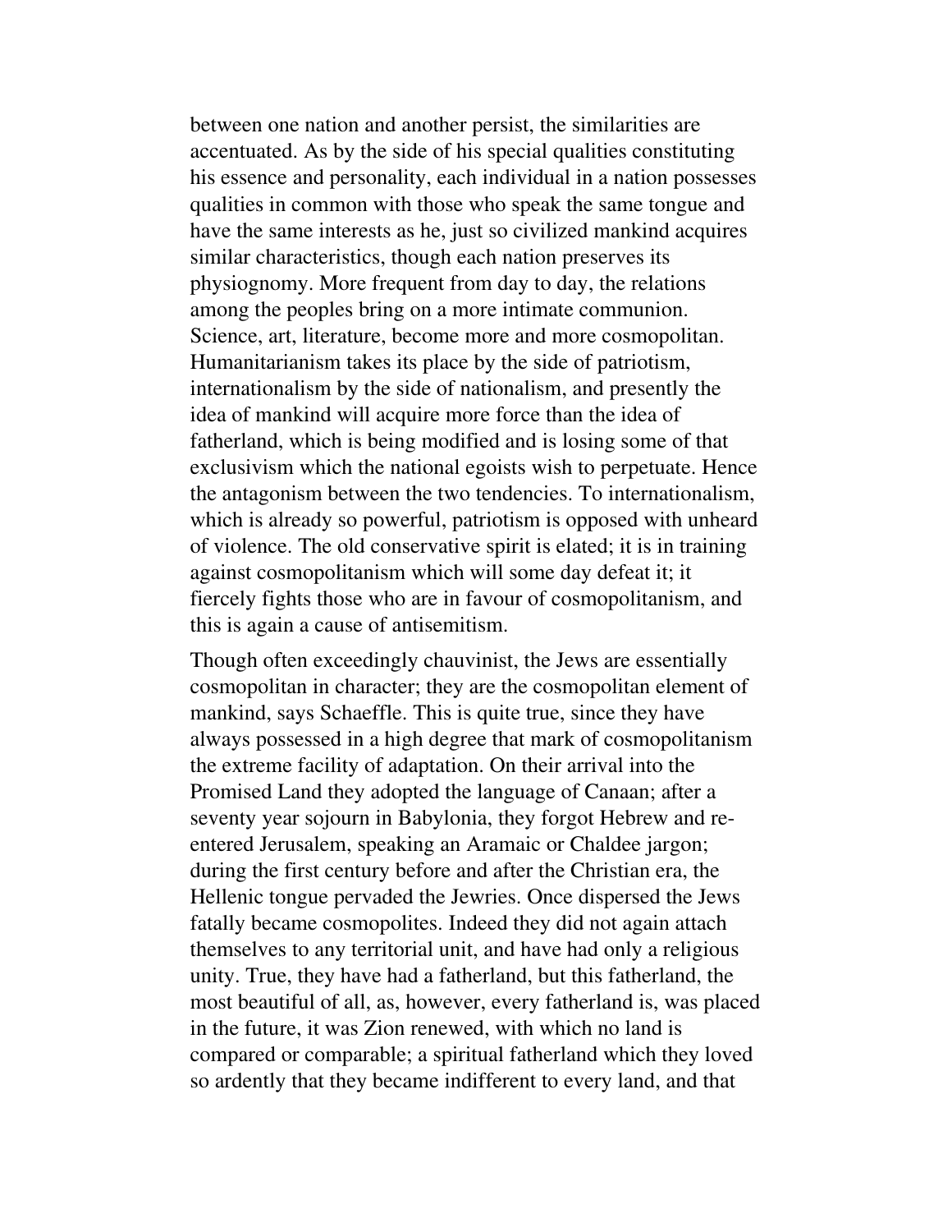between one nation and another persist, the similarities are accentuated. As by the side of his special qualities constituting his essence and personality, each individual in a nation possesses qualities in common with those who speak the same tongue and have the same interests as he, just so civilized mankind acquires similar characteristics, though each nation preserves its physiognomy. More frequent from day to day, the relations among the peoples bring on a more intimate communion. Science, art, literature, become more and more cosmopolitan. Humanitarianism takes its place by the side of patriotism, internationalism by the side of nationalism, and presently the idea of mankind will acquire more force than the idea of fatherland, which is being modified and is losing some of that exclusivism which the national egoists wish to perpetuate. Hence the antagonism between the two tendencies. To internationalism, which is already so powerful, patriotism is opposed with unheard of violence. The old conservative spirit is elated; it is in training against cosmopolitanism which will some day defeat it; it fiercely fights those who are in favour of cosmopolitanism, and this is again a cause of antisemitism.

Though often exceedingly chauvinist, the Jews are essentially cosmopolitan in character; they are the cosmopolitan element of mankind, says Schaeffle. This is quite true, since they have always possessed in a high degree that mark of cosmopolitanism the extreme facility of adaptation. On their arrival into the Promised Land they adopted the language of Canaan; after a seventy year sojourn in Babylonia, they forgot Hebrew and re-entered Jerusalem, speaking an Aramaic or Chaldee jargon; during the first century before and after the Christian era, the Hellenic tongue pervaded the Jewries. Once dispersed the Jews fatally became cosmopolites. Indeed they did not again attach themselves to any territorial unit, and have had only a religious unity. True, they have had a fatherland, but this fatherland, the most beautiful of all, as, however, every fatherland is, was placed in the future, it was Zion renewed, with which no land is compared or comparable; a spiritual fatherland which they loved so ardently that they became indifferent to every land, and that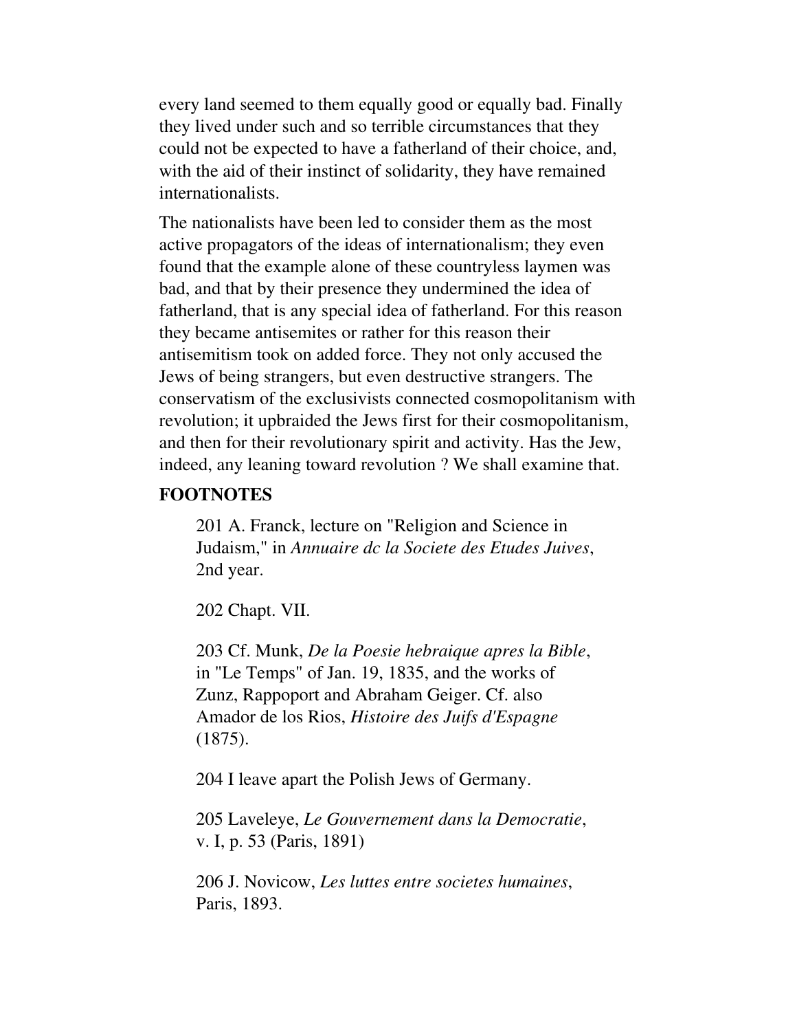every land seemed to them equally good or equally bad. Finally they lived under such and so terrible circumstances that they could not be expected to have a fatherland of their choice, and, with the aid of their instinct of solidarity, they have remained internationalists.

The nationalists have been led to consider them as the most active propagators of the ideas of internationalism; they even found that the example alone of these countryless laymen was bad, and that by their presence they undermined the idea of fatherland, that is any special idea of fatherland. For this reason they became antisemites or rather for this reason their antisemitism took on added force. They not only accused the Jews of being strangers, but even destructive strangers. The conservatism of the exclusivists connected cosmopolitanism with revolution; it upbraided the Jews first for their cosmopolitanism, and then for their revolutionary spirit and activity. Has the Jew, indeed, any leaning toward revolution ? We shall examine that.

### FOOTNOTES

201 A. Franck, lecture on "Religion and Science in Judaism," in *Annuaire dc la Societe des Etudes Juives*, 2nd year.

202 Chapt. VII.

203 Cf. Munk, *De la Poesie hebraique apres la Bible*, in "Le Temps" of Jan. 19, 1835, and the works of Zunz, Rappoport and Abraham Geiger. Cf. also Amador de los Rios, *Histoire des Juifs d'Espagne* (1875).

204 I leave apart the Polish Jews of Germany.

205 Laveleye, *Le Gouvernement dans la Democratie*, v. I, p. 53 (Paris, 1891)

206 J. Novicow, *Les luttes entre societes humaines*, Paris, 1893.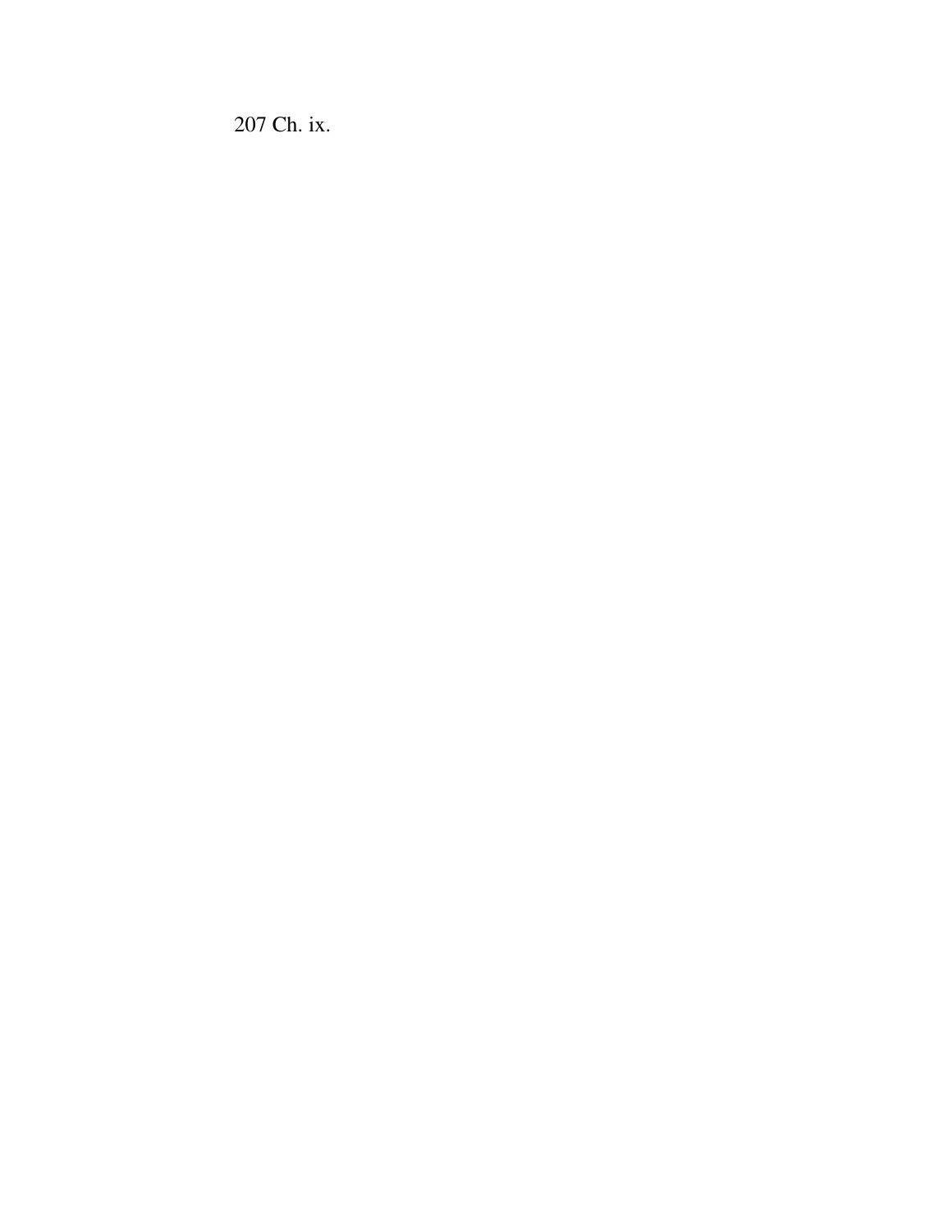207 Ch. ix.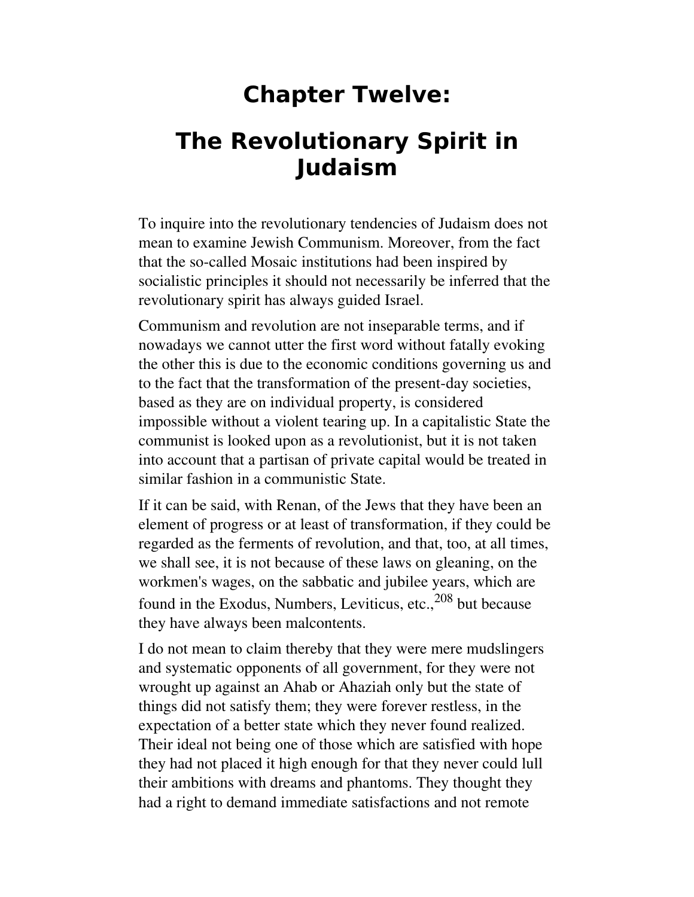# Chapter Twelve:

# The Revolutionary Spirit in Judaism

To inquire into the revolutionary tendencies of Judaism does not mean to examine Jewish Communism. Moreover, from the fact that the so-called Mosaic institutions had been inspired by socialistic principles it should not necessarily be inferred that the revolutionary spirit has always guided Israel.

Communism and revolution are not inseparable terms, and if nowadays we cannot utter the first word without fatally evoking the other this is due to the economic conditions governing us and to the fact that the transformation of the present-day societies, based as they are on individual property, is considered impossible without a violent tearing up. In a capitalistic State the communist is looked upon as a revolutionist, but it is not taken into account that a partisan of private capital would be treated in similar fashion in a communistic State.

If it can be said, with Renan, of the Jews that they have been an element of progress or at least of transformation, if they could be regarded as the ferments of revolution, and that, too, at all times, we shall see, it is not because of these laws on gleaning, on the workmen's wages, on the sabbatic and jubilee years, which are found in the Exodus, Numbers, Leviticus, etc.,[208] but because they have always been malcontents.

I do not mean to claim thereby that they were mere mudslingers and systematic opponents of all government, for they were not wrought up against an Ahab or Ahaziah only but the state of things did not satisfy them; they were forever restless, in the expectation of a better state which they never found realized. Their ideal not being one of those which are satisfied with hope they had not placed it high enough for that they never could lull their ambitions with dreams and phantoms. They thought they had a right to demand immediate satisfactions and not remote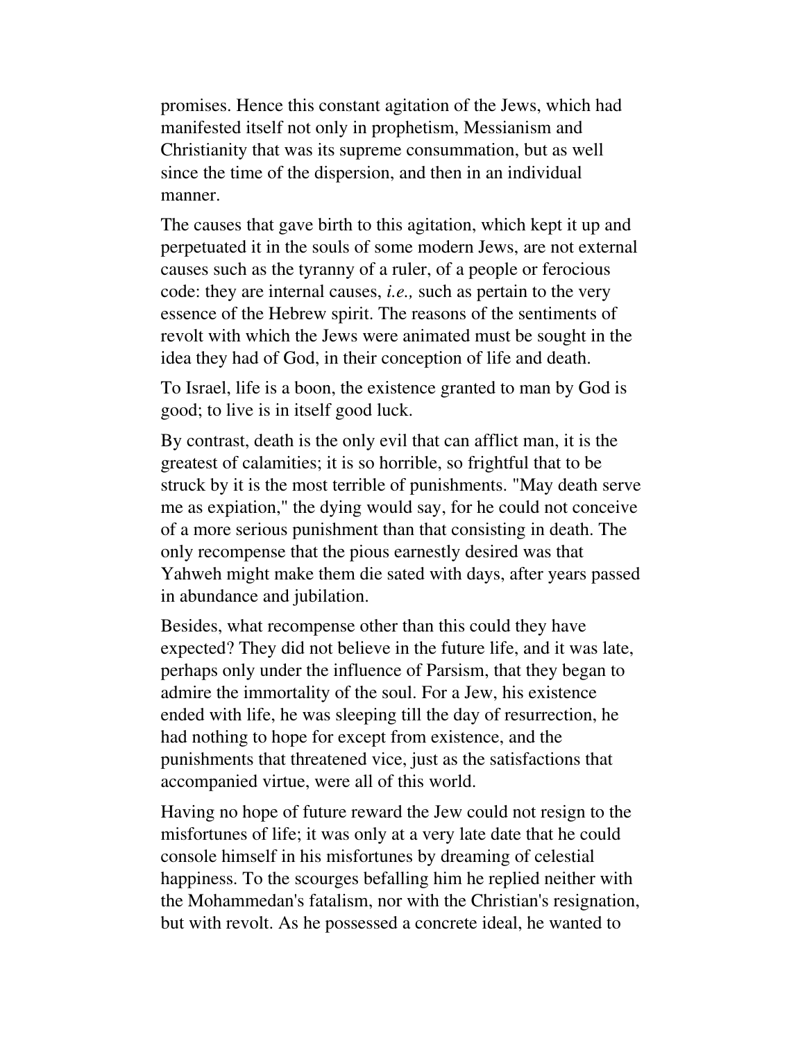promises. Hence this constant agitation of the Jews, which had manifested itself not only in prophetism, Messianism and Christianity that was its supreme consummation, but as well since the time of the dispersion, and then in an individual manner.

The causes that gave birth to this agitation, which kept it up and perpetuated it in the souls of some modern Jews, are not external causes such as the tyranny of a ruler, of a people or ferocious code: they are internal causes, *i.e.,* such as pertain to the very essence of the Hebrew spirit. The reasons of the sentiments of revolt with which the Jews were animated must be sought in the idea they had of God, in their conception of life and death.

To Israel, life is a boon, the existence granted to man by God is good; to live is in itself good luck.

By contrast, death is the only evil that can afflict man, it is the greatest of calamities; it is so horrible, so frightful that to be struck by it is the most terrible of punishments. "May death serve me as expiation," the dying would say, for he could not conceive of a more serious punishment than that consisting in death. The only recompense that the pious earnestly desired was that Yahweh might make them die sated with days, after years passed in abundance and jubilation.

Besides, what recompense other than this could they have expected? They did not believe in the future life, and it was late, perhaps only under the influence of Parsism, that they began to admire the immortality of the soul. For a Jew, his existence ended with life, he was sleeping till the day of resurrection, he had nothing to hope for except from existence, and the punishments that threatened vice, just as the satisfactions that accompanied virtue, were all of this world.

Having no hope of future reward the Jew could not resign to the misfortunes of life; it was only at a very late date that he could console himself in his misfortunes by dreaming of celestial happiness. To the scourges befalling him he replied neither with the Mohammedan's fatalism, nor with the Christian's resignation, but with revolt. As he possessed a concrete ideal, he wanted to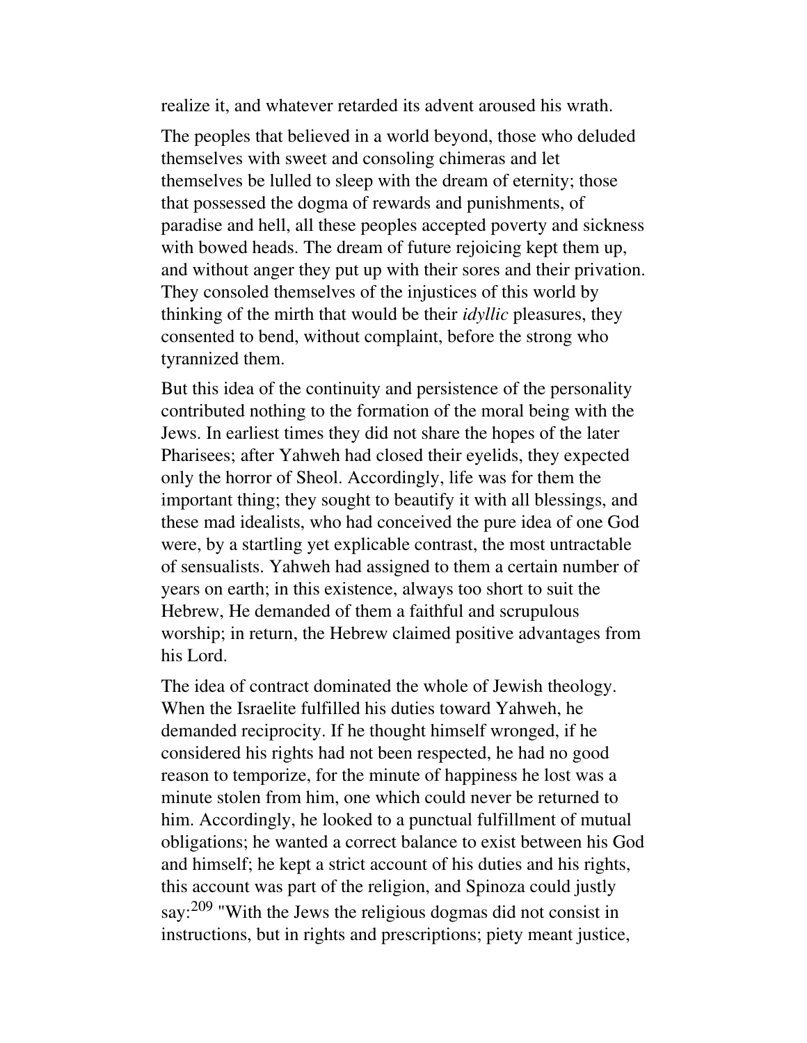realize it, and whatever retarded its advent aroused his wrath.

The peoples that believed in a world beyond, those who deluded themselves with sweet and consoling chimeras and let themselves be lulled to sleep with the dream of eternity; those that possessed the dogma of rewards and punishments, of paradise and hell, all these peoples accepted poverty and sickness with bowed heads. The dream of future rejoicing kept them up, and without anger they put up with their sores and their privation. They consoled themselves of the injustices of this world by thinking of the mirth that would be their *idyllic* pleasures, they consented to bend, without complaint, before the strong who tyrannized them.

But this idea of the continuity and persistence of the personality contributed nothing to the formation of the moral being with the Jews. In earliest times they did not share the hopes of the later Pharisees; after Yahweh had closed their eyelids, they expected only the horror of Sheol. Accordingly, life was for them the important thing; they sought to beautify it with all blessings, and these mad idealists, who had conceived the pure idea of one God were, by a startling yet explicable contrast, the most untractable of sensualists. Yahweh had assigned to them a certain number of years on earth; in this existence, always too short to suit the Hebrew, He demanded of them a faithful and scrupulous worship; in return, the Hebrew claimed positive advantages from his Lord.

The idea of contract dominated the whole of Jewish theology. When the Israelite fulfilled his duties toward Yahweh, he demanded reciprocity. If he thought himself wronged, if he considered his rights had not been respected, he had no good reason to temporize, for the minute of happiness he lost was a minute stolen from him, one which could never be returned to him. Accordingly, he looked to a punctual fulfillment of mutual obligations; he wanted a correct balance to exist between his God and himself; he kept a strict account of his duties and his rights, this account was part of the religion, and Spinoza could justly say:[209] "With the Jews the religious dogmas did not consist in instructions, but in rights and prescriptions; piety meant justice,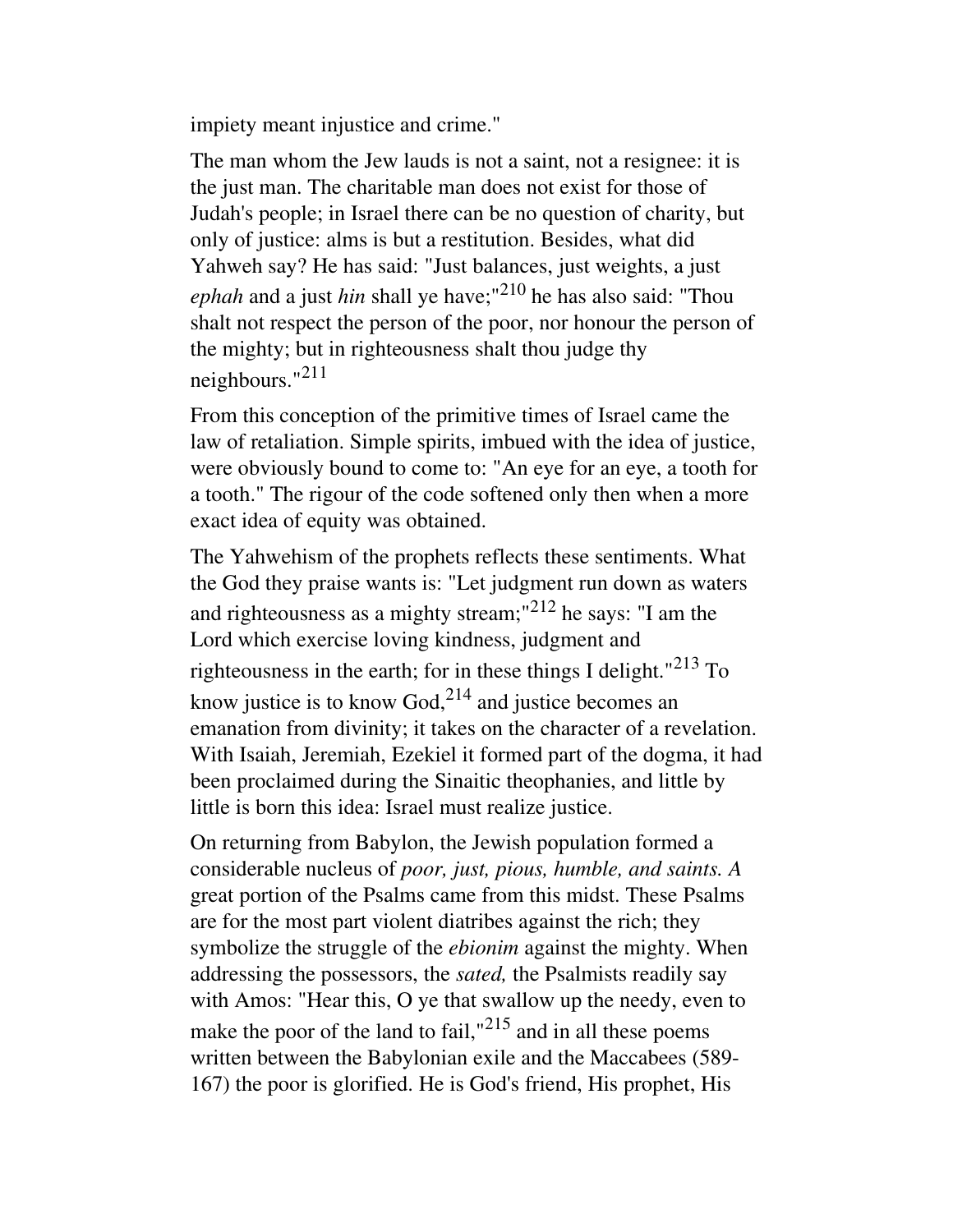impiety meant injustice and crime."

The man whom the Jew lauds is not a saint, not a resignee: it is the just man. The charitable man does not exist for those of Judah's people; in Israel there can be no question of charity, but only of justice: alms is but a restitution. Besides, what did Yahweh say? He has said: "Just balances, just weights, a just *ephah* and a just *hin* shall ye have;"[210] he has also said: "Thou shalt not respect the person of the poor, nor honour the person of the mighty; but in righteousness shalt thou judge thy neighbours."[211]

From this conception of the primitive times of Israel came the law of retaliation. Simple spirits, imbued with the idea of justice, were obviously bound to come to: "An eye for an eye, a tooth for a tooth." The rigour of the code softened only then when a more exact idea of equity was obtained.

The Yahwehism of the prophets reflects these sentiments. What the God they praise wants is: "Let judgment run down as waters and righteousness as a mighty stream;"[212] he says: "I am the Lord which exercise loving kindness, judgment and righteousness in the earth; for in these things I delight."[213] To know justice is to know God,[214] and justice becomes an emanation from divinity; it takes on the character of a revelation. With Isaiah, Jeremiah, Ezekiel it formed part of the dogma, it had been proclaimed during the Sinaitic theophanies, and little by little is born this idea: Israel must realize justice.

On returning from Babylon, the Jewish population formed a considerable nucleus of *poor, just, pious, humble, and saints. A* great portion of the Psalms came from this midst. These Psalms are for the most part violent diatribes against the rich; they symbolize the struggle of the *ebionim* against the mighty. When addressing the possessors, the *sated,* the Psalmists readily say with Amos: "Hear this, O ye that swallow up the needy, even to make the poor of the land to fail,"[215] and in all these poems written between the Babylonian exile and the Maccabees (589-167) the poor is glorified. He is God's friend, His prophet, His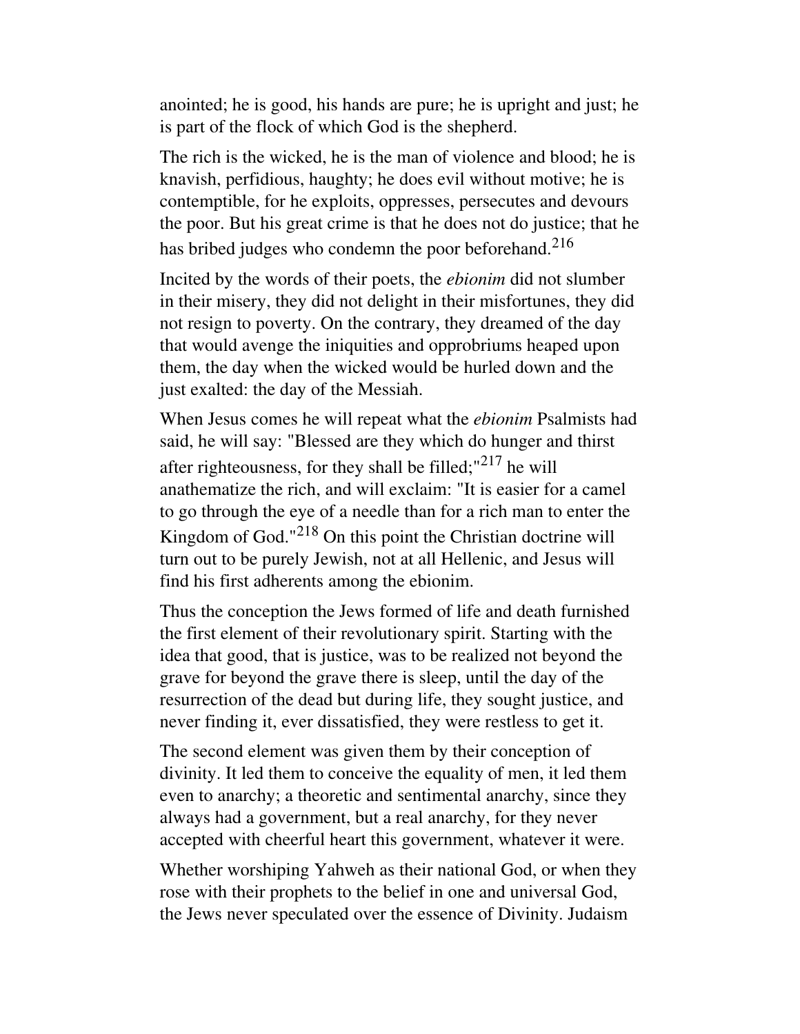anointed; he is good, his hands are pure; he is upright and just; he is part of the flock of which God is the shepherd.

The rich is the wicked, he is the man of violence and blood; he is knavish, perfidious, haughty; he does evil without motive; he is contemptible, for he exploits, oppresses, persecutes and devours the poor. But his great crime is that he does not do justice; that he has bribed judges who condemn the poor beforehand.[216]

Incited by the words of their poets, the *ebionim* did not slumber in their misery, they did not delight in their misfortunes, they did not resign to poverty. On the contrary, they dreamed of the day that would avenge the iniquities and opprobriums heaped upon them, the day when the wicked would be hurled down and the just exalted: the day of the Messiah.

When Jesus comes he will repeat what the *ebionim* Psalmists had said, he will say: "Blessed are they which do hunger and thirst after righteousness, for they shall be filled;"[217] he will anathematize the rich, and will exclaim: "It is easier for a camel to go through the eye of a needle than for a rich man to enter the Kingdom of God."[218] On this point the Christian doctrine will turn out to be purely Jewish, not at all Hellenic, and Jesus will find his first adherents among the ebionim.

Thus the conception the Jews formed of life and death furnished the first element of their revolutionary spirit. Starting with the idea that good, that is justice, was to be realized not beyond the grave for beyond the grave there is sleep, until the day of the resurrection of the dead but during life, they sought justice, and never finding it, ever dissatisfied, they were restless to get it.

The second element was given them by their conception of divinity. It led them to conceive the equality of men, it led them even to anarchy; a theoretic and sentimental anarchy, since they always had a government, but a real anarchy, for they never accepted with cheerful heart this government, whatever it were.

Whether worshiping Yahweh as their national God, or when they rose with their prophets to the belief in one and universal God, the Jews never speculated over the essence of Divinity. Judaism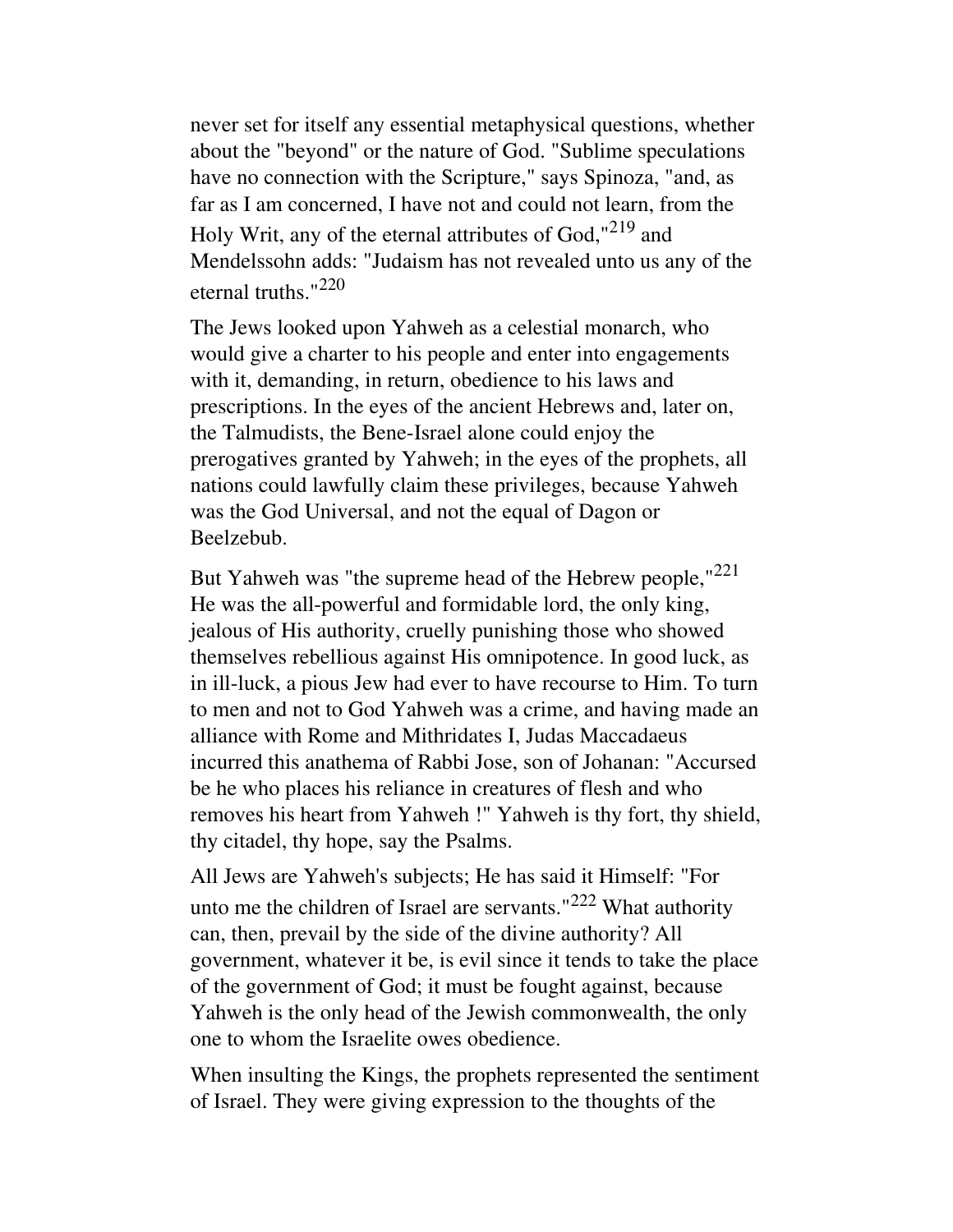never set for itself any essential metaphysical questions, whether about the "beyond" or the nature of God. "Sublime speculations have no connection with the Scripture," says Spinoza, "and, as far as I am concerned, I have not and could not learn, from the Holy Writ, any of the eternal attributes of God,"[219] and Mendelssohn adds: "Judaism has not revealed unto us any of the eternal truths."[220]

The Jews looked upon Yahweh as a celestial monarch, who would give a charter to his people and enter into engagements with it, demanding, in return, obedience to his laws and prescriptions. In the eyes of the ancient Hebrews and, later on, the Talmudists, the Bene-Israel alone could enjoy the prerogatives granted by Yahweh; in the eyes of the prophets, all nations could lawfully claim these privileges, because Yahweh was the God Universal, and not the equal of Dagon or Beelzebub.

But Yahweh was "the supreme head of the Hebrew people,"[221] He was the all-powerful and formidable lord, the only king, jealous of His authority, cruelly punishing those who showed themselves rebellious against His omnipotence. In good luck, as in ill-luck, a pious Jew had ever to have recourse to Him. To turn to men and not to God Yahweh was a crime, and having made an alliance with Rome and Mithridates I, Judas Maccadaeus incurred this anathema of Rabbi Jose, son of Johanan: "Accursed be he who places his reliance in creatures of flesh and who removes his heart from Yahweh !" Yahweh is thy fort, thy shield, thy citadel, thy hope, say the Psalms.

All Jews are Yahweh's subjects; He has said it Himself: "For unto me the children of Israel are servants."[222] What authority can, then, prevail by the side of the divine authority? All government, whatever it be, is evil since it tends to take the place of the government of God; it must be fought against, because Yahweh is the only head of the Jewish commonwealth, the only one to whom the Israelite owes obedience.

When insulting the Kings, the prophets represented the sentiment of Israel. They were giving expression to the thoughts of the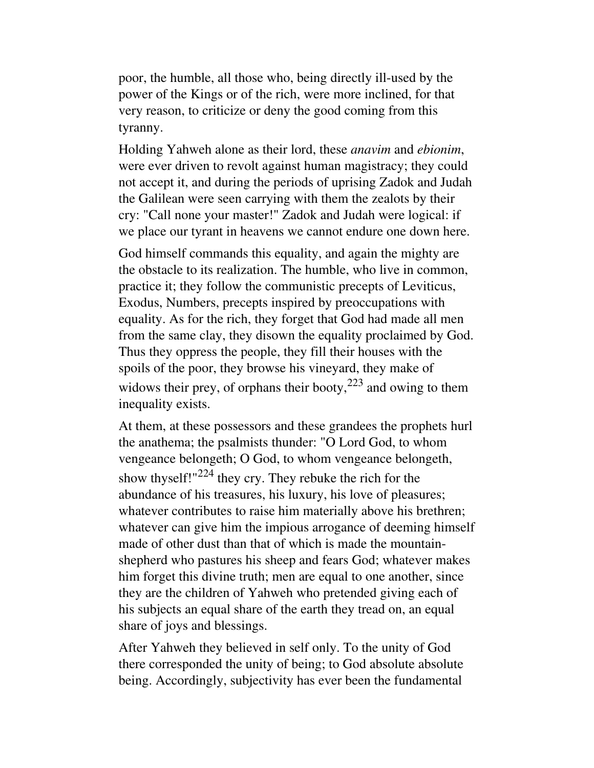poor, the humble, all those who, being directly ill-used by the power of the Kings or of the rich, were more inclined, for that very reason, to criticize or deny the good coming from this tyranny.

Holding Yahweh alone as their lord, these *anavim* and *ebionim*, were ever driven to revolt against human magistracy; they could not accept it, and during the periods of uprising Zadok and Judah the Galilean were seen carrying with them the zealots by their cry: "Call none your master!" Zadok and Judah were logical: if we place our tyrant in heavens we cannot endure one down here.

God himself commands this equality, and again the mighty are the obstacle to its realization. The humble, who live in common, practice it; they follow the communistic precepts of Leviticus, Exodus, Numbers, precepts inspired by preoccupations with equality. As for the rich, they forget that God had made all men from the same clay, they disown the equality proclaimed by God. Thus they oppress the people, they fill their houses with the spoils of the poor, they browse his vineyard, they make of widows their prey, of orphans their booty,[223] and owing to them inequality exists.

At them, at these possessors and these grandees the prophets hurl the anathema; the psalmists thunder: "O Lord God, to whom vengeance belongeth; O God, to whom vengeance belongeth, show thyself!"[224] they cry. They rebuke the rich for the abundance of his treasures, his luxury, his love of pleasures; whatever contributes to raise him materially above his brethren; whatever can give him the impious arrogance of deeming himself made of other dust than that of which is made the mountain-shepherd who pastures his sheep and fears God; whatever makes him forget this divine truth; men are equal to one another, since they are the children of Yahweh who pretended giving each of his subjects an equal share of the earth they tread on, an equal share of joys and blessings.

After Yahweh they believed in self only. To the unity of God there corresponded the unity of being; to God absolute absolute being. Accordingly, subjectivity has ever been the fundamental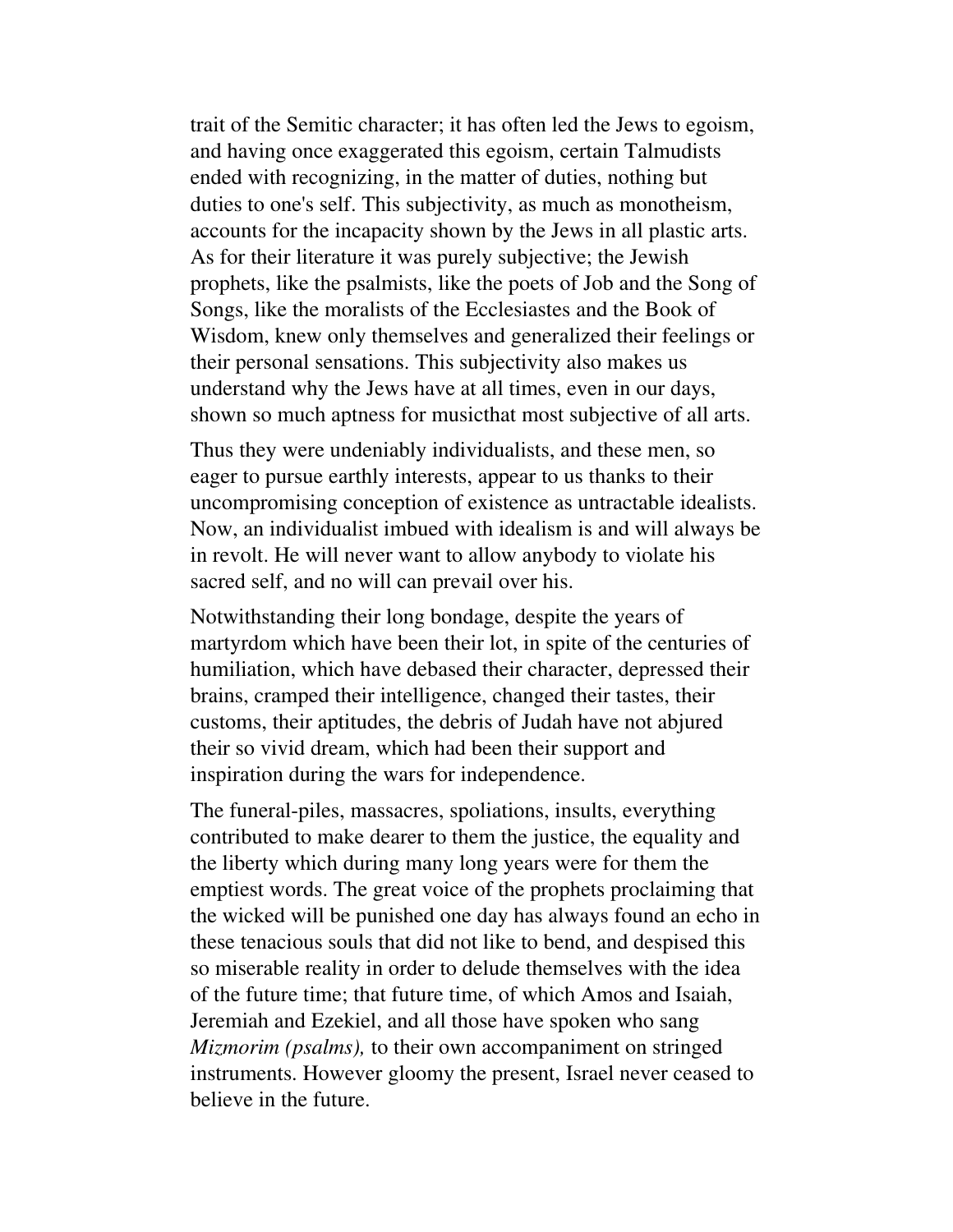trait of the Semitic character; it has often led the Jews to egoism, and having once exaggerated this egoism, certain Talmudists ended with recognizing, in the matter of duties, nothing but duties to one's self. This subjectivity, as much as monotheism, accounts for the incapacity shown by the Jews in all plastic arts. As for their literature it was purely subjective; the Jewish prophets, like the psalmists, like the poets of Job and the Song of Songs, like the moralists of the Ecclesiastes and the Book of Wisdom, knew only themselves and generalized their feelings or their personal sensations. This subjectivity also makes us understand why the Jews have at all times, even in our days, shown so much aptness for musicthat most subjective of all arts.

Thus they were undeniably individualists, and these men, so eager to pursue earthly interests, appear to us thanks to their uncompromising conception of existence as untractable idealists. Now, an individualist imbued with idealism is and will always be in revolt. He will never want to allow anybody to violate his sacred self, and no will can prevail over his.

Notwithstanding their long bondage, despite the years of martyrdom which have been their lot, in spite of the centuries of humiliation, which have debased their character, depressed their brains, cramped their intelligence, changed their tastes, their customs, their aptitudes, the debris of Judah have not abjured their so vivid dream, which had been their support and inspiration during the wars for independence.

The funeral-piles, massacres, spoliations, insults, everything contributed to make dearer to them the justice, the equality and the liberty which during many long years were for them the emptiest words. The great voice of the prophets proclaiming that the wicked will be punished one day has always found an echo in these tenacious souls that did not like to bend, and despised this so miserable reality in order to delude themselves with the idea of the future time; that future time, of which Amos and Isaiah, Jeremiah and Ezekiel, and all those have spoken who sang *Mizmorim (psalms),* to their own accompaniment on stringed instruments. However gloomy the present, Israel never ceased to believe in the future.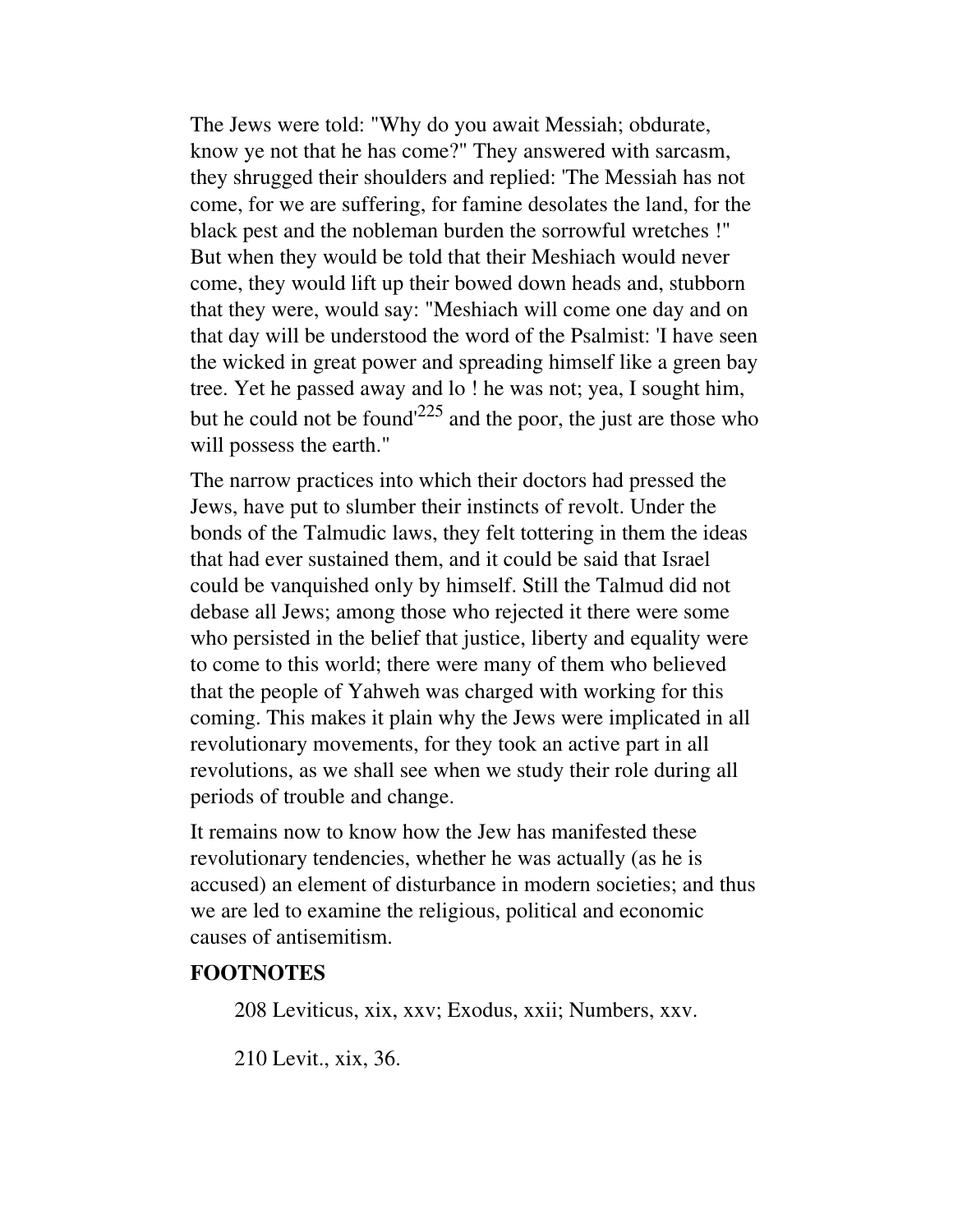The Jews were told: "Why do you await Messiah; obdurate, know ye not that he has come?" They answered with sarcasm, they shrugged their shoulders and replied: 'The Messiah has not come, for we are suffering, for famine desolates the land, for the black pest and the nobleman burden the sorrowful wretches !" But when they would be told that their Meshiach would never come, they would lift up their bowed down heads and, stubborn that they were, would say: "Meshiach will come one day and on that day will be understood the word of the Psalmist: 'I have seen the wicked in great power and spreading himself like a green bay tree. Yet he passed away and lo ! he was not; yea, I sought him, but he could not be found'[225] and the poor, the just are those who will possess the earth."

The narrow practices into which their doctors had pressed the Jews, have put to slumber their instincts of revolt. Under the bonds of the Talmudic laws, they felt tottering in them the ideas that had ever sustained them, and it could be said that Israel could be vanquished only by himself. Still the Talmud did not debase all Jews; among those who rejected it there were some who persisted in the belief that justice, liberty and equality were to come to this world; there were many of them who believed that the people of Yahweh was charged with working for this coming. This makes it plain why the Jews were implicated in all revolutionary movements, for they took an active part in all revolutions, as we shall see when we study their role during all periods of trouble and change.

It remains now to know how the Jew has manifested these revolutionary tendencies, whether he was actually (as he is accused) an element of disturbance in modern societies; and thus we are led to examine the religious, political and economic causes of antisemitism.

**FOOTNOTES**

208 Leviticus, xix, xxv; Exodus, xxii; Numbers, xxv.

210 Levit., xix, 36.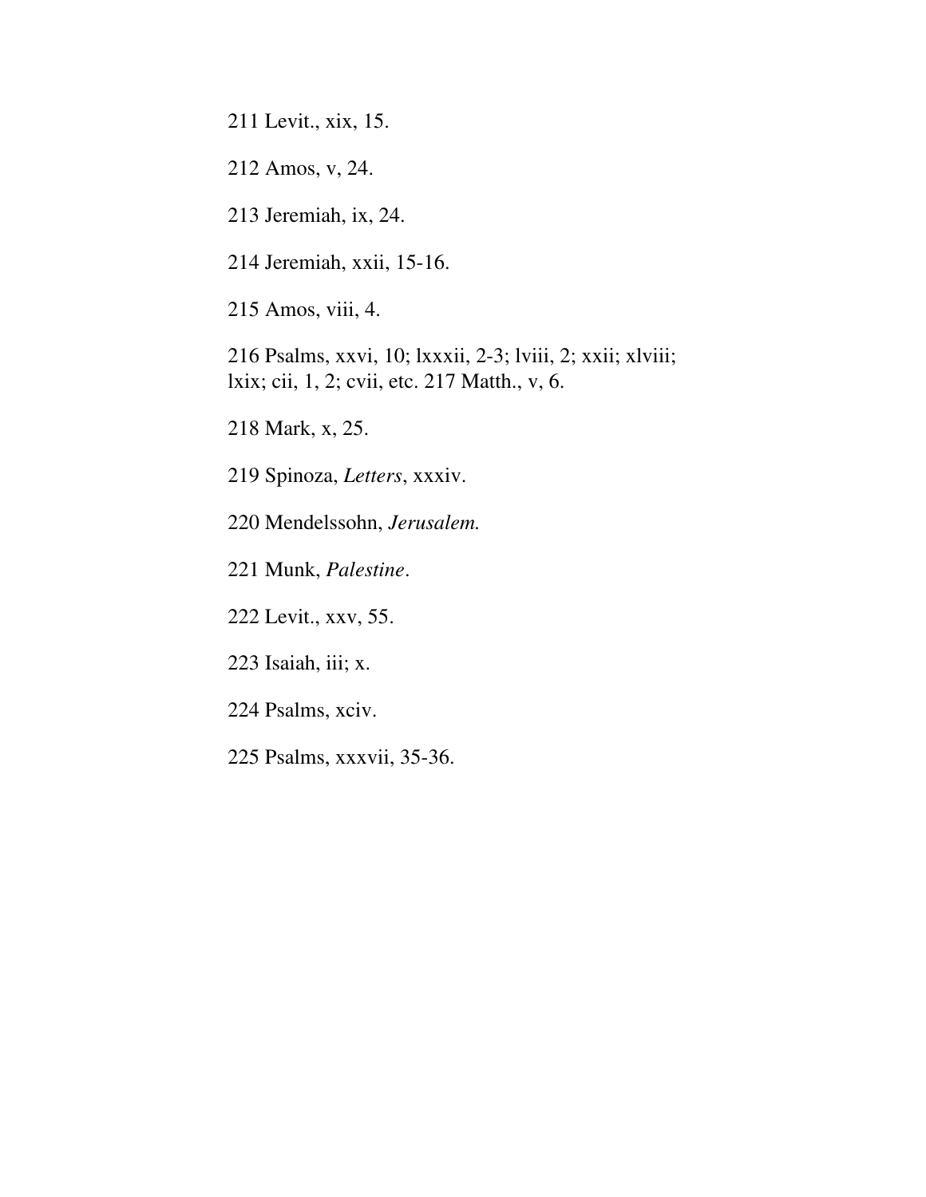211 Levit., xix, 15.

212 Amos, v, 24.

213 Jeremiah, ix, 24.

214 Jeremiah, xxii, 15-16.

215 Amos, viii, 4.

216 Psalms, xxvi, 10; lxxxii, 2-3; lviii, 2; xxii; xlviii; lxix; cii, 1, 2; cvii, etc. 217 Matth., v, 6.

218 Mark, x, 25.

219 Spinoza, *Letters*, xxxiv.

220 Mendelssohn, *Jerusalem.*

221 Munk, *Palestine*.

222 Levit., xxv, 55.

223 Isaiah, iii; x.

224 Psalms, xciv.

225 Psalms, xxxvii, 35-36.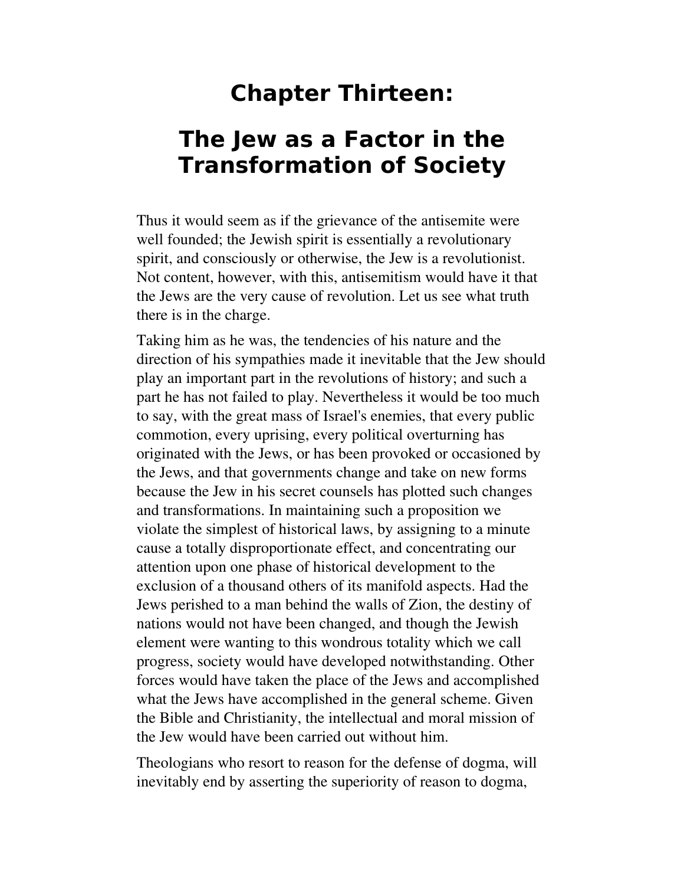# Chapter Thirteen:

# The Jew as a Factor in the Transformation of Society

Thus it would seem as if the grievance of the antisemite were well founded; the Jewish spirit is essentially a revolutionary spirit, and consciously or otherwise, the Jew is a revolutionist. Not content, however, with this, antisemitism would have it that the Jews are the very cause of revolution. Let us see what truth there is in the charge.

Taking him as he was, the tendencies of his nature and the direction of his sympathies made it inevitable that the Jew should play an important part in the revolutions of history; and such a part he has not failed to play. Nevertheless it would be too much to say, with the great mass of Israel's enemies, that every public commotion, every uprising, every political overturning has originated with the Jews, or has been provoked or occasioned by the Jews, and that governments change and take on new forms because the Jew in his secret counsels has plotted such changes and transformations. In maintaining such a proposition we violate the simplest of historical laws, by assigning to a minute cause a totally disproportionate effect, and concentrating our attention upon one phase of historical development to the exclusion of a thousand others of its manifold aspects. Had the Jews perished to a man behind the walls of Zion, the destiny of nations would not have been changed, and though the Jewish element were wanting to this wondrous totality which we call progress, society would have developed notwithstanding. Other forces would have taken the place of the Jews and accomplished what the Jews have accomplished in the general scheme. Given the Bible and Christianity, the intellectual and moral mission of the Jew would have been carried out without him.

Theologians who resort to reason for the defense of dogma, will inevitably end by asserting the superiority of reason to dogma,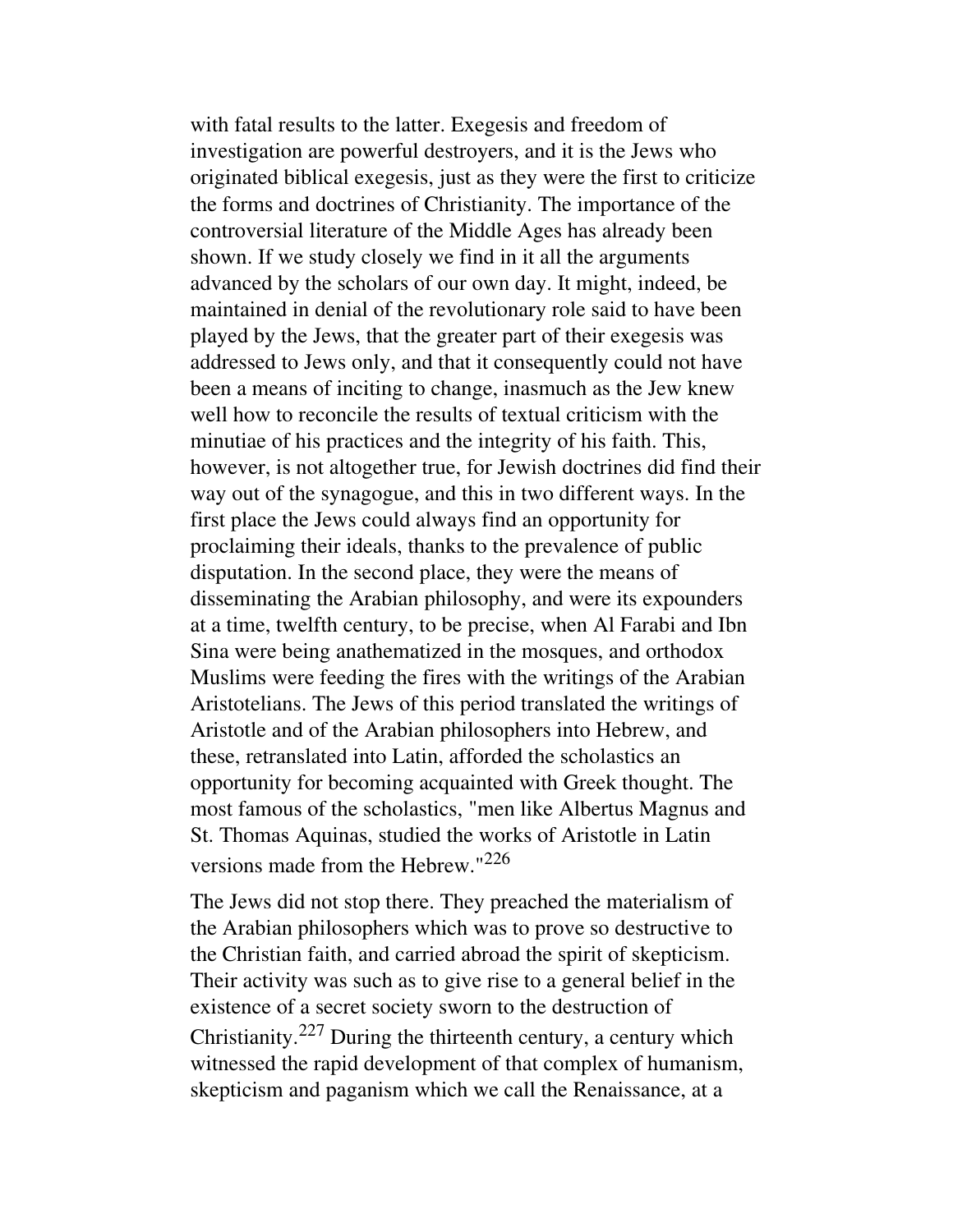with fatal results to the latter. Exegesis and freedom of investigation are powerful destroyers, and it is the Jews who originated biblical exegesis, just as they were the first to criticize the forms and doctrines of Christianity. The importance of the controversial literature of the Middle Ages has already been shown. If we study closely we find in it all the arguments advanced by the scholars of our own day. It might, indeed, be maintained in denial of the revolutionary role said to have been played by the Jews, that the greater part of their exegesis was addressed to Jews only, and that it consequently could not have been a means of inciting to change, inasmuch as the Jew knew well how to reconcile the results of textual criticism with the minutiae of his practices and the integrity of his faith. This, however, is not altogether true, for Jewish doctrines did find their way out of the synagogue, and this in two different ways. In the first place the Jews could always find an opportunity for proclaiming their ideals, thanks to the prevalence of public disputation. In the second place, they were the means of disseminating the Arabian philosophy, and were its expounders at a time, twelfth century, to be precise, when Al Farabi and Ibn Sina were being anathematized in the mosques, and orthodox Muslims were feeding the fires with the writings of the Arabian Aristotelians. The Jews of this period translated the writings of Aristotle and of the Arabian philosophers into Hebrew, and these, retranslated into Latin, afforded the scholastics an opportunity for becoming acquainted with Greek thought. The most famous of the scholastics, "men like Albertus Magnus and St. Thomas Aquinas, studied the works of Aristotle in Latin versions made from the Hebrew."[226]

The Jews did not stop there. They preached the materialism of the Arabian philosophers which was to prove so destructive to the Christian faith, and carried abroad the spirit of skepticism. Their activity was such as to give rise to a general belief in the existence of a secret society sworn to the destruction of Christianity.[227] During the thirteenth century, a century which witnessed the rapid development of that complex of humanism, skepticism and paganism which we call the Renaissance, at a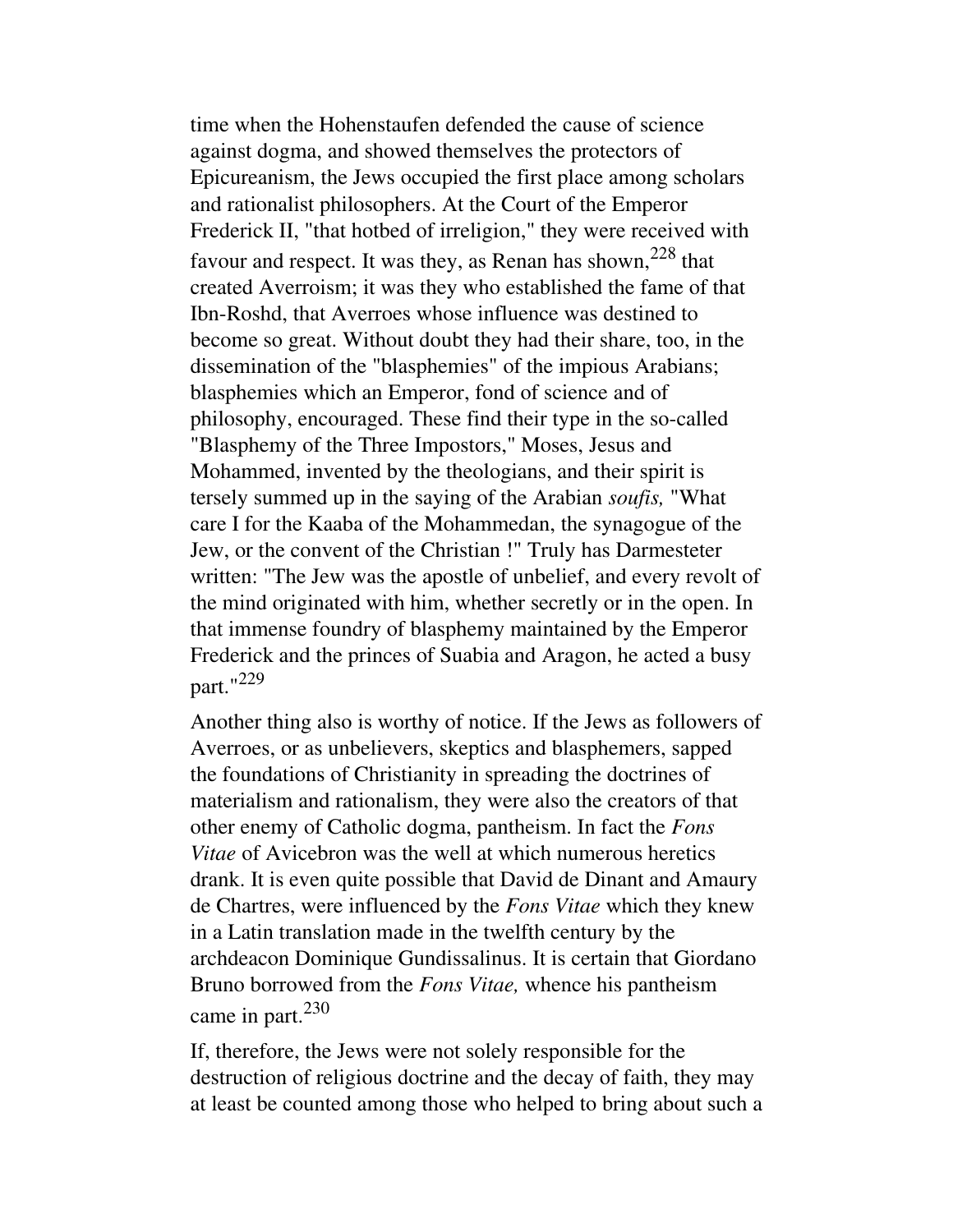time when the Hohenstaufen defended the cause of science against dogma, and showed themselves the protectors of Epicureanism, the Jews occupied the first place among scholars and rationalist philosophers. At the Court of the Emperor Frederick II, "that hotbed of irreligion," they were received with favour and respect. It was they, as Renan has shown,[228] that created Averroism; it was they who established the fame of that Ibn-Roshd, that Averroes whose influence was destined to become so great. Without doubt they had their share, too, in the dissemination of the "blasphemies" of the impious Arabians; blasphemies which an Emperor, fond of science and of philosophy, encouraged. These find their type in the so-called "Blasphemy of the Three Impostors," Moses, Jesus and Mohammed, invented by the theologians, and their spirit is tersely summed up in the saying of the Arabian *soufis,* "What care I for the Kaaba of the Mohammedan, the synagogue of the Jew, or the convent of the Christian !" Truly has Darmesteter written: "The Jew was the apostle of unbelief, and every revolt of the mind originated with him, whether secretly or in the open. In that immense foundry of blasphemy maintained by the Emperor Frederick and the princes of Suabia and Aragon, he acted a busy part."[229]

Another thing also is worthy of notice. If the Jews as followers of Averroes, or as unbelievers, skeptics and blasphemers, sapped the foundations of Christianity in spreading the doctrines of materialism and rationalism, they were also the creators of that other enemy of Catholic dogma, pantheism. In fact the *Fons Vitae* of Avicebron was the well at which numerous heretics drank. It is even quite possible that David de Dinant and Amaury de Chartres, were influenced by the *Fons Vitae* which they knew in a Latin translation made in the twelfth century by the archdeacon Dominique Gundissalinus. It is certain that Giordano Bruno borrowed from the *Fons Vitae,* whence his pantheism came in part.[230]

If, therefore, the Jews were not solely responsible for the destruction of religious doctrine and the decay of faith, they may at least be counted among those who helped to bring about such a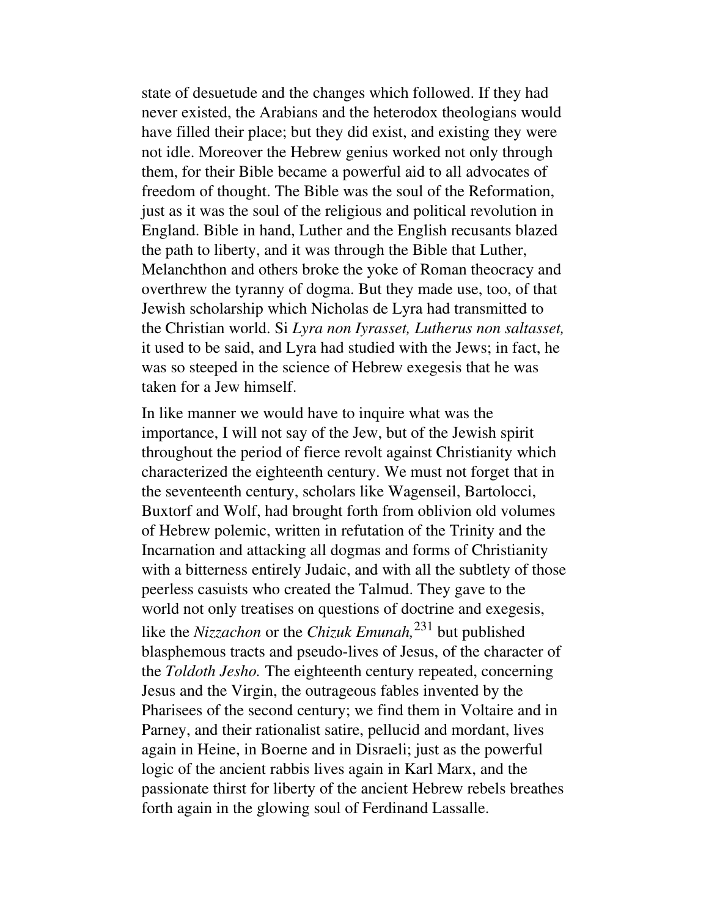state of desuetude and the changes which followed. If they had never existed, the Arabians and the heterodox theologians would have filled their place; but they did exist, and existing they were not idle. Moreover the Hebrew genius worked not only through them, for their Bible became a powerful aid to all advocates of freedom of thought. The Bible was the soul of the Reformation, just as it was the soul of the religious and political revolution in England. Bible in hand, Luther and the English recusants blazed the path to liberty, and it was through the Bible that Luther, Melanchthon and others broke the yoke of Roman theocracy and overthrew the tyranny of dogma. But they made use, too, of that Jewish scholarship which Nicholas de Lyra had transmitted to the Christian world. Si *Lyra non Iyrasset, Lutherus non saltasset,* it used to be said, and Lyra had studied with the Jews; in fact, he was so steeped in the science of Hebrew exegesis that he was taken for a Jew himself.

In like manner we would have to inquire what was the importance, I will not say of the Jew, but of the Jewish spirit throughout the period of fierce revolt against Christianity which characterized the eighteenth century. We must not forget that in the seventeenth century, scholars like Wagenseil, Bartolocci, Buxtorf and Wolf, had brought forth from oblivion old volumes of Hebrew polemic, written in refutation of the Trinity and the Incarnation and attacking all dogmas and forms of Christianity with a bitterness entirely Judaic, and with all the subtlety of those peerless casuists who created the Talmud. They gave to the world not only treatises on questions of doctrine and exegesis, like the *Nizzachon* or the *Chizuk Emunah,*[231] but published blasphemous tracts and pseudo-lives of Jesus, of the character of the *Toldoth Jesho.* The eighteenth century repeated, concerning Jesus and the Virgin, the outrageous fables invented by the Pharisees of the second century; we find them in Voltaire and in Parney, and their rationalist satire, pellucid and mordant, lives again in Heine, in Boerne and in Disraeli; just as the powerful logic of the ancient rabbis lives again in Karl Marx, and the passionate thirst for liberty of the ancient Hebrew rebels breathes forth again in the glowing soul of Ferdinand Lassalle.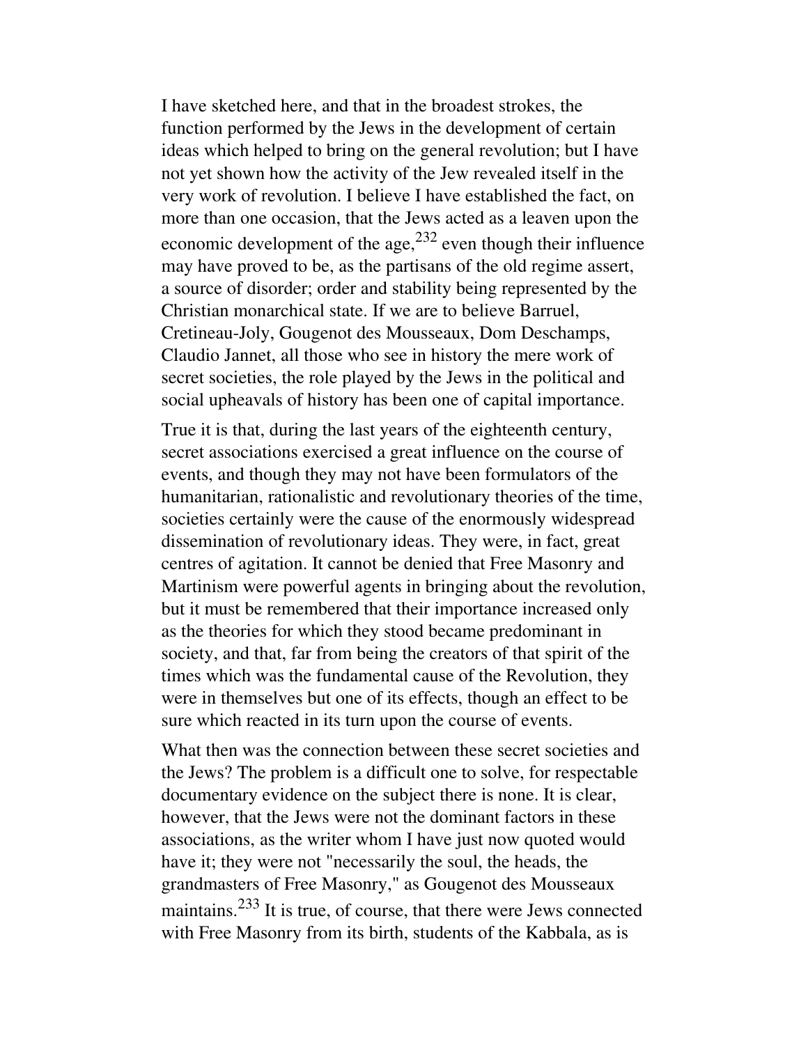I have sketched here, and that in the broadest strokes, the function performed by the Jews in the development of certain ideas which helped to bring on the general revolution; but I have not yet shown how the activity of the Jew revealed itself in the very work of revolution. I believe I have established the fact, on more than one occasion, that the Jews acted as a leaven upon the economic development of the age,[232] even though their influence may have proved to be, as the partisans of the old regime assert, a source of disorder; order and stability being represented by the Christian monarchical state. If we are to believe Barruel, Cretineau-Joly, Gougenot des Mousseaux, Dom Deschamps, Claudio Jannet, all those who see in history the mere work of secret societies, the role played by the Jews in the political and social upheavals of history has been one of capital importance.

True it is that, during the last years of the eighteenth century, secret associations exercised a great influence on the course of events, and though they may not have been formulators of the humanitarian, rationalistic and revolutionary theories of the time, societies certainly were the cause of the enormously widespread dissemination of revolutionary ideas. They were, in fact, great centres of agitation. It cannot be denied that Free Masonry and Martinism were powerful agents in bringing about the revolution, but it must be remembered that their importance increased only as the theories for which they stood became predominant in society, and that, far from being the creators of that spirit of the times which was the fundamental cause of the Revolution, they were in themselves but one of its effects, though an effect to be sure which reacted in its turn upon the course of events.

What then was the connection between these secret societies and the Jews? The problem is a difficult one to solve, for respectable documentary evidence on the subject there is none. It is clear, however, that the Jews were not the dominant factors in these associations, as the writer whom I have just now quoted would have it; they were not "necessarily the soul, the heads, the grandmasters of Free Masonry," as Gougenot des Mousseaux maintains.[233] It is true, of course, that there were Jews connected with Free Masonry from its birth, students of the Kabbala, as is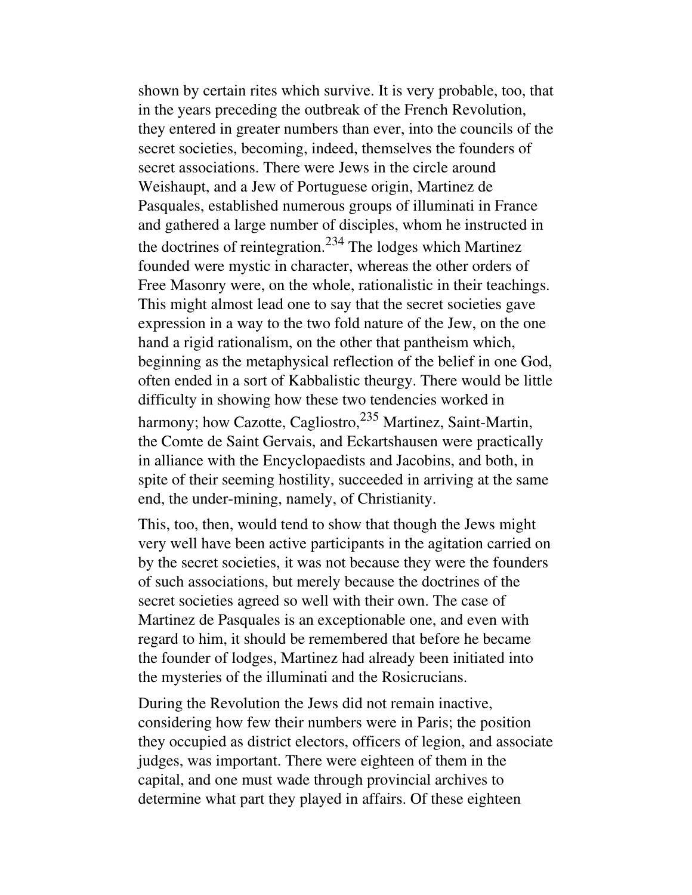shown by certain rites which survive. It is very probable, too, that in the years preceding the outbreak of the French Revolution, they entered in greater numbers than ever, into the councils of the secret societies, becoming, indeed, themselves the founders of secret associations. There were Jews in the circle around Weishaupt, and a Jew of Portuguese origin, Martinez de Pasquales, established numerous groups of illuminati in France and gathered a large number of disciples, whom he instructed in the doctrines of reintegration.[234] The lodges which Martinez founded were mystic in character, whereas the other orders of Free Masonry were, on the whole, rationalistic in their teachings. This might almost lead one to say that the secret societies gave expression in a way to the two fold nature of the Jew, on the one hand a rigid rationalism, on the other that pantheism which, beginning as the metaphysical reflection of the belief in one God, often ended in a sort of Kabbalistic theurgy. There would be little difficulty in showing how these two tendencies worked in harmony; how Cazotte, Cagliostro,[235] Martinez, Saint-Martin, the Comte de Saint Gervais, and Eckartshausen were practically in alliance with the Encyclopaedists and Jacobins, and both, in spite of their seeming hostility, succeeded in arriving at the same end, the under-mining, namely, of Christianity.

This, too, then, would tend to show that though the Jews might very well have been active participants in the agitation carried on by the secret societies, it was not because they were the founders of such associations, but merely because the doctrines of the secret societies agreed so well with their own. The case of Martinez de Pasquales is an exceptionable one, and even with regard to him, it should be remembered that before he became the founder of lodges, Martinez had already been initiated into the mysteries of the illuminati and the Rosicrucians.

During the Revolution the Jews did not remain inactive, considering how few their numbers were in Paris; the position they occupied as district electors, officers of legion, and associate judges, was important. There were eighteen of them in the capital, and one must wade through provincial archives to determine what part they played in affairs. Of these eighteen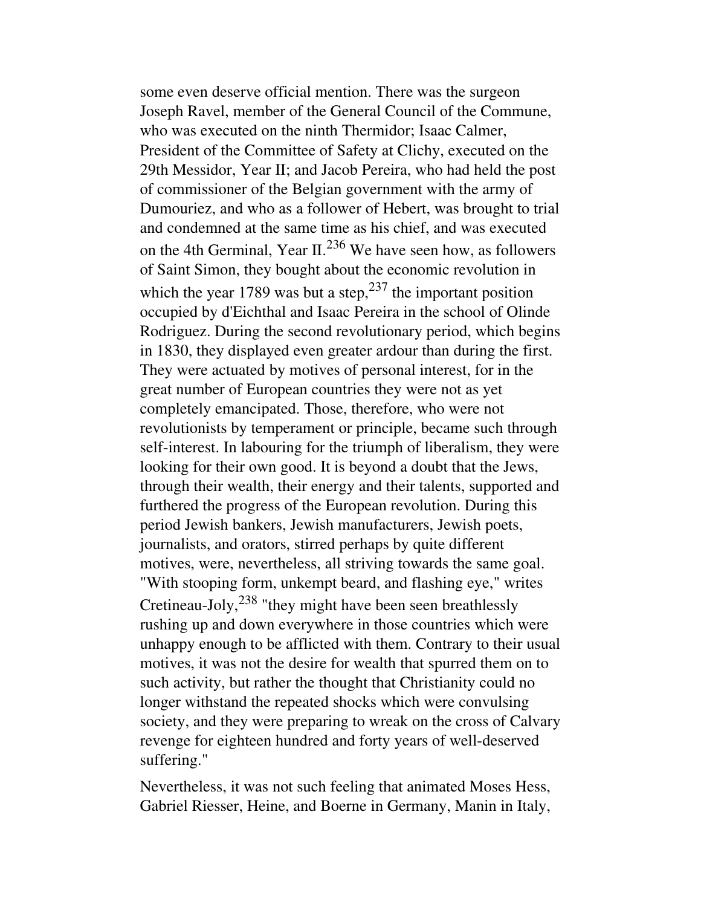some even deserve official mention. There was the surgeon Joseph Ravel, member of the General Council of the Commune, who was executed on the ninth Thermidor; Isaac Calmer, President of the Committee of Safety at Clichy, executed on the 29th Messidor, Year II; and Jacob Pereira, who had held the post of commissioner of the Belgian government with the army of Dumouriez, and who as a follower of Hebert, was brought to trial and condemned at the same time as his chief, and was executed on the 4th Germinal, Year II.[236] We have seen how, as followers of Saint Simon, they bought about the economic revolution in which the year 1789 was but a step,[237] the important position occupied by d'Eichthal and Isaac Pereira in the school of Olinde Rodriguez. During the second revolutionary period, which begins in 1830, they displayed even greater ardour than during the first. They were actuated by motives of personal interest, for in the great number of European countries they were not as yet completely emancipated. Those, therefore, who were not revolutionists by temperament or principle, became such through self-interest. In labouring for the triumph of liberalism, they were looking for their own good. It is beyond a doubt that the Jews, through their wealth, their energy and their talents, supported and furthered the progress of the European revolution. During this period Jewish bankers, Jewish manufacturers, Jewish poets, journalists, and orators, stirred perhaps by quite different motives, were, nevertheless, all striving towards the same goal. "With stooping form, unkempt beard, and flashing eye," writes Cretineau-Joly,[238] "they might have been seen breathlessly rushing up and down everywhere in those countries which were unhappy enough to be afflicted with them. Contrary to their usual motives, it was not the desire for wealth that spurred them on to such activity, but rather the thought that Christianity could no longer withstand the repeated shocks which were convulsing society, and they were preparing to wreak on the cross of Calvary revenge for eighteen hundred and forty years of well-deserved suffering."

Nevertheless, it was not such feeling that animated Moses Hess, Gabriel Riesser, Heine, and Boerne in Germany, Manin in Italy,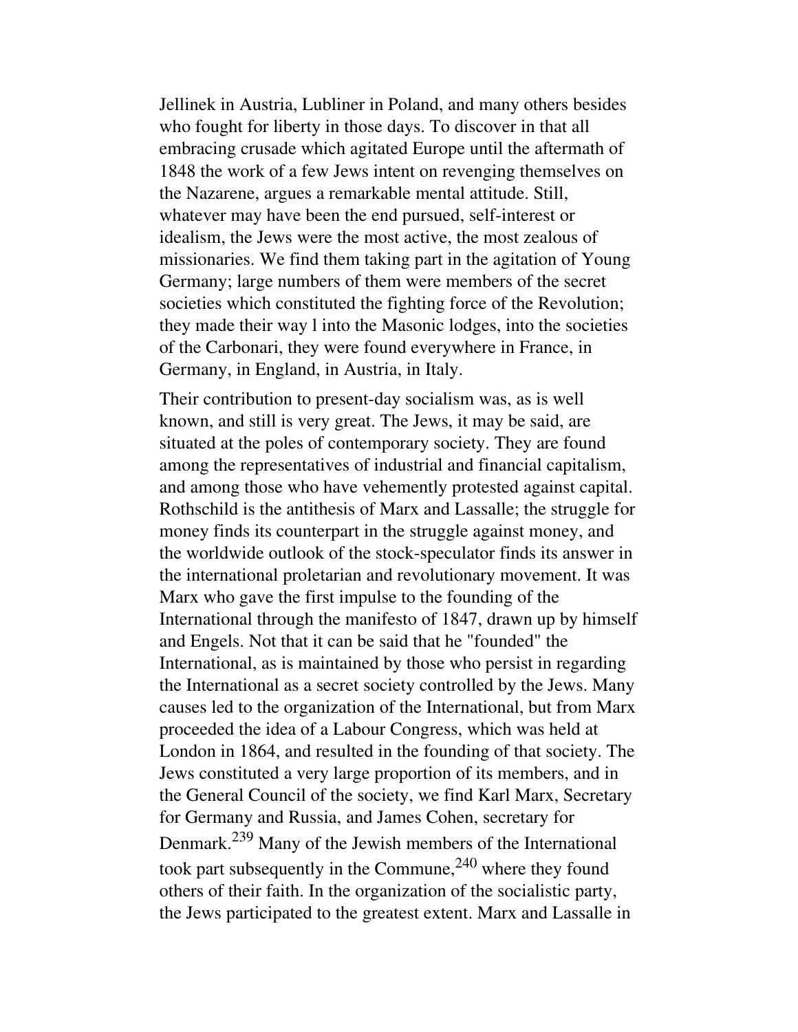Jellinek in Austria, Lubliner in Poland, and many others besides who fought for liberty in those days. To discover in that all embracing crusade which agitated Europe until the aftermath of 1848 the work of a few Jews intent on revenging themselves on the Nazarene, argues a remarkable mental attitude. Still, whatever may have been the end pursued, self-interest or idealism, the Jews were the most active, the most zealous of missionaries. We find them taking part in the agitation of Young Germany; large numbers of them were members of the secret societies which constituted the fighting force of the Revolution; they made their way l into the Masonic lodges, into the societies of the Carbonari, they were found everywhere in France, in Germany, in England, in Austria, in Italy.

Their contribution to present-day socialism was, as is well known, and still is very great. The Jews, it may be said, are situated at the poles of contemporary society. They are found among the representatives of industrial and financial capitalism, and among those who have vehemently protested against capital. Rothschild is the antithesis of Marx and Lassalle; the struggle for money finds its counterpart in the struggle against money, and the worldwide outlook of the stock-speculator finds its answer in the international proletarian and revolutionary movement. It was Marx who gave the first impulse to the founding of the International through the manifesto of 1847, drawn up by himself and Engels. Not that it can be said that he "founded" the International, as is maintained by those who persist in regarding the International as a secret society controlled by the Jews. Many causes led to the organization of the International, but from Marx proceeded the idea of a Labour Congress, which was held at London in 1864, and resulted in the founding of that society. The Jews constituted a very large proportion of its members, and in the General Council of the society, we find Karl Marx, Secretary for Germany and Russia, and James Cohen, secretary for Denmark.[239] Many of the Jewish members of the International took part subsequently in the Commune,[240] where they found others of their faith. In the organization of the socialistic party, the Jews participated to the greatest extent. Marx and Lassalle in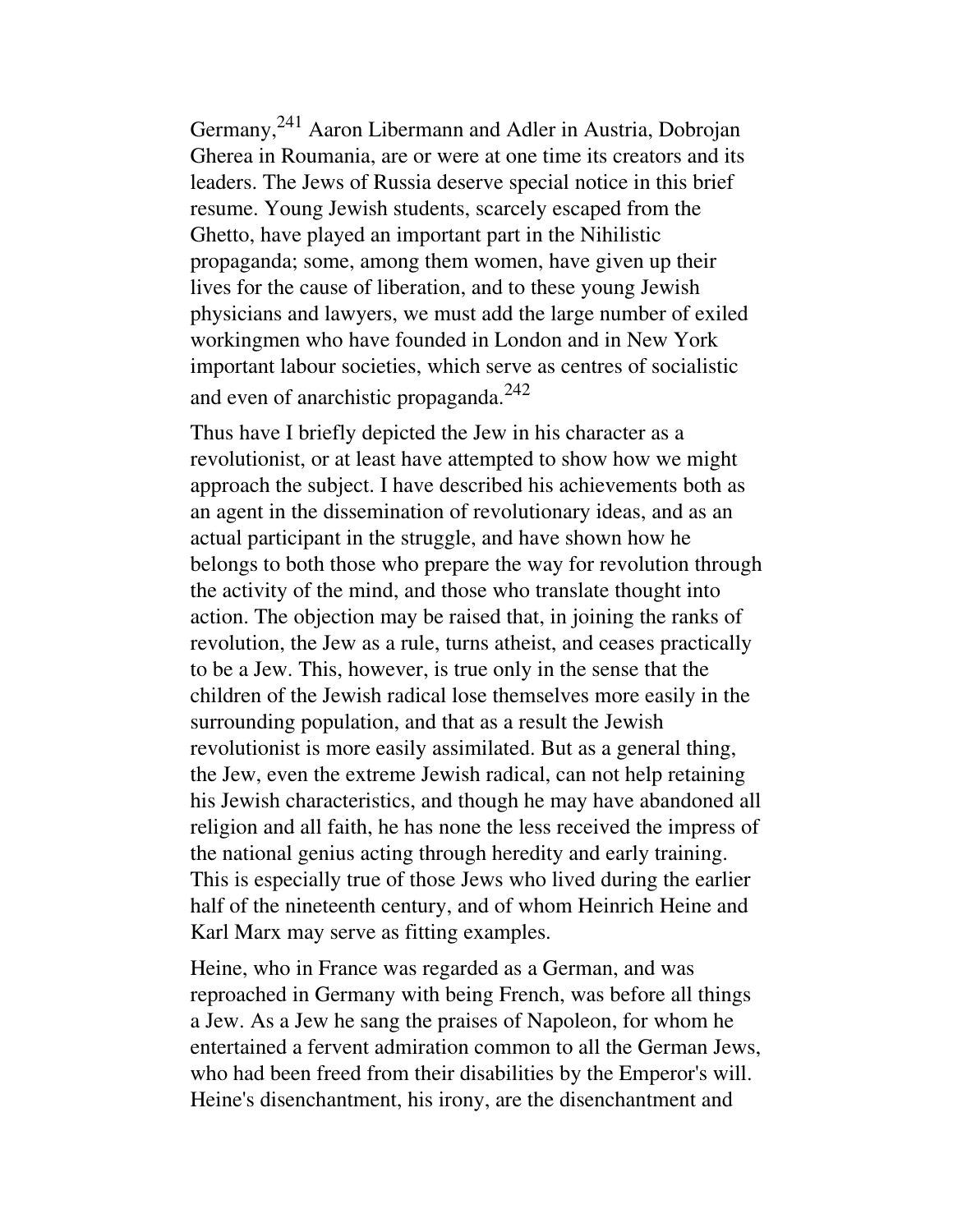Germany,[241] Aaron Libermann and Adler in Austria, Dobrojan Gherea in Roumania, are or were at one time its creators and its leaders. The Jews of Russia deserve special notice in this brief resume. Young Jewish students, scarcely escaped from the Ghetto, have played an important part in the Nihilistic propaganda; some, among them women, have given up their lives for the cause of liberation, and to these young Jewish physicians and lawyers, we must add the large number of exiled workingmen who have founded in London and in New York important labour societies, which serve as centres of socialistic and even of anarchistic propaganda.[242]

Thus have I briefly depicted the Jew in his character as a revolutionist, or at least have attempted to show how we might approach the subject. I have described his achievements both as an agent in the dissemination of revolutionary ideas, and as an actual participant in the struggle, and have shown how he belongs to both those who prepare the way for revolution through the activity of the mind, and those who translate thought into action. The objection may be raised that, in joining the ranks of revolution, the Jew as a rule, turns atheist, and ceases practically to be a Jew. This, however, is true only in the sense that the children of the Jewish radical lose themselves more easily in the surrounding population, and that as a result the Jewish revolutionist is more easily assimilated. But as a general thing, the Jew, even the extreme Jewish radical, can not help retaining his Jewish characteristics, and though he may have abandoned all religion and all faith, he has none the less received the impress of the national genius acting through heredity and early training. This is especially true of those Jews who lived during the earlier half of the nineteenth century, and of whom Heinrich Heine and Karl Marx may serve as fitting examples.

Heine, who in France was regarded as a German, and was reproached in Germany with being French, was before all things a Jew. As a Jew he sang the praises of Napoleon, for whom he entertained a fervent admiration common to all the German Jews, who had been freed from their disabilities by the Emperor's will. Heine's disenchantment, his irony, are the disenchantment and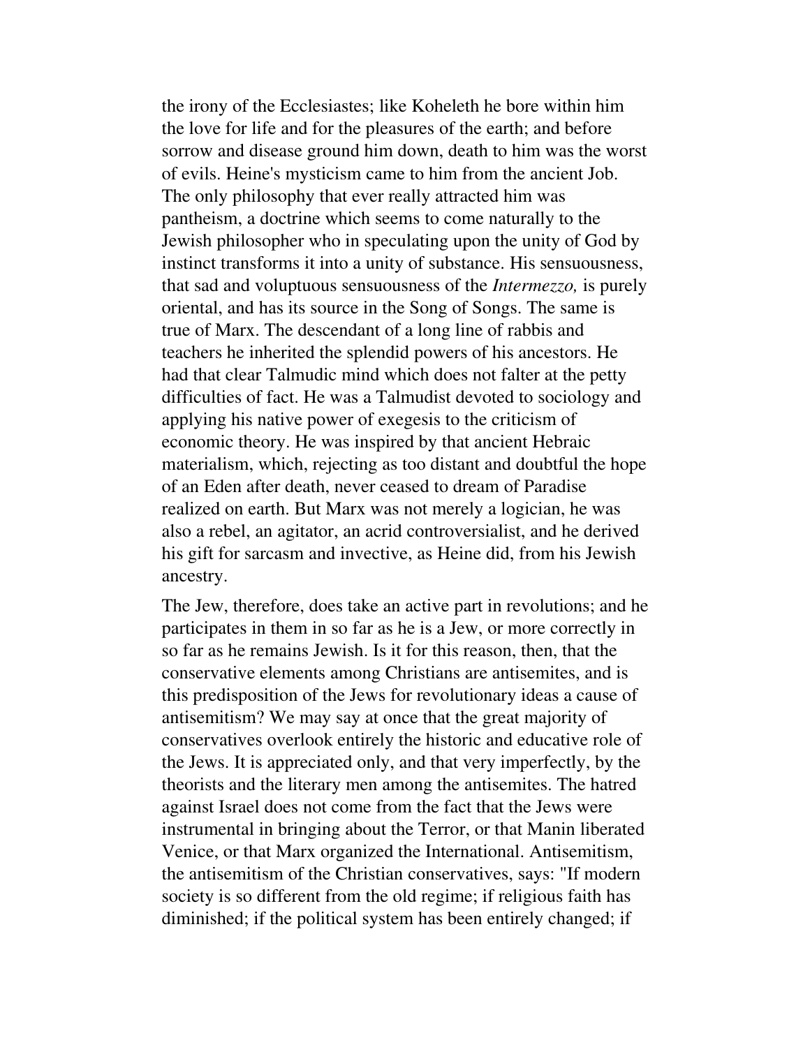the irony of the Ecclesiastes; like Koheleth he bore within him the love for life and for the pleasures of the earth; and before sorrow and disease ground him down, death to him was the worst of evils. Heine's mysticism came to him from the ancient Job. The only philosophy that ever really attracted him was pantheism, a doctrine which seems to come naturally to the Jewish philosopher who in speculating upon the unity of God by instinct transforms it into a unity of substance. His sensuousness, that sad and voluptuous sensuousness of the *Intermezzo,* is purely oriental, and has its source in the Song of Songs. The same is true of Marx. The descendant of a long line of rabbis and teachers he inherited the splendid powers of his ancestors. He had that clear Talmudic mind which does not falter at the petty difficulties of fact. He was a Talmudist devoted to sociology and applying his native power of exegesis to the criticism of economic theory. He was inspired by that ancient Hebraic materialism, which, rejecting as too distant and doubtful the hope of an Eden after death, never ceased to dream of Paradise realized on earth. But Marx was not merely a logician, he was also a rebel, an agitator, an acrid controversialist, and he derived his gift for sarcasm and invective, as Heine did, from his Jewish ancestry.

The Jew, therefore, does take an active part in revolutions; and he participates in them in so far as he is a Jew, or more correctly in so far as he remains Jewish. Is it for this reason, then, that the conservative elements among Christians are antisemites, and is this predisposition of the Jews for revolutionary ideas a cause of antisemitism? We may say at once that the great majority of conservatives overlook entirely the historic and educative role of the Jews. It is appreciated only, and that very imperfectly, by the theorists and the literary men among the antisemites. The hatred against Israel does not come from the fact that the Jews were instrumental in bringing about the Terror, or that Manin liberated Venice, or that Marx organized the International. Antisemitism, the antisemitism of the Christian conservatives, says: "If modern society is so different from the old regime; if religious faith has diminished; if the political system has been entirely changed; if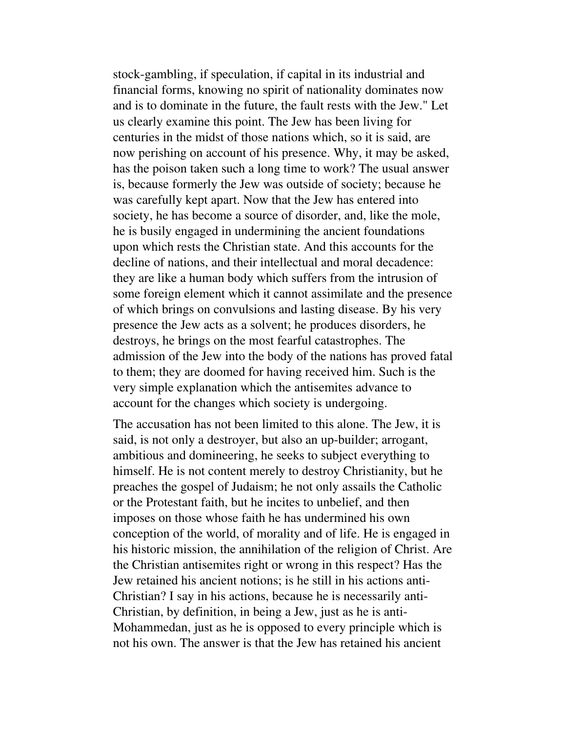stock-gambling, if speculation, if capital in its industrial and financial forms, knowing no spirit of nationality dominates now and is to dominate in the future, the fault rests with the Jew." Let us clearly examine this point. The Jew has been living for centuries in the midst of those nations which, so it is said, are now perishing on account of his presence. Why, it may be asked, has the poison taken such a long time to work? The usual answer is, because formerly the Jew was outside of society; because he was carefully kept apart. Now that the Jew has entered into society, he has become a source of disorder, and, like the mole, he is busily engaged in undermining the ancient foundations upon which rests the Christian state. And this accounts for the decline of nations, and their intellectual and moral decadence: they are like a human body which suffers from the intrusion of some foreign element which it cannot assimilate and the presence of which brings on convulsions and lasting disease. By his very presence the Jew acts as a solvent; he produces disorders, he destroys, he brings on the most fearful catastrophes. The admission of the Jew into the body of the nations has proved fatal to them; they are doomed for having received him. Such is the very simple explanation which the antisemites advance to account for the changes which society is undergoing.

The accusation has not been limited to this alone. The Jew, it is said, is not only a destroyer, but also an up-builder; arrogant, ambitious and domineering, he seeks to subject everything to himself. He is not content merely to destroy Christianity, but he preaches the gospel of Judaism; he not only assails the Catholic or the Protestant faith, but he incites to unbelief, and then imposes on those whose faith he has undermined his own conception of the world, of morality and of life. He is engaged in his historic mission, the annihilation of the religion of Christ. Are the Christian antisemites right or wrong in this respect? Has the Jew retained his ancient notions; is he still in his actions anti-Christian? I say in his actions, because he is necessarily anti-Christian, by definition, in being a Jew, just as he is anti-Mohammedan, just as he is opposed to every principle which is not his own. The answer is that the Jew has retained his ancient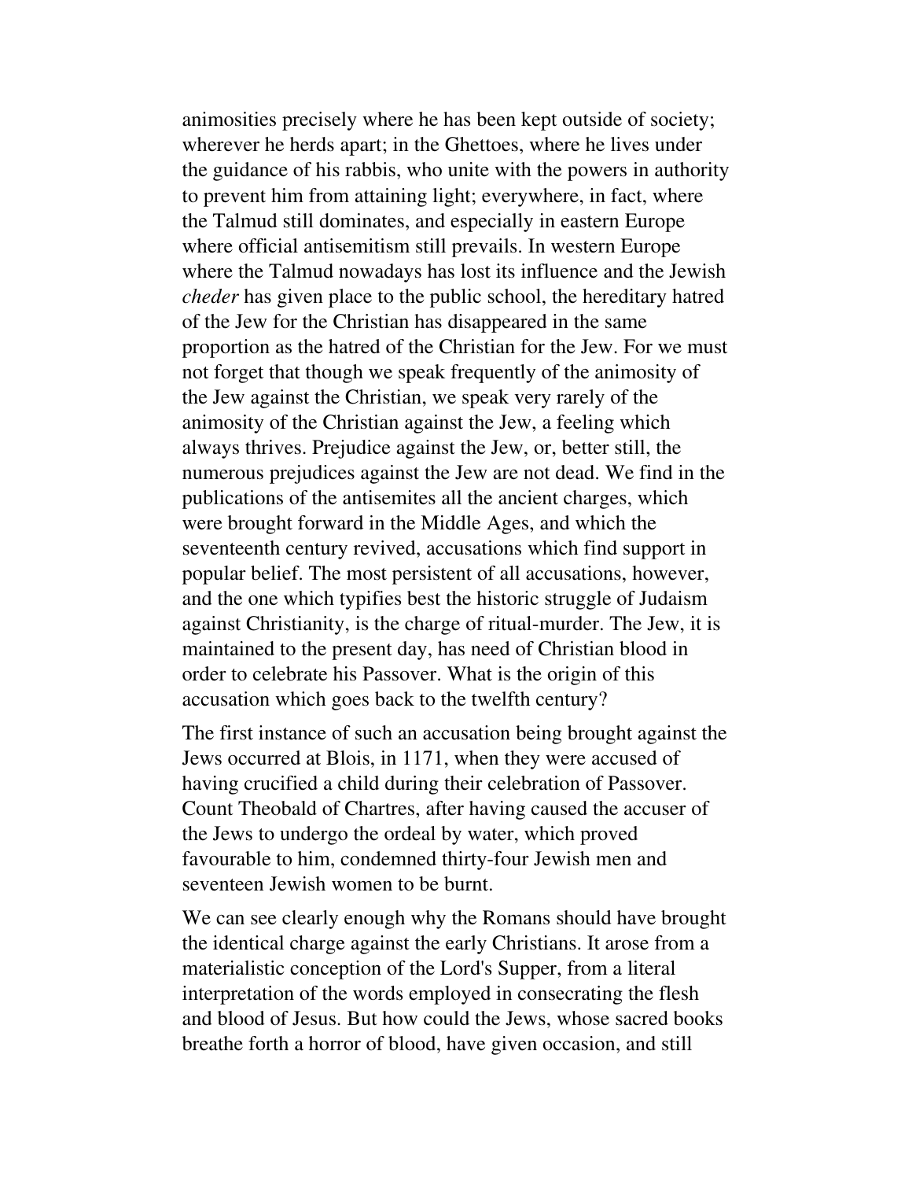animosities precisely where he has been kept outside of society; wherever he herds apart; in the Ghettoes, where he lives under the guidance of his rabbis, who unite with the powers in authority to prevent him from attaining light; everywhere, in fact, where the Talmud still dominates, and especially in eastern Europe where official antisemitism still prevails. In western Europe where the Talmud nowadays has lost its influence and the Jewish *cheder* has given place to the public school, the hereditary hatred of the Jew for the Christian has disappeared in the same proportion as the hatred of the Christian for the Jew. For we must not forget that though we speak frequently of the animosity of the Jew against the Christian, we speak very rarely of the animosity of the Christian against the Jew, a feeling which always thrives. Prejudice against the Jew, or, better still, the numerous prejudices against the Jew are not dead. We find in the publications of the antisemites all the ancient charges, which were brought forward in the Middle Ages, and which the seventeenth century revived, accusations which find support in popular belief. The most persistent of all accusations, however, and the one which typifies best the historic struggle of Judaism against Christianity, is the charge of ritual-murder. The Jew, it is maintained to the present day, has need of Christian blood in order to celebrate his Passover. What is the origin of this accusation which goes back to the twelfth century?

The first instance of such an accusation being brought against the Jews occurred at Blois, in 1171, when they were accused of having crucified a child during their celebration of Passover. Count Theobald of Chartres, after having caused the accuser of the Jews to undergo the ordeal by water, which proved favourable to him, condemned thirty-four Jewish men and seventeen Jewish women to be burnt.

We can see clearly enough why the Romans should have brought the identical charge against the early Christians. It arose from a materialistic conception of the Lord's Supper, from a literal interpretation of the words employed in consecrating the flesh and blood of Jesus. But how could the Jews, whose sacred books breathe forth a horror of blood, have given occasion, and still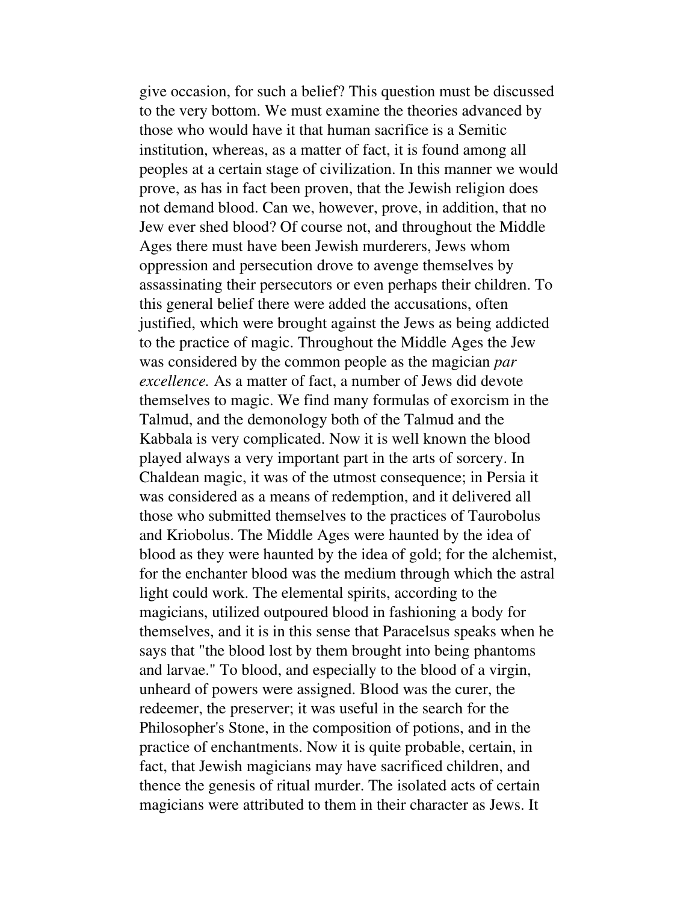give occasion, for such a belief? This question must be discussed to the very bottom. We must examine the theories advanced by those who would have it that human sacrifice is a Semitic institution, whereas, as a matter of fact, it is found among all peoples at a certain stage of civilization. In this manner we would prove, as has in fact been proven, that the Jewish religion does not demand blood. Can we, however, prove, in addition, that no Jew ever shed blood? Of course not, and throughout the Middle Ages there must have been Jewish murderers, Jews whom oppression and persecution drove to avenge themselves by assassinating their persecutors or even perhaps their children. To this general belief there were added the accusations, often justified, which were brought against the Jews as being addicted to the practice of magic. Throughout the Middle Ages the Jew was considered by the common people as the magician *par excellence.* As a matter of fact, a number of Jews did devote themselves to magic. We find many formulas of exorcism in the Talmud, and the demonology both of the Talmud and the Kabbala is very complicated. Now it is well known the blood played always a very important part in the arts of sorcery. In Chaldean magic, it was of the utmost consequence; in Persia it was considered as a means of redemption, and it delivered all those who submitted themselves to the practices of Taurobolus and Kriobolus. The Middle Ages were haunted by the idea of blood as they were haunted by the idea of gold; for the alchemist, for the enchanter blood was the medium through which the astral light could work. The elemental spirits, according to the magicians, utilized outpoured blood in fashioning a body for themselves, and it is in this sense that Paracelsus speaks when he says that "the blood lost by them brought into being phantoms and larvae." To blood, and especially to the blood of a virgin, unheard of powers were assigned. Blood was the curer, the redeemer, the preserver; it was useful in the search for the Philosopher's Stone, in the composition of potions, and in the practice of enchantments. Now it is quite probable, certain, in fact, that Jewish magicians may have sacrificed children, and thence the genesis of ritual murder. The isolated acts of certain magicians were attributed to them in their character as Jews. It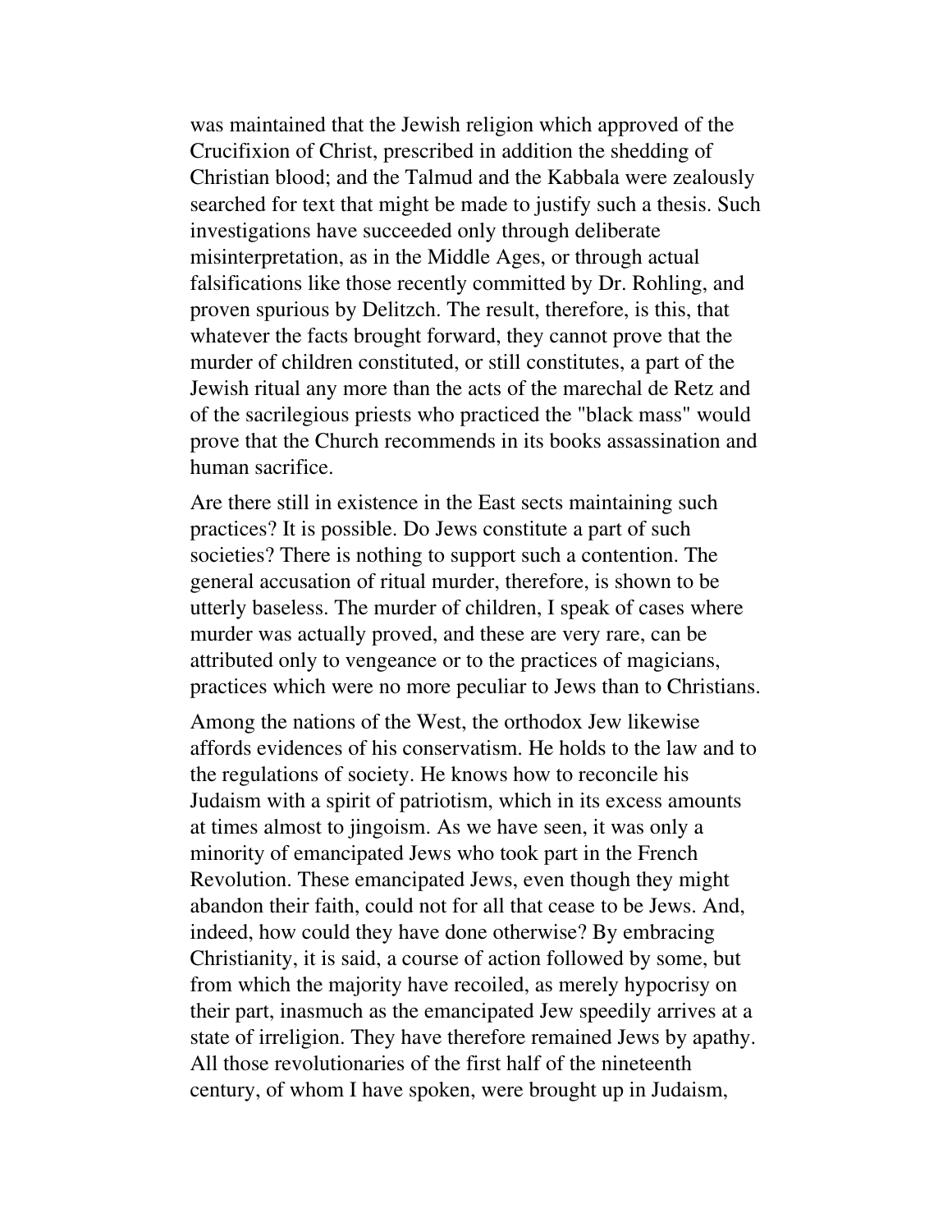was maintained that the Jewish religion which approved of the Crucifixion of Christ, prescribed in addition the shedding of Christian blood; and the Talmud and the Kabbala were zealously searched for text that might be made to justify such a thesis. Such investigations have succeeded only through deliberate misinterpretation, as in the Middle Ages, or through actual falsifications like those recently committed by Dr. Rohling, and proven spurious by Delitzch. The result, therefore, is this, that whatever the facts brought forward, they cannot prove that the murder of children constituted, or still constitutes, a part of the Jewish ritual any more than the acts of the marechal de Retz and of the sacrilegious priests who practiced the "black mass" would prove that the Church recommends in its books assassination and human sacrifice.

Are there still in existence in the East sects maintaining such practices? It is possible. Do Jews constitute a part of such societies? There is nothing to support such a contention. The general accusation of ritual murder, therefore, is shown to be utterly baseless. The murder of children, I speak of cases where murder was actually proved, and these are very rare, can be attributed only to vengeance or to the practices of magicians, practices which were no more peculiar to Jews than to Christians.

Among the nations of the West, the orthodox Jew likewise affords evidences of his conservatism. He holds to the law and to the regulations of society. He knows how to reconcile his Judaism with a spirit of patriotism, which in its excess amounts at times almost to jingoism. As we have seen, it was only a minority of emancipated Jews who took part in the French Revolution. These emancipated Jews, even though they might abandon their faith, could not for all that cease to be Jews. And, indeed, how could they have done otherwise? By embracing Christianity, it is said, a course of action followed by some, but from which the majority have recoiled, as merely hypocrisy on their part, inasmuch as the emancipated Jew speedily arrives at a state of irreligion. They have therefore remained Jews by apathy. All those revolutionaries of the first half of the nineteenth century, of whom I have spoken, were brought up in Judaism,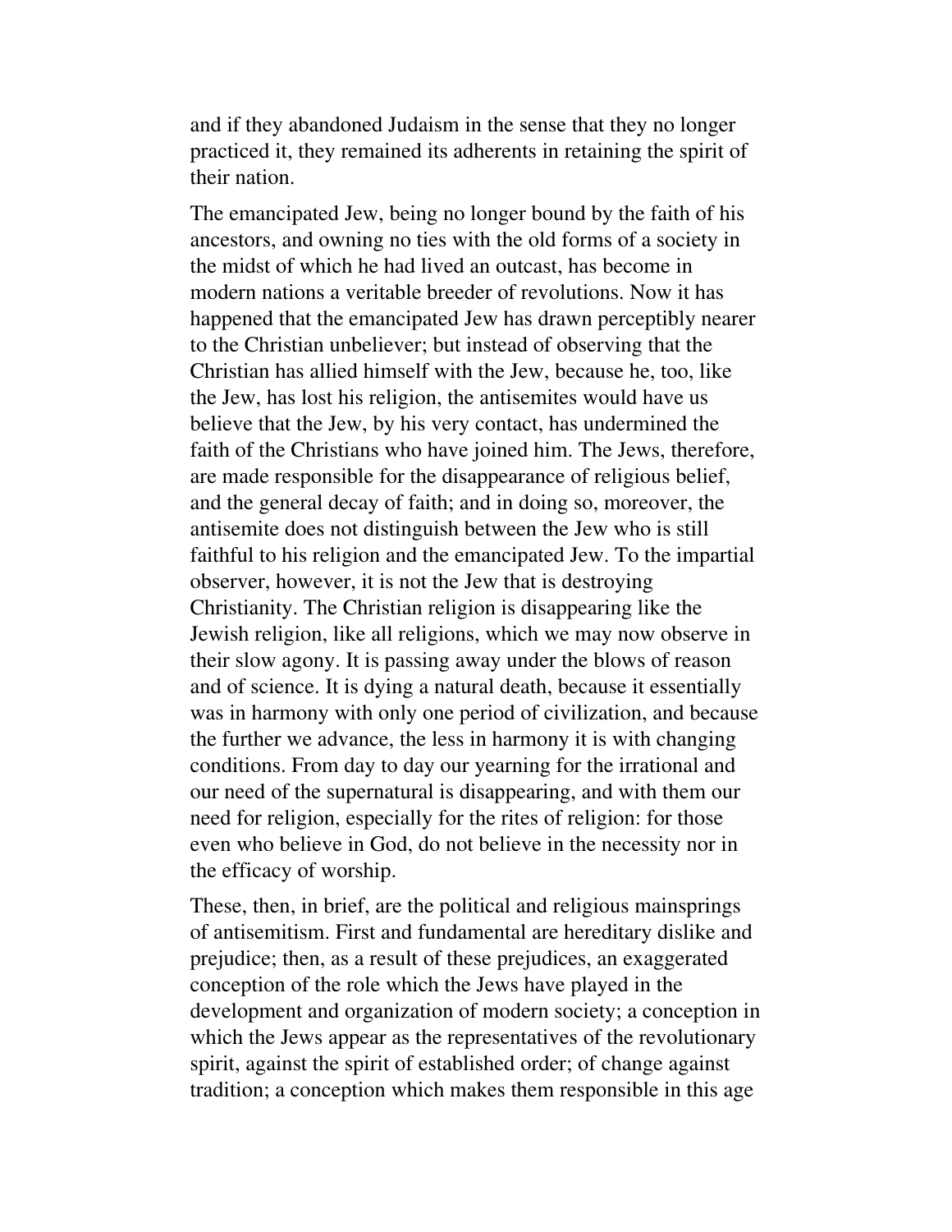and if they abandoned Judaism in the sense that they no longer practiced it, they remained its adherents in retaining the spirit of their nation.

The emancipated Jew, being no longer bound by the faith of his ancestors, and owning no ties with the old forms of a society in the midst of which he had lived an outcast, has become in modern nations a veritable breeder of revolutions. Now it has happened that the emancipated Jew has drawn perceptibly nearer to the Christian unbeliever; but instead of observing that the Christian has allied himself with the Jew, because he, too, like the Jew, has lost his religion, the antisemites would have us believe that the Jew, by his very contact, has undermined the faith of the Christians who have joined him. The Jews, therefore, are made responsible for the disappearance of religious belief, and the general decay of faith; and in doing so, moreover, the antisemite does not distinguish between the Jew who is still faithful to his religion and the emancipated Jew. To the impartial observer, however, it is not the Jew that is destroying Christianity. The Christian religion is disappearing like the Jewish religion, like all religions, which we may now observe in their slow agony. It is passing away under the blows of reason and of science. It is dying a natural death, because it essentially was in harmony with only one period of civilization, and because the further we advance, the less in harmony it is with changing conditions. From day to day our yearning for the irrational and our need of the supernatural is disappearing, and with them our need for religion, especially for the rites of religion: for those even who believe in God, do not believe in the necessity nor in the efficacy of worship.

These, then, in brief, are the political and religious mainsprings of antisemitism. First and fundamental are hereditary dislike and prejudice; then, as a result of these prejudices, an exaggerated conception of the role which the Jews have played in the development and organization of modern society; a conception in which the Jews appear as the representatives of the revolutionary spirit, against the spirit of established order; of change against tradition; a conception which makes them responsible in this age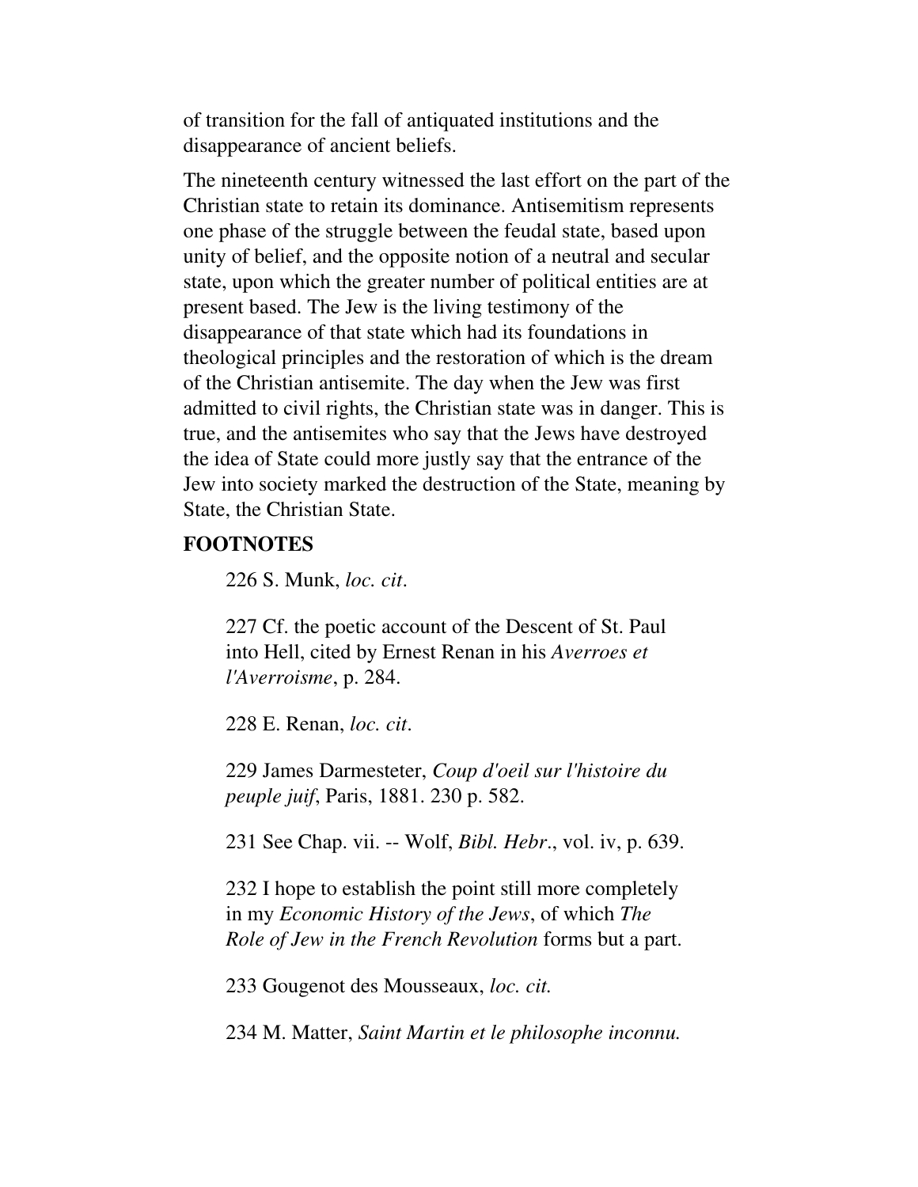of transition for the fall of antiquated institutions and the disappearance of ancient beliefs.

The nineteenth century witnessed the last effort on the part of the Christian state to retain its dominance. Antisemitism represents one phase of the struggle between the feudal state, based upon unity of belief, and the opposite notion of a neutral and secular state, upon which the greater number of political entities are at present based. The Jew is the living testimony of the disappearance of that state which had its foundations in theological principles and the restoration of which is the dream of the Christian antisemite. The day when the Jew was first admitted to civil rights, the Christian state was in danger. This is true, and the antisemites who say that the Jews have destroyed the idea of State could more justly say that the entrance of the Jew into society marked the destruction of the State, meaning by State, the Christian State.

**FOOTNOTES**

226 S. Munk, *loc. cit*.

227 Cf. the poetic account of the Descent of St. Paul into Hell, cited by Ernest Renan in his *Averroes et l'Averroisme*, p. 284.

228 E. Renan, *loc. cit*.

229 James Darmesteter, *Coup d'oeil sur l'histoire du peuple juif*, Paris, 1881. 230 p. 582.

231 See Chap. vii. -- Wolf, *Bibl. Hebr*., vol. iv, p. 639.

232 I hope to establish the point still more completely in my *Economic History of the Jews*, of which *The Role of Jew in the French Revolution* forms but a part.

233 Gougenot des Mousseaux, *loc. cit.*

234 M. Matter, *Saint Martin et le philosophe inconnu.*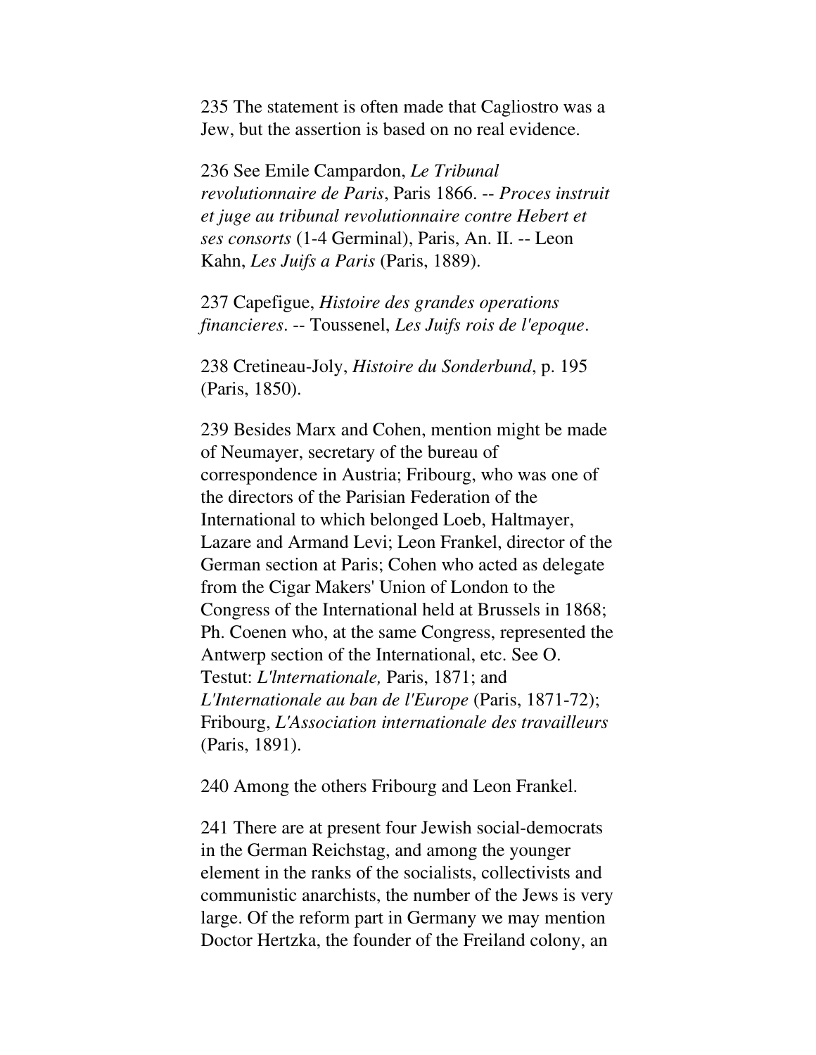235 The statement is often made that Cagliostro was a Jew, but the assertion is based on no real evidence.

236 See Emile Campardon, *Le Tribunal revolutionnaire de Paris*, Paris 1866. -- *Proces instruit et juge au tribunal revolutionnaire contre Hebert et ses consorts* (1-4 Germinal), Paris, An. II. -- Leon Kahn, *Les Juifs a Paris* (Paris, 1889).

237 Capefigue, *Histoire des grandes operations financieres*. -- Toussenel, *Les Juifs rois de l'epoque*.

238 Cretineau-Joly, *Histoire du Sonderbund*, p. 195 (Paris, 1850).

239 Besides Marx and Cohen, mention might be made of Neumayer, secretary of the bureau of correspondence in Austria; Fribourg, who was one of the directors of the Parisian Federation of the International to which belonged Loeb, Haltmayer, Lazare and Armand Levi; Leon Frankel, director of the German section at Paris; Cohen who acted as delegate from the Cigar Makers' Union of London to the Congress of the International held at Brussels in 1868; Ph. Coenen who, at the same Congress, represented the Antwerp section of the International, etc. See O. Testut: *L'lnternationale,* Paris, 1871; and *L'Internationale au ban de l'Europe* (Paris, 1871-72); Fribourg, *L'Association internationale des travailleurs* (Paris, 1891).

240 Among the others Fribourg and Leon Frankel.

241 There are at present four Jewish social-democrats in the German Reichstag, and among the younger element in the ranks of the socialists, collectivists and communistic anarchists, the number of the Jews is very large. Of the reform part in Germany we may mention Doctor Hertzka, the founder of the Freiland colony, an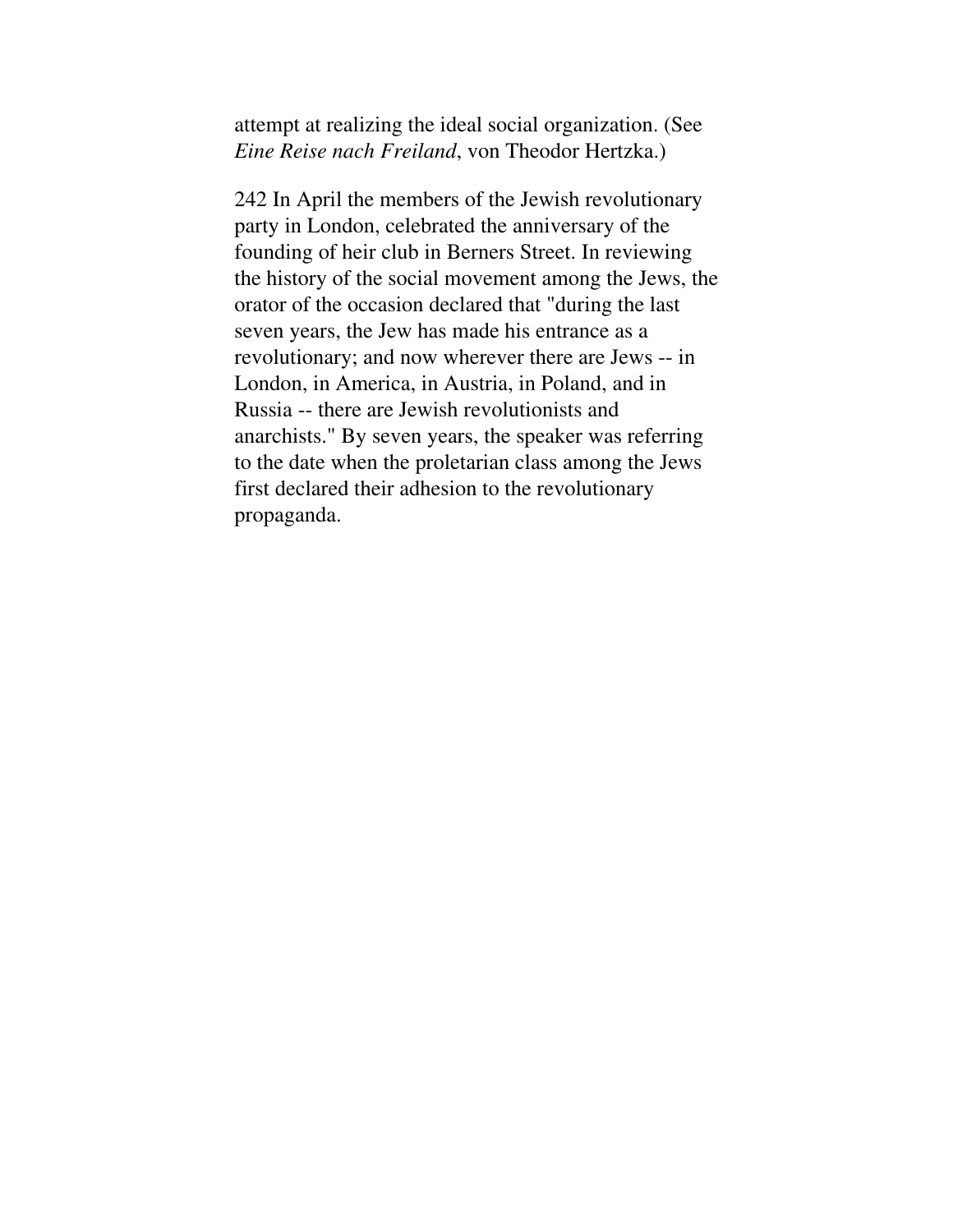attempt at realizing the ideal social organization. (See *Eine Reise nach Freiland*, von Theodor Hertzka.)

242 In April the members of the Jewish revolutionary party in London, celebrated the anniversary of the founding of heir club in Berners Street. In reviewing the history of the social movement among the Jews, the orator of the occasion declared that "during the last seven years, the Jew has made his entrance as a revolutionary; and now wherever there are Jews -- in London, in America, in Austria, in Poland, and in Russia -- there are Jewish revolutionists and anarchists." By seven years, the speaker was referring to the date when the proletarian class among the Jews first declared their adhesion to the revolutionary propaganda.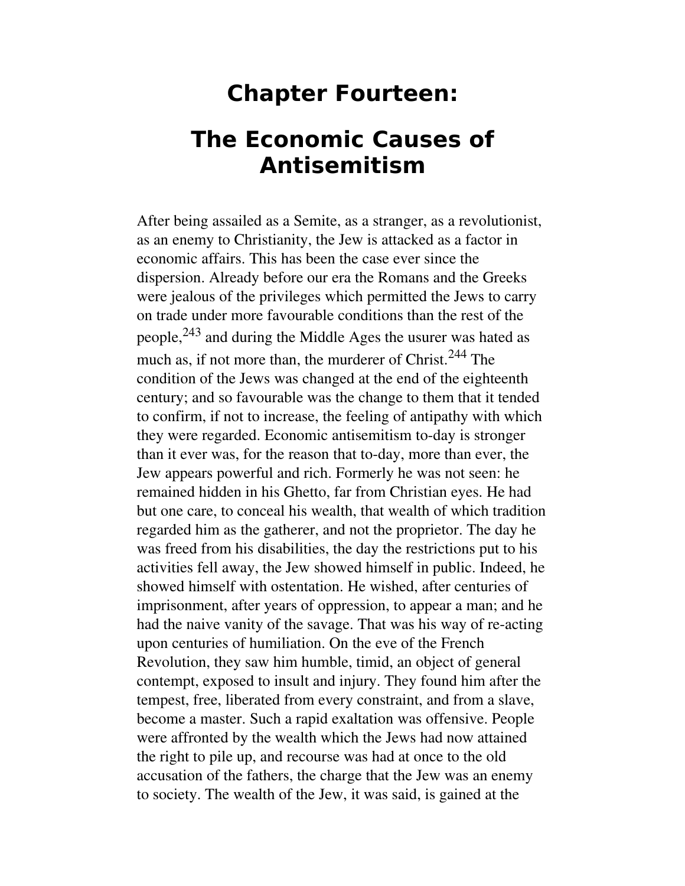# Chapter Fourteen:

# The Economic Causes of Antisemitism

After being assailed as a Semite, as a stranger, as a revolutionist, as an enemy to Christianity, the Jew is attacked as a factor in economic affairs. This has been the case ever since the dispersion. Already before our era the Romans and the Greeks were jealous of the privileges which permitted the Jews to carry on trade under more favourable conditions than the rest of the people,[243] and during the Middle Ages the usurer was hated as much as, if not more than, the murderer of Christ.[244] The condition of the Jews was changed at the end of the eighteenth century; and so favourable was the change to them that it tended to confirm, if not to increase, the feeling of antipathy with which they were regarded. Economic antisemitism to-day is stronger than it ever was, for the reason that to-day, more than ever, the Jew appears powerful and rich. Formerly he was not seen: he remained hidden in his Ghetto, far from Christian eyes. He had but one care, to conceal his wealth, that wealth of which tradition regarded him as the gatherer, and not the proprietor. The day he was freed from his disabilities, the day the restrictions put to his activities fell away, the Jew showed himself in public. Indeed, he showed himself with ostentation. He wished, after centuries of imprisonment, after years of oppression, to appear a man; and he had the naive vanity of the savage. That was his way of re-acting upon centuries of humiliation. On the eve of the French Revolution, they saw him humble, timid, an object of general contempt, exposed to insult and injury. They found him after the tempest, free, liberated from every constraint, and from a slave, become a master. Such a rapid exaltation was offensive. People were affronted by the wealth which the Jews had now attained the right to pile up, and recourse was had at once to the old accusation of the fathers, the charge that the Jew was an enemy to society. The wealth of the Jew, it was said, is gained at the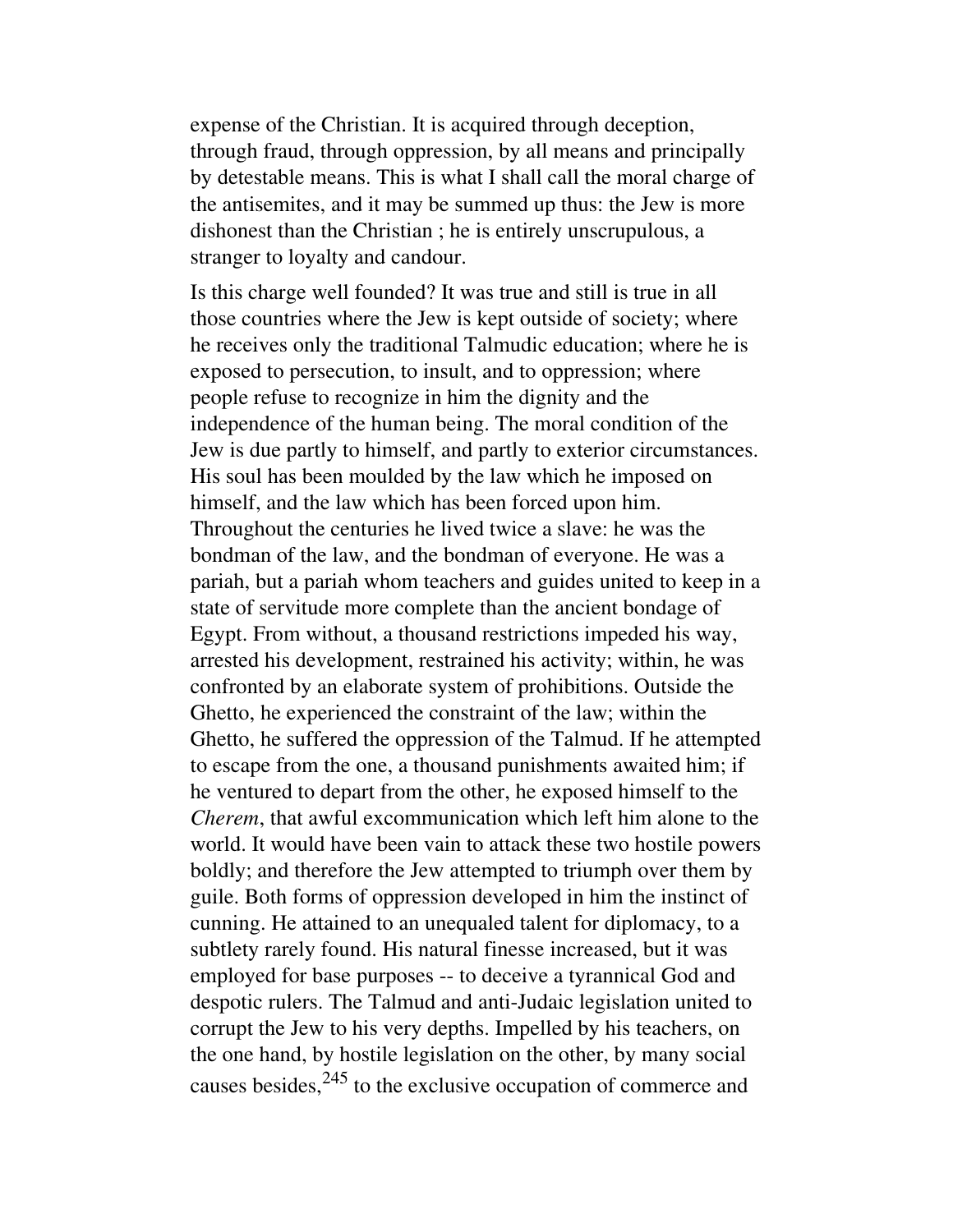expense of the Christian. It is acquired through deception, through fraud, through oppression, by all means and principally by detestable means. This is what I shall call the moral charge of the antisemites, and it may be summed up thus: the Jew is more dishonest than the Christian ; he is entirely unscrupulous, a stranger to loyalty and candour.

Is this charge well founded? It was true and still is true in all those countries where the Jew is kept outside of society; where he receives only the traditional Talmudic education; where he is exposed to persecution, to insult, and to oppression; where people refuse to recognize in him the dignity and the independence of the human being. The moral condition of the Jew is due partly to himself, and partly to exterior circumstances. His soul has been moulded by the law which he imposed on himself, and the law which has been forced upon him. Throughout the centuries he lived twice a slave: he was the bondman of the law, and the bondman of everyone. He was a pariah, but a pariah whom teachers and guides united to keep in a state of servitude more complete than the ancient bondage of Egypt. From without, a thousand restrictions impeded his way, arrested his development, restrained his activity; within, he was confronted by an elaborate system of prohibitions. Outside the Ghetto, he experienced the constraint of the law; within the Ghetto, he suffered the oppression of the Talmud. If he attempted to escape from the one, a thousand punishments awaited him; if he ventured to depart from the other, he exposed himself to the *Cherem*, that awful excommunication which left him alone to the world. It would have been vain to attack these two hostile powers boldly; and therefore the Jew attempted to triumph over them by guile. Both forms of oppression developed in him the instinct of cunning. He attained to an unequaled talent for diplomacy, to a subtlety rarely found. His natural finesse increased, but it was employed for base purposes -- to deceive a tyrannical God and despotic rulers. The Talmud and anti-Judaic legislation united to corrupt the Jew to his very depths. Impelled by his teachers, on the one hand, by hostile legislation on the other, by many social causes besides,[245] to the exclusive occupation of commerce and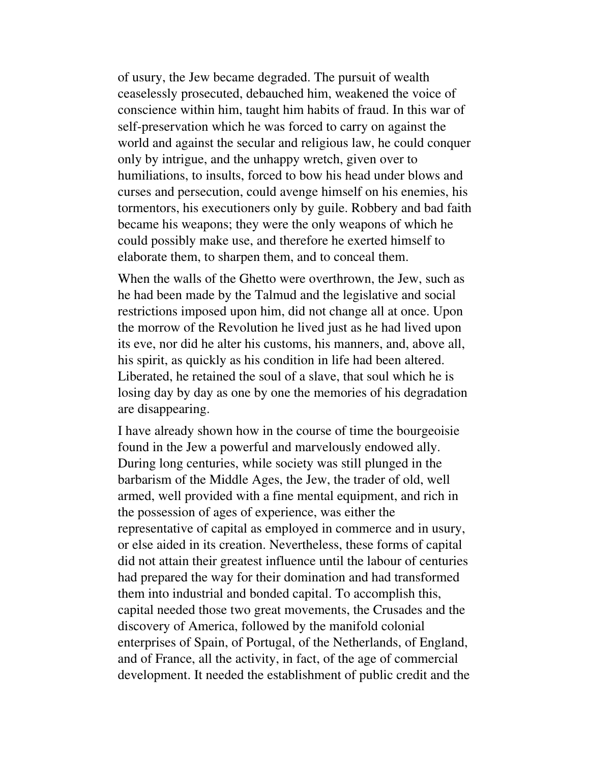of usury, the Jew became degraded. The pursuit of wealth ceaselessly prosecuted, debauched him, weakened the voice of conscience within him, taught him habits of fraud. In this war of self-preservation which he was forced to carry on against the world and against the secular and religious law, he could conquer only by intrigue, and the unhappy wretch, given over to humiliations, to insults, forced to bow his head under blows and curses and persecution, could avenge himself on his enemies, his tormentors, his executioners only by guile. Robbery and bad faith became his weapons; they were the only weapons of which he could possibly make use, and therefore he exerted himself to elaborate them, to sharpen them, and to conceal them.

When the walls of the Ghetto were overthrown, the Jew, such as he had been made by the Talmud and the legislative and social restrictions imposed upon him, did not change all at once. Upon the morrow of the Revolution he lived just as he had lived upon its eve, nor did he alter his customs, his manners, and, above all, his spirit, as quickly as his condition in life had been altered. Liberated, he retained the soul of a slave, that soul which he is losing day by day as one by one the memories of his degradation are disappearing.

I have already shown how in the course of time the bourgeoisie found in the Jew a powerful and marvelously endowed ally. During long centuries, while society was still plunged in the barbarism of the Middle Ages, the Jew, the trader of old, well armed, well provided with a fine mental equipment, and rich in the possession of ages of experience, was either the representative of capital as employed in commerce and in usury, or else aided in its creation. Nevertheless, these forms of capital did not attain their greatest influence until the labour of centuries had prepared the way for their domination and had transformed them into industrial and bonded capital. To accomplish this, capital needed those two great movements, the Crusades and the discovery of America, followed by the manifold colonial enterprises of Spain, of Portugal, of the Netherlands, of England, and of France, all the activity, in fact, of the age of commercial development. It needed the establishment of public credit and the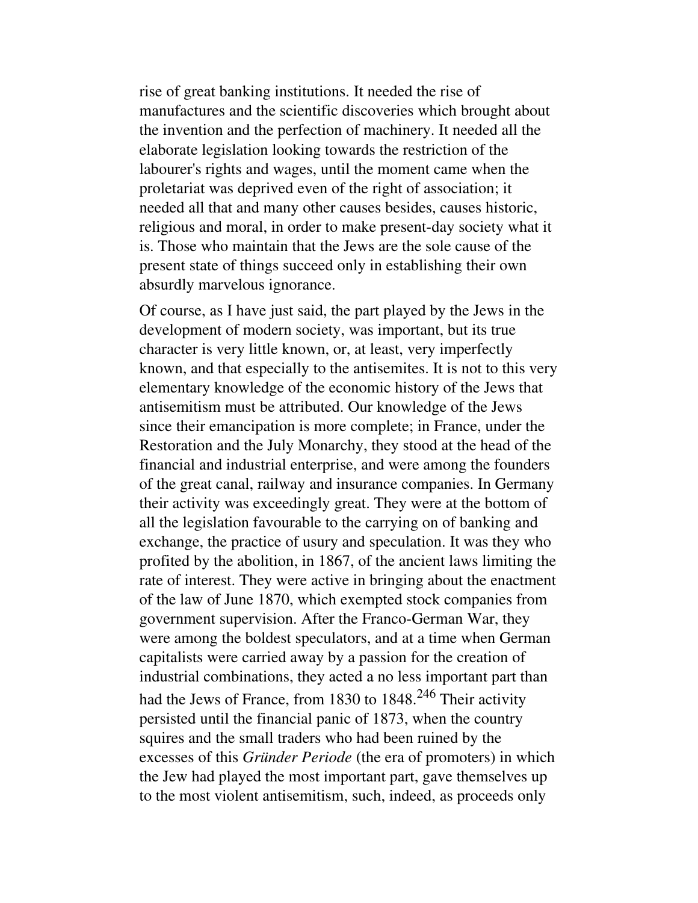rise of great banking institutions. It needed the rise of manufactures and the scientific discoveries which brought about the invention and the perfection of machinery. It needed all the elaborate legislation looking towards the restriction of the labourer's rights and wages, until the moment came when the proletariat was deprived even of the right of association; it needed all that and many other causes besides, causes historic, religious and moral, in order to make present-day society what it is. Those who maintain that the Jews are the sole cause of the present state of things succeed only in establishing their own absurdly marvelous ignorance.

Of course, as I have just said, the part played by the Jews in the development of modern society, was important, but its true character is very little known, or, at least, very imperfectly known, and that especially to the antisemites. It is not to this very elementary knowledge of the economic history of the Jews that antisemitism must be attributed. Our knowledge of the Jews since their emancipation is more complete; in France, under the Restoration and the July Monarchy, they stood at the head of the financial and industrial enterprise, and were among the founders of the great canal, railway and insurance companies. In Germany their activity was exceedingly great. They were at the bottom of all the legislation favourable to the carrying on of banking and exchange, the practice of usury and speculation. It was they who profited by the abolition, in 1867, of the ancient laws limiting the rate of interest. They were active in bringing about the enactment of the law of June 1870, which exempted stock companies from government supervision. After the Franco-German War, they were among the boldest speculators, and at a time when German capitalists were carried away by a passion for the creation of industrial combinations, they acted a no less important part than had the Jews of France, from 1830 to 1848.[246] Their activity persisted until the financial panic of 1873, when the country squires and the small traders who had been ruined by the excesses of this *Gründer Periode* (the era of promoters) in which the Jew had played the most important part, gave themselves up to the most violent antisemitism, such, indeed, as proceeds only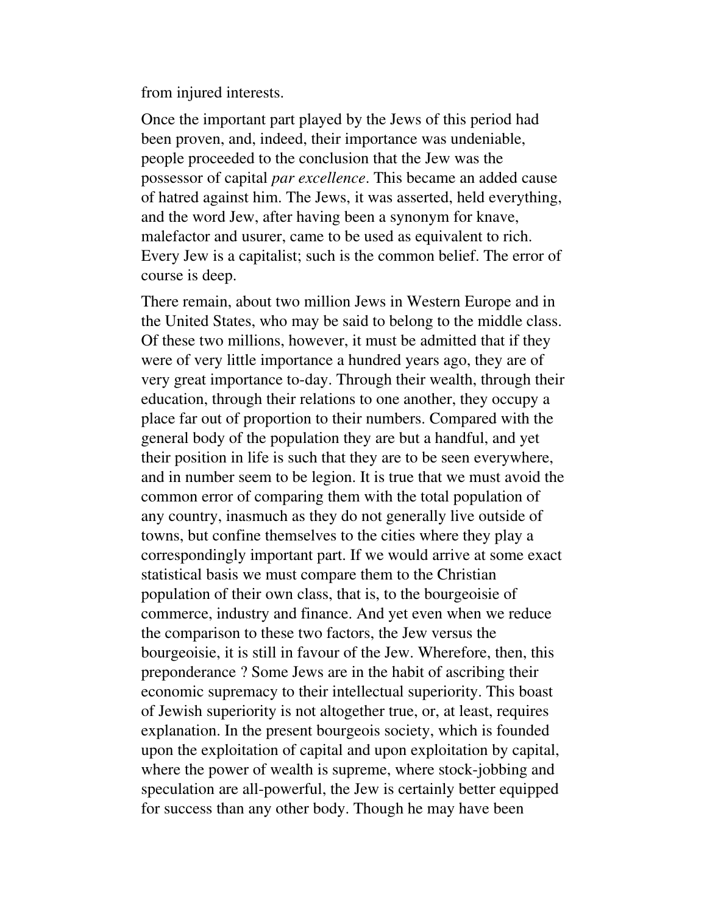from injured interests.

Once the important part played by the Jews of this period had been proven, and, indeed, their importance was undeniable, people proceeded to the conclusion that the Jew was the possessor of capital *par excellence*. This became an added cause of hatred against him. The Jews, it was asserted, held everything, and the word Jew, after having been a synonym for knave, malefactor and usurer, came to be used as equivalent to rich. Every Jew is a capitalist; such is the common belief. The error of course is deep.

There remain, about two million Jews in Western Europe and in the United States, who may be said to belong to the middle class. Of these two millions, however, it must be admitted that if they were of very little importance a hundred years ago, they are of very great importance to-day. Through their wealth, through their education, through their relations to one another, they occupy a place far out of proportion to their numbers. Compared with the general body of the population they are but a handful, and yet their position in life is such that they are to be seen everywhere, and in number seem to be legion. It is true that we must avoid the common error of comparing them with the total population of any country, inasmuch as they do not generally live outside of towns, but confine themselves to the cities where they play a correspondingly important part. If we would arrive at some exact statistical basis we must compare them to the Christian population of their own class, that is, to the bourgeoisie of commerce, industry and finance. And yet even when we reduce the comparison to these two factors, the Jew versus the bourgeoisie, it is still in favour of the Jew. Wherefore, then, this preponderance ? Some Jews are in the habit of ascribing their economic supremacy to their intellectual superiority. This boast of Jewish superiority is not altogether true, or, at least, requires explanation. In the present bourgeois society, which is founded upon the exploitation of capital and upon exploitation by capital, where the power of wealth is supreme, where stock-jobbing and speculation are all-powerful, the Jew is certainly better equipped for success than any other body. Though he may have been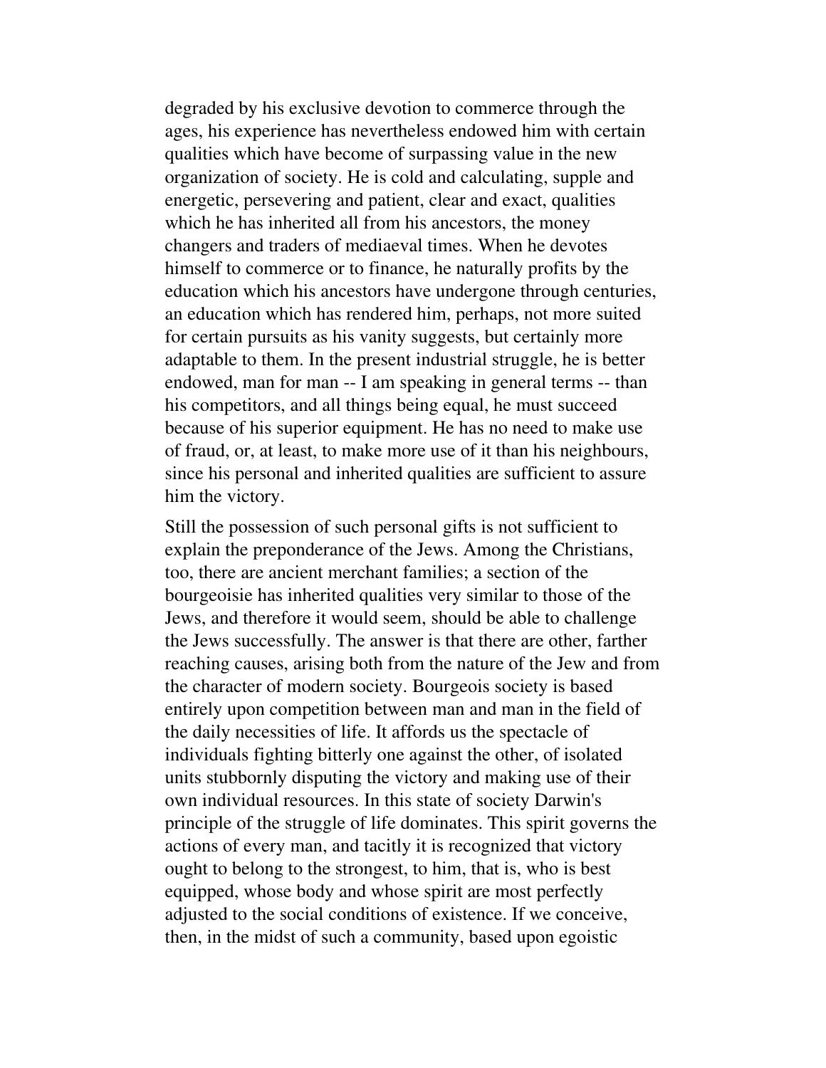degraded by his exclusive devotion to commerce through the ages, his experience has nevertheless endowed him with certain qualities which have become of surpassing value in the new organization of society. He is cold and calculating, supple and energetic, persevering and patient, clear and exact, qualities which he has inherited all from his ancestors, the money changers and traders of mediaeval times. When he devotes himself to commerce or to finance, he naturally profits by the education which his ancestors have undergone through centuries, an education which has rendered him, perhaps, not more suited for certain pursuits as his vanity suggests, but certainly more adaptable to them. In the present industrial struggle, he is better endowed, man for man -- I am speaking in general terms -- than his competitors, and all things being equal, he must succeed because of his superior equipment. He has no need to make use of fraud, or, at least, to make more use of it than his neighbours, since his personal and inherited qualities are sufficient to assure him the victory.

Still the possession of such personal gifts is not sufficient to explain the preponderance of the Jews. Among the Christians, too, there are ancient merchant families; a section of the bourgeoisie has inherited qualities very similar to those of the Jews, and therefore it would seem, should be able to challenge the Jews successfully. The answer is that there are other, farther reaching causes, arising both from the nature of the Jew and from the character of modern society. Bourgeois society is based entirely upon competition between man and man in the field of the daily necessities of life. It affords us the spectacle of individuals fighting bitterly one against the other, of isolated units stubbornly disputing the victory and making use of their own individual resources. In this state of society Darwin's principle of the struggle of life dominates. This spirit governs the actions of every man, and tacitly it is recognized that victory ought to belong to the strongest, to him, that is, who is best equipped, whose body and whose spirit are most perfectly adjusted to the social conditions of existence. If we conceive, then, in the midst of such a community, based upon egoistic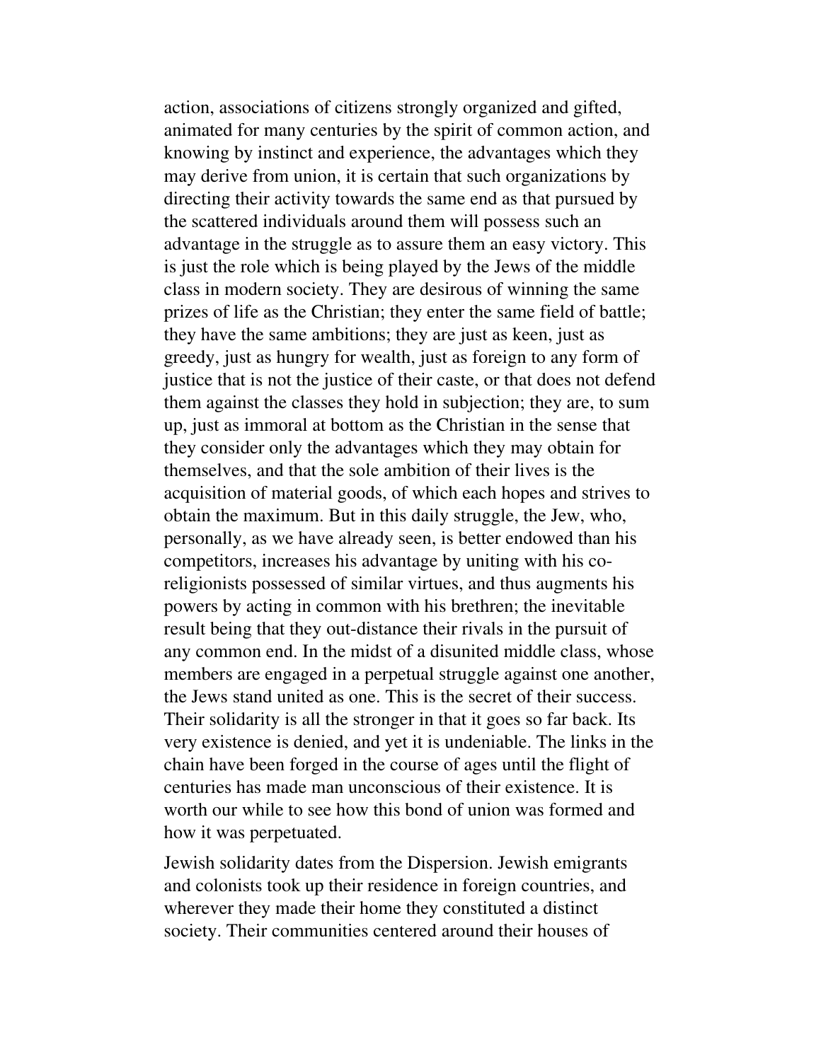action, associations of citizens strongly organized and gifted, animated for many centuries by the spirit of common action, and knowing by instinct and experience, the advantages which they may derive from union, it is certain that such organizations by directing their activity towards the same end as that pursued by the scattered individuals around them will possess such an advantage in the struggle as to assure them an easy victory. This is just the role which is being played by the Jews of the middle class in modern society. They are desirous of winning the same prizes of life as the Christian; they enter the same field of battle; they have the same ambitions; they are just as keen, just as greedy, just as hungry for wealth, just as foreign to any form of justice that is not the justice of their caste, or that does not defend them against the classes they hold in subjection; they are, to sum up, just as immoral at bottom as the Christian in the sense that they consider only the advantages which they may obtain for themselves, and that the sole ambition of their lives is the acquisition of material goods, of which each hopes and strives to obtain the maximum. But in this daily struggle, the Jew, who, personally, as we have already seen, is better endowed than his competitors, increases his advantage by uniting with his co-religionists possessed of similar virtues, and thus augments his powers by acting in common with his brethren; the inevitable result being that they out-distance their rivals in the pursuit of any common end. In the midst of a disunited middle class, whose members are engaged in a perpetual struggle against one another, the Jews stand united as one. This is the secret of their success. Their solidarity is all the stronger in that it goes so far back. Its very existence is denied, and yet it is undeniable. The links in the chain have been forged in the course of ages until the flight of centuries has made man unconscious of their existence. It is worth our while to see how this bond of union was formed and how it was perpetuated.

Jewish solidarity dates from the Dispersion. Jewish emigrants and colonists took up their residence in foreign countries, and wherever they made their home they constituted a distinct society. Their communities centered around their houses of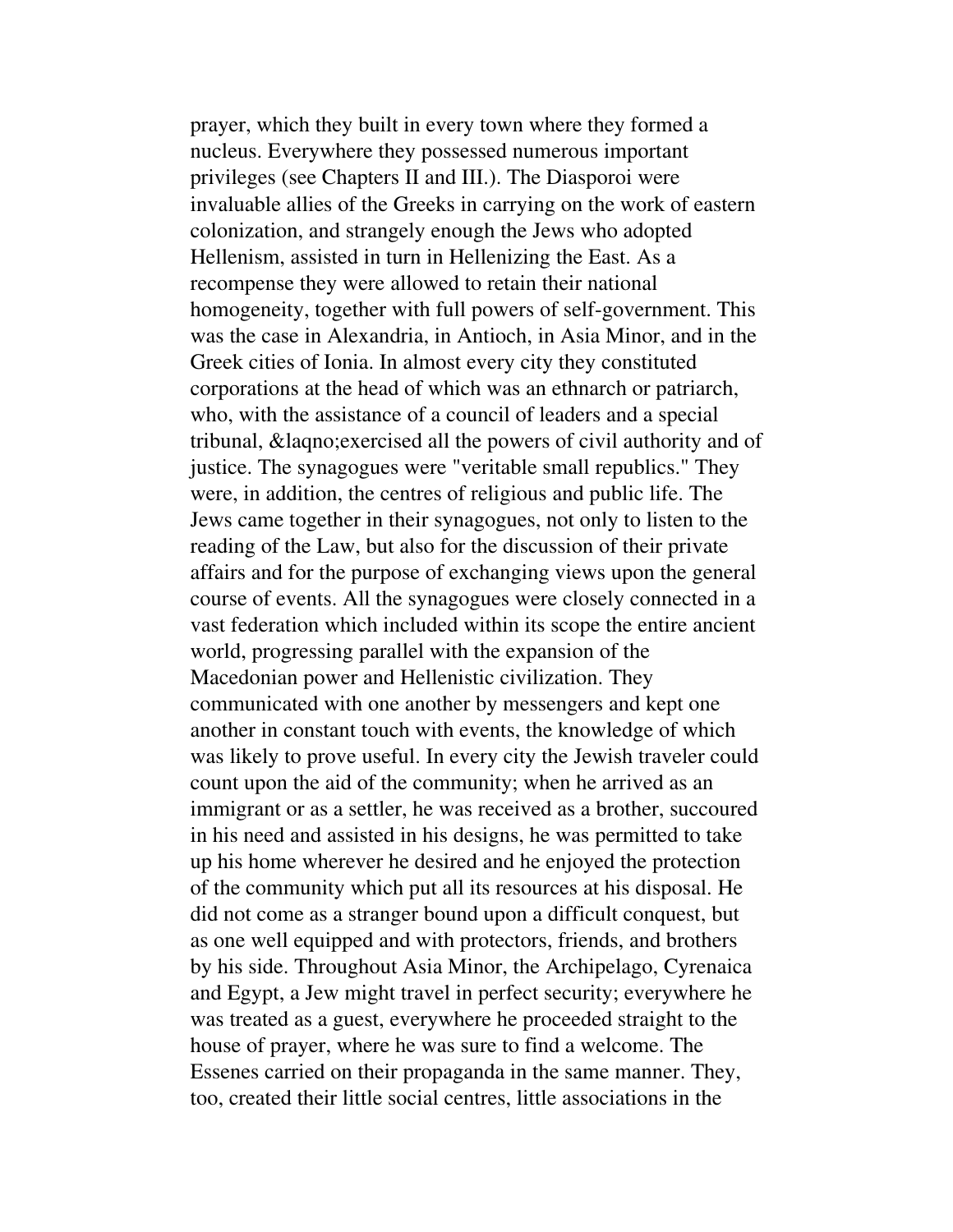prayer, which they built in every town where they formed a nucleus. Everywhere they possessed numerous important privileges (see Chapters II and III.). The Diasporoi were invaluable allies of the Greeks in carrying on the work of eastern colonization, and strangely enough the Jews who adopted Hellenism, assisted in turn in Hellenizing the East. As a recompense they were allowed to retain their national homogeneity, together with full powers of self-government. This was the case in Alexandria, in Antioch, in Asia Minor, and in the Greek cities of Ionia. In almost every city they constituted corporations at the head of which was an ethnarch or patriarch, who, with the assistance of a council of leaders and a special tribunal, &laqno;exercised all the powers of civil authority and of justice. The synagogues were "veritable small republics." They were, in addition, the centres of religious and public life. The Jews came together in their synagogues, not only to listen to the reading of the Law, but also for the discussion of their private affairs and for the purpose of exchanging views upon the general course of events. All the synagogues were closely connected in a vast federation which included within its scope the entire ancient world, progressing parallel with the expansion of the Macedonian power and Hellenistic civilization. They communicated with one another by messengers and kept one another in constant touch with events, the knowledge of which was likely to prove useful. In every city the Jewish traveler could count upon the aid of the community; when he arrived as an immigrant or as a settler, he was received as a brother, succoured in his need and assisted in his designs, he was permitted to take up his home wherever he desired and he enjoyed the protection of the community which put all its resources at his disposal. He did not come as a stranger bound upon a difficult conquest, but as one well equipped and with protectors, friends, and brothers by his side. Throughout Asia Minor, the Archipelago, Cyrenaica and Egypt, a Jew might travel in perfect security; everywhere he was treated as a guest, everywhere he proceeded straight to the house of prayer, where he was sure to find a welcome. The Essenes carried on their propaganda in the same manner. They, too, created their little social centres, little associations in the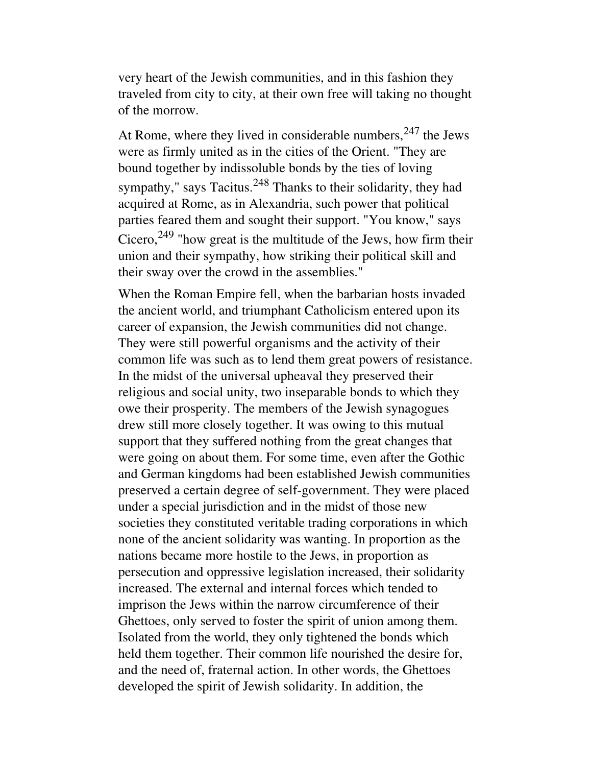very heart of the Jewish communities, and in this fashion they traveled from city to city, at their own free will taking no thought of the morrow.

At Rome, where they lived in considerable numbers,[247] the Jews were as firmly united as in the cities of the Orient. "They are bound together by indissoluble bonds by the ties of loving sympathy," says Tacitus.[248] Thanks to their solidarity, they had acquired at Rome, as in Alexandria, such power that political parties feared them and sought their support. "You know," says Cicero,[249] "how great is the multitude of the Jews, how firm their union and their sympathy, how striking their political skill and their sway over the crowd in the assemblies."

When the Roman Empire fell, when the barbarian hosts invaded the ancient world, and triumphant Catholicism entered upon its career of expansion, the Jewish communities did not change. They were still powerful organisms and the activity of their common life was such as to lend them great powers of resistance. In the midst of the universal upheaval they preserved their religious and social unity, two inseparable bonds to which they owe their prosperity. The members of the Jewish synagogues drew still more closely together. It was owing to this mutual support that they suffered nothing from the great changes that were going on about them. For some time, even after the Gothic and German kingdoms had been established Jewish communities preserved a certain degree of self-government. They were placed under a special jurisdiction and in the midst of those new societies they constituted veritable trading corporations in which none of the ancient solidarity was wanting. In proportion as the nations became more hostile to the Jews, in proportion as persecution and oppressive legislation increased, their solidarity increased. The external and internal forces which tended to imprison the Jews within the narrow circumference of their Ghettoes, only served to foster the spirit of union among them. Isolated from the world, they only tightened the bonds which held them together. Their common life nourished the desire for, and the need of, fraternal action. In other words, the Ghettoes developed the spirit of Jewish solidarity. In addition, the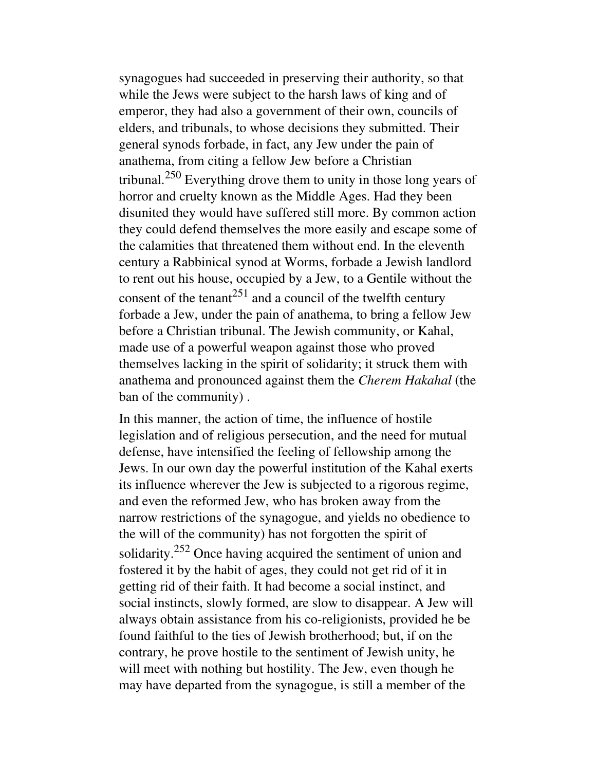synagogues had succeeded in preserving their authority, so that while the Jews were subject to the harsh laws of king and of emperor, they had also a government of their own, councils of elders, and tribunals, to whose decisions they submitted. Their general synods forbade, in fact, any Jew under the pain of anathema, from citing a fellow Jew before a Christian tribunal.[250] Everything drove them to unity in those long years of horror and cruelty known as the Middle Ages. Had they been disunited they would have suffered still more. By common action they could defend themselves the more easily and escape some of the calamities that threatened them without end. In the eleventh century a Rabbinical synod at Worms, forbade a Jewish landlord to rent out his house, occupied by a Jew, to a Gentile without the consent of the tenant[251] and a council of the twelfth century forbade a Jew, under the pain of anathema, to bring a fellow Jew before a Christian tribunal. The Jewish community, or Kahal, made use of a powerful weapon against those who proved themselves lacking in the spirit of solidarity; it struck them with anathema and pronounced against them the *Cherem Hakahal* (the ban of the community) .

In this manner, the action of time, the influence of hostile legislation and of religious persecution, and the need for mutual defense, have intensified the feeling of fellowship among the Jews. In our own day the powerful institution of the Kahal exerts its influence wherever the Jew is subjected to a rigorous regime, and even the reformed Jew, who has broken away from the narrow restrictions of the synagogue, and yields no obedience to the will of the community) has not forgotten the spirit of solidarity.[252] Once having acquired the sentiment of union and fostered it by the habit of ages, they could not get rid of it in getting rid of their faith. It had become a social instinct, and social instincts, slowly formed, are slow to disappear. A Jew will always obtain assistance from his co-religionists, provided he be found faithful to the ties of Jewish brotherhood; but, if on the contrary, he prove hostile to the sentiment of Jewish unity, he will meet with nothing but hostility. The Jew, even though he may have departed from the synagogue, is still a member of the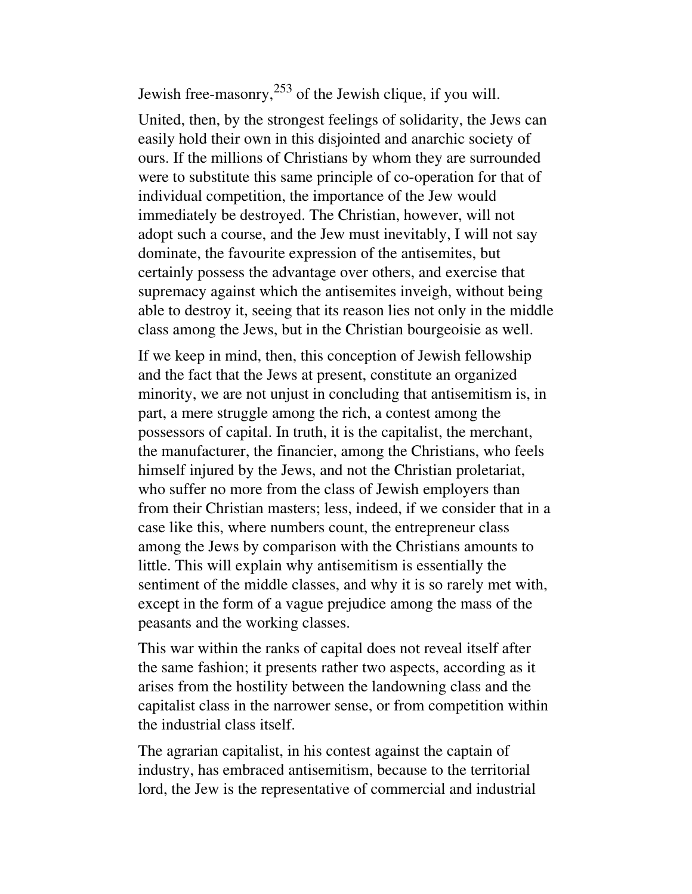Jewish free-masonry,[253] of the Jewish clique, if you will.

United, then, by the strongest feelings of solidarity, the Jews can easily hold their own in this disjointed and anarchic society of ours. If the millions of Christians by whom they are surrounded were to substitute this same principle of co-operation for that of individual competition, the importance of the Jew would immediately be destroyed. The Christian, however, will not adopt such a course, and the Jew must inevitably, I will not say dominate, the favourite expression of the antisemites, but certainly possess the advantage over others, and exercise that supremacy against which the antisemites inveigh, without being able to destroy it, seeing that its reason lies not only in the middle class among the Jews, but in the Christian bourgeoisie as well.

If we keep in mind, then, this conception of Jewish fellowship and the fact that the Jews at present, constitute an organized minority, we are not unjust in concluding that antisemitism is, in part, a mere struggle among the rich, a contest among the possessors of capital. In truth, it is the capitalist, the merchant, the manufacturer, the financier, among the Christians, who feels himself injured by the Jews, and not the Christian proletariat, who suffer no more from the class of Jewish employers than from their Christian masters; less, indeed, if we consider that in a case like this, where numbers count, the entrepreneur class among the Jews by comparison with the Christians amounts to little. This will explain why antisemitism is essentially the sentiment of the middle classes, and why it is so rarely met with, except in the form of a vague prejudice among the mass of the peasants and the working classes.

This war within the ranks of capital does not reveal itself after the same fashion; it presents rather two aspects, according as it arises from the hostility between the landowning class and the capitalist class in the narrower sense, or from competition within the industrial class itself.

The agrarian capitalist, in his contest against the captain of industry, has embraced antisemitism, because to the territorial lord, the Jew is the representative of commercial and industrial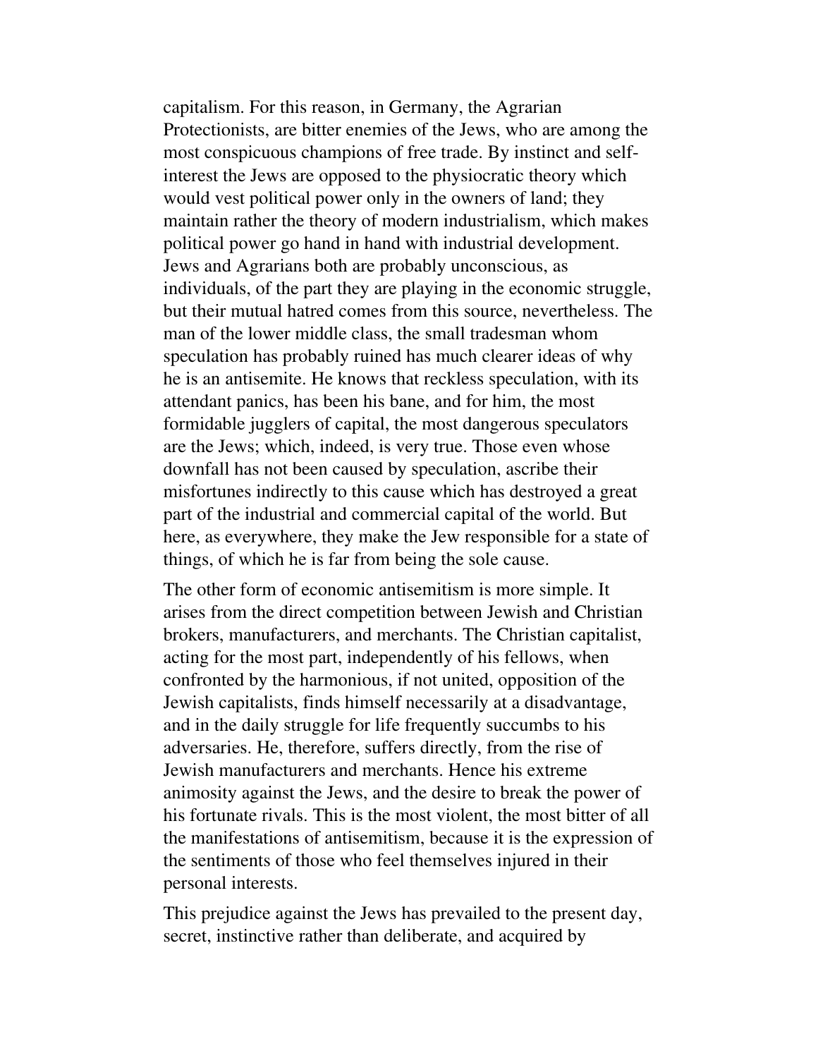capitalism. For this reason, in Germany, the Agrarian Protectionists, are bitter enemies of the Jews, who are among the most conspicuous champions of free trade. By instinct and self-interest the Jews are opposed to the physiocratic theory which would vest political power only in the owners of land; they maintain rather the theory of modern industrialism, which makes political power go hand in hand with industrial development. Jews and Agrarians both are probably unconscious, as individuals, of the part they are playing in the economic struggle, but their mutual hatred comes from this source, nevertheless. The man of the lower middle class, the small tradesman whom speculation has probably ruined has much clearer ideas of why he is an antisemite. He knows that reckless speculation, with its attendant panics, has been his bane, and for him, the most formidable jugglers of capital, the most dangerous speculators are the Jews; which, indeed, is very true. Those even whose downfall has not been caused by speculation, ascribe their misfortunes indirectly to this cause which has destroyed a great part of the industrial and commercial capital of the world. But here, as everywhere, they make the Jew responsible for a state of things, of which he is far from being the sole cause.

The other form of economic antisemitism is more simple. It arises from the direct competition between Jewish and Christian brokers, manufacturers, and merchants. The Christian capitalist, acting for the most part, independently of his fellows, when confronted by the harmonious, if not united, opposition of the Jewish capitalists, finds himself necessarily at a disadvantage, and in the daily struggle for life frequently succumbs to his adversaries. He, therefore, suffers directly, from the rise of Jewish manufacturers and merchants. Hence his extreme animosity against the Jews, and the desire to break the power of his fortunate rivals. This is the most violent, the most bitter of all the manifestations of antisemitism, because it is the expression of the sentiments of those who feel themselves injured in their personal interests.

This prejudice against the Jews has prevailed to the present day, secret, instinctive rather than deliberate, and acquired by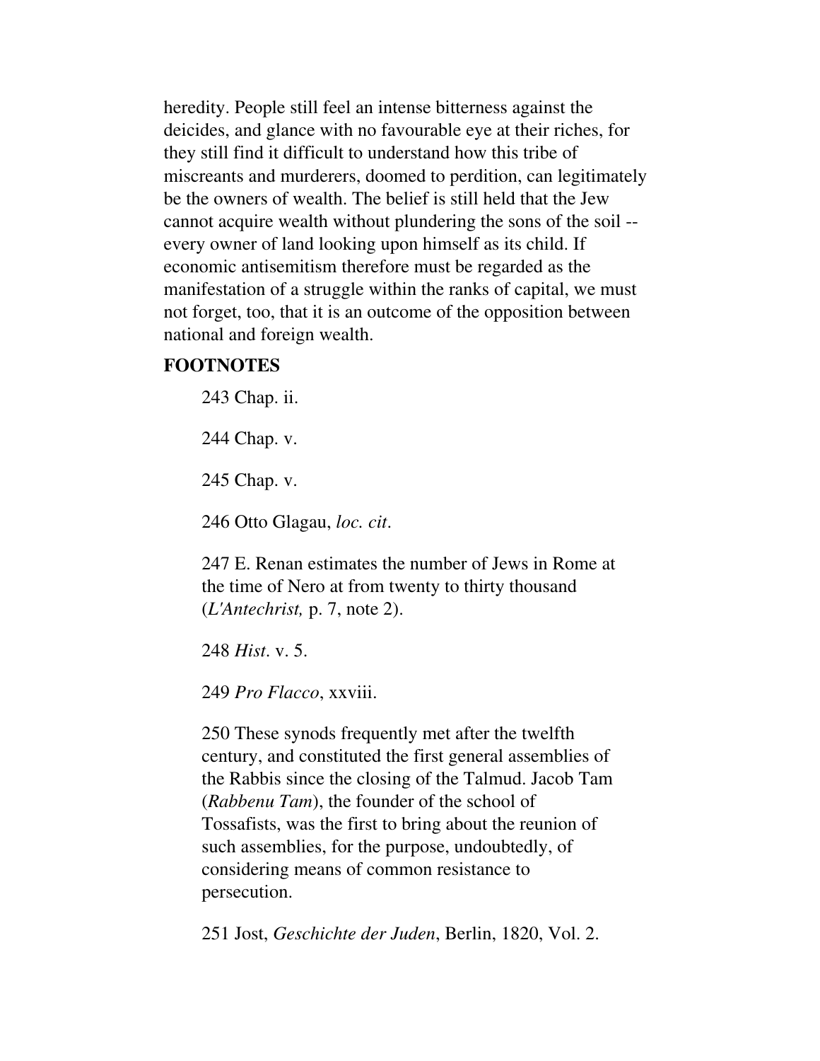heredity. People still feel an intense bitterness against the deicides, and glance with no favourable eye at their riches, for they still find it difficult to understand how this tribe of miscreants and murderers, doomed to perdition, can legitimately be the owners of wealth. The belief is still held that the Jew cannot acquire wealth without plundering the sons of the soil -- every owner of land looking upon himself as its child. If economic antisemitism therefore must be regarded as the manifestation of a struggle within the ranks of capital, we must not forget, too, that it is an outcome of the opposition between national and foreign wealth.

**FOOTNOTES**

243 Chap. ii.

244 Chap. v.

245 Chap. v.

246 Otto Glagau, *loc. cit*.

247 E. Renan estimates the number of Jews in Rome at the time of Nero at from twenty to thirty thousand (*L'Antechrist,* p. 7, note 2).

248 *Hist*. v. 5.

249 *Pro Flacco*, xxviii.

250 These synods frequently met after the twelfth century, and constituted the first general assemblies of the Rabbis since the closing of the Talmud. Jacob Tam (*Rabbenu Tam*), the founder of the school of Tossafists, was the first to bring about the reunion of such assemblies, for the purpose, undoubtedly, of considering means of common resistance to persecution.

251 Jost, *Geschichte der Juden*, Berlin, 1820, Vol. 2.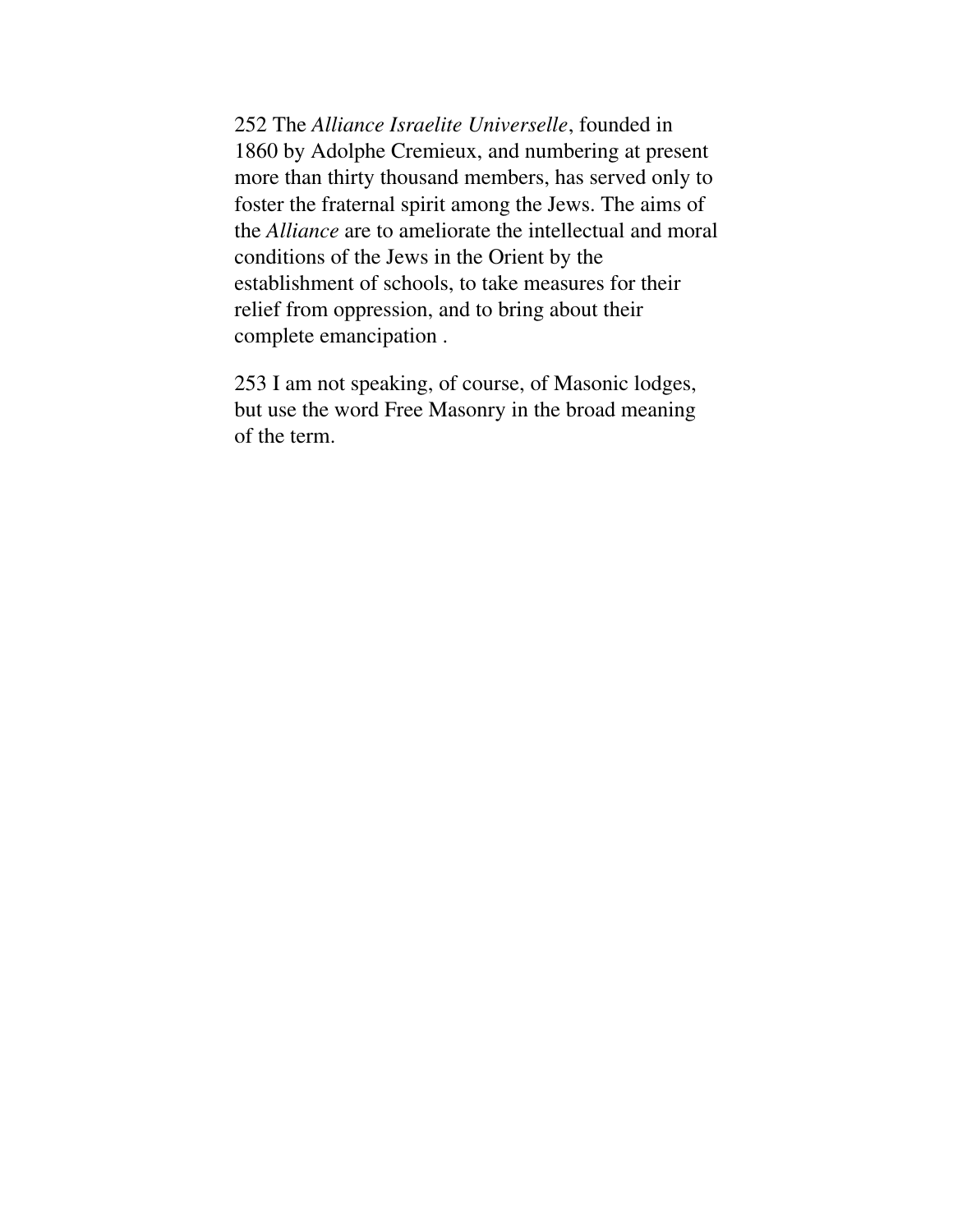252 The *Alliance Israelite Universelle*, founded in 1860 by Adolphe Cremieux, and numbering at present more than thirty thousand members, has served only to foster the fraternal spirit among the Jews. The aims of the *Alliance* are to ameliorate the intellectual and moral conditions of the Jews in the Orient by the establishment of schools, to take measures for their relief from oppression, and to bring about their complete emancipation .

253 I am not speaking, of course, of Masonic lodges, but use the word Free Masonry in the broad meaning of the term.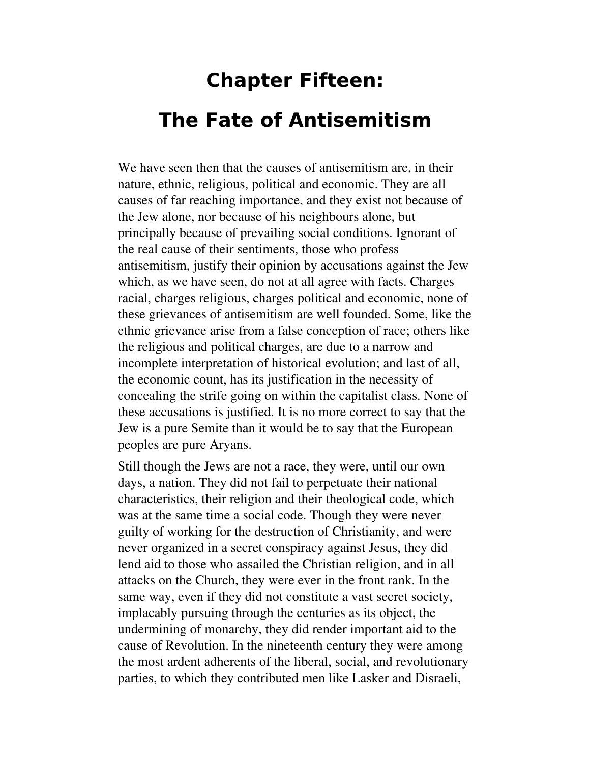# Chapter Fifteen:

# The Fate of Antisemitism

We have seen then that the causes of antisemitism are, in their nature, ethnic, religious, political and economic. They are all causes of far reaching importance, and they exist not because of the Jew alone, nor because of his neighbours alone, but principally because of prevailing social conditions. Ignorant of the real cause of their sentiments, those who profess antisemitism, justify their opinion by accusations against the Jew which, as we have seen, do not at all agree with facts. Charges racial, charges religious, charges political and economic, none of these grievances of antisemitism are well founded. Some, like the ethnic grievance arise from a false conception of race; others like the religious and political charges, are due to a narrow and incomplete interpretation of historical evolution; and last of all, the economic count, has its justification in the necessity of concealing the strife going on within the capitalist class. None of these accusations is justified. It is no more correct to say that the Jew is a pure Semite than it would be to say that the European peoples are pure Aryans.

Still though the Jews are not a race, they were, until our own days, a nation. They did not fail to perpetuate their national characteristics, their religion and their theological code, which was at the same time a social code. Though they were never guilty of working for the destruction of Christianity, and were never organized in a secret conspiracy against Jesus, they did lend aid to those who assailed the Christian religion, and in all attacks on the Church, they were ever in the front rank. In the same way, even if they did not constitute a vast secret society, implacably pursuing through the centuries as its object, the undermining of monarchy, they did render important aid to the cause of Revolution. In the nineteenth century they were among the most ardent adherents of the liberal, social, and revolutionary parties, to which they contributed men like Lasker and Disraeli,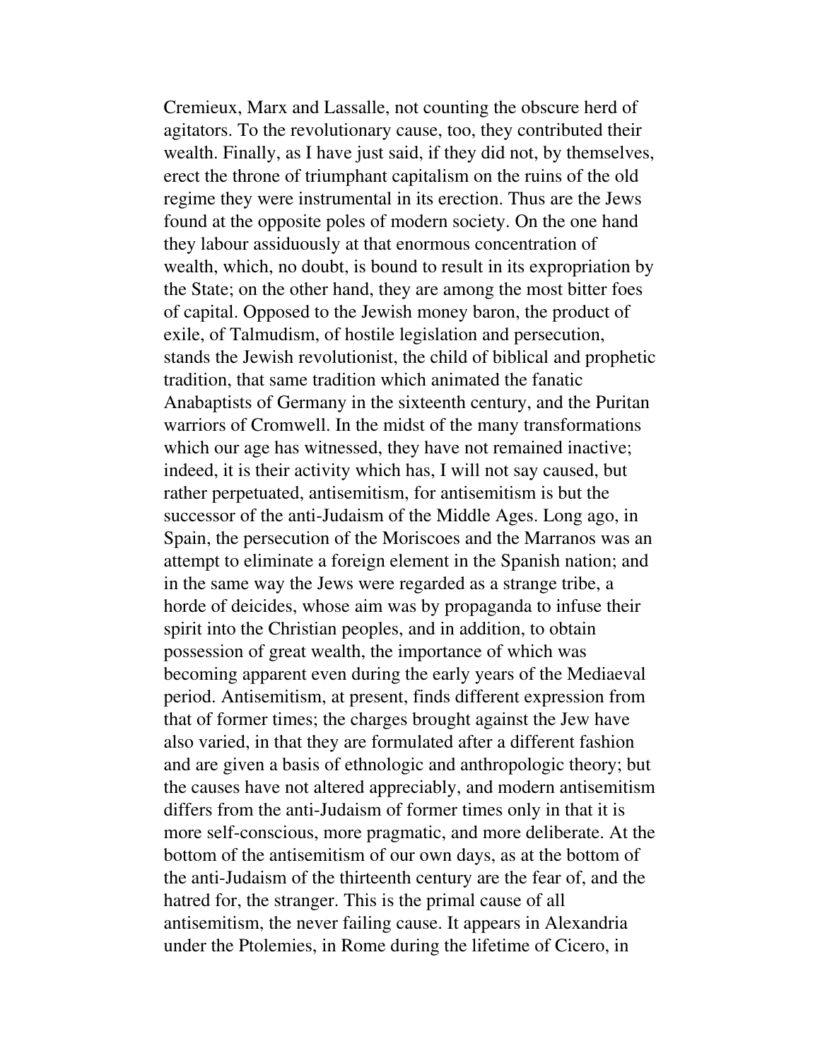Cremieux, Marx and Lassalle, not counting the obscure herd of agitators. To the revolutionary cause, too, they contributed their wealth. Finally, as I have just said, if they did not, by themselves, erect the throne of triumphant capitalism on the ruins of the old regime they were instrumental in its erection. Thus are the Jews found at the opposite poles of modern society. On the one hand they labour assiduously at that enormous concentration of wealth, which, no doubt, is bound to result in its expropriation by the State; on the other hand, they are among the most bitter foes of capital. Opposed to the Jewish money baron, the product of exile, of Talmudism, of hostile legislation and persecution, stands the Jewish revolutionist, the child of biblical and prophetic tradition, that same tradition which animated the fanatic Anabaptists of Germany in the sixteenth century, and the Puritan warriors of Cromwell. In the midst of the many transformations which our age has witnessed, they have not remained inactive; indeed, it is their activity which has, I will not say caused, but rather perpetuated, antisemitism, for antisemitism is but the successor of the anti-Judaism of the Middle Ages. Long ago, in Spain, the persecution of the Moriscoes and the Marranos was an attempt to eliminate a foreign element in the Spanish nation; and in the same way the Jews were regarded as a strange tribe, a horde of deicides, whose aim was by propaganda to infuse their spirit into the Christian peoples, and in addition, to obtain possession of great wealth, the importance of which was becoming apparent even during the early years of the Mediaeval period. Antisemitism, at present, finds different expression from that of former times; the charges brought against the Jew have also varied, in that they are formulated after a different fashion and are given a basis of ethnologic and anthropologic theory; but the causes have not altered appreciably, and modern antisemitism differs from the anti-Judaism of former times only in that it is more self-conscious, more pragmatic, and more deliberate. At the bottom of the antisemitism of our own days, as at the bottom of the anti-Judaism of the thirteenth century are the fear of, and the hatred for, the stranger. This is the primal cause of all antisemitism, the never failing cause. It appears in Alexandria under the Ptolemies, in Rome during the lifetime of Cicero, in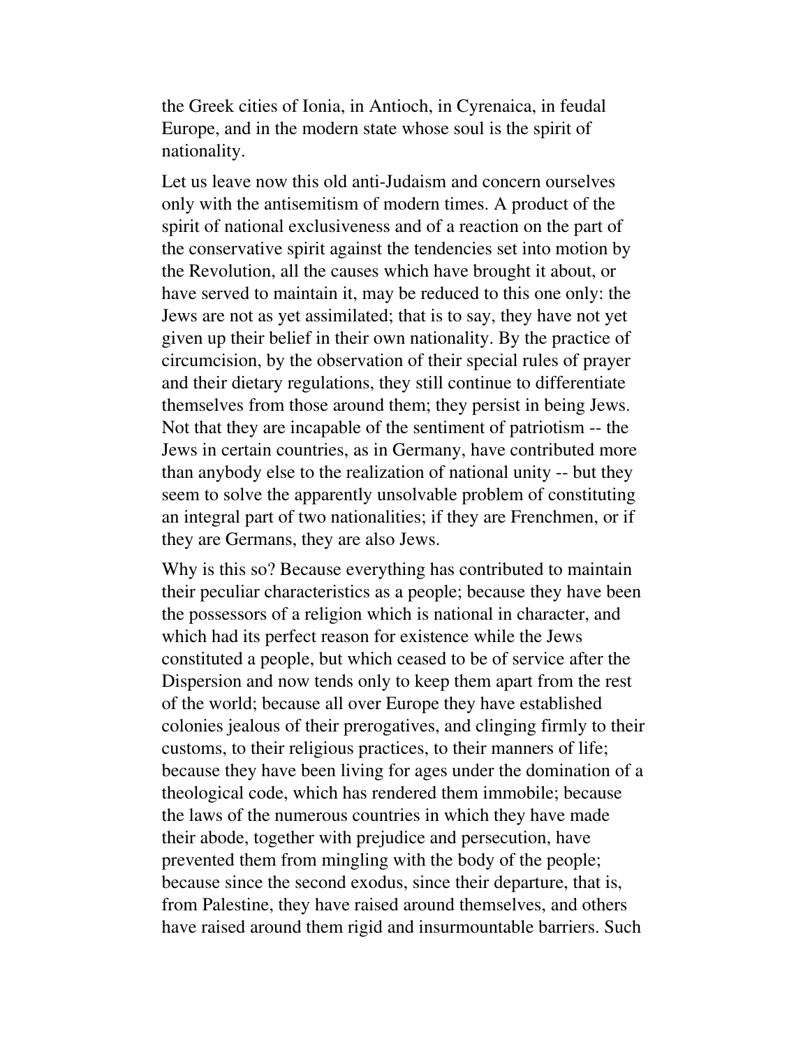the Greek cities of Ionia, in Antioch, in Cyrenaica, in feudal Europe, and in the modern state whose soul is the spirit of nationality.

Let us leave now this old anti-Judaism and concern ourselves only with the antisemitism of modern times. A product of the spirit of national exclusiveness and of a reaction on the part of the conservative spirit against the tendencies set into motion by the Revolution, all the causes which have brought it about, or have served to maintain it, may be reduced to this one only: the Jews are not as yet assimilated; that is to say, they have not yet given up their belief in their own nationality. By the practice of circumcision, by the observation of their special rules of prayer and their dietary regulations, they still continue to differentiate themselves from those around them; they persist in being Jews. Not that they are incapable of the sentiment of patriotism -- the Jews in certain countries, as in Germany, have contributed more than anybody else to the realization of national unity -- but they seem to solve the apparently unsolvable problem of constituting an integral part of two nationalities; if they are Frenchmen, or if they are Germans, they are also Jews.

Why is this so? Because everything has contributed to maintain their peculiar characteristics as a people; because they have been the possessors of a religion which is national in character, and which had its perfect reason for existence while the Jews constituted a people, but which ceased to be of service after the Dispersion and now tends only to keep them apart from the rest of the world; because all over Europe they have established colonies jealous of their prerogatives, and clinging firmly to their customs, to their religious practices, to their manners of life; because they have been living for ages under the domination of a theological code, which has rendered them immobile; because the laws of the numerous countries in which they have made their abode, together with prejudice and persecution, have prevented them from mingling with the body of the people; because since the second exodus, since their departure, that is, from Palestine, they have raised around themselves, and others have raised around them rigid and insurmountable barriers. Such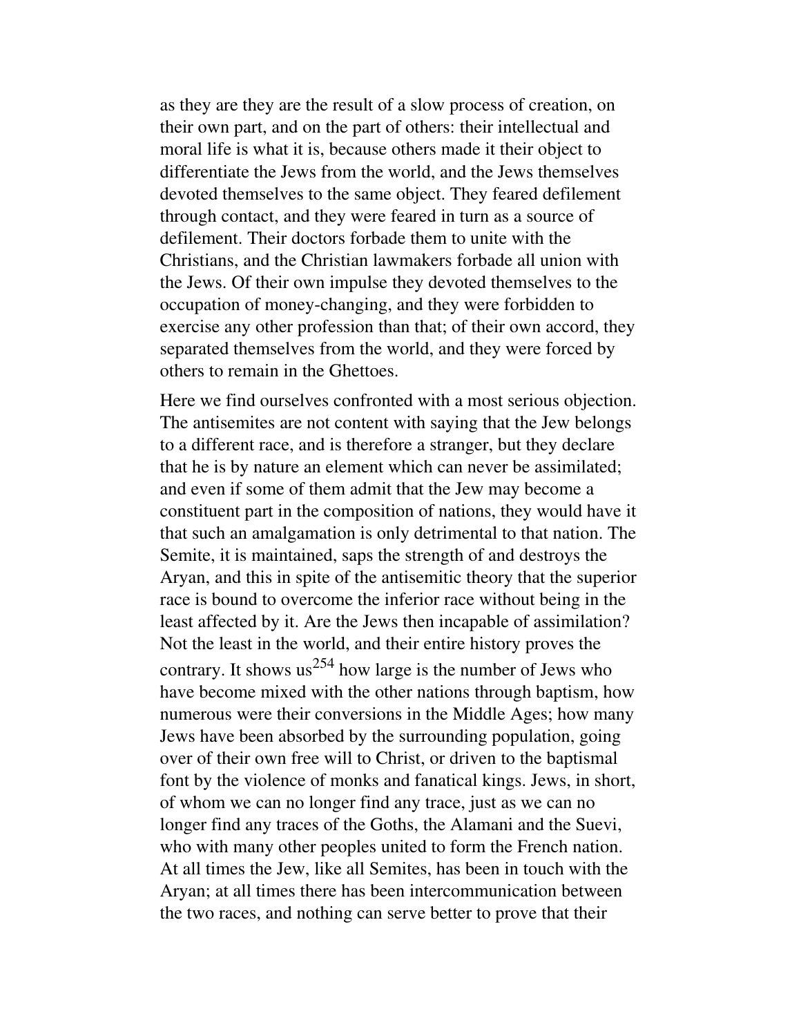as they are they are the result of a slow process of creation, on their own part, and on the part of others: their intellectual and moral life is what it is, because others made it their object to differentiate the Jews from the world, and the Jews themselves devoted themselves to the same object. They feared defilement through contact, and they were feared in turn as a source of defilement. Their doctors forbade them to unite with the Christians, and the Christian lawmakers forbade all union with the Jews. Of their own impulse they devoted themselves to the occupation of money-changing, and they were forbidden to exercise any other profession than that; of their own accord, they separated themselves from the world, and they were forced by others to remain in the Ghettoes.

Here we find ourselves confronted with a most serious objection. The antisemites are not content with saying that the Jew belongs to a different race, and is therefore a stranger, but they declare that he is by nature an element which can never be assimilated; and even if some of them admit that the Jew may become a constituent part in the composition of nations, they would have it that such an amalgamation is only detrimental to that nation. The Semite, it is maintained, saps the strength of and destroys the Aryan, and this in spite of the antisemitic theory that the superior race is bound to overcome the inferior race without being in the least affected by it. Are the Jews then incapable of assimilation? Not the least in the world, and their entire history proves the contrary. It shows us[254] how large is the number of Jews who have become mixed with the other nations through baptism, how numerous were their conversions in the Middle Ages; how many Jews have been absorbed by the surrounding population, going over of their own free will to Christ, or driven to the baptismal font by the violence of monks and fanatical kings. Jews, in short, of whom we can no longer find any trace, just as we can no longer find any traces of the Goths, the Alamani and the Suevi, who with many other peoples united to form the French nation. At all times the Jew, like all Semites, has been in touch with the Aryan; at all times there has been intercommunication between the two races, and nothing can serve better to prove that their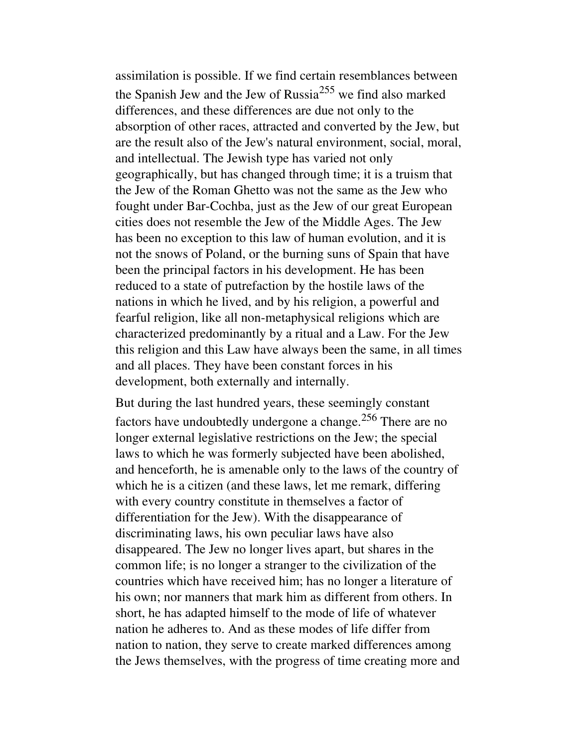assimilation is possible. If we find certain resemblances between the Spanish Jew and the Jew of Russia[255] we find also marked differences, and these differences are due not only to the absorption of other races, attracted and converted by the Jew, but are the result also of the Jew's natural environment, social, moral, and intellectual. The Jewish type has varied not only geographically, but has changed through time; it is a truism that the Jew of the Roman Ghetto was not the same as the Jew who fought under Bar-Cochba, just as the Jew of our great European cities does not resemble the Jew of the Middle Ages. The Jew has been no exception to this law of human evolution, and it is not the snows of Poland, or the burning suns of Spain that have been the principal factors in his development. He has been reduced to a state of putrefaction by the hostile laws of the nations in which he lived, and by his religion, a powerful and fearful religion, like all non-metaphysical religions which are characterized predominantly by a ritual and a Law. For the Jew this religion and this Law have always been the same, in all times and all places. They have been constant forces in his development, both externally and internally.

But during the last hundred years, these seemingly constant factors have undoubtedly undergone a change.[256] There are no longer external legislative restrictions on the Jew; the special laws to which he was formerly subjected have been abolished, and henceforth, he is amenable only to the laws of the country of which he is a citizen (and these laws, let me remark, differing with every country constitute in themselves a factor of differentiation for the Jew). With the disappearance of discriminating laws, his own peculiar laws have also disappeared. The Jew no longer lives apart, but shares in the common life; is no longer a stranger to the civilization of the countries which have received him; has no longer a literature of his own; nor manners that mark him as different from others. In short, he has adapted himself to the mode of life of whatever nation he adheres to. And as these modes of life differ from nation to nation, they serve to create marked differences among the Jews themselves, with the progress of time creating more and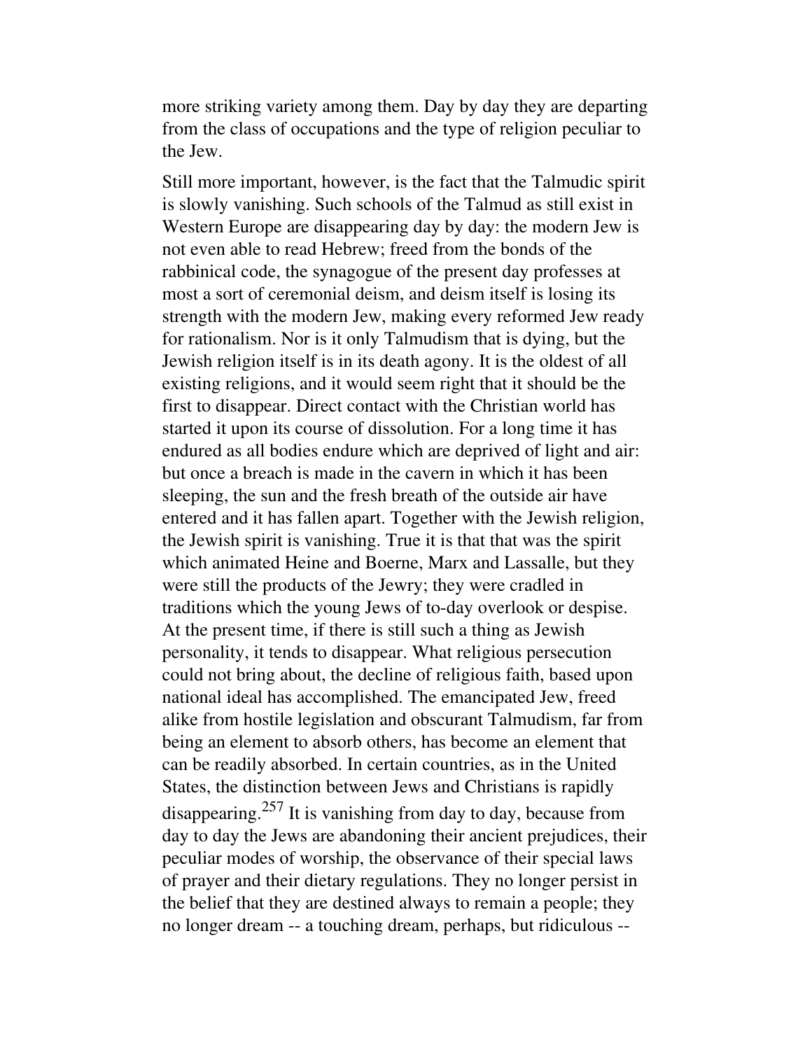more striking variety among them. Day by day they are departing from the class of occupations and the type of religion peculiar to the Jew.

Still more important, however, is the fact that the Talmudic spirit is slowly vanishing. Such schools of the Talmud as still exist in Western Europe are disappearing day by day: the modern Jew is not even able to read Hebrew; freed from the bonds of the rabbinical code, the synagogue of the present day professes at most a sort of ceremonial deism, and deism itself is losing its strength with the modern Jew, making every reformed Jew ready for rationalism. Nor is it only Talmudism that is dying, but the Jewish religion itself is in its death agony. It is the oldest of all existing religions, and it would seem right that it should be the first to disappear. Direct contact with the Christian world has started it upon its course of dissolution. For a long time it has endured as all bodies endure which are deprived of light and air: but once a breach is made in the cavern in which it has been sleeping, the sun and the fresh breath of the outside air have entered and it has fallen apart. Together with the Jewish religion, the Jewish spirit is vanishing. True it is that that was the spirit which animated Heine and Boerne, Marx and Lassalle, but they were still the products of the Jewry; they were cradled in traditions which the young Jews of to-day overlook or despise. At the present time, if there is still such a thing as Jewish personality, it tends to disappear. What religious persecution could not bring about, the decline of religious faith, based upon national ideal has accomplished. The emancipated Jew, freed alike from hostile legislation and obscurant Talmudism, far from being an element to absorb others, has become an element that can be readily absorbed. In certain countries, as in the United States, the distinction between Jews and Christians is rapidly disappearing.[257] It is vanishing from day to day, because from day to day the Jews are abandoning their ancient prejudices, their peculiar modes of worship, the observance of their special laws of prayer and their dietary regulations. They no longer persist in the belief that they are destined always to remain a people; they no longer dream -- a touching dream, perhaps, but ridiculous --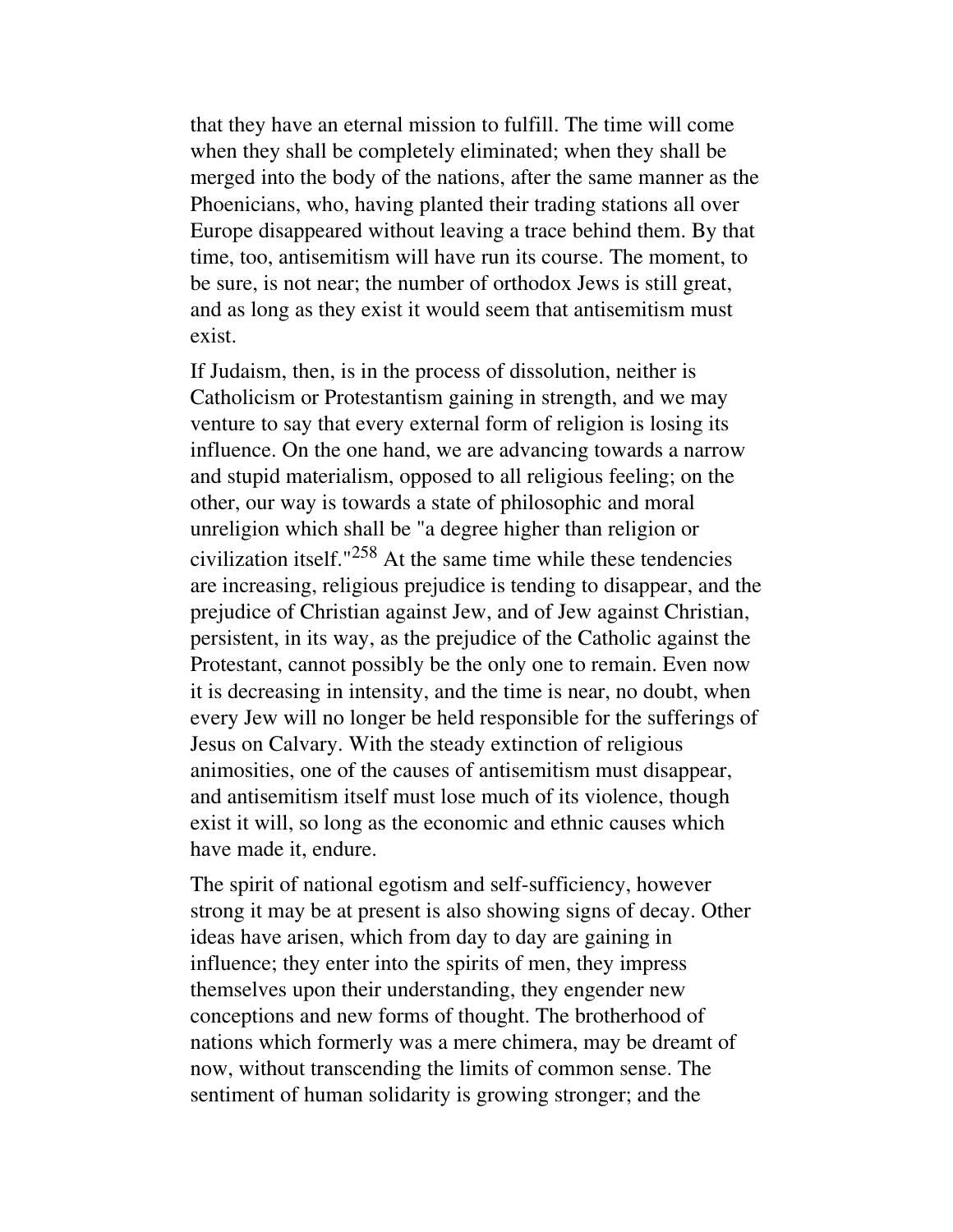that they have an eternal mission to fulfill. The time will come when they shall be completely eliminated; when they shall be merged into the body of the nations, after the same manner as the Phoenicians, who, having planted their trading stations all over Europe disappeared without leaving a trace behind them. By that time, too, antisemitism will have run its course. The moment, to be sure, is not near; the number of orthodox Jews is still great, and as long as they exist it would seem that antisemitism must exist.

If Judaism, then, is in the process of dissolution, neither is Catholicism or Protestantism gaining in strength, and we may venture to say that every external form of religion is losing its influence. On the one hand, we are advancing towards a narrow and stupid materialism, opposed to all religious feeling; on the other, our way is towards a state of philosophic and moral unreligion which shall be "a degree higher than religion or civilization itself."[258] At the same time while these tendencies are increasing, religious prejudice is tending to disappear, and the prejudice of Christian against Jew, and of Jew against Christian, persistent, in its way, as the prejudice of the Catholic against the Protestant, cannot possibly be the only one to remain. Even now it is decreasing in intensity, and the time is near, no doubt, when every Jew will no longer be held responsible for the sufferings of Jesus on Calvary. With the steady extinction of religious animosities, one of the causes of antisemitism must disappear, and antisemitism itself must lose much of its violence, though exist it will, so long as the economic and ethnic causes which have made it, endure.

The spirit of national egotism and self-sufficiency, however strong it may be at present is also showing signs of decay. Other ideas have arisen, which from day to day are gaining in influence; they enter into the spirits of men, they impress themselves upon their understanding, they engender new conceptions and new forms of thought. The brotherhood of nations which formerly was a mere chimera, may be dreamt of now, without transcending the limits of common sense. The sentiment of human solidarity is growing stronger; and the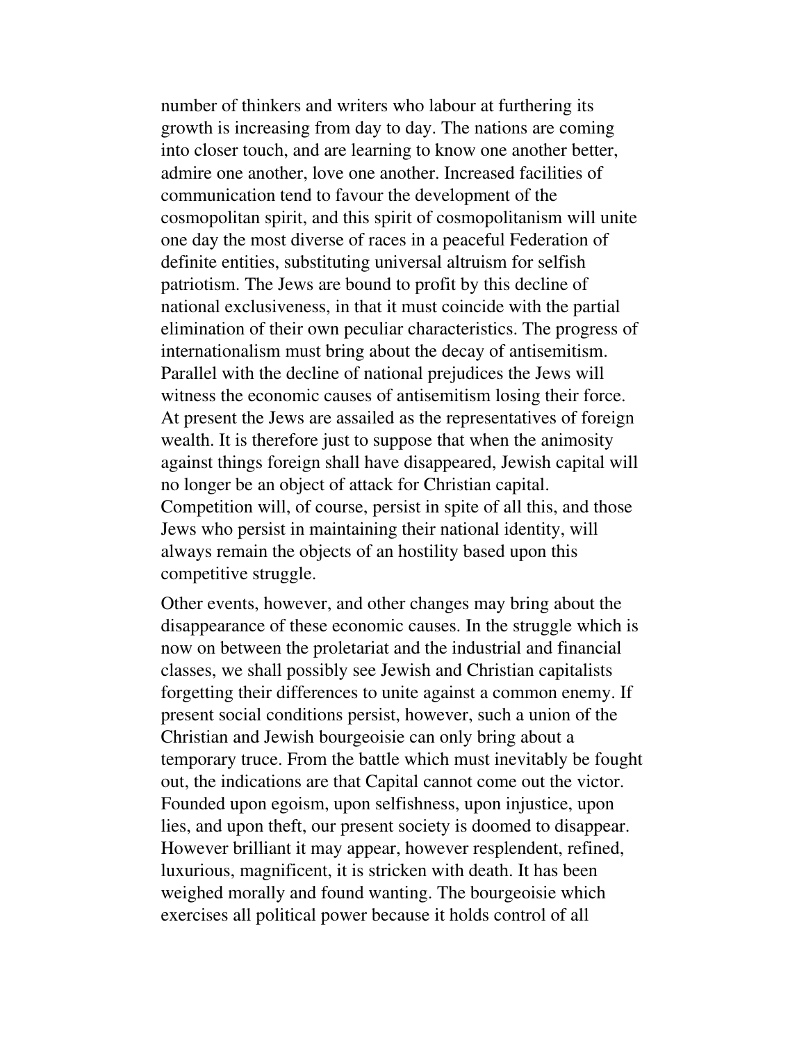number of thinkers and writers who labour at furthering its growth is increasing from day to day. The nations are coming into closer touch, and are learning to know one another better, admire one another, love one another. Increased facilities of communication tend to favour the development of the cosmopolitan spirit, and this spirit of cosmopolitanism will unite one day the most diverse of races in a peaceful Federation of definite entities, substituting universal altruism for selfish patriotism. The Jews are bound to profit by this decline of national exclusiveness, in that it must coincide with the partial elimination of their own peculiar characteristics. The progress of internationalism must bring about the decay of antisemitism. Parallel with the decline of national prejudices the Jews will witness the economic causes of antisemitism losing their force. At present the Jews are assailed as the representatives of foreign wealth. It is therefore just to suppose that when the animosity against things foreign shall have disappeared, Jewish capital will no longer be an object of attack for Christian capital. Competition will, of course, persist in spite of all this, and those Jews who persist in maintaining their national identity, will always remain the objects of an hostility based upon this competitive struggle.

Other events, however, and other changes may bring about the disappearance of these economic causes. In the struggle which is now on between the proletariat and the industrial and financial classes, we shall possibly see Jewish and Christian capitalists forgetting their differences to unite against a common enemy. If present social conditions persist, however, such a union of the Christian and Jewish bourgeoisie can only bring about a temporary truce. From the battle which must inevitably be fought out, the indications are that Capital cannot come out the victor. Founded upon egoism, upon selfishness, upon injustice, upon lies, and upon theft, our present society is doomed to disappear. However brilliant it may appear, however resplendent, refined, luxurious, magnificent, it is stricken with death. It has been weighed morally and found wanting. The bourgeoisie which exercises all political power because it holds control of all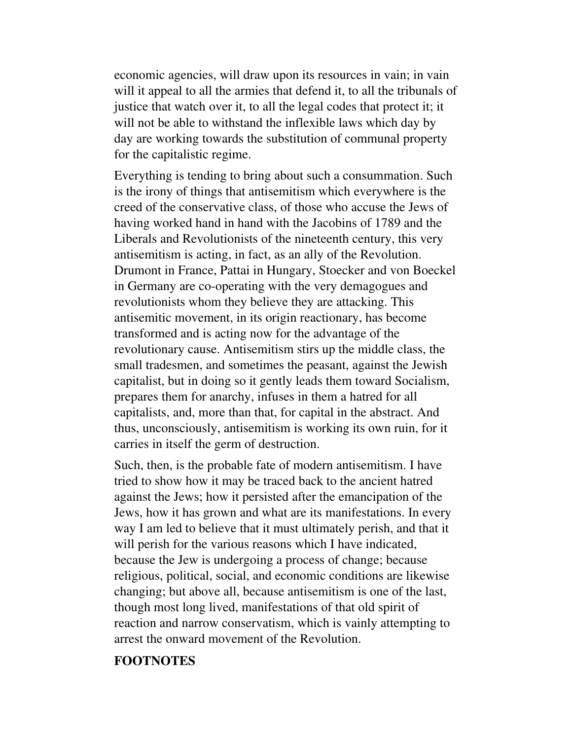economic agencies, will draw upon its resources in vain; in vain will it appeal to all the armies that defend it, to all the tribunals of justice that watch over it, to all the legal codes that protect it; it will not be able to withstand the inflexible laws which day by day are working towards the substitution of communal property for the capitalistic regime.

Everything is tending to bring about such a consummation. Such is the irony of things that antisemitism which everywhere is the creed of the conservative class, of those who accuse the Jews of having worked hand in hand with the Jacobins of 1789 and the Liberals and Revolutionists of the nineteenth century, this very antisemitism is acting, in fact, as an ally of the Revolution. Drumont in France, Pattai in Hungary, Stoecker and von Boeckel in Germany are co-operating with the very demagogues and revolutionists whom they believe they are attacking. This antisemitic movement, in its origin reactionary, has become transformed and is acting now for the advantage of the revolutionary cause. Antisemitism stirs up the middle class, the small tradesmen, and sometimes the peasant, against the Jewish capitalist, but in doing so it gently leads them toward Socialism, prepares them for anarchy, infuses in them a hatred for all capitalists, and, more than that, for capital in the abstract. And thus, unconsciously, antisemitism is working its own ruin, for it carries in itself the germ of destruction.

Such, then, is the probable fate of modern antisemitism. I have tried to show how it may be traced back to the ancient hatred against the Jews; how it persisted after the emancipation of the Jews, how it has grown and what are its manifestations. In every way I am led to believe that it must ultimately perish, and that it will perish for the various reasons which I have indicated, because the Jew is undergoing a process of change; because religious, political, social, and economic conditions are likewise changing; but above all, because antisemitism is one of the last, though most long lived, manifestations of that old spirit of reaction and narrow conservatism, which is vainly attempting to arrest the onward movement of the Revolution.

## FOOTNOTES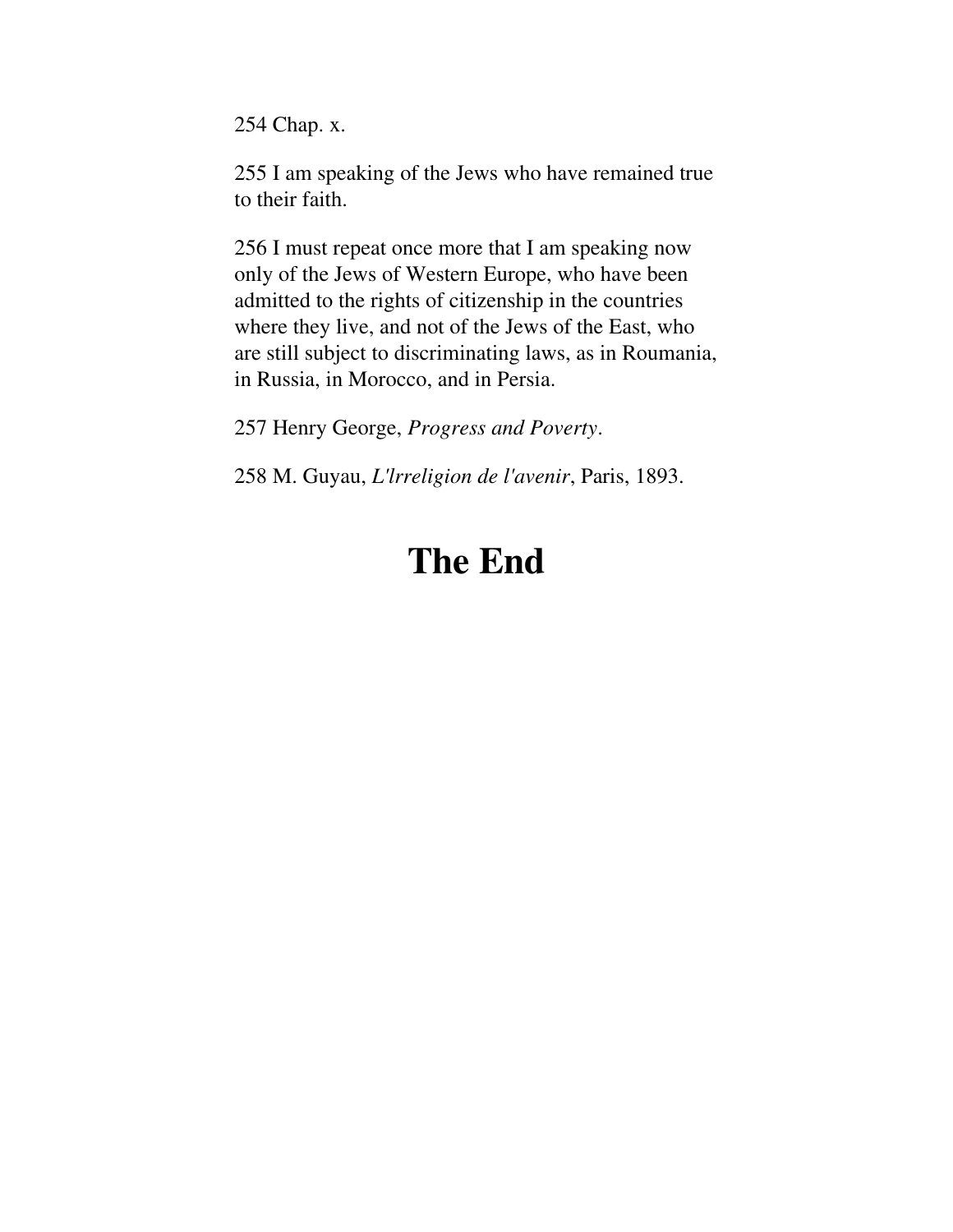254 Chap. x.

255 I am speaking of the Jews who have remained true to their faith.

256 I must repeat once more that I am speaking now only of the Jews of Western Europe, who have been admitted to the rights of citizenship in the countries where they live, and not of the Jews of the East, who are still subject to discriminating laws, as in Roumania, in Russia, in Morocco, and in Persia.

257 Henry George, *Progress and Poverty*.

258 M. Guyau, *L'lrreligion de l'avenir*, Paris, 1893.

# The End